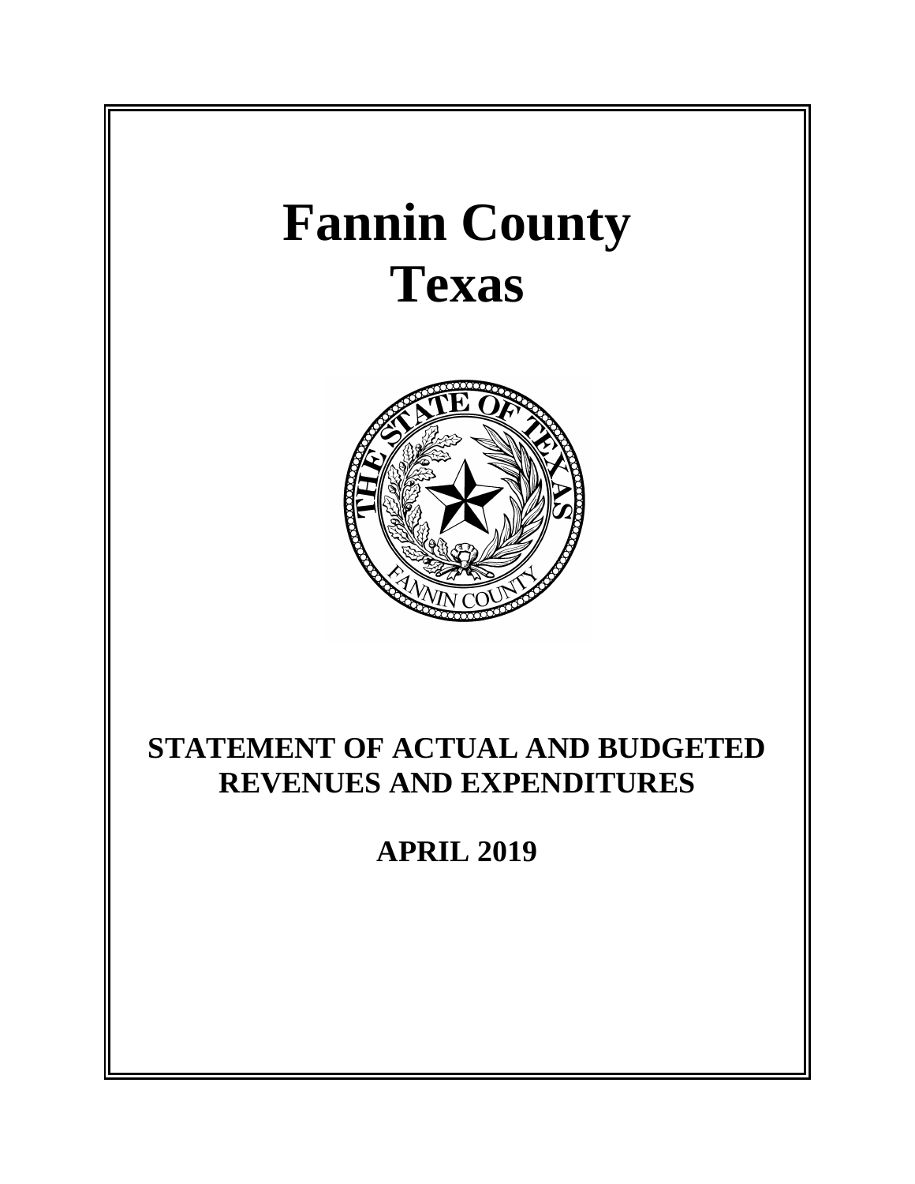# Fannin County
# Texas

## STATEMENT OF ACTUAL AND BUDGETED REVENUES AND EXPENDITURES

## APRIL 2019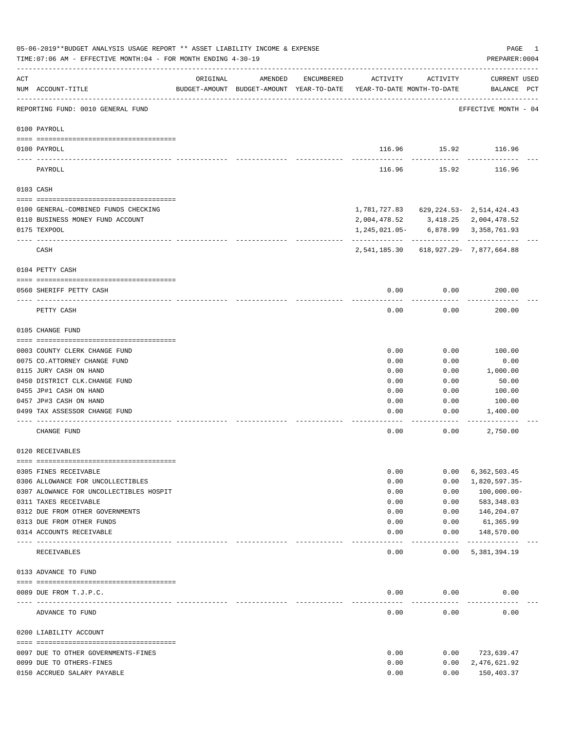05-06-2019**BUDGET ANALYSIS USAGE REPORT ** ASSET LIABILITY INCOME & EXPENSE

TIME:07:06 AM - EFFECTIVE MONTH:04 - FOR MONTH ENDING 4-30-19

PREPARER:0004

| ACT NUM | ACCOUNT-TITLE | ORIGINAL BUDGET-AMOUNT | AMENDED BUDGET-AMOUNT | ENCUMBERED YEAR-TO-DATE | ACTIVITY YEAR-TO-DATE | ACTIVITY MONTH-TO-DATE | CURRENT BALANCE | USED PCT |
|---|---|---|---|---|---|---|---|---|
| | REPORTING FUND: 0010 GENERAL FUND | | | | | | EFFECTIVE MONTH - 04 | |
| | **0100 PAYROLL** | | | | | | | |
| 0100 | PAYROLL | | | | 116.96 | 15.92 | 116.96 | |
| | PAYROLL | | | | 116.96 | 15.92 | 116.96 | |
| | **0103 CASH** | | | | | | | |
| 0100 | GENERAL-COMBINED FUNDS CHECKING | | | | 1,781,727.83 | 629,224.53- | 2,514,424.43 | |
| 0110 | BUSINESS MONEY FUND ACCOUNT | | | | 2,004,478.52 | 3,418.25 | 2,004,478.52 | |
| 0175 | TEXPOOL | | | | 1,245,021.05- | 6,878.99 | 3,358,761.93 | |
| | CASH | | | | 2,541,185.30 | 618,927.29- | 7,877,664.88 | |
| | **0104 PETTY CASH** | | | | | | | |
| 0560 | SHERIFF PETTY CASH | | | | 0.00 | 0.00 | 200.00 | |
| | PETTY CASH | | | | 0.00 | 0.00 | 200.00 | |
| | **0105 CHANGE FUND** | | | | | | | |
| 0003 | COUNTY CLERK CHANGE FUND | | | | 0.00 | 0.00 | 100.00 | |
| 0075 | CO.ATTORNEY CHANGE FUND | | | | 0.00 | 0.00 | 0.00 | |
| 0115 | JURY CASH ON HAND | | | | 0.00 | 0.00 | 1,000.00 | |
| 0450 | DISTRICT CLK.CHANGE FUND | | | | 0.00 | 0.00 | 50.00 | |
| 0455 | JP#1 CASH ON HAND | | | | 0.00 | 0.00 | 100.00 | |
| 0457 | JP#3 CASH ON HAND | | | | 0.00 | 0.00 | 100.00 | |
| 0499 | TAX ASSESSOR CHANGE FUND | | | | 0.00 | 0.00 | 1,400.00 | |
| | CHANGE FUND | | | | 0.00 | 0.00 | 2,750.00 | |
| | **0120 RECEIVABLES** | | | | | | | |
| 0305 | FINES RECEIVABLE | | | | 0.00 | 0.00 | 6,362,503.45 | |
| 0306 | ALLOWANCE FOR UNCOLLECTIBLES | | | | 0.00 | 0.00 | 1,820,597.35- | |
| 0307 | ALOWANCE FOR UNCOLLECTIBLES HOSPIT | | | | 0.00 | 0.00 | 100,000.00- | |
| 0311 | TAXES RECEIVABLE | | | | 0.00 | 0.00 | 583,348.03 | |
| 0312 | DUE FROM OTHER GOVERNMENTS | | | | 0.00 | 0.00 | 146,204.07 | |
| 0313 | DUE FROM OTHER FUNDS | | | | 0.00 | 0.00 | 61,365.99 | |
| 0314 | ACCOUNTS RECEIVABLE | | | | 0.00 | 0.00 | 148,570.00 | |
| | RECEIVABLES | | | | 0.00 | 0.00 | 5,381,394.19 | |
| | **0133 ADVANCE TO FUND** | | | | | | | |
| 0089 | DUE FROM T.J.P.C. | | | | 0.00 | 0.00 | 0.00 | |
| | ADVANCE TO FUND | | | | 0.00 | 0.00 | 0.00 | |
| | **0200 LIABILITY ACCOUNT** | | | | | | | |
| 0097 | DUE TO OTHER GOVERNMENTS-FINES | | | | 0.00 | 0.00 | 723,639.47 | |
| 0099 | DUE TO OTHERS-FINES | | | | 0.00 | 0.00 | 2,476,621.92 | |
| 0150 | ACCRUED SALARY PAYABLE | | | | 0.00 | 0.00 | 150,403.37 | |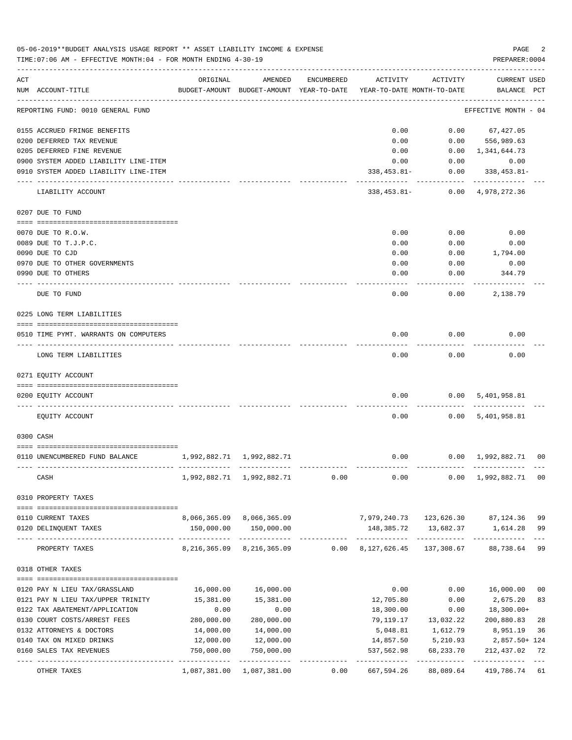05-06-2019**BUDGET ANALYSIS USAGE REPORT ** ASSET LIABILITY INCOME & EXPENSE

TIME:07:06 AM - EFFECTIVE MONTH:04 - FOR MONTH ENDING 4-30-19

PREPARER:0004

| ACT NUM | ACCOUNT-TITLE | ORIGINAL BUDGET-AMOUNT | AMENDED BUDGET-AMOUNT | ENCUMBERED YEAR-TO-DATE | ACTIVITY YEAR-TO-DATE | ACTIVITY MONTH-TO-DATE | CURRENT BALANCE | USED PCT |
|---|---|---|---|---|---|---|---|---|
| | REPORTING FUND: 0010 GENERAL FUND | | | | | | EFFECTIVE MONTH - 04 | |
| 0155 | ACCRUED FRINGE BENEFITS | | | | 0.00 | 0.00 | 67,427.05 | |
| 0200 | DEFERRED TAX REVENUE | | | | 0.00 | 0.00 | 556,989.63 | |
| 0205 | DEFERRED FINE REVENUE | | | | 0.00 | 0.00 | 1,341,644.73 | |
| 0900 | SYSTEM ADDED LIABILITY LINE-ITEM | | | | 0.00 | 0.00 | 0.00 | |
| 0910 | SYSTEM ADDED LIABILITY LINE-ITEM | | | | 338,453.81- | 0.00 | 338,453.81- | |
| | LIABILITY ACCOUNT | | | | 338,453.81- | 0.00 | 4,978,272.36 | |
| | 0207 DUE TO FUND | | | | | | | |
| 0070 | DUE TO R.O.W. | | | | 0.00 | 0.00 | 0.00 | |
| 0089 | DUE TO T.J.P.C. | | | | 0.00 | 0.00 | 0.00 | |
| 0090 | DUE TO CJD | | | | 0.00 | 0.00 | 1,794.00 | |
| 0970 | DUE TO OTHER GOVERNMENTS | | | | 0.00 | 0.00 | 0.00 | |
| 0990 | DUE TO OTHERS | | | | 0.00 | 0.00 | 344.79 | |
| | DUE TO FUND | | | | 0.00 | 0.00 | 2,138.79 | |
| | 0225 LONG TERM LIABILITIES | | | | | | | |
| 0510 | TIME PYMT. WARRANTS ON COMPUTERS | | | | 0.00 | 0.00 | 0.00 | |
| | LONG TERM LIABILITIES | | | | 0.00 | 0.00 | 0.00 | |
| | 0271 EQUITY ACCOUNT | | | | | | | |
| 0200 | EQUITY ACCOUNT | | | | 0.00 | 0.00 | 5,401,958.81 | |
| | EQUITY ACCOUNT | | | | 0.00 | 0.00 | 5,401,958.81 | |
| | 0300 CASH | | | | | | | |
| 0110 | UNENCUMBERED FUND BALANCE | 1,992,882.71 | 1,992,882.71 | | 0.00 | 0.00 | 1,992,882.71 | 00 |
| | CASH | 1,992,882.71 | 1,992,882.71 | 0.00 | 0.00 | 0.00 | 1,992,882.71 | 00 |
| | 0310 PROPERTY TAXES | | | | | | | |
| 0110 | CURRENT TAXES | 8,066,365.09 | 8,066,365.09 | | 7,979,240.73 | 123,626.30 | 87,124.36 | 99 |
| 0120 | DELINQUENT TAXES | 150,000.00 | 150,000.00 | | 148,385.72 | 13,682.37 | 1,614.28 | 99 |
| | PROPERTY TAXES | 8,216,365.09 | 8,216,365.09 | 0.00 | 8,127,626.45 | 137,308.67 | 88,738.64 | 99 |
| | 0318 OTHER TAXES | | | | | | | |
| 0120 | PAY N LIEU TAX/GRASSLAND | 16,000.00 | 16,000.00 | | 0.00 | 0.00 | 16,000.00 | 00 |
| 0121 | PAY N LIEU TAX/UPPER TRINITY | 15,381.00 | 15,381.00 | | 12,705.80 | 0.00 | 2,675.20 | 83 |
| 0122 | TAX ABATEMENT/APPLICATION | 0.00 | 0.00 | | 18,300.00 | 0.00 | 18,300.00+ | |
| 0130 | COURT COSTS/ARREST FEES | 280,000.00 | 280,000.00 | | 79,119.17 | 13,032.22 | 200,880.83 | 28 |
| 0132 | ATTORNEYS & DOCTORS | 14,000.00 | 14,000.00 | | 5,048.81 | 1,612.79 | 8,951.19 | 36 |
| 0140 | TAX ON MIXED DRINKS | 12,000.00 | 12,000.00 | | 14,857.50 | 5,210.93 | 2,857.50+ | 124 |
| 0160 | SALES TAX REVENUES | 750,000.00 | 750,000.00 | | 537,562.98 | 68,233.70 | 212,437.02 | 72 |
| | OTHER TAXES | 1,087,381.00 | 1,087,381.00 | 0.00 | 667,594.26 | 88,089.64 | 419,786.74 | 61 |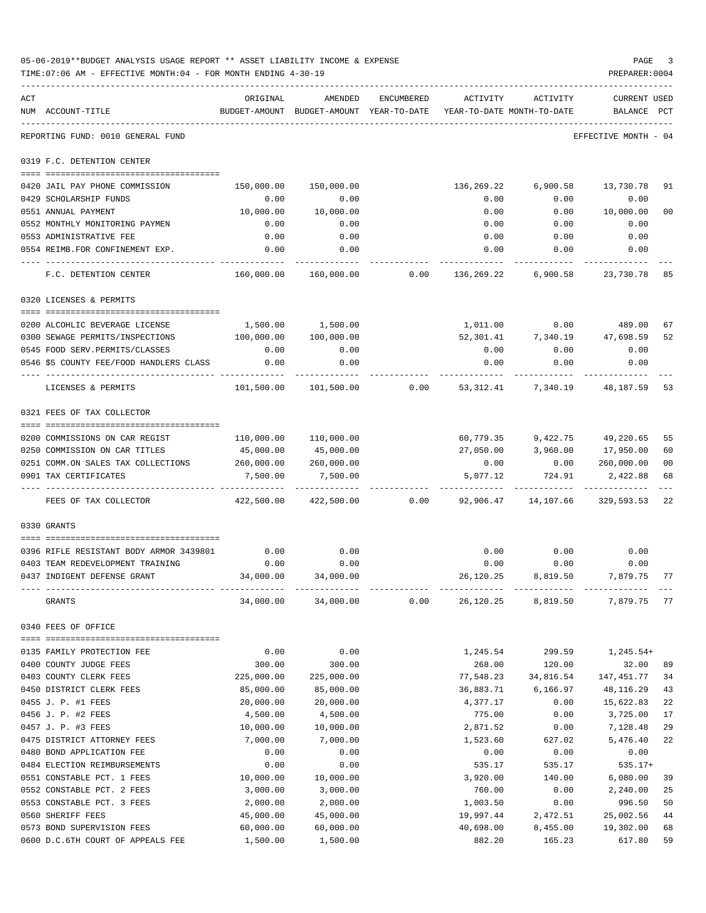05-06-2019**BUDGET ANALYSIS USAGE REPORT ** ASSET LIABILITY INCOME & EXPENSE

TIME:07:06 AM - EFFECTIVE MONTH:04 - FOR MONTH ENDING 4-30-19

PREPARER:0004

| ACT NUM | ACCOUNT-TITLE | ORIGINAL BUDGET-AMOUNT | AMENDED BUDGET-AMOUNT | ENCUMBERED YEAR-TO-DATE | ACTIVITY YEAR-TO-DATE | ACTIVITY MONTH-TO-DATE | CURRENT BALANCE | USED PCT |
|---|---|---|---|---|---|---|---|---|

REPORTING FUND: 0010 GENERAL FUND — EFFECTIVE MONTH - 04

**0319 F.C. DETENTION CENTER**

| ACT NUM | ACCOUNT-TITLE | ORIGINAL BUDGET-AMOUNT | AMENDED BUDGET-AMOUNT | ENCUMBERED YEAR-TO-DATE | ACTIVITY YEAR-TO-DATE | ACTIVITY MONTH-TO-DATE | CURRENT BALANCE | USED PCT |
|---|---|---|---|---|---|---|---|---|
| 0420 | JAIL PAY PHONE COMMISSION | 150,000.00 | 150,000.00 | | 136,269.22 | 6,900.58 | 13,730.78 | 91 |
| 0429 | SCHOLARSHIP FUNDS | 0.00 | 0.00 | | 0.00 | 0.00 | 0.00 | |
| 0551 | ANNUAL PAYMENT | 10,000.00 | 10,000.00 | | 0.00 | 0.00 | 10,000.00 | 00 |
| 0552 | MONTHLY MONITORING PAYMEN | 0.00 | 0.00 | | 0.00 | 0.00 | 0.00 | |
| 0553 | ADMINISTRATIVE FEE | 0.00 | 0.00 | | 0.00 | 0.00 | 0.00 | |
| 0554 | REIMB.FOR CONFINEMENT EXP. | 0.00 | 0.00 | | 0.00 | 0.00 | 0.00 | |
| | F.C. DETENTION CENTER | 160,000.00 | 160,000.00 | 0.00 | 136,269.22 | 6,900.58 | 23,730.78 | 85 |

**0320 LICENSES & PERMITS**

| ACT NUM | ACCOUNT-TITLE | ORIGINAL BUDGET-AMOUNT | AMENDED BUDGET-AMOUNT | ENCUMBERED YEAR-TO-DATE | ACTIVITY YEAR-TO-DATE | ACTIVITY MONTH-TO-DATE | CURRENT BALANCE | USED PCT |
|---|---|---|---|---|---|---|---|---|
| 0200 | ALCOHOLIC BEVERAGE LICENSE | 1,500.00 | 1,500.00 | | 1,011.00 | 0.00 | 489.00 | 67 |
| 0300 | SEWAGE PERMITS/INSPECTIONS | 100,000.00 | 100,000.00 | | 52,301.41 | 7,340.19 | 47,698.59 | 52 |
| 0545 | FOOD SERV.PERMITS/CLASSES | 0.00 | 0.00 | | 0.00 | 0.00 | 0.00 | |
| 0546 | $5 COUNTY FEE/FOOD HANDLERS CLASS | 0.00 | 0.00 | | 0.00 | 0.00 | 0.00 | |
| | LICENSES & PERMITS | 101,500.00 | 101,500.00 | 0.00 | 53,312.41 | 7,340.19 | 48,187.59 | 53 |

**0321 FEES OF TAX COLLECTOR**

| ACT NUM | ACCOUNT-TITLE | ORIGINAL BUDGET-AMOUNT | AMENDED BUDGET-AMOUNT | ENCUMBERED YEAR-TO-DATE | ACTIVITY YEAR-TO-DATE | ACTIVITY MONTH-TO-DATE | CURRENT BALANCE | USED PCT |
|---|---|---|---|---|---|---|---|---|
| 0200 | COMMISSIONS ON CAR REGIST | 110,000.00 | 110,000.00 | | 60,779.35 | 9,422.75 | 49,220.65 | 55 |
| 0250 | COMMISSION ON CAR TITLES | 45,000.00 | 45,000.00 | | 27,050.00 | 3,960.00 | 17,950.00 | 60 |
| 0251 | COMM.ON SALES TAX COLLECTIONS | 260,000.00 | 260,000.00 | | 0.00 | 0.00 | 260,000.00 | 00 |
| 0901 | TAX CERTIFICATES | 7,500.00 | 7,500.00 | | 5,077.12 | 724.91 | 2,422.88 | 68 |
| | FEES OF TAX COLLECTOR | 422,500.00 | 422,500.00 | 0.00 | 92,906.47 | 14,107.66 | 329,593.53 | 22 |

**0330 GRANTS**

| ACT NUM | ACCOUNT-TITLE | ORIGINAL BUDGET-AMOUNT | AMENDED BUDGET-AMOUNT | ENCUMBERED YEAR-TO-DATE | ACTIVITY YEAR-TO-DATE | ACTIVITY MONTH-TO-DATE | CURRENT BALANCE | USED PCT |
|---|---|---|---|---|---|---|---|---|
| 0396 | RIFLE RESISTANT BODY ARMOR 3439801 | 0.00 | 0.00 | | 0.00 | 0.00 | 0.00 | |
| 0403 | TEAM REDEVELOPMENT TRAINING | 0.00 | 0.00 | | 0.00 | 0.00 | 0.00 | |
| 0437 | INDIGENT DEFENSE GRANT | 34,000.00 | 34,000.00 | | 26,120.25 | 8,819.50 | 7,879.75 | 77 |
| | GRANTS | 34,000.00 | 34,000.00 | 0.00 | 26,120.25 | 8,819.50 | 7,879.75 | 77 |

**0340 FEES OF OFFICE**

| ACT NUM | ACCOUNT-TITLE | ORIGINAL BUDGET-AMOUNT | AMENDED BUDGET-AMOUNT | ENCUMBERED YEAR-TO-DATE | ACTIVITY YEAR-TO-DATE | ACTIVITY MONTH-TO-DATE | CURRENT BALANCE | USED PCT |
|---|---|---|---|---|---|---|---|---|
| 0135 | FAMILY PROTECTION FEE | 0.00 | 0.00 | | 1,245.54 | 299.59 | 1,245.54+ | |
| 0400 | COUNTY JUDGE FEES | 300.00 | 300.00 | | 268.00 | 120.00 | 32.00 | 89 |
| 0403 | COUNTY CLERK FEES | 225,000.00 | 225,000.00 | | 77,548.23 | 34,816.54 | 147,451.77 | 34 |
| 0450 | DISTRICT CLERK FEES | 85,000.00 | 85,000.00 | | 36,883.71 | 6,166.97 | 48,116.29 | 43 |
| 0455 | J. P. #1 FEES | 20,000.00 | 20,000.00 | | 4,377.17 | 0.00 | 15,622.83 | 22 |
| 0456 | J. P. #2 FEES | 4,500.00 | 4,500.00 | | 775.00 | 0.00 | 3,725.00 | 17 |
| 0457 | J. P. #3 FEES | 10,000.00 | 10,000.00 | | 2,871.52 | 0.00 | 7,128.48 | 29 |
| 0475 | DISTRICT ATTORNEY FEES | 7,000.00 | 7,000.00 | | 1,523.60 | 627.02 | 5,476.40 | 22 |
| 0480 | BOND APPLICATION FEE | 0.00 | 0.00 | | 0.00 | 0.00 | 0.00 | |
| 0484 | ELECTION REIMBURSEMENTS | 0.00 | 0.00 | | 535.17 | 535.17 | 535.17+ | |
| 0551 | CONSTABLE PCT. 1 FEES | 10,000.00 | 10,000.00 | | 3,920.00 | 140.00 | 6,080.00 | 39 |
| 0552 | CONSTABLE PCT. 2 FEES | 3,000.00 | 3,000.00 | | 760.00 | 0.00 | 2,240.00 | 25 |
| 0553 | CONSTABLE PCT. 3 FEES | 2,000.00 | 2,000.00 | | 1,003.50 | 0.00 | 996.50 | 50 |
| 0560 | SHERIFF FEES | 45,000.00 | 45,000.00 | | 19,997.44 | 2,472.51 | 25,002.56 | 44 |
| 0573 | BOND SUPERVISION FEES | 60,000.00 | 60,000.00 | | 40,698.00 | 8,455.00 | 19,302.00 | 68 |
| 0600 | D.C.6TH COURT OF APPEALS FEE | 1,500.00 | 1,500.00 | | 882.20 | 165.23 | 617.80 | 59 |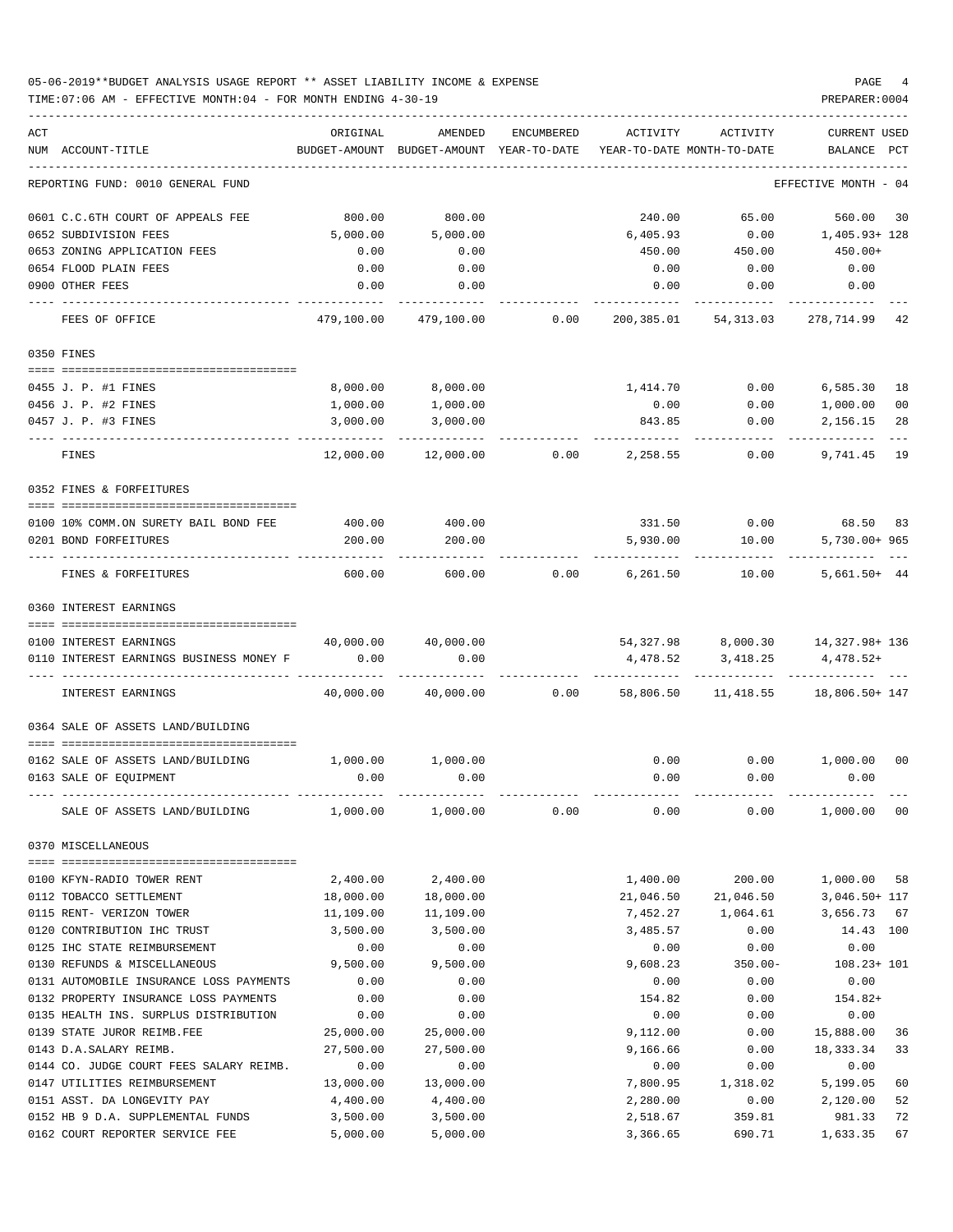05-06-2019**BUDGET ANALYSIS USAGE REPORT ** ASSET LIABILITY INCOME & EXPENSE

TIME:07:06 AM - EFFECTIVE MONTH:04 - FOR MONTH ENDING 4-30-19

PREPARER:0004

| ACT NUM | ACCOUNT-TITLE | ORIGINAL BUDGET-AMOUNT | AMENDED BUDGET-AMOUNT | ENCUMBERED YEAR-TO-DATE | ACTIVITY YEAR-TO-DATE | ACTIVITY MONTH-TO-DATE | CURRENT BALANCE | USED PCT |
|---|---|---|---|---|---|---|---|---|
| | REPORTING FUND: 0010 GENERAL FUND | | | | | | EFFECTIVE MONTH - 04 | |
| 0601 | C.C.6TH COURT OF APPEALS FEE | 800.00 | 800.00 | | 240.00 | 65.00 | 560.00 | 30 |
| 0652 | SUBDIVISION FEES | 5,000.00 | 5,000.00 | | 6,405.93 | 0.00 | 1,405.93+ | 128 |
| 0653 | ZONING APPLICATION FEES | 0.00 | 0.00 | | 450.00 | 450.00 | 450.00+ | |
| 0654 | FLOOD PLAIN FEES | 0.00 | 0.00 | | 0.00 | 0.00 | 0.00 | |
| 0900 | OTHER FEES | 0.00 | 0.00 | | 0.00 | 0.00 | 0.00 | |
| | FEES OF OFFICE | 479,100.00 | 479,100.00 | 0.00 | 200,385.01 | 54,313.03 | 278,714.99 | 42 |
| 0350 | FINES | | | | | | | |
| 0455 | J. P. #1 FINES | 8,000.00 | 8,000.00 | | 1,414.70 | 0.00 | 6,585.30 | 18 |
| 0456 | J. P. #2 FINES | 1,000.00 | 1,000.00 | | 0.00 | 0.00 | 1,000.00 | 00 |
| 0457 | J. P. #3 FINES | 3,000.00 | 3,000.00 | | 843.85 | 0.00 | 2,156.15 | 28 |
| | FINES | 12,000.00 | 12,000.00 | 0.00 | 2,258.55 | 0.00 | 9,741.45 | 19 |
| 0352 | FINES & FORFEITURES | | | | | | | |
| 0100 | 10% COMM.ON SURETY BAIL BOND FEE | 400.00 | 400.00 | | 331.50 | 0.00 | 68.50 | 83 |
| 0201 | BOND FORFEITURES | 200.00 | 200.00 | | 5,930.00 | 10.00 | 5,730.00+ | 965 |
| | FINES & FORFEITURES | 600.00 | 600.00 | 0.00 | 6,261.50 | 10.00 | 5,661.50+ | 44 |
| 0360 | INTEREST EARNINGS | | | | | | | |
| 0100 | INTEREST EARNINGS | 40,000.00 | 40,000.00 | | 54,327.98 | 8,000.30 | 14,327.98+ | 136 |
| 0110 | INTEREST EARNINGS BUSINESS MONEY F | 0.00 | 0.00 | | 4,478.52 | 3,418.25 | 4,478.52+ | |
| | INTEREST EARNINGS | 40,000.00 | 40,000.00 | 0.00 | 58,806.50 | 11,418.55 | 18,806.50+ | 147 |
| 0364 | SALE OF ASSETS LAND/BUILDING | | | | | | | |
| 0162 | SALE OF ASSETS LAND/BUILDING | 1,000.00 | 1,000.00 | | 0.00 | 0.00 | 1,000.00 | 00 |
| 0163 | SALE OF EQUIPMENT | 0.00 | 0.00 | | 0.00 | 0.00 | 0.00 | |
| | SALE OF ASSETS LAND/BUILDING | 1,000.00 | 1,000.00 | 0.00 | 0.00 | 0.00 | 1,000.00 | 00 |
| 0370 | MISCELLANEOUS | | | | | | | |
| 0100 | KFYN-RADIO TOWER RENT | 2,400.00 | 2,400.00 | | 1,400.00 | 200.00 | 1,000.00 | 58 |
| 0112 | TOBACCO SETTLEMENT | 18,000.00 | 18,000.00 | | 21,046.50 | 21,046.50 | 3,046.50+ | 117 |
| 0115 | RENT- VERIZON TOWER | 11,109.00 | 11,109.00 | | 7,452.27 | 1,064.61 | 3,656.73 | 67 |
| 0120 | CONTRIBUTION IHC TRUST | 3,500.00 | 3,500.00 | | 3,485.57 | 0.00 | 14.43 | 100 |
| 0125 | IHC STATE REIMBURSEMENT | 0.00 | 0.00 | | 0.00 | 0.00 | 0.00 | |
| 0130 | REFUNDS & MISCELLANEOUS | 9,500.00 | 9,500.00 | | 9,608.23 | 350.00- | 108.23+ | 101 |
| 0131 | AUTOMOBILE INSURANCE LOSS PAYMENTS | 0.00 | 0.00 | | 0.00 | 0.00 | 0.00 | |
| 0132 | PROPERTY INSURANCE LOSS PAYMENTS | 0.00 | 0.00 | | 154.82 | 0.00 | 154.82+ | |
| 0135 | HEALTH INS. SURPLUS DISTRIBUTION | 0.00 | 0.00 | | 0.00 | 0.00 | 0.00 | |
| 0139 | STATE JUROR REIMB.FEE | 25,000.00 | 25,000.00 | | 9,112.00 | 0.00 | 15,888.00 | 36 |
| 0143 | D.A.SALARY REIMB. | 27,500.00 | 27,500.00 | | 9,166.66 | 0.00 | 18,333.34 | 33 |
| 0144 | CO. JUDGE COURT FEES SALARY REIMB. | 0.00 | 0.00 | | 0.00 | 0.00 | 0.00 | |
| 0147 | UTILITIES REIMBURSEMENT | 13,000.00 | 13,000.00 | | 7,800.95 | 1,318.02 | 5,199.05 | 60 |
| 0151 | ASST. DA LONGEVITY PAY | 4,400.00 | 4,400.00 | | 2,280.00 | 0.00 | 2,120.00 | 52 |
| 0152 | HB 9 D.A. SUPPLEMENTAL FUNDS | 3,500.00 | 3,500.00 | | 2,518.67 | 359.81 | 981.33 | 72 |
| 0162 | COURT REPORTER SERVICE FEE | 5,000.00 | 5,000.00 | | 3,366.65 | 690.71 | 1,633.35 | 67 |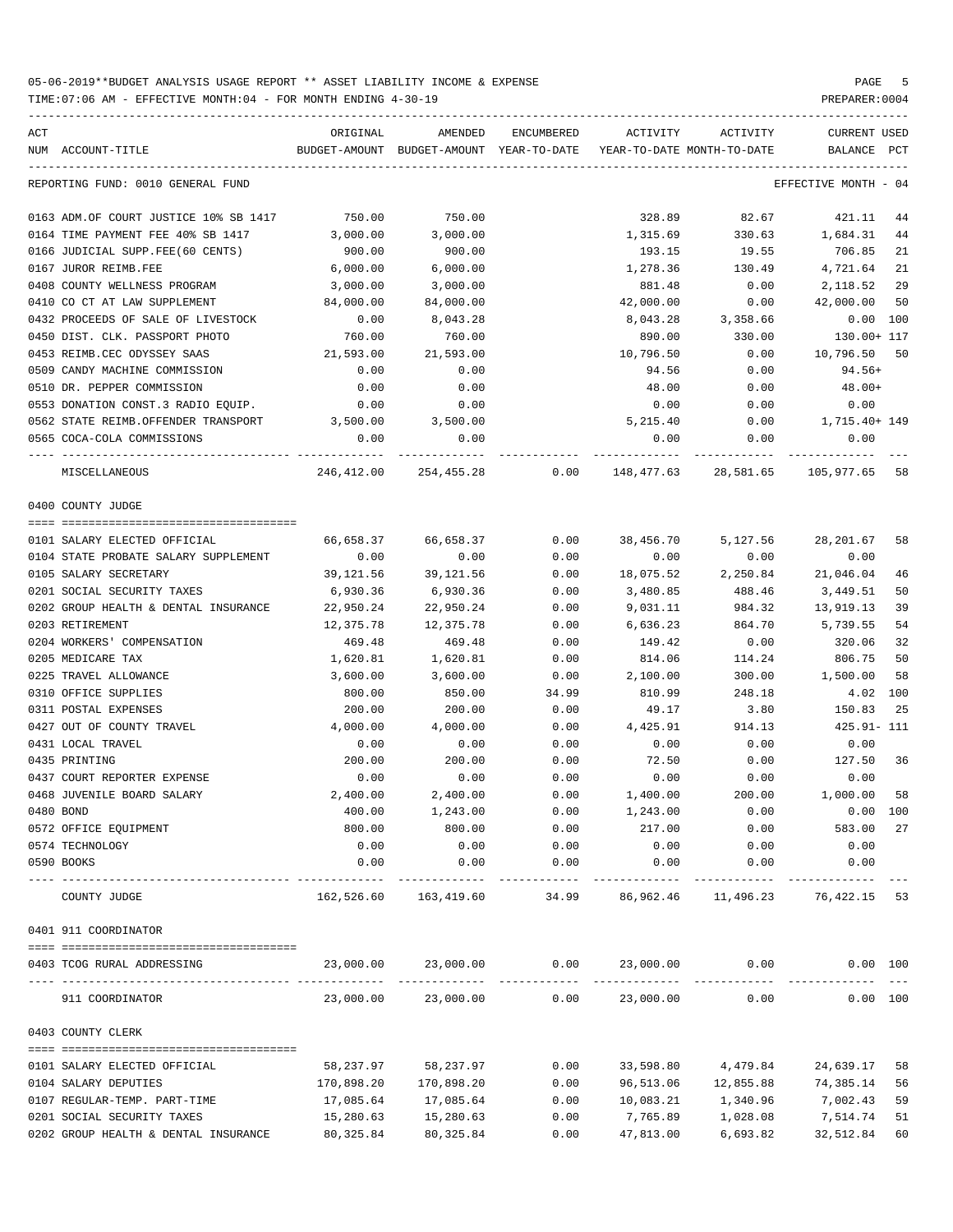05-06-2019**BUDGET ANALYSIS USAGE REPORT ** ASSET LIABILITY INCOME & EXPENSE

TIME:07:06 AM - EFFECTIVE MONTH:04 - FOR MONTH ENDING 4-30-19

PREPARER:0004

REPORTING FUND: 0010 GENERAL FUND — EFFECTIVE MONTH - 04

| ACT NUM | ACCOUNT-TITLE | ORIGINAL BUDGET-AMOUNT | AMENDED BUDGET-AMOUNT | ENCUMBERED YEAR-TO-DATE | ACTIVITY YEAR-TO-DATE | ACTIVITY MONTH-TO-DATE | CURRENT BALANCE | USED PCT |
|---|---|---|---|---|---|---|---|---|
| 0163 | ADM.OF COURT JUSTICE 10% SB 1417 | 750.00 | 750.00 | | 328.89 | 82.67 | 421.11 | 44 |
| 0164 | TIME PAYMENT FEE 40% SB 1417 | 3,000.00 | 3,000.00 | | 1,315.69 | 330.63 | 1,684.31 | 44 |
| 0166 | JUDICIAL SUPP.FEE(60 CENTS) | 900.00 | 900.00 | | 193.15 | 19.55 | 706.85 | 21 |
| 0167 | JUROR REIMB.FEE | 6,000.00 | 6,000.00 | | 1,278.36 | 130.49 | 4,721.64 | 21 |
| 0408 | COUNTY WELLNESS PROGRAM | 3,000.00 | 3,000.00 | | 881.48 | 0.00 | 2,118.52 | 29 |
| 0410 | CO CT AT LAW SUPPLEMENT | 84,000.00 | 84,000.00 | | 42,000.00 | 0.00 | 42,000.00 | 50 |
| 0432 | PROCEEDS OF SALE OF LIVESTOCK | 0.00 | 8,043.28 | | 8,043.28 | 3,358.66 | 0.00 | 100 |
| 0450 | DIST. CLK. PASSPORT PHOTO | 760.00 | 760.00 | | 890.00 | 330.00 | 130.00+ | 117 |
| 0453 | REIMB.CEC ODYSSEY SAAS | 21,593.00 | 21,593.00 | | 10,796.50 | 0.00 | 10,796.50 | 50 |
| 0509 | CANDY MACHINE COMMISSION | 0.00 | 0.00 | | 94.56 | 0.00 | 94.56+ | |
| 0510 | DR. PEPPER COMMISSION | 0.00 | 0.00 | | 48.00 | 0.00 | 48.00+ | |
| 0553 | DONATION CONST.3 RADIO EQUIP. | 0.00 | 0.00 | | 0.00 | 0.00 | 0.00 | |
| 0562 | STATE REIMB.OFFENDER TRANSPORT | 3,500.00 | 3,500.00 | | 5,215.40 | 0.00 | 1,715.40+ | 149 |
| 0565 | COCA-COLA COMMISSIONS | 0.00 | 0.00 | | 0.00 | 0.00 | 0.00 | |
| | MISCELLANEOUS | 246,412.00 | 254,455.28 | 0.00 | 148,477.63 | 28,581.65 | 105,977.65 | 58 |

0400 COUNTY JUDGE

| ACT NUM | ACCOUNT-TITLE | ORIGINAL BUDGET-AMOUNT | AMENDED BUDGET-AMOUNT | ENCUMBERED YEAR-TO-DATE | ACTIVITY YEAR-TO-DATE | ACTIVITY MONTH-TO-DATE | CURRENT BALANCE | USED PCT |
|---|---|---|---|---|---|---|---|---|
| 0101 | SALARY ELECTED OFFICIAL | 66,658.37 | 66,658.37 | 0.00 | 38,456.70 | 5,127.56 | 28,201.67 | 58 |
| 0104 | STATE PROBATE SALARY SUPPLEMENT | 0.00 | 0.00 | 0.00 | 0.00 | 0.00 | 0.00 | |
| 0105 | SALARY SECRETARY | 39,121.56 | 39,121.56 | 0.00 | 18,075.52 | 2,250.84 | 21,046.04 | 46 |
| 0201 | SOCIAL SECURITY TAXES | 6,930.36 | 6,930.36 | 0.00 | 3,480.85 | 488.46 | 3,449.51 | 50 |
| 0202 | GROUP HEALTH & DENTAL INSURANCE | 22,950.24 | 22,950.24 | 0.00 | 9,031.11 | 984.32 | 13,919.13 | 39 |
| 0203 | RETIREMENT | 12,375.78 | 12,375.78 | 0.00 | 6,636.23 | 864.70 | 5,739.55 | 54 |
| 0204 | WORKERS' COMPENSATION | 469.48 | 469.48 | 0.00 | 149.42 | 0.00 | 320.06 | 32 |
| 0205 | MEDICARE TAX | 1,620.81 | 1,620.81 | 0.00 | 814.06 | 114.24 | 806.75 | 50 |
| 0225 | TRAVEL ALLOWANCE | 3,600.00 | 3,600.00 | 0.00 | 2,100.00 | 300.00 | 1,500.00 | 58 |
| 0310 | OFFICE SUPPLIES | 800.00 | 850.00 | 34.99 | 810.99 | 248.18 | 4.02 | 100 |
| 0311 | POSTAL EXPENSES | 200.00 | 200.00 | 0.00 | 49.17 | 3.80 | 150.83 | 25 |
| 0427 | OUT OF COUNTY TRAVEL | 4,000.00 | 4,000.00 | 0.00 | 4,425.91 | 914.13 | 425.91- | 111 |
| 0431 | LOCAL TRAVEL | 0.00 | 0.00 | 0.00 | 0.00 | 0.00 | 0.00 | |
| 0435 | PRINTING | 200.00 | 200.00 | 0.00 | 72.50 | 0.00 | 127.50 | 36 |
| 0437 | COURT REPORTER EXPENSE | 0.00 | 0.00 | 0.00 | 0.00 | 0.00 | 0.00 | |
| 0468 | JUVENILE BOARD SALARY | 2,400.00 | 2,400.00 | 0.00 | 1,400.00 | 200.00 | 1,000.00 | 58 |
| 0480 | BOND | 400.00 | 1,243.00 | 0.00 | 1,243.00 | 0.00 | 0.00 | 100 |
| 0572 | OFFICE EQUIPMENT | 800.00 | 800.00 | 0.00 | 217.00 | 0.00 | 583.00 | 27 |
| 0574 | TECHNOLOGY | 0.00 | 0.00 | 0.00 | 0.00 | 0.00 | 0.00 | |
| 0590 | BOOKS | 0.00 | 0.00 | 0.00 | 0.00 | 0.00 | 0.00 | |
| | COUNTY JUDGE | 162,526.60 | 163,419.60 | 34.99 | 86,962.46 | 11,496.23 | 76,422.15 | 53 |

0401 911 COORDINATOR

| ACT NUM | ACCOUNT-TITLE | ORIGINAL BUDGET-AMOUNT | AMENDED BUDGET-AMOUNT | ENCUMBERED YEAR-TO-DATE | ACTIVITY YEAR-TO-DATE | ACTIVITY MONTH-TO-DATE | CURRENT BALANCE | USED PCT |
|---|---|---|---|---|---|---|---|---|
| 0403 | TCOG RURAL ADDRESSING | 23,000.00 | 23,000.00 | 0.00 | 23,000.00 | 0.00 | 0.00 | 100 |
| | 911 COORDINATOR | 23,000.00 | 23,000.00 | 0.00 | 23,000.00 | 0.00 | 0.00 | 100 |

0403 COUNTY CLERK

| ACT NUM | ACCOUNT-TITLE | ORIGINAL BUDGET-AMOUNT | AMENDED BUDGET-AMOUNT | ENCUMBERED YEAR-TO-DATE | ACTIVITY YEAR-TO-DATE | ACTIVITY MONTH-TO-DATE | CURRENT BALANCE | USED PCT |
|---|---|---|---|---|---|---|---|---|
| 0101 | SALARY ELECTED OFFICIAL | 58,237.97 | 58,237.97 | 0.00 | 33,598.80 | 4,479.84 | 24,639.17 | 58 |
| 0104 | SALARY DEPUTIES | 170,898.20 | 170,898.20 | 0.00 | 96,513.06 | 12,855.88 | 74,385.14 | 56 |
| 0107 | REGULAR-TEMP. PART-TIME | 17,085.64 | 17,085.64 | 0.00 | 10,083.21 | 1,340.96 | 7,002.43 | 59 |
| 0201 | SOCIAL SECURITY TAXES | 15,280.63 | 15,280.63 | 0.00 | 7,765.89 | 1,028.08 | 7,514.74 | 51 |
| 0202 | GROUP HEALTH & DENTAL INSURANCE | 80,325.84 | 80,325.84 | 0.00 | 47,813.00 | 6,693.82 | 32,512.84 | 60 |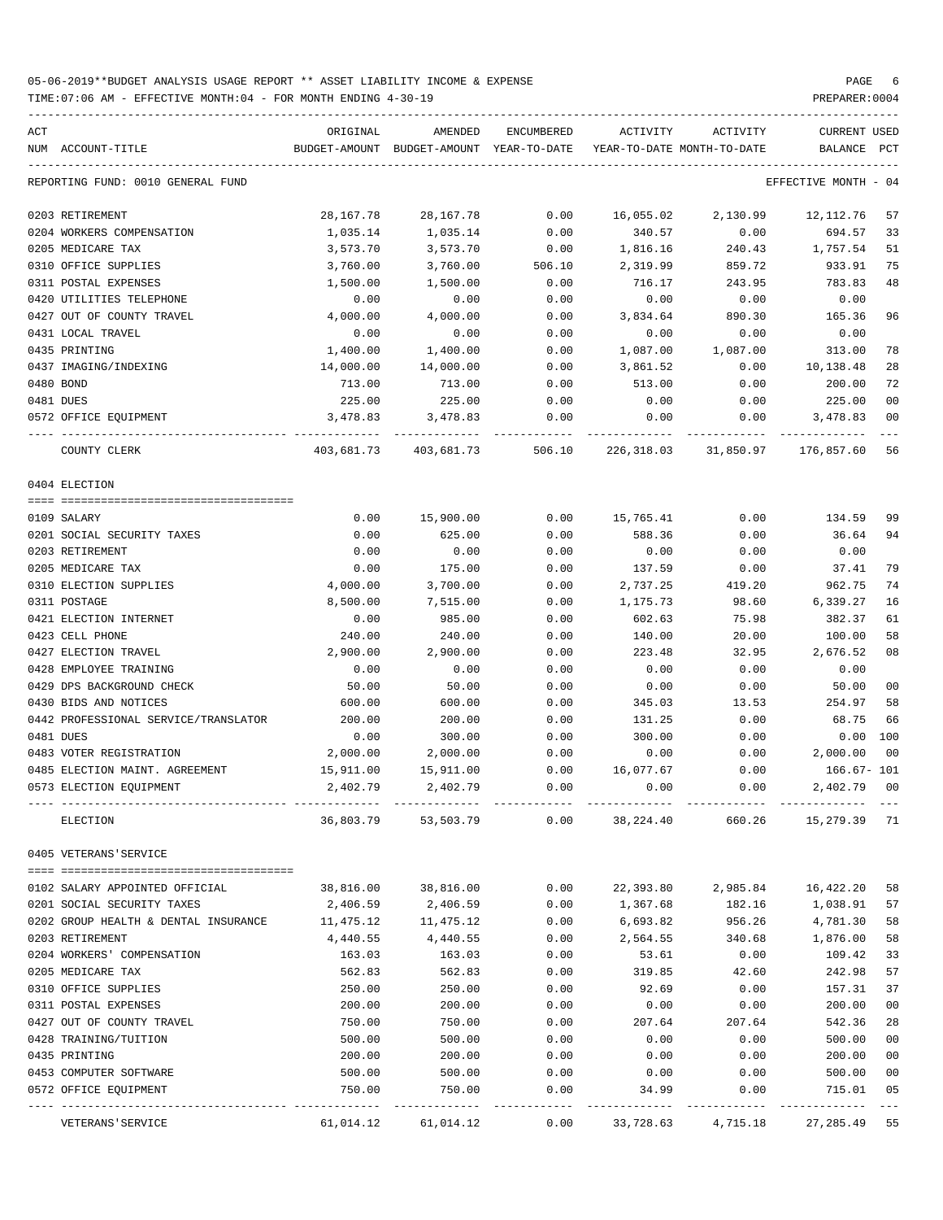05-06-2019**BUDGET ANALYSIS USAGE REPORT ** ASSET LIABILITY INCOME & EXPENSE

TIME:07:06 AM - EFFECTIVE MONTH:04 - FOR MONTH ENDING 4-30-19

PREPARER:0004

| ACT NUM | ACCOUNT-TITLE | ORIGINAL BUDGET-AMOUNT | AMENDED BUDGET-AMOUNT | ENCUMBERED YEAR-TO-DATE | ACTIVITY YEAR-TO-DATE | ACTIVITY MONTH-TO-DATE | CURRENT BALANCE | USED PCT |
|---|---|---|---|---|---|---|---|---|
| | REPORTING FUND: 0010 GENERAL FUND | | | | | | EFFECTIVE MONTH - 04 | |
| 0203 | RETIREMENT | 28,167.78 | 28,167.78 | 0.00 | 16,055.02 | 2,130.99 | 12,112.76 | 57 |
| 0204 | WORKERS COMPENSATION | 1,035.14 | 1,035.14 | 0.00 | 340.57 | 0.00 | 694.57 | 33 |
| 0205 | MEDICARE TAX | 3,573.70 | 3,573.70 | 0.00 | 1,816.16 | 240.43 | 1,757.54 | 51 |
| 0310 | OFFICE SUPPLIES | 3,760.00 | 3,760.00 | 506.10 | 2,319.99 | 859.72 | 933.91 | 75 |
| 0311 | POSTAL EXPENSES | 1,500.00 | 1,500.00 | 0.00 | 716.17 | 243.95 | 783.83 | 48 |
| 0420 | UTILITIES TELEPHONE | 0.00 | 0.00 | 0.00 | 0.00 | 0.00 | 0.00 | |
| 0427 | OUT OF COUNTY TRAVEL | 4,000.00 | 4,000.00 | 0.00 | 3,834.64 | 890.30 | 165.36 | 96 |
| 0431 | LOCAL TRAVEL | 0.00 | 0.00 | 0.00 | 0.00 | 0.00 | 0.00 | |
| 0435 | PRINTING | 1,400.00 | 1,400.00 | 0.00 | 1,087.00 | 1,087.00 | 313.00 | 78 |
| 0437 | IMAGING/INDEXING | 14,000.00 | 14,000.00 | 0.00 | 3,861.52 | 0.00 | 10,138.48 | 28 |
| 0480 | BOND | 713.00 | 713.00 | 0.00 | 513.00 | 0.00 | 200.00 | 72 |
| 0481 | DUES | 225.00 | 225.00 | 0.00 | 0.00 | 0.00 | 225.00 | 00 |
| 0572 | OFFICE EQUIPMENT | 3,478.83 | 3,478.83 | 0.00 | 0.00 | 0.00 | 3,478.83 | 00 |
| | COUNTY CLERK | 403,681.73 | 403,681.73 | 506.10 | 226,318.03 | 31,850.97 | 176,857.60 | 56 |
| | **0404 ELECTION** | | | | | | | |
| 0109 | SALARY | 0.00 | 15,900.00 | 0.00 | 15,765.41 | 0.00 | 134.59 | 99 |
| 0201 | SOCIAL SECURITY TAXES | 0.00 | 625.00 | 0.00 | 588.36 | 0.00 | 36.64 | 94 |
| 0203 | RETIREMENT | 0.00 | 0.00 | 0.00 | 0.00 | 0.00 | 0.00 | |
| 0205 | MEDICARE TAX | 0.00 | 175.00 | 0.00 | 137.59 | 0.00 | 37.41 | 79 |
| 0310 | ELECTION SUPPLIES | 4,000.00 | 3,700.00 | 0.00 | 2,737.25 | 419.20 | 962.75 | 74 |
| 0311 | POSTAGE | 8,500.00 | 7,515.00 | 0.00 | 1,175.73 | 98.60 | 6,339.27 | 16 |
| 0421 | ELECTION INTERNET | 0.00 | 985.00 | 0.00 | 602.63 | 75.98 | 382.37 | 61 |
| 0423 | CELL PHONE | 240.00 | 240.00 | 0.00 | 140.00 | 20.00 | 100.00 | 58 |
| 0427 | ELECTION TRAVEL | 2,900.00 | 2,900.00 | 0.00 | 223.48 | 32.95 | 2,676.52 | 08 |
| 0428 | EMPLOYEE TRAINING | 0.00 | 0.00 | 0.00 | 0.00 | 0.00 | 0.00 | |
| 0429 | DPS BACKGROUND CHECK | 50.00 | 50.00 | 0.00 | 0.00 | 0.00 | 50.00 | 00 |
| 0430 | BIDS AND NOTICES | 600.00 | 600.00 | 0.00 | 345.03 | 13.53 | 254.97 | 58 |
| 0442 | PROFESSIONAL SERVICE/TRANSLATOR | 200.00 | 200.00 | 0.00 | 131.25 | 0.00 | 68.75 | 66 |
| 0481 | DUES | 0.00 | 300.00 | 0.00 | 300.00 | 0.00 | 0.00 | 100 |
| 0483 | VOTER REGISTRATION | 2,000.00 | 2,000.00 | 0.00 | 0.00 | 0.00 | 2,000.00 | 00 |
| 0485 | ELECTION MAINT. AGREEMENT | 15,911.00 | 15,911.00 | 0.00 | 16,077.67 | 0.00 | 166.67- | 101 |
| 0573 | ELECTION EQUIPMENT | 2,402.79 | 2,402.79 | 0.00 | 0.00 | 0.00 | 2,402.79 | 00 |
| | ELECTION | 36,803.79 | 53,503.79 | 0.00 | 38,224.40 | 660.26 | 15,279.39 | 71 |
| | **0405 VETERANS'SERVICE** | | | | | | | |
| 0102 | SALARY APPOINTED OFFICIAL | 38,816.00 | 38,816.00 | 0.00 | 22,393.80 | 2,985.84 | 16,422.20 | 58 |
| 0201 | SOCIAL SECURITY TAXES | 2,406.59 | 2,406.59 | 0.00 | 1,367.68 | 182.16 | 1,038.91 | 57 |
| 0202 | GROUP HEALTH & DENTAL INSURANCE | 11,475.12 | 11,475.12 | 0.00 | 6,693.82 | 956.26 | 4,781.30 | 58 |
| 0203 | RETIREMENT | 4,440.55 | 4,440.55 | 0.00 | 2,564.55 | 340.68 | 1,876.00 | 58 |
| 0204 | WORKERS' COMPENSATION | 163.03 | 163.03 | 0.00 | 53.61 | 0.00 | 109.42 | 33 |
| 0205 | MEDICARE TAX | 562.83 | 562.83 | 0.00 | 319.85 | 42.60 | 242.98 | 57 |
| 0310 | OFFICE SUPPLIES | 250.00 | 250.00 | 0.00 | 92.69 | 0.00 | 157.31 | 37 |
| 0311 | POSTAL EXPENSES | 200.00 | 200.00 | 0.00 | 0.00 | 0.00 | 200.00 | 00 |
| 0427 | OUT OF COUNTY TRAVEL | 750.00 | 750.00 | 0.00 | 207.64 | 207.64 | 542.36 | 28 |
| 0428 | TRAINING/TUITION | 500.00 | 500.00 | 0.00 | 0.00 | 0.00 | 500.00 | 00 |
| 0435 | PRINTING | 200.00 | 200.00 | 0.00 | 0.00 | 0.00 | 200.00 | 00 |
| 0453 | COMPUTER SOFTWARE | 500.00 | 500.00 | 0.00 | 0.00 | 0.00 | 500.00 | 00 |
| 0572 | OFFICE EQUIPMENT | 750.00 | 750.00 | 0.00 | 34.99 | 0.00 | 715.01 | 05 |
| | VETERANS'SERVICE | 61,014.12 | 61,014.12 | 0.00 | 33,728.63 | 4,715.18 | 27,285.49 | 55 |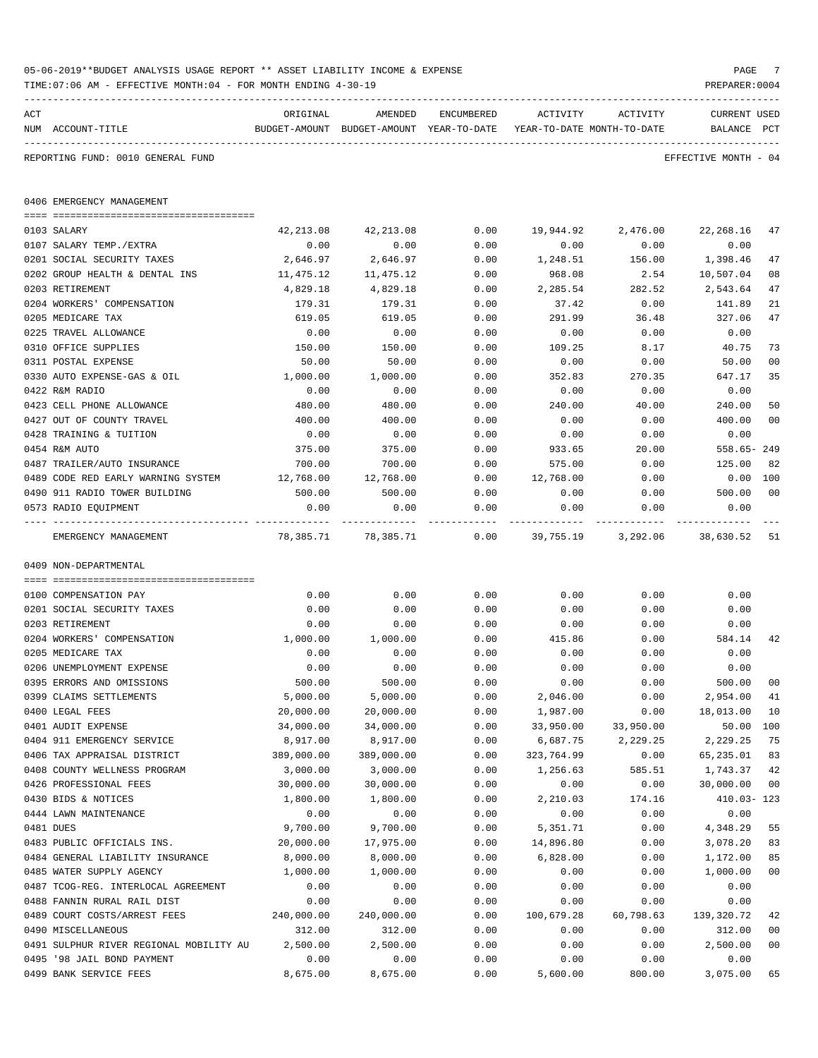05-06-2019**BUDGET ANALYSIS USAGE REPORT ** ASSET LIABILITY INCOME & EXPENSE

TIME:07:06 AM - EFFECTIVE MONTH:04 - FOR MONTH ENDING 4-30-19

PREPARER:0004

REPORTING FUND: 0010 GENERAL FUND — EFFECTIVE MONTH - 04

## 0406 EMERGENCY MANAGEMENT

| ACT NUM | ACCOUNT-TITLE | ORIGINAL BUDGET-AMOUNT | AMENDED BUDGET-AMOUNT | ENCUMBERED YEAR-TO-DATE | ACTIVITY YEAR-TO-DATE | ACTIVITY MONTH-TO-DATE | CURRENT BALANCE | USED PCT |
|---|---|---|---|---|---|---|---|---|
| 0103 | SALARY | 42,213.08 | 42,213.08 | 0.00 | 19,944.92 | 2,476.00 | 22,268.16 | 47 |
| 0107 | SALARY TEMP./EXTRA | 0.00 | 0.00 | 0.00 | 0.00 | 0.00 | 0.00 | |
| 0201 | SOCIAL SECURITY TAXES | 2,646.97 | 2,646.97 | 0.00 | 1,248.51 | 156.00 | 1,398.46 | 47 |
| 0202 | GROUP HEALTH & DENTAL INS | 11,475.12 | 11,475.12 | 0.00 | 968.08 | 2.54 | 10,507.04 | 08 |
| 0203 | RETIREMENT | 4,829.18 | 4,829.18 | 0.00 | 2,285.54 | 282.52 | 2,543.64 | 47 |
| 0204 | WORKERS' COMPENSATION | 179.31 | 179.31 | 0.00 | 37.42 | 0.00 | 141.89 | 21 |
| 0205 | MEDICARE TAX | 619.05 | 619.05 | 0.00 | 291.99 | 36.48 | 327.06 | 47 |
| 0225 | TRAVEL ALLOWANCE | 0.00 | 0.00 | 0.00 | 0.00 | 0.00 | 0.00 | |
| 0310 | OFFICE SUPPLIES | 150.00 | 150.00 | 0.00 | 109.25 | 8.17 | 40.75 | 73 |
| 0311 | POSTAL EXPENSE | 50.00 | 50.00 | 0.00 | 0.00 | 0.00 | 50.00 | 00 |
| 0330 | AUTO EXPENSE-GAS & OIL | 1,000.00 | 1,000.00 | 0.00 | 352.83 | 270.35 | 647.17 | 35 |
| 0422 | R&M RADIO | 0.00 | 0.00 | 0.00 | 0.00 | 0.00 | 0.00 | |
| 0423 | CELL PHONE ALLOWANCE | 480.00 | 480.00 | 0.00 | 240.00 | 40.00 | 240.00 | 50 |
| 0427 | OUT OF COUNTY TRAVEL | 400.00 | 400.00 | 0.00 | 0.00 | 0.00 | 400.00 | 00 |
| 0428 | TRAINING & TUITION | 0.00 | 0.00 | 0.00 | 0.00 | 0.00 | 0.00 | |
| 0454 | R&M AUTO | 375.00 | 375.00 | 0.00 | 933.65 | 20.00 | 558.65- | 249 |
| 0487 | TRAILER/AUTO INSURANCE | 700.00 | 700.00 | 0.00 | 575.00 | 0.00 | 125.00 | 82 |
| 0489 | CODE RED EARLY WARNING SYSTEM | 12,768.00 | 12,768.00 | 0.00 | 12,768.00 | 0.00 | 0.00 | 100 |
| 0490 | 911 RADIO TOWER BUILDING | 500.00 | 500.00 | 0.00 | 0.00 | 0.00 | 500.00 | 00 |
| 0573 | RADIO EQUIPMENT | 0.00 | 0.00 | 0.00 | 0.00 | 0.00 | 0.00 | |
| | EMERGENCY MANAGEMENT | 78,385.71 | 78,385.71 | 0.00 | 39,755.19 | 3,292.06 | 38,630.52 | 51 |

## 0409 NON-DEPARTMENTAL

| ACT NUM | ACCOUNT-TITLE | ORIGINAL BUDGET-AMOUNT | AMENDED BUDGET-AMOUNT | ENCUMBERED YEAR-TO-DATE | ACTIVITY YEAR-TO-DATE | ACTIVITY MONTH-TO-DATE | CURRENT BALANCE | USED PCT |
|---|---|---|---|---|---|---|---|---|
| 0100 | COMPENSATION PAY | 0.00 | 0.00 | 0.00 | 0.00 | 0.00 | 0.00 | |
| 0201 | SOCIAL SECURITY TAXES | 0.00 | 0.00 | 0.00 | 0.00 | 0.00 | 0.00 | |
| 0203 | RETIREMENT | 0.00 | 0.00 | 0.00 | 0.00 | 0.00 | 0.00 | |
| 0204 | WORKERS' COMPENSATION | 1,000.00 | 1,000.00 | 0.00 | 415.86 | 0.00 | 584.14 | 42 |
| 0205 | MEDICARE TAX | 0.00 | 0.00 | 0.00 | 0.00 | 0.00 | 0.00 | |
| 0206 | UNEMPLOYMENT EXPENSE | 0.00 | 0.00 | 0.00 | 0.00 | 0.00 | 0.00 | |
| 0395 | ERRORS AND OMISSIONS | 500.00 | 500.00 | 0.00 | 0.00 | 0.00 | 500.00 | 00 |
| 0399 | CLAIMS SETTLEMENTS | 5,000.00 | 5,000.00 | 0.00 | 2,046.00 | 0.00 | 2,954.00 | 41 |
| 0400 | LEGAL FEES | 20,000.00 | 20,000.00 | 0.00 | 1,987.00 | 0.00 | 18,013.00 | 10 |
| 0401 | AUDIT EXPENSE | 34,000.00 | 34,000.00 | 0.00 | 33,950.00 | 33,950.00 | 50.00 | 100 |
| 0404 | 911 EMERGENCY SERVICE | 8,917.00 | 8,917.00 | 0.00 | 6,687.75 | 2,229.25 | 2,229.25 | 75 |
| 0406 | TAX APPRAISAL DISTRICT | 389,000.00 | 389,000.00 | 0.00 | 323,764.99 | 0.00 | 65,235.01 | 83 |
| 0408 | COUNTY WELLNESS PROGRAM | 3,000.00 | 3,000.00 | 0.00 | 1,256.63 | 585.51 | 1,743.37 | 42 |
| 0426 | PROFESSIONAL FEES | 30,000.00 | 30,000.00 | 0.00 | 0.00 | 0.00 | 30,000.00 | 00 |
| 0430 | BIDS & NOTICES | 1,800.00 | 1,800.00 | 0.00 | 2,210.03 | 174.16 | 410.03- | 123 |
| 0444 | LAWN MAINTENANCE | 0.00 | 0.00 | 0.00 | 0.00 | 0.00 | 0.00 | |
| 0481 | DUES | 9,700.00 | 9,700.00 | 0.00 | 5,351.71 | 0.00 | 4,348.29 | 55 |
| 0483 | PUBLIC OFFICIALS INS. | 20,000.00 | 17,975.00 | 0.00 | 14,896.80 | 0.00 | 3,078.20 | 83 |
| 0484 | GENERAL LIABILITY INSURANCE | 8,000.00 | 8,000.00 | 0.00 | 6,828.00 | 0.00 | 1,172.00 | 85 |
| 0485 | WATER SUPPLY AGENCY | 1,000.00 | 1,000.00 | 0.00 | 0.00 | 0.00 | 1,000.00 | 00 |
| 0487 | TCOG-REG. INTERLOCAL AGREEMENT | 0.00 | 0.00 | 0.00 | 0.00 | 0.00 | 0.00 | |
| 0488 | FANNIN RURAL RAIL DIST | 0.00 | 0.00 | 0.00 | 0.00 | 0.00 | 0.00 | |
| 0489 | COURT COSTS/ARREST FEES | 240,000.00 | 240,000.00 | 0.00 | 100,679.28 | 60,798.63 | 139,320.72 | 42 |
| 0490 | MISCELLANEOUS | 312.00 | 312.00 | 0.00 | 0.00 | 0.00 | 312.00 | 00 |
| 0491 | SULPHUR RIVER REGIONAL MOBILITY AU | 2,500.00 | 2,500.00 | 0.00 | 0.00 | 0.00 | 2,500.00 | 00 |
| 0495 | '98 JAIL BOND PAYMENT | 0.00 | 0.00 | 0.00 | 0.00 | 0.00 | 0.00 | |
| 0499 | BANK SERVICE FEES | 8,675.00 | 8,675.00 | 0.00 | 5,600.00 | 800.00 | 3,075.00 | 65 |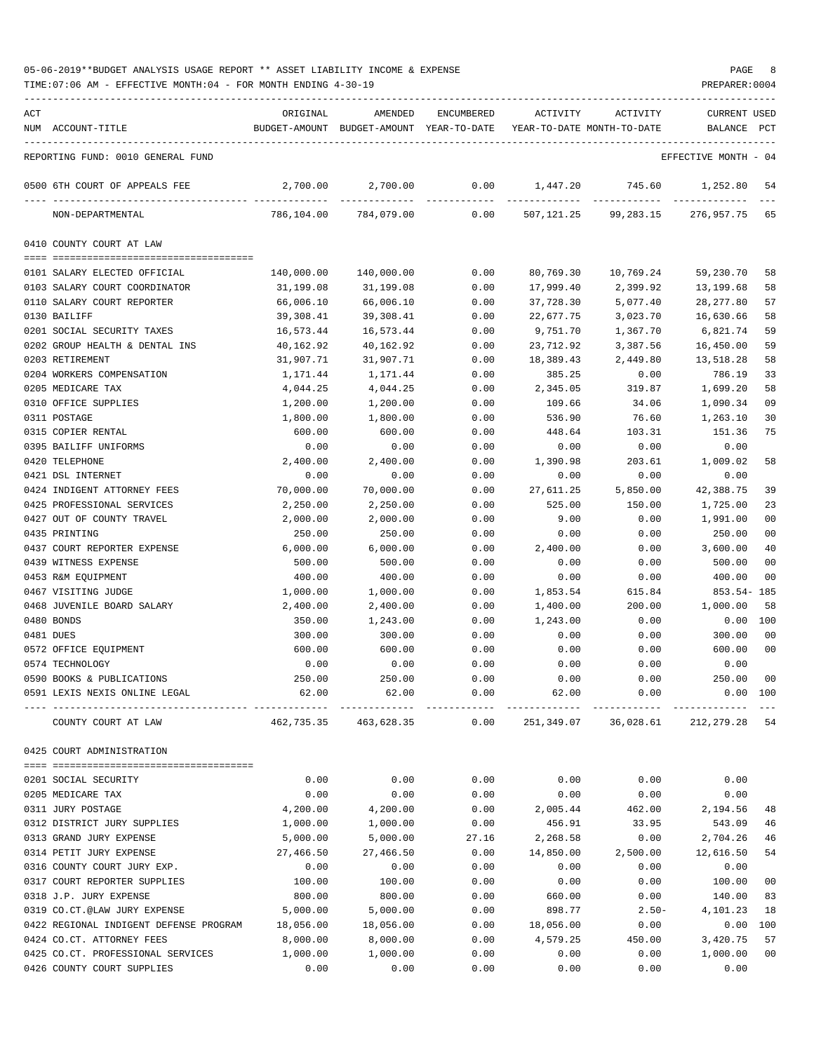05-06-2019**BUDGET ANALYSIS USAGE REPORT ** ASSET LIABILITY INCOME & EXPENSE

TIME:07:06 AM - EFFECTIVE MONTH:04 - FOR MONTH ENDING 4-30-19

REPORTING FUND: 0010 GENERAL FUND — EFFECTIVE MONTH - 04

| ACT NUM | ACCOUNT-TITLE | ORIGINAL BUDGET-AMOUNT | AMENDED BUDGET-AMOUNT | ENCUMBERED YEAR-TO-DATE | ACTIVITY YEAR-TO-DATE | ACTIVITY MONTH-TO-DATE | CURRENT BALANCE | USED PCT |
|---|---|---|---|---|---|---|---|---|
| 0500 | 6TH COURT OF APPEALS FEE | 2,700.00 | 2,700.00 | 0.00 | 1,447.20 | 745.60 | 1,252.80 | 54 |
| | NON-DEPARTMENTAL | 786,104.00 | 784,079.00 | 0.00 | 507,121.25 | 99,283.15 | 276,957.75 | 65 |
| | **0410 COUNTY COURT AT LAW** | | | | | | | |
| 0101 | SALARY ELECTED OFFICIAL | 140,000.00 | 140,000.00 | 0.00 | 80,769.30 | 10,769.24 | 59,230.70 | 58 |
| 0103 | SALARY COURT COORDINATOR | 31,199.08 | 31,199.08 | 0.00 | 17,999.40 | 2,399.92 | 13,199.68 | 58 |
| 0110 | SALARY COURT REPORTER | 66,006.10 | 66,006.10 | 0.00 | 37,728.30 | 5,077.40 | 28,277.80 | 57 |
| 0130 | BAILIFF | 39,308.41 | 39,308.41 | 0.00 | 22,677.75 | 3,023.70 | 16,630.66 | 58 |
| 0201 | SOCIAL SECURITY TAXES | 16,573.44 | 16,573.44 | 0.00 | 9,751.70 | 1,367.70 | 6,821.74 | 59 |
| 0202 | GROUP HEALTH & DENTAL INS | 40,162.92 | 40,162.92 | 0.00 | 23,712.92 | 3,387.56 | 16,450.00 | 59 |
| 0203 | RETIREMENT | 31,907.71 | 31,907.71 | 0.00 | 18,389.43 | 2,449.80 | 13,518.28 | 58 |
| 0204 | WORKERS COMPENSATION | 1,171.44 | 1,171.44 | 0.00 | 385.25 | 0.00 | 786.19 | 33 |
| 0205 | MEDICARE TAX | 4,044.25 | 4,044.25 | 0.00 | 2,345.05 | 319.87 | 1,699.20 | 58 |
| 0310 | OFFICE SUPPLIES | 1,200.00 | 1,200.00 | 0.00 | 109.66 | 34.06 | 1,090.34 | 09 |
| 0311 | POSTAGE | 1,800.00 | 1,800.00 | 0.00 | 536.90 | 76.60 | 1,263.10 | 30 |
| 0315 | COPIER RENTAL | 600.00 | 600.00 | 0.00 | 448.64 | 103.31 | 151.36 | 75 |
| 0395 | BAILIFF UNIFORMS | 0.00 | 0.00 | 0.00 | 0.00 | 0.00 | 0.00 | |
| 0420 | TELEPHONE | 2,400.00 | 2,400.00 | 0.00 | 1,390.98 | 203.61 | 1,009.02 | 58 |
| 0421 | DSL INTERNET | 0.00 | 0.00 | 0.00 | 0.00 | 0.00 | 0.00 | |
| 0424 | INDIGENT ATTORNEY FEES | 70,000.00 | 70,000.00 | 0.00 | 27,611.25 | 5,850.00 | 42,388.75 | 39 |
| 0425 | PROFESSIONAL SERVICES | 2,250.00 | 2,250.00 | 0.00 | 525.00 | 150.00 | 1,725.00 | 23 |
| 0427 | OUT OF COUNTY TRAVEL | 2,000.00 | 2,000.00 | 0.00 | 9.00 | 0.00 | 1,991.00 | 00 |
| 0435 | PRINTING | 250.00 | 250.00 | 0.00 | 0.00 | 0.00 | 250.00 | 00 |
| 0437 | COURT REPORTER EXPENSE | 6,000.00 | 6,000.00 | 0.00 | 2,400.00 | 0.00 | 3,600.00 | 40 |
| 0439 | WITNESS EXPENSE | 500.00 | 500.00 | 0.00 | 0.00 | 0.00 | 500.00 | 00 |
| 0453 | R&M EQUIPMENT | 400.00 | 400.00 | 0.00 | 0.00 | 0.00 | 400.00 | 00 |
| 0467 | VISITING JUDGE | 1,000.00 | 1,000.00 | 0.00 | 1,853.54 | 615.84 | 853.54- | 185 |
| 0468 | JUVENILE BOARD SALARY | 2,400.00 | 2,400.00 | 0.00 | 1,400.00 | 200.00 | 1,000.00 | 58 |
| 0480 | BONDS | 350.00 | 1,243.00 | 0.00 | 1,243.00 | 0.00 | 0.00 | 100 |
| 0481 | DUES | 300.00 | 300.00 | 0.00 | 0.00 | 0.00 | 300.00 | 00 |
| 0572 | OFFICE EQUIPMENT | 600.00 | 600.00 | 0.00 | 0.00 | 0.00 | 600.00 | 00 |
| 0574 | TECHNOLOGY | 0.00 | 0.00 | 0.00 | 0.00 | 0.00 | 0.00 | |
| 0590 | BOOKS & PUBLICATIONS | 250.00 | 250.00 | 0.00 | 0.00 | 0.00 | 250.00 | 00 |
| 0591 | LEXIS NEXIS ONLINE LEGAL | 62.00 | 62.00 | 0.00 | 62.00 | 0.00 | 0.00 | 100 |
| | COUNTY COURT AT LAW | 462,735.35 | 463,628.35 | 0.00 | 251,349.07 | 36,028.61 | 212,279.28 | 54 |
| | **0425 COURT ADMINISTRATION** | | | | | | | |
| 0201 | SOCIAL SECURITY | 0.00 | 0.00 | 0.00 | 0.00 | 0.00 | 0.00 | |
| 0205 | MEDICARE TAX | 0.00 | 0.00 | 0.00 | 0.00 | 0.00 | 0.00 | |
| 0311 | JURY POSTAGE | 4,200.00 | 4,200.00 | 0.00 | 2,005.44 | 462.00 | 2,194.56 | 48 |
| 0312 | DISTRICT JURY SUPPLIES | 1,000.00 | 1,000.00 | 0.00 | 456.91 | 33.95 | 543.09 | 46 |
| 0313 | GRAND JURY EXPENSE | 5,000.00 | 5,000.00 | 27.16 | 2,268.58 | 0.00 | 2,704.26 | 46 |
| 0314 | PETIT JURY EXPENSE | 27,466.50 | 27,466.50 | 0.00 | 14,850.00 | 2,500.00 | 12,616.50 | 54 |
| 0316 | COUNTY COURT JURY EXP. | 0.00 | 0.00 | 0.00 | 0.00 | 0.00 | 0.00 | |
| 0317 | COURT REPORTER SUPPLIES | 100.00 | 100.00 | 0.00 | 0.00 | 0.00 | 100.00 | 00 |
| 0318 | J.P. JURY EXPENSE | 800.00 | 800.00 | 0.00 | 660.00 | 0.00 | 140.00 | 83 |
| 0319 | CO.CT.@LAW JURY EXPENSE | 5,000.00 | 5,000.00 | 0.00 | 898.77 | 2.50- | 4,101.23 | 18 |
| 0422 | REGIONAL INDIGENT DEFENSE PROGRAM | 18,056.00 | 18,056.00 | 0.00 | 18,056.00 | 0.00 | 0.00 | 100 |
| 0424 | CO.CT. ATTORNEY FEES | 8,000.00 | 8,000.00 | 0.00 | 4,579.25 | 450.00 | 3,420.75 | 57 |
| 0425 | CO.CT. PROFESSIONAL SERVICES | 1,000.00 | 1,000.00 | 0.00 | 0.00 | 0.00 | 1,000.00 | 00 |
| 0426 | COUNTY COURT SUPPLIES | 0.00 | 0.00 | 0.00 | 0.00 | 0.00 | 0.00 | |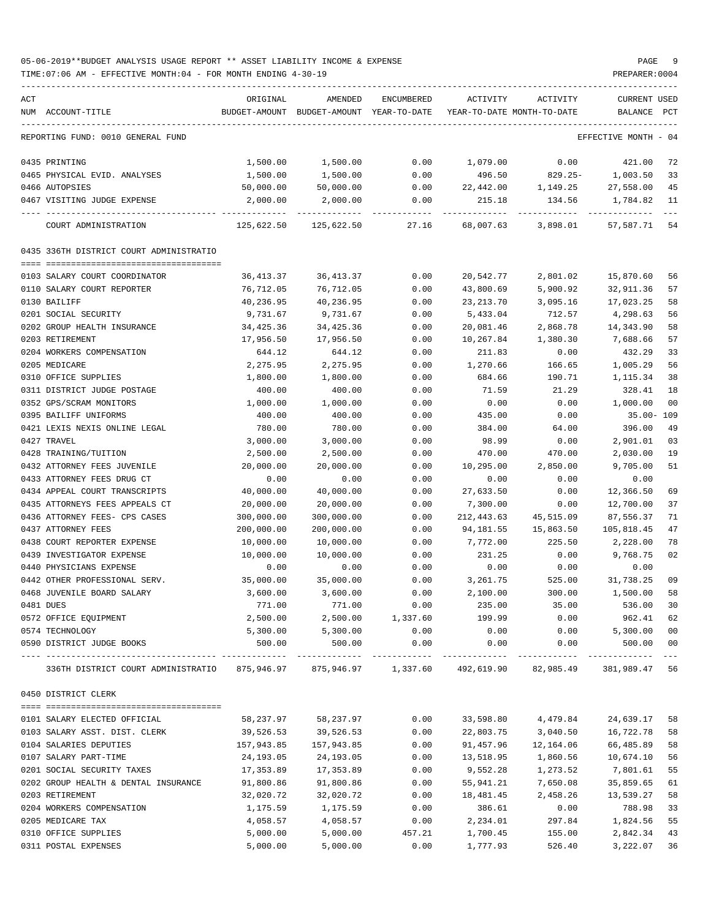05-06-2019**BUDGET ANALYSIS USAGE REPORT ** ASSET LIABILITY INCOME & EXPENSE

TIME:07:06 AM - EFFECTIVE MONTH:04 - FOR MONTH ENDING 4-30-19

PREPARER:0004

REPORTING FUND: 0010 GENERAL FUND — EFFECTIVE MONTH - 04

| ACT NUM | ACCOUNT-TITLE | ORIGINAL BUDGET-AMOUNT | AMENDED BUDGET-AMOUNT | ENCUMBERED YEAR-TO-DATE | ACTIVITY YEAR-TO-DATE | ACTIVITY MONTH-TO-DATE | CURRENT BALANCE | USED PCT |
|---|---|---|---|---|---|---|---|---|
| 0435 | PRINTING | 1,500.00 | 1,500.00 | 0.00 | 1,079.00 | 0.00 | 421.00 | 72 |
| 0465 | PHYSICAL EVID. ANALYSES | 1,500.00 | 1,500.00 | 0.00 | 496.50 | 829.25- | 1,003.50 | 33 |
| 0466 | AUTOPSIES | 50,000.00 | 50,000.00 | 0.00 | 22,442.00 | 1,149.25 | 27,558.00 | 45 |
| 0467 | VISITING JUDGE EXPENSE | 2,000.00 | 2,000.00 | 0.00 | 215.18 | 134.56 | 1,784.82 | 11 |
| | COURT ADMINISTRATION | 125,622.50 | 125,622.50 | 27.16 | 68,007.63 | 3,898.01 | 57,587.71 | 54 |
| | **0435 336TH DISTRICT COURT ADMINISTRATIO** | | | | | | | |
| 0103 | SALARY COURT COORDINATOR | 36,413.37 | 36,413.37 | 0.00 | 20,542.77 | 2,801.02 | 15,870.60 | 56 |
| 0110 | SALARY COURT REPORTER | 76,712.05 | 76,712.05 | 0.00 | 43,800.69 | 5,900.92 | 32,911.36 | 57 |
| 0130 | BAILIFF | 40,236.95 | 40,236.95 | 0.00 | 23,213.70 | 3,095.16 | 17,023.25 | 58 |
| 0201 | SOCIAL SECURITY | 9,731.67 | 9,731.67 | 0.00 | 5,433.04 | 712.57 | 4,298.63 | 56 |
| 0202 | GROUP HEALTH INSURANCE | 34,425.36 | 34,425.36 | 0.00 | 20,081.46 | 2,868.78 | 14,343.90 | 58 |
| 0203 | RETIREMENT | 17,956.50 | 17,956.50 | 0.00 | 10,267.84 | 1,380.30 | 7,688.66 | 57 |
| 0204 | WORKERS COMPENSATION | 644.12 | 644.12 | 0.00 | 211.83 | 0.00 | 432.29 | 33 |
| 0205 | MEDICARE | 2,275.95 | 2,275.95 | 0.00 | 1,270.66 | 166.65 | 1,005.29 | 56 |
| 0310 | OFFICE SUPPLIES | 1,800.00 | 1,800.00 | 0.00 | 684.66 | 190.71 | 1,115.34 | 38 |
| 0311 | DISTRICT JUDGE POSTAGE | 400.00 | 400.00 | 0.00 | 71.59 | 21.29 | 328.41 | 18 |
| 0352 | GPS/SCRAM MONITORS | 1,000.00 | 1,000.00 | 0.00 | 0.00 | 0.00 | 1,000.00 | 00 |
| 0395 | BAILIFF UNIFORMS | 400.00 | 400.00 | 0.00 | 435.00 | 0.00 | 35.00- | 109 |
| 0421 | LEXIS NEXIS ONLINE LEGAL | 780.00 | 780.00 | 0.00 | 384.00 | 64.00 | 396.00 | 49 |
| 0427 | TRAVEL | 3,000.00 | 3,000.00 | 0.00 | 98.99 | 0.00 | 2,901.01 | 03 |
| 0428 | TRAINING/TUITION | 2,500.00 | 2,500.00 | 0.00 | 470.00 | 470.00 | 2,030.00 | 19 |
| 0432 | ATTORNEY FEES JUVENILE | 20,000.00 | 20,000.00 | 0.00 | 10,295.00 | 2,850.00 | 9,705.00 | 51 |
| 0433 | ATTORNEY FEES DRUG CT | 0.00 | 0.00 | 0.00 | 0.00 | 0.00 | 0.00 | |
| 0434 | APPEAL COURT TRANSCRIPTS | 40,000.00 | 40,000.00 | 0.00 | 27,633.50 | 0.00 | 12,366.50 | 69 |
| 0435 | ATTORNEYS FEES APPEALS CT | 20,000.00 | 20,000.00 | 0.00 | 7,300.00 | 0.00 | 12,700.00 | 37 |
| 0436 | ATTORNEY FEES- CPS CASES | 300,000.00 | 300,000.00 | 0.00 | 212,443.63 | 45,515.09 | 87,556.37 | 71 |
| 0437 | ATTORNEY FEES | 200,000.00 | 200,000.00 | 0.00 | 94,181.55 | 15,863.50 | 105,818.45 | 47 |
| 0438 | COURT REPORTER EXPENSE | 10,000.00 | 10,000.00 | 0.00 | 7,772.00 | 225.50 | 2,228.00 | 78 |
| 0439 | INVESTIGATOR EXPENSE | 10,000.00 | 10,000.00 | 0.00 | 231.25 | 0.00 | 9,768.75 | 02 |
| 0440 | PHYSICIANS EXPENSE | 0.00 | 0.00 | 0.00 | 0.00 | 0.00 | 0.00 | |
| 0442 | OTHER PROFESSIONAL SERV. | 35,000.00 | 35,000.00 | 0.00 | 3,261.75 | 525.00 | 31,738.25 | 09 |
| 0468 | JUVENILE BOARD SALARY | 3,600.00 | 3,600.00 | 0.00 | 2,100.00 | 300.00 | 1,500.00 | 58 |
| 0481 | DUES | 771.00 | 771.00 | 0.00 | 235.00 | 35.00 | 536.00 | 30 |
| 0572 | OFFICE EQUIPMENT | 2,500.00 | 2,500.00 | 1,337.60 | 199.99 | 0.00 | 962.41 | 62 |
| 0574 | TECHNOLOGY | 5,300.00 | 5,300.00 | 0.00 | 0.00 | 0.00 | 5,300.00 | 00 |
| 0590 | DISTRICT JUDGE BOOKS | 500.00 | 500.00 | 0.00 | 0.00 | 0.00 | 500.00 | 00 |
| | 336TH DISTRICT COURT ADMINISTRATIO | 875,946.97 | 875,946.97 | 1,337.60 | 492,619.90 | 82,985.49 | 381,989.47 | 56 |
| | **0450 DISTRICT CLERK** | | | | | | | |
| 0101 | SALARY ELECTED OFFICIAL | 58,237.97 | 58,237.97 | 0.00 | 33,598.80 | 4,479.84 | 24,639.17 | 58 |
| 0103 | SALARY ASST. DIST. CLERK | 39,526.53 | 39,526.53 | 0.00 | 22,803.75 | 3,040.50 | 16,722.78 | 58 |
| 0104 | SALARIES DEPUTIES | 157,943.85 | 157,943.85 | 0.00 | 91,457.96 | 12,164.06 | 66,485.89 | 58 |
| 0107 | SALARY PART-TIME | 24,193.05 | 24,193.05 | 0.00 | 13,518.95 | 1,860.56 | 10,674.10 | 56 |
| 0201 | SOCIAL SECURITY TAXES | 17,353.89 | 17,353.89 | 0.00 | 9,552.28 | 1,273.52 | 7,801.61 | 55 |
| 0202 | GROUP HEALTH & DENTAL INSURANCE | 91,800.86 | 91,800.86 | 0.00 | 55,941.21 | 7,650.08 | 35,859.65 | 61 |
| 0203 | RETIREMENT | 32,020.72 | 32,020.72 | 0.00 | 18,481.45 | 2,458.26 | 13,539.27 | 58 |
| 0204 | WORKERS COMPENSATION | 1,175.59 | 1,175.59 | 0.00 | 386.61 | 0.00 | 788.98 | 33 |
| 0205 | MEDICARE TAX | 4,058.57 | 4,058.57 | 0.00 | 2,234.01 | 297.84 | 1,824.56 | 55 |
| 0310 | OFFICE SUPPLIES | 5,000.00 | 5,000.00 | 457.21 | 1,700.45 | 155.00 | 2,842.34 | 43 |
| 0311 | POSTAL EXPENSES | 5,000.00 | 5,000.00 | 0.00 | 1,777.93 | 526.40 | 3,222.07 | 36 |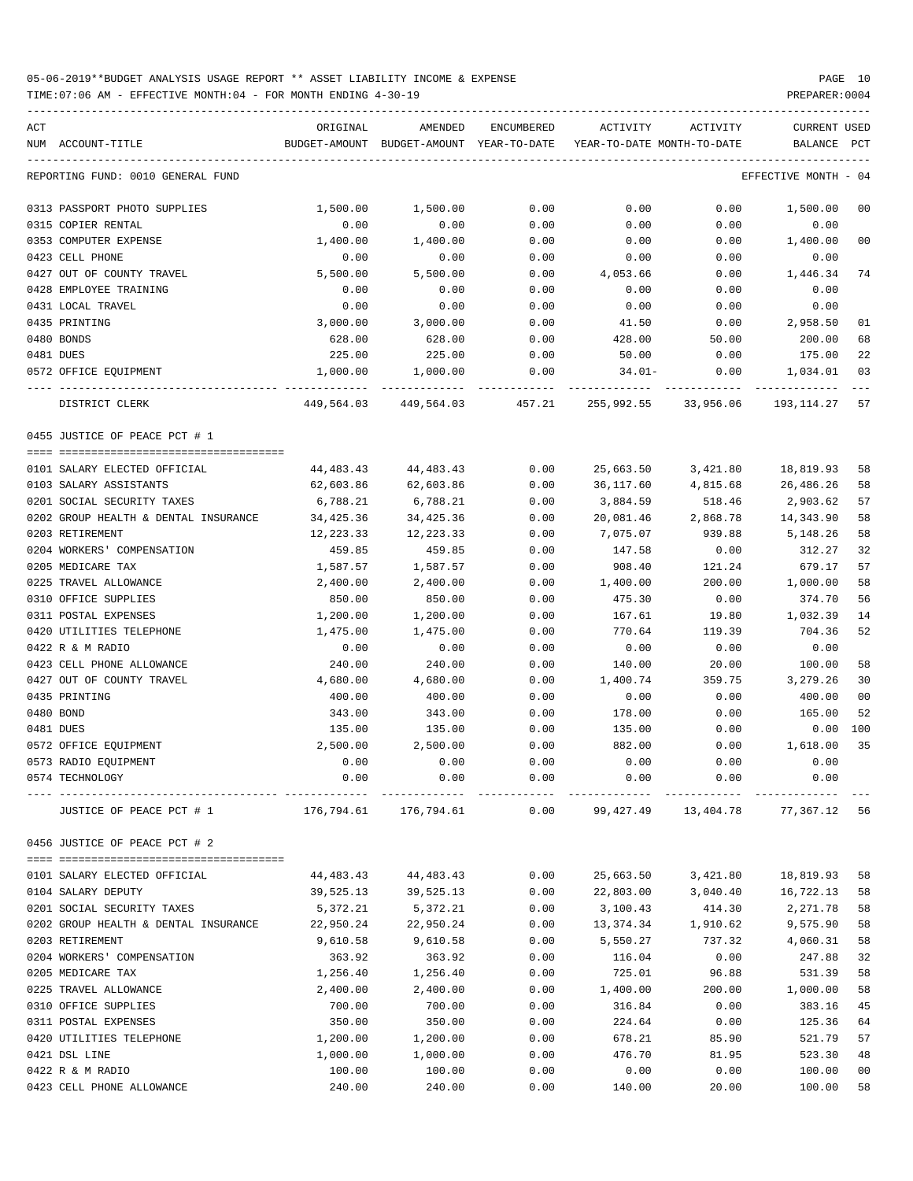05-06-2019**BUDGET ANALYSIS USAGE REPORT ** ASSET LIABILITY INCOME & EXPENSE

TIME:07:06 AM - EFFECTIVE MONTH:04 - FOR MONTH ENDING 4-30-19 PREPARER:0004

| ACT NUM | ACCOUNT-TITLE | ORIGINAL BUDGET-AMOUNT | AMENDED BUDGET-AMOUNT | ENCUMBERED YEAR-TO-DATE | ACTIVITY YEAR-TO-DATE | ACTIVITY MONTH-TO-DATE | CURRENT BALANCE | USED PCT |
|---|---|---|---|---|---|---|---|---|

REPORTING FUND: 0010 GENERAL FUND — EFFECTIVE MONTH - 04

| ACT NUM | ACCOUNT-TITLE | ORIGINAL BUDGET-AMOUNT | AMENDED BUDGET-AMOUNT | ENCUMBERED YEAR-TO-DATE | ACTIVITY YEAR-TO-DATE | ACTIVITY MONTH-TO-DATE | CURRENT BALANCE | USED PCT |
|---|---|---|---|---|---|---|---|---|
| 0313 | PASSPORT PHOTO SUPPLIES | 1,500.00 | 1,500.00 | 0.00 | 0.00 | 0.00 | 1,500.00 | 00 |
| 0315 | COPIER RENTAL | 0.00 | 0.00 | 0.00 | 0.00 | 0.00 | 0.00 | |
| 0353 | COMPUTER EXPENSE | 1,400.00 | 1,400.00 | 0.00 | 0.00 | 0.00 | 1,400.00 | 00 |
| 0423 | CELL PHONE | 0.00 | 0.00 | 0.00 | 0.00 | 0.00 | 0.00 | |
| 0427 | OUT OF COUNTY TRAVEL | 5,500.00 | 5,500.00 | 0.00 | 4,053.66 | 0.00 | 1,446.34 | 74 |
| 0428 | EMPLOYEE TRAINING | 0.00 | 0.00 | 0.00 | 0.00 | 0.00 | 0.00 | |
| 0431 | LOCAL TRAVEL | 0.00 | 0.00 | 0.00 | 0.00 | 0.00 | 0.00 | |
| 0435 | PRINTING | 3,000.00 | 3,000.00 | 0.00 | 41.50 | 0.00 | 2,958.50 | 01 |
| 0480 | BONDS | 628.00 | 628.00 | 0.00 | 428.00 | 50.00 | 200.00 | 68 |
| 0481 | DUES | 225.00 | 225.00 | 0.00 | 50.00 | 0.00 | 175.00 | 22 |
| 0572 | OFFICE EQUIPMENT | 1,000.00 | 1,000.00 | 0.00 | 34.01- | 0.00 | 1,034.01 | 03 |
| | DISTRICT CLERK | 449,564.03 | 449,564.03 | 457.21 | 255,992.55 | 33,956.06 | 193,114.27 | 57 |

0455 JUSTICE OF PEACE PCT # 1

| ACT NUM | ACCOUNT-TITLE | ORIGINAL BUDGET-AMOUNT | AMENDED BUDGET-AMOUNT | ENCUMBERED YEAR-TO-DATE | ACTIVITY YEAR-TO-DATE | ACTIVITY MONTH-TO-DATE | CURRENT BALANCE | USED PCT |
|---|---|---|---|---|---|---|---|---|
| 0101 | SALARY ELECTED OFFICIAL | 44,483.43 | 44,483.43 | 0.00 | 25,663.50 | 3,421.80 | 18,819.93 | 58 |
| 0103 | SALARY ASSISTANTS | 62,603.86 | 62,603.86 | 0.00 | 36,117.60 | 4,815.68 | 26,486.26 | 58 |
| 0201 | SOCIAL SECURITY TAXES | 6,788.21 | 6,788.21 | 0.00 | 3,884.59 | 518.46 | 2,903.62 | 57 |
| 0202 | GROUP HEALTH & DENTAL INSURANCE | 34,425.36 | 34,425.36 | 0.00 | 20,081.46 | 2,868.78 | 14,343.90 | 58 |
| 0203 | RETIREMENT | 12,223.33 | 12,223.33 | 0.00 | 7,075.07 | 939.88 | 5,148.26 | 58 |
| 0204 | WORKERS' COMPENSATION | 459.85 | 459.85 | 0.00 | 147.58 | 0.00 | 312.27 | 32 |
| 0205 | MEDICARE TAX | 1,587.57 | 1,587.57 | 0.00 | 908.40 | 121.24 | 679.17 | 57 |
| 0225 | TRAVEL ALLOWANCE | 2,400.00 | 2,400.00 | 0.00 | 1,400.00 | 200.00 | 1,000.00 | 58 |
| 0310 | OFFICE SUPPLIES | 850.00 | 850.00 | 0.00 | 475.30 | 0.00 | 374.70 | 56 |
| 0311 | POSTAL EXPENSES | 1,200.00 | 1,200.00 | 0.00 | 167.61 | 19.80 | 1,032.39 | 14 |
| 0420 | UTILITIES TELEPHONE | 1,475.00 | 1,475.00 | 0.00 | 770.64 | 119.39 | 704.36 | 52 |
| 0422 | R & M RADIO | 0.00 | 0.00 | 0.00 | 0.00 | 0.00 | 0.00 | |
| 0423 | CELL PHONE ALLOWANCE | 240.00 | 240.00 | 0.00 | 140.00 | 20.00 | 100.00 | 58 |
| 0427 | OUT OF COUNTY TRAVEL | 4,680.00 | 4,680.00 | 0.00 | 1,400.74 | 359.75 | 3,279.26 | 30 |
| 0435 | PRINTING | 400.00 | 400.00 | 0.00 | 0.00 | 0.00 | 400.00 | 00 |
| 0480 | BOND | 343.00 | 343.00 | 0.00 | 178.00 | 0.00 | 165.00 | 52 |
| 0481 | DUES | 135.00 | 135.00 | 0.00 | 135.00 | 0.00 | 0.00 | 100 |
| 0572 | OFFICE EQUIPMENT | 2,500.00 | 2,500.00 | 0.00 | 882.00 | 0.00 | 1,618.00 | 35 |
| 0573 | RADIO EQUIPMENT | 0.00 | 0.00 | 0.00 | 0.00 | 0.00 | 0.00 | |
| 0574 | TECHNOLOGY | 0.00 | 0.00 | 0.00 | 0.00 | 0.00 | 0.00 | |
| | JUSTICE OF PEACE PCT # 1 | 176,794.61 | 176,794.61 | 0.00 | 99,427.49 | 13,404.78 | 77,367.12 | 56 |

0456 JUSTICE OF PEACE PCT # 2

| ACT NUM | ACCOUNT-TITLE | ORIGINAL BUDGET-AMOUNT | AMENDED BUDGET-AMOUNT | ENCUMBERED YEAR-TO-DATE | ACTIVITY YEAR-TO-DATE | ACTIVITY MONTH-TO-DATE | CURRENT BALANCE | USED PCT |
|---|---|---|---|---|---|---|---|---|
| 0101 | SALARY ELECTED OFFICIAL | 44,483.43 | 44,483.43 | 0.00 | 25,663.50 | 3,421.80 | 18,819.93 | 58 |
| 0104 | SALARY DEPUTY | 39,525.13 | 39,525.13 | 0.00 | 22,803.00 | 3,040.40 | 16,722.13 | 58 |
| 0201 | SOCIAL SECURITY TAXES | 5,372.21 | 5,372.21 | 0.00 | 3,100.43 | 414.30 | 2,271.78 | 58 |
| 0202 | GROUP HEALTH & DENTAL INSURANCE | 22,950.24 | 22,950.24 | 0.00 | 13,374.34 | 1,910.62 | 9,575.90 | 58 |
| 0203 | RETIREMENT | 9,610.58 | 9,610.58 | 0.00 | 5,550.27 | 737.32 | 4,060.31 | 58 |
| 0204 | WORKERS' COMPENSATION | 363.92 | 363.92 | 0.00 | 116.04 | 0.00 | 247.88 | 32 |
| 0205 | MEDICARE TAX | 1,256.40 | 1,256.40 | 0.00 | 725.01 | 96.88 | 531.39 | 58 |
| 0225 | TRAVEL ALLOWANCE | 2,400.00 | 2,400.00 | 0.00 | 1,400.00 | 200.00 | 1,000.00 | 58 |
| 0310 | OFFICE SUPPLIES | 700.00 | 700.00 | 0.00 | 316.84 | 0.00 | 383.16 | 45 |
| 0311 | POSTAL EXPENSES | 350.00 | 350.00 | 0.00 | 224.64 | 0.00 | 125.36 | 64 |
| 0420 | UTILITIES TELEPHONE | 1,200.00 | 1,200.00 | 0.00 | 678.21 | 85.90 | 521.79 | 57 |
| 0421 | DSL LINE | 1,000.00 | 1,000.00 | 0.00 | 476.70 | 81.95 | 523.30 | 48 |
| 0422 | R & M RADIO | 100.00 | 100.00 | 0.00 | 0.00 | 0.00 | 100.00 | 00 |
| 0423 | CELL PHONE ALLOWANCE | 240.00 | 240.00 | 0.00 | 140.00 | 20.00 | 100.00 | 58 |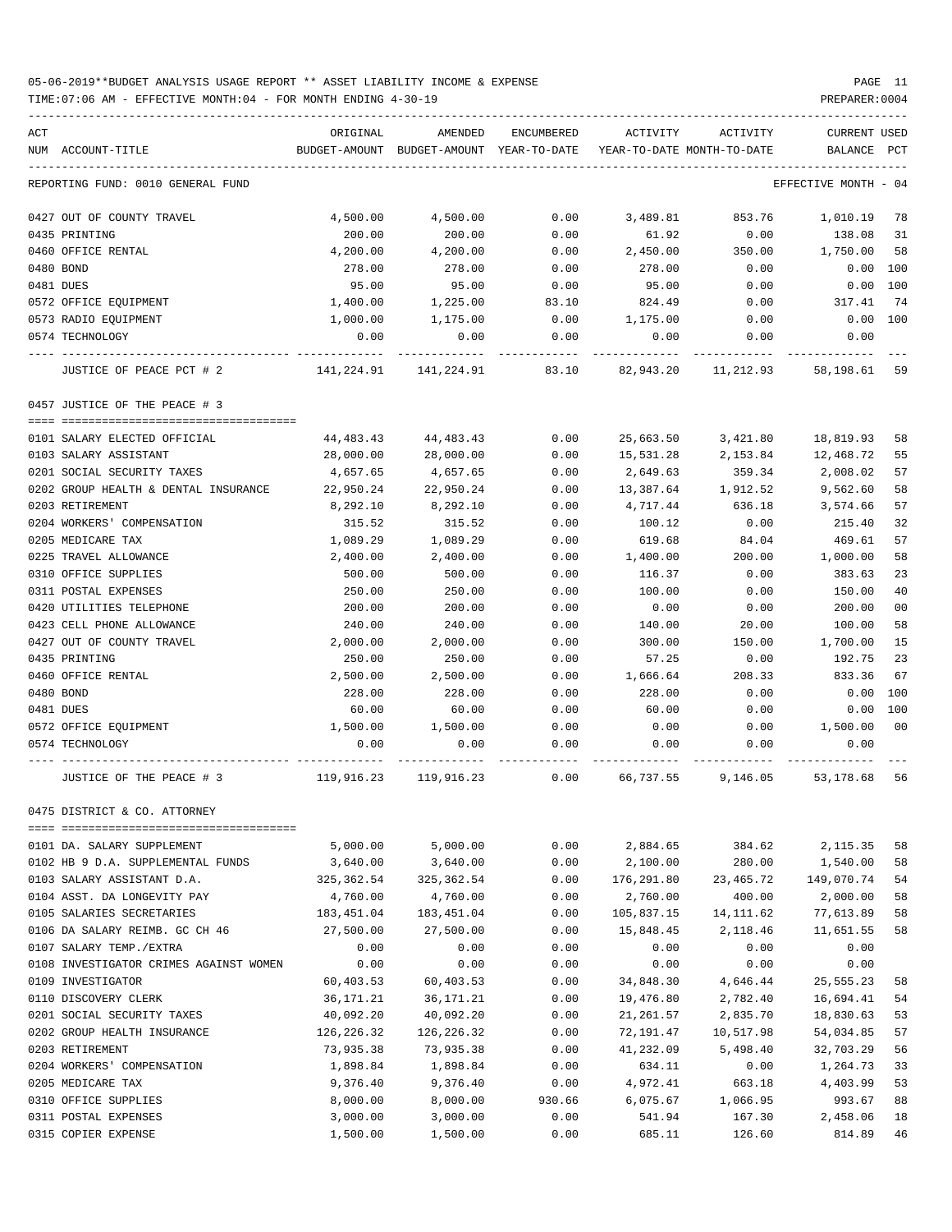05-06-2019**BUDGET ANALYSIS USAGE REPORT ** ASSET LIABILITY INCOME & EXPENSE

TIME:07:06 AM - EFFECTIVE MONTH:04 - FOR MONTH ENDING 4-30-19

PREPARER:0004

| ACT NUM | ACCOUNT-TITLE | ORIGINAL BUDGET-AMOUNT | AMENDED BUDGET-AMOUNT | ENCUMBERED YEAR-TO-DATE | ACTIVITY YEAR-TO-DATE | ACTIVITY MONTH-TO-DATE | CURRENT BALANCE | USED PCT |
|---|---|---|---|---|---|---|---|---|
| | REPORTING FUND: 0010 GENERAL FUND | | | | | | EFFECTIVE MONTH - 04 | |
| 0427 | OUT OF COUNTY TRAVEL | 4,500.00 | 4,500.00 | 0.00 | 3,489.81 | 853.76 | 1,010.19 | 78 |
| 0435 | PRINTING | 200.00 | 200.00 | 0.00 | 61.92 | 0.00 | 138.08 | 31 |
| 0460 | OFFICE RENTAL | 4,200.00 | 4,200.00 | 0.00 | 2,450.00 | 350.00 | 1,750.00 | 58 |
| 0480 | BOND | 278.00 | 278.00 | 0.00 | 278.00 | 0.00 | 0.00 | 100 |
| 0481 | DUES | 95.00 | 95.00 | 0.00 | 95.00 | 0.00 | 0.00 | 100 |
| 0572 | OFFICE EQUIPMENT | 1,400.00 | 1,225.00 | 83.10 | 824.49 | 0.00 | 317.41 | 74 |
| 0573 | RADIO EQUIPMENT | 1,000.00 | 1,175.00 | 0.00 | 1,175.00 | 0.00 | 0.00 | 100 |
| 0574 | TECHNOLOGY | 0.00 | 0.00 | 0.00 | 0.00 | 0.00 | 0.00 | |
| | JUSTICE OF PEACE PCT # 2 | 141,224.91 | 141,224.91 | 83.10 | 82,943.20 | 11,212.93 | 58,198.61 | 59 |
| | 0457 JUSTICE OF THE PEACE # 3 | | | | | | | |
| 0101 | SALARY ELECTED OFFICIAL | 44,483.43 | 44,483.43 | 0.00 | 25,663.50 | 3,421.80 | 18,819.93 | 58 |
| 0103 | SALARY ASSISTANT | 28,000.00 | 28,000.00 | 0.00 | 15,531.28 | 2,153.84 | 12,468.72 | 55 |
| 0201 | SOCIAL SECURITY TAXES | 4,657.65 | 4,657.65 | 0.00 | 2,649.63 | 359.34 | 2,008.02 | 57 |
| 0202 | GROUP HEALTH & DENTAL INSURANCE | 22,950.24 | 22,950.24 | 0.00 | 13,387.64 | 1,912.52 | 9,562.60 | 58 |
| 0203 | RETIREMENT | 8,292.10 | 8,292.10 | 0.00 | 4,717.44 | 636.18 | 3,574.66 | 57 |
| 0204 | WORKERS' COMPENSATION | 315.52 | 315.52 | 0.00 | 100.12 | 0.00 | 215.40 | 32 |
| 0205 | MEDICARE TAX | 1,089.29 | 1,089.29 | 0.00 | 619.68 | 84.04 | 469.61 | 57 |
| 0225 | TRAVEL ALLOWANCE | 2,400.00 | 2,400.00 | 0.00 | 1,400.00 | 200.00 | 1,000.00 | 58 |
| 0310 | OFFICE SUPPLIES | 500.00 | 500.00 | 0.00 | 116.37 | 0.00 | 383.63 | 23 |
| 0311 | POSTAL EXPENSES | 250.00 | 250.00 | 0.00 | 100.00 | 0.00 | 150.00 | 40 |
| 0420 | UTILITIES TELEPHONE | 200.00 | 200.00 | 0.00 | 0.00 | 0.00 | 200.00 | 00 |
| 0423 | CELL PHONE ALLOWANCE | 240.00 | 240.00 | 0.00 | 140.00 | 20.00 | 100.00 | 58 |
| 0427 | OUT OF COUNTY TRAVEL | 2,000.00 | 2,000.00 | 0.00 | 300.00 | 150.00 | 1,700.00 | 15 |
| 0435 | PRINTING | 250.00 | 250.00 | 0.00 | 57.25 | 0.00 | 192.75 | 23 |
| 0460 | OFFICE RENTAL | 2,500.00 | 2,500.00 | 0.00 | 1,666.64 | 208.33 | 833.36 | 67 |
| 0480 | BOND | 228.00 | 228.00 | 0.00 | 228.00 | 0.00 | 0.00 | 100 |
| 0481 | DUES | 60.00 | 60.00 | 0.00 | 60.00 | 0.00 | 0.00 | 100 |
| 0572 | OFFICE EQUIPMENT | 1,500.00 | 1,500.00 | 0.00 | 0.00 | 0.00 | 1,500.00 | 00 |
| 0574 | TECHNOLOGY | 0.00 | 0.00 | 0.00 | 0.00 | 0.00 | 0.00 | |
| | JUSTICE OF THE PEACE # 3 | 119,916.23 | 119,916.23 | 0.00 | 66,737.55 | 9,146.05 | 53,178.68 | 56 |
| | 0475 DISTRICT & CO. ATTORNEY | | | | | | | |
| 0101 | DA. SALARY SUPPLEMENT | 5,000.00 | 5,000.00 | 0.00 | 2,884.65 | 384.62 | 2,115.35 | 58 |
| 0102 | HB 9 D.A. SUPPLEMENTAL FUNDS | 3,640.00 | 3,640.00 | 0.00 | 2,100.00 | 280.00 | 1,540.00 | 58 |
| 0103 | SALARY ASSISTANT D.A. | 325,362.54 | 325,362.54 | 0.00 | 176,291.80 | 23,465.72 | 149,070.74 | 54 |
| 0104 | ASST. DA LONGEVITY PAY | 4,760.00 | 4,760.00 | 0.00 | 2,760.00 | 400.00 | 2,000.00 | 58 |
| 0105 | SALARIES SECRETARIES | 183,451.04 | 183,451.04 | 0.00 | 105,837.15 | 14,111.62 | 77,613.89 | 58 |
| 0106 | DA SALARY REIMB. GC CH 46 | 27,500.00 | 27,500.00 | 0.00 | 15,848.45 | 2,118.46 | 11,651.55 | 58 |
| 0107 | SALARY TEMP./EXTRA | 0.00 | 0.00 | 0.00 | 0.00 | 0.00 | 0.00 | |
| 0108 | INVESTIGATOR CRIMES AGAINST WOMEN | 0.00 | 0.00 | 0.00 | 0.00 | 0.00 | 0.00 | |
| 0109 | INVESTIGATOR | 60,403.53 | 60,403.53 | 0.00 | 34,848.30 | 4,646.44 | 25,555.23 | 58 |
| 0110 | DISCOVERY CLERK | 36,171.21 | 36,171.21 | 0.00 | 19,476.80 | 2,782.40 | 16,694.41 | 54 |
| 0201 | SOCIAL SECURITY TAXES | 40,092.20 | 40,092.20 | 0.00 | 21,261.57 | 2,835.70 | 18,830.63 | 53 |
| 0202 | GROUP HEALTH INSURANCE | 126,226.32 | 126,226.32 | 0.00 | 72,191.47 | 10,517.98 | 54,034.85 | 57 |
| 0203 | RETIREMENT | 73,935.38 | 73,935.38 | 0.00 | 41,232.09 | 5,498.40 | 32,703.29 | 56 |
| 0204 | WORKERS' COMPENSATION | 1,898.84 | 1,898.84 | 0.00 | 634.11 | 0.00 | 1,264.73 | 33 |
| 0205 | MEDICARE TAX | 9,376.40 | 9,376.40 | 0.00 | 4,972.41 | 663.18 | 4,403.99 | 53 |
| 0310 | OFFICE SUPPLIES | 8,000.00 | 8,000.00 | 930.66 | 6,075.67 | 1,066.95 | 993.67 | 88 |
| 0311 | POSTAL EXPENSES | 3,000.00 | 3,000.00 | 0.00 | 541.94 | 167.30 | 2,458.06 | 18 |
| 0315 | COPIER EXPENSE | 1,500.00 | 1,500.00 | 0.00 | 685.11 | 126.60 | 814.89 | 46 |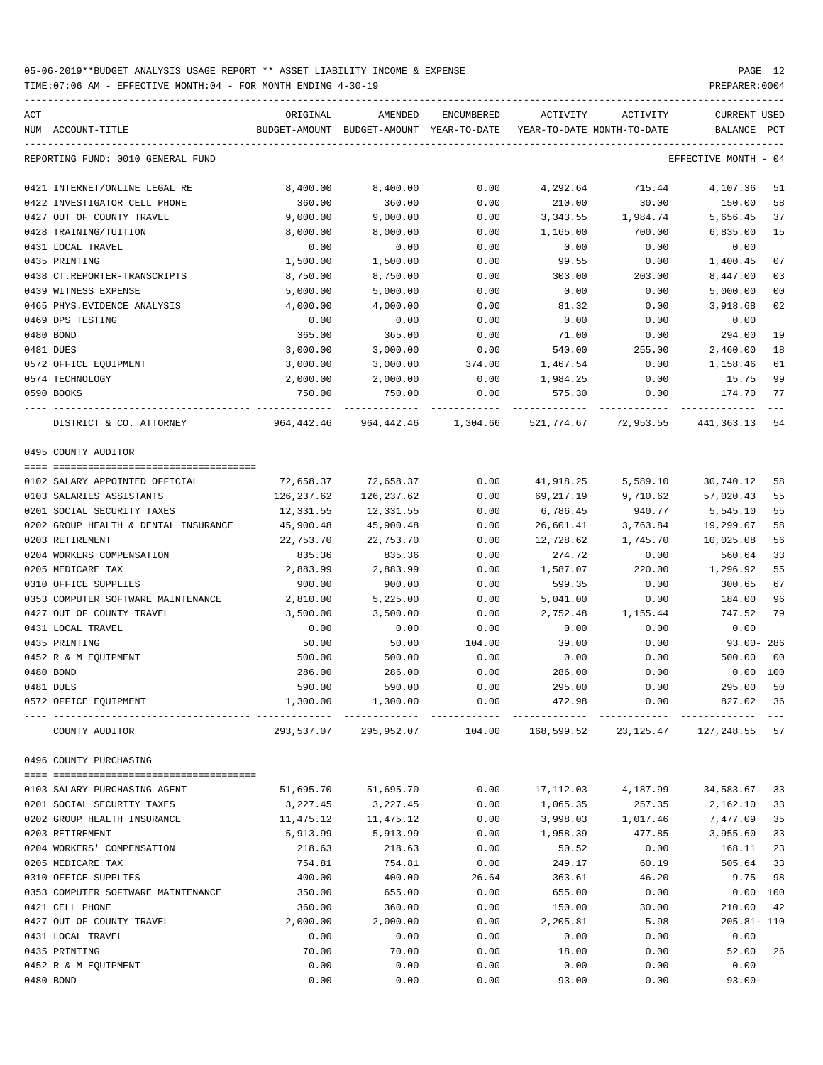05-06-2019**BUDGET ANALYSIS USAGE REPORT ** ASSET LIABILITY INCOME & EXPENSE

TIME:07:06 AM - EFFECTIVE MONTH:04 - FOR MONTH ENDING 4-30-19

PREPARER:0004

| ACT NUM | ACCOUNT-TITLE | ORIGINAL BUDGET-AMOUNT | AMENDED BUDGET-AMOUNT | ENCUMBERED YEAR-TO-DATE | ACTIVITY YEAR-TO-DATE | ACTIVITY MONTH-TO-DATE | CURRENT BALANCE | USED PCT |
|---|---|---|---|---|---|---|---|---|
| REPORTING FUND: 0010 GENERAL FUND | | | | | | | EFFECTIVE MONTH - 04 | |
| 0421 | INTERNET/ONLINE LEGAL RE | 8,400.00 | 8,400.00 | 0.00 | 4,292.64 | 715.44 | 4,107.36 | 51 |
| 0422 | INVESTIGATOR CELL PHONE | 360.00 | 360.00 | 0.00 | 210.00 | 30.00 | 150.00 | 58 |
| 0427 | OUT OF COUNTY TRAVEL | 9,000.00 | 9,000.00 | 0.00 | 3,343.55 | 1,984.74 | 5,656.45 | 37 |
| 0428 | TRAINING/TUITION | 8,000.00 | 8,000.00 | 0.00 | 1,165.00 | 700.00 | 6,835.00 | 15 |
| 0431 | LOCAL TRAVEL | 0.00 | 0.00 | 0.00 | 0.00 | 0.00 | 0.00 | |
| 0435 | PRINTING | 1,500.00 | 1,500.00 | 0.00 | 99.55 | 0.00 | 1,400.45 | 07 |
| 0438 | CT.REPORTER-TRANSCRIPTS | 8,750.00 | 8,750.00 | 0.00 | 303.00 | 203.00 | 8,447.00 | 03 |
| 0439 | WITNESS EXPENSE | 5,000.00 | 5,000.00 | 0.00 | 0.00 | 0.00 | 5,000.00 | 00 |
| 0465 | PHYS.EVIDENCE ANALYSIS | 4,000.00 | 4,000.00 | 0.00 | 81.32 | 0.00 | 3,918.68 | 02 |
| 0469 | DPS TESTING | 0.00 | 0.00 | 0.00 | 0.00 | 0.00 | 0.00 | |
| 0480 | BOND | 365.00 | 365.00 | 0.00 | 71.00 | 0.00 | 294.00 | 19 |
| 0481 | DUES | 3,000.00 | 3,000.00 | 0.00 | 540.00 | 255.00 | 2,460.00 | 18 |
| 0572 | OFFICE EQUIPMENT | 3,000.00 | 3,000.00 | 374.00 | 1,467.54 | 0.00 | 1,158.46 | 61 |
| 0574 | TECHNOLOGY | 2,000.00 | 2,000.00 | 0.00 | 1,984.25 | 0.00 | 15.75 | 99 |
| 0590 | BOOKS | 750.00 | 750.00 | 0.00 | 575.30 | 0.00 | 174.70 | 77 |
| | DISTRICT & CO. ATTORNEY | 964,442.46 | 964,442.46 | 1,304.66 | 521,774.67 | 72,953.55 | 441,363.13 | 54 |
| | **0495 COUNTY AUDITOR** | | | | | | | |
| 0102 | SALARY APPOINTED OFFICIAL | 72,658.37 | 72,658.37 | 0.00 | 41,918.25 | 5,589.10 | 30,740.12 | 58 |
| 0103 | SALARIES ASSISTANTS | 126,237.62 | 126,237.62 | 0.00 | 69,217.19 | 9,710.62 | 57,020.43 | 55 |
| 0201 | SOCIAL SECURITY TAXES | 12,331.55 | 12,331.55 | 0.00 | 6,786.45 | 940.77 | 5,545.10 | 55 |
| 0202 | GROUP HEALTH & DENTAL INSURANCE | 45,900.48 | 45,900.48 | 0.00 | 26,601.41 | 3,763.84 | 19,299.07 | 58 |
| 0203 | RETIREMENT | 22,753.70 | 22,753.70 | 0.00 | 12,728.62 | 1,745.70 | 10,025.08 | 56 |
| 0204 | WORKERS COMPENSATION | 835.36 | 835.36 | 0.00 | 274.72 | 0.00 | 560.64 | 33 |
| 0205 | MEDICARE TAX | 2,883.99 | 2,883.99 | 0.00 | 1,587.07 | 220.00 | 1,296.92 | 55 |
| 0310 | OFFICE SUPPLIES | 900.00 | 900.00 | 0.00 | 599.35 | 0.00 | 300.65 | 67 |
| 0353 | COMPUTER SOFTWARE MAINTENANCE | 2,810.00 | 5,225.00 | 0.00 | 5,041.00 | 0.00 | 184.00 | 96 |
| 0427 | OUT OF COUNTY TRAVEL | 3,500.00 | 3,500.00 | 0.00 | 2,752.48 | 1,155.44 | 747.52 | 79 |
| 0431 | LOCAL TRAVEL | 0.00 | 0.00 | 0.00 | 0.00 | 0.00 | 0.00 | |
| 0435 | PRINTING | 50.00 | 50.00 | 104.00 | 39.00 | 0.00 | 93.00- | 286 |
| 0452 | R & M EQUIPMENT | 500.00 | 500.00 | 0.00 | 0.00 | 0.00 | 500.00 | 00 |
| 0480 | BOND | 286.00 | 286.00 | 0.00 | 286.00 | 0.00 | 0.00 | 100 |
| 0481 | DUES | 590.00 | 590.00 | 0.00 | 295.00 | 0.00 | 295.00 | 50 |
| 0572 | OFFICE EQUIPMENT | 1,300.00 | 1,300.00 | 0.00 | 472.98 | 0.00 | 827.02 | 36 |
| | COUNTY AUDITOR | 293,537.07 | 295,952.07 | 104.00 | 168,599.52 | 23,125.47 | 127,248.55 | 57 |
| | **0496 COUNTY PURCHASING** | | | | | | | |
| 0103 | SALARY PURCHASING AGENT | 51,695.70 | 51,695.70 | 0.00 | 17,112.03 | 4,187.99 | 34,583.67 | 33 |
| 0201 | SOCIAL SECURITY TAXES | 3,227.45 | 3,227.45 | 0.00 | 1,065.35 | 257.35 | 2,162.10 | 33 |
| 0202 | GROUP HEALTH INSURANCE | 11,475.12 | 11,475.12 | 0.00 | 3,998.03 | 1,017.46 | 7,477.09 | 35 |
| 0203 | RETIREMENT | 5,913.99 | 5,913.99 | 0.00 | 1,958.39 | 477.85 | 3,955.60 | 33 |
| 0204 | WORKERS' COMPENSATION | 218.63 | 218.63 | 0.00 | 50.52 | 0.00 | 168.11 | 23 |
| 0205 | MEDICARE TAX | 754.81 | 754.81 | 0.00 | 249.17 | 60.19 | 505.64 | 33 |
| 0310 | OFFICE SUPPLIES | 400.00 | 400.00 | 26.64 | 363.61 | 46.20 | 9.75 | 98 |
| 0353 | COMPUTER SOFTWARE MAINTENANCE | 350.00 | 655.00 | 0.00 | 655.00 | 0.00 | 0.00 | 100 |
| 0421 | CELL PHONE | 360.00 | 360.00 | 0.00 | 150.00 | 30.00 | 210.00 | 42 |
| 0427 | OUT OF COUNTY TRAVEL | 2,000.00 | 2,000.00 | 0.00 | 2,205.81 | 5.98 | 205.81- | 110 |
| 0431 | LOCAL TRAVEL | 0.00 | 0.00 | 0.00 | 0.00 | 0.00 | 0.00 | |
| 0435 | PRINTING | 70.00 | 70.00 | 0.00 | 18.00 | 0.00 | 52.00 | 26 |
| 0452 | R & M EQUIPMENT | 0.00 | 0.00 | 0.00 | 0.00 | 0.00 | 0.00 | |
| 0480 | BOND | 0.00 | 0.00 | 0.00 | 93.00 | 0.00 | 93.00- | |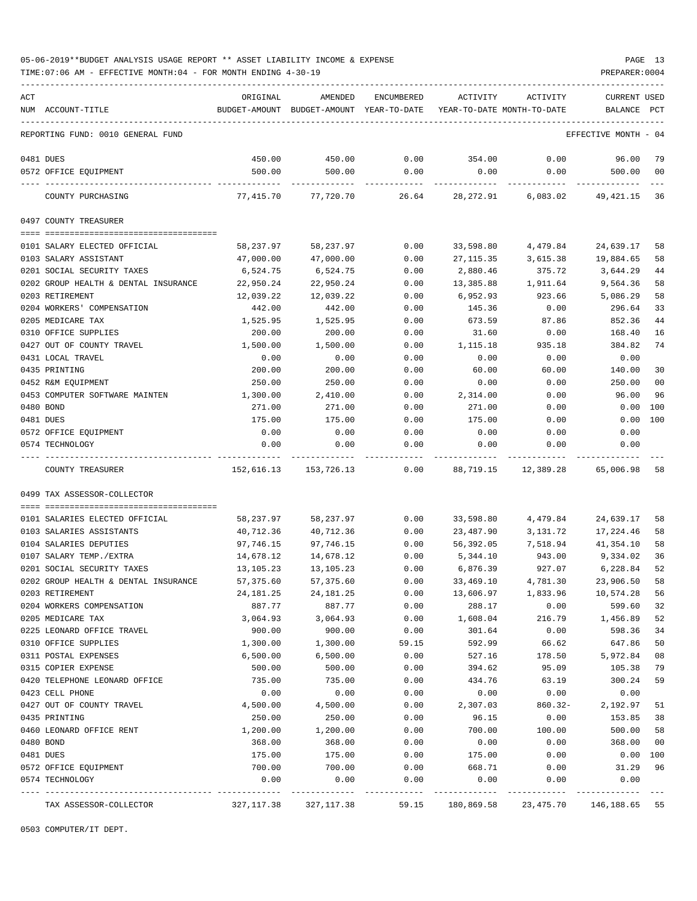05-06-2019**BUDGET ANALYSIS USAGE REPORT ** ASSET LIABILITY INCOME & EXPENSE

TIME:07:06 AM - EFFECTIVE MONTH:04 - FOR MONTH ENDING 4-30-19

PREPARER:0004

| ACT NUM | ACCOUNT-TITLE | ORIGINAL BUDGET-AMOUNT | AMENDED BUDGET-AMOUNT | ENCUMBERED YEAR-TO-DATE | ACTIVITY YEAR-TO-DATE | ACTIVITY MONTH-TO-DATE | CURRENT BALANCE | USED PCT |
|---|---|---|---|---|---|---|---|---|
| | REPORTING FUND: 0010 GENERAL FUND | | | | | | EFFECTIVE MONTH - 04 | |
| 0481 | DUES | 450.00 | 450.00 | 0.00 | 354.00 | 0.00 | 96.00 | 79 |
| 0572 | OFFICE EQUIPMENT | 500.00 | 500.00 | 0.00 | 0.00 | 0.00 | 500.00 | 00 |
| | COUNTY PURCHASING | 77,415.70 | 77,720.70 | 26.64 | 28,272.91 | 6,083.02 | 49,421.15 | 36 |
| | **0497 COUNTY TREASURER** | | | | | | | |
| 0101 | SALARY ELECTED OFFICIAL | 58,237.97 | 58,237.97 | 0.00 | 33,598.80 | 4,479.84 | 24,639.17 | 58 |
| 0103 | SALARY ASSISTANT | 47,000.00 | 47,000.00 | 0.00 | 27,115.35 | 3,615.38 | 19,884.65 | 58 |
| 0201 | SOCIAL SECURITY TAXES | 6,524.75 | 6,524.75 | 0.00 | 2,880.46 | 375.72 | 3,644.29 | 44 |
| 0202 | GROUP HEALTH & DENTAL INSURANCE | 22,950.24 | 22,950.24 | 0.00 | 13,385.88 | 1,911.64 | 9,564.36 | 58 |
| 0203 | RETIREMENT | 12,039.22 | 12,039.22 | 0.00 | 6,952.93 | 923.66 | 5,086.29 | 58 |
| 0204 | WORKERS' COMPENSATION | 442.00 | 442.00 | 0.00 | 145.36 | 0.00 | 296.64 | 33 |
| 0205 | MEDICARE TAX | 1,525.95 | 1,525.95 | 0.00 | 673.59 | 87.86 | 852.36 | 44 |
| 0310 | OFFICE SUPPLIES | 200.00 | 200.00 | 0.00 | 31.60 | 0.00 | 168.40 | 16 |
| 0427 | OUT OF COUNTY TRAVEL | 1,500.00 | 1,500.00 | 0.00 | 1,115.18 | 935.18 | 384.82 | 74 |
| 0431 | LOCAL TRAVEL | 0.00 | 0.00 | 0.00 | 0.00 | 0.00 | 0.00 | |
| 0435 | PRINTING | 200.00 | 200.00 | 0.00 | 60.00 | 60.00 | 140.00 | 30 |
| 0452 | R&M EQUIPMENT | 250.00 | 250.00 | 0.00 | 0.00 | 0.00 | 250.00 | 00 |
| 0453 | COMPUTER SOFTWARE MAINTEN | 1,300.00 | 2,410.00 | 0.00 | 2,314.00 | 0.00 | 96.00 | 96 |
| 0480 | BOND | 271.00 | 271.00 | 0.00 | 271.00 | 0.00 | 0.00 | 100 |
| 0481 | DUES | 175.00 | 175.00 | 0.00 | 175.00 | 0.00 | 0.00 | 100 |
| 0572 | OFFICE EQUIPMENT | 0.00 | 0.00 | 0.00 | 0.00 | 0.00 | 0.00 | |
| 0574 | TECHNOLOGY | 0.00 | 0.00 | 0.00 | 0.00 | 0.00 | 0.00 | |
| | COUNTY TREASURER | 152,616.13 | 153,726.13 | 0.00 | 88,719.15 | 12,389.28 | 65,006.98 | 58 |
| | **0499 TAX ASSESSOR-COLLECTOR** | | | | | | | |
| 0101 | SALARIES ELECTED OFFICIAL | 58,237.97 | 58,237.97 | 0.00 | 33,598.80 | 4,479.84 | 24,639.17 | 58 |
| 0103 | SALARIES ASSISTANTS | 40,712.36 | 40,712.36 | 0.00 | 23,487.90 | 3,131.72 | 17,224.46 | 58 |
| 0104 | SALARIES DEPUTIES | 97,746.15 | 97,746.15 | 0.00 | 56,392.05 | 7,518.94 | 41,354.10 | 58 |
| 0107 | SALARY TEMP./EXTRA | 14,678.12 | 14,678.12 | 0.00 | 5,344.10 | 943.00 | 9,334.02 | 36 |
| 0201 | SOCIAL SECURITY TAXES | 13,105.23 | 13,105.23 | 0.00 | 6,876.39 | 927.07 | 6,228.84 | 52 |
| 0202 | GROUP HEALTH & DENTAL INSURANCE | 57,375.60 | 57,375.60 | 0.00 | 33,469.10 | 4,781.30 | 23,906.50 | 58 |
| 0203 | RETIREMENT | 24,181.25 | 24,181.25 | 0.00 | 13,606.97 | 1,833.96 | 10,574.28 | 56 |
| 0204 | WORKERS COMPENSATION | 887.77 | 887.77 | 0.00 | 288.17 | 0.00 | 599.60 | 32 |
| 0205 | MEDICARE TAX | 3,064.93 | 3,064.93 | 0.00 | 1,608.04 | 216.79 | 1,456.89 | 52 |
| 0225 | LEONARD OFFICE TRAVEL | 900.00 | 900.00 | 0.00 | 301.64 | 0.00 | 598.36 | 34 |
| 0310 | OFFICE SUPPLIES | 1,300.00 | 1,300.00 | 59.15 | 592.99 | 66.62 | 647.86 | 50 |
| 0311 | POSTAL EXPENSES | 6,500.00 | 6,500.00 | 0.00 | 527.16 | 178.50 | 5,972.84 | 08 |
| 0315 | COPIER EXPENSE | 500.00 | 500.00 | 0.00 | 394.62 | 95.09 | 105.38 | 79 |
| 0420 | TELEPHONE LEONARD OFFICE | 735.00 | 735.00 | 0.00 | 434.76 | 63.19 | 300.24 | 59 |
| 0423 | CELL PHONE | 0.00 | 0.00 | 0.00 | 0.00 | 0.00 | 0.00 | |
| 0427 | OUT OF COUNTY TRAVEL | 4,500.00 | 4,500.00 | 0.00 | 2,307.03 | 860.32- | 2,192.97 | 51 |
| 0435 | PRINTING | 250.00 | 250.00 | 0.00 | 96.15 | 0.00 | 153.85 | 38 |
| 0460 | LEONARD OFFICE RENT | 1,200.00 | 1,200.00 | 0.00 | 700.00 | 100.00 | 500.00 | 58 |
| 0480 | BOND | 368.00 | 368.00 | 0.00 | 0.00 | 0.00 | 368.00 | 00 |
| 0481 | DUES | 175.00 | 175.00 | 0.00 | 175.00 | 0.00 | 0.00 | 100 |
| 0572 | OFFICE EQUIPMENT | 700.00 | 700.00 | 0.00 | 668.71 | 0.00 | 31.29 | 96 |
| 0574 | TECHNOLOGY | 0.00 | 0.00 | 0.00 | 0.00 | 0.00 | 0.00 | |
| | TAX ASSESSOR-COLLECTOR | 327,117.38 | 327,117.38 | 59.15 | 180,869.58 | 23,475.70 | 146,188.65 | 55 |

0503 COMPUTER/IT DEPT.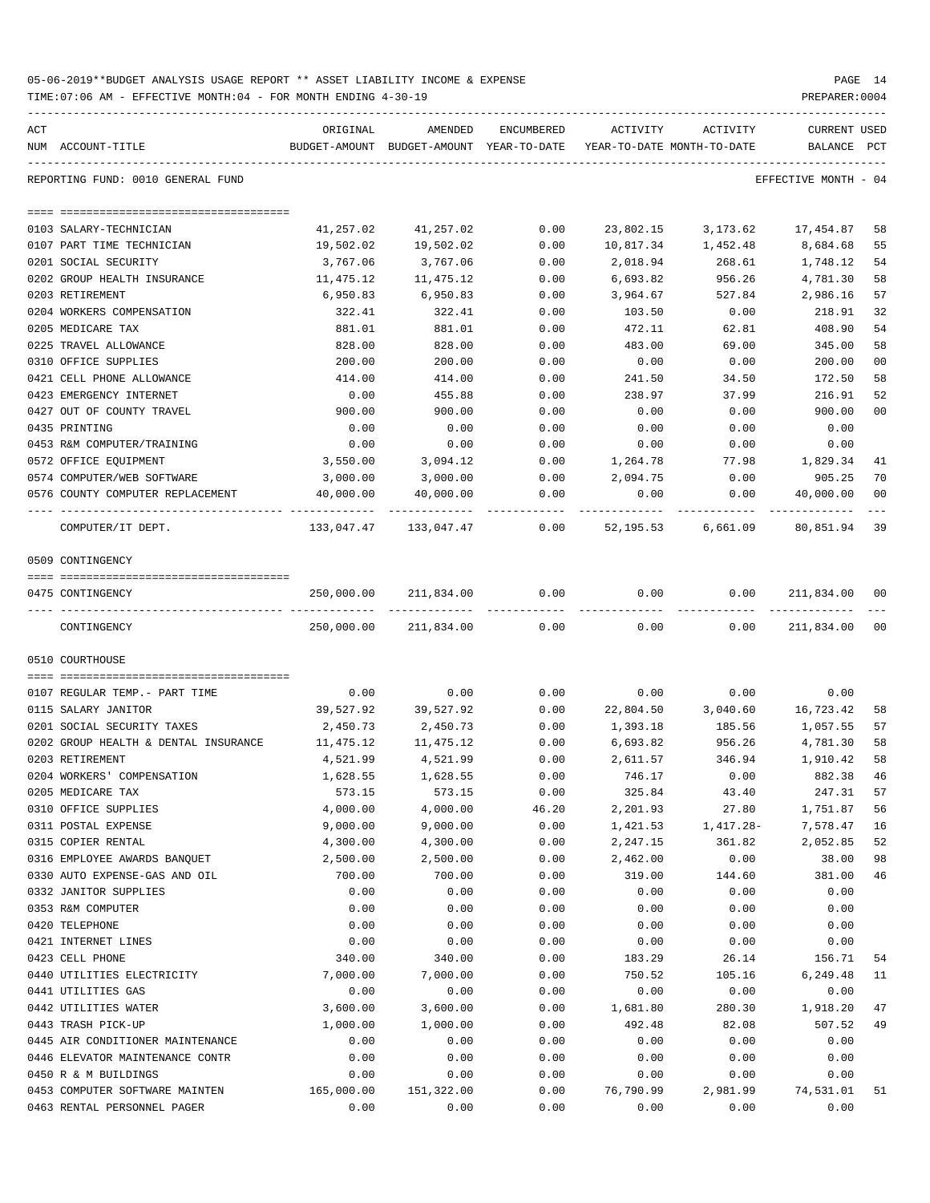05-06-2019**BUDGET ANALYSIS USAGE REPORT ** ASSET LIABILITY INCOME & EXPENSE

TIME:07:06 AM - EFFECTIVE MONTH:04 - FOR MONTH ENDING 4-30-19

PREPARER:0004

REPORTING FUND: 0010 GENERAL FUND — EFFECTIVE MONTH - 04

| ACT NUM | ACCOUNT-TITLE | ORIGINAL BUDGET-AMOUNT | AMENDED BUDGET-AMOUNT | ENCUMBERED YEAR-TO-DATE | ACTIVITY YEAR-TO-DATE | ACTIVITY MONTH-TO-DATE | CURRENT BALANCE | USED PCT |
|---|---|---|---|---|---|---|---|---|
| 0103 | SALARY-TECHNICIAN | 41,257.02 | 41,257.02 | 0.00 | 23,802.15 | 3,173.62 | 17,454.87 | 58 |
| 0107 | PART TIME TECHNICIAN | 19,502.02 | 19,502.02 | 0.00 | 10,817.34 | 1,452.48 | 8,684.68 | 55 |
| 0201 | SOCIAL SECURITY | 3,767.06 | 3,767.06 | 0.00 | 2,018.94 | 268.61 | 1,748.12 | 54 |
| 0202 | GROUP HEALTH INSURANCE | 11,475.12 | 11,475.12 | 0.00 | 6,693.82 | 956.26 | 4,781.30 | 58 |
| 0203 | RETIREMENT | 6,950.83 | 6,950.83 | 0.00 | 3,964.67 | 527.84 | 2,986.16 | 57 |
| 0204 | WORKERS COMPENSATION | 322.41 | 322.41 | 0.00 | 103.50 | 0.00 | 218.91 | 32 |
| 0205 | MEDICARE TAX | 881.01 | 881.01 | 0.00 | 472.11 | 62.81 | 408.90 | 54 |
| 0225 | TRAVEL ALLOWANCE | 828.00 | 828.00 | 0.00 | 483.00 | 69.00 | 345.00 | 58 |
| 0310 | OFFICE SUPPLIES | 200.00 | 200.00 | 0.00 | 0.00 | 0.00 | 200.00 | 00 |
| 0421 | CELL PHONE ALLOWANCE | 414.00 | 414.00 | 0.00 | 241.50 | 34.50 | 172.50 | 58 |
| 0423 | EMERGENCY INTERNET | 0.00 | 455.88 | 0.00 | 238.97 | 37.99 | 216.91 | 52 |
| 0427 | OUT OF COUNTY TRAVEL | 900.00 | 900.00 | 0.00 | 0.00 | 0.00 | 900.00 | 00 |
| 0435 | PRINTING | 0.00 | 0.00 | 0.00 | 0.00 | 0.00 | 0.00 | |
| 0453 | R&M COMPUTER/TRAINING | 0.00 | 0.00 | 0.00 | 0.00 | 0.00 | 0.00 | |
| 0572 | OFFICE EQUIPMENT | 3,550.00 | 3,094.12 | 0.00 | 1,264.78 | 77.98 | 1,829.34 | 41 |
| 0574 | COMPUTER/WEB SOFTWARE | 3,000.00 | 3,000.00 | 0.00 | 2,094.75 | 0.00 | 905.25 | 70 |
| 0576 | COUNTY COMPUTER REPLACEMENT | 40,000.00 | 40,000.00 | 0.00 | 0.00 | 0.00 | 40,000.00 | 00 |
| | COMPUTER/IT DEPT. | 133,047.47 | 133,047.47 | 0.00 | 52,195.53 | 6,661.09 | 80,851.94 | 39 |
| | **0509 CONTINGENCY** | | | | | | | |
| 0475 | CONTINGENCY | 250,000.00 | 211,834.00 | 0.00 | 0.00 | 0.00 | 211,834.00 | 00 |
| | CONTINGENCY | 250,000.00 | 211,834.00 | 0.00 | 0.00 | 0.00 | 211,834.00 | 00 |
| | **0510 COURTHOUSE** | | | | | | | |
| 0107 | REGULAR TEMP.- PART TIME | 0.00 | 0.00 | 0.00 | 0.00 | 0.00 | 0.00 | |
| 0115 | SALARY JANITOR | 39,527.92 | 39,527.92 | 0.00 | 22,804.50 | 3,040.60 | 16,723.42 | 58 |
| 0201 | SOCIAL SECURITY TAXES | 2,450.73 | 2,450.73 | 0.00 | 1,393.18 | 185.56 | 1,057.55 | 57 |
| 0202 | GROUP HEALTH & DENTAL INSURANCE | 11,475.12 | 11,475.12 | 0.00 | 6,693.82 | 956.26 | 4,781.30 | 58 |
| 0203 | RETIREMENT | 4,521.99 | 4,521.99 | 0.00 | 2,611.57 | 346.94 | 1,910.42 | 58 |
| 0204 | WORKERS' COMPENSATION | 1,628.55 | 1,628.55 | 0.00 | 746.17 | 0.00 | 882.38 | 46 |
| 0205 | MEDICARE TAX | 573.15 | 573.15 | 0.00 | 325.84 | 43.40 | 247.31 | 57 |
| 0310 | OFFICE SUPPLIES | 4,000.00 | 4,000.00 | 46.20 | 2,201.93 | 27.80 | 1,751.87 | 56 |
| 0311 | POSTAL EXPENSE | 9,000.00 | 9,000.00 | 0.00 | 1,421.53 | 1,417.28- | 7,578.47 | 16 |
| 0315 | COPIER RENTAL | 4,300.00 | 4,300.00 | 0.00 | 2,247.15 | 361.82 | 2,052.85 | 52 |
| 0316 | EMPLOYEE AWARDS BANQUET | 2,500.00 | 2,500.00 | 0.00 | 2,462.00 | 0.00 | 38.00 | 98 |
| 0330 | AUTO EXPENSE-GAS AND OIL | 700.00 | 700.00 | 0.00 | 319.00 | 144.60 | 381.00 | 46 |
| 0332 | JANITOR SUPPLIES | 0.00 | 0.00 | 0.00 | 0.00 | 0.00 | 0.00 | |
| 0353 | R&M COMPUTER | 0.00 | 0.00 | 0.00 | 0.00 | 0.00 | 0.00 | |
| 0420 | TELEPHONE | 0.00 | 0.00 | 0.00 | 0.00 | 0.00 | 0.00 | |
| 0421 | INTERNET LINES | 0.00 | 0.00 | 0.00 | 0.00 | 0.00 | 0.00 | |
| 0423 | CELL PHONE | 340.00 | 340.00 | 0.00 | 183.29 | 26.14 | 156.71 | 54 |
| 0440 | UTILITIES ELECTRICITY | 7,000.00 | 7,000.00 | 0.00 | 750.52 | 105.16 | 6,249.48 | 11 |
| 0441 | UTILITIES GAS | 0.00 | 0.00 | 0.00 | 0.00 | 0.00 | 0.00 | |
| 0442 | UTILITIES WATER | 3,600.00 | 3,600.00 | 0.00 | 1,681.80 | 280.30 | 1,918.20 | 47 |
| 0443 | TRASH PICK-UP | 1,000.00 | 1,000.00 | 0.00 | 492.48 | 82.08 | 507.52 | 49 |
| 0445 | AIR CONDITIONER MAINTENANCE | 0.00 | 0.00 | 0.00 | 0.00 | 0.00 | 0.00 | |
| 0446 | ELEVATOR MAINTENANCE CONTR | 0.00 | 0.00 | 0.00 | 0.00 | 0.00 | 0.00 | |
| 0450 | R & M BUILDINGS | 0.00 | 0.00 | 0.00 | 0.00 | 0.00 | 0.00 | |
| 0453 | COMPUTER SOFTWARE MAINTEN | 165,000.00 | 151,322.00 | 0.00 | 76,790.99 | 2,981.99 | 74,531.01 | 51 |
| 0463 | RENTAL PERSONNEL PAGER | 0.00 | 0.00 | 0.00 | 0.00 | 0.00 | 0.00 | |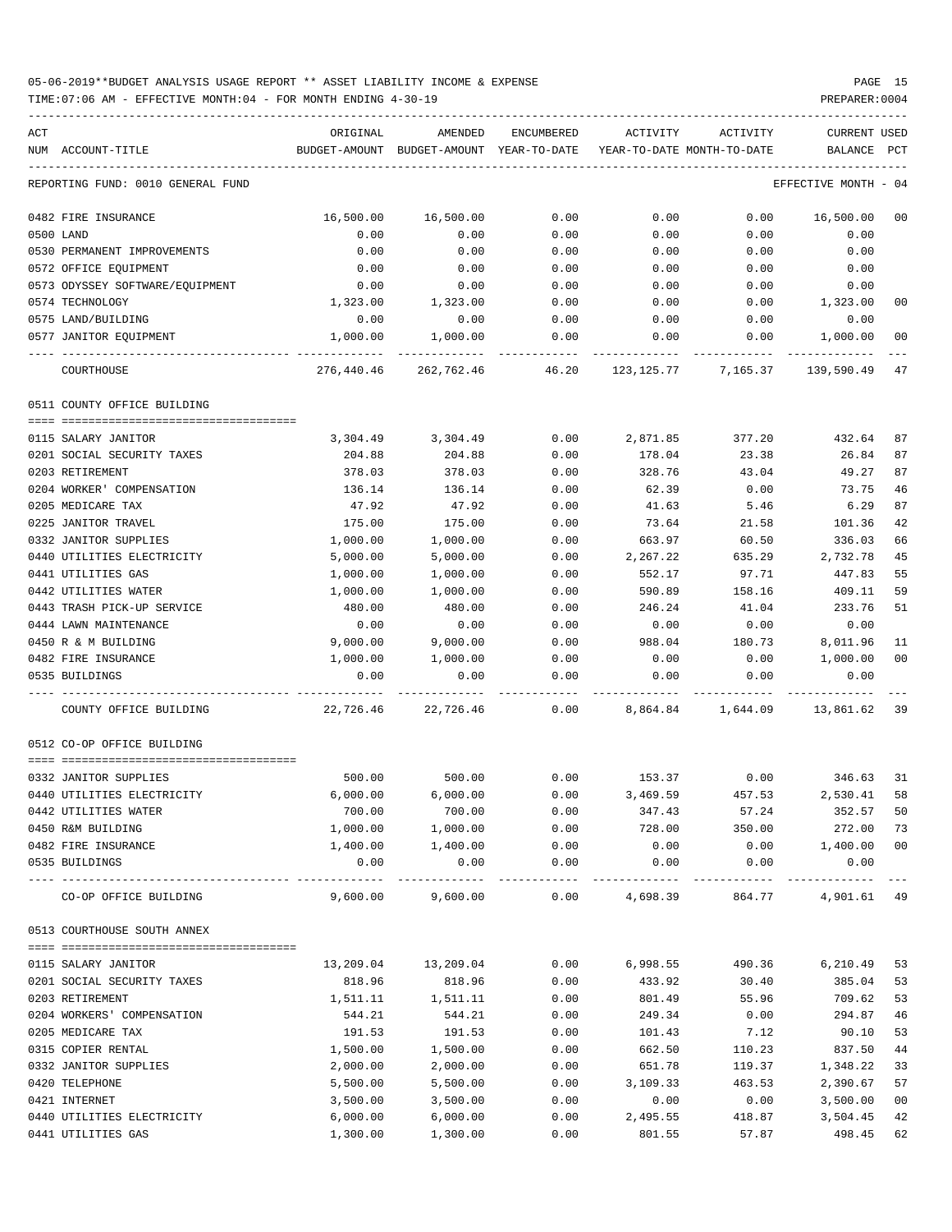05-06-2019**BUDGET ANALYSIS USAGE REPORT ** ASSET LIABILITY INCOME & EXPENSE

TIME:07:06 AM - EFFECTIVE MONTH:04 - FOR MONTH ENDING 4-30-19

| ACT NUM | ACCOUNT-TITLE | ORIGINAL BUDGET-AMOUNT | AMENDED BUDGET-AMOUNT | ENCUMBERED YEAR-TO-DATE | ACTIVITY YEAR-TO-DATE | ACTIVITY MONTH-TO-DATE | CURRENT BALANCE | USED PCT |
|---|---|---|---|---|---|---|---|---|
| | REPORTING FUND: 0010 GENERAL FUND | | | | | | EFFECTIVE MONTH - 04 | |
| 0482 | FIRE INSURANCE | 16,500.00 | 16,500.00 | 0.00 | 0.00 | 0.00 | 16,500.00 | 00 |
| 0500 | LAND | 0.00 | 0.00 | 0.00 | 0.00 | 0.00 | 0.00 | |
| 0530 | PERMANENT IMPROVEMENTS | 0.00 | 0.00 | 0.00 | 0.00 | 0.00 | 0.00 | |
| 0572 | OFFICE EQUIPMENT | 0.00 | 0.00 | 0.00 | 0.00 | 0.00 | 0.00 | |
| 0573 | ODYSSEY SOFTWARE/EQUIPMENT | 0.00 | 0.00 | 0.00 | 0.00 | 0.00 | 0.00 | |
| 0574 | TECHNOLOGY | 1,323.00 | 1,323.00 | 0.00 | 0.00 | 0.00 | 1,323.00 | 00 |
| 0575 | LAND/BUILDING | 0.00 | 0.00 | 0.00 | 0.00 | 0.00 | 0.00 | |
| 0577 | JANITOR EQUIPMENT | 1,000.00 | 1,000.00 | 0.00 | 0.00 | 0.00 | 1,000.00 | 00 |
| | COURTHOUSE | 276,440.46 | 262,762.46 | 46.20 | 123,125.77 | 7,165.37 | 139,590.49 | 47 |
| | 0511 COUNTY OFFICE BUILDING | | | | | | | |
| 0115 | SALARY JANITOR | 3,304.49 | 3,304.49 | 0.00 | 2,871.85 | 377.20 | 432.64 | 87 |
| 0201 | SOCIAL SECURITY TAXES | 204.88 | 204.88 | 0.00 | 178.04 | 23.38 | 26.84 | 87 |
| 0203 | RETIREMENT | 378.03 | 378.03 | 0.00 | 328.76 | 43.04 | 49.27 | 87 |
| 0204 | WORKER' COMPENSATION | 136.14 | 136.14 | 0.00 | 62.39 | 0.00 | 73.75 | 46 |
| 0205 | MEDICARE TAX | 47.92 | 47.92 | 0.00 | 41.63 | 5.46 | 6.29 | 87 |
| 0225 | JANITOR TRAVEL | 175.00 | 175.00 | 0.00 | 73.64 | 21.58 | 101.36 | 42 |
| 0332 | JANITOR SUPPLIES | 1,000.00 | 1,000.00 | 0.00 | 663.97 | 60.50 | 336.03 | 66 |
| 0440 | UTILITIES ELECTRICITY | 5,000.00 | 5,000.00 | 0.00 | 2,267.22 | 635.29 | 2,732.78 | 45 |
| 0441 | UTILITIES GAS | 1,000.00 | 1,000.00 | 0.00 | 552.17 | 97.71 | 447.83 | 55 |
| 0442 | UTILITIES WATER | 1,000.00 | 1,000.00 | 0.00 | 590.89 | 158.16 | 409.11 | 59 |
| 0443 | TRASH PICK-UP SERVICE | 480.00 | 480.00 | 0.00 | 246.24 | 41.04 | 233.76 | 51 |
| 0444 | LAWN MAINTENANCE | 0.00 | 0.00 | 0.00 | 0.00 | 0.00 | 0.00 | |
| 0450 | R & M BUILDING | 9,000.00 | 9,000.00 | 0.00 | 988.04 | 180.73 | 8,011.96 | 11 |
| 0482 | FIRE INSURANCE | 1,000.00 | 1,000.00 | 0.00 | 0.00 | 0.00 | 1,000.00 | 00 |
| 0535 | BUILDINGS | 0.00 | 0.00 | 0.00 | 0.00 | 0.00 | 0.00 | |
| | COUNTY OFFICE BUILDING | 22,726.46 | 22,726.46 | 0.00 | 8,864.84 | 1,644.09 | 13,861.62 | 39 |
| | 0512 CO-OP OFFICE BUILDING | | | | | | | |
| 0332 | JANITOR SUPPLIES | 500.00 | 500.00 | 0.00 | 153.37 | 0.00 | 346.63 | 31 |
| 0440 | UTILITIES ELECTRICITY | 6,000.00 | 6,000.00 | 0.00 | 3,469.59 | 457.53 | 2,530.41 | 58 |
| 0442 | UTILITIES WATER | 700.00 | 700.00 | 0.00 | 347.43 | 57.24 | 352.57 | 50 |
| 0450 | R&M BUILDING | 1,000.00 | 1,000.00 | 0.00 | 728.00 | 350.00 | 272.00 | 73 |
| 0482 | FIRE INSURANCE | 1,400.00 | 1,400.00 | 0.00 | 0.00 | 0.00 | 1,400.00 | 00 |
| 0535 | BUILDINGS | 0.00 | 0.00 | 0.00 | 0.00 | 0.00 | 0.00 | |
| | CO-OP OFFICE BUILDING | 9,600.00 | 9,600.00 | 0.00 | 4,698.39 | 864.77 | 4,901.61 | 49 |
| | 0513 COURTHOUSE SOUTH ANNEX | | | | | | | |
| 0115 | SALARY JANITOR | 13,209.04 | 13,209.04 | 0.00 | 6,998.55 | 490.36 | 6,210.49 | 53 |
| 0201 | SOCIAL SECURITY TAXES | 818.96 | 818.96 | 0.00 | 433.92 | 30.40 | 385.04 | 53 |
| 0203 | RETIREMENT | 1,511.11 | 1,511.11 | 0.00 | 801.49 | 55.96 | 709.62 | 53 |
| 0204 | WORKERS' COMPENSATION | 544.21 | 544.21 | 0.00 | 249.34 | 0.00 | 294.87 | 46 |
| 0205 | MEDICARE TAX | 191.53 | 191.53 | 0.00 | 101.43 | 7.12 | 90.10 | 53 |
| 0315 | COPIER RENTAL | 1,500.00 | 1,500.00 | 0.00 | 662.50 | 110.23 | 837.50 | 44 |
| 0332 | JANITOR SUPPLIES | 2,000.00 | 2,000.00 | 0.00 | 651.78 | 119.37 | 1,348.22 | 33 |
| 0420 | TELEPHONE | 5,500.00 | 5,500.00 | 0.00 | 3,109.33 | 463.53 | 2,390.67 | 57 |
| 0421 | INTERNET | 3,500.00 | 3,500.00 | 0.00 | 0.00 | 0.00 | 3,500.00 | 00 |
| 0440 | UTILITIES ELECTRICITY | 6,000.00 | 6,000.00 | 0.00 | 2,495.55 | 418.87 | 3,504.45 | 42 |
| 0441 | UTILITIES GAS | 1,300.00 | 1,300.00 | 0.00 | 801.55 | 57.87 | 498.45 | 62 |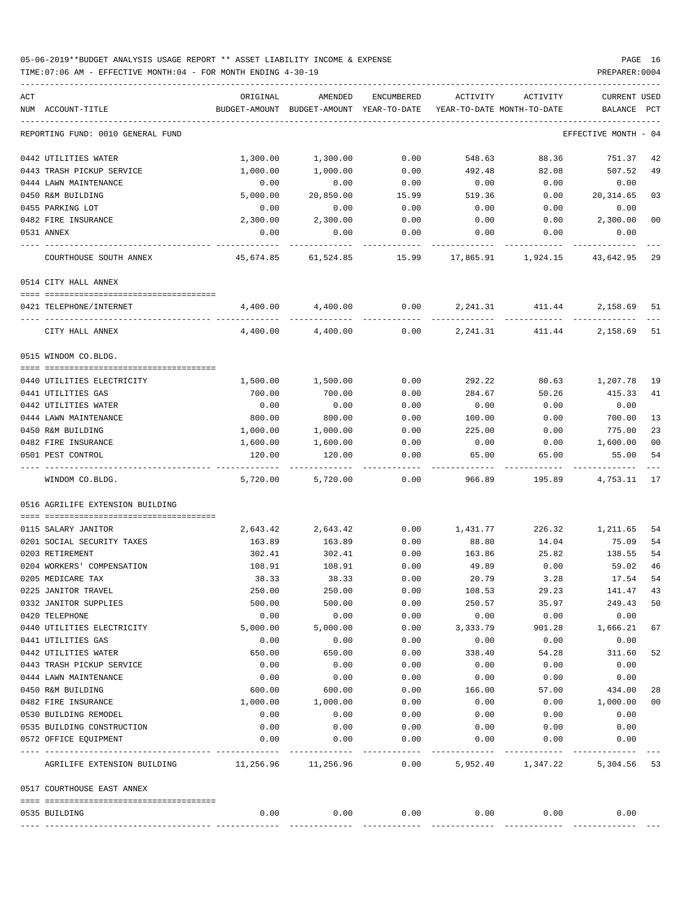05-06-2019**BUDGET ANALYSIS USAGE REPORT ** ASSET LIABILITY INCOME & EXPENSE

TIME:07:06 AM - EFFECTIVE MONTH:04 - FOR MONTH ENDING 4-30-19

| ACT NUM | ACCOUNT-TITLE | ORIGINAL BUDGET-AMOUNT | AMENDED BUDGET-AMOUNT | ENCUMBERED YEAR-TO-DATE | ACTIVITY YEAR-TO-DATE | ACTIVITY MONTH-TO-DATE | CURRENT BALANCE | USED PCT |
|---|---|---|---|---|---|---|---|---|
| | REPORTING FUND: 0010 GENERAL FUND | | | | | | EFFECTIVE MONTH - 04 | |
| 0442 | UTILITIES WATER | 1,300.00 | 1,300.00 | 0.00 | 548.63 | 88.36 | 751.37 | 42 |
| 0443 | TRASH PICKUP SERVICE | 1,000.00 | 1,000.00 | 0.00 | 492.48 | 82.08 | 507.52 | 49 |
| 0444 | LAWN MAINTENANCE | 0.00 | 0.00 | 0.00 | 0.00 | 0.00 | 0.00 | |
| 0450 | R&M BUILDING | 5,000.00 | 20,850.00 | 15.99 | 519.36 | 0.00 | 20,314.65 | 03 |
| 0455 | PARKING LOT | 0.00 | 0.00 | 0.00 | 0.00 | 0.00 | 0.00 | |
| 0482 | FIRE INSURANCE | 2,300.00 | 2,300.00 | 0.00 | 0.00 | 0.00 | 2,300.00 | 00 |
| 0531 | ANNEX | 0.00 | 0.00 | 0.00 | 0.00 | 0.00 | 0.00 | |
| | COURTHOUSE SOUTH ANNEX | 45,674.85 | 61,524.85 | 15.99 | 17,865.91 | 1,924.15 | 43,642.95 | 29 |
| | 0514 CITY HALL ANNEX | | | | | | | |
| 0421 | TELEPHONE/INTERNET | 4,400.00 | 4,400.00 | 0.00 | 2,241.31 | 411.44 | 2,158.69 | 51 |
| | CITY HALL ANNEX | 4,400.00 | 4,400.00 | 0.00 | 2,241.31 | 411.44 | 2,158.69 | 51 |
| | 0515 WINDOM CO.BLDG. | | | | | | | |
| 0440 | UTILITIES ELECTRICITY | 1,500.00 | 1,500.00 | 0.00 | 292.22 | 80.63 | 1,207.78 | 19 |
| 0441 | UTILITIES GAS | 700.00 | 700.00 | 0.00 | 284.67 | 50.26 | 415.33 | 41 |
| 0442 | UTILITIES WATER | 0.00 | 0.00 | 0.00 | 0.00 | 0.00 | 0.00 | |
| 0444 | LAWN MAINTENANCE | 800.00 | 800.00 | 0.00 | 100.00 | 0.00 | 700.00 | 13 |
| 0450 | R&M BUILDING | 1,000.00 | 1,000.00 | 0.00 | 225.00 | 0.00 | 775.00 | 23 |
| 0482 | FIRE INSURANCE | 1,600.00 | 1,600.00 | 0.00 | 0.00 | 0.00 | 1,600.00 | 00 |
| 0501 | PEST CONTROL | 120.00 | 120.00 | 0.00 | 65.00 | 65.00 | 55.00 | 54 |
| | WINDOM CO.BLDG. | 5,720.00 | 5,720.00 | 0.00 | 966.89 | 195.89 | 4,753.11 | 17 |
| | 0516 AGRILIFE EXTENSION BUILDING | | | | | | | |
| 0115 | SALARY JANITOR | 2,643.42 | 2,643.42 | 0.00 | 1,431.77 | 226.32 | 1,211.65 | 54 |
| 0201 | SOCIAL SECURITY TAXES | 163.89 | 163.89 | 0.00 | 88.80 | 14.04 | 75.09 | 54 |
| 0203 | RETIREMENT | 302.41 | 302.41 | 0.00 | 163.86 | 25.82 | 138.55 | 54 |
| 0204 | WORKERS' COMPENSATION | 108.91 | 108.91 | 0.00 | 49.89 | 0.00 | 59.02 | 46 |
| 0205 | MEDICARE TAX | 38.33 | 38.33 | 0.00 | 20.79 | 3.28 | 17.54 | 54 |
| 0225 | JANITOR TRAVEL | 250.00 | 250.00 | 0.00 | 108.53 | 29.23 | 141.47 | 43 |
| 0332 | JANITOR SUPPLIES | 500.00 | 500.00 | 0.00 | 250.57 | 35.97 | 249.43 | 50 |
| 0420 | TELEPHONE | 0.00 | 0.00 | 0.00 | 0.00 | 0.00 | 0.00 | |
| 0440 | UTILITIES ELECTRICITY | 5,000.00 | 5,000.00 | 0.00 | 3,333.79 | 901.28 | 1,666.21 | 67 |
| 0441 | UTILITIES GAS | 0.00 | 0.00 | 0.00 | 0.00 | 0.00 | 0.00 | |
| 0442 | UTILITIES WATER | 650.00 | 650.00 | 0.00 | 338.40 | 54.28 | 311.60 | 52 |
| 0443 | TRASH PICKUP SERVICE | 0.00 | 0.00 | 0.00 | 0.00 | 0.00 | 0.00 | |
| 0444 | LAWN MAINTENANCE | 0.00 | 0.00 | 0.00 | 0.00 | 0.00 | 0.00 | |
| 0450 | R&M BUILDING | 600.00 | 600.00 | 0.00 | 166.00 | 57.00 | 434.00 | 28 |
| 0482 | FIRE INSURANCE | 1,000.00 | 1,000.00 | 0.00 | 0.00 | 0.00 | 1,000.00 | 00 |
| 0530 | BUILDING REMODEL | 0.00 | 0.00 | 0.00 | 0.00 | 0.00 | 0.00 | |
| 0535 | BUILDING CONSTRUCTION | 0.00 | 0.00 | 0.00 | 0.00 | 0.00 | 0.00 | |
| 0572 | OFFICE EQUIPMENT | 0.00 | 0.00 | 0.00 | 0.00 | 0.00 | 0.00 | |
| | AGRILIFE EXTENSION BUILDING | 11,256.96 | 11,256.96 | 0.00 | 5,952.40 | 1,347.22 | 5,304.56 | 53 |
| | 0517 COURTHOUSE EAST ANNEX | | | | | | | |
| 0535 | BUILDING | 0.00 | 0.00 | 0.00 | 0.00 | 0.00 | 0.00 | |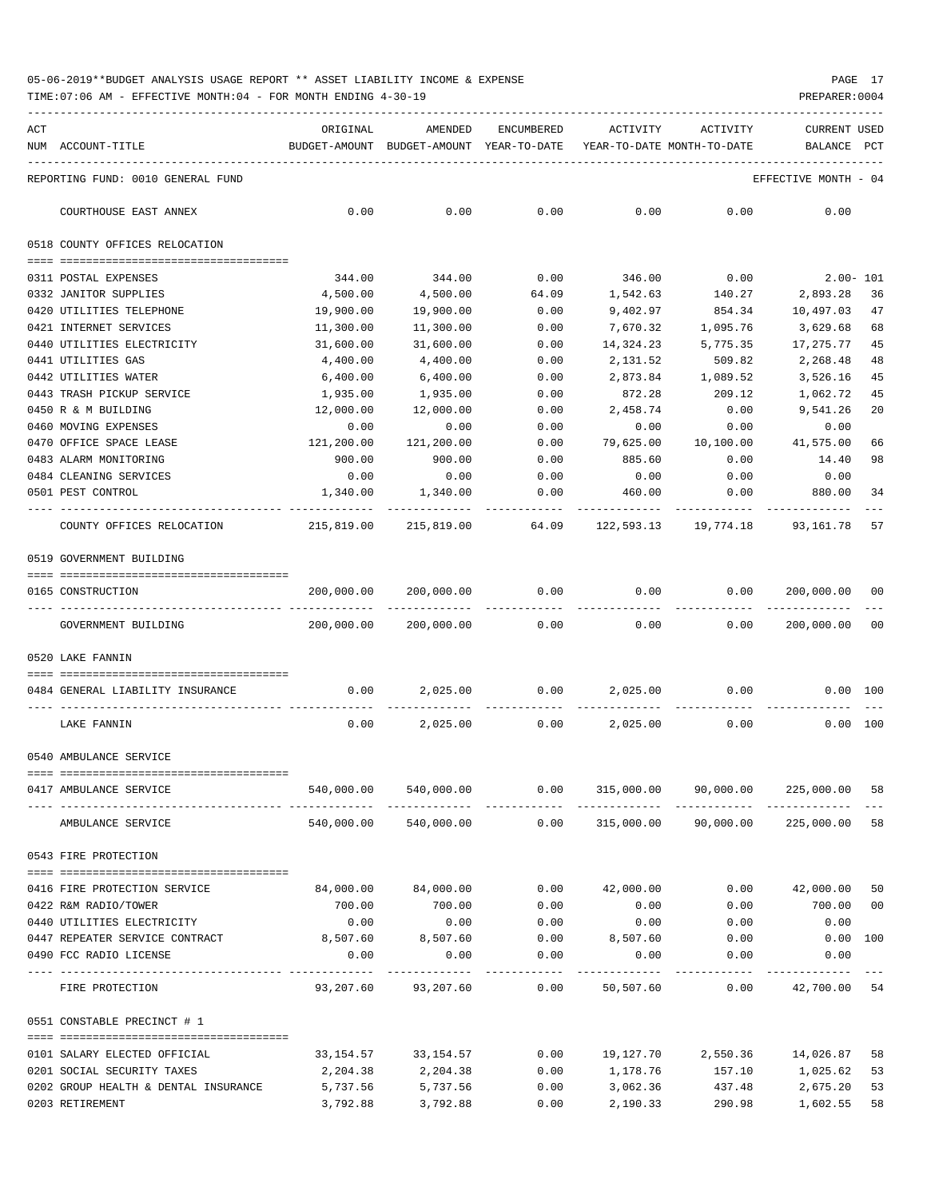05-06-2019**BUDGET ANALYSIS USAGE REPORT ** ASSET LIABILITY INCOME & EXPENSE

TIME:07:06 AM - EFFECTIVE MONTH:04 - FOR MONTH ENDING 4-30-19

| ACT NUM | ACCOUNT-TITLE | ORIGINAL BUDGET-AMOUNT | AMENDED BUDGET-AMOUNT | ENCUMBERED YEAR-TO-DATE | ACTIVITY YEAR-TO-DATE | ACTIVITY MONTH-TO-DATE | CURRENT BALANCE | USED PCT |
|---|---|---|---|---|---|---|---|---|
| REPORTING FUND: 0010 GENERAL FUND | | | | | | | EFFECTIVE MONTH - 04 | |
| | COURTHOUSE EAST ANNEX | 0.00 | 0.00 | 0.00 | 0.00 | 0.00 | 0.00 | |
| | 0518 COUNTY OFFICES RELOCATION | | | | | | | |
| 0311 | POSTAL EXPENSES | 344.00 | 344.00 | 0.00 | 346.00 | 0.00 | 2.00- | 101 |
| 0332 | JANITOR SUPPLIES | 4,500.00 | 4,500.00 | 64.09 | 1,542.63 | 140.27 | 2,893.28 | 36 |
| 0420 | UTILITIES TELEPHONE | 19,900.00 | 19,900.00 | 0.00 | 9,402.97 | 854.34 | 10,497.03 | 47 |
| 0421 | INTERNET SERVICES | 11,300.00 | 11,300.00 | 0.00 | 7,670.32 | 1,095.76 | 3,629.68 | 68 |
| 0440 | UTILITIES ELECTRICITY | 31,600.00 | 31,600.00 | 0.00 | 14,324.23 | 5,775.35 | 17,275.77 | 45 |
| 0441 | UTILITIES GAS | 4,400.00 | 4,400.00 | 0.00 | 2,131.52 | 509.82 | 2,268.48 | 48 |
| 0442 | UTILITIES WATER | 6,400.00 | 6,400.00 | 0.00 | 2,873.84 | 1,089.52 | 3,526.16 | 45 |
| 0443 | TRASH PICKUP SERVICE | 1,935.00 | 1,935.00 | 0.00 | 872.28 | 209.12 | 1,062.72 | 45 |
| 0450 | R & M BUILDING | 12,000.00 | 12,000.00 | 0.00 | 2,458.74 | 0.00 | 9,541.26 | 20 |
| 0460 | MOVING EXPENSES | 0.00 | 0.00 | 0.00 | 0.00 | 0.00 | 0.00 | |
| 0470 | OFFICE SPACE LEASE | 121,200.00 | 121,200.00 | 0.00 | 79,625.00 | 10,100.00 | 41,575.00 | 66 |
| 0483 | ALARM MONITORING | 900.00 | 900.00 | 0.00 | 885.60 | 0.00 | 14.40 | 98 |
| 0484 | CLEANING SERVICES | 0.00 | 0.00 | 0.00 | 0.00 | 0.00 | 0.00 | |
| 0501 | PEST CONTROL | 1,340.00 | 1,340.00 | 0.00 | 460.00 | 0.00 | 880.00 | 34 |
| | COUNTY OFFICES RELOCATION | 215,819.00 | 215,819.00 | 64.09 | 122,593.13 | 19,774.18 | 93,161.78 | 57 |
| | 0519 GOVERNMENT BUILDING | | | | | | | |
| 0165 | CONSTRUCTION | 200,000.00 | 200,000.00 | 0.00 | 0.00 | 0.00 | 200,000.00 | 00 |
| | GOVERNMENT BUILDING | 200,000.00 | 200,000.00 | 0.00 | 0.00 | 0.00 | 200,000.00 | 00 |
| | 0520 LAKE FANNIN | | | | | | | |
| 0484 | GENERAL LIABILITY INSURANCE | 0.00 | 2,025.00 | 0.00 | 2,025.00 | 0.00 | 0.00 | 100 |
| | LAKE FANNIN | 0.00 | 2,025.00 | 0.00 | 2,025.00 | 0.00 | 0.00 | 100 |
| | 0540 AMBULANCE SERVICE | | | | | | | |
| 0417 | AMBULANCE SERVICE | 540,000.00 | 540,000.00 | 0.00 | 315,000.00 | 90,000.00 | 225,000.00 | 58 |
| | AMBULANCE SERVICE | 540,000.00 | 540,000.00 | 0.00 | 315,000.00 | 90,000.00 | 225,000.00 | 58 |
| | 0543 FIRE PROTECTION | | | | | | | |
| 0416 | FIRE PROTECTION SERVICE | 84,000.00 | 84,000.00 | 0.00 | 42,000.00 | 0.00 | 42,000.00 | 50 |
| 0422 | R&M RADIO/TOWER | 700.00 | 700.00 | 0.00 | 0.00 | 0.00 | 700.00 | 00 |
| 0440 | UTILITIES ELECTRICITY | 0.00 | 0.00 | 0.00 | 0.00 | 0.00 | 0.00 | |
| 0447 | REPEATER SERVICE CONTRACT | 8,507.60 | 8,507.60 | 0.00 | 8,507.60 | 0.00 | 0.00 | 100 |
| 0490 | FCC RADIO LICENSE | 0.00 | 0.00 | 0.00 | 0.00 | 0.00 | 0.00 | |
| | FIRE PROTECTION | 93,207.60 | 93,207.60 | 0.00 | 50,507.60 | 0.00 | 42,700.00 | 54 |
| | 0551 CONSTABLE PRECINCT # 1 | | | | | | | |
| 0101 | SALARY ELECTED OFFICIAL | 33,154.57 | 33,154.57 | 0.00 | 19,127.70 | 2,550.36 | 14,026.87 | 58 |
| 0201 | SOCIAL SECURITY TAXES | 2,204.38 | 2,204.38 | 0.00 | 1,178.76 | 157.10 | 1,025.62 | 53 |
| 0202 | GROUP HEALTH & DENTAL INSURANCE | 5,737.56 | 5,737.56 | 0.00 | 3,062.36 | 437.48 | 2,675.20 | 53 |
| 0203 | RETIREMENT | 3,792.88 | 3,792.88 | 0.00 | 2,190.33 | 290.98 | 1,602.55 | 58 |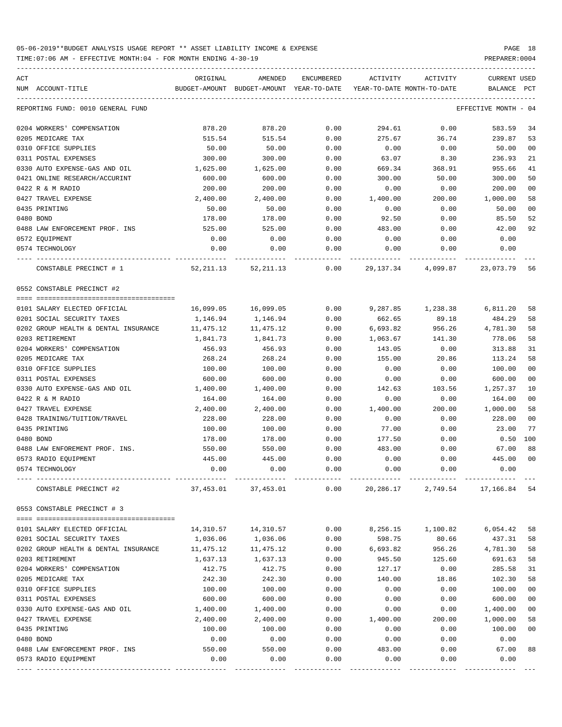05-06-2019**BUDGET ANALYSIS USAGE REPORT ** ASSET LIABILITY INCOME & EXPENSE

TIME:07:06 AM - EFFECTIVE MONTH:04 - FOR MONTH ENDING 4-30-19

| ACT NUM | ACCOUNT-TITLE | ORIGINAL BUDGET-AMOUNT | AMENDED BUDGET-AMOUNT | ENCUMBERED YEAR-TO-DATE | ACTIVITY YEAR-TO-DATE | ACTIVITY MONTH-TO-DATE | CURRENT BALANCE | USED PCT |
|---|---|---|---|---|---|---|---|---|
| | REPORTING FUND: 0010 GENERAL FUND | | | | | | EFFECTIVE MONTH - 04 | |
| 0204 | WORKERS' COMPENSATION | 878.20 | 878.20 | 0.00 | 294.61 | 0.00 | 583.59 | 34 |
| 0205 | MEDICARE TAX | 515.54 | 515.54 | 0.00 | 275.67 | 36.74 | 239.87 | 53 |
| 0310 | OFFICE SUPPLIES | 50.00 | 50.00 | 0.00 | 0.00 | 0.00 | 50.00 | 00 |
| 0311 | POSTAL EXPENSES | 300.00 | 300.00 | 0.00 | 63.07 | 8.30 | 236.93 | 21 |
| 0330 | AUTO EXPENSE-GAS AND OIL | 1,625.00 | 1,625.00 | 0.00 | 669.34 | 368.91 | 955.66 | 41 |
| 0421 | ONLINE RESEARCH/ACCURINT | 600.00 | 600.00 | 0.00 | 300.00 | 50.00 | 300.00 | 50 |
| 0422 | R & M RADIO | 200.00 | 200.00 | 0.00 | 0.00 | 0.00 | 200.00 | 00 |
| 0427 | TRAVEL EXPENSE | 2,400.00 | 2,400.00 | 0.00 | 1,400.00 | 200.00 | 1,000.00 | 58 |
| 0435 | PRINTING | 50.00 | 50.00 | 0.00 | 0.00 | 0.00 | 50.00 | 00 |
| 0480 | BOND | 178.00 | 178.00 | 0.00 | 92.50 | 0.00 | 85.50 | 52 |
| 0488 | LAW ENFORCEMENT PROF. INS | 525.00 | 525.00 | 0.00 | 483.00 | 0.00 | 42.00 | 92 |
| 0572 | EQUIPMENT | 0.00 | 0.00 | 0.00 | 0.00 | 0.00 | 0.00 | |
| 0574 | TECHNOLOGY | 0.00 | 0.00 | 0.00 | 0.00 | 0.00 | 0.00 | |
| | CONSTABLE PRECINCT # 1 | 52,211.13 | 52,211.13 | 0.00 | 29,137.34 | 4,099.87 | 23,073.79 | 56 |
| | 0552 CONSTABLE PRECINCT #2 | | | | | | | |
| 0101 | SALARY ELECTED OFFICIAL | 16,099.05 | 16,099.05 | 0.00 | 9,287.85 | 1,238.38 | 6,811.20 | 58 |
| 0201 | SOCIAL SECURITY TAXES | 1,146.94 | 1,146.94 | 0.00 | 662.65 | 89.18 | 484.29 | 58 |
| 0202 | GROUP HEALTH & DENTAL INSURANCE | 11,475.12 | 11,475.12 | 0.00 | 6,693.82 | 956.26 | 4,781.30 | 58 |
| 0203 | RETIREMENT | 1,841.73 | 1,841.73 | 0.00 | 1,063.67 | 141.30 | 778.06 | 58 |
| 0204 | WORKERS' COMPENSATION | 456.93 | 456.93 | 0.00 | 143.05 | 0.00 | 313.88 | 31 |
| 0205 | MEDICARE TAX | 268.24 | 268.24 | 0.00 | 155.00 | 20.86 | 113.24 | 58 |
| 0310 | OFFICE SUPPLIES | 100.00 | 100.00 | 0.00 | 0.00 | 0.00 | 100.00 | 00 |
| 0311 | POSTAL EXPENSES | 600.00 | 600.00 | 0.00 | 0.00 | 0.00 | 600.00 | 00 |
| 0330 | AUTO EXPENSE-GAS AND OIL | 1,400.00 | 1,400.00 | 0.00 | 142.63 | 103.56 | 1,257.37 | 10 |
| 0422 | R & M RADIO | 164.00 | 164.00 | 0.00 | 0.00 | 0.00 | 164.00 | 00 |
| 0427 | TRAVEL EXPENSE | 2,400.00 | 2,400.00 | 0.00 | 1,400.00 | 200.00 | 1,000.00 | 58 |
| 0428 | TRAINING/TUITION/TRAVEL | 228.00 | 228.00 | 0.00 | 0.00 | 0.00 | 228.00 | 00 |
| 0435 | PRINTING | 100.00 | 100.00 | 0.00 | 77.00 | 0.00 | 23.00 | 77 |
| 0480 | BOND | 178.00 | 178.00 | 0.00 | 177.50 | 0.00 | 0.50 | 100 |
| 0488 | LAW ENFOREMENT PROF. INS. | 550.00 | 550.00 | 0.00 | 483.00 | 0.00 | 67.00 | 88 |
| 0573 | RADIO EQUIPMENT | 445.00 | 445.00 | 0.00 | 0.00 | 0.00 | 445.00 | 00 |
| 0574 | TECHNOLOGY | 0.00 | 0.00 | 0.00 | 0.00 | 0.00 | 0.00 | |
| | CONSTABLE PRECINCT #2 | 37,453.01 | 37,453.01 | 0.00 | 20,286.17 | 2,749.54 | 17,166.84 | 54 |
| | 0553 CONSTABLE PRECINCT # 3 | | | | | | | |
| 0101 | SALARY ELECTED OFFICIAL | 14,310.57 | 14,310.57 | 0.00 | 8,256.15 | 1,100.82 | 6,054.42 | 58 |
| 0201 | SOCIAL SECURITY TAXES | 1,036.06 | 1,036.06 | 0.00 | 598.75 | 80.66 | 437.31 | 58 |
| 0202 | GROUP HEALTH & DENTAL INSURANCE | 11,475.12 | 11,475.12 | 0.00 | 6,693.82 | 956.26 | 4,781.30 | 58 |
| 0203 | RETIREMENT | 1,637.13 | 1,637.13 | 0.00 | 945.50 | 125.60 | 691.63 | 58 |
| 0204 | WORKERS' COMPENSATION | 412.75 | 412.75 | 0.00 | 127.17 | 0.00 | 285.58 | 31 |
| 0205 | MEDICARE TAX | 242.30 | 242.30 | 0.00 | 140.00 | 18.86 | 102.30 | 58 |
| 0310 | OFFICE SUPPLIES | 100.00 | 100.00 | 0.00 | 0.00 | 0.00 | 100.00 | 00 |
| 0311 | POSTAL EXPENSES | 600.00 | 600.00 | 0.00 | 0.00 | 0.00 | 600.00 | 00 |
| 0330 | AUTO EXPENSE-GAS AND OIL | 1,400.00 | 1,400.00 | 0.00 | 0.00 | 0.00 | 1,400.00 | 00 |
| 0427 | TRAVEL EXPENSE | 2,400.00 | 2,400.00 | 0.00 | 1,400.00 | 200.00 | 1,000.00 | 58 |
| 0435 | PRINTING | 100.00 | 100.00 | 0.00 | 0.00 | 0.00 | 100.00 | 00 |
| 0480 | BOND | 0.00 | 0.00 | 0.00 | 0.00 | 0.00 | 0.00 | |
| 0488 | LAW ENFORCEMENT PROF. INS | 550.00 | 550.00 | 0.00 | 483.00 | 0.00 | 67.00 | 88 |
| 0573 | RADIO EQUIPMENT | 0.00 | 0.00 | 0.00 | 0.00 | 0.00 | 0.00 | |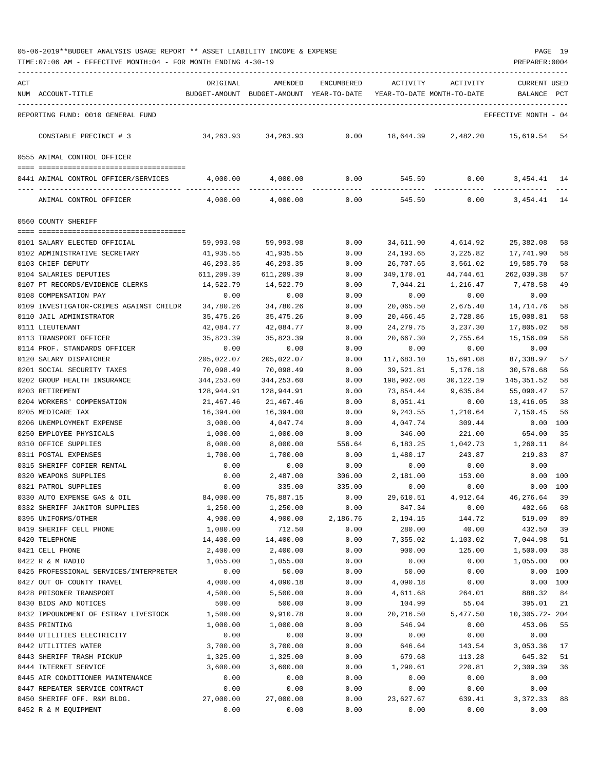05-06-2019**BUDGET ANALYSIS USAGE REPORT ** ASSET LIABILITY INCOME & EXPENSE

TIME:07:06 AM - EFFECTIVE MONTH:04 - FOR MONTH ENDING 4-30-19

PREPARER:0004

REPORTING FUND: 0010 GENERAL FUND — EFFECTIVE MONTH - 04

| ACT NUM | ACCOUNT-TITLE | ORIGINAL BUDGET-AMOUNT | AMENDED BUDGET-AMOUNT | ENCUMBERED YEAR-TO-DATE | ACTIVITY YEAR-TO-DATE | ACTIVITY MONTH-TO-DATE | CURRENT BALANCE | USED PCT |
|---|---|---|---|---|---|---|---|---|
| | CONSTABLE PRECINCT # 3 | 34,263.93 | 34,263.93 | 0.00 | 18,644.39 | 2,482.20 | 15,619.54 | 54 |
| | **0555 ANIMAL CONTROL OFFICER** | | | | | | | |
| 0441 | ANIMAL CONTROL OFFICER/SERVICES | 4,000.00 | 4,000.00 | 0.00 | 545.59 | 0.00 | 3,454.41 | 14 |
| | ANIMAL CONTROL OFFICER | 4,000.00 | 4,000.00 | 0.00 | 545.59 | 0.00 | 3,454.41 | 14 |
| | **0560 COUNTY SHERIFF** | | | | | | | |
| 0101 | SALARY ELECTED OFFICIAL | 59,993.98 | 59,993.98 | 0.00 | 34,611.90 | 4,614.92 | 25,382.08 | 58 |
| 0102 | ADMINISTRATIVE SECRETARY | 41,935.55 | 41,935.55 | 0.00 | 24,193.65 | 3,225.82 | 17,741.90 | 58 |
| 0103 | CHIEF DEPUTY | 46,293.35 | 46,293.35 | 0.00 | 26,707.65 | 3,561.02 | 19,585.70 | 58 |
| 0104 | SALARIES DEPUTIES | 611,209.39 | 611,209.39 | 0.00 | 349,170.01 | 44,744.61 | 262,039.38 | 57 |
| 0107 | PT RECORDS/EVIDENCE CLERKS | 14,522.79 | 14,522.79 | 0.00 | 7,044.21 | 1,216.47 | 7,478.58 | 49 |
| 0108 | COMPENSATION PAY | 0.00 | 0.00 | 0.00 | 0.00 | 0.00 | 0.00 | |
| 0109 | INVESTIGATOR-CRIMES AGAINST CHILDR | 34,780.26 | 34,780.26 | 0.00 | 20,065.50 | 2,675.40 | 14,714.76 | 58 |
| 0110 | JAIL ADMINISTRATOR | 35,475.26 | 35,475.26 | 0.00 | 20,466.45 | 2,728.86 | 15,008.81 | 58 |
| 0111 | LIEUTENANT | 42,084.77 | 42,084.77 | 0.00 | 24,279.75 | 3,237.30 | 17,805.02 | 58 |
| 0113 | TRANSPORT OFFICER | 35,823.39 | 35,823.39 | 0.00 | 20,667.30 | 2,755.64 | 15,156.09 | 58 |
| 0114 | PROF. STANDARDS OFFICER | 0.00 | 0.00 | 0.00 | 0.00 | 0.00 | 0.00 | |
| 0120 | SALARY DISPATCHER | 205,022.07 | 205,022.07 | 0.00 | 117,683.10 | 15,691.08 | 87,338.97 | 57 |
| 0201 | SOCIAL SECURITY TAXES | 70,098.49 | 70,098.49 | 0.00 | 39,521.81 | 5,176.18 | 30,576.68 | 56 |
| 0202 | GROUP HEALTH INSURANCE | 344,253.60 | 344,253.60 | 0.00 | 198,902.08 | 30,122.19 | 145,351.52 | 58 |
| 0203 | RETIREMENT | 128,944.91 | 128,944.91 | 0.00 | 73,854.44 | 9,635.84 | 55,090.47 | 57 |
| 0204 | WORKERS' COMPENSATION | 21,467.46 | 21,467.46 | 0.00 | 8,051.41 | 0.00 | 13,416.05 | 38 |
| 0205 | MEDICARE TAX | 16,394.00 | 16,394.00 | 0.00 | 9,243.55 | 1,210.64 | 7,150.45 | 56 |
| 0206 | UNEMPLOYMENT EXPENSE | 3,000.00 | 4,047.74 | 0.00 | 4,047.74 | 309.44 | 0.00 | 100 |
| 0250 | EMPLOYEE PHYSICALS | 1,000.00 | 1,000.00 | 0.00 | 346.00 | 221.00 | 654.00 | 35 |
| 0310 | OFFICE SUPPLIES | 8,000.00 | 8,000.00 | 556.64 | 6,183.25 | 1,042.73 | 1,260.11 | 84 |
| 0311 | POSTAL EXPENSES | 1,700.00 | 1,700.00 | 0.00 | 1,480.17 | 243.87 | 219.83 | 87 |
| 0315 | SHERIFF COPIER RENTAL | 0.00 | 0.00 | 0.00 | 0.00 | 0.00 | 0.00 | |
| 0320 | WEAPONS SUPPLIES | 0.00 | 2,487.00 | 306.00 | 2,181.00 | 153.00 | 0.00 | 100 |
| 0321 | PATROL SUPPLIES | 0.00 | 335.00 | 335.00 | 0.00 | 0.00 | 0.00 | 100 |
| 0330 | AUTO EXPENSE GAS & OIL | 84,000.00 | 75,887.15 | 0.00 | 29,610.51 | 4,912.64 | 46,276.64 | 39 |
| 0332 | SHERIFF JANITOR SUPPLIES | 1,250.00 | 1,250.00 | 0.00 | 847.34 | 0.00 | 402.66 | 68 |
| 0395 | UNIFORMS/OTHER | 4,900.00 | 4,900.00 | 2,186.76 | 2,194.15 | 144.72 | 519.09 | 89 |
| 0419 | SHERIFF CELL PHONE | 1,080.00 | 712.50 | 0.00 | 280.00 | 40.00 | 432.50 | 39 |
| 0420 | TELEPHONE | 14,400.00 | 14,400.00 | 0.00 | 7,355.02 | 1,103.02 | 7,044.98 | 51 |
| 0421 | CELL PHONE | 2,400.00 | 2,400.00 | 0.00 | 900.00 | 125.00 | 1,500.00 | 38 |
| 0422 | R & M RADIO | 1,055.00 | 1,055.00 | 0.00 | 0.00 | 0.00 | 1,055.00 | 00 |
| 0425 | PROFESSIONAL SERVICES/INTERPRETER | 0.00 | 50.00 | 0.00 | 50.00 | 0.00 | 0.00 | 100 |
| 0427 | OUT OF COUNTY TRAVEL | 4,000.00 | 4,090.18 | 0.00 | 4,090.18 | 0.00 | 0.00 | 100 |
| 0428 | PRISONER TRANSPORT | 4,500.00 | 5,500.00 | 0.00 | 4,611.68 | 264.01 | 888.32 | 84 |
| 0430 | BIDS AND NOTICES | 500.00 | 500.00 | 0.00 | 104.99 | 55.04 | 395.01 | 21 |
| 0432 | IMPOUNDMENT OF ESTRAY LIVESTOCK | 1,500.00 | 9,910.78 | 0.00 | 20,216.50 | 5,477.50 | 10,305.72- | 204 |
| 0435 | PRINTING | 1,000.00 | 1,000.00 | 0.00 | 546.94 | 0.00 | 453.06 | 55 |
| 0440 | UTILITIES ELECTRICITY | 0.00 | 0.00 | 0.00 | 0.00 | 0.00 | 0.00 | |
| 0442 | UTILITIES WATER | 3,700.00 | 3,700.00 | 0.00 | 646.64 | 143.54 | 3,053.36 | 17 |
| 0443 | SHERIFF TRASH PICKUP | 1,325.00 | 1,325.00 | 0.00 | 679.68 | 113.28 | 645.32 | 51 |
| 0444 | INTERNET SERVICE | 3,600.00 | 3,600.00 | 0.00 | 1,290.61 | 220.81 | 2,309.39 | 36 |
| 0445 | AIR CONDITIONER MAINTENANCE | 0.00 | 0.00 | 0.00 | 0.00 | 0.00 | 0.00 | |
| 0447 | REPEATER SERVICE CONTRACT | 0.00 | 0.00 | 0.00 | 0.00 | 0.00 | 0.00 | |
| 0450 | SHERIFF OFF. R&M BLDG. | 27,000.00 | 27,000.00 | 0.00 | 23,627.67 | 639.41 | 3,372.33 | 88 |
| 0452 | R & M EQUIPMENT | 0.00 | 0.00 | 0.00 | 0.00 | 0.00 | 0.00 | |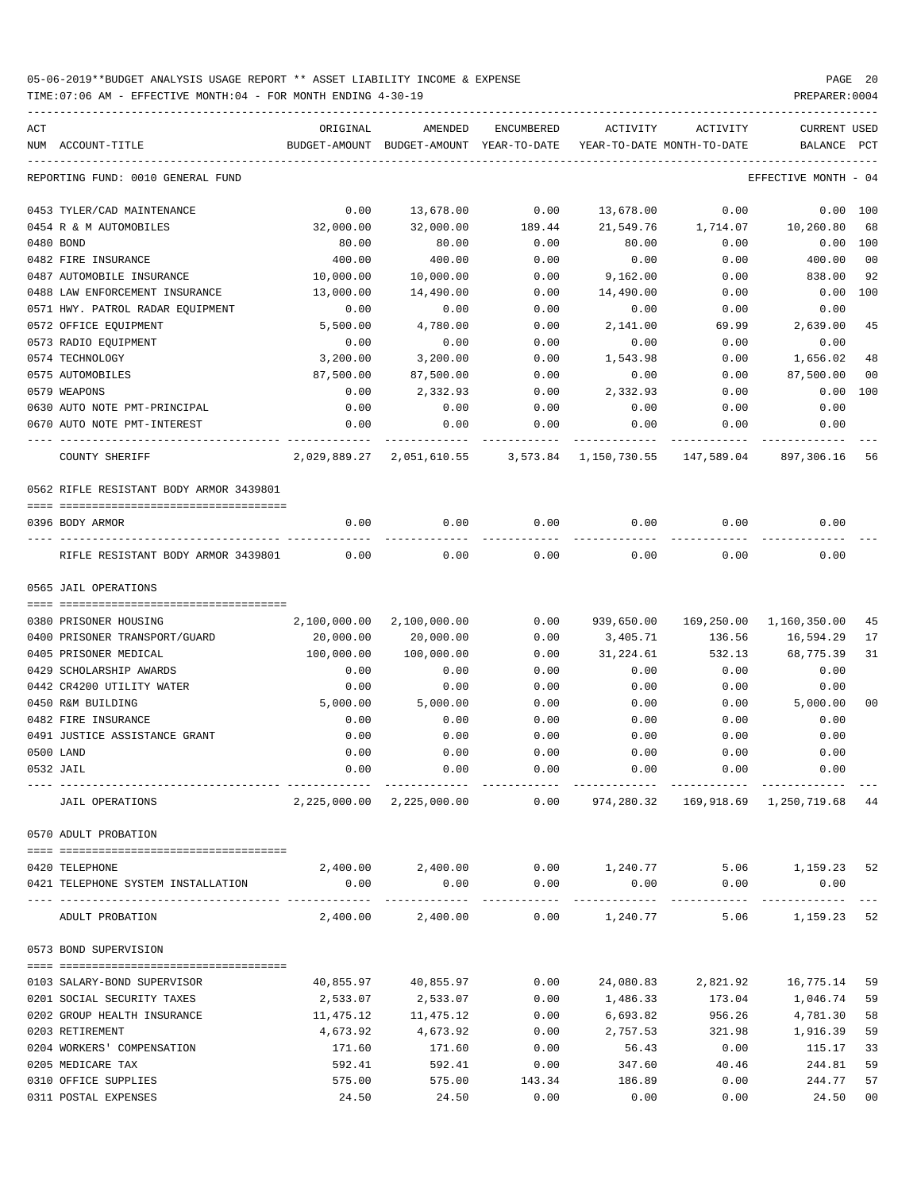05-06-2019**BUDGET ANALYSIS USAGE REPORT ** ASSET LIABILITY INCOME & EXPENSE

TIME:07:06 AM - EFFECTIVE MONTH:04 - FOR MONTH ENDING 4-30-19

PREPARER:0004

| ACT NUM | ACCOUNT-TITLE | ORIGINAL BUDGET-AMOUNT | AMENDED BUDGET-AMOUNT | ENCUMBERED YEAR-TO-DATE | ACTIVITY YEAR-TO-DATE | ACTIVITY MONTH-TO-DATE | CURRENT BALANCE | USED PCT |
|---|---|---|---|---|---|---|---|---|
| | REPORTING FUND: 0010 GENERAL FUND | | | | | | EFFECTIVE MONTH - 04 | |
| 0453 | TYLER/CAD MAINTENANCE | 0.00 | 13,678.00 | 0.00 | 13,678.00 | 0.00 | 0.00 | 100 |
| 0454 | R & M AUTOMOBILES | 32,000.00 | 32,000.00 | 189.44 | 21,549.76 | 1,714.07 | 10,260.80 | 68 |
| 0480 | BOND | 80.00 | 80.00 | 0.00 | 80.00 | 0.00 | 0.00 | 100 |
| 0482 | FIRE INSURANCE | 400.00 | 400.00 | 0.00 | 0.00 | 0.00 | 400.00 | 00 |
| 0487 | AUTOMOBILE INSURANCE | 10,000.00 | 10,000.00 | 0.00 | 9,162.00 | 0.00 | 838.00 | 92 |
| 0488 | LAW ENFORCEMENT INSURANCE | 13,000.00 | 14,490.00 | 0.00 | 14,490.00 | 0.00 | 0.00 | 100 |
| 0571 | HWY. PATROL RADAR EQUIPMENT | 0.00 | 0.00 | 0.00 | 0.00 | 0.00 | 0.00 | |
| 0572 | OFFICE EQUIPMENT | 5,500.00 | 4,780.00 | 0.00 | 2,141.00 | 69.99 | 2,639.00 | 45 |
| 0573 | RADIO EQUIPMENT | 0.00 | 0.00 | 0.00 | 0.00 | 0.00 | 0.00 | |
| 0574 | TECHNOLOGY | 3,200.00 | 3,200.00 | 0.00 | 1,543.98 | 0.00 | 1,656.02 | 48 |
| 0575 | AUTOMOBILES | 87,500.00 | 87,500.00 | 0.00 | 0.00 | 0.00 | 87,500.00 | 00 |
| 0579 | WEAPONS | 0.00 | 2,332.93 | 0.00 | 2,332.93 | 0.00 | 0.00 | 100 |
| 0630 | AUTO NOTE PMT-PRINCIPAL | 0.00 | 0.00 | 0.00 | 0.00 | 0.00 | 0.00 | |
| 0670 | AUTO NOTE PMT-INTEREST | 0.00 | 0.00 | 0.00 | 0.00 | 0.00 | 0.00 | |
| | COUNTY SHERIFF | 2,029,889.27 | 2,051,610.55 | 3,573.84 | 1,150,730.55 | 147,589.04 | 897,306.16 | 56 |
| | 0562 RIFLE RESISTANT BODY ARMOR 3439801 | | | | | | | |
| 0396 | BODY ARMOR | 0.00 | 0.00 | 0.00 | 0.00 | 0.00 | 0.00 | |
| | RIFLE RESISTANT BODY ARMOR 3439801 | 0.00 | 0.00 | 0.00 | 0.00 | 0.00 | 0.00 | |
| | 0565 JAIL OPERATIONS | | | | | | | |
| 0380 | PRISONER HOUSING | 2,100,000.00 | 2,100,000.00 | 0.00 | 939,650.00 | 169,250.00 | 1,160,350.00 | 45 |
| 0400 | PRISONER TRANSPORT/GUARD | 20,000.00 | 20,000.00 | 0.00 | 3,405.71 | 136.56 | 16,594.29 | 17 |
| 0405 | PRISONER MEDICAL | 100,000.00 | 100,000.00 | 0.00 | 31,224.61 | 532.13 | 68,775.39 | 31 |
| 0429 | SCHOLARSHIP AWARDS | 0.00 | 0.00 | 0.00 | 0.00 | 0.00 | 0.00 | |
| 0442 | CR4200 UTILITY WATER | 0.00 | 0.00 | 0.00 | 0.00 | 0.00 | 0.00 | |
| 0450 | R&M BUILDING | 5,000.00 | 5,000.00 | 0.00 | 0.00 | 0.00 | 5,000.00 | 00 |
| 0482 | FIRE INSURANCE | 0.00 | 0.00 | 0.00 | 0.00 | 0.00 | 0.00 | |
| 0491 | JUSTICE ASSISTANCE GRANT | 0.00 | 0.00 | 0.00 | 0.00 | 0.00 | 0.00 | |
| 0500 | LAND | 0.00 | 0.00 | 0.00 | 0.00 | 0.00 | 0.00 | |
| 0532 | JAIL | 0.00 | 0.00 | 0.00 | 0.00 | 0.00 | 0.00 | |
| | JAIL OPERATIONS | 2,225,000.00 | 2,225,000.00 | 0.00 | 974,280.32 | 169,918.69 | 1,250,719.68 | 44 |
| | 0570 ADULT PROBATION | | | | | | | |
| 0420 | TELEPHONE | 2,400.00 | 2,400.00 | 0.00 | 1,240.77 | 5.06 | 1,159.23 | 52 |
| 0421 | TELEPHONE SYSTEM INSTALLATION | 0.00 | 0.00 | 0.00 | 0.00 | 0.00 | 0.00 | |
| | ADULT PROBATION | 2,400.00 | 2,400.00 | 0.00 | 1,240.77 | 5.06 | 1,159.23 | 52 |
| | 0573 BOND SUPERVISION | | | | | | | |
| 0103 | SALARY-BOND SUPERVISOR | 40,855.97 | 40,855.97 | 0.00 | 24,080.83 | 2,821.92 | 16,775.14 | 59 |
| 0201 | SOCIAL SECURITY TAXES | 2,533.07 | 2,533.07 | 0.00 | 1,486.33 | 173.04 | 1,046.74 | 59 |
| 0202 | GROUP HEALTH INSURANCE | 11,475.12 | 11,475.12 | 0.00 | 6,693.82 | 956.26 | 4,781.30 | 58 |
| 0203 | RETIREMENT | 4,673.92 | 4,673.92 | 0.00 | 2,757.53 | 321.98 | 1,916.39 | 59 |
| 0204 | WORKERS' COMPENSATION | 171.60 | 171.60 | 0.00 | 56.43 | 0.00 | 115.17 | 33 |
| 0205 | MEDICARE TAX | 592.41 | 592.41 | 0.00 | 347.60 | 40.46 | 244.81 | 59 |
| 0310 | OFFICE SUPPLIES | 575.00 | 575.00 | 143.34 | 186.89 | 0.00 | 244.77 | 57 |
| 0311 | POSTAL EXPENSES | 24.50 | 24.50 | 0.00 | 0.00 | 0.00 | 24.50 | 00 |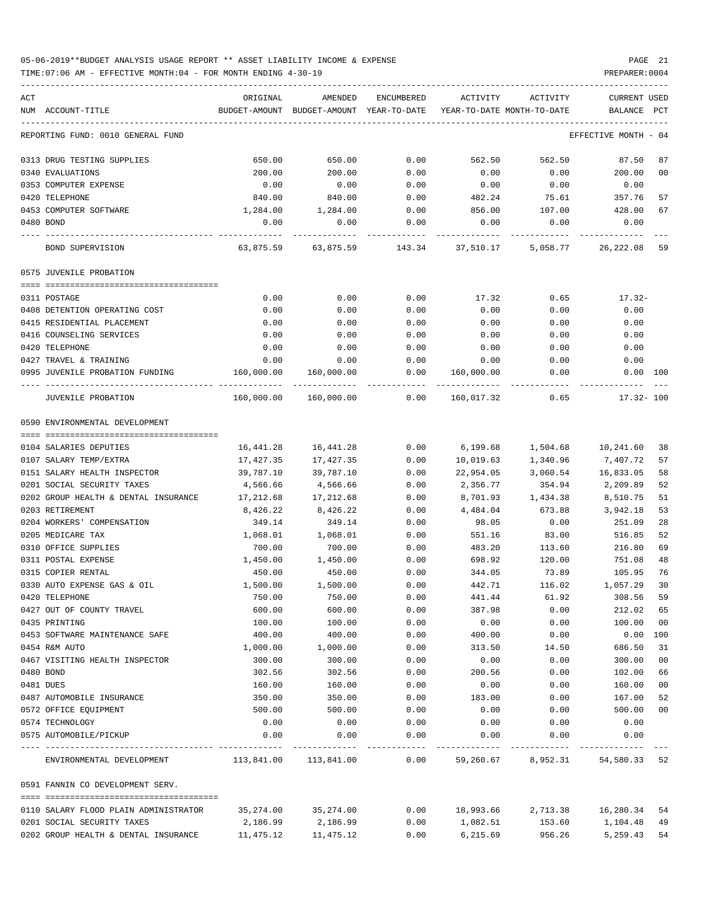05-06-2019**BUDGET ANALYSIS USAGE REPORT ** ASSET LIABILITY INCOME & EXPENSE

TIME:07:06 AM - EFFECTIVE MONTH:04 - FOR MONTH ENDING 4-30-19

PREPARER:0004

| ACT NUM | ACCOUNT-TITLE | ORIGINAL BUDGET-AMOUNT | AMENDED BUDGET-AMOUNT | ENCUMBERED YEAR-TO-DATE | ACTIVITY YEAR-TO-DATE | ACTIVITY MONTH-TO-DATE | CURRENT BALANCE | USED PCT |
|---|---|---|---|---|---|---|---|---|
| | REPORTING FUND: 0010 GENERAL FUND | | | | | | EFFECTIVE MONTH - 04 | |
| 0313 | DRUG TESTING SUPPLIES | 650.00 | 650.00 | 0.00 | 562.50 | 562.50 | 87.50 | 87 |
| 0340 | EVALUATIONS | 200.00 | 200.00 | 0.00 | 0.00 | 0.00 | 200.00 | 00 |
| 0353 | COMPUTER EXPENSE | 0.00 | 0.00 | 0.00 | 0.00 | 0.00 | 0.00 | |
| 0420 | TELEPHONE | 840.00 | 840.00 | 0.00 | 482.24 | 75.61 | 357.76 | 57 |
| 0453 | COMPUTER SOFTWARE | 1,284.00 | 1,284.00 | 0.00 | 856.00 | 107.00 | 428.00 | 67 |
| 0480 | BOND | 0.00 | 0.00 | 0.00 | 0.00 | 0.00 | 0.00 | |
| | BOND SUPERVISION | 63,875.59 | 63,875.59 | 143.34 | 37,510.17 | 5,058.77 | 26,222.08 | 59 |
| | 0575 JUVENILE PROBATION | | | | | | | |
| 0311 | POSTAGE | 0.00 | 0.00 | 0.00 | 17.32 | 0.65 | 17.32- | |
| 0408 | DETENTION OPERATING COST | 0.00 | 0.00 | 0.00 | 0.00 | 0.00 | 0.00 | |
| 0415 | RESIDENTIAL PLACEMENT | 0.00 | 0.00 | 0.00 | 0.00 | 0.00 | 0.00 | |
| 0416 | COUNSELING SERVICES | 0.00 | 0.00 | 0.00 | 0.00 | 0.00 | 0.00 | |
| 0420 | TELEPHONE | 0.00 | 0.00 | 0.00 | 0.00 | 0.00 | 0.00 | |
| 0427 | TRAVEL & TRAINING | 0.00 | 0.00 | 0.00 | 0.00 | 0.00 | 0.00 | |
| 0995 | JUVENILE PROBATION FUNDING | 160,000.00 | 160,000.00 | 0.00 | 160,000.00 | 0.00 | 0.00 | 100 |
| | JUVENILE PROBATION | 160,000.00 | 160,000.00 | 0.00 | 160,017.32 | 0.65 | 17.32- | 100 |
| | 0590 ENVIRONMENTAL DEVELOPMENT | | | | | | | |
| 0104 | SALARIES DEPUTIES | 16,441.28 | 16,441.28 | 0.00 | 6,199.68 | 1,504.68 | 10,241.60 | 38 |
| 0107 | SALARY TEMP/EXTRA | 17,427.35 | 17,427.35 | 0.00 | 10,019.63 | 1,340.96 | 7,407.72 | 57 |
| 0151 | SALARY HEALTH INSPECTOR | 39,787.10 | 39,787.10 | 0.00 | 22,954.05 | 3,060.54 | 16,833.05 | 58 |
| 0201 | SOCIAL SECURITY TAXES | 4,566.66 | 4,566.66 | 0.00 | 2,356.77 | 354.94 | 2,209.89 | 52 |
| 0202 | GROUP HEALTH & DENTAL INSURANCE | 17,212.68 | 17,212.68 | 0.00 | 8,701.93 | 1,434.38 | 8,510.75 | 51 |
| 0203 | RETIREMENT | 8,426.22 | 8,426.22 | 0.00 | 4,484.04 | 673.88 | 3,942.18 | 53 |
| 0204 | WORKERS' COMPENSATION | 349.14 | 349.14 | 0.00 | 98.05 | 0.00 | 251.09 | 28 |
| 0205 | MEDICARE TAX | 1,068.01 | 1,068.01 | 0.00 | 551.16 | 83.00 | 516.85 | 52 |
| 0310 | OFFICE SUPPLIES | 700.00 | 700.00 | 0.00 | 483.20 | 113.60 | 216.80 | 69 |
| 0311 | POSTAL EXPENSE | 1,450.00 | 1,450.00 | 0.00 | 698.92 | 120.00 | 751.08 | 48 |
| 0315 | COPIER RENTAL | 450.00 | 450.00 | 0.00 | 344.05 | 73.89 | 105.95 | 76 |
| 0330 | AUTO EXPENSE GAS & OIL | 1,500.00 | 1,500.00 | 0.00 | 442.71 | 116.02 | 1,057.29 | 30 |
| 0420 | TELEPHONE | 750.00 | 750.00 | 0.00 | 441.44 | 61.92 | 308.56 | 59 |
| 0427 | OUT OF COUNTY TRAVEL | 600.00 | 600.00 | 0.00 | 387.98 | 0.00 | 212.02 | 65 |
| 0435 | PRINTING | 100.00 | 100.00 | 0.00 | 0.00 | 0.00 | 100.00 | 00 |
| 0453 | SOFTWARE MAINTENANCE SAFE | 400.00 | 400.00 | 0.00 | 400.00 | 0.00 | 0.00 | 100 |
| 0454 | R&M AUTO | 1,000.00 | 1,000.00 | 0.00 | 313.50 | 14.50 | 686.50 | 31 |
| 0467 | VISITING HEALTH INSPECTOR | 300.00 | 300.00 | 0.00 | 0.00 | 0.00 | 300.00 | 00 |
| 0480 | BOND | 302.56 | 302.56 | 0.00 | 200.56 | 0.00 | 102.00 | 66 |
| 0481 | DUES | 160.00 | 160.00 | 0.00 | 0.00 | 0.00 | 160.00 | 00 |
| 0487 | AUTOMOBILE INSURANCE | 350.00 | 350.00 | 0.00 | 183.00 | 0.00 | 167.00 | 52 |
| 0572 | OFFICE EQUIPMENT | 500.00 | 500.00 | 0.00 | 0.00 | 0.00 | 500.00 | 00 |
| 0574 | TECHNOLOGY | 0.00 | 0.00 | 0.00 | 0.00 | 0.00 | 0.00 | |
| 0575 | AUTOMOBILE/PICKUP | 0.00 | 0.00 | 0.00 | 0.00 | 0.00 | 0.00 | |
| | ENVIRONMENTAL DEVELOPMENT | 113,841.00 | 113,841.00 | 0.00 | 59,260.67 | 8,952.31 | 54,580.33 | 52 |
| | 0591 FANNIN CO DEVELOPMENT SERV. | | | | | | | |
| 0110 | SALARY FLOOD PLAIN ADMINISTRATOR | 35,274.00 | 35,274.00 | 0.00 | 18,993.66 | 2,713.38 | 16,280.34 | 54 |
| 0201 | SOCIAL SECURITY TAXES | 2,186.99 | 2,186.99 | 0.00 | 1,082.51 | 153.60 | 1,104.48 | 49 |
| 0202 | GROUP HEALTH & DENTAL INSURANCE | 11,475.12 | 11,475.12 | 0.00 | 6,215.69 | 956.26 | 5,259.43 | 54 |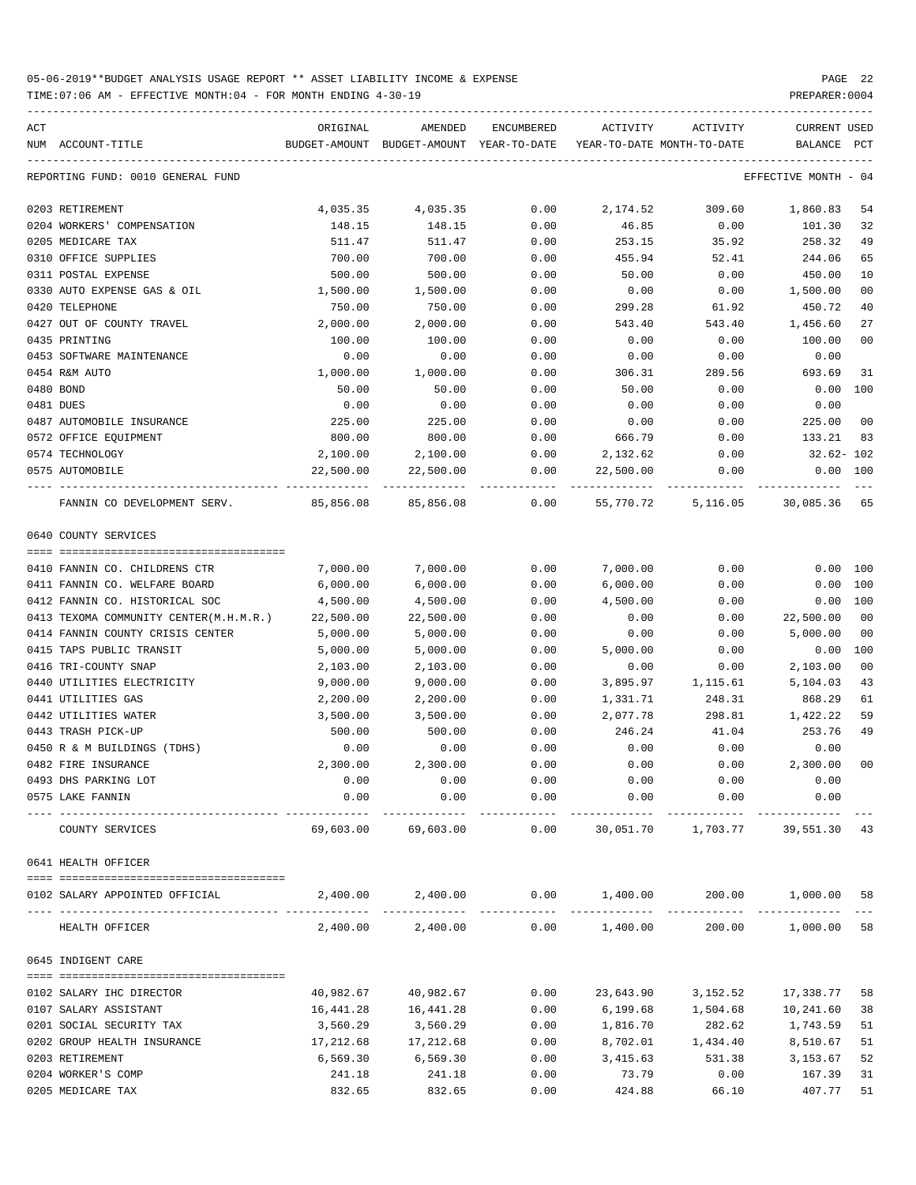05-06-2019**BUDGET ANALYSIS USAGE REPORT ** ASSET LIABILITY INCOME & EXPENSE

TIME:07:06 AM - EFFECTIVE MONTH:04 - FOR MONTH ENDING 4-30-19

REPORTING FUND: 0010 GENERAL FUND — EFFECTIVE MONTH - 04

| ACT NUM | ACCOUNT-TITLE | ORIGINAL BUDGET-AMOUNT | AMENDED BUDGET-AMOUNT | ENCUMBERED YEAR-TO-DATE | ACTIVITY YEAR-TO-DATE | ACTIVITY MONTH-TO-DATE | CURRENT BALANCE | USED PCT |
|---|---|---|---|---|---|---|---|---|
| 0203 | RETIREMENT | 4,035.35 | 4,035.35 | 0.00 | 2,174.52 | 309.60 | 1,860.83 | 54 |
| 0204 | WORKERS' COMPENSATION | 148.15 | 148.15 | 0.00 | 46.85 | 0.00 | 101.30 | 32 |
| 0205 | MEDICARE TAX | 511.47 | 511.47 | 0.00 | 253.15 | 35.92 | 258.32 | 49 |
| 0310 | OFFICE SUPPLIES | 700.00 | 700.00 | 0.00 | 455.94 | 52.41 | 244.06 | 65 |
| 0311 | POSTAL EXPENSE | 500.00 | 500.00 | 0.00 | 50.00 | 0.00 | 450.00 | 10 |
| 0330 | AUTO EXPENSE GAS & OIL | 1,500.00 | 1,500.00 | 0.00 | 0.00 | 0.00 | 1,500.00 | 00 |
| 0420 | TELEPHONE | 750.00 | 750.00 | 0.00 | 299.28 | 61.92 | 450.72 | 40 |
| 0427 | OUT OF COUNTY TRAVEL | 2,000.00 | 2,000.00 | 0.00 | 543.40 | 543.40 | 1,456.60 | 27 |
| 0435 | PRINTING | 100.00 | 100.00 | 0.00 | 0.00 | 0.00 | 100.00 | 00 |
| 0453 | SOFTWARE MAINTENANCE | 0.00 | 0.00 | 0.00 | 0.00 | 0.00 | 0.00 | |
| 0454 | R&M AUTO | 1,000.00 | 1,000.00 | 0.00 | 306.31 | 289.56 | 693.69 | 31 |
| 0480 | BOND | 50.00 | 50.00 | 0.00 | 50.00 | 0.00 | 0.00 | 100 |
| 0481 | DUES | 0.00 | 0.00 | 0.00 | 0.00 | 0.00 | 0.00 | |
| 0487 | AUTOMOBILE INSURANCE | 225.00 | 225.00 | 0.00 | 0.00 | 0.00 | 225.00 | 00 |
| 0572 | OFFICE EQUIPMENT | 800.00 | 800.00 | 0.00 | 666.79 | 0.00 | 133.21 | 83 |
| 0574 | TECHNOLOGY | 2,100.00 | 2,100.00 | 0.00 | 2,132.62 | 0.00 | 32.62- | 102 |
| 0575 | AUTOMOBILE | 22,500.00 | 22,500.00 | 0.00 | 22,500.00 | 0.00 | 0.00 | 100 |
| | FANNIN CO DEVELOPMENT SERV. | 85,856.08 | 85,856.08 | 0.00 | 55,770.72 | 5,116.05 | 30,085.36 | 65 |

0640 COUNTY SERVICES

| ACT NUM | ACCOUNT-TITLE | ORIGINAL BUDGET-AMOUNT | AMENDED BUDGET-AMOUNT | ENCUMBERED YEAR-TO-DATE | ACTIVITY YEAR-TO-DATE | ACTIVITY MONTH-TO-DATE | CURRENT BALANCE | USED PCT |
|---|---|---|---|---|---|---|---|---|
| 0410 | FANNIN CO. CHILDRENS CTR | 7,000.00 | 7,000.00 | 0.00 | 7,000.00 | 0.00 | 0.00 | 100 |
| 0411 | FANNIN CO. WELFARE BOARD | 6,000.00 | 6,000.00 | 0.00 | 6,000.00 | 0.00 | 0.00 | 100 |
| 0412 | FANNIN CO. HISTORICAL SOC | 4,500.00 | 4,500.00 | 0.00 | 4,500.00 | 0.00 | 0.00 | 100 |
| 0413 | TEXOMA COMMUNITY CENTER(M.H.M.R.) | 22,500.00 | 22,500.00 | 0.00 | 0.00 | 0.00 | 22,500.00 | 00 |
| 0414 | FANNIN COUNTY CRISIS CENTER | 5,000.00 | 5,000.00 | 0.00 | 0.00 | 0.00 | 5,000.00 | 00 |
| 0415 | TAPS PUBLIC TRANSIT | 5,000.00 | 5,000.00 | 0.00 | 5,000.00 | 0.00 | 0.00 | 100 |
| 0416 | TRI-COUNTY SNAP | 2,103.00 | 2,103.00 | 0.00 | 0.00 | 0.00 | 2,103.00 | 00 |
| 0440 | UTILITIES ELECTRICITY | 9,000.00 | 9,000.00 | 0.00 | 3,895.97 | 1,115.61 | 5,104.03 | 43 |
| 0441 | UTILITIES GAS | 2,200.00 | 2,200.00 | 0.00 | 1,331.71 | 248.31 | 868.29 | 61 |
| 0442 | UTILITIES WATER | 3,500.00 | 3,500.00 | 0.00 | 2,077.78 | 298.81 | 1,422.22 | 59 |
| 0443 | TRASH PICK-UP | 500.00 | 500.00 | 0.00 | 246.24 | 41.04 | 253.76 | 49 |
| 0450 | R & M BUILDINGS (TDHS) | 0.00 | 0.00 | 0.00 | 0.00 | 0.00 | 0.00 | |
| 0482 | FIRE INSURANCE | 2,300.00 | 2,300.00 | 0.00 | 0.00 | 0.00 | 2,300.00 | 00 |
| 0493 | DHS PARKING LOT | 0.00 | 0.00 | 0.00 | 0.00 | 0.00 | 0.00 | |
| 0575 | LAKE FANNIN | 0.00 | 0.00 | 0.00 | 0.00 | 0.00 | 0.00 | |
| | COUNTY SERVICES | 69,603.00 | 69,603.00 | 0.00 | 30,051.70 | 1,703.77 | 39,551.30 | 43 |

0641 HEALTH OFFICER

| ACT NUM | ACCOUNT-TITLE | ORIGINAL BUDGET-AMOUNT | AMENDED BUDGET-AMOUNT | ENCUMBERED YEAR-TO-DATE | ACTIVITY YEAR-TO-DATE | ACTIVITY MONTH-TO-DATE | CURRENT BALANCE | USED PCT |
|---|---|---|---|---|---|---|---|---|
| 0102 | SALARY APPOINTED OFFICIAL | 2,400.00 | 2,400.00 | 0.00 | 1,400.00 | 200.00 | 1,000.00 | 58 |
| | HEALTH OFFICER | 2,400.00 | 2,400.00 | 0.00 | 1,400.00 | 200.00 | 1,000.00 | 58 |

0645 INDIGENT CARE

| ACT NUM | ACCOUNT-TITLE | ORIGINAL BUDGET-AMOUNT | AMENDED BUDGET-AMOUNT | ENCUMBERED YEAR-TO-DATE | ACTIVITY YEAR-TO-DATE | ACTIVITY MONTH-TO-DATE | CURRENT BALANCE | USED PCT |
|---|---|---|---|---|---|---|---|---|
| 0102 | SALARY IHC DIRECTOR | 40,982.67 | 40,982.67 | 0.00 | 23,643.90 | 3,152.52 | 17,338.77 | 58 |
| 0107 | SALARY ASSISTANT | 16,441.28 | 16,441.28 | 0.00 | 6,199.68 | 1,504.68 | 10,241.60 | 38 |
| 0201 | SOCIAL SECURITY TAX | 3,560.29 | 3,560.29 | 0.00 | 1,816.70 | 282.62 | 1,743.59 | 51 |
| 0202 | GROUP HEALTH INSURANCE | 17,212.68 | 17,212.68 | 0.00 | 8,702.01 | 1,434.40 | 8,510.67 | 51 |
| 0203 | RETIREMENT | 6,569.30 | 6,569.30 | 0.00 | 3,415.63 | 531.38 | 3,153.67 | 52 |
| 0204 | WORKER'S COMP | 241.18 | 241.18 | 0.00 | 73.79 | 0.00 | 167.39 | 31 |
| 0205 | MEDICARE TAX | 832.65 | 832.65 | 0.00 | 424.88 | 66.10 | 407.77 | 51 |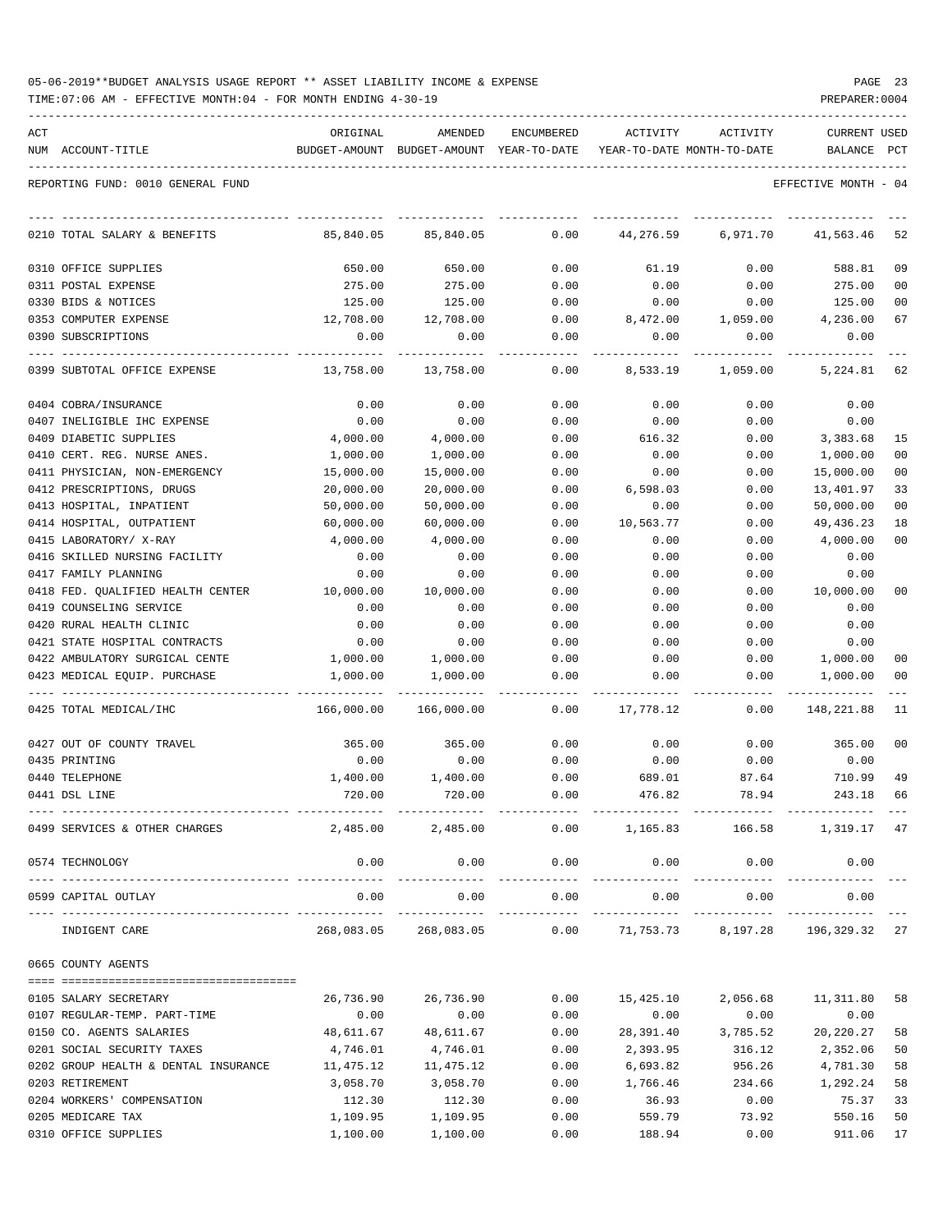05-06-2019**BUDGET ANALYSIS USAGE REPORT ** ASSET LIABILITY INCOME & EXPENSE

TIME:07:06 AM - EFFECTIVE MONTH:04 - FOR MONTH ENDING 4-30-19

REPORTING FUND: 0010 GENERAL FUND — EFFECTIVE MONTH - 04

| ACT NUM | ACCOUNT-TITLE | ORIGINAL BUDGET-AMOUNT | AMENDED BUDGET-AMOUNT | ENCUMBERED YEAR-TO-DATE | ACTIVITY YEAR-TO-DATE | ACTIVITY MONTH-TO-DATE | CURRENT BALANCE | USED PCT |
|---|---|---|---|---|---|---|---|---|
| 0210 | TOTAL SALARY & BENEFITS | 85,840.05 | 85,840.05 | 0.00 | 44,276.59 | 6,971.70 | 41,563.46 | 52 |
| 0310 | OFFICE SUPPLIES | 650.00 | 650.00 | 0.00 | 61.19 | 0.00 | 588.81 | 09 |
| 0311 | POSTAL EXPENSE | 275.00 | 275.00 | 0.00 | 0.00 | 0.00 | 275.00 | 00 |
| 0330 | BIDS & NOTICES | 125.00 | 125.00 | 0.00 | 0.00 | 0.00 | 125.00 | 00 |
| 0353 | COMPUTER EXPENSE | 12,708.00 | 12,708.00 | 0.00 | 8,472.00 | 1,059.00 | 4,236.00 | 67 |
| 0390 | SUBSCRIPTIONS | 0.00 | 0.00 | 0.00 | 0.00 | 0.00 | 0.00 | |
| 0399 | SUBTOTAL OFFICE EXPENSE | 13,758.00 | 13,758.00 | 0.00 | 8,533.19 | 1,059.00 | 5,224.81 | 62 |
| 0404 | COBRA/INSURANCE | 0.00 | 0.00 | 0.00 | 0.00 | 0.00 | 0.00 | |
| 0407 | INELIGIBLE IHC EXPENSE | 0.00 | 0.00 | 0.00 | 0.00 | 0.00 | 0.00 | |
| 0409 | DIABETIC SUPPLIES | 4,000.00 | 4,000.00 | 0.00 | 616.32 | 0.00 | 3,383.68 | 15 |
| 0410 | CERT. REG. NURSE ANES. | 1,000.00 | 1,000.00 | 0.00 | 0.00 | 0.00 | 1,000.00 | 00 |
| 0411 | PHYSICIAN, NON-EMERGENCY | 15,000.00 | 15,000.00 | 0.00 | 0.00 | 0.00 | 15,000.00 | 00 |
| 0412 | PRESCRIPTIONS, DRUGS | 20,000.00 | 20,000.00 | 0.00 | 6,598.03 | 0.00 | 13,401.97 | 33 |
| 0413 | HOSPITAL, INPATIENT | 50,000.00 | 50,000.00 | 0.00 | 0.00 | 0.00 | 50,000.00 | 00 |
| 0414 | HOSPITAL, OUTPATIENT | 60,000.00 | 60,000.00 | 0.00 | 10,563.77 | 0.00 | 49,436.23 | 18 |
| 0415 | LABORATORY/ X-RAY | 4,000.00 | 4,000.00 | 0.00 | 0.00 | 0.00 | 4,000.00 | 00 |
| 0416 | SKILLED NURSING FACILITY | 0.00 | 0.00 | 0.00 | 0.00 | 0.00 | 0.00 | |
| 0417 | FAMILY PLANNING | 0.00 | 0.00 | 0.00 | 0.00 | 0.00 | 0.00 | |
| 0418 | FED. QUALIFIED HEALTH CENTER | 10,000.00 | 10,000.00 | 0.00 | 0.00 | 0.00 | 10,000.00 | 00 |
| 0419 | COUNSELING SERVICE | 0.00 | 0.00 | 0.00 | 0.00 | 0.00 | 0.00 | |
| 0420 | RURAL HEALTH CLINIC | 0.00 | 0.00 | 0.00 | 0.00 | 0.00 | 0.00 | |
| 0421 | STATE HOSPITAL CONTRACTS | 0.00 | 0.00 | 0.00 | 0.00 | 0.00 | 0.00 | |
| 0422 | AMBULATORY SURGICAL CENTE | 1,000.00 | 1,000.00 | 0.00 | 0.00 | 0.00 | 1,000.00 | 00 |
| 0423 | MEDICAL EQUIP. PURCHASE | 1,000.00 | 1,000.00 | 0.00 | 0.00 | 0.00 | 1,000.00 | 00 |
| 0425 | TOTAL MEDICAL/IHC | 166,000.00 | 166,000.00 | 0.00 | 17,778.12 | 0.00 | 148,221.88 | 11 |
| 0427 | OUT OF COUNTY TRAVEL | 365.00 | 365.00 | 0.00 | 0.00 | 0.00 | 365.00 | 00 |
| 0435 | PRINTING | 0.00 | 0.00 | 0.00 | 0.00 | 0.00 | 0.00 | |
| 0440 | TELEPHONE | 1,400.00 | 1,400.00 | 0.00 | 689.01 | 87.64 | 710.99 | 49 |
| 0441 | DSL LINE | 720.00 | 720.00 | 0.00 | 476.82 | 78.94 | 243.18 | 66 |
| 0499 | SERVICES & OTHER CHARGES | 2,485.00 | 2,485.00 | 0.00 | 1,165.83 | 166.58 | 1,319.17 | 47 |
| 0574 | TECHNOLOGY | 0.00 | 0.00 | 0.00 | 0.00 | 0.00 | 0.00 | |
| 0599 | CAPITAL OUTLAY | 0.00 | 0.00 | 0.00 | 0.00 | 0.00 | 0.00 | |
| | INDIGENT CARE | 268,083.05 | 268,083.05 | 0.00 | 71,753.73 | 8,197.28 | 196,329.32 | 27 |
| 0665 | COUNTY AGENTS | | | | | | | |
| 0105 | SALARY SECRETARY | 26,736.90 | 26,736.90 | 0.00 | 15,425.10 | 2,056.68 | 11,311.80 | 58 |
| 0107 | REGULAR-TEMP. PART-TIME | 0.00 | 0.00 | 0.00 | 0.00 | 0.00 | 0.00 | |
| 0150 | CO. AGENTS SALARIES | 48,611.67 | 48,611.67 | 0.00 | 28,391.40 | 3,785.52 | 20,220.27 | 58 |
| 0201 | SOCIAL SECURITY TAXES | 4,746.01 | 4,746.01 | 0.00 | 2,393.95 | 316.12 | 2,352.06 | 50 |
| 0202 | GROUP HEALTH & DENTAL INSURANCE | 11,475.12 | 11,475.12 | 0.00 | 6,693.82 | 956.26 | 4,781.30 | 58 |
| 0203 | RETIREMENT | 3,058.70 | 3,058.70 | 0.00 | 1,766.46 | 234.66 | 1,292.24 | 58 |
| 0204 | WORKERS' COMPENSATION | 112.30 | 112.30 | 0.00 | 36.93 | 0.00 | 75.37 | 33 |
| 0205 | MEDICARE TAX | 1,109.95 | 1,109.95 | 0.00 | 559.79 | 73.92 | 550.16 | 50 |
| 0310 | OFFICE SUPPLIES | 1,100.00 | 1,100.00 | 0.00 | 188.94 | 0.00 | 911.06 | 17 |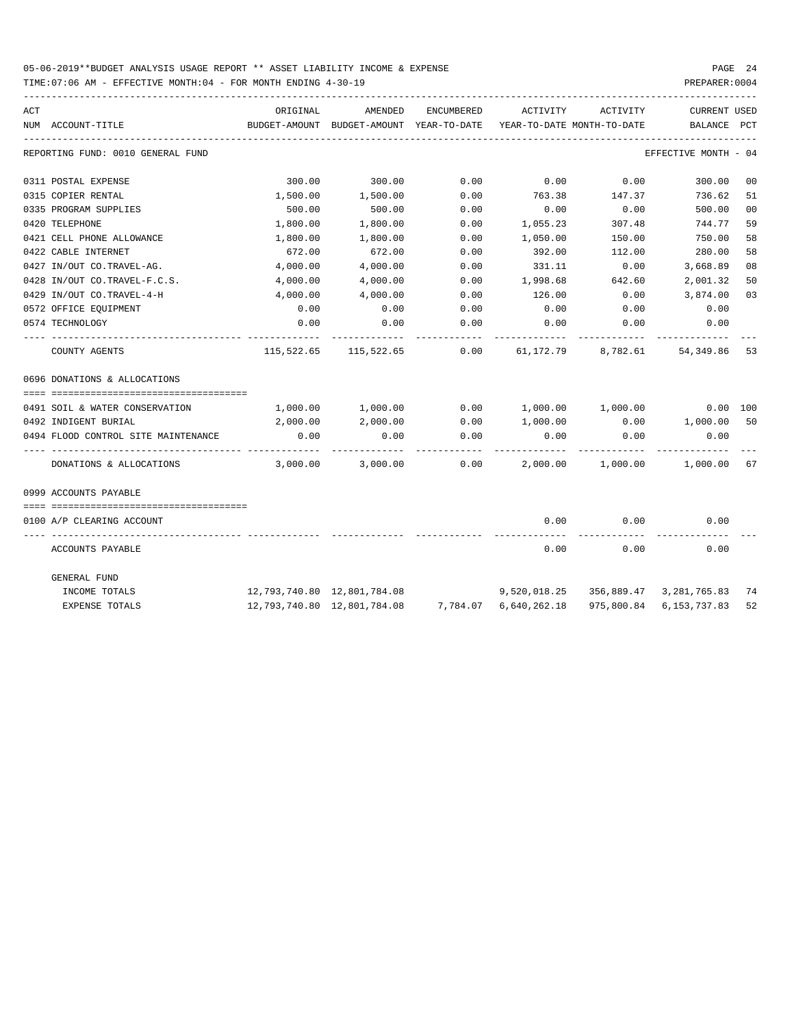05-06-2019**BUDGET ANALYSIS USAGE REPORT ** ASSET LIABILITY INCOME & EXPENSE

TIME:07:06 AM - EFFECTIVE MONTH:04 - FOR MONTH ENDING 4-30-19

PREPARER:0004

REPORTING FUND: 0010 GENERAL FUND — EFFECTIVE MONTH - 04

| ACT NUM | ACCOUNT-TITLE | ORIGINAL BUDGET-AMOUNT | AMENDED BUDGET-AMOUNT | ENCUMBERED YEAR-TO-DATE | ACTIVITY YEAR-TO-DATE | ACTIVITY MONTH-TO-DATE | CURRENT BALANCE | USED PCT |
|---|---|---|---|---|---|---|---|---|
| 0311 | POSTAL EXPENSE | 300.00 | 300.00 | 0.00 | 0.00 | 0.00 | 300.00 | 00 |
| 0315 | COPIER RENTAL | 1,500.00 | 1,500.00 | 0.00 | 763.38 | 147.37 | 736.62 | 51 |
| 0335 | PROGRAM SUPPLIES | 500.00 | 500.00 | 0.00 | 0.00 | 0.00 | 500.00 | 00 |
| 0420 | TELEPHONE | 1,800.00 | 1,800.00 | 0.00 | 1,055.23 | 307.48 | 744.77 | 59 |
| 0421 | CELL PHONE ALLOWANCE | 1,800.00 | 1,800.00 | 0.00 | 1,050.00 | 150.00 | 750.00 | 58 |
| 0422 | CABLE INTERNET | 672.00 | 672.00 | 0.00 | 392.00 | 112.00 | 280.00 | 58 |
| 0427 | IN/OUT CO.TRAVEL-AG. | 4,000.00 | 4,000.00 | 0.00 | 331.11 | 0.00 | 3,668.89 | 08 |
| 0428 | IN/OUT CO.TRAVEL-F.C.S. | 4,000.00 | 4,000.00 | 0.00 | 1,998.68 | 642.60 | 2,001.32 | 50 |
| 0429 | IN/OUT CO.TRAVEL-4-H | 4,000.00 | 4,000.00 | 0.00 | 126.00 | 0.00 | 3,874.00 | 03 |
| 0572 | OFFICE EQUIPMENT | 0.00 | 0.00 | 0.00 | 0.00 | 0.00 | 0.00 | |
| 0574 | TECHNOLOGY | 0.00 | 0.00 | 0.00 | 0.00 | 0.00 | 0.00 | |
| | COUNTY AGENTS | 115,522.65 | 115,522.65 | 0.00 | 61,172.79 | 8,782.61 | 54,349.86 | 53 |
| 0696 | DONATIONS & ALLOCATIONS | | | | | | | |
| 0491 | SOIL & WATER CONSERVATION | 1,000.00 | 1,000.00 | 0.00 | 1,000.00 | 1,000.00 | 0.00 | 100 |
| 0492 | INDIGENT BURIAL | 2,000.00 | 2,000.00 | 0.00 | 1,000.00 | 0.00 | 1,000.00 | 50 |
| 0494 | FLOOD CONTROL SITE MAINTENANCE | 0.00 | 0.00 | 0.00 | 0.00 | 0.00 | 0.00 | |
| | DONATIONS & ALLOCATIONS | 3,000.00 | 3,000.00 | 0.00 | 2,000.00 | 1,000.00 | 1,000.00 | 67 |
| 0999 | ACCOUNTS PAYABLE | | | | | | | |
| 0100 | A/P CLEARING ACCOUNT | | | | 0.00 | 0.00 | 0.00 | |
| | ACCOUNTS PAYABLE | | | | 0.00 | 0.00 | 0.00 | |
| | GENERAL FUND | | | | | | | |
| | INCOME TOTALS | 12,793,740.80 | 12,801,784.08 | | 9,520,018.25 | 356,889.47 | 3,281,765.83 | 74 |
| | EXPENSE TOTALS | 12,793,740.80 | 12,801,784.08 | 7,784.07 | 6,640,262.18 | 975,800.84 | 6,153,737.83 | 52 |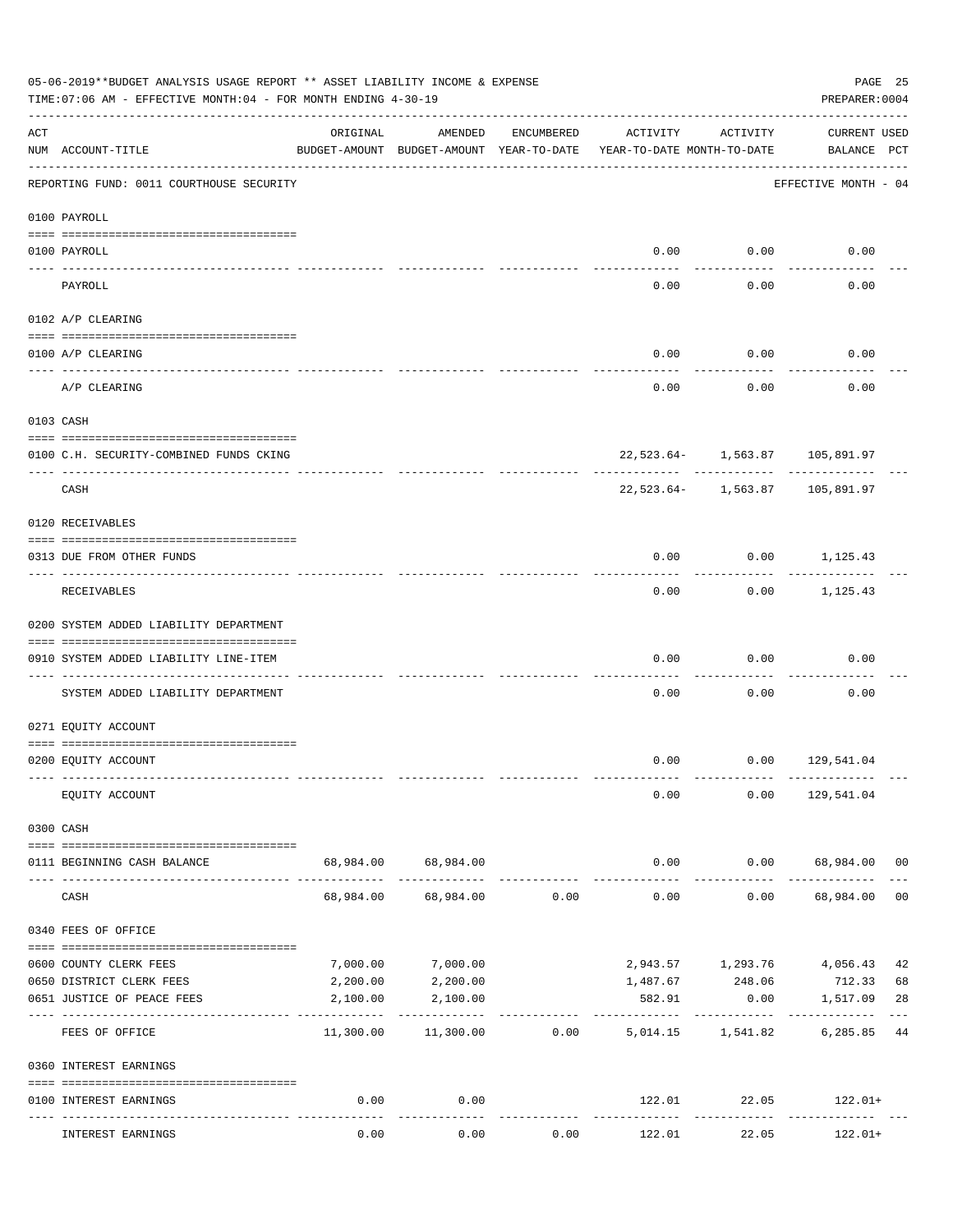05-06-2019**BUDGET ANALYSIS USAGE REPORT ** ASSET LIABILITY INCOME & EXPENSE

TIME:07:06 AM - EFFECTIVE MONTH:04 - FOR MONTH ENDING 4-30-19

PREPARER:0004

| ACT NUM | ACCOUNT-TITLE | ORIGINAL BUDGET-AMOUNT | AMENDED BUDGET-AMOUNT | ENCUMBERED YEAR-TO-DATE | ACTIVITY YEAR-TO-DATE | ACTIVITY MONTH-TO-DATE | CURRENT BALANCE | USED PCT |
|---|---|---|---|---|---|---|---|---|
| | REPORTING FUND: 0011 COURTHOUSE SECURITY | | | | | | EFFECTIVE MONTH - 04 | |
| | 0100 PAYROLL | | | | | | | |
| 0100 | PAYROLL | | | | 0.00 | 0.00 | 0.00 | |
| | PAYROLL | | | | 0.00 | 0.00 | 0.00 | |
| | 0102 A/P CLEARING | | | | | | | |
| 0100 | A/P CLEARING | | | | 0.00 | 0.00 | 0.00 | |
| | A/P CLEARING | | | | 0.00 | 0.00 | 0.00 | |
| | 0103 CASH | | | | | | | |
| 0100 | C.H. SECURITY-COMBINED FUNDS CKING | | | | 22,523.64- | 1,563.87 | 105,891.97 | |
| | CASH | | | | 22,523.64- | 1,563.87 | 105,891.97 | |
| | 0120 RECEIVABLES | | | | | | | |
| 0313 | DUE FROM OTHER FUNDS | | | | 0.00 | 0.00 | 1,125.43 | |
| | RECEIVABLES | | | | 0.00 | 0.00 | 1,125.43 | |
| | 0200 SYSTEM ADDED LIABILITY DEPARTMENT | | | | | | | |
| 0910 | SYSTEM ADDED LIABILITY LINE-ITEM | | | | 0.00 | 0.00 | 0.00 | |
| | SYSTEM ADDED LIABILITY DEPARTMENT | | | | 0.00 | 0.00 | 0.00 | |
| | 0271 EQUITY ACCOUNT | | | | | | | |
| 0200 | EQUITY ACCOUNT | | | | 0.00 | 0.00 | 129,541.04 | |
| | EQUITY ACCOUNT | | | | 0.00 | 0.00 | 129,541.04 | |
| | 0300 CASH | | | | | | | |
| 0111 | BEGINNING CASH BALANCE | 68,984.00 | 68,984.00 | | 0.00 | 0.00 | 68,984.00 | 00 |
| | CASH | 68,984.00 | 68,984.00 | 0.00 | 0.00 | 0.00 | 68,984.00 | 00 |
| | 0340 FEES OF OFFICE | | | | | | | |
| 0600 | COUNTY CLERK FEES | 7,000.00 | 7,000.00 | | 2,943.57 | 1,293.76 | 4,056.43 | 42 |
| 0650 | DISTRICT CLERK FEES | 2,200.00 | 2,200.00 | | 1,487.67 | 248.06 | 712.33 | 68 |
| 0651 | JUSTICE OF PEACE FEES | 2,100.00 | 2,100.00 | | 582.91 | 0.00 | 1,517.09 | 28 |
| | FEES OF OFFICE | 11,300.00 | 11,300.00 | 0.00 | 5,014.15 | 1,541.82 | 6,285.85 | 44 |
| | 0360 INTEREST EARNINGS | | | | | | | |
| 0100 | INTEREST EARNINGS | 0.00 | 0.00 | | 122.01 | 22.05 | 122.01+ | |
| | INTEREST EARNINGS | 0.00 | 0.00 | 0.00 | 122.01 | 22.05 | 122.01+ | |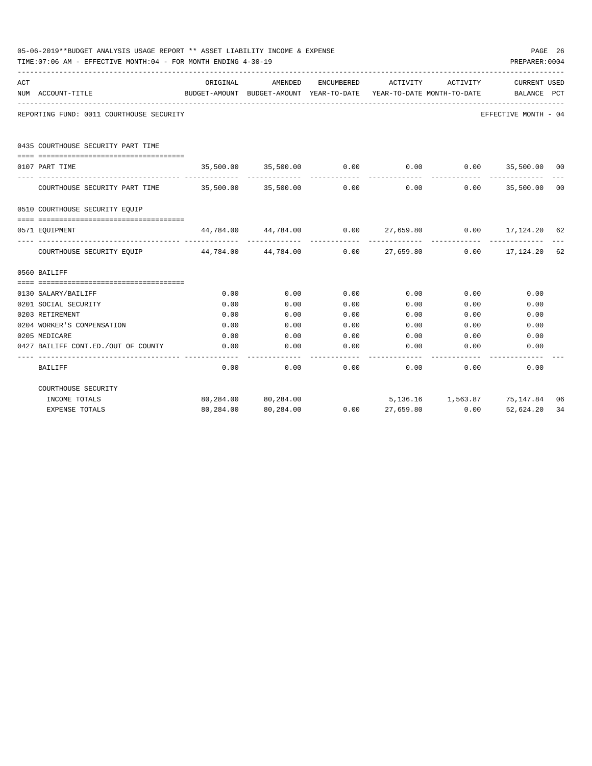05-06-2019**BUDGET ANALYSIS USAGE REPORT ** ASSET LIABILITY INCOME & EXPENSE

TIME:07:06 AM - EFFECTIVE MONTH:04 - FOR MONTH ENDING 4-30-19

PREPARER:0004

| ACT NUM | ACCOUNT-TITLE | ORIGINAL BUDGET-AMOUNT | AMENDED BUDGET-AMOUNT | ENCUMBERED YEAR-TO-DATE | ACTIVITY YEAR-TO-DATE | ACTIVITY MONTH-TO-DATE | CURRENT BALANCE | USED PCT |
|---|---|---|---|---|---|---|---|---|
| | REPORTING FUND: 0011 COURTHOUSE SECURITY | | | | | | EFFECTIVE MONTH - 04 | |
| | 0435 COURTHOUSE SECURITY PART TIME | | | | | | | |
| 0107 | PART TIME | 35,500.00 | 35,500.00 | 0.00 | 0.00 | 0.00 | 35,500.00 | 00 |
| | COURTHOUSE SECURITY PART TIME | 35,500.00 | 35,500.00 | 0.00 | 0.00 | 0.00 | 35,500.00 | 00 |
| | 0510 COURTHOUSE SECURITY EQUIP | | | | | | | |
| 0571 | EQUIPMENT | 44,784.00 | 44,784.00 | 0.00 | 27,659.80 | 0.00 | 17,124.20 | 62 |
| | COURTHOUSE SECURITY EQUIP | 44,784.00 | 44,784.00 | 0.00 | 27,659.80 | 0.00 | 17,124.20 | 62 |
| | 0560 BAILIFF | | | | | | | |
| 0130 | SALARY/BAILIFF | 0.00 | 0.00 | 0.00 | 0.00 | 0.00 | 0.00 | |
| 0201 | SOCIAL SECURITY | 0.00 | 0.00 | 0.00 | 0.00 | 0.00 | 0.00 | |
| 0203 | RETIREMENT | 0.00 | 0.00 | 0.00 | 0.00 | 0.00 | 0.00 | |
| 0204 | WORKER'S COMPENSATION | 0.00 | 0.00 | 0.00 | 0.00 | 0.00 | 0.00 | |
| 0205 | MEDICARE | 0.00 | 0.00 | 0.00 | 0.00 | 0.00 | 0.00 | |
| 0427 | BAILIFF CONT.ED./OUT OF COUNTY | 0.00 | 0.00 | 0.00 | 0.00 | 0.00 | 0.00 | |
| | BAILIFF | 0.00 | 0.00 | 0.00 | 0.00 | 0.00 | 0.00 | |
| | COURTHOUSE SECURITY | | | | | | | |
| | INCOME TOTALS | 80,284.00 | 80,284.00 | | 5,136.16 | 1,563.87 | 75,147.84 | 06 |
| | EXPENSE TOTALS | 80,284.00 | 80,284.00 | 0.00 | 27,659.80 | 0.00 | 52,624.20 | 34 |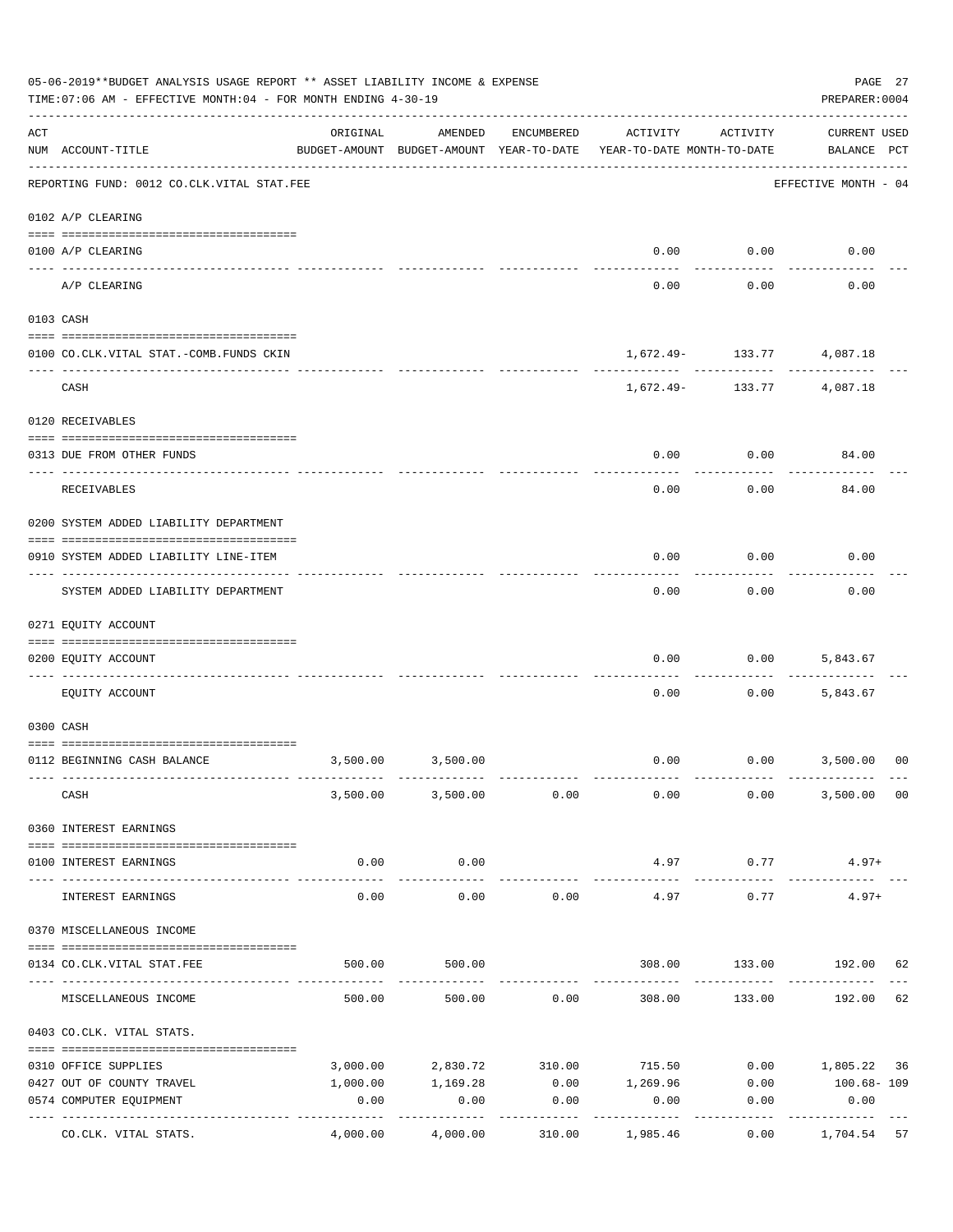05-06-2019**BUDGET ANALYSIS USAGE REPORT ** ASSET LIABILITY INCOME & EXPENSE

TIME:07:06 AM - EFFECTIVE MONTH:04 - FOR MONTH ENDING 4-30-19

PREPARER:0004

| ACT NUM | ACCOUNT-TITLE | ORIGINAL BUDGET-AMOUNT | AMENDED BUDGET-AMOUNT | ENCUMBERED YEAR-TO-DATE | ACTIVITY YEAR-TO-DATE | ACTIVITY MONTH-TO-DATE | CURRENT USED BALANCE | PCT |
|---|---|---|---|---|---|---|---|---|
| | REPORTING FUND: 0012 CO.CLK.VITAL STAT.FEE | | | | | | EFFECTIVE MONTH - 04 | |
| | 0102 A/P CLEARING | | | | | | | |
| 0100 | A/P CLEARING | | | | 0.00 | 0.00 | 0.00 | |
| | A/P CLEARING | | | | 0.00 | 0.00 | 0.00 | |
| | 0103 CASH | | | | | | | |
| 0100 | CO.CLK.VITAL STAT.-COMB.FUNDS CKIN | | | | 1,672.49- | 133.77 | 4,087.18 | |
| | CASH | | | | 1,672.49- | 133.77 | 4,087.18 | |
| | 0120 RECEIVABLES | | | | | | | |
| 0313 | DUE FROM OTHER FUNDS | | | | 0.00 | 0.00 | 84.00 | |
| | RECEIVABLES | | | | 0.00 | 0.00 | 84.00 | |
| | 0200 SYSTEM ADDED LIABILITY DEPARTMENT | | | | | | | |
| 0910 | SYSTEM ADDED LIABILITY LINE-ITEM | | | | 0.00 | 0.00 | 0.00 | |
| | SYSTEM ADDED LIABILITY DEPARTMENT | | | | 0.00 | 0.00 | 0.00 | |
| | 0271 EQUITY ACCOUNT | | | | | | | |
| 0200 | EQUITY ACCOUNT | | | | 0.00 | 0.00 | 5,843.67 | |
| | EQUITY ACCOUNT | | | | 0.00 | 0.00 | 5,843.67 | |
| | 0300 CASH | | | | | | | |
| 0112 | BEGINNING CASH BALANCE | 3,500.00 | 3,500.00 | | 0.00 | 0.00 | 3,500.00 | 00 |
| | CASH | 3,500.00 | 3,500.00 | 0.00 | 0.00 | 0.00 | 3,500.00 | 00 |
| | 0360 INTEREST EARNINGS | | | | | | | |
| 0100 | INTEREST EARNINGS | 0.00 | 0.00 | | 4.97 | 0.77 | 4.97+ | |
| | INTEREST EARNINGS | 0.00 | 0.00 | 0.00 | 4.97 | 0.77 | 4.97+ | |
| | 0370 MISCELLANEOUS INCOME | | | | | | | |
| 0134 | CO.CLK.VITAL STAT.FEE | 500.00 | 500.00 | | 308.00 | 133.00 | 192.00 | 62 |
| | MISCELLANEOUS INCOME | 500.00 | 500.00 | 0.00 | 308.00 | 133.00 | 192.00 | 62 |
| | 0403 CO.CLK. VITAL STATS. | | | | | | | |
| 0310 | OFFICE SUPPLIES | 3,000.00 | 2,830.72 | 310.00 | 715.50 | 0.00 | 1,805.22 | 36 |
| 0427 | OUT OF COUNTY TRAVEL | 1,000.00 | 1,169.28 | 0.00 | 1,269.96 | 0.00 | 100.68- | 109 |
| 0574 | COMPUTER EQUIPMENT | 0.00 | 0.00 | 0.00 | 0.00 | 0.00 | 0.00 | |
| | CO.CLK. VITAL STATS. | 4,000.00 | 4,000.00 | 310.00 | 1,985.46 | 0.00 | 1,704.54 | 57 |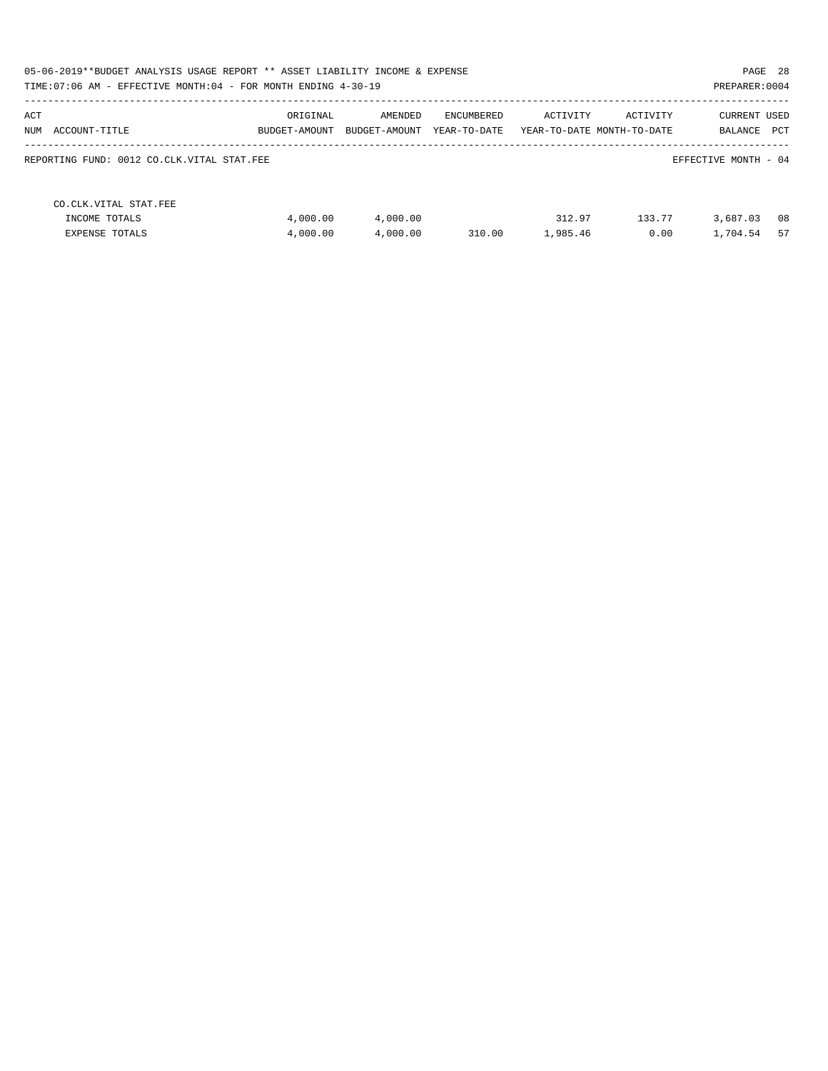05-06-2019**BUDGET ANALYSIS USAGE REPORT ** ASSET LIABILITY INCOME & EXPENSE

TIME:07:06 AM - EFFECTIVE MONTH:04 - FOR MONTH ENDING 4-30-19

PREPARER:0004

| ACT NUM | ACCOUNT-TITLE | ORIGINAL BUDGET-AMOUNT | AMENDED BUDGET-AMOUNT | ENCUMBERED YEAR-TO-DATE | ACTIVITY YEAR-TO-DATE | ACTIVITY MONTH-TO-DATE | CURRENT BALANCE | USED PCT |
|---|---|---|---|---|---|---|---|---|

REPORTING FUND: 0012 CO.CLK.VITAL STAT.FEE

EFFECTIVE MONTH - 04

| ACT NUM | ACCOUNT-TITLE | ORIGINAL BUDGET-AMOUNT | AMENDED BUDGET-AMOUNT | ENCUMBERED YEAR-TO-DATE | ACTIVITY YEAR-TO-DATE | ACTIVITY MONTH-TO-DATE | CURRENT BALANCE | USED PCT |
|---|---|---|---|---|---|---|---|---|
| | CO.CLK.VITAL STAT.FEE | | | | | | | |
| | INCOME TOTALS | 4,000.00 | 4,000.00 | | 312.97 | 133.77 | 3,687.03 | 08 |
| | EXPENSE TOTALS | 4,000.00 | 4,000.00 | 310.00 | 1,985.46 | 0.00 | 1,704.54 | 57 |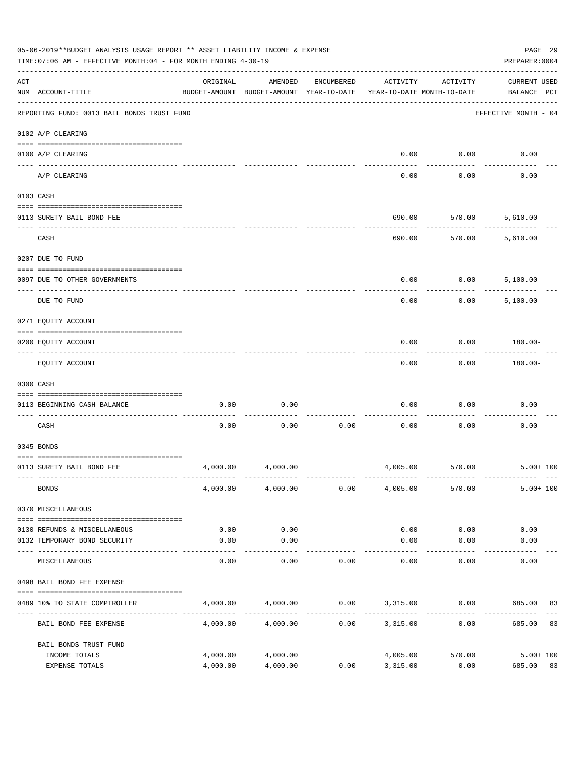05-06-2019**BUDGET ANALYSIS USAGE REPORT ** ASSET LIABILITY INCOME & EXPENSE

TIME:07:06 AM - EFFECTIVE MONTH:04 - FOR MONTH ENDING 4-30-19

PREPARER:0004

| ACT NUM | ACCOUNT-TITLE | ORIGINAL BUDGET-AMOUNT | AMENDED BUDGET-AMOUNT | ENCUMBERED YEAR-TO-DATE | ACTIVITY YEAR-TO-DATE | ACTIVITY MONTH-TO-DATE | CURRENT BALANCE | USED PCT |
|---|---|---|---|---|---|---|---|---|
| | REPORTING FUND: 0013 BAIL BONDS TRUST FUND | | | | | | EFFECTIVE MONTH - 04 | |
| | 0102 A/P CLEARING | | | | | | | |
| 0100 | A/P CLEARING | | | | 0.00 | 0.00 | 0.00 | |
| | A/P CLEARING | | | | 0.00 | 0.00 | 0.00 | |
| | 0103 CASH | | | | | | | |
| 0113 | SURETY BAIL BOND FEE | | | | 690.00 | 570.00 | 5,610.00 | |
| | CASH | | | | 690.00 | 570.00 | 5,610.00 | |
| | 0207 DUE TO FUND | | | | | | | |
| 0097 | DUE TO OTHER GOVERNMENTS | | | | 0.00 | 0.00 | 5,100.00 | |
| | DUE TO FUND | | | | 0.00 | 0.00 | 5,100.00 | |
| | 0271 EQUITY ACCOUNT | | | | | | | |
| 0200 | EQUITY ACCOUNT | | | | 0.00 | 0.00 | 180.00- | |
| | EQUITY ACCOUNT | | | | 0.00 | 0.00 | 180.00- | |
| | 0300 CASH | | | | | | | |
| 0113 | BEGINNING CASH BALANCE | 0.00 | 0.00 | | 0.00 | 0.00 | 0.00 | |
| | CASH | 0.00 | 0.00 | 0.00 | 0.00 | 0.00 | 0.00 | |
| | 0345 BONDS | | | | | | | |
| 0113 | SURETY BAIL BOND FEE | 4,000.00 | 4,000.00 | | 4,005.00 | 570.00 | 5.00+ | 100 |
| | BONDS | 4,000.00 | 4,000.00 | 0.00 | 4,005.00 | 570.00 | 5.00+ | 100 |
| | 0370 MISCELLANEOUS | | | | | | | |
| 0130 | REFUNDS & MISCELLANEOUS | 0.00 | 0.00 | | 0.00 | 0.00 | 0.00 | |
| 0132 | TEMPORARY BOND SECURITY | 0.00 | 0.00 | | 0.00 | 0.00 | 0.00 | |
| | MISCELLANEOUS | 0.00 | 0.00 | 0.00 | 0.00 | 0.00 | 0.00 | |
| | 0498 BAIL BOND FEE EXPENSE | | | | | | | |
| 0489 | 10% TO STATE COMPTROLLER | 4,000.00 | 4,000.00 | 0.00 | 3,315.00 | 0.00 | 685.00 | 83 |
| | BAIL BOND FEE EXPENSE | 4,000.00 | 4,000.00 | 0.00 | 3,315.00 | 0.00 | 685.00 | 83 |
| | BAIL BONDS TRUST FUND | | | | | | | |
| | INCOME TOTALS | 4,000.00 | 4,000.00 | | 4,005.00 | 570.00 | 5.00+ | 100 |
| | EXPENSE TOTALS | 4,000.00 | 4,000.00 | 0.00 | 3,315.00 | 0.00 | 685.00 | 83 |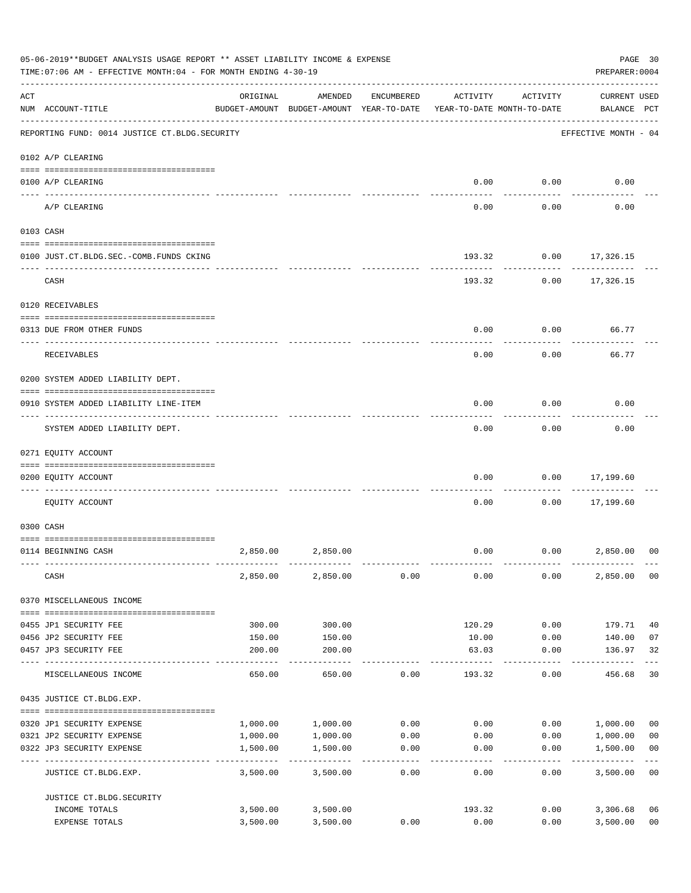05-06-2019**BUDGET ANALYSIS USAGE REPORT ** ASSET LIABILITY INCOME & EXPENSE

TIME:07:06 AM - EFFECTIVE MONTH:04 - FOR MONTH ENDING 4-30-19

PREPARER:0004

| ACT NUM | ACCOUNT-TITLE | ORIGINAL BUDGET-AMOUNT | AMENDED BUDGET-AMOUNT | ENCUMBERED YEAR-TO-DATE | ACTIVITY YEAR-TO-DATE | ACTIVITY MONTH-TO-DATE | CURRENT BALANCE | USED PCT |
|---|---|---|---|---|---|---|---|---|
| | REPORTING FUND: 0014 JUSTICE CT.BLDG.SECURITY | | | | | | EFFECTIVE MONTH - 04 | |
| | 0102 A/P CLEARING | | | | | | | |
| 0100 | A/P CLEARING | | | | 0.00 | 0.00 | 0.00 | |
| | A/P CLEARING | | | | 0.00 | 0.00 | 0.00 | |
| | 0103 CASH | | | | | | | |
| 0100 | JUST.CT.BLDG.SEC.-COMB.FUNDS CKING | | | | 193.32 | 0.00 | 17,326.15 | |
| | CASH | | | | 193.32 | 0.00 | 17,326.15 | |
| | 0120 RECEIVABLES | | | | | | | |
| 0313 | DUE FROM OTHER FUNDS | | | | 0.00 | 0.00 | 66.77 | |
| | RECEIVABLES | | | | 0.00 | 0.00 | 66.77 | |
| | 0200 SYSTEM ADDED LIABILITY DEPT. | | | | | | | |
| 0910 | SYSTEM ADDED LIABILITY LINE-ITEM | | | | 0.00 | 0.00 | 0.00 | |
| | SYSTEM ADDED LIABILITY DEPT. | | | | 0.00 | 0.00 | 0.00 | |
| | 0271 EQUITY ACCOUNT | | | | | | | |
| 0200 | EQUITY ACCOUNT | | | | 0.00 | 0.00 | 17,199.60 | |
| | EQUITY ACCOUNT | | | | 0.00 | 0.00 | 17,199.60 | |
| | 0300 CASH | | | | | | | |
| 0114 | BEGINNING CASH | 2,850.00 | 2,850.00 | | 0.00 | 0.00 | 2,850.00 | 00 |
| | CASH | 2,850.00 | 2,850.00 | 0.00 | 0.00 | 0.00 | 2,850.00 | 00 |
| | 0370 MISCELLANEOUS INCOME | | | | | | | |
| 0455 | JP1 SECURITY FEE | 300.00 | 300.00 | | 120.29 | 0.00 | 179.71 | 40 |
| 0456 | JP2 SECURITY FEE | 150.00 | 150.00 | | 10.00 | 0.00 | 140.00 | 07 |
| 0457 | JP3 SECURITY FEE | 200.00 | 200.00 | | 63.03 | 0.00 | 136.97 | 32 |
| | MISCELLANEOUS INCOME | 650.00 | 650.00 | 0.00 | 193.32 | 0.00 | 456.68 | 30 |
| | 0435 JUSTICE CT.BLDG.EXP. | | | | | | | |
| 0320 | JP1 SECURITY EXPENSE | 1,000.00 | 1,000.00 | 0.00 | 0.00 | 0.00 | 1,000.00 | 00 |
| 0321 | JP2 SECURITY EXPENSE | 1,000.00 | 1,000.00 | 0.00 | 0.00 | 0.00 | 1,000.00 | 00 |
| 0322 | JP3 SECURITY EXPENSE | 1,500.00 | 1,500.00 | 0.00 | 0.00 | 0.00 | 1,500.00 | 00 |
| | JUSTICE CT.BLDG.EXP. | 3,500.00 | 3,500.00 | 0.00 | 0.00 | 0.00 | 3,500.00 | 00 |
| | JUSTICE CT.BLDG.SECURITY | | | | | | | |
| | INCOME TOTALS | 3,500.00 | 3,500.00 | | 193.32 | 0.00 | 3,306.68 | 06 |
| | EXPENSE TOTALS | 3,500.00 | 3,500.00 | 0.00 | 0.00 | 0.00 | 3,500.00 | 00 |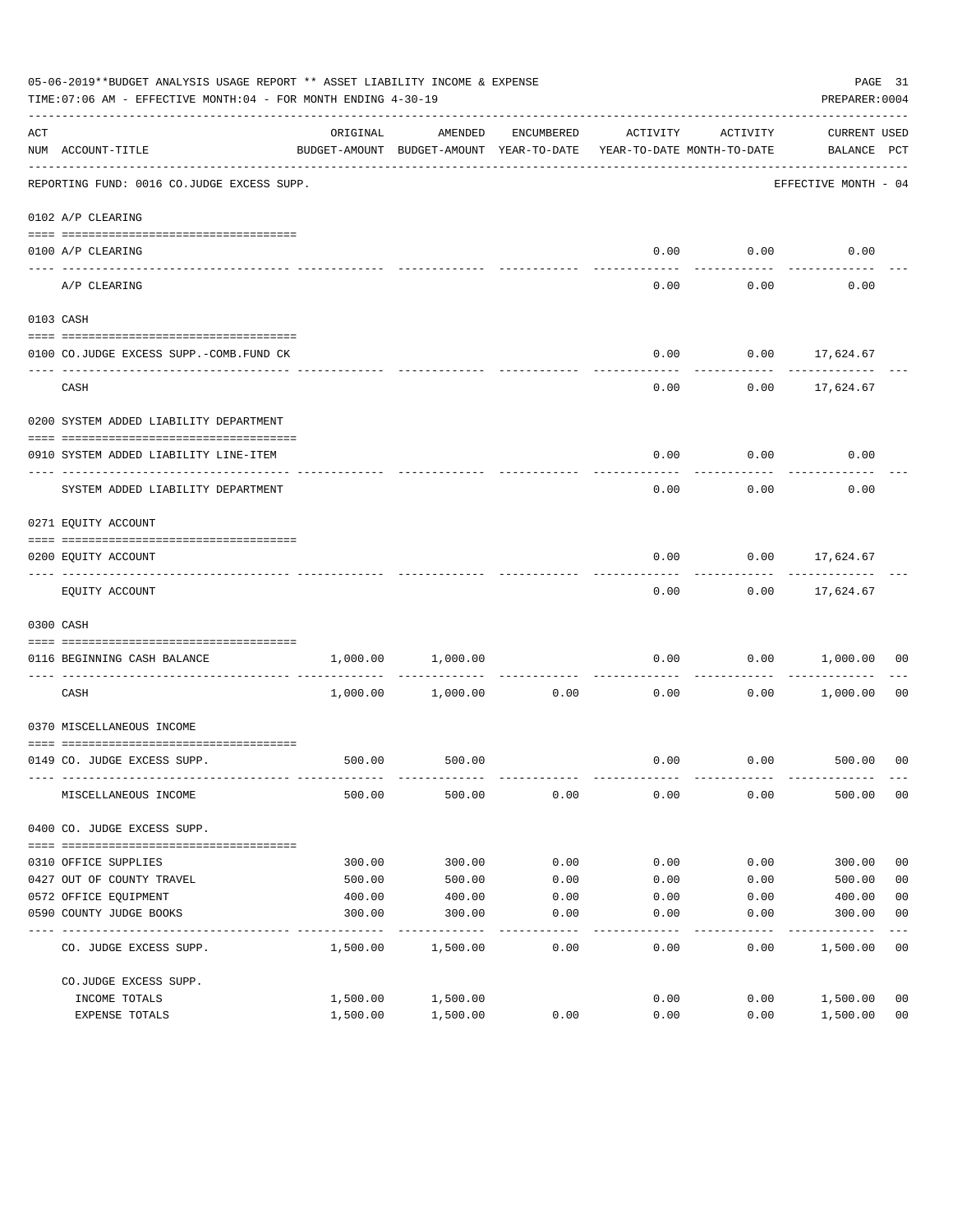05-06-2019**BUDGET ANALYSIS USAGE REPORT ** ASSET LIABILITY INCOME & EXPENSE

TIME:07:06 AM - EFFECTIVE MONTH:04 - FOR MONTH ENDING 4-30-19

PREPARER:0004

| ACT NUM | ACCOUNT-TITLE | ORIGINAL BUDGET-AMOUNT | AMENDED BUDGET-AMOUNT | ENCUMBERED YEAR-TO-DATE | ACTIVITY YEAR-TO-DATE | ACTIVITY MONTH-TO-DATE | CURRENT BALANCE | USED PCT |
|---|---|---|---|---|---|---|---|---|
| | REPORTING FUND: 0016 CO.JUDGE EXCESS SUPP. | | | | | | EFFECTIVE MONTH - 04 | |
| | 0102 A/P CLEARING | | | | | | | |
| 0100 | A/P CLEARING | | | | 0.00 | 0.00 | 0.00 | |
| | A/P CLEARING | | | | 0.00 | 0.00 | 0.00 | |
| | 0103 CASH | | | | | | | |
| 0100 | CO.JUDGE EXCESS SUPP.-COMB.FUND CK | | | | 0.00 | 0.00 | 17,624.67 | |
| | CASH | | | | 0.00 | 0.00 | 17,624.67 | |
| | 0200 SYSTEM ADDED LIABILITY DEPARTMENT | | | | | | | |
| 0910 | SYSTEM ADDED LIABILITY LINE-ITEM | | | | 0.00 | 0.00 | 0.00 | |
| | SYSTEM ADDED LIABILITY DEPARTMENT | | | | 0.00 | 0.00 | 0.00 | |
| | 0271 EQUITY ACCOUNT | | | | | | | |
| 0200 | EQUITY ACCOUNT | | | | 0.00 | 0.00 | 17,624.67 | |
| | EQUITY ACCOUNT | | | | 0.00 | 0.00 | 17,624.67 | |
| | 0300 CASH | | | | | | | |
| 0116 | BEGINNING CASH BALANCE | 1,000.00 | 1,000.00 | | 0.00 | 0.00 | 1,000.00 | 00 |
| | CASH | 1,000.00 | 1,000.00 | 0.00 | 0.00 | 0.00 | 1,000.00 | 00 |
| | 0370 MISCELLANEOUS INCOME | | | | | | | |
| 0149 | CO. JUDGE EXCESS SUPP. | 500.00 | 500.00 | | 0.00 | 0.00 | 500.00 | 00 |
| | MISCELLANEOUS INCOME | 500.00 | 500.00 | 0.00 | 0.00 | 0.00 | 500.00 | 00 |
| | 0400 CO. JUDGE EXCESS SUPP. | | | | | | | |
| 0310 | OFFICE SUPPLIES | 300.00 | 300.00 | 0.00 | 0.00 | 0.00 | 300.00 | 00 |
| 0427 | OUT OF COUNTY TRAVEL | 500.00 | 500.00 | 0.00 | 0.00 | 0.00 | 500.00 | 00 |
| 0572 | OFFICE EQUIPMENT | 400.00 | 400.00 | 0.00 | 0.00 | 0.00 | 400.00 | 00 |
| 0590 | COUNTY JUDGE BOOKS | 300.00 | 300.00 | 0.00 | 0.00 | 0.00 | 300.00 | 00 |
| | CO. JUDGE EXCESS SUPP. | 1,500.00 | 1,500.00 | 0.00 | 0.00 | 0.00 | 1,500.00 | 00 |
| | CO.JUDGE EXCESS SUPP. | | | | | | | |
| | INCOME TOTALS | 1,500.00 | 1,500.00 | | 0.00 | 0.00 | 1,500.00 | 00 |
| | EXPENSE TOTALS | 1,500.00 | 1,500.00 | 0.00 | 0.00 | 0.00 | 1,500.00 | 00 |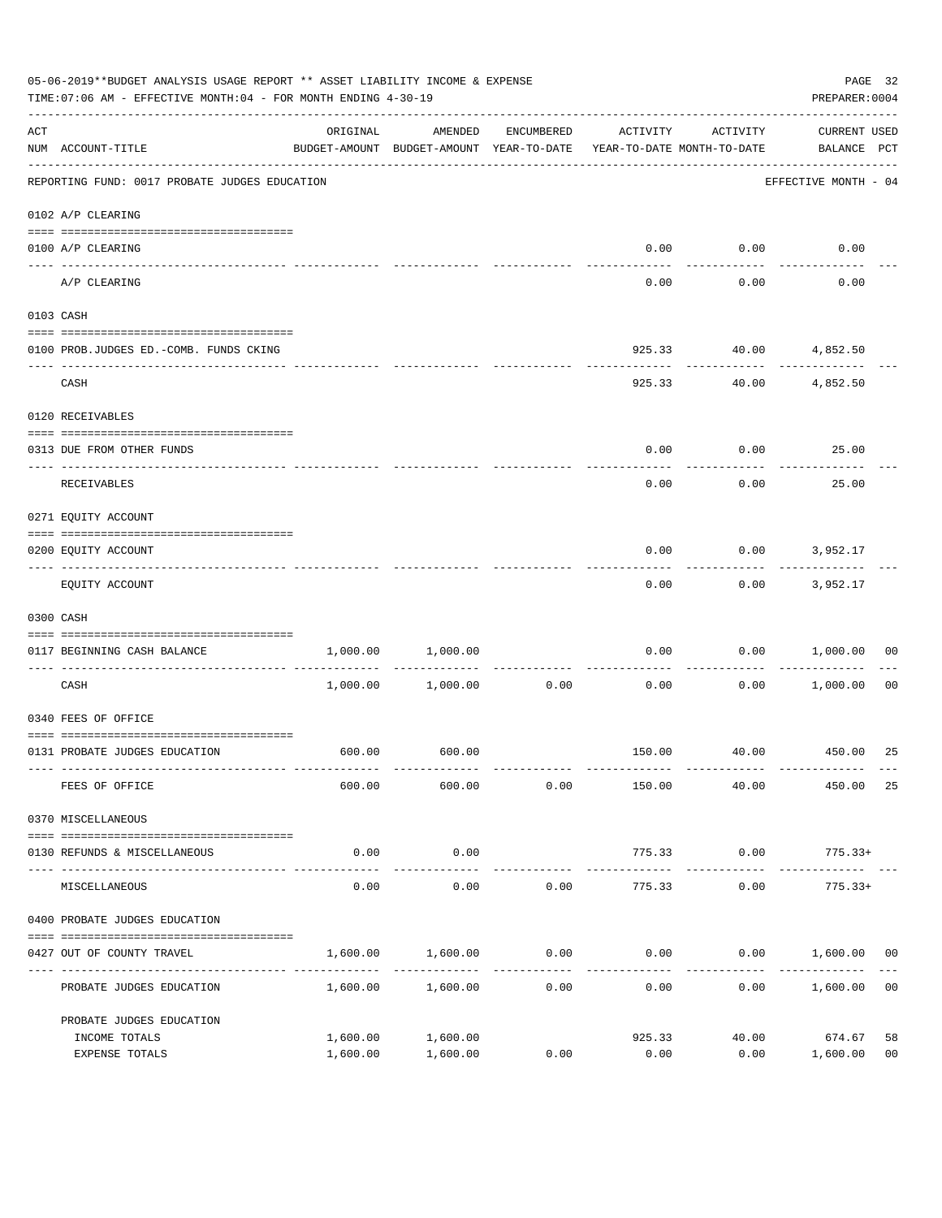05-06-2019**BUDGET ANALYSIS USAGE REPORT ** ASSET LIABILITY INCOME & EXPENSE

TIME:07:06 AM - EFFECTIVE MONTH:04 - FOR MONTH ENDING 4-30-19

PREPARER:0004

| ACT NUM | ACCOUNT-TITLE | ORIGINAL BUDGET-AMOUNT | AMENDED BUDGET-AMOUNT | ENCUMBERED YEAR-TO-DATE | ACTIVITY YEAR-TO-DATE | ACTIVITY MONTH-TO-DATE | CURRENT USED BALANCE | PCT |
|---|---|---|---|---|---|---|---|---|
| | REPORTING FUND: 0017 PROBATE JUDGES EDUCATION | | | | | | EFFECTIVE MONTH - 04 | |
| | 0102 A/P CLEARING | | | | | | | |
| 0100 | A/P CLEARING | | | | 0.00 | 0.00 | 0.00 | |
| | A/P CLEARING | | | | 0.00 | 0.00 | 0.00 | |
| | 0103 CASH | | | | | | | |
| 0100 | PROB.JUDGES ED.-COMB. FUNDS CKING | | | | 925.33 | 40.00 | 4,852.50 | |
| | CASH | | | | 925.33 | 40.00 | 4,852.50 | |
| | 0120 RECEIVABLES | | | | | | | |
| 0313 | DUE FROM OTHER FUNDS | | | | 0.00 | 0.00 | 25.00 | |
| | RECEIVABLES | | | | 0.00 | 0.00 | 25.00 | |
| | 0271 EQUITY ACCOUNT | | | | | | | |
| 0200 | EQUITY ACCOUNT | | | | 0.00 | 0.00 | 3,952.17 | |
| | EQUITY ACCOUNT | | | | 0.00 | 0.00 | 3,952.17 | |
| | 0300 CASH | | | | | | | |
| 0117 | BEGINNING CASH BALANCE | 1,000.00 | 1,000.00 | | 0.00 | 0.00 | 1,000.00 | 00 |
| | CASH | 1,000.00 | 1,000.00 | 0.00 | 0.00 | 0.00 | 1,000.00 | 00 |
| | 0340 FEES OF OFFICE | | | | | | | |
| 0131 | PROBATE JUDGES EDUCATION | 600.00 | 600.00 | | 150.00 | 40.00 | 450.00 | 25 |
| | FEES OF OFFICE | 600.00 | 600.00 | 0.00 | 150.00 | 40.00 | 450.00 | 25 |
| | 0370 MISCELLANEOUS | | | | | | | |
| 0130 | REFUNDS & MISCELLANEOUS | 0.00 | 0.00 | | 775.33 | 0.00 | 775.33+ | |
| | MISCELLANEOUS | 0.00 | 0.00 | 0.00 | 775.33 | 0.00 | 775.33+ | |
| | 0400 PROBATE JUDGES EDUCATION | | | | | | | |
| 0427 | OUT OF COUNTY TRAVEL | 1,600.00 | 1,600.00 | 0.00 | 0.00 | 0.00 | 1,600.00 | 00 |
| | PROBATE JUDGES EDUCATION | 1,600.00 | 1,600.00 | 0.00 | 0.00 | 0.00 | 1,600.00 | 00 |
| | PROBATE JUDGES EDUCATION | | | | | | | |
| | INCOME TOTALS | 1,600.00 | 1,600.00 | | 925.33 | 40.00 | 674.67 | 58 |
| | EXPENSE TOTALS | 1,600.00 | 1,600.00 | 0.00 | 0.00 | 0.00 | 1,600.00 | 00 |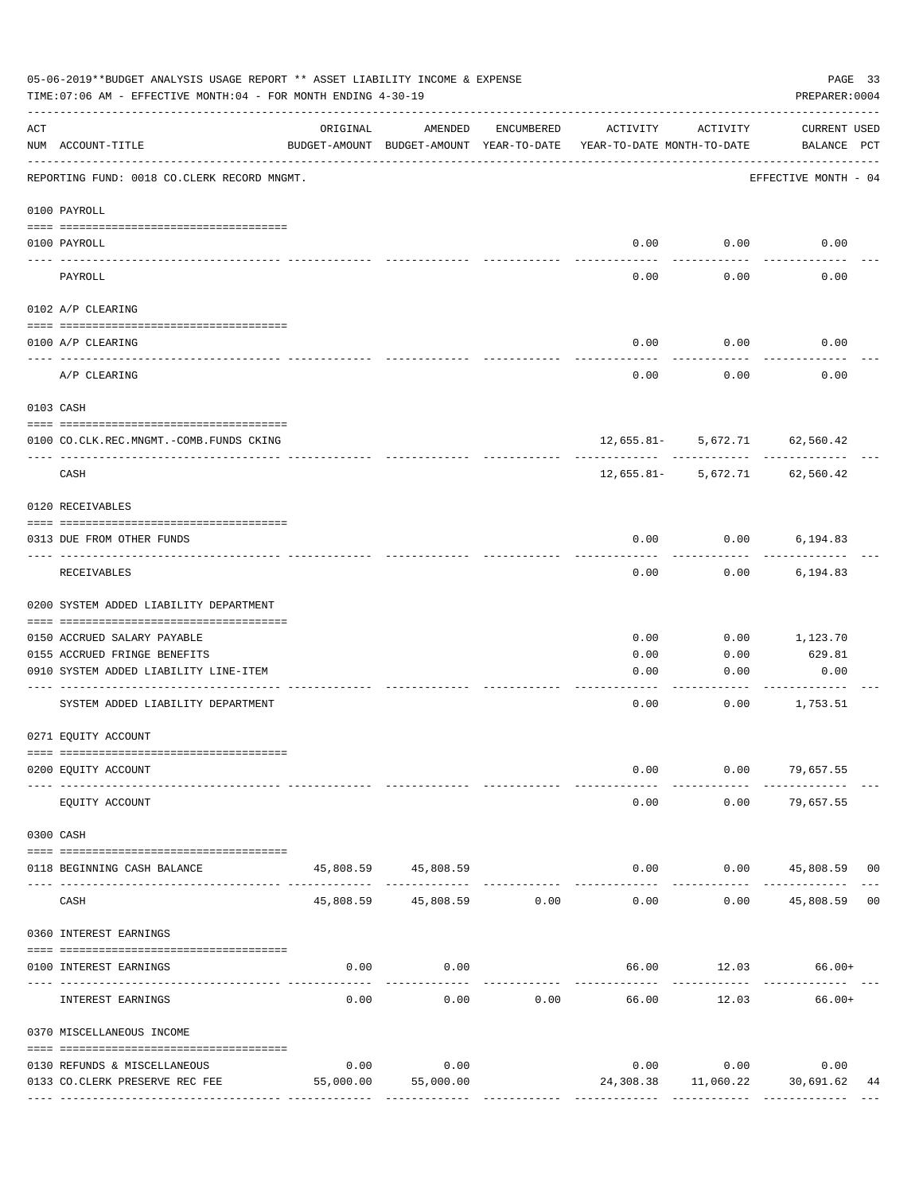05-06-2019**BUDGET ANALYSIS USAGE REPORT ** ASSET LIABILITY INCOME & EXPENSE

TIME:07:06 AM - EFFECTIVE MONTH:04 - FOR MONTH ENDING 4-30-19

PREPARER:0004

| ACT NUM | ACCOUNT-TITLE | ORIGINAL BUDGET-AMOUNT | AMENDED BUDGET-AMOUNT | ENCUMBERED YEAR-TO-DATE | ACTIVITY YEAR-TO-DATE | ACTIVITY MONTH-TO-DATE | CURRENT BALANCE | USED PCT |
|---|---|---|---|---|---|---|---|---|
| | REPORTING FUND: 0018 CO.CLERK RECORD MNGMT. | | | | | | EFFECTIVE MONTH - 04 | |
| | 0100 PAYROLL | | | | | | | |
| 0100 | PAYROLL | | | | 0.00 | 0.00 | 0.00 | |
| | PAYROLL | | | | 0.00 | 0.00 | 0.00 | |
| | 0102 A/P CLEARING | | | | | | | |
| 0100 | A/P CLEARING | | | | 0.00 | 0.00 | 0.00 | |
| | A/P CLEARING | | | | 0.00 | 0.00 | 0.00 | |
| | 0103 CASH | | | | | | | |
| 0100 | CO.CLK.REC.MNGMT.-COMB.FUNDS CKING | | | | 12,655.81- | 5,672.71 | 62,560.42 | |
| | CASH | | | | 12,655.81- | 5,672.71 | 62,560.42 | |
| | 0120 RECEIVABLES | | | | | | | |
| 0313 | DUE FROM OTHER FUNDS | | | | 0.00 | 0.00 | 6,194.83 | |
| | RECEIVABLES | | | | 0.00 | 0.00 | 6,194.83 | |
| | 0200 SYSTEM ADDED LIABILITY DEPARTMENT | | | | | | | |
| 0150 | ACCRUED SALARY PAYABLE | | | | 0.00 | 0.00 | 1,123.70 | |
| 0155 | ACCRUED FRINGE BENEFITS | | | | 0.00 | 0.00 | 629.81 | |
| 0910 | SYSTEM ADDED LIABILITY LINE-ITEM | | | | 0.00 | 0.00 | 0.00 | |
| | SYSTEM ADDED LIABILITY DEPARTMENT | | | | 0.00 | 0.00 | 1,753.51 | |
| | 0271 EQUITY ACCOUNT | | | | | | | |
| 0200 | EQUITY ACCOUNT | | | | 0.00 | 0.00 | 79,657.55 | |
| | EQUITY ACCOUNT | | | | 0.00 | 0.00 | 79,657.55 | |
| | 0300 CASH | | | | | | | |
| 0118 | BEGINNING CASH BALANCE | 45,808.59 | 45,808.59 | | 0.00 | 0.00 | 45,808.59 | 00 |
| | CASH | 45,808.59 | 45,808.59 | 0.00 | 0.00 | 0.00 | 45,808.59 | 00 |
| | 0360 INTEREST EARNINGS | | | | | | | |
| 0100 | INTEREST EARNINGS | 0.00 | 0.00 | | 66.00 | 12.03 | 66.00+ | |
| | INTEREST EARNINGS | 0.00 | 0.00 | 0.00 | 66.00 | 12.03 | 66.00+ | |
| | 0370 MISCELLANEOUS INCOME | | | | | | | |
| 0130 | REFUNDS & MISCELLANEOUS | 0.00 | 0.00 | | 0.00 | 0.00 | 0.00 | |
| 0133 | CO.CLERK PRESERVE REC FEE | 55,000.00 | 55,000.00 | | 24,308.38 | 11,060.22 | 30,691.62 | 44 |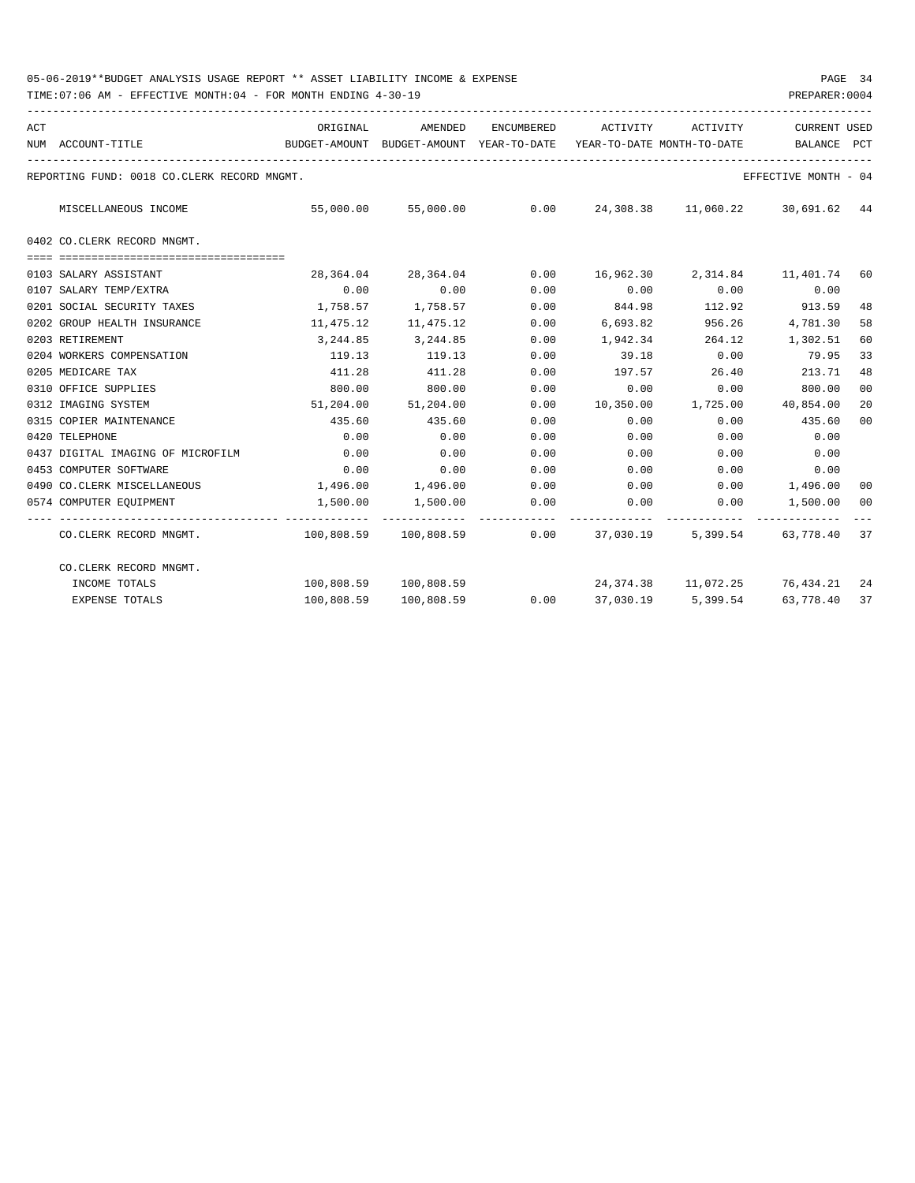05-06-2019**BUDGET ANALYSIS USAGE REPORT ** ASSET LIABILITY INCOME & EXPENSE

TIME:07:06 AM - EFFECTIVE MONTH:04 - FOR MONTH ENDING 4-30-19

REPORTING FUND: 0018 CO.CLERK RECORD MNGMT. — EFFECTIVE MONTH - 04

| ACT NUM | ACCOUNT-TITLE | ORIGINAL BUDGET-AMOUNT | AMENDED BUDGET-AMOUNT | ENCUMBERED YEAR-TO-DATE | ACTIVITY YEAR-TO-DATE | ACTIVITY MONTH-TO-DATE | CURRENT BALANCE | USED PCT |
|---|---|---|---|---|---|---|---|---|
| | MISCELLANEOUS INCOME | 55,000.00 | 55,000.00 | 0.00 | 24,308.38 | 11,060.22 | 30,691.62 | 44 |
| | **0402 CO.CLERK RECORD MNGMT.** | | | | | | | |
| 0103 | SALARY ASSISTANT | 28,364.04 | 28,364.04 | 0.00 | 16,962.30 | 2,314.84 | 11,401.74 | 60 |
| 0107 | SALARY TEMP/EXTRA | 0.00 | 0.00 | 0.00 | 0.00 | 0.00 | 0.00 | |
| 0201 | SOCIAL SECURITY TAXES | 1,758.57 | 1,758.57 | 0.00 | 844.98 | 112.92 | 913.59 | 48 |
| 0202 | GROUP HEALTH INSURANCE | 11,475.12 | 11,475.12 | 0.00 | 6,693.82 | 956.26 | 4,781.30 | 58 |
| 0203 | RETIREMENT | 3,244.85 | 3,244.85 | 0.00 | 1,942.34 | 264.12 | 1,302.51 | 60 |
| 0204 | WORKERS COMPENSATION | 119.13 | 119.13 | 0.00 | 39.18 | 0.00 | 79.95 | 33 |
| 0205 | MEDICARE TAX | 411.28 | 411.28 | 0.00 | 197.57 | 26.40 | 213.71 | 48 |
| 0310 | OFFICE SUPPLIES | 800.00 | 800.00 | 0.00 | 0.00 | 0.00 | 800.00 | 00 |
| 0312 | IMAGING SYSTEM | 51,204.00 | 51,204.00 | 0.00 | 10,350.00 | 1,725.00 | 40,854.00 | 20 |
| 0315 | COPIER MAINTENANCE | 435.60 | 435.60 | 0.00 | 0.00 | 0.00 | 435.60 | 00 |
| 0420 | TELEPHONE | 0.00 | 0.00 | 0.00 | 0.00 | 0.00 | 0.00 | |
| 0437 | DIGITAL IMAGING OF MICROFILM | 0.00 | 0.00 | 0.00 | 0.00 | 0.00 | 0.00 | |
| 0453 | COMPUTER SOFTWARE | 0.00 | 0.00 | 0.00 | 0.00 | 0.00 | 0.00 | |
| 0490 | CO.CLERK MISCELLANEOUS | 1,496.00 | 1,496.00 | 0.00 | 0.00 | 0.00 | 1,496.00 | 00 |
| 0574 | COMPUTER EQUIPMENT | 1,500.00 | 1,500.00 | 0.00 | 0.00 | 0.00 | 1,500.00 | 00 |
| | CO.CLERK RECORD MNGMT. | 100,808.59 | 100,808.59 | 0.00 | 37,030.19 | 5,399.54 | 63,778.40 | 37 |
| | **CO.CLERK RECORD MNGMT.** | | | | | | | |
| | INCOME TOTALS | 100,808.59 | 100,808.59 | | 24,374.38 | 11,072.25 | 76,434.21 | 24 |
| | EXPENSE TOTALS | 100,808.59 | 100,808.59 | 0.00 | 37,030.19 | 5,399.54 | 63,778.40 | 37 |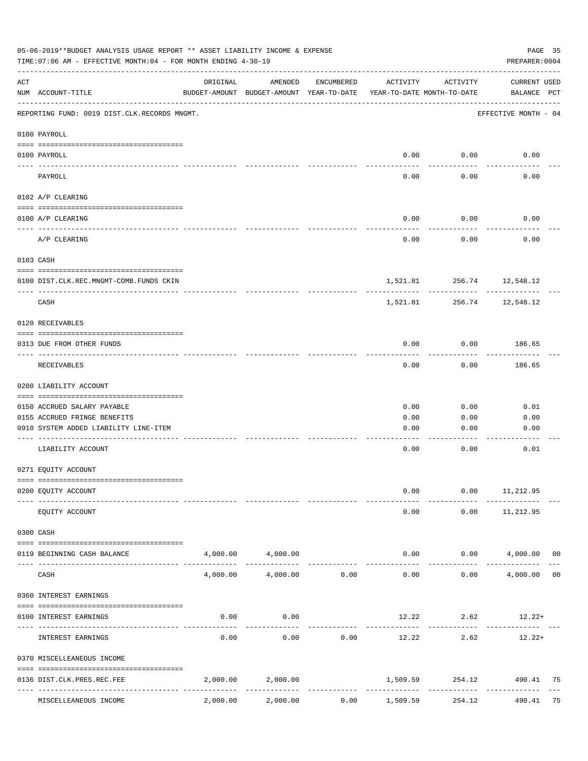05-06-2019**BUDGET ANALYSIS USAGE REPORT ** ASSET LIABILITY INCOME & EXPENSE

TIME:07:06 AM - EFFECTIVE MONTH:04 - FOR MONTH ENDING 4-30-19

PREPARER:0004

| ACT NUM | ACCOUNT-TITLE | ORIGINAL BUDGET-AMOUNT | AMENDED BUDGET-AMOUNT | ENCUMBERED YEAR-TO-DATE | ACTIVITY YEAR-TO-DATE | ACTIVITY MONTH-TO-DATE | CURRENT BALANCE | USED PCT |
|---|---|---|---|---|---|---|---|---|
| | REPORTING FUND: 0019 DIST.CLK.RECORDS MNGMT. | | | | | | EFFECTIVE MONTH - 04 | |
| | 0100 PAYROLL | | | | | | | |
| 0100 | PAYROLL | | | | 0.00 | 0.00 | 0.00 | |
| | PAYROLL | | | | 0.00 | 0.00 | 0.00 | |
| | 0102 A/P CLEARING | | | | | | | |
| 0100 | A/P CLEARING | | | | 0.00 | 0.00 | 0.00 | |
| | A/P CLEARING | | | | 0.00 | 0.00 | 0.00 | |
| | 0103 CASH | | | | | | | |
| 0100 | DIST.CLK.REC.MNGMT-COMB.FUNDS CKIN | | | | 1,521.81 | 256.74 | 12,548.12 | |
| | CASH | | | | 1,521.81 | 256.74 | 12,548.12 | |
| | 0120 RECEIVABLES | | | | | | | |
| 0313 | DUE FROM OTHER FUNDS | | | | 0.00 | 0.00 | 186.65 | |
| | RECEIVABLES | | | | 0.00 | 0.00 | 186.65 | |
| | 0200 LIABILITY ACCOUNT | | | | | | | |
| 0150 | ACCRUED SALARY PAYABLE | | | | 0.00 | 0.00 | 0.01 | |
| 0155 | ACCRUED FRINGE BENEFITS | | | | 0.00 | 0.00 | 0.00 | |
| 0910 | SYSTEM ADDED LIABILITY LINE-ITEM | | | | 0.00 | 0.00 | 0.00 | |
| | LIABILITY ACCOUNT | | | | 0.00 | 0.00 | 0.01 | |
| | 0271 EQUITY ACCOUNT | | | | | | | |
| 0200 | EQUITY ACCOUNT | | | | 0.00 | 0.00 | 11,212.95 | |
| | EQUITY ACCOUNT | | | | 0.00 | 0.00 | 11,212.95 | |
| | 0300 CASH | | | | | | | |
| 0119 | BEGINNING CASH BALANCE | 4,000.00 | 4,000.00 | | 0.00 | 0.00 | 4,000.00 | 00 |
| | CASH | 4,000.00 | 4,000.00 | 0.00 | 0.00 | 0.00 | 4,000.00 | 00 |
| | 0360 INTEREST EARNINGS | | | | | | | |
| 0100 | INTEREST EARNINGS | 0.00 | 0.00 | | 12.22 | 2.62 | 12.22+ | |
| | INTEREST EARNINGS | 0.00 | 0.00 | 0.00 | 12.22 | 2.62 | 12.22+ | |
| | 0370 MISCELLEANEOUS INCOME | | | | | | | |
| 0136 | DIST.CLK.PRES.REC.FEE | 2,000.00 | 2,000.00 | | 1,509.59 | 254.12 | 490.41 | 75 |
| | MISCELLEANEOUS INCOME | 2,000.00 | 2,000.00 | 0.00 | 1,509.59 | 254.12 | 490.41 | 75 |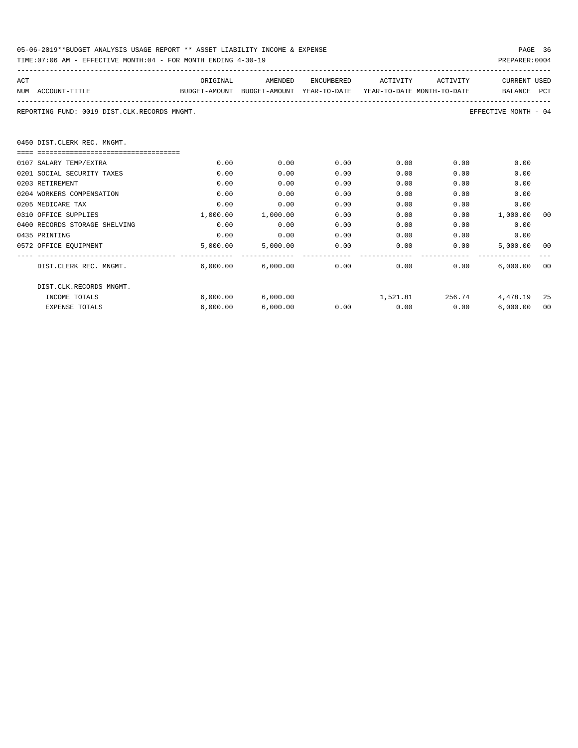05-06-2019**BUDGET ANALYSIS USAGE REPORT ** ASSET LIABILITY INCOME & EXPENSE

TIME:07:06 AM - EFFECTIVE MONTH:04 - FOR MONTH ENDING 4-30-19

PREPARER:0004

REPORTING FUND: 0019 DIST.CLK.RECORDS MNGMT.

EFFECTIVE MONTH - 04

### 0450 DIST.CLERK REC. MNGMT.

| ACT NUM | ACCOUNT-TITLE | ORIGINAL BUDGET-AMOUNT | AMENDED BUDGET-AMOUNT | ENCUMBERED YEAR-TO-DATE | ACTIVITY YEAR-TO-DATE | ACTIVITY MONTH-TO-DATE | CURRENT BALANCE | USED PCT |
|---|---|---|---|---|---|---|---|---|
| 0107 | SALARY TEMP/EXTRA | 0.00 | 0.00 | 0.00 | 0.00 | 0.00 | 0.00 | |
| 0201 | SOCIAL SECURITY TAXES | 0.00 | 0.00 | 0.00 | 0.00 | 0.00 | 0.00 | |
| 0203 | RETIREMENT | 0.00 | 0.00 | 0.00 | 0.00 | 0.00 | 0.00 | |
| 0204 | WORKERS COMPENSATION | 0.00 | 0.00 | 0.00 | 0.00 | 0.00 | 0.00 | |
| 0205 | MEDICARE TAX | 0.00 | 0.00 | 0.00 | 0.00 | 0.00 | 0.00 | |
| 0310 | OFFICE SUPPLIES | 1,000.00 | 1,000.00 | 0.00 | 0.00 | 0.00 | 1,000.00 | 00 |
| 0400 | RECORDS STORAGE SHELVING | 0.00 | 0.00 | 0.00 | 0.00 | 0.00 | 0.00 | |
| 0435 | PRINTING | 0.00 | 0.00 | 0.00 | 0.00 | 0.00 | 0.00 | |
| 0572 | OFFICE EQUIPMENT | 5,000.00 | 5,000.00 | 0.00 | 0.00 | 0.00 | 5,000.00 | 00 |
| | DIST.CLERK REC. MNGMT. | 6,000.00 | 6,000.00 | 0.00 | 0.00 | 0.00 | 6,000.00 | 00 |
| | DIST.CLK.RECORDS MNGMT. | | | | | | | |
| | INCOME TOTALS | 6,000.00 | 6,000.00 | | 1,521.81 | 256.74 | 4,478.19 | 25 |
| | EXPENSE TOTALS | 6,000.00 | 6,000.00 | 0.00 | 0.00 | 0.00 | 6,000.00 | 00 |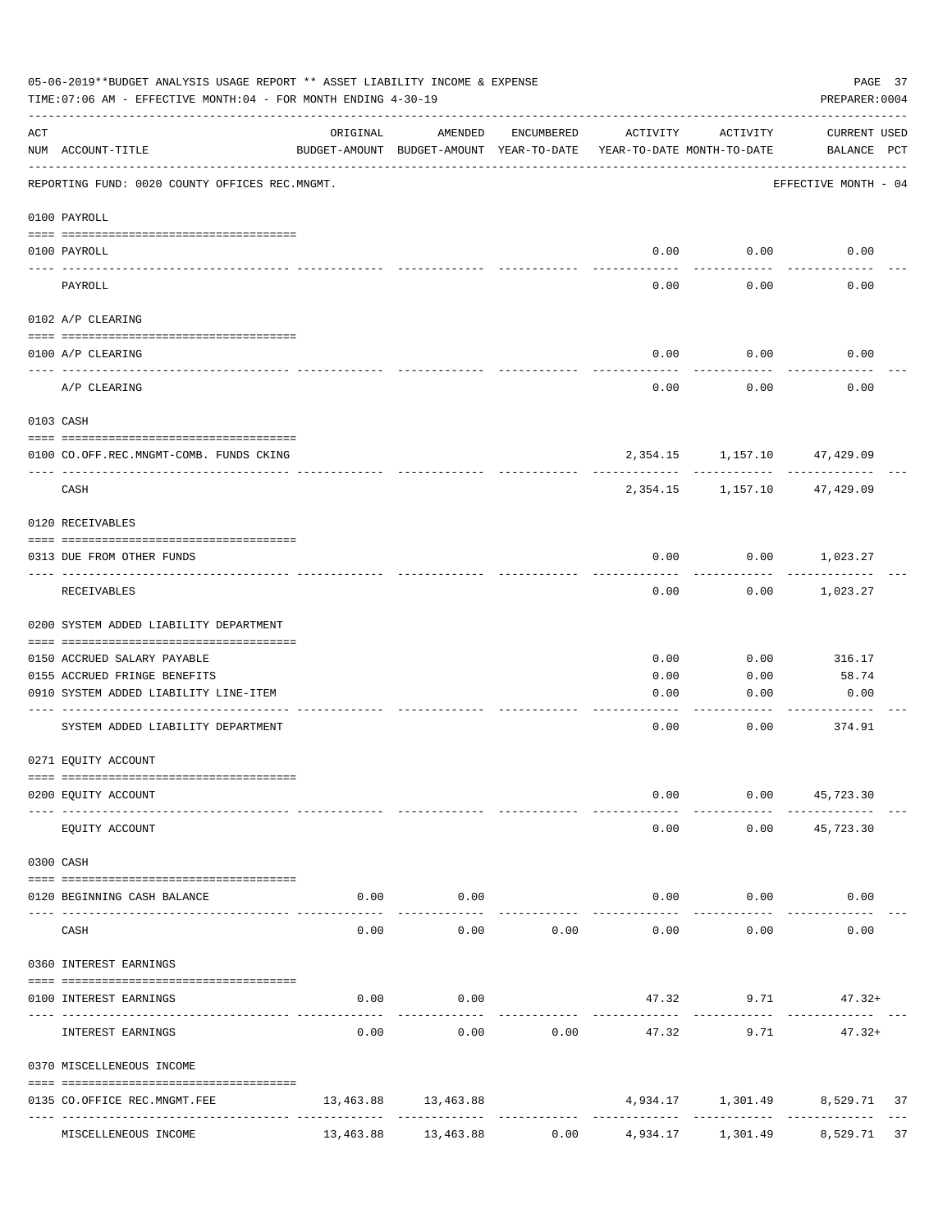05-06-2019**BUDGET ANALYSIS USAGE REPORT ** ASSET LIABILITY INCOME & EXPENSE

TIME:07:06 AM - EFFECTIVE MONTH:04 - FOR MONTH ENDING 4-30-19

PREPARER:0004

| ACT NUM | ACCOUNT-TITLE | ORIGINAL BUDGET-AMOUNT | AMENDED BUDGET-AMOUNT | ENCUMBERED YEAR-TO-DATE | ACTIVITY YEAR-TO-DATE | ACTIVITY MONTH-TO-DATE | CURRENT USED BALANCE | PCT |
|---|---|---|---|---|---|---|---|---|
| | REPORTING FUND: 0020 COUNTY OFFICES REC.MNGMT. | | | | | | EFFECTIVE MONTH - 04 | |
| | 0100 PAYROLL | | | | | | | |
| 0100 | PAYROLL | | | | 0.00 | 0.00 | 0.00 | |
| | PAYROLL | | | | 0.00 | 0.00 | 0.00 | |
| | 0102 A/P CLEARING | | | | | | | |
| 0100 | A/P CLEARING | | | | 0.00 | 0.00 | 0.00 | |
| | A/P CLEARING | | | | 0.00 | 0.00 | 0.00 | |
| | 0103 CASH | | | | | | | |
| 0100 | CO.OFF.REC.MNGMT-COMB. FUNDS CKING | | | | 2,354.15 | 1,157.10 | 47,429.09 | |
| | CASH | | | | 2,354.15 | 1,157.10 | 47,429.09 | |
| | 0120 RECEIVABLES | | | | | | | |
| 0313 | DUE FROM OTHER FUNDS | | | | 0.00 | 0.00 | 1,023.27 | |
| | RECEIVABLES | | | | 0.00 | 0.00 | 1,023.27 | |
| | 0200 SYSTEM ADDED LIABILITY DEPARTMENT | | | | | | | |
| 0150 | ACCRUED SALARY PAYABLE | | | | 0.00 | 0.00 | 316.17 | |
| 0155 | ACCRUED FRINGE BENEFITS | | | | 0.00 | 0.00 | 58.74 | |
| 0910 | SYSTEM ADDED LIABILITY LINE-ITEM | | | | 0.00 | 0.00 | 0.00 | |
| | SYSTEM ADDED LIABILITY DEPARTMENT | | | | 0.00 | 0.00 | 374.91 | |
| | 0271 EQUITY ACCOUNT | | | | | | | |
| 0200 | EQUITY ACCOUNT | | | | 0.00 | 0.00 | 45,723.30 | |
| | EQUITY ACCOUNT | | | | 0.00 | 0.00 | 45,723.30 | |
| | 0300 CASH | | | | | | | |
| 0120 | BEGINNING CASH BALANCE | 0.00 | 0.00 | | 0.00 | 0.00 | 0.00 | |
| | CASH | 0.00 | 0.00 | 0.00 | 0.00 | 0.00 | 0.00 | |
| | 0360 INTEREST EARNINGS | | | | | | | |
| 0100 | INTEREST EARNINGS | 0.00 | 0.00 | | 47.32 | 9.71 | 47.32+ | |
| | INTEREST EARNINGS | 0.00 | 0.00 | 0.00 | 47.32 | 9.71 | 47.32+ | |
| | 0370 MISCELLENEOUS INCOME | | | | | | | |
| 0135 | CO.OFFICE REC.MNGMT.FEE | 13,463.88 | 13,463.88 | | 4,934.17 | 1,301.49 | 8,529.71 | 37 |
| | MISCELLENEOUS INCOME | 13,463.88 | 13,463.88 | 0.00 | 4,934.17 | 1,301.49 | 8,529.71 | 37 |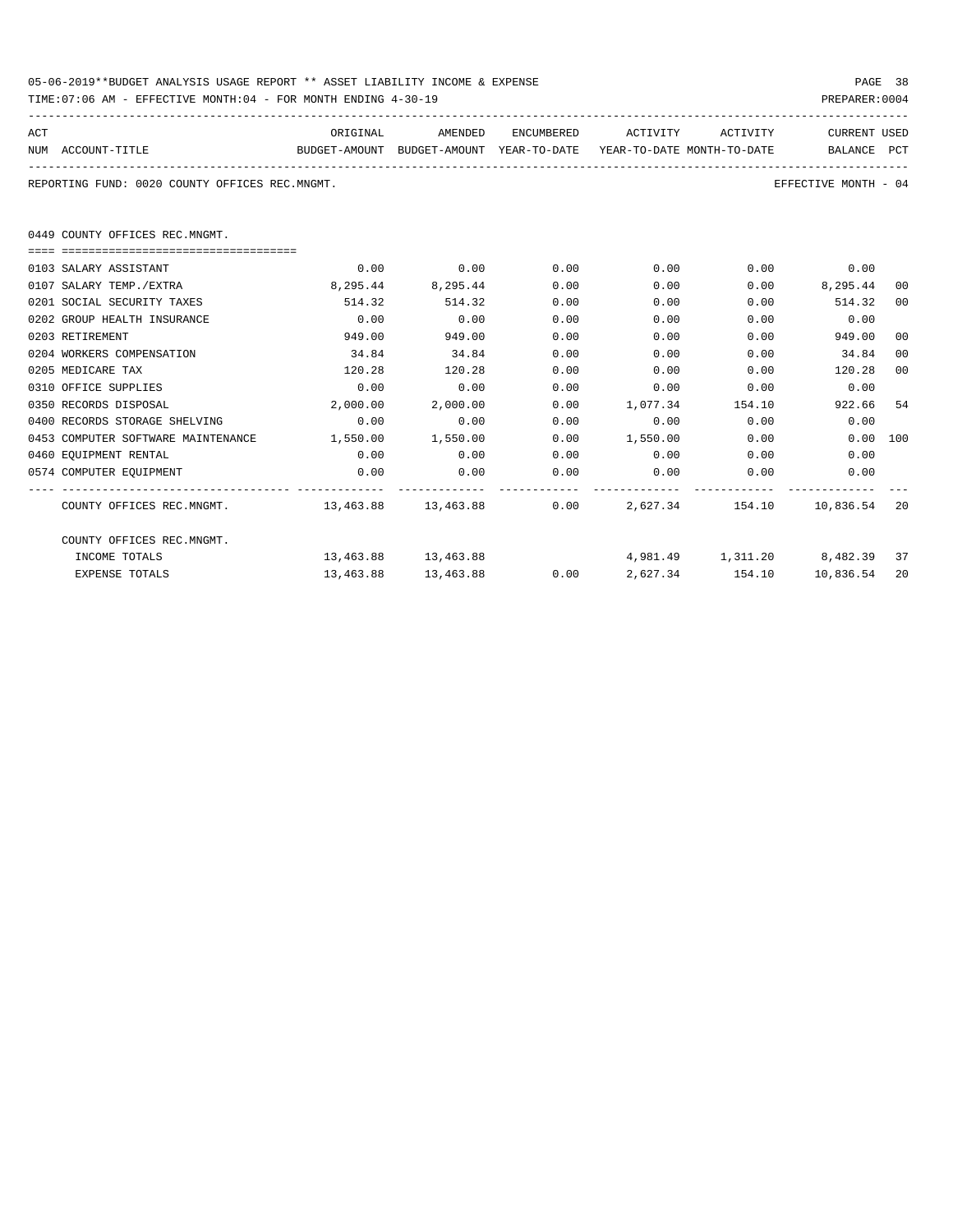05-06-2019**BUDGET ANALYSIS USAGE REPORT ** ASSET LIABILITY INCOME & EXPENSE

TIME:07:06 AM - EFFECTIVE MONTH:04 - FOR MONTH ENDING 4-30-19

PREPARER:0004

REPORTING FUND: 0020 COUNTY OFFICES REC.MNGMT.

EFFECTIVE MONTH - 04

0449 COUNTY OFFICES REC.MNGMT.

| ACT NUM | ACCOUNT-TITLE | ORIGINAL BUDGET-AMOUNT | AMENDED BUDGET-AMOUNT | ENCUMBERED YEAR-TO-DATE | ACTIVITY YEAR-TO-DATE | ACTIVITY MONTH-TO-DATE | CURRENT BALANCE | USED PCT |
|---|---|---|---|---|---|---|---|---|
| 0103 | SALARY ASSISTANT | 0.00 | 0.00 | 0.00 | 0.00 | 0.00 | 0.00 | |
| 0107 | SALARY TEMP./EXTRA | 8,295.44 | 8,295.44 | 0.00 | 0.00 | 0.00 | 8,295.44 | 00 |
| 0201 | SOCIAL SECURITY TAXES | 514.32 | 514.32 | 0.00 | 0.00 | 0.00 | 514.32 | 00 |
| 0202 | GROUP HEALTH INSURANCE | 0.00 | 0.00 | 0.00 | 0.00 | 0.00 | 0.00 | |
| 0203 | RETIREMENT | 949.00 | 949.00 | 0.00 | 0.00 | 0.00 | 949.00 | 00 |
| 0204 | WORKERS COMPENSATION | 34.84 | 34.84 | 0.00 | 0.00 | 0.00 | 34.84 | 00 |
| 0205 | MEDICARE TAX | 120.28 | 120.28 | 0.00 | 0.00 | 0.00 | 120.28 | 00 |
| 0310 | OFFICE SUPPLIES | 0.00 | 0.00 | 0.00 | 0.00 | 0.00 | 0.00 | |
| 0350 | RECORDS DISPOSAL | 2,000.00 | 2,000.00 | 0.00 | 1,077.34 | 154.10 | 922.66 | 54 |
| 0400 | RECORDS STORAGE SHELVING | 0.00 | 0.00 | 0.00 | 0.00 | 0.00 | 0.00 | |
| 0453 | COMPUTER SOFTWARE MAINTENANCE | 1,550.00 | 1,550.00 | 0.00 | 1,550.00 | 0.00 | 0.00 | 100 |
| 0460 | EQUIPMENT RENTAL | 0.00 | 0.00 | 0.00 | 0.00 | 0.00 | 0.00 | |
| 0574 | COMPUTER EQUIPMENT | 0.00 | 0.00 | 0.00 | 0.00 | 0.00 | 0.00 | |
| | COUNTY OFFICES REC.MNGMT. | 13,463.88 | 13,463.88 | 0.00 | 2,627.34 | 154.10 | 10,836.54 | 20 |
| | COUNTY OFFICES REC.MNGMT. | | | | | | | |
| | INCOME TOTALS | 13,463.88 | 13,463.88 | | 4,981.49 | 1,311.20 | 8,482.39 | 37 |
| | EXPENSE TOTALS | 13,463.88 | 13,463.88 | 0.00 | 2,627.34 | 154.10 | 10,836.54 | 20 |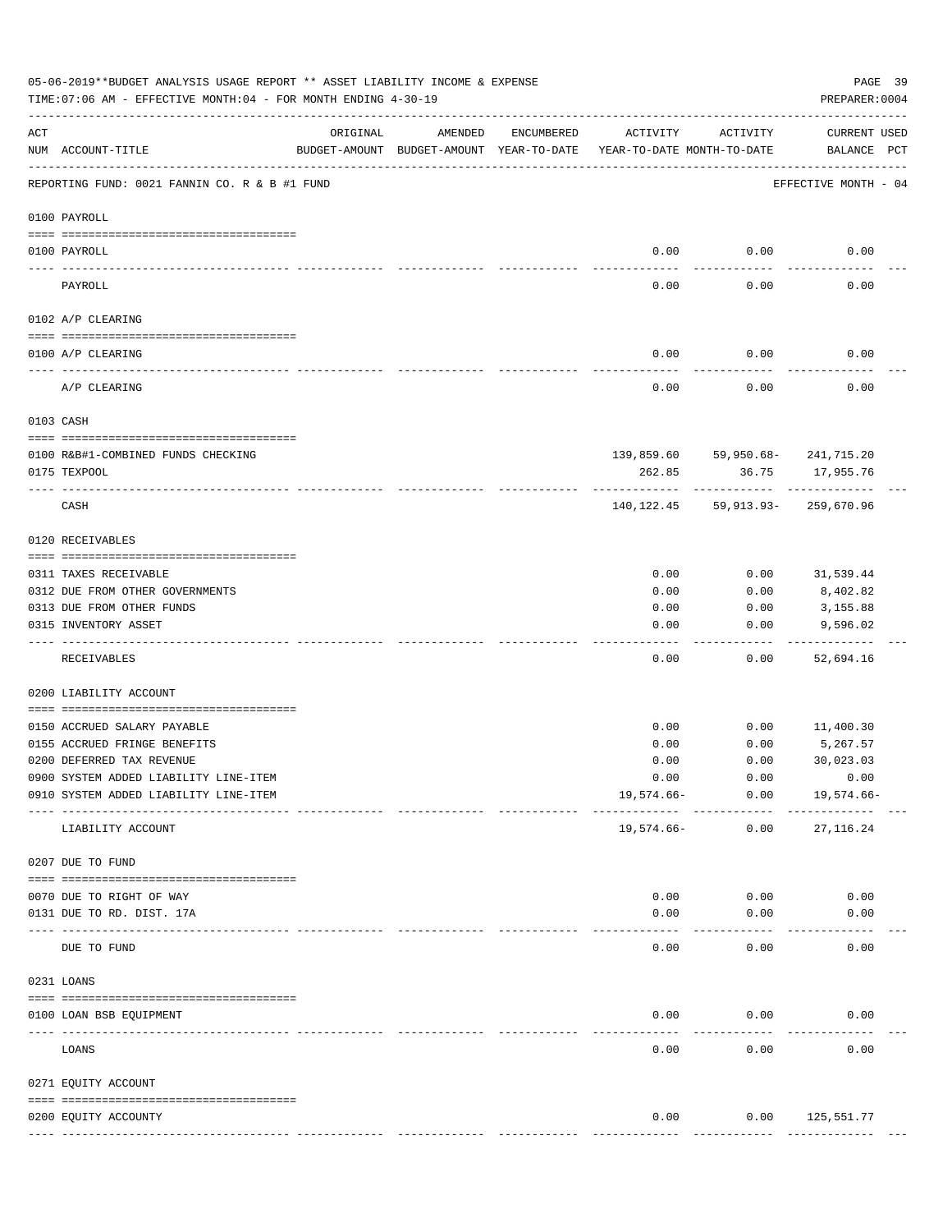05-06-2019**BUDGET ANALYSIS USAGE REPORT ** ASSET LIABILITY INCOME & EXPENSE

TIME:07:06 AM - EFFECTIVE MONTH:04 - FOR MONTH ENDING 4-30-19

PREPARER:0004

| ACT NUM | ACCOUNT-TITLE | ORIGINAL BUDGET-AMOUNT | AMENDED BUDGET-AMOUNT | ENCUMBERED YEAR-TO-DATE | ACTIVITY YEAR-TO-DATE | ACTIVITY MONTH-TO-DATE | CURRENT BALANCE | USED PCT |
|---|---|---|---|---|---|---|---|---|
| | REPORTING FUND: 0021 FANNIN CO. R & B #1 FUND | | | | | | EFFECTIVE MONTH - 04 | |
| | 0100 PAYROLL | | | | | | | |
| 0100 | PAYROLL | | | | 0.00 | 0.00 | 0.00 | |
| | PAYROLL | | | | 0.00 | 0.00 | 0.00 | |
| | 0102 A/P CLEARING | | | | | | | |
| 0100 | A/P CLEARING | | | | 0.00 | 0.00 | 0.00 | |
| | A/P CLEARING | | | | 0.00 | 0.00 | 0.00 | |
| | 0103 CASH | | | | | | | |
| 0100 | R&B#1-COMBINED FUNDS CHECKING | | | | 139,859.60 | 59,950.68- | 241,715.20 | |
| 0175 | TEXPOOL | | | | 262.85 | 36.75 | 17,955.76 | |
| | CASH | | | | 140,122.45 | 59,913.93- | 259,670.96 | |
| | 0120 RECEIVABLES | | | | | | | |
| 0311 | TAXES RECEIVABLE | | | | 0.00 | 0.00 | 31,539.44 | |
| 0312 | DUE FROM OTHER GOVERNMENTS | | | | 0.00 | 0.00 | 8,402.82 | |
| 0313 | DUE FROM OTHER FUNDS | | | | 0.00 | 0.00 | 3,155.88 | |
| 0315 | INVENTORY ASSET | | | | 0.00 | 0.00 | 9,596.02 | |
| | RECEIVABLES | | | | 0.00 | 0.00 | 52,694.16 | |
| | 0200 LIABILITY ACCOUNT | | | | | | | |
| 0150 | ACCRUED SALARY PAYABLE | | | | 0.00 | 0.00 | 11,400.30 | |
| 0155 | ACCRUED FRINGE BENEFITS | | | | 0.00 | 0.00 | 5,267.57 | |
| 0200 | DEFERRED TAX REVENUE | | | | 0.00 | 0.00 | 30,023.03 | |
| 0900 | SYSTEM ADDED LIABILITY LINE-ITEM | | | | 0.00 | 0.00 | 0.00 | |
| 0910 | SYSTEM ADDED LIABILITY LINE-ITEM | | | | 19,574.66- | 0.00 | 19,574.66- | |
| | LIABILITY ACCOUNT | | | | 19,574.66- | 0.00 | 27,116.24 | |
| | 0207 DUE TO FUND | | | | | | | |
| 0070 | DUE TO RIGHT OF WAY | | | | 0.00 | 0.00 | 0.00 | |
| 0131 | DUE TO RD. DIST. 17A | | | | 0.00 | 0.00 | 0.00 | |
| | DUE TO FUND | | | | 0.00 | 0.00 | 0.00 | |
| | 0231 LOANS | | | | | | | |
| 0100 | LOAN BSB EQUIPMENT | | | | 0.00 | 0.00 | 0.00 | |
| | LOANS | | | | 0.00 | 0.00 | 0.00 | |
| | 0271 EQUITY ACCOUNT | | | | | | | |
| 0200 | EQUITY ACCOUNTY | | | | 0.00 | 0.00 | 125,551.77 | |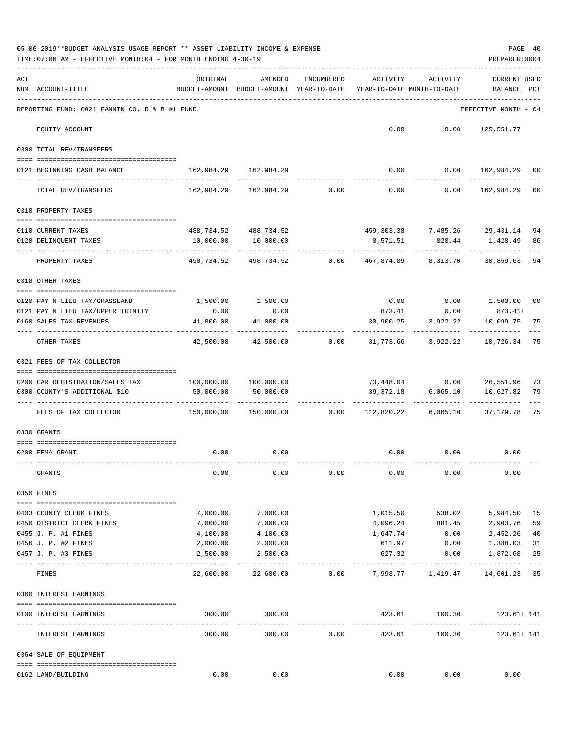05-06-2019**BUDGET ANALYSIS USAGE REPORT ** ASSET LIABILITY INCOME & EXPENSE

TIME:07:06 AM - EFFECTIVE MONTH:04 - FOR MONTH ENDING 4-30-19

PREPARER:0004

| ACT NUM | ACCOUNT-TITLE | ORIGINAL BUDGET-AMOUNT | AMENDED BUDGET-AMOUNT | ENCUMBERED YEAR-TO-DATE | ACTIVITY YEAR-TO-DATE | ACTIVITY MONTH-TO-DATE | CURRENT USED BALANCE | PCT |
|---|---|---|---|---|---|---|---|---|
| | REPORTING FUND: 0021 FANNIN CO. R & B #1 FUND | | | | | | EFFECTIVE MONTH - 04 | |
| | EQUITY ACCOUNT | | | | 0.00 | 0.00 | 125,551.77 | |
| | **0300 TOTAL REV/TRANSFERS** | | | | | | | |
| 0121 | BEGINNING CASH BALANCE | 162,984.29 | 162,984.29 | | 0.00 | 0.00 | 162,984.29 | 00 |
| | TOTAL REV/TRANSFERS | 162,984.29 | 162,984.29 | 0.00 | 0.00 | 0.00 | 162,984.29 | 00 |
| | **0310 PROPERTY TAXES** | | | | | | | |
| 0110 | CURRENT TAXES | 488,734.52 | 488,734.52 | | 459,303.38 | 7,485.26 | 29,431.14 | 94 |
| 0120 | DELINQUENT TAXES | 10,000.00 | 10,000.00 | | 8,571.51 | 828.44 | 1,428.49 | 86 |
| | PROPERTY TAXES | 498,734.52 | 498,734.52 | 0.00 | 467,874.89 | 8,313.70 | 30,859.63 | 94 |
| | **0318 OTHER TAXES** | | | | | | | |
| 0120 | PAY N LIEU TAX/GRASSLAND | 1,500.00 | 1,500.00 | | 0.00 | 0.00 | 1,500.00 | 00 |
| 0121 | PAY N LIEU TAX/UPPER TRINITY | 0.00 | 0.00 | | 873.41 | 0.00 | 873.41+ | |
| 0160 | SALES TAX REVENUES | 41,000.00 | 41,000.00 | | 30,900.25 | 3,922.22 | 10,099.75 | 75 |
| | OTHER TAXES | 42,500.00 | 42,500.00 | 0.00 | 31,773.66 | 3,922.22 | 10,726.34 | 75 |
| | **0321 FEES OF TAX COLLECTOR** | | | | | | | |
| 0200 | CAR REGISTRATION/SALES TAX | 100,000.00 | 100,000.00 | | 73,448.04 | 0.00 | 26,551.96 | 73 |
| 0300 | COUNTY'S ADDITIONAL $10 | 50,000.00 | 50,000.00 | | 39,372.18 | 6,065.10 | 10,627.82 | 79 |
| | FEES OF TAX COLLECTOR | 150,000.00 | 150,000.00 | 0.00 | 112,820.22 | 6,065.10 | 37,179.78 | 75 |
| | **0330 GRANTS** | | | | | | | |
| 0200 | FEMA GRANT | 0.00 | 0.00 | | 0.00 | 0.00 | 0.00 | |
| | GRANTS | 0.00 | 0.00 | 0.00 | 0.00 | 0.00 | 0.00 | |
| | **0350 FINES** | | | | | | | |
| 0403 | COUNTY CLERK FINES | 7,000.00 | 7,000.00 | | 1,015.50 | 538.02 | 5,984.50 | 15 |
| 0450 | DISTRICT CLERK FINES | 7,000.00 | 7,000.00 | | 4,096.24 | 881.45 | 2,903.76 | 59 |
| 0455 | J. P. #1 FINES | 4,100.00 | 4,100.00 | | 1,647.74 | 0.00 | 2,452.26 | 40 |
| 0456 | J. P. #2 FINES | 2,000.00 | 2,000.00 | | 611.97 | 0.00 | 1,388.03 | 31 |
| 0457 | J. P. #3 FINES | 2,500.00 | 2,500.00 | | 627.32 | 0.00 | 1,872.68 | 25 |
| | FINES | 22,600.00 | 22,600.00 | 0.00 | 7,998.77 | 1,419.47 | 14,601.23 | 35 |
| | **0360 INTEREST EARNINGS** | | | | | | | |
| 0100 | INTEREST EARNINGS | 300.00 | 300.00 | | 423.61 | 100.30 | 123.61+ | 141 |
| | INTEREST EARNINGS | 300.00 | 300.00 | 0.00 | 423.61 | 100.30 | 123.61+ | 141 |
| | **0364 SALE OF EQUIPMENT** | | | | | | | |
| 0162 | LAND/BUILDING | 0.00 | 0.00 | | 0.00 | 0.00 | 0.00 | |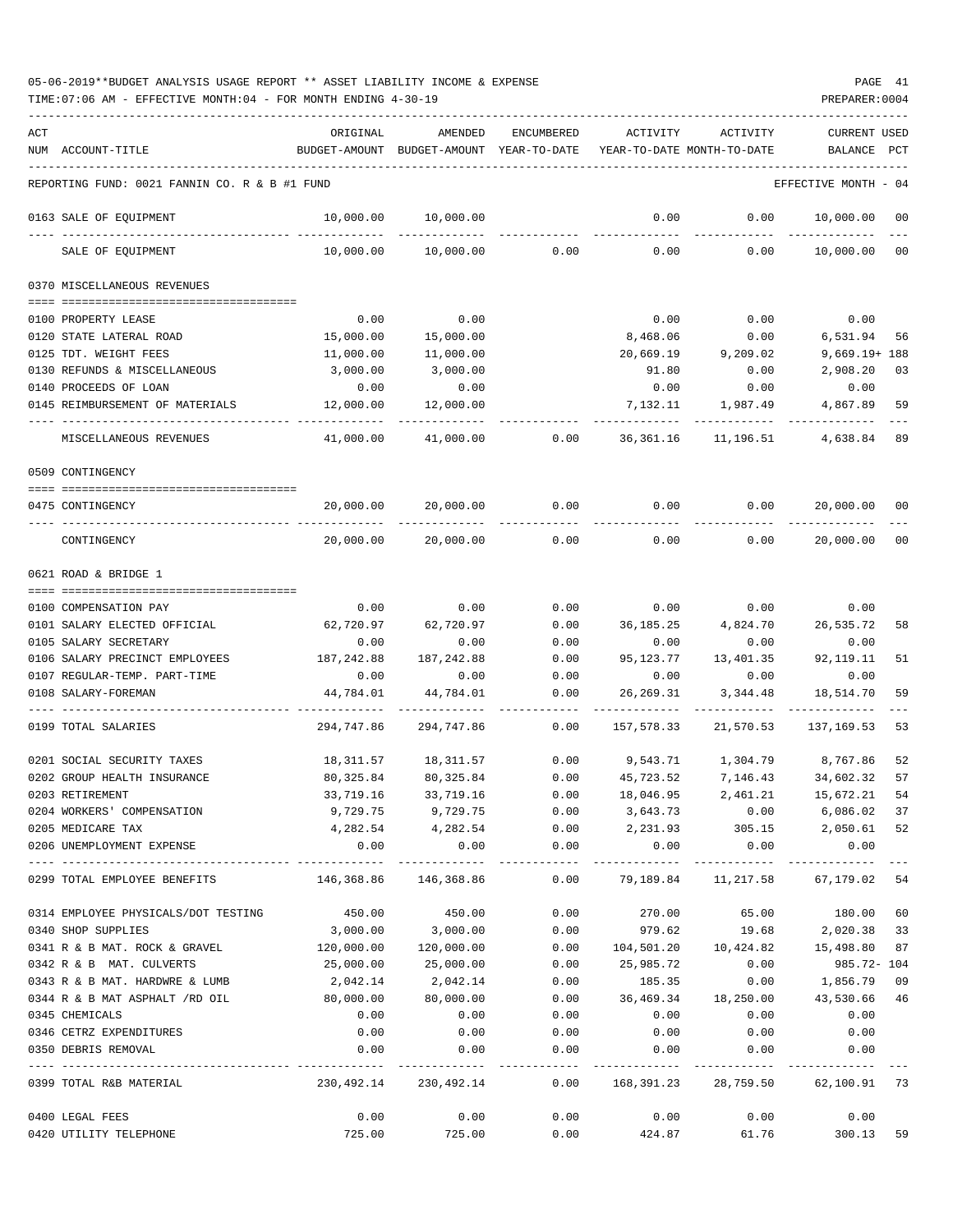05-06-2019**BUDGET ANALYSIS USAGE REPORT ** ASSET LIABILITY INCOME & EXPENSE

TIME:07:06 AM - EFFECTIVE MONTH:04 - FOR MONTH ENDING 4-30-19

PREPARER:0004

| ACT NUM | ACCOUNT-TITLE | ORIGINAL BUDGET-AMOUNT | AMENDED BUDGET-AMOUNT | ENCUMBERED YEAR-TO-DATE | ACTIVITY YEAR-TO-DATE | ACTIVITY MONTH-TO-DATE | CURRENT BALANCE | USED PCT |
|---|---|---|---|---|---|---|---|---|
| | REPORTING FUND: 0021 FANNIN CO. R & B #1 FUND | | | | | | EFFECTIVE MONTH - 04 | |
| 0163 | SALE OF EQUIPMENT | 10,000.00 | 10,000.00 | | 0.00 | 0.00 | 10,000.00 | 00 |
| | SALE OF EQUIPMENT | 10,000.00 | 10,000.00 | 0.00 | 0.00 | 0.00 | 10,000.00 | 00 |
| | 0370 MISCELLANEOUS REVENUES | | | | | | | |
| 0100 | PROPERTY LEASE | 0.00 | 0.00 | | 0.00 | 0.00 | 0.00 | |
| 0120 | STATE LATERAL ROAD | 15,000.00 | 15,000.00 | | 8,468.06 | 0.00 | 6,531.94 | 56 |
| 0125 | TDT. WEIGHT FEES | 11,000.00 | 11,000.00 | | 20,669.19 | 9,209.02 | 9,669.19+ | 188 |
| 0130 | REFUNDS & MISCELLANEOUS | 3,000.00 | 3,000.00 | | 91.80 | 0.00 | 2,908.20 | 03 |
| 0140 | PROCEEDS OF LOAN | 0.00 | 0.00 | | 0.00 | 0.00 | 0.00 | |
| 0145 | REIMBURSEMENT OF MATERIALS | 12,000.00 | 12,000.00 | | 7,132.11 | 1,987.49 | 4,867.89 | 59 |
| | MISCELLANEOUS REVENUES | 41,000.00 | 41,000.00 | 0.00 | 36,361.16 | 11,196.51 | 4,638.84 | 89 |
| | 0509 CONTINGENCY | | | | | | | |
| 0475 | CONTINGENCY | 20,000.00 | 20,000.00 | 0.00 | 0.00 | 0.00 | 20,000.00 | 00 |
| | CONTINGENCY | 20,000.00 | 20,000.00 | 0.00 | 0.00 | 0.00 | 20,000.00 | 00 |
| | 0621 ROAD & BRIDGE 1 | | | | | | | |
| 0100 | COMPENSATION PAY | 0.00 | 0.00 | 0.00 | 0.00 | 0.00 | 0.00 | |
| 0101 | SALARY ELECTED OFFICIAL | 62,720.97 | 62,720.97 | 0.00 | 36,185.25 | 4,824.70 | 26,535.72 | 58 |
| 0105 | SALARY SECRETARY | 0.00 | 0.00 | 0.00 | 0.00 | 0.00 | 0.00 | |
| 0106 | SALARY PRECINCT EMPLOYEES | 187,242.88 | 187,242.88 | 0.00 | 95,123.77 | 13,401.35 | 92,119.11 | 51 |
| 0107 | REGULAR-TEMP. PART-TIME | 0.00 | 0.00 | 0.00 | 0.00 | 0.00 | 0.00 | |
| 0108 | SALARY-FOREMAN | 44,784.01 | 44,784.01 | 0.00 | 26,269.31 | 3,344.48 | 18,514.70 | 59 |
| 0199 | TOTAL SALARIES | 294,747.86 | 294,747.86 | 0.00 | 157,578.33 | 21,570.53 | 137,169.53 | 53 |
| 0201 | SOCIAL SECURITY TAXES | 18,311.57 | 18,311.57 | 0.00 | 9,543.71 | 1,304.79 | 8,767.86 | 52 |
| 0202 | GROUP HEALTH INSURANCE | 80,325.84 | 80,325.84 | 0.00 | 45,723.52 | 7,146.43 | 34,602.32 | 57 |
| 0203 | RETIREMENT | 33,719.16 | 33,719.16 | 0.00 | 18,046.95 | 2,461.21 | 15,672.21 | 54 |
| 0204 | WORKERS' COMPENSATION | 9,729.75 | 9,729.75 | 0.00 | 3,643.73 | 0.00 | 6,086.02 | 37 |
| 0205 | MEDICARE TAX | 4,282.54 | 4,282.54 | 0.00 | 2,231.93 | 305.15 | 2,050.61 | 52 |
| 0206 | UNEMPLOYMENT EXPENSE | 0.00 | 0.00 | 0.00 | 0.00 | 0.00 | 0.00 | |
| 0299 | TOTAL EMPLOYEE BENEFITS | 146,368.86 | 146,368.86 | 0.00 | 79,189.84 | 11,217.58 | 67,179.02 | 54 |
| 0314 | EMPLOYEE PHYSICALS/DOT TESTING | 450.00 | 450.00 | 0.00 | 270.00 | 65.00 | 180.00 | 60 |
| 0340 | SHOP SUPPLIES | 3,000.00 | 3,000.00 | 0.00 | 979.62 | 19.68 | 2,020.38 | 33 |
| 0341 | R & B MAT. ROCK & GRAVEL | 120,000.00 | 120,000.00 | 0.00 | 104,501.20 | 10,424.82 | 15,498.80 | 87 |
| 0342 | R & B MAT. CULVERTS | 25,000.00 | 25,000.00 | 0.00 | 25,985.72 | 0.00 | 985.72- | 104 |
| 0343 | R & B MAT. HARDWRE & LUMB | 2,042.14 | 2,042.14 | 0.00 | 185.35 | 0.00 | 1,856.79 | 09 |
| 0344 | R & B MAT ASPHALT /RD OIL | 80,000.00 | 80,000.00 | 0.00 | 36,469.34 | 18,250.00 | 43,530.66 | 46 |
| 0345 | CHEMICALS | 0.00 | 0.00 | 0.00 | 0.00 | 0.00 | 0.00 | |
| 0346 | CETRZ EXPENDITURES | 0.00 | 0.00 | 0.00 | 0.00 | 0.00 | 0.00 | |
| 0350 | DEBRIS REMOVAL | 0.00 | 0.00 | 0.00 | 0.00 | 0.00 | 0.00 | |
| 0399 | TOTAL R&B MATERIAL | 230,492.14 | 230,492.14 | 0.00 | 168,391.23 | 28,759.50 | 62,100.91 | 73 |
| 0400 | LEGAL FEES | 0.00 | 0.00 | 0.00 | 0.00 | 0.00 | 0.00 | |
| 0420 | UTILITY TELEPHONE | 725.00 | 725.00 | 0.00 | 424.87 | 61.76 | 300.13 | 59 |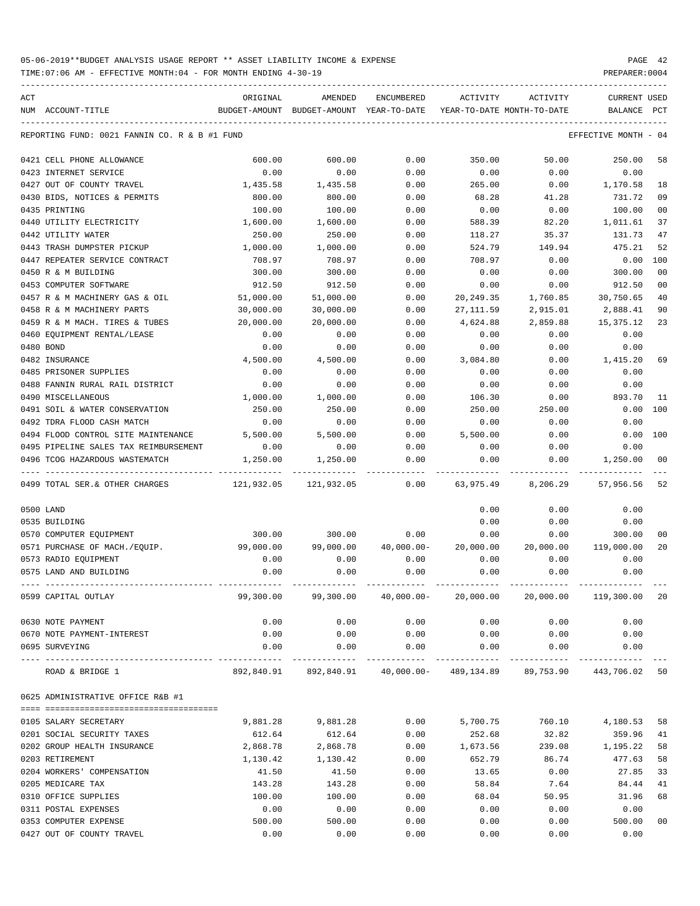05-06-2019**BUDGET ANALYSIS USAGE REPORT ** ASSET LIABILITY INCOME & EXPENSE

TIME:07:06 AM - EFFECTIVE MONTH:04 - FOR MONTH ENDING 4-30-19

| ACT NUM | ACCOUNT-TITLE | ORIGINAL BUDGET-AMOUNT | AMENDED BUDGET-AMOUNT | ENCUMBERED YEAR-TO-DATE | ACTIVITY YEAR-TO-DATE | ACTIVITY MONTH-TO-DATE | CURRENT BALANCE | USED PCT |
|---|---|---|---|---|---|---|---|---|
| | REPORTING FUND: 0021 FANNIN CO. R & B #1 FUND | | | | | | EFFECTIVE MONTH - 04 | |
| 0421 | CELL PHONE ALLOWANCE | 600.00 | 600.00 | 0.00 | 350.00 | 50.00 | 250.00 | 58 |
| 0423 | INTERNET SERVICE | 0.00 | 0.00 | 0.00 | 0.00 | 0.00 | 0.00 | |
| 0427 | OUT OF COUNTY TRAVEL | 1,435.58 | 1,435.58 | 0.00 | 265.00 | 0.00 | 1,170.58 | 18 |
| 0430 | BIDS, NOTICES & PERMITS | 800.00 | 800.00 | 0.00 | 68.28 | 41.28 | 731.72 | 09 |
| 0435 | PRINTING | 100.00 | 100.00 | 0.00 | 0.00 | 0.00 | 100.00 | 00 |
| 0440 | UTILITY ELECTRICITY | 1,600.00 | 1,600.00 | 0.00 | 588.39 | 82.20 | 1,011.61 | 37 |
| 0442 | UTILITY WATER | 250.00 | 250.00 | 0.00 | 118.27 | 35.37 | 131.73 | 47 |
| 0443 | TRASH DUMPSTER PICKUP | 1,000.00 | 1,000.00 | 0.00 | 524.79 | 149.94 | 475.21 | 52 |
| 0447 | REPEATER SERVICE CONTRACT | 708.97 | 708.97 | 0.00 | 708.97 | 0.00 | 0.00 | 100 |
| 0450 | R & M BUILDING | 300.00 | 300.00 | 0.00 | 0.00 | 0.00 | 300.00 | 00 |
| 0453 | COMPUTER SOFTWARE | 912.50 | 912.50 | 0.00 | 0.00 | 0.00 | 912.50 | 00 |
| 0457 | R & M MACHINERY GAS & OIL | 51,000.00 | 51,000.00 | 0.00 | 20,249.35 | 1,760.85 | 30,750.65 | 40 |
| 0458 | R & M MACHINERY PARTS | 30,000.00 | 30,000.00 | 0.00 | 27,111.59 | 2,915.01 | 2,888.41 | 90 |
| 0459 | R & M MACH. TIRES & TUBES | 20,000.00 | 20,000.00 | 0.00 | 4,624.88 | 2,859.88 | 15,375.12 | 23 |
| 0460 | EQUIPMENT RENTAL/LEASE | 0.00 | 0.00 | 0.00 | 0.00 | 0.00 | 0.00 | |
| 0480 | BOND | 0.00 | 0.00 | 0.00 | 0.00 | 0.00 | 0.00 | |
| 0482 | INSURANCE | 4,500.00 | 4,500.00 | 0.00 | 3,084.80 | 0.00 | 1,415.20 | 69 |
| 0485 | PRISONER SUPPLIES | 0.00 | 0.00 | 0.00 | 0.00 | 0.00 | 0.00 | |
| 0488 | FANNIN RURAL RAIL DISTRICT | 0.00 | 0.00 | 0.00 | 0.00 | 0.00 | 0.00 | |
| 0490 | MISCELLANEOUS | 1,000.00 | 1,000.00 | 0.00 | 106.30 | 0.00 | 893.70 | 11 |
| 0491 | SOIL & WATER CONSERVATION | 250.00 | 250.00 | 0.00 | 250.00 | 250.00 | 0.00 | 100 |
| 0492 | TDRA FLOOD CASH MATCH | 0.00 | 0.00 | 0.00 | 0.00 | 0.00 | 0.00 | |
| 0494 | FLOOD CONTROL SITE MAINTENANCE | 5,500.00 | 5,500.00 | 0.00 | 5,500.00 | 0.00 | 0.00 | 100 |
| 0495 | PIPELINE SALES TAX REIMBURSEMENT | 0.00 | 0.00 | 0.00 | 0.00 | 0.00 | 0.00 | |
| 0496 | TCOG HAZARDOUS WASTEMATCH | 1,250.00 | 1,250.00 | 0.00 | 0.00 | 0.00 | 1,250.00 | 00 |
| 0499 | TOTAL SER.& OTHER CHARGES | 121,932.05 | 121,932.05 | 0.00 | 63,975.49 | 8,206.29 | 57,956.56 | 52 |
| 0500 | LAND | | | | 0.00 | 0.00 | 0.00 | |
| 0535 | BUILDING | | | | 0.00 | 0.00 | 0.00 | |
| 0570 | COMPUTER EQUIPMENT | 300.00 | 300.00 | 0.00 | 0.00 | 0.00 | 300.00 | 00 |
| 0571 | PURCHASE OF MACH./EQUIP. | 99,000.00 | 99,000.00 | 40,000.00- | 20,000.00 | 20,000.00 | 119,000.00 | 20 |
| 0573 | RADIO EQUIPMENT | 0.00 | 0.00 | 0.00 | 0.00 | 0.00 | 0.00 | |
| 0575 | LAND AND BUILDING | 0.00 | 0.00 | 0.00 | 0.00 | 0.00 | 0.00 | |
| 0599 | CAPITAL OUTLAY | 99,300.00 | 99,300.00 | 40,000.00- | 20,000.00 | 20,000.00 | 119,300.00 | 20 |
| 0630 | NOTE PAYMENT | 0.00 | 0.00 | 0.00 | 0.00 | 0.00 | 0.00 | |
| 0670 | NOTE PAYMENT-INTEREST | 0.00 | 0.00 | 0.00 | 0.00 | 0.00 | 0.00 | |
| 0695 | SURVEYING | 0.00 | 0.00 | 0.00 | 0.00 | 0.00 | 0.00 | |
| | ROAD & BRIDGE 1 | 892,840.91 | 892,840.91 | 40,000.00- | 489,134.89 | 89,753.90 | 443,706.02 | 50 |
| | 0625 ADMINISTRATIVE OFFICE R&B #1 | | | | | | | |
| 0105 | SALARY SECRETARY | 9,881.28 | 9,881.28 | 0.00 | 5,700.75 | 760.10 | 4,180.53 | 58 |
| 0201 | SOCIAL SECURITY TAXES | 612.64 | 612.64 | 0.00 | 252.68 | 32.82 | 359.96 | 41 |
| 0202 | GROUP HEALTH INSURANCE | 2,868.78 | 2,868.78 | 0.00 | 1,673.56 | 239.08 | 1,195.22 | 58 |
| 0203 | RETIREMENT | 1,130.42 | 1,130.42 | 0.00 | 652.79 | 86.74 | 477.63 | 58 |
| 0204 | WORKERS' COMPENSATION | 41.50 | 41.50 | 0.00 | 13.65 | 0.00 | 27.85 | 33 |
| 0205 | MEDICARE TAX | 143.28 | 143.28 | 0.00 | 58.84 | 7.64 | 84.44 | 41 |
| 0310 | OFFICE SUPPLIES | 100.00 | 100.00 | 0.00 | 68.04 | 50.95 | 31.96 | 68 |
| 0311 | POSTAL EXPENSES | 0.00 | 0.00 | 0.00 | 0.00 | 0.00 | 0.00 | |
| 0353 | COMPUTER EXPENSE | 500.00 | 500.00 | 0.00 | 0.00 | 0.00 | 500.00 | 00 |
| 0427 | OUT OF COUNTY TRAVEL | 0.00 | 0.00 | 0.00 | 0.00 | 0.00 | 0.00 | |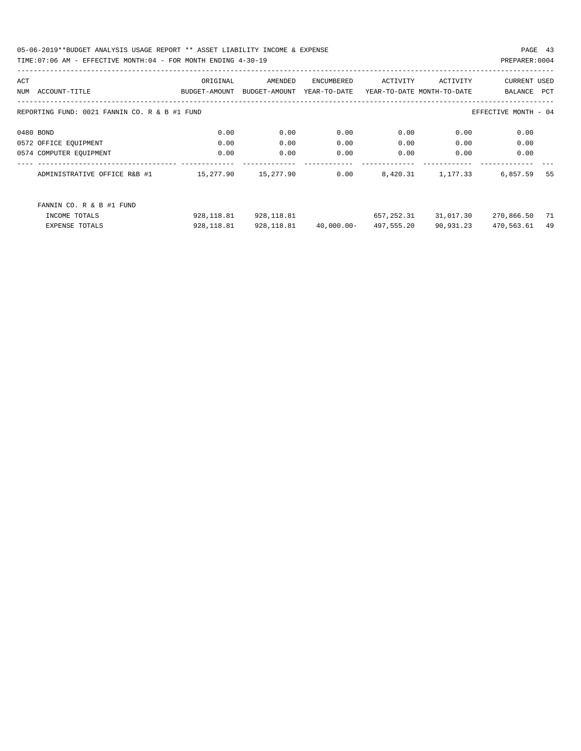05-06-2019**BUDGET ANALYSIS USAGE REPORT ** ASSET LIABILITY INCOME & EXPENSE

TIME:07:06 AM - EFFECTIVE MONTH:04 - FOR MONTH ENDING 4-30-19

| ACT NUM | ACCOUNT-TITLE | ORIGINAL BUDGET-AMOUNT | AMENDED BUDGET-AMOUNT | ENCUMBERED YEAR-TO-DATE | ACTIVITY YEAR-TO-DATE | ACTIVITY MONTH-TO-DATE | CURRENT BALANCE | USED PCT |
|---|---|---|---|---|---|---|---|---|
| | REPORTING FUND: 0021 FANNIN CO. R & B #1 FUND | | | | | | EFFECTIVE MONTH - 04 | |
| 0480 | BOND | 0.00 | 0.00 | 0.00 | 0.00 | 0.00 | 0.00 | |
| 0572 | OFFICE EQUIPMENT | 0.00 | 0.00 | 0.00 | 0.00 | 0.00 | 0.00 | |
| 0574 | COMPUTER EQUIPMENT | 0.00 | 0.00 | 0.00 | 0.00 | 0.00 | 0.00 | |
| | ADMINISTRATIVE OFFICE R&B #1 | 15,277.90 | 15,277.90 | 0.00 | 8,420.31 | 1,177.33 | 6,857.59 | 55 |
| | FANNIN CO. R & B #1 FUND | | | | | | | |
| | INCOME TOTALS | 928,118.81 | 928,118.81 | | 657,252.31 | 31,017.30 | 270,866.50 | 71 |
| | EXPENSE TOTALS | 928,118.81 | 928,118.81 | 40,000.00- | 497,555.20 | 90,931.23 | 470,563.61 | 49 |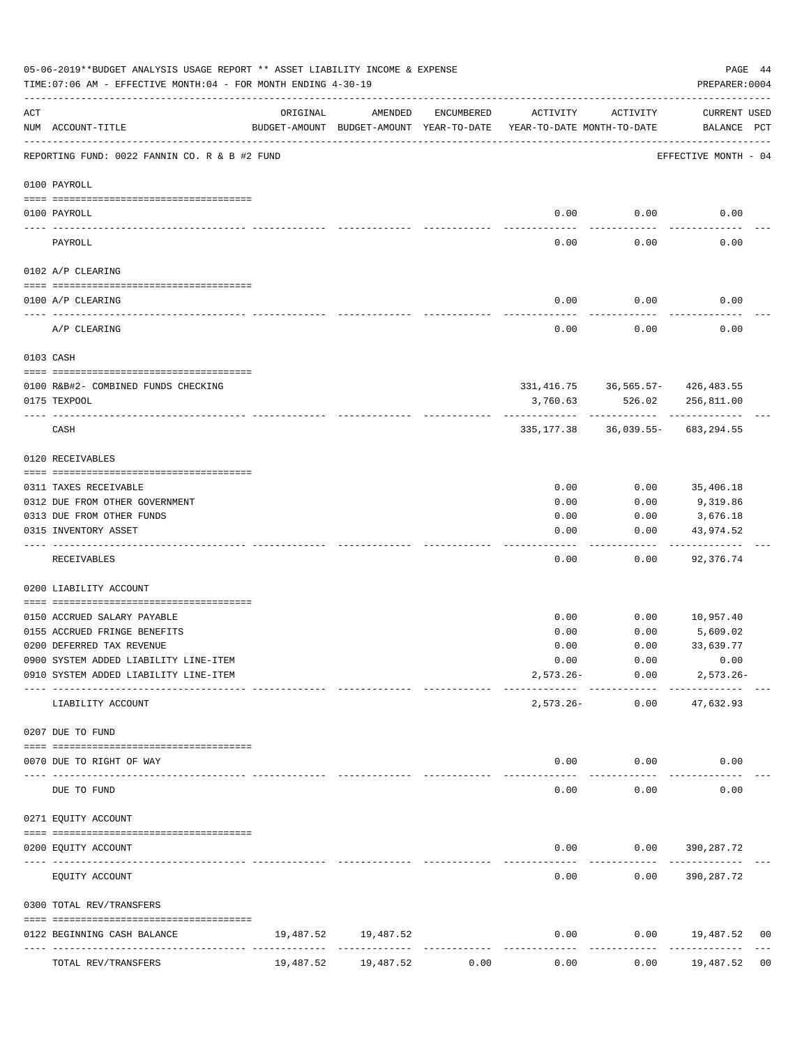05-06-2019**BUDGET ANALYSIS USAGE REPORT ** ASSET LIABILITY INCOME & EXPENSE

TIME:07:06 AM - EFFECTIVE MONTH:04 - FOR MONTH ENDING 4-30-19

PREPARER:0004

| ACT NUM | ACCOUNT-TITLE | ORIGINAL BUDGET-AMOUNT | AMENDED BUDGET-AMOUNT | ENCUMBERED YEAR-TO-DATE | ACTIVITY YEAR-TO-DATE | ACTIVITY MONTH-TO-DATE | CURRENT BALANCE | USED PCT |
|---|---|---|---|---|---|---|---|---|
| | REPORTING FUND: 0022 FANNIN CO. R & B #2 FUND | | | | | | EFFECTIVE MONTH - 04 | |
| | 0100 PAYROLL | | | | | | | |
| 0100 | PAYROLL | | | | 0.00 | 0.00 | 0.00 | |
| | PAYROLL | | | | 0.00 | 0.00 | 0.00 | |
| | 0102 A/P CLEARING | | | | | | | |
| 0100 | A/P CLEARING | | | | 0.00 | 0.00 | 0.00 | |
| | A/P CLEARING | | | | 0.00 | 0.00 | 0.00 | |
| | 0103 CASH | | | | | | | |
| 0100 | R&B#2- COMBINED FUNDS CHECKING | | | | 331,416.75 | 36,565.57- | 426,483.55 | |
| 0175 | TEXPOOL | | | | 3,760.63 | 526.02 | 256,811.00 | |
| | CASH | | | | 335,177.38 | 36,039.55- | 683,294.55 | |
| | 0120 RECEIVABLES | | | | | | | |
| 0311 | TAXES RECEIVABLE | | | | 0.00 | 0.00 | 35,406.18 | |
| 0312 | DUE FROM OTHER GOVERNMENT | | | | 0.00 | 0.00 | 9,319.86 | |
| 0313 | DUE FROM OTHER FUNDS | | | | 0.00 | 0.00 | 3,676.18 | |
| 0315 | INVENTORY ASSET | | | | 0.00 | 0.00 | 43,974.52 | |
| | RECEIVABLES | | | | 0.00 | 0.00 | 92,376.74 | |
| | 0200 LIABILITY ACCOUNT | | | | | | | |
| 0150 | ACCRUED SALARY PAYABLE | | | | 0.00 | 0.00 | 10,957.40 | |
| 0155 | ACCRUED FRINGE BENEFITS | | | | 0.00 | 0.00 | 5,609.02 | |
| 0200 | DEFERRED TAX REVENUE | | | | 0.00 | 0.00 | 33,639.77 | |
| 0900 | SYSTEM ADDED LIABILITY LINE-ITEM | | | | 0.00 | 0.00 | 0.00 | |
| 0910 | SYSTEM ADDED LIABILITY LINE-ITEM | | | | 2,573.26- | 0.00 | 2,573.26- | |
| | LIABILITY ACCOUNT | | | | 2,573.26- | 0.00 | 47,632.93 | |
| | 0207 DUE TO FUND | | | | | | | |
| 0070 | DUE TO RIGHT OF WAY | | | | 0.00 | 0.00 | 0.00 | |
| | DUE TO FUND | | | | 0.00 | 0.00 | 0.00 | |
| | 0271 EQUITY ACCOUNT | | | | | | | |
| 0200 | EQUITY ACCOUNT | | | | 0.00 | 0.00 | 390,287.72 | |
| | EQUITY ACCOUNT | | | | 0.00 | 0.00 | 390,287.72 | |
| | 0300 TOTAL REV/TRANSFERS | | | | | | | |
| 0122 | BEGINNING CASH BALANCE | 19,487.52 | 19,487.52 | | 0.00 | 0.00 | 19,487.52 | 00 |
| | TOTAL REV/TRANSFERS | 19,487.52 | 19,487.52 | 0.00 | 0.00 | 0.00 | 19,487.52 | 00 |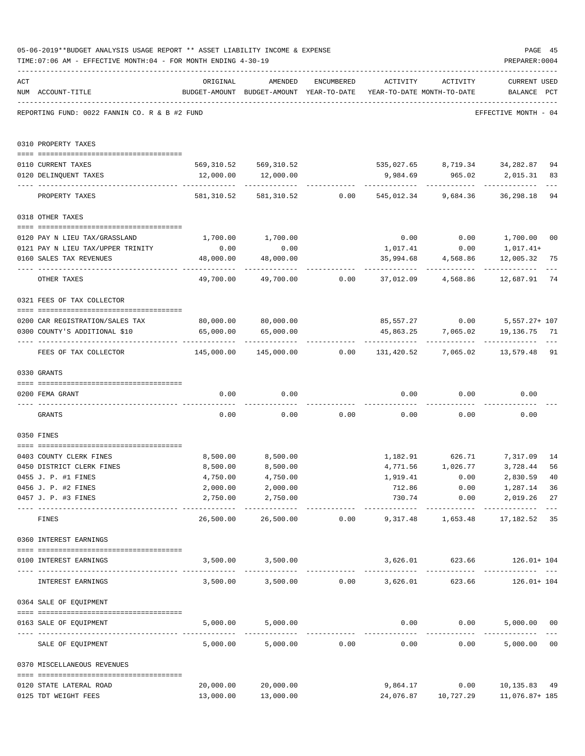05-06-2019**BUDGET ANALYSIS USAGE REPORT ** ASSET LIABILITY INCOME & EXPENSE

TIME:07:06 AM - EFFECTIVE MONTH:04 - FOR MONTH ENDING 4-30-19

PREPARER:0004

| ACT NUM | ACCOUNT-TITLE | ORIGINAL BUDGET-AMOUNT | AMENDED BUDGET-AMOUNT | ENCUMBERED YEAR-TO-DATE | ACTIVITY YEAR-TO-DATE | ACTIVITY MONTH-TO-DATE | CURRENT BALANCE | USED PCT |
|---|---|---|---|---|---|---|---|---|
| | REPORTING FUND: 0022 FANNIN CO. R & B #2 FUND | | | | | | EFFECTIVE MONTH - 04 | |
| | **0310 PROPERTY TAXES** | | | | | | | |
| 0110 | CURRENT TAXES | 569,310.52 | 569,310.52 | | 535,027.65 | 8,719.34 | 34,282.87 | 94 |
| 0120 | DELINQUENT TAXES | 12,000.00 | 12,000.00 | | 9,984.69 | 965.02 | 2,015.31 | 83 |
| | PROPERTY TAXES | 581,310.52 | 581,310.52 | 0.00 | 545,012.34 | 9,684.36 | 36,298.18 | 94 |
| | **0318 OTHER TAXES** | | | | | | | |
| 0120 | PAY N LIEU TAX/GRASSLAND | 1,700.00 | 1,700.00 | | 0.00 | 0.00 | 1,700.00 | 00 |
| 0121 | PAY N LIEU TAX/UPPER TRINITY | 0.00 | 0.00 | | 1,017.41 | 0.00 | 1,017.41+ | |
| 0160 | SALES TAX REVENUES | 48,000.00 | 48,000.00 | | 35,994.68 | 4,568.86 | 12,005.32 | 75 |
| | OTHER TAXES | 49,700.00 | 49,700.00 | 0.00 | 37,012.09 | 4,568.86 | 12,687.91 | 74 |
| | **0321 FEES OF TAX COLLECTOR** | | | | | | | |
| 0200 | CAR REGISTRATION/SALES TAX | 80,000.00 | 80,000.00 | | 85,557.27 | 0.00 | 5,557.27+ | 107 |
| 0300 | COUNTY'S ADDITIONAL $10 | 65,000.00 | 65,000.00 | | 45,863.25 | 7,065.02 | 19,136.75 | 71 |
| | FEES OF TAX COLLECTOR | 145,000.00 | 145,000.00 | 0.00 | 131,420.52 | 7,065.02 | 13,579.48 | 91 |
| | **0330 GRANTS** | | | | | | | |
| 0200 | FEMA GRANT | 0.00 | 0.00 | | 0.00 | 0.00 | 0.00 | |
| | GRANTS | 0.00 | 0.00 | 0.00 | 0.00 | 0.00 | 0.00 | |
| | **0350 FINES** | | | | | | | |
| 0403 | COUNTY CLERK FINES | 8,500.00 | 8,500.00 | | 1,182.91 | 626.71 | 7,317.09 | 14 |
| 0450 | DISTRICT CLERK FINES | 8,500.00 | 8,500.00 | | 4,771.56 | 1,026.77 | 3,728.44 | 56 |
| 0455 | J. P. #1 FINES | 4,750.00 | 4,750.00 | | 1,919.41 | 0.00 | 2,830.59 | 40 |
| 0456 | J. P. #2 FINES | 2,000.00 | 2,000.00 | | 712.86 | 0.00 | 1,287.14 | 36 |
| 0457 | J. P. #3 FINES | 2,750.00 | 2,750.00 | | 730.74 | 0.00 | 2,019.26 | 27 |
| | FINES | 26,500.00 | 26,500.00 | 0.00 | 9,317.48 | 1,653.48 | 17,182.52 | 35 |
| | **0360 INTEREST EARNINGS** | | | | | | | |
| 0100 | INTEREST EARNINGS | 3,500.00 | 3,500.00 | | 3,626.01 | 623.66 | 126.01+ | 104 |
| | INTEREST EARNINGS | 3,500.00 | 3,500.00 | 0.00 | 3,626.01 | 623.66 | 126.01+ | 104 |
| | **0364 SALE OF EQUIPMENT** | | | | | | | |
| 0163 | SALE OF EQUIPMENT | 5,000.00 | 5,000.00 | | 0.00 | 0.00 | 5,000.00 | 00 |
| | SALE OF EQUIPMENT | 5,000.00 | 5,000.00 | 0.00 | 0.00 | 0.00 | 5,000.00 | 00 |
| | **0370 MISCELLANEOUS REVENUES** | | | | | | | |
| 0120 | STATE LATERAL ROAD | 20,000.00 | 20,000.00 | | 9,864.17 | 0.00 | 10,135.83 | 49 |
| 0125 | TDT WEIGHT FEES | 13,000.00 | 13,000.00 | | 24,076.87 | 10,727.29 | 11,076.87+ | 185 |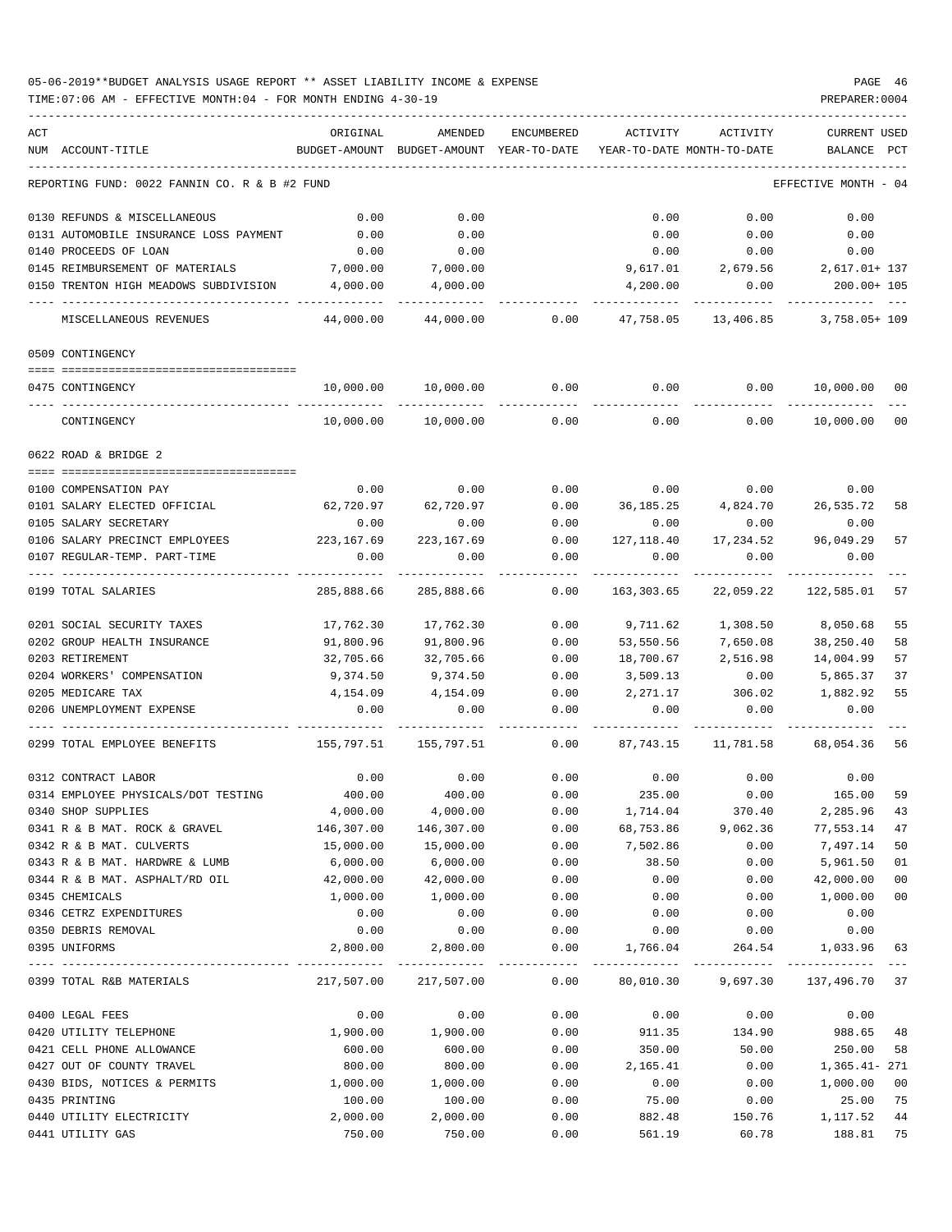05-06-2019**BUDGET ANALYSIS USAGE REPORT ** ASSET LIABILITY INCOME & EXPENSE

TIME:07:06 AM - EFFECTIVE MONTH:04 - FOR MONTH ENDING 4-30-19

| ACT NUM | ACCOUNT-TITLE | ORIGINAL BUDGET-AMOUNT | AMENDED BUDGET-AMOUNT | ENCUMBERED YEAR-TO-DATE | ACTIVITY YEAR-TO-DATE | ACTIVITY MONTH-TO-DATE | CURRENT USED BALANCE | PCT |
|---|---|---|---|---|---|---|---|---|
| | REPORTING FUND: 0022 FANNIN CO. R & B #2 FUND | | | | | | EFFECTIVE MONTH - 04 | |
| 0130 | REFUNDS & MISCELLANEOUS | 0.00 | 0.00 | | 0.00 | 0.00 | 0.00 | |
| 0131 | AUTOMOBILE INSURANCE LOSS PAYMENT | 0.00 | 0.00 | | 0.00 | 0.00 | 0.00 | |
| 0140 | PROCEEDS OF LOAN | 0.00 | 0.00 | | 0.00 | 0.00 | 0.00 | |
| 0145 | REIMBURSEMENT OF MATERIALS | 7,000.00 | 7,000.00 | | 9,617.01 | 2,679.56 | 2,617.01+ | 137 |
| 0150 | TRENTON HIGH MEADOWS SUBDIVISION | 4,000.00 | 4,000.00 | | 4,200.00 | 0.00 | 200.00+ | 105 |
| | MISCELLANEOUS REVENUES | 44,000.00 | 44,000.00 | 0.00 | 47,758.05 | 13,406.85 | 3,758.05+ | 109 |
| | 0509 CONTINGENCY | | | | | | | |
| 0475 | CONTINGENCY | 10,000.00 | 10,000.00 | 0.00 | 0.00 | 0.00 | 10,000.00 | 00 |
| | CONTINGENCY | 10,000.00 | 10,000.00 | 0.00 | 0.00 | 0.00 | 10,000.00 | 00 |
| | 0622 ROAD & BRIDGE 2 | | | | | | | |
| 0100 | COMPENSATION PAY | 0.00 | 0.00 | 0.00 | 0.00 | 0.00 | 0.00 | |
| 0101 | SALARY ELECTED OFFICIAL | 62,720.97 | 62,720.97 | 0.00 | 36,185.25 | 4,824.70 | 26,535.72 | 58 |
| 0105 | SALARY SECRETARY | 0.00 | 0.00 | 0.00 | 0.00 | 0.00 | 0.00 | |
| 0106 | SALARY PRECINCT EMPLOYEES | 223,167.69 | 223,167.69 | 0.00 | 127,118.40 | 17,234.52 | 96,049.29 | 57 |
| 0107 | REGULAR-TEMP. PART-TIME | 0.00 | 0.00 | 0.00 | 0.00 | 0.00 | 0.00 | |
| 0199 | TOTAL SALARIES | 285,888.66 | 285,888.66 | 0.00 | 163,303.65 | 22,059.22 | 122,585.01 | 57 |
| 0201 | SOCIAL SECURITY TAXES | 17,762.30 | 17,762.30 | 0.00 | 9,711.62 | 1,308.50 | 8,050.68 | 55 |
| 0202 | GROUP HEALTH INSURANCE | 91,800.96 | 91,800.96 | 0.00 | 53,550.56 | 7,650.08 | 38,250.40 | 58 |
| 0203 | RETIREMENT | 32,705.66 | 32,705.66 | 0.00 | 18,700.67 | 2,516.98 | 14,004.99 | 57 |
| 0204 | WORKERS' COMPENSATION | 9,374.50 | 9,374.50 | 0.00 | 3,509.13 | 0.00 | 5,865.37 | 37 |
| 0205 | MEDICARE TAX | 4,154.09 | 4,154.09 | 0.00 | 2,271.17 | 306.02 | 1,882.92 | 55 |
| 0206 | UNEMPLOYMENT EXPENSE | 0.00 | 0.00 | 0.00 | 0.00 | 0.00 | 0.00 | |
| 0299 | TOTAL EMPLOYEE BENEFITS | 155,797.51 | 155,797.51 | 0.00 | 87,743.15 | 11,781.58 | 68,054.36 | 56 |
| 0312 | CONTRACT LABOR | 0.00 | 0.00 | 0.00 | 0.00 | 0.00 | 0.00 | |
| 0314 | EMPLOYEE PHYSICALS/DOT TESTING | 400.00 | 400.00 | 0.00 | 235.00 | 0.00 | 165.00 | 59 |
| 0340 | SHOP SUPPLIES | 4,000.00 | 4,000.00 | 0.00 | 1,714.04 | 370.40 | 2,285.96 | 43 |
| 0341 | R & B MAT. ROCK & GRAVEL | 146,307.00 | 146,307.00 | 0.00 | 68,753.86 | 9,062.36 | 77,553.14 | 47 |
| 0342 | R & B MAT. CULVERTS | 15,000.00 | 15,000.00 | 0.00 | 7,502.86 | 0.00 | 7,497.14 | 50 |
| 0343 | R & B MAT. HARDWRE & LUMB | 6,000.00 | 6,000.00 | 0.00 | 38.50 | 0.00 | 5,961.50 | 01 |
| 0344 | R & B MAT. ASPHALT/RD OIL | 42,000.00 | 42,000.00 | 0.00 | 0.00 | 0.00 | 42,000.00 | 00 |
| 0345 | CHEMICALS | 1,000.00 | 1,000.00 | 0.00 | 0.00 | 0.00 | 1,000.00 | 00 |
| 0346 | CETRZ EXPENDITURES | 0.00 | 0.00 | 0.00 | 0.00 | 0.00 | 0.00 | |
| 0350 | DEBRIS REMOVAL | 0.00 | 0.00 | 0.00 | 0.00 | 0.00 | 0.00 | |
| 0395 | UNIFORMS | 2,800.00 | 2,800.00 | 0.00 | 1,766.04 | 264.54 | 1,033.96 | 63 |
| 0399 | TOTAL R&B MATERIALS | 217,507.00 | 217,507.00 | 0.00 | 80,010.30 | 9,697.30 | 137,496.70 | 37 |
| 0400 | LEGAL FEES | 0.00 | 0.00 | 0.00 | 0.00 | 0.00 | 0.00 | |
| 0420 | UTILITY TELEPHONE | 1,900.00 | 1,900.00 | 0.00 | 911.35 | 134.90 | 988.65 | 48 |
| 0421 | CELL PHONE ALLOWANCE | 600.00 | 600.00 | 0.00 | 350.00 | 50.00 | 250.00 | 58 |
| 0427 | OUT OF COUNTY TRAVEL | 800.00 | 800.00 | 0.00 | 2,165.41 | 0.00 | 1,365.41- | 271 |
| 0430 | BIDS, NOTICES & PERMITS | 1,000.00 | 1,000.00 | 0.00 | 0.00 | 0.00 | 1,000.00 | 00 |
| 0435 | PRINTING | 100.00 | 100.00 | 0.00 | 75.00 | 0.00 | 25.00 | 75 |
| 0440 | UTILITY ELECTRICITY | 2,000.00 | 2,000.00 | 0.00 | 882.48 | 150.76 | 1,117.52 | 44 |
| 0441 | UTILITY GAS | 750.00 | 750.00 | 0.00 | 561.19 | 60.78 | 188.81 | 75 |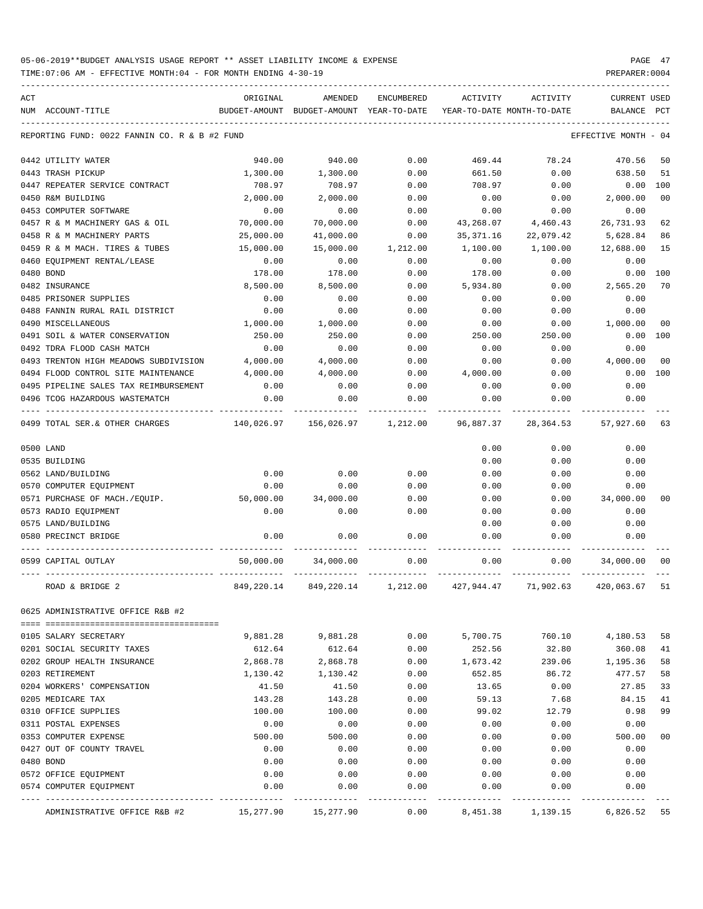05-06-2019**BUDGET ANALYSIS USAGE REPORT ** ASSET LIABILITY INCOME & EXPENSE

TIME:07:06 AM - EFFECTIVE MONTH:04 - FOR MONTH ENDING 4-30-19

PREPARER:0004

| ACT NUM | ACCOUNT-TITLE | ORIGINAL BUDGET-AMOUNT | AMENDED BUDGET-AMOUNT | ENCUMBERED YEAR-TO-DATE | ACTIVITY YEAR-TO-DATE | ACTIVITY MONTH-TO-DATE | CURRENT BALANCE | USED PCT |
|---|---|---|---|---|---|---|---|---|

REPORTING FUND: 0022 FANNIN CO. R & B #2 FUND — EFFECTIVE MONTH - 04

| ACT NUM | ACCOUNT-TITLE | ORIGINAL BUDGET-AMOUNT | AMENDED BUDGET-AMOUNT | ENCUMBERED YEAR-TO-DATE | ACTIVITY YEAR-TO-DATE | ACTIVITY MONTH-TO-DATE | CURRENT BALANCE | USED PCT |
|---|---|---|---|---|---|---|---|---|
| 0442 | UTILITY WATER | 940.00 | 940.00 | 0.00 | 469.44 | 78.24 | 470.56 | 50 |
| 0443 | TRASH PICKUP | 1,300.00 | 1,300.00 | 0.00 | 661.50 | 0.00 | 638.50 | 51 |
| 0447 | REPEATER SERVICE CONTRACT | 708.97 | 708.97 | 0.00 | 708.97 | 0.00 | 0.00 | 100 |
| 0450 | R&M BUILDING | 2,000.00 | 2,000.00 | 0.00 | 0.00 | 0.00 | 2,000.00 | 00 |
| 0453 | COMPUTER SOFTWARE | 0.00 | 0.00 | 0.00 | 0.00 | 0.00 | 0.00 | |
| 0457 | R & M MACHINERY GAS & OIL | 70,000.00 | 70,000.00 | 0.00 | 43,268.07 | 4,460.43 | 26,731.93 | 62 |
| 0458 | R & M MACHINERY PARTS | 25,000.00 | 41,000.00 | 0.00 | 35,371.16 | 22,079.42 | 5,628.84 | 86 |
| 0459 | R & M MACH. TIRES & TUBES | 15,000.00 | 15,000.00 | 1,212.00 | 1,100.00 | 1,100.00 | 12,688.00 | 15 |
| 0460 | EQUIPMENT RENTAL/LEASE | 0.00 | 0.00 | 0.00 | 0.00 | 0.00 | 0.00 | |
| 0480 | BOND | 178.00 | 178.00 | 0.00 | 178.00 | 0.00 | 0.00 | 100 |
| 0482 | INSURANCE | 8,500.00 | 8,500.00 | 0.00 | 5,934.80 | 0.00 | 2,565.20 | 70 |
| 0485 | PRISONER SUPPLIES | 0.00 | 0.00 | 0.00 | 0.00 | 0.00 | 0.00 | |
| 0488 | FANNIN RURAL RAIL DISTRICT | 0.00 | 0.00 | 0.00 | 0.00 | 0.00 | 0.00 | |
| 0490 | MISCELLANEOUS | 1,000.00 | 1,000.00 | 0.00 | 0.00 | 0.00 | 1,000.00 | 00 |
| 0491 | SOIL & WATER CONSERVATION | 250.00 | 250.00 | 0.00 | 250.00 | 250.00 | 0.00 | 100 |
| 0492 | TDRA FLOOD CASH MATCH | 0.00 | 0.00 | 0.00 | 0.00 | 0.00 | 0.00 | |
| 0493 | TRENTON HIGH MEADOWS SUBDIVISION | 4,000.00 | 4,000.00 | 0.00 | 0.00 | 0.00 | 4,000.00 | 00 |
| 0494 | FLOOD CONTROL SITE MAINTENANCE | 4,000.00 | 4,000.00 | 0.00 | 4,000.00 | 0.00 | 0.00 | 100 |
| 0495 | PIPELINE SALES TAX REIMBURSEMENT | 0.00 | 0.00 | 0.00 | 0.00 | 0.00 | 0.00 | |
| 0496 | TCOG HAZARDOUS WASTEMATCH | 0.00 | 0.00 | 0.00 | 0.00 | 0.00 | 0.00 | |
| 0499 | TOTAL SER.& OTHER CHARGES | 140,026.97 | 156,026.97 | 1,212.00 | 96,887.37 | 28,364.53 | 57,927.60 | 63 |
| 0500 | LAND | | | | 0.00 | 0.00 | 0.00 | |
| 0535 | BUILDING | | | | 0.00 | 0.00 | 0.00 | |
| 0562 | LAND/BUILDING | 0.00 | 0.00 | 0.00 | 0.00 | 0.00 | 0.00 | |
| 0570 | COMPUTER EQUIPMENT | 0.00 | 0.00 | 0.00 | 0.00 | 0.00 | 0.00 | |
| 0571 | PURCHASE OF MACH./EQUIP. | 50,000.00 | 34,000.00 | 0.00 | 0.00 | 0.00 | 34,000.00 | 00 |
| 0573 | RADIO EQUIPMENT | 0.00 | 0.00 | 0.00 | 0.00 | 0.00 | 0.00 | |
| 0575 | LAND/BUILDING | | | | 0.00 | 0.00 | 0.00 | |
| 0580 | PRECINCT BRIDGE | 0.00 | 0.00 | 0.00 | 0.00 | 0.00 | 0.00 | |
| 0599 | CAPITAL OUTLAY | 50,000.00 | 34,000.00 | 0.00 | 0.00 | 0.00 | 34,000.00 | 00 |
| | ROAD & BRIDGE 2 | 849,220.14 | 849,220.14 | 1,212.00 | 427,944.47 | 71,902.63 | 420,063.67 | 51 |

0625 ADMINISTRATIVE OFFICE R&B #2

| ACT NUM | ACCOUNT-TITLE | ORIGINAL BUDGET-AMOUNT | AMENDED BUDGET-AMOUNT | ENCUMBERED YEAR-TO-DATE | ACTIVITY YEAR-TO-DATE | ACTIVITY MONTH-TO-DATE | CURRENT BALANCE | USED PCT |
|---|---|---|---|---|---|---|---|---|
| 0105 | SALARY SECRETARY | 9,881.28 | 9,881.28 | 0.00 | 5,700.75 | 760.10 | 4,180.53 | 58 |
| 0201 | SOCIAL SECURITY TAXES | 612.64 | 612.64 | 0.00 | 252.56 | 32.80 | 360.08 | 41 |
| 0202 | GROUP HEALTH INSURANCE | 2,868.78 | 2,868.78 | 0.00 | 1,673.42 | 239.06 | 1,195.36 | 58 |
| 0203 | RETIREMENT | 1,130.42 | 1,130.42 | 0.00 | 652.85 | 86.72 | 477.57 | 58 |
| 0204 | WORKERS' COMPENSATION | 41.50 | 41.50 | 0.00 | 13.65 | 0.00 | 27.85 | 33 |
| 0205 | MEDICARE TAX | 143.28 | 143.28 | 0.00 | 59.13 | 7.68 | 84.15 | 41 |
| 0310 | OFFICE SUPPLIES | 100.00 | 100.00 | 0.00 | 99.02 | 12.79 | 0.98 | 99 |
| 0311 | POSTAL EXPENSES | 0.00 | 0.00 | 0.00 | 0.00 | 0.00 | 0.00 | |
| 0353 | COMPUTER EXPENSE | 500.00 | 500.00 | 0.00 | 0.00 | 0.00 | 500.00 | 00 |
| 0427 | OUT OF COUNTY TRAVEL | 0.00 | 0.00 | 0.00 | 0.00 | 0.00 | 0.00 | |
| 0480 | BOND | 0.00 | 0.00 | 0.00 | 0.00 | 0.00 | 0.00 | |
| 0572 | OFFICE EQUIPMENT | 0.00 | 0.00 | 0.00 | 0.00 | 0.00 | 0.00 | |
| 0574 | COMPUTER EQUIPMENT | 0.00 | 0.00 | 0.00 | 0.00 | 0.00 | 0.00 | |
| | ADMINISTRATIVE OFFICE R&B #2 | 15,277.90 | 15,277.90 | 0.00 | 8,451.38 | 1,139.15 | 6,826.52 | 55 |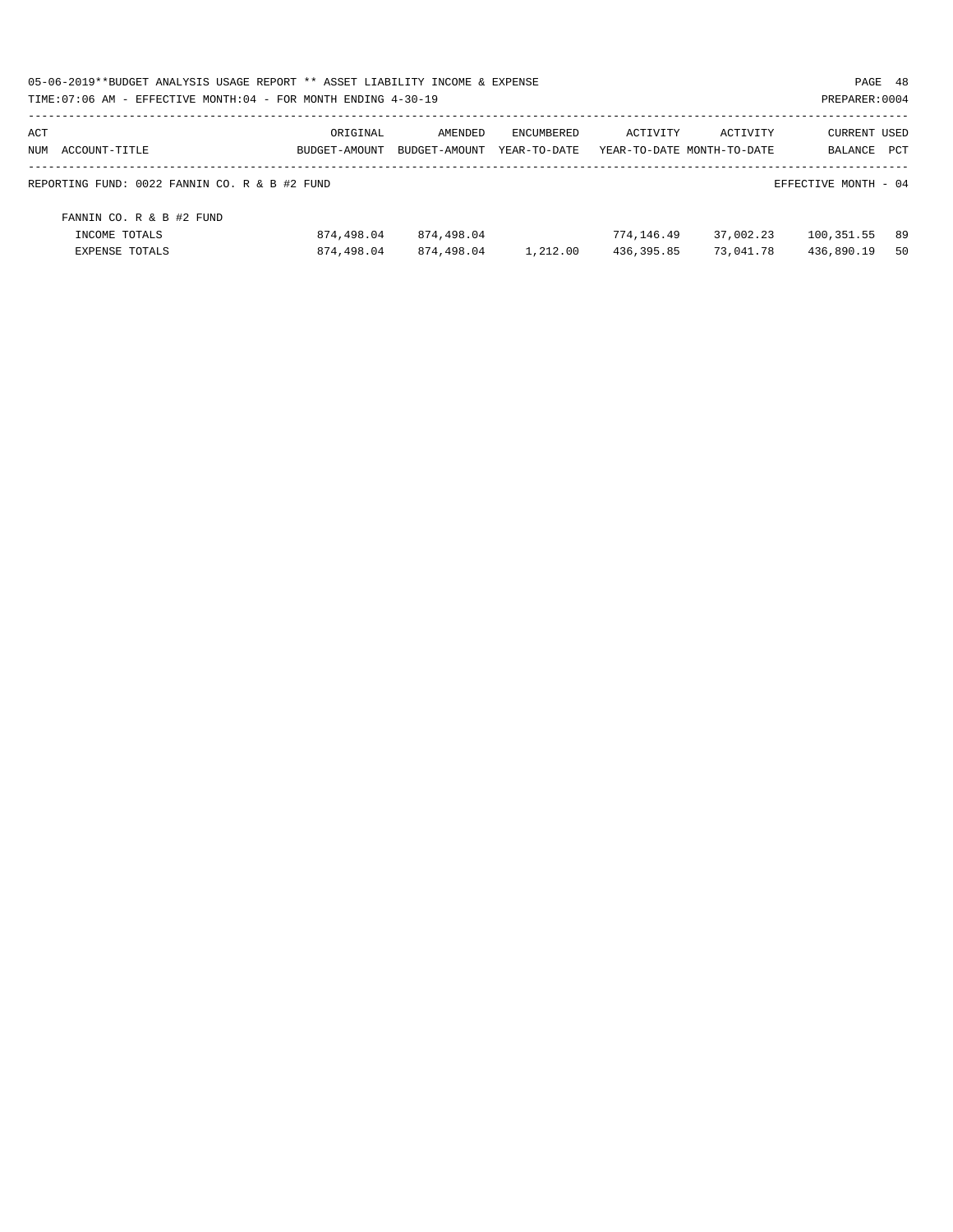| ACT NUM | ACCOUNT-TITLE | ORIGINAL BUDGET-AMOUNT | AMENDED BUDGET-AMOUNT | ENCUMBERED YEAR-TO-DATE | ACTIVITY YEAR-TO-DATE | ACTIVITY MONTH-TO-DATE | CURRENT BALANCE | USED PCT |
|---|---|---|---|---|---|---|---|---|
| | REPORTING FUND: 0022 FANNIN CO. R & B #2 FUND | | | | | | EFFECTIVE MONTH - 04 | |
| | FANNIN CO. R & B #2 FUND | | | | | | | |
| | INCOME TOTALS | 874,498.04 | 874,498.04 | | 774,146.49 | 37,002.23 | 100,351.55 | 89 |
| | EXPENSE TOTALS | 874,498.04 | 874,498.04 | 1,212.00 | 436,395.85 | 73,041.78 | 436,890.19 | 50 |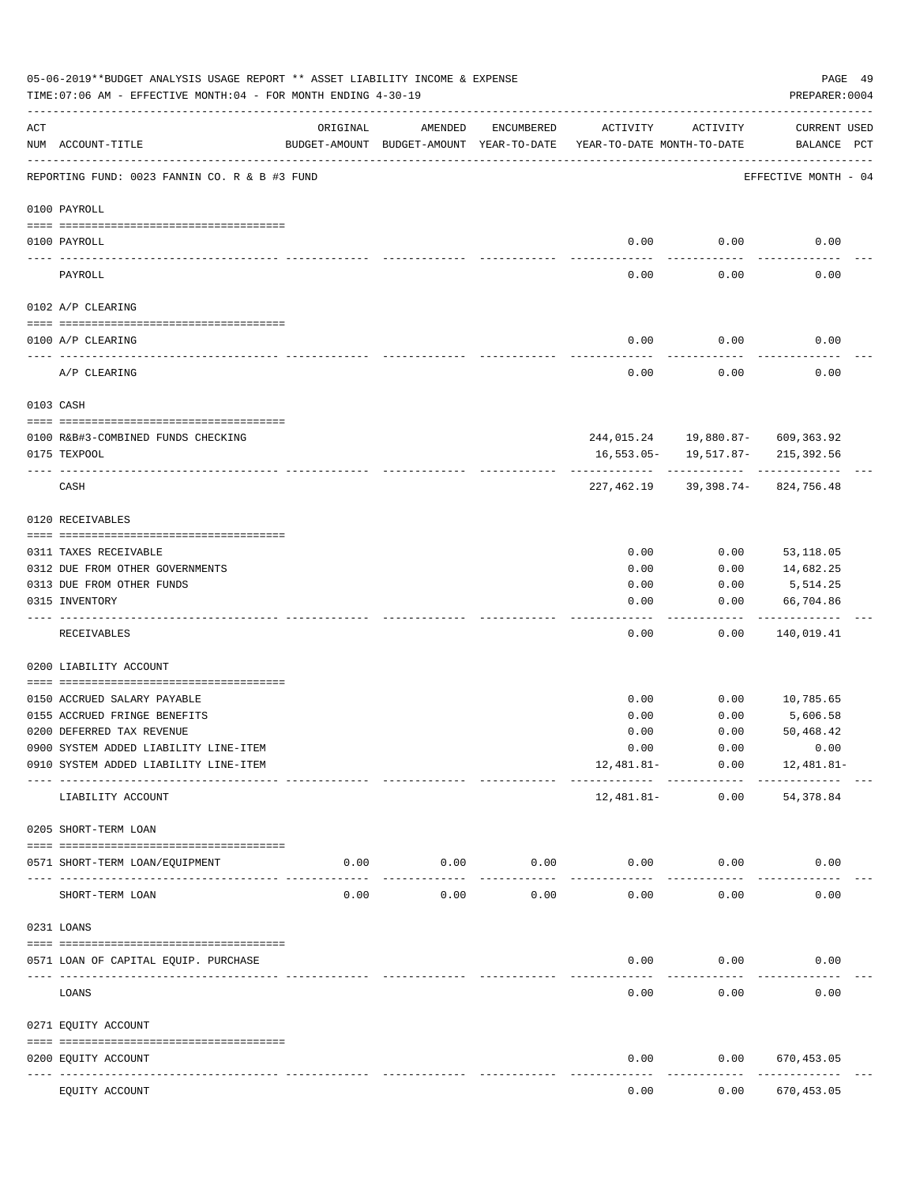05-06-2019**BUDGET ANALYSIS USAGE REPORT ** ASSET LIABILITY INCOME & EXPENSE

TIME:07:06 AM - EFFECTIVE MONTH:04 - FOR MONTH ENDING 4-30-19

PREPARER:0004

| ACT NUM | ACCOUNT-TITLE | ORIGINAL BUDGET-AMOUNT | AMENDED BUDGET-AMOUNT | ENCUMBERED YEAR-TO-DATE | ACTIVITY YEAR-TO-DATE | ACTIVITY MONTH-TO-DATE | CURRENT BALANCE | USED PCT |
|---|---|---|---|---|---|---|---|---|
| | REPORTING FUND: 0023 FANNIN CO. R & B #3 FUND | | | | | | EFFECTIVE MONTH - 04 | |
| | 0100 PAYROLL | | | | | | | |
| 0100 | PAYROLL | | | | 0.00 | 0.00 | 0.00 | |
| | PAYROLL | | | | 0.00 | 0.00 | 0.00 | |
| | 0102 A/P CLEARING | | | | | | | |
| 0100 | A/P CLEARING | | | | 0.00 | 0.00 | 0.00 | |
| | A/P CLEARING | | | | 0.00 | 0.00 | 0.00 | |
| | 0103 CASH | | | | | | | |
| 0100 | R&B#3-COMBINED FUNDS CHECKING | | | | 244,015.24 | 19,880.87- | 609,363.92 | |
| 0175 | TEXPOOL | | | | 16,553.05- | 19,517.87- | 215,392.56 | |
| | CASH | | | | 227,462.19 | 39,398.74- | 824,756.48 | |
| | 0120 RECEIVABLES | | | | | | | |
| 0311 | TAXES RECEIVABLE | | | | 0.00 | 0.00 | 53,118.05 | |
| 0312 | DUE FROM OTHER GOVERNMENTS | | | | 0.00 | 0.00 | 14,682.25 | |
| 0313 | DUE FROM OTHER FUNDS | | | | 0.00 | 0.00 | 5,514.25 | |
| 0315 | INVENTORY | | | | 0.00 | 0.00 | 66,704.86 | |
| | RECEIVABLES | | | | 0.00 | 0.00 | 140,019.41 | |
| | 0200 LIABILITY ACCOUNT | | | | | | | |
| 0150 | ACCRUED SALARY PAYABLE | | | | 0.00 | 0.00 | 10,785.65 | |
| 0155 | ACCRUED FRINGE BENEFITS | | | | 0.00 | 0.00 | 5,606.58 | |
| 0200 | DEFERRED TAX REVENUE | | | | 0.00 | 0.00 | 50,468.42 | |
| 0900 | SYSTEM ADDED LIABILITY LINE-ITEM | | | | 0.00 | 0.00 | 0.00 | |
| 0910 | SYSTEM ADDED LIABILITY LINE-ITEM | | | | 12,481.81- | 0.00 | 12,481.81- | |
| | LIABILITY ACCOUNT | | | | 12,481.81- | 0.00 | 54,378.84 | |
| | 0205 SHORT-TERM LOAN | | | | | | | |
| 0571 | SHORT-TERM LOAN/EQUIPMENT | 0.00 | 0.00 | 0.00 | 0.00 | 0.00 | 0.00 | |
| | SHORT-TERM LOAN | 0.00 | 0.00 | 0.00 | 0.00 | 0.00 | 0.00 | |
| | 0231 LOANS | | | | | | | |
| 0571 | LOAN OF CAPITAL EQUIP. PURCHASE | | | | 0.00 | 0.00 | 0.00 | |
| | LOANS | | | | 0.00 | 0.00 | 0.00 | |
| | 0271 EQUITY ACCOUNT | | | | | | | |
| 0200 | EQUITY ACCOUNT | | | | 0.00 | 0.00 | 670,453.05 | |
| | EQUITY ACCOUNT | | | | 0.00 | 0.00 | 670,453.05 | |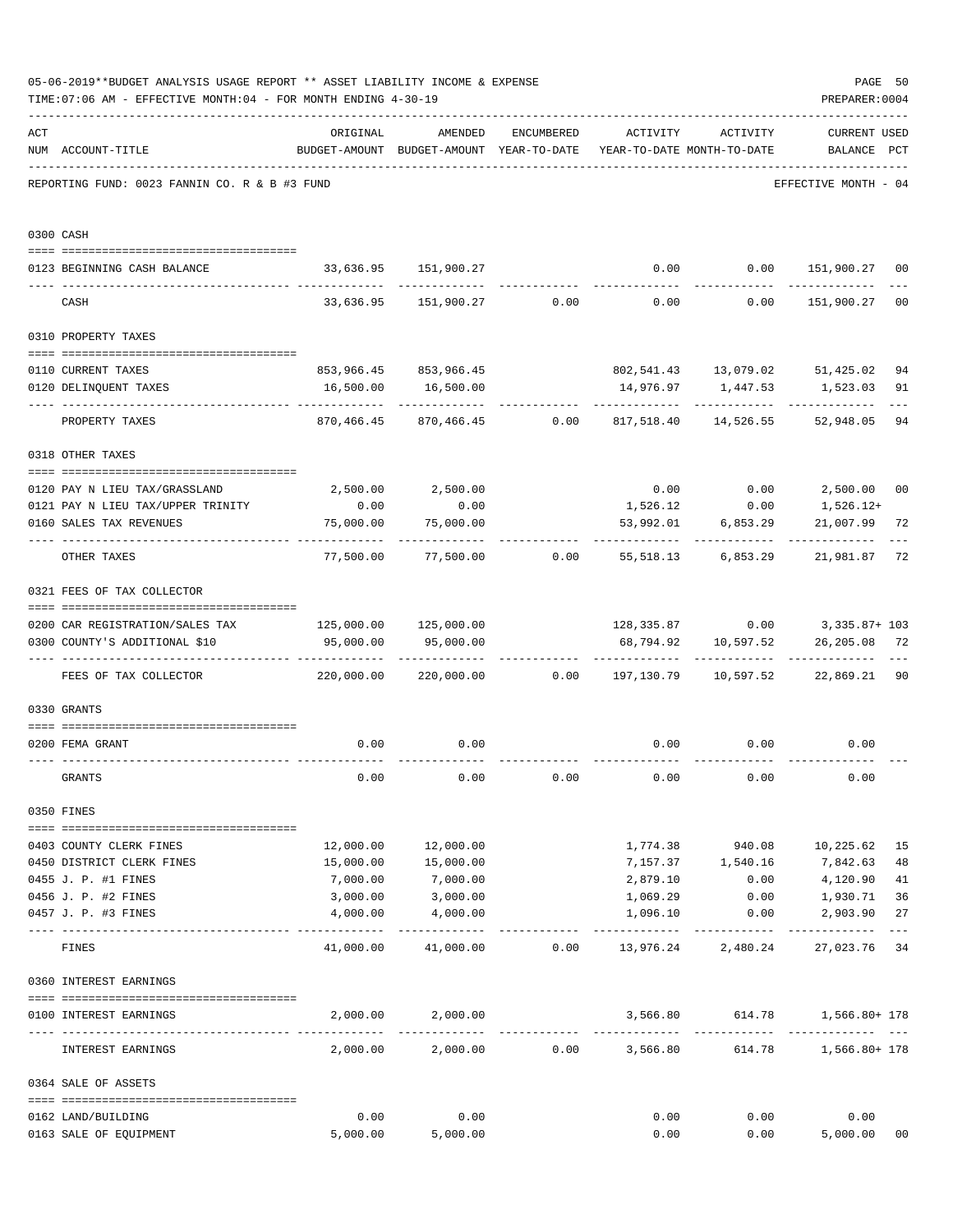05-06-2019**BUDGET ANALYSIS USAGE REPORT ** ASSET LIABILITY INCOME & EXPENSE

TIME:07:06 AM - EFFECTIVE MONTH:04 - FOR MONTH ENDING 4-30-19

PREPARER:0004

REPORTING FUND: 0023 FANNIN CO. R & B #3 FUND — EFFECTIVE MONTH - 04

| ACT NUM | ACCOUNT-TITLE | ORIGINAL BUDGET-AMOUNT | AMENDED BUDGET-AMOUNT | ENCUMBERED YEAR-TO-DATE | ACTIVITY YEAR-TO-DATE | ACTIVITY MONTH-TO-DATE | CURRENT BALANCE | USED PCT |
|---|---|---|---|---|---|---|---|---|
| **0300** | **CASH** | | | | | | | |
| 0123 | BEGINNING CASH BALANCE | 33,636.95 | 151,900.27 | | 0.00 | 0.00 | 151,900.27 | 00 |
| | CASH | 33,636.95 | 151,900.27 | 0.00 | 0.00 | 0.00 | 151,900.27 | 00 |
| **0310** | **PROPERTY TAXES** | | | | | | | |
| 0110 | CURRENT TAXES | 853,966.45 | 853,966.45 | | 802,541.43 | 13,079.02 | 51,425.02 | 94 |
| 0120 | DELINQUENT TAXES | 16,500.00 | 16,500.00 | | 14,976.97 | 1,447.53 | 1,523.03 | 91 |
| | PROPERTY TAXES | 870,466.45 | 870,466.45 | 0.00 | 817,518.40 | 14,526.55 | 52,948.05 | 94 |
| **0318** | **OTHER TAXES** | | | | | | | |
| 0120 | PAY N LIEU TAX/GRASSLAND | 2,500.00 | 2,500.00 | | 0.00 | 0.00 | 2,500.00 | 00 |
| 0121 | PAY N LIEU TAX/UPPER TRINITY | 0.00 | 0.00 | | 1,526.12 | 0.00 | 1,526.12+ | |
| 0160 | SALES TAX REVENUES | 75,000.00 | 75,000.00 | | 53,992.01 | 6,853.29 | 21,007.99 | 72 |
| | OTHER TAXES | 77,500.00 | 77,500.00 | 0.00 | 55,518.13 | 6,853.29 | 21,981.87 | 72 |
| **0321** | **FEES OF TAX COLLECTOR** | | | | | | | |
| 0200 | CAR REGISTRATION/SALES TAX | 125,000.00 | 125,000.00 | | 128,335.87 | 0.00 | 3,335.87+ | 103 |
| 0300 | COUNTY'S ADDITIONAL $10 | 95,000.00 | 95,000.00 | | 68,794.92 | 10,597.52 | 26,205.08 | 72 |
| | FEES OF TAX COLLECTOR | 220,000.00 | 220,000.00 | 0.00 | 197,130.79 | 10,597.52 | 22,869.21 | 90 |
| **0330** | **GRANTS** | | | | | | | |
| 0200 | FEMA GRANT | 0.00 | 0.00 | | 0.00 | 0.00 | 0.00 | |
| | GRANTS | 0.00 | 0.00 | 0.00 | 0.00 | 0.00 | 0.00 | |
| **0350** | **FINES** | | | | | | | |
| 0403 | COUNTY CLERK FINES | 12,000.00 | 12,000.00 | | 1,774.38 | 940.08 | 10,225.62 | 15 |
| 0450 | DISTRICT CLERK FINES | 15,000.00 | 15,000.00 | | 7,157.37 | 1,540.16 | 7,842.63 | 48 |
| 0455 | J. P. #1 FINES | 7,000.00 | 7,000.00 | | 2,879.10 | 0.00 | 4,120.90 | 41 |
| 0456 | J. P. #2 FINES | 3,000.00 | 3,000.00 | | 1,069.29 | 0.00 | 1,930.71 | 36 |
| 0457 | J. P. #3 FINES | 4,000.00 | 4,000.00 | | 1,096.10 | 0.00 | 2,903.90 | 27 |
| | FINES | 41,000.00 | 41,000.00 | 0.00 | 13,976.24 | 2,480.24 | 27,023.76 | 34 |
| **0360** | **INTEREST EARNINGS** | | | | | | | |
| 0100 | INTEREST EARNINGS | 2,000.00 | 2,000.00 | | 3,566.80 | 614.78 | 1,566.80+ | 178 |
| | INTEREST EARNINGS | 2,000.00 | 2,000.00 | 0.00 | 3,566.80 | 614.78 | 1,566.80+ | 178 |
| **0364** | **SALE OF ASSETS** | | | | | | | |
| 0162 | LAND/BUILDING | 0.00 | 0.00 | | 0.00 | 0.00 | 0.00 | |
| 0163 | SALE OF EQUIPMENT | 5,000.00 | 5,000.00 | | 0.00 | 0.00 | 5,000.00 | 00 |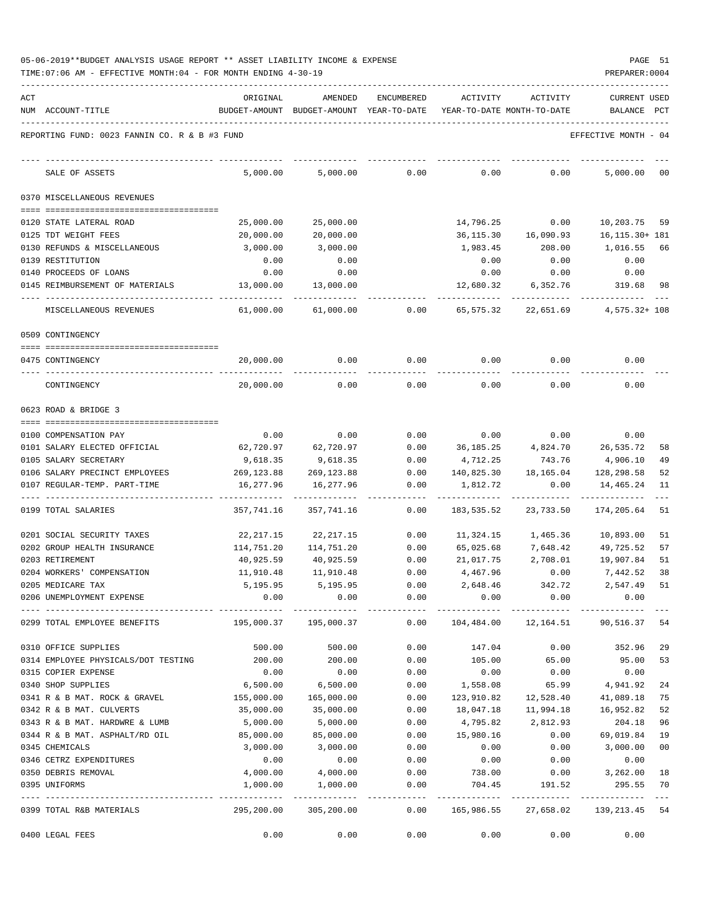05-06-2019**BUDGET ANALYSIS USAGE REPORT ** ASSET LIABILITY INCOME & EXPENSE

TIME:07:06 AM - EFFECTIVE MONTH:04 - FOR MONTH ENDING 4-30-19

REPORTING FUND: 0023 FANNIN CO. R & B #3 FUND — EFFECTIVE MONTH - 04

| ACT NUM | ACCOUNT-TITLE | ORIGINAL BUDGET-AMOUNT | AMENDED BUDGET-AMOUNT | ENCUMBERED YEAR-TO-DATE | ACTIVITY YEAR-TO-DATE | ACTIVITY MONTH-TO-DATE | CURRENT USED BALANCE | PCT |
|---|---|---|---|---|---|---|---|---|
| | SALE OF ASSETS | 5,000.00 | 5,000.00 | 0.00 | 0.00 | 0.00 | 5,000.00 | 00 |
| | **0370 MISCELLANEOUS REVENUES** | | | | | | | |
| 0120 | STATE LATERAL ROAD | 25,000.00 | 25,000.00 | | 14,796.25 | 0.00 | 10,203.75 | 59 |
| 0125 | TDT WEIGHT FEES | 20,000.00 | 20,000.00 | | 36,115.30 | 16,090.93 | 16,115.30+ | 181 |
| 0130 | REFUNDS & MISCELLANEOUS | 3,000.00 | 3,000.00 | | 1,983.45 | 208.00 | 1,016.55 | 66 |
| 0139 | RESTITUTION | 0.00 | 0.00 | | 0.00 | 0.00 | 0.00 | |
| 0140 | PROCEEDS OF LOANS | 0.00 | 0.00 | | 0.00 | 0.00 | 0.00 | |
| 0145 | REIMBURSEMENT OF MATERIALS | 13,000.00 | 13,000.00 | | 12,680.32 | 6,352.76 | 319.68 | 98 |
| | MISCELLANEOUS REVENUES | 61,000.00 | 61,000.00 | 0.00 | 65,575.32 | 22,651.69 | 4,575.32+ | 108 |
| | **0509 CONTINGENCY** | | | | | | | |
| 0475 | CONTINGENCY | 20,000.00 | 0.00 | 0.00 | 0.00 | 0.00 | 0.00 | |
| | CONTINGENCY | 20,000.00 | 0.00 | 0.00 | 0.00 | 0.00 | 0.00 | |
| | **0623 ROAD & BRIDGE 3** | | | | | | | |
| 0100 | COMPENSATION PAY | 0.00 | 0.00 | 0.00 | 0.00 | 0.00 | 0.00 | |
| 0101 | SALARY ELECTED OFFICIAL | 62,720.97 | 62,720.97 | 0.00 | 36,185.25 | 4,824.70 | 26,535.72 | 58 |
| 0105 | SALARY SECRETARY | 9,618.35 | 9,618.35 | 0.00 | 4,712.25 | 743.76 | 4,906.10 | 49 |
| 0106 | SALARY PRECINCT EMPLOYEES | 269,123.88 | 269,123.88 | 0.00 | 140,825.30 | 18,165.04 | 128,298.58 | 52 |
| 0107 | REGULAR-TEMP. PART-TIME | 16,277.96 | 16,277.96 | 0.00 | 1,812.72 | 0.00 | 14,465.24 | 11 |
| 0199 | TOTAL SALARIES | 357,741.16 | 357,741.16 | 0.00 | 183,535.52 | 23,733.50 | 174,205.64 | 51 |
| 0201 | SOCIAL SECURITY TAXES | 22,217.15 | 22,217.15 | 0.00 | 11,324.15 | 1,465.36 | 10,893.00 | 51 |
| 0202 | GROUP HEALTH INSURANCE | 114,751.20 | 114,751.20 | 0.00 | 65,025.68 | 7,648.42 | 49,725.52 | 57 |
| 0203 | RETIREMENT | 40,925.59 | 40,925.59 | 0.00 | 21,017.75 | 2,708.01 | 19,907.84 | 51 |
| 0204 | WORKERS' COMPENSATION | 11,910.48 | 11,910.48 | 0.00 | 4,467.96 | 0.00 | 7,442.52 | 38 |
| 0205 | MEDICARE TAX | 5,195.95 | 5,195.95 | 0.00 | 2,648.46 | 342.72 | 2,547.49 | 51 |
| 0206 | UNEMPLOYMENT EXPENSE | 0.00 | 0.00 | 0.00 | 0.00 | 0.00 | 0.00 | |
| 0299 | TOTAL EMPLOYEE BENEFITS | 195,000.37 | 195,000.37 | 0.00 | 104,484.00 | 12,164.51 | 90,516.37 | 54 |
| 0310 | OFFICE SUPPLIES | 500.00 | 500.00 | 0.00 | 147.04 | 0.00 | 352.96 | 29 |
| 0314 | EMPLOYEE PHYSICALS/DOT TESTING | 200.00 | 200.00 | 0.00 | 105.00 | 65.00 | 95.00 | 53 |
| 0315 | COPIER EXPENSE | 0.00 | 0.00 | 0.00 | 0.00 | 0.00 | 0.00 | |
| 0340 | SHOP SUPPLIES | 6,500.00 | 6,500.00 | 0.00 | 1,558.08 | 65.99 | 4,941.92 | 24 |
| 0341 | R & B MAT. ROCK & GRAVEL | 155,000.00 | 165,000.00 | 0.00 | 123,910.82 | 12,528.40 | 41,089.18 | 75 |
| 0342 | R & B MAT. CULVERTS | 35,000.00 | 35,000.00 | 0.00 | 18,047.18 | 11,994.18 | 16,952.82 | 52 |
| 0343 | R & B MAT. HARDWRE & LUMB | 5,000.00 | 5,000.00 | 0.00 | 4,795.82 | 2,812.93 | 204.18 | 96 |
| 0344 | R & B MAT. ASPHALT/RD OIL | 85,000.00 | 85,000.00 | 0.00 | 15,980.16 | 0.00 | 69,019.84 | 19 |
| 0345 | CHEMICALS | 3,000.00 | 3,000.00 | 0.00 | 0.00 | 0.00 | 3,000.00 | 00 |
| 0346 | CETRZ EXPENDITURES | 0.00 | 0.00 | 0.00 | 0.00 | 0.00 | 0.00 | |
| 0350 | DEBRIS REMOVAL | 4,000.00 | 4,000.00 | 0.00 | 738.00 | 0.00 | 3,262.00 | 18 |
| 0395 | UNIFORMS | 1,000.00 | 1,000.00 | 0.00 | 704.45 | 191.52 | 295.55 | 70 |
| 0399 | TOTAL R&B MATERIALS | 295,200.00 | 305,200.00 | 0.00 | 165,986.55 | 27,658.02 | 139,213.45 | 54 |
| 0400 | LEGAL FEES | 0.00 | 0.00 | 0.00 | 0.00 | 0.00 | 0.00 | |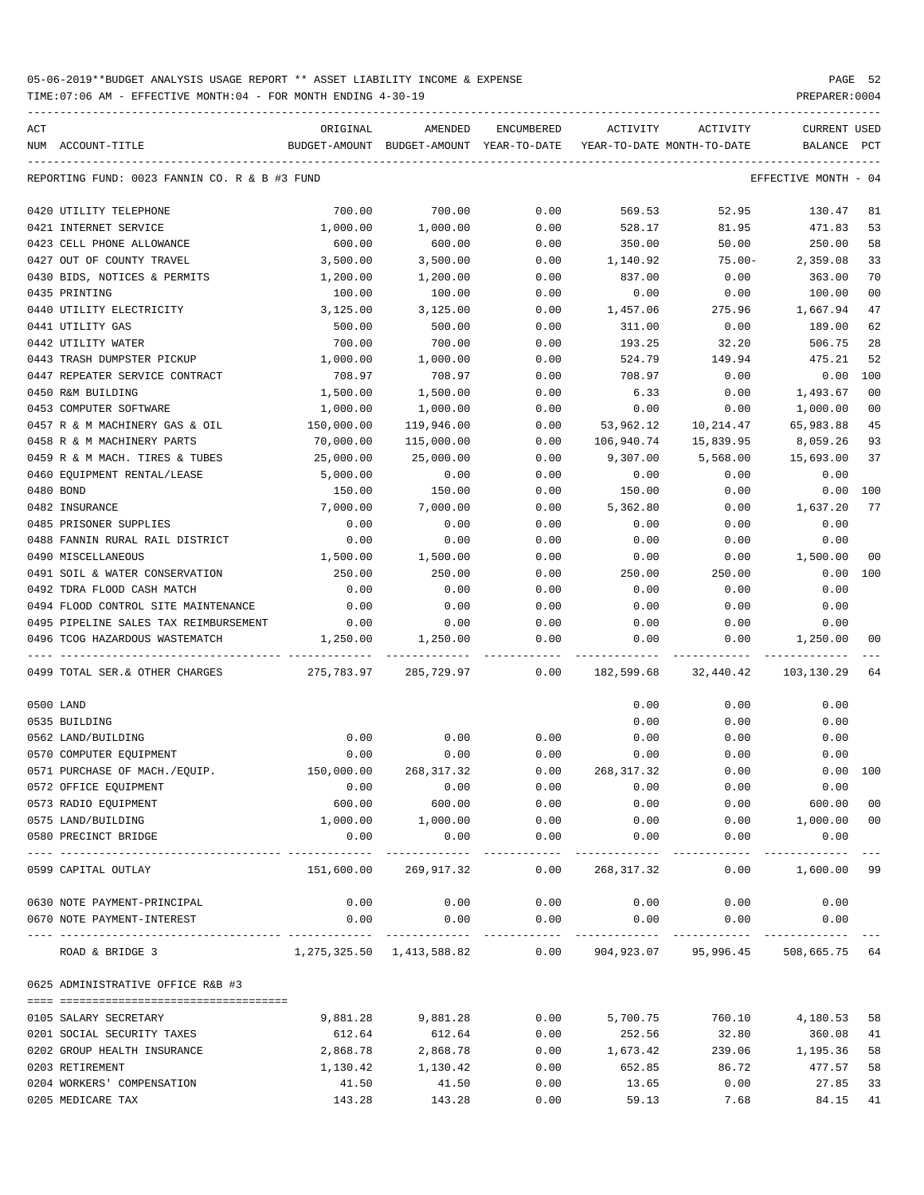05-06-2019**BUDGET ANALYSIS USAGE REPORT ** ASSET LIABILITY INCOME & EXPENSE

TIME:07:06 AM - EFFECTIVE MONTH:04 - FOR MONTH ENDING 4-30-19

PREPARER:0004

| ACT NUM | ACCOUNT-TITLE | ORIGINAL BUDGET-AMOUNT | AMENDED BUDGET-AMOUNT | ENCUMBERED YEAR-TO-DATE | ACTIVITY YEAR-TO-DATE | ACTIVITY MONTH-TO-DATE | CURRENT BALANCE | USED PCT |
|---|---|---|---|---|---|---|---|---|
| | REPORTING FUND: 0023 FANNIN CO. R & B #3 FUND | | | | | | EFFECTIVE MONTH - 04 | |
| 0420 | UTILITY TELEPHONE | 700.00 | 700.00 | 0.00 | 569.53 | 52.95 | 130.47 | 81 |
| 0421 | INTERNET SERVICE | 1,000.00 | 1,000.00 | 0.00 | 528.17 | 81.95 | 471.83 | 53 |
| 0423 | CELL PHONE ALLOWANCE | 600.00 | 600.00 | 0.00 | 350.00 | 50.00 | 250.00 | 58 |
| 0427 | OUT OF COUNTY TRAVEL | 3,500.00 | 3,500.00 | 0.00 | 1,140.92 | 75.00- | 2,359.08 | 33 |
| 0430 | BIDS, NOTICES & PERMITS | 1,200.00 | 1,200.00 | 0.00 | 837.00 | 0.00 | 363.00 | 70 |
| 0435 | PRINTING | 100.00 | 100.00 | 0.00 | 0.00 | 0.00 | 100.00 | 00 |
| 0440 | UTILITY ELECTRICITY | 3,125.00 | 3,125.00 | 0.00 | 1,457.06 | 275.96 | 1,667.94 | 47 |
| 0441 | UTILITY GAS | 500.00 | 500.00 | 0.00 | 311.00 | 0.00 | 189.00 | 62 |
| 0442 | UTILITY WATER | 700.00 | 700.00 | 0.00 | 193.25 | 32.20 | 506.75 | 28 |
| 0443 | TRASH DUMPSTER PICKUP | 1,000.00 | 1,000.00 | 0.00 | 524.79 | 149.94 | 475.21 | 52 |
| 0447 | REPEATER SERVICE CONTRACT | 708.97 | 708.97 | 0.00 | 708.97 | 0.00 | 0.00 | 100 |
| 0450 | R&M BUILDING | 1,500.00 | 1,500.00 | 0.00 | 6.33 | 0.00 | 1,493.67 | 00 |
| 0453 | COMPUTER SOFTWARE | 1,000.00 | 1,000.00 | 0.00 | 0.00 | 0.00 | 1,000.00 | 00 |
| 0457 | R & M MACHINERY GAS & OIL | 150,000.00 | 119,946.00 | 0.00 | 53,962.12 | 10,214.47 | 65,983.88 | 45 |
| 0458 | R & M MACHINERY PARTS | 70,000.00 | 115,000.00 | 0.00 | 106,940.74 | 15,839.95 | 8,059.26 | 93 |
| 0459 | R & M MACH. TIRES & TUBES | 25,000.00 | 25,000.00 | 0.00 | 9,307.00 | 5,568.00 | 15,693.00 | 37 |
| 0460 | EQUIPMENT RENTAL/LEASE | 5,000.00 | 0.00 | 0.00 | 0.00 | 0.00 | 0.00 | |
| 0480 | BOND | 150.00 | 150.00 | 0.00 | 150.00 | 0.00 | 0.00 | 100 |
| 0482 | INSURANCE | 7,000.00 | 7,000.00 | 0.00 | 5,362.80 | 0.00 | 1,637.20 | 77 |
| 0485 | PRISONER SUPPLIES | 0.00 | 0.00 | 0.00 | 0.00 | 0.00 | 0.00 | |
| 0488 | FANNIN RURAL RAIL DISTRICT | 0.00 | 0.00 | 0.00 | 0.00 | 0.00 | 0.00 | |
| 0490 | MISCELLANEOUS | 1,500.00 | 1,500.00 | 0.00 | 0.00 | 0.00 | 1,500.00 | 00 |
| 0491 | SOIL & WATER CONSERVATION | 250.00 | 250.00 | 0.00 | 250.00 | 250.00 | 0.00 | 100 |
| 0492 | TDRA FLOOD CASH MATCH | 0.00 | 0.00 | 0.00 | 0.00 | 0.00 | 0.00 | |
| 0494 | FLOOD CONTROL SITE MAINTENANCE | 0.00 | 0.00 | 0.00 | 0.00 | 0.00 | 0.00 | |
| 0495 | PIPELINE SALES TAX REIMBURSEMENT | 0.00 | 0.00 | 0.00 | 0.00 | 0.00 | 0.00 | |
| 0496 | TCOG HAZARDOUS WASTEMATCH | 1,250.00 | 1,250.00 | 0.00 | 0.00 | 0.00 | 1,250.00 | 00 |
| 0499 | TOTAL SER.& OTHER CHARGES | 275,783.97 | 285,729.97 | 0.00 | 182,599.68 | 32,440.42 | 103,130.29 | 64 |
| 0500 | LAND | | | | 0.00 | 0.00 | 0.00 | |
| 0535 | BUILDING | | | | 0.00 | 0.00 | 0.00 | |
| 0562 | LAND/BUILDING | 0.00 | 0.00 | 0.00 | 0.00 | 0.00 | 0.00 | |
| 0570 | COMPUTER EQUIPMENT | 0.00 | 0.00 | 0.00 | 0.00 | 0.00 | 0.00 | |
| 0571 | PURCHASE OF MACH./EQUIP. | 150,000.00 | 268,317.32 | 0.00 | 268,317.32 | 0.00 | 0.00 | 100 |
| 0572 | OFFICE EQUIPMENT | 0.00 | 0.00 | 0.00 | 0.00 | 0.00 | 0.00 | |
| 0573 | RADIO EQUIPMENT | 600.00 | 600.00 | 0.00 | 0.00 | 0.00 | 600.00 | 00 |
| 0575 | LAND/BUILDING | 1,000.00 | 1,000.00 | 0.00 | 0.00 | 0.00 | 1,000.00 | 00 |
| 0580 | PRECINCT BRIDGE | 0.00 | 0.00 | 0.00 | 0.00 | 0.00 | 0.00 | |
| 0599 | CAPITAL OUTLAY | 151,600.00 | 269,917.32 | 0.00 | 268,317.32 | 0.00 | 1,600.00 | 99 |
| 0630 | NOTE PAYMENT-PRINCIPAL | 0.00 | 0.00 | 0.00 | 0.00 | 0.00 | 0.00 | |
| 0670 | NOTE PAYMENT-INTEREST | 0.00 | 0.00 | 0.00 | 0.00 | 0.00 | 0.00 | |
| | ROAD & BRIDGE 3 | 1,275,325.50 | 1,413,588.82 | 0.00 | 904,923.07 | 95,996.45 | 508,665.75 | 64 |
| | 0625 ADMINISTRATIVE OFFICE R&B #3 | | | | | | | |
| 0105 | SALARY SECRETARY | 9,881.28 | 9,881.28 | 0.00 | 5,700.75 | 760.10 | 4,180.53 | 58 |
| 0201 | SOCIAL SECURITY TAXES | 612.64 | 612.64 | 0.00 | 252.56 | 32.80 | 360.08 | 41 |
| 0202 | GROUP HEALTH INSURANCE | 2,868.78 | 2,868.78 | 0.00 | 1,673.42 | 239.06 | 1,195.36 | 58 |
| 0203 | RETIREMENT | 1,130.42 | 1,130.42 | 0.00 | 652.85 | 86.72 | 477.57 | 58 |
| 0204 | WORKERS' COMPENSATION | 41.50 | 41.50 | 0.00 | 13.65 | 0.00 | 27.85 | 33 |
| 0205 | MEDICARE TAX | 143.28 | 143.28 | 0.00 | 59.13 | 7.68 | 84.15 | 41 |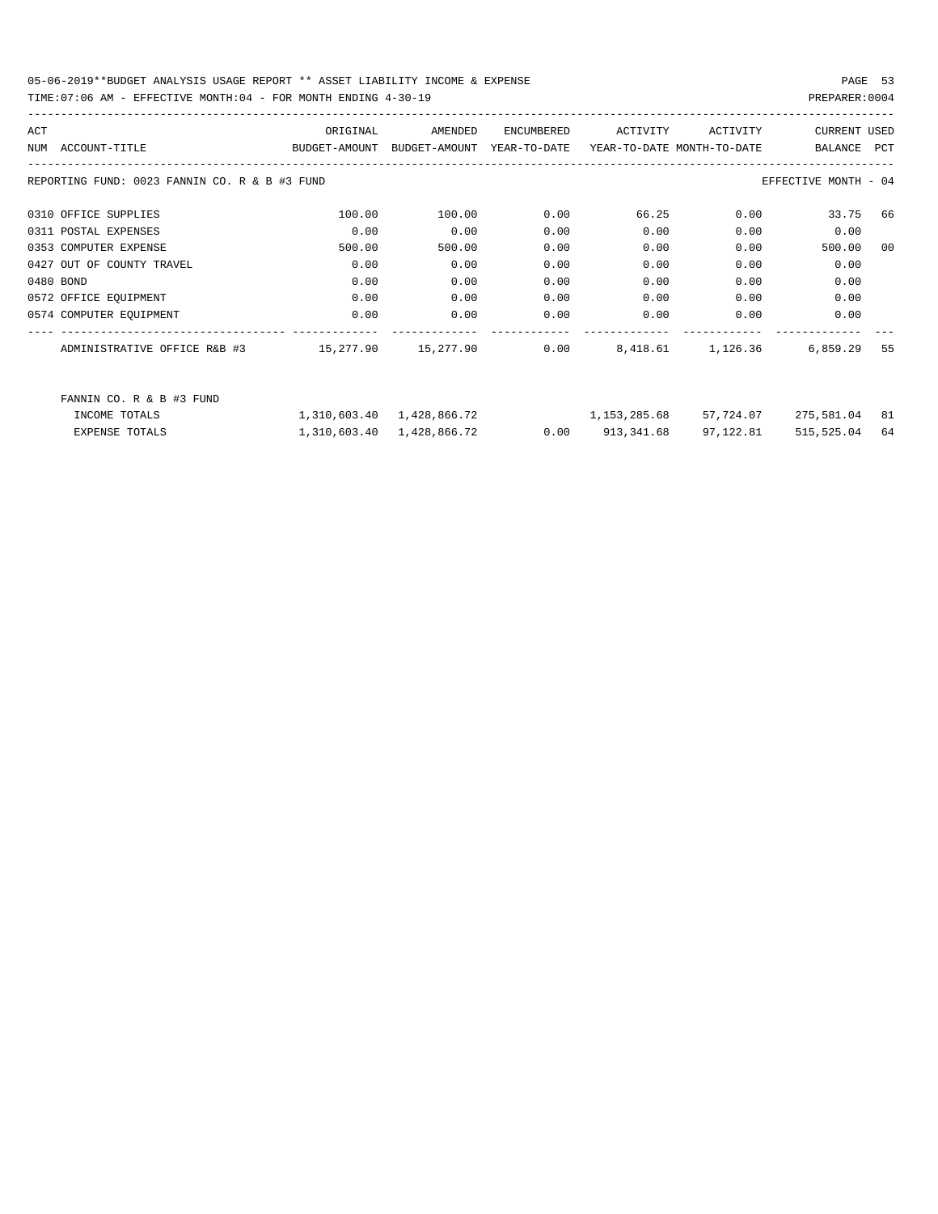05-06-2019**BUDGET ANALYSIS USAGE REPORT ** ASSET LIABILITY INCOME & EXPENSE

TIME:07:06 AM - EFFECTIVE MONTH:04 - FOR MONTH ENDING 4-30-19

PREPARER:0004

| ACT NUM | ACCOUNT-TITLE | ORIGINAL BUDGET-AMOUNT | AMENDED BUDGET-AMOUNT | ENCUMBERED YEAR-TO-DATE | ACTIVITY YEAR-TO-DATE | ACTIVITY MONTH-TO-DATE | CURRENT BALANCE | USED PCT |
|---|---|---|---|---|---|---|---|---|
| | REPORTING FUND: 0023 FANNIN CO. R & B #3 FUND | | | | | | EFFECTIVE MONTH - 04 | |
| 0310 | OFFICE SUPPLIES | 100.00 | 100.00 | 0.00 | 66.25 | 0.00 | 33.75 | 66 |
| 0311 | POSTAL EXPENSES | 0.00 | 0.00 | 0.00 | 0.00 | 0.00 | 0.00 | |
| 0353 | COMPUTER EXPENSE | 500.00 | 500.00 | 0.00 | 0.00 | 0.00 | 500.00 | 00 |
| 0427 | OUT OF COUNTY TRAVEL | 0.00 | 0.00 | 0.00 | 0.00 | 0.00 | 0.00 | |
| 0480 | BOND | 0.00 | 0.00 | 0.00 | 0.00 | 0.00 | 0.00 | |
| 0572 | OFFICE EQUIPMENT | 0.00 | 0.00 | 0.00 | 0.00 | 0.00 | 0.00 | |
| 0574 | COMPUTER EQUIPMENT | 0.00 | 0.00 | 0.00 | 0.00 | 0.00 | 0.00 | |
| | ADMINISTRATIVE OFFICE R&B #3 | 15,277.90 | 15,277.90 | 0.00 | 8,418.61 | 1,126.36 | 6,859.29 | 55 |
| | FANNIN CO. R & B #3 FUND | | | | | | | |
| | INCOME TOTALS | 1,310,603.40 | 1,428,866.72 | | 1,153,285.68 | 57,724.07 | 275,581.04 | 81 |
| | EXPENSE TOTALS | 1,310,603.40 | 1,428,866.72 | 0.00 | 913,341.68 | 97,122.81 | 515,525.04 | 64 |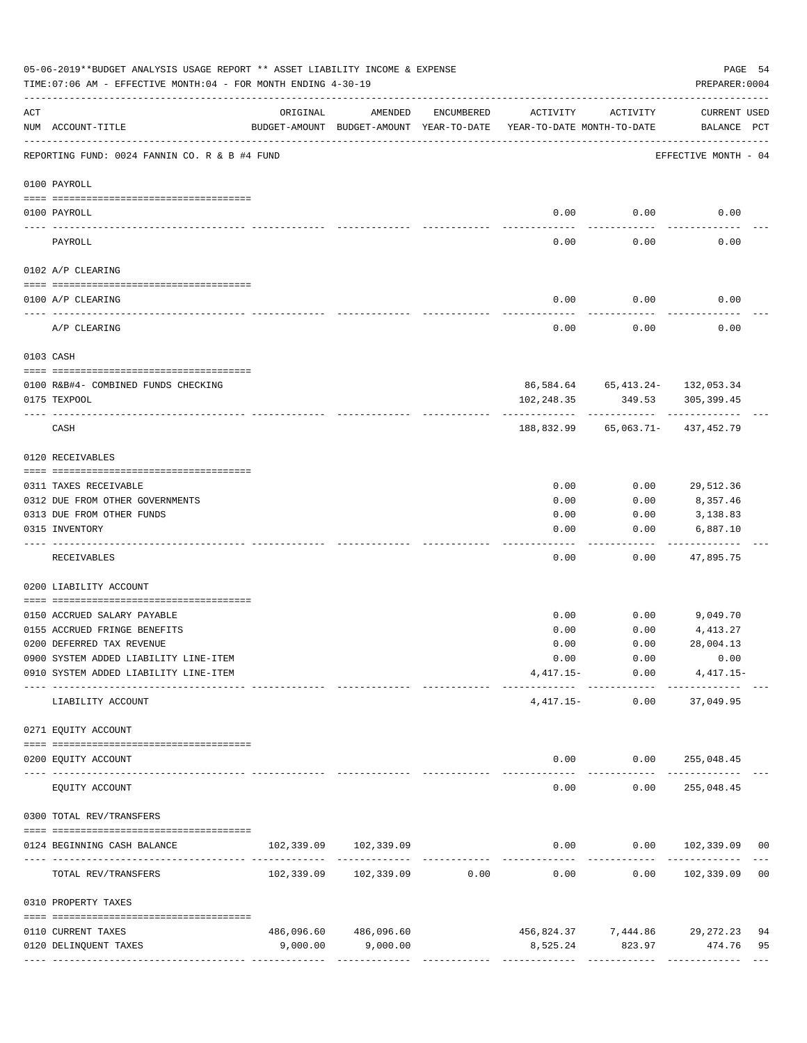05-06-2019**BUDGET ANALYSIS USAGE REPORT ** ASSET LIABILITY INCOME & EXPENSE

TIME:07:06 AM - EFFECTIVE MONTH:04 - FOR MONTH ENDING 4-30-19

PREPARER:0004

REPORTING FUND: 0024 FANNIN CO. R & B #4 FUND — EFFECTIVE MONTH - 04

| ACT NUM | ACCOUNT-TITLE | ORIGINAL BUDGET-AMOUNT | AMENDED BUDGET-AMOUNT | ENCUMBERED YEAR-TO-DATE | ACTIVITY YEAR-TO-DATE | ACTIVITY MONTH-TO-DATE | CURRENT BALANCE | USED PCT |
|---|---|---|---|---|---|---|---|---|
| **0100** | **PAYROLL** | | | | | | | |
| 0100 | PAYROLL | | | | 0.00 | 0.00 | 0.00 | |
| | PAYROLL | | | | 0.00 | 0.00 | 0.00 | |
| **0102** | **A/P CLEARING** | | | | | | | |
| 0100 | A/P CLEARING | | | | 0.00 | 0.00 | 0.00 | |
| | A/P CLEARING | | | | 0.00 | 0.00 | 0.00 | |
| **0103** | **CASH** | | | | | | | |
| 0100 | R&B#4- COMBINED FUNDS CHECKING | | | | 86,584.64 | 65,413.24- | 132,053.34 | |
| 0175 | TEXPOOL | | | | 102,248.35 | 349.53 | 305,399.45 | |
| | CASH | | | | 188,832.99 | 65,063.71- | 437,452.79 | |
| **0120** | **RECEIVABLES** | | | | | | | |
| 0311 | TAXES RECEIVABLE | | | | 0.00 | 0.00 | 29,512.36 | |
| 0312 | DUE FROM OTHER GOVERNMENTS | | | | 0.00 | 0.00 | 8,357.46 | |
| 0313 | DUE FROM OTHER FUNDS | | | | 0.00 | 0.00 | 3,138.83 | |
| 0315 | INVENTORY | | | | 0.00 | 0.00 | 6,887.10 | |
| | RECEIVABLES | | | | 0.00 | 0.00 | 47,895.75 | |
| **0200** | **LIABILITY ACCOUNT** | | | | | | | |
| 0150 | ACCRUED SALARY PAYABLE | | | | 0.00 | 0.00 | 9,049.70 | |
| 0155 | ACCRUED FRINGE BENEFITS | | | | 0.00 | 0.00 | 4,413.27 | |
| 0200 | DEFERRED TAX REVENUE | | | | 0.00 | 0.00 | 28,004.13 | |
| 0900 | SYSTEM ADDED LIABILITY LINE-ITEM | | | | 0.00 | 0.00 | 0.00 | |
| 0910 | SYSTEM ADDED LIABILITY LINE-ITEM | | | | 4,417.15- | 0.00 | 4,417.15- | |
| | LIABILITY ACCOUNT | | | | 4,417.15- | 0.00 | 37,049.95 | |
| **0271** | **EQUITY ACCOUNT** | | | | | | | |
| 0200 | EQUITY ACCOUNT | | | | 0.00 | 0.00 | 255,048.45 | |
| | EQUITY ACCOUNT | | | | 0.00 | 0.00 | 255,048.45 | |
| **0300** | **TOTAL REV/TRANSFERS** | | | | | | | |
| 0124 | BEGINNING CASH BALANCE | 102,339.09 | 102,339.09 | | 0.00 | 0.00 | 102,339.09 | 00 |
| | TOTAL REV/TRANSFERS | 102,339.09 | 102,339.09 | 0.00 | 0.00 | 0.00 | 102,339.09 | 00 |
| **0310** | **PROPERTY TAXES** | | | | | | | |
| 0110 | CURRENT TAXES | 486,096.60 | 486,096.60 | | 456,824.37 | 7,444.86 | 29,272.23 | 94 |
| 0120 | DELINQUENT TAXES | 9,000.00 | 9,000.00 | | 8,525.24 | 823.97 | 474.76 | 95 |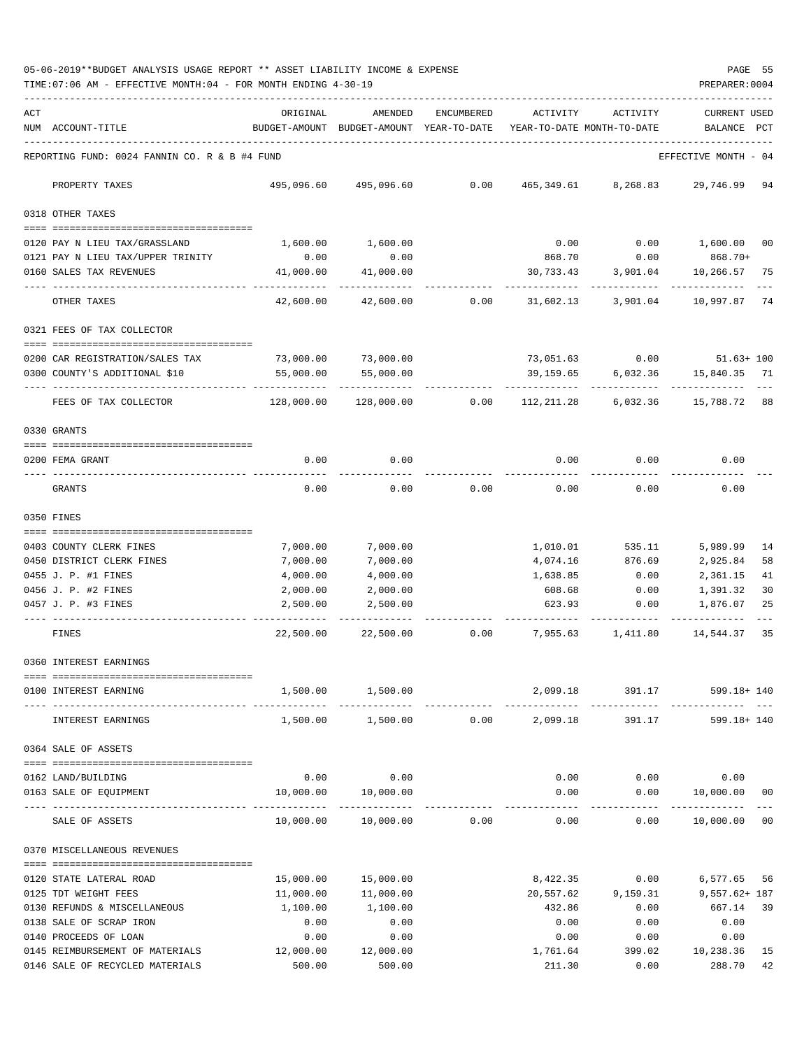05-06-2019**BUDGET ANALYSIS USAGE REPORT ** ASSET LIABILITY INCOME & EXPENSE

TIME:07:06 AM - EFFECTIVE MONTH:04 - FOR MONTH ENDING 4-30-19

PREPARER:0004

| ACT NUM | ACCOUNT-TITLE | ORIGINAL BUDGET-AMOUNT | AMENDED BUDGET-AMOUNT | ENCUMBERED YEAR-TO-DATE | ACTIVITY YEAR-TO-DATE | ACTIVITY MONTH-TO-DATE | CURRENT USED BALANCE | PCT |
|---|---|---|---|---|---|---|---|---|
| | REPORTING FUND: 0024 FANNIN CO. R & B #4 FUND | | | | | | EFFECTIVE MONTH - 04 | |
| | PROPERTY TAXES | 495,096.60 | 495,096.60 | 0.00 | 465,349.61 | 8,268.83 | 29,746.99 | 94 |
| | 0318 OTHER TAXES | | | | | | | |
| 0120 | PAY N LIEU TAX/GRASSLAND | 1,600.00 | 1,600.00 | | 0.00 | 0.00 | 1,600.00 | 00 |
| 0121 | PAY N LIEU TAX/UPPER TRINITY | 0.00 | 0.00 | | 868.70 | 0.00 | 868.70+ | |
| 0160 | SALES TAX REVENUES | 41,000.00 | 41,000.00 | | 30,733.43 | 3,901.04 | 10,266.57 | 75 |
| | OTHER TAXES | 42,600.00 | 42,600.00 | 0.00 | 31,602.13 | 3,901.04 | 10,997.87 | 74 |
| | 0321 FEES OF TAX COLLECTOR | | | | | | | |
| 0200 | CAR REGISTRATION/SALES TAX | 73,000.00 | 73,000.00 | | 73,051.63 | 0.00 | 51.63+ | 100 |
| 0300 | COUNTY'S ADDITIONAL $10 | 55,000.00 | 55,000.00 | | 39,159.65 | 6,032.36 | 15,840.35 | 71 |
| | FEES OF TAX COLLECTOR | 128,000.00 | 128,000.00 | 0.00 | 112,211.28 | 6,032.36 | 15,788.72 | 88 |
| | 0330 GRANTS | | | | | | | |
| 0200 | FEMA GRANT | 0.00 | 0.00 | | 0.00 | 0.00 | 0.00 | |
| | GRANTS | 0.00 | 0.00 | 0.00 | 0.00 | 0.00 | 0.00 | |
| | 0350 FINES | | | | | | | |
| 0403 | COUNTY CLERK FINES | 7,000.00 | 7,000.00 | | 1,010.01 | 535.11 | 5,989.99 | 14 |
| 0450 | DISTRICT CLERK FINES | 7,000.00 | 7,000.00 | | 4,074.16 | 876.69 | 2,925.84 | 58 |
| 0455 | J. P. #1 FINES | 4,000.00 | 4,000.00 | | 1,638.85 | 0.00 | 2,361.15 | 41 |
| 0456 | J. P. #2 FINES | 2,000.00 | 2,000.00 | | 608.68 | 0.00 | 1,391.32 | 30 |
| 0457 | J. P. #3 FINES | 2,500.00 | 2,500.00 | | 623.93 | 0.00 | 1,876.07 | 25 |
| | FINES | 22,500.00 | 22,500.00 | 0.00 | 7,955.63 | 1,411.80 | 14,544.37 | 35 |
| | 0360 INTEREST EARNINGS | | | | | | | |
| 0100 | INTEREST EARNING | 1,500.00 | 1,500.00 | | 2,099.18 | 391.17 | 599.18+ | 140 |
| | INTEREST EARNINGS | 1,500.00 | 1,500.00 | 0.00 | 2,099.18 | 391.17 | 599.18+ | 140 |
| | 0364 SALE OF ASSETS | | | | | | | |
| 0162 | LAND/BUILDING | 0.00 | 0.00 | | 0.00 | 0.00 | 0.00 | |
| 0163 | SALE OF EQUIPMENT | 10,000.00 | 10,000.00 | | 0.00 | 0.00 | 10,000.00 | 00 |
| | SALE OF ASSETS | 10,000.00 | 10,000.00 | 0.00 | 0.00 | 0.00 | 10,000.00 | 00 |
| | 0370 MISCELLANEOUS REVENUES | | | | | | | |
| 0120 | STATE LATERAL ROAD | 15,000.00 | 15,000.00 | | 8,422.35 | 0.00 | 6,577.65 | 56 |
| 0125 | TDT WEIGHT FEES | 11,000.00 | 11,000.00 | | 20,557.62 | 9,159.31 | 9,557.62+ | 187 |
| 0130 | REFUNDS & MISCELLANEOUS | 1,100.00 | 1,100.00 | | 432.86 | 0.00 | 667.14 | 39 |
| 0138 | SALE OF SCRAP IRON | 0.00 | 0.00 | | 0.00 | 0.00 | 0.00 | |
| 0140 | PROCEEDS OF LOAN | 0.00 | 0.00 | | 0.00 | 0.00 | 0.00 | |
| 0145 | REIMBURSEMENT OF MATERIALS | 12,000.00 | 12,000.00 | | 1,761.64 | 399.02 | 10,238.36 | 15 |
| 0146 | SALE OF RECYCLED MATERIALS | 500.00 | 500.00 | | 211.30 | 0.00 | 288.70 | 42 |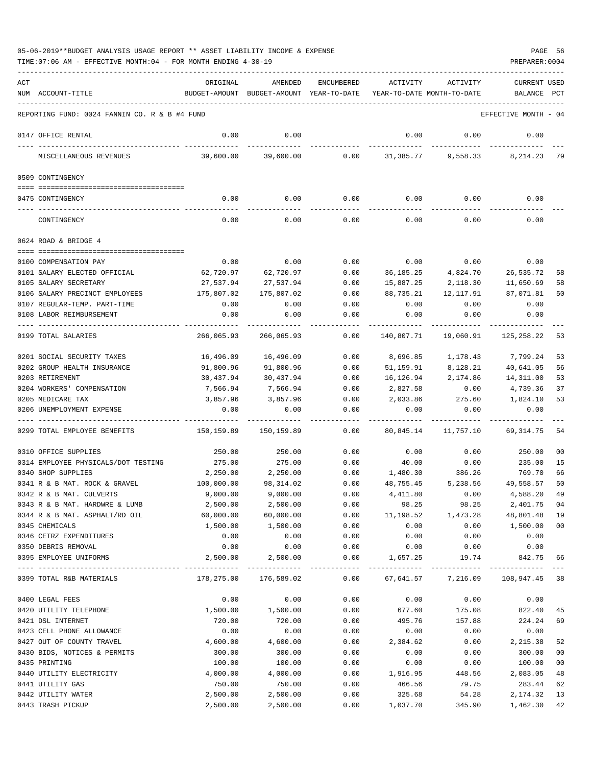05-06-2019**BUDGET ANALYSIS USAGE REPORT ** ASSET LIABILITY INCOME & EXPENSE

TIME:07:06 AM - EFFECTIVE MONTH:04 - FOR MONTH ENDING 4-30-19

PREPARER:0004

| ACT NUM | ACCOUNT-TITLE | ORIGINAL BUDGET-AMOUNT | AMENDED BUDGET-AMOUNT | ENCUMBERED YEAR-TO-DATE | ACTIVITY YEAR-TO-DATE | ACTIVITY MONTH-TO-DATE | CURRENT BALANCE | USED PCT |
|---|---|---|---|---|---|---|---|---|
| | REPORTING FUND: 0024 FANNIN CO. R & B #4 FUND | | | | | | EFFECTIVE MONTH - 04 | |
| 0147 | OFFICE RENTAL | 0.00 | 0.00 | | 0.00 | 0.00 | 0.00 | |
| | MISCELLANEOUS REVENUES | 39,600.00 | 39,600.00 | 0.00 | 31,385.77 | 9,558.33 | 8,214.23 | 79 |
| | 0509 CONTINGENCY | | | | | | | |
| 0475 | CONTINGENCY | 0.00 | 0.00 | 0.00 | 0.00 | 0.00 | 0.00 | |
| | CONTINGENCY | 0.00 | 0.00 | 0.00 | 0.00 | 0.00 | 0.00 | |
| | 0624 ROAD & BRIDGE 4 | | | | | | | |
| 0100 | COMPENSATION PAY | 0.00 | 0.00 | 0.00 | 0.00 | 0.00 | 0.00 | |
| 0101 | SALARY ELECTED OFFICIAL | 62,720.97 | 62,720.97 | 0.00 | 36,185.25 | 4,824.70 | 26,535.72 | 58 |
| 0105 | SALARY SECRETARY | 27,537.94 | 27,537.94 | 0.00 | 15,887.25 | 2,118.30 | 11,650.69 | 58 |
| 0106 | SALARY PRECINCT EMPLOYEES | 175,807.02 | 175,807.02 | 0.00 | 88,735.21 | 12,117.91 | 87,071.81 | 50 |
| 0107 | REGULAR-TEMP. PART-TIME | 0.00 | 0.00 | 0.00 | 0.00 | 0.00 | 0.00 | |
| 0108 | LABOR REIMBURSEMENT | 0.00 | 0.00 | 0.00 | 0.00 | 0.00 | 0.00 | |
| 0199 | TOTAL SALARIES | 266,065.93 | 266,065.93 | 0.00 | 140,807.71 | 19,060.91 | 125,258.22 | 53 |
| 0201 | SOCIAL SECURITY TAXES | 16,496.09 | 16,496.09 | 0.00 | 8,696.85 | 1,178.43 | 7,799.24 | 53 |
| 0202 | GROUP HEALTH INSURANCE | 91,800.96 | 91,800.96 | 0.00 | 51,159.91 | 8,128.21 | 40,641.05 | 56 |
| 0203 | RETIREMENT | 30,437.94 | 30,437.94 | 0.00 | 16,126.94 | 2,174.86 | 14,311.00 | 53 |
| 0204 | WORKERS' COMPENSATION | 7,566.94 | 7,566.94 | 0.00 | 2,827.58 | 0.00 | 4,739.36 | 37 |
| 0205 | MEDICARE TAX | 3,857.96 | 3,857.96 | 0.00 | 2,033.86 | 275.60 | 1,824.10 | 53 |
| 0206 | UNEMPLOYMENT EXPENSE | 0.00 | 0.00 | 0.00 | 0.00 | 0.00 | 0.00 | |
| 0299 | TOTAL EMPLOYEE BENEFITS | 150,159.89 | 150,159.89 | 0.00 | 80,845.14 | 11,757.10 | 69,314.75 | 54 |
| 0310 | OFFICE SUPPLIES | 250.00 | 250.00 | 0.00 | 0.00 | 0.00 | 250.00 | 00 |
| 0314 | EMPLOYEE PHYSICALS/DOT TESTING | 275.00 | 275.00 | 0.00 | 40.00 | 0.00 | 235.00 | 15 |
| 0340 | SHOP SUPPLIES | 2,250.00 | 2,250.00 | 0.00 | 1,480.30 | 386.26 | 769.70 | 66 |
| 0341 | R & B MAT. ROCK & GRAVEL | 100,000.00 | 98,314.02 | 0.00 | 48,755.45 | 5,238.56 | 49,558.57 | 50 |
| 0342 | R & B MAT. CULVERTS | 9,000.00 | 9,000.00 | 0.00 | 4,411.80 | 0.00 | 4,588.20 | 49 |
| 0343 | R & B MAT. HARDWRE & LUMB | 2,500.00 | 2,500.00 | 0.00 | 98.25 | 98.25 | 2,401.75 | 04 |
| 0344 | R & B MAT. ASPHALT/RD OIL | 60,000.00 | 60,000.00 | 0.00 | 11,198.52 | 1,473.28 | 48,801.48 | 19 |
| 0345 | CHEMICALS | 1,500.00 | 1,500.00 | 0.00 | 0.00 | 0.00 | 1,500.00 | 00 |
| 0346 | CETRZ EXPENDITURES | 0.00 | 0.00 | 0.00 | 0.00 | 0.00 | 0.00 | |
| 0350 | DEBRIS REMOVAL | 0.00 | 0.00 | 0.00 | 0.00 | 0.00 | 0.00 | |
| 0395 | EMPLOYEE UNIFORMS | 2,500.00 | 2,500.00 | 0.00 | 1,657.25 | 19.74 | 842.75 | 66 |
| 0399 | TOTAL R&B MATERIALS | 178,275.00 | 176,589.02 | 0.00 | 67,641.57 | 7,216.09 | 108,947.45 | 38 |
| 0400 | LEGAL FEES | 0.00 | 0.00 | 0.00 | 0.00 | 0.00 | 0.00 | |
| 0420 | UTILITY TELEPHONE | 1,500.00 | 1,500.00 | 0.00 | 677.60 | 175.08 | 822.40 | 45 |
| 0421 | DSL INTERNET | 720.00 | 720.00 | 0.00 | 495.76 | 157.88 | 224.24 | 69 |
| 0423 | CELL PHONE ALLOWANCE | 0.00 | 0.00 | 0.00 | 0.00 | 0.00 | 0.00 | |
| 0427 | OUT OF COUNTY TRAVEL | 4,600.00 | 4,600.00 | 0.00 | 2,384.62 | 0.00 | 2,215.38 | 52 |
| 0430 | BIDS, NOTICES & PERMITS | 300.00 | 300.00 | 0.00 | 0.00 | 0.00 | 300.00 | 00 |
| 0435 | PRINTING | 100.00 | 100.00 | 0.00 | 0.00 | 0.00 | 100.00 | 00 |
| 0440 | UTILITY ELECTRICITY | 4,000.00 | 4,000.00 | 0.00 | 1,916.95 | 448.56 | 2,083.05 | 48 |
| 0441 | UTILITY GAS | 750.00 | 750.00 | 0.00 | 466.56 | 79.75 | 283.44 | 62 |
| 0442 | UTILITY WATER | 2,500.00 | 2,500.00 | 0.00 | 325.68 | 54.28 | 2,174.32 | 13 |
| 0443 | TRASH PICKUP | 2,500.00 | 2,500.00 | 0.00 | 1,037.70 | 345.90 | 1,462.30 | 42 |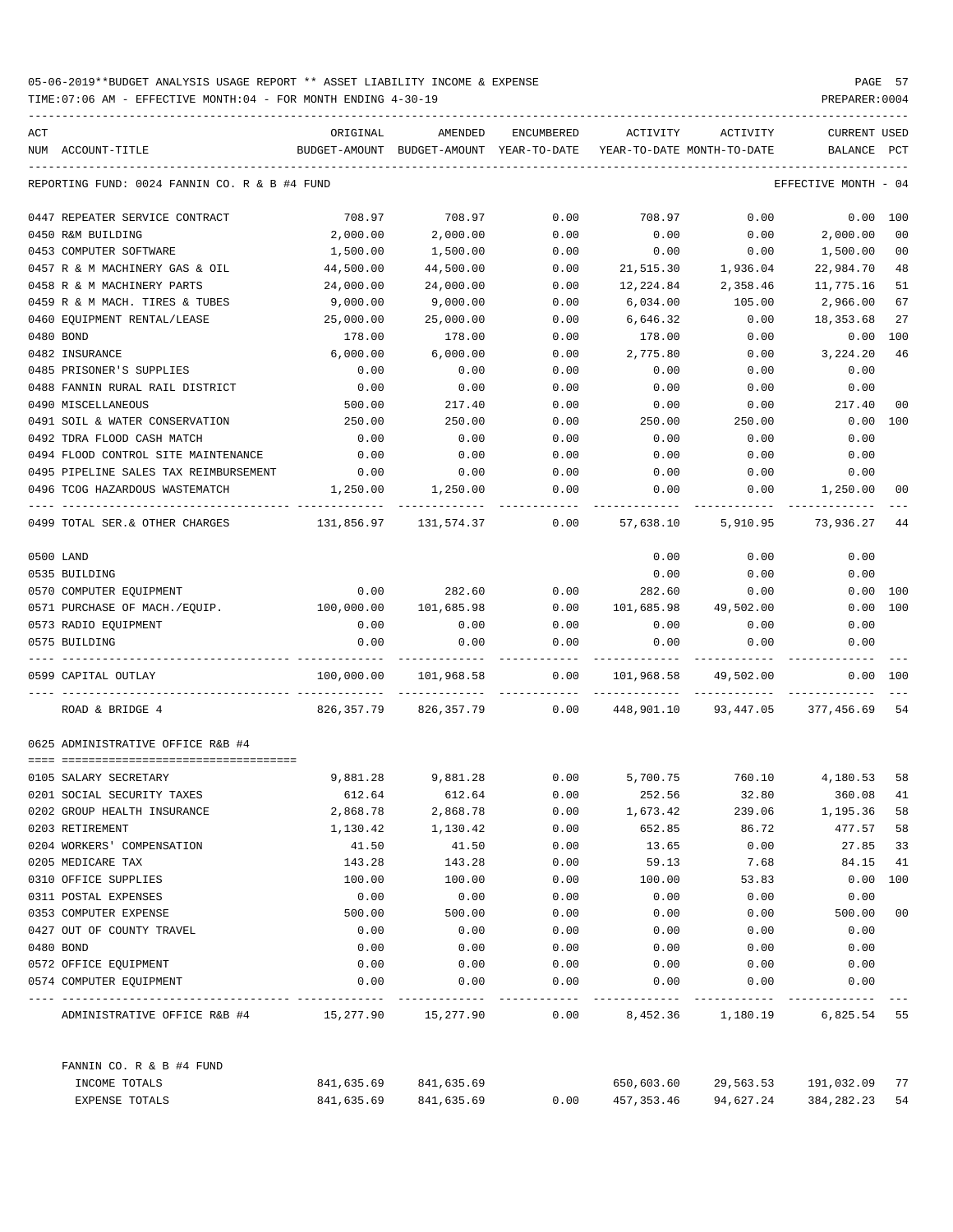05-06-2019**BUDGET ANALYSIS USAGE REPORT ** ASSET LIABILITY INCOME & EXPENSE

TIME:07:06 AM - EFFECTIVE MONTH:04 - FOR MONTH ENDING 4-30-19

PREPARER:0004

| ACT NUM | ACCOUNT-TITLE | ORIGINAL BUDGET-AMOUNT | AMENDED BUDGET-AMOUNT | ENCUMBERED YEAR-TO-DATE | ACTIVITY YEAR-TO-DATE | ACTIVITY MONTH-TO-DATE | CURRENT BALANCE | USED PCT |
|---|---|---|---|---|---|---|---|---|
| REPORTING FUND: 0024 FANNIN CO. R & B #4 FUND | | | | | | | EFFECTIVE MONTH - 04 | |
| 0447 | REPEATER SERVICE CONTRACT | 708.97 | 708.97 | 0.00 | 708.97 | 0.00 | 0.00 | 100 |
| 0450 | R&M BUILDING | 2,000.00 | 2,000.00 | 0.00 | 0.00 | 0.00 | 2,000.00 | 00 |
| 0453 | COMPUTER SOFTWARE | 1,500.00 | 1,500.00 | 0.00 | 0.00 | 0.00 | 1,500.00 | 00 |
| 0457 | R & M MACHINERY GAS & OIL | 44,500.00 | 44,500.00 | 0.00 | 21,515.30 | 1,936.04 | 22,984.70 | 48 |
| 0458 | R & M MACHINERY PARTS | 24,000.00 | 24,000.00 | 0.00 | 12,224.84 | 2,358.46 | 11,775.16 | 51 |
| 0459 | R & M MACH. TIRES & TUBES | 9,000.00 | 9,000.00 | 0.00 | 6,034.00 | 105.00 | 2,966.00 | 67 |
| 0460 | EQUIPMENT RENTAL/LEASE | 25,000.00 | 25,000.00 | 0.00 | 6,646.32 | 0.00 | 18,353.68 | 27 |
| 0480 | BOND | 178.00 | 178.00 | 0.00 | 178.00 | 0.00 | 0.00 | 100 |
| 0482 | INSURANCE | 6,000.00 | 6,000.00 | 0.00 | 2,775.80 | 0.00 | 3,224.20 | 46 |
| 0485 | PRISONER'S SUPPLIES | 0.00 | 0.00 | 0.00 | 0.00 | 0.00 | 0.00 | |
| 0488 | FANNIN RURAL RAIL DISTRICT | 0.00 | 0.00 | 0.00 | 0.00 | 0.00 | 0.00 | |
| 0490 | MISCELLANEOUS | 500.00 | 217.40 | 0.00 | 0.00 | 0.00 | 217.40 | 00 |
| 0491 | SOIL & WATER CONSERVATION | 250.00 | 250.00 | 0.00 | 250.00 | 250.00 | 0.00 | 100 |
| 0492 | TDRA FLOOD CASH MATCH | 0.00 | 0.00 | 0.00 | 0.00 | 0.00 | 0.00 | |
| 0494 | FLOOD CONTROL SITE MAINTENANCE | 0.00 | 0.00 | 0.00 | 0.00 | 0.00 | 0.00 | |
| 0495 | PIPELINE SALES TAX REIMBURSEMENT | 0.00 | 0.00 | 0.00 | 0.00 | 0.00 | 0.00 | |
| 0496 | TCOG HAZARDOUS WASTEMATCH | 1,250.00 | 1,250.00 | 0.00 | 0.00 | 0.00 | 1,250.00 | 00 |
| 0499 | TOTAL SER.& OTHER CHARGES | 131,856.97 | 131,574.37 | 0.00 | 57,638.10 | 5,910.95 | 73,936.27 | 44 |
| 0500 | LAND | | | | 0.00 | 0.00 | 0.00 | |
| 0535 | BUILDING | | | | 0.00 | 0.00 | 0.00 | |
| 0570 | COMPUTER EQUIPMENT | 0.00 | 282.60 | 0.00 | 282.60 | 0.00 | 0.00 | 100 |
| 0571 | PURCHASE OF MACH./EQUIP. | 100,000.00 | 101,685.98 | 0.00 | 101,685.98 | 49,502.00 | 0.00 | 100 |
| 0573 | RADIO EQUIPMENT | 0.00 | 0.00 | 0.00 | 0.00 | 0.00 | 0.00 | |
| 0575 | BUILDING | 0.00 | 0.00 | 0.00 | 0.00 | 0.00 | 0.00 | |
| 0599 | CAPITAL OUTLAY | 100,000.00 | 101,968.58 | 0.00 | 101,968.58 | 49,502.00 | 0.00 | 100 |
| | ROAD & BRIDGE 4 | 826,357.79 | 826,357.79 | 0.00 | 448,901.10 | 93,447.05 | 377,456.69 | 54 |
| 0625 ADMINISTRATIVE OFFICE R&B #4 | | | | | | | | |
| 0105 | SALARY SECRETARY | 9,881.28 | 9,881.28 | 0.00 | 5,700.75 | 760.10 | 4,180.53 | 58 |
| 0201 | SOCIAL SECURITY TAXES | 612.64 | 612.64 | 0.00 | 252.56 | 32.80 | 360.08 | 41 |
| 0202 | GROUP HEALTH INSURANCE | 2,868.78 | 2,868.78 | 0.00 | 1,673.42 | 239.06 | 1,195.36 | 58 |
| 0203 | RETIREMENT | 1,130.42 | 1,130.42 | 0.00 | 652.85 | 86.72 | 477.57 | 58 |
| 0204 | WORKERS' COMPENSATION | 41.50 | 41.50 | 0.00 | 13.65 | 0.00 | 27.85 | 33 |
| 0205 | MEDICARE TAX | 143.28 | 143.28 | 0.00 | 59.13 | 7.68 | 84.15 | 41 |
| 0310 | OFFICE SUPPLIES | 100.00 | 100.00 | 0.00 | 100.00 | 53.83 | 0.00 | 100 |
| 0311 | POSTAL EXPENSES | 0.00 | 0.00 | 0.00 | 0.00 | 0.00 | 0.00 | |
| 0353 | COMPUTER EXPENSE | 500.00 | 500.00 | 0.00 | 0.00 | 0.00 | 500.00 | 00 |
| 0427 | OUT OF COUNTY TRAVEL | 0.00 | 0.00 | 0.00 | 0.00 | 0.00 | 0.00 | |
| 0480 | BOND | 0.00 | 0.00 | 0.00 | 0.00 | 0.00 | 0.00 | |
| 0572 | OFFICE EQUIPMENT | 0.00 | 0.00 | 0.00 | 0.00 | 0.00 | 0.00 | |
| 0574 | COMPUTER EQUIPMENT | 0.00 | 0.00 | 0.00 | 0.00 | 0.00 | 0.00 | |
| | ADMINISTRATIVE OFFICE R&B #4 | 15,277.90 | 15,277.90 | 0.00 | 8,452.36 | 1,180.19 | 6,825.54 | 55 |
| | FANNIN CO. R & B #4 FUND | | | | | | | |
| | INCOME TOTALS | 841,635.69 | 841,635.69 | | 650,603.60 | 29,563.53 | 191,032.09 | 77 |
| | EXPENSE TOTALS | 841,635.69 | 841,635.69 | 0.00 | 457,353.46 | 94,627.24 | 384,282.23 | 54 |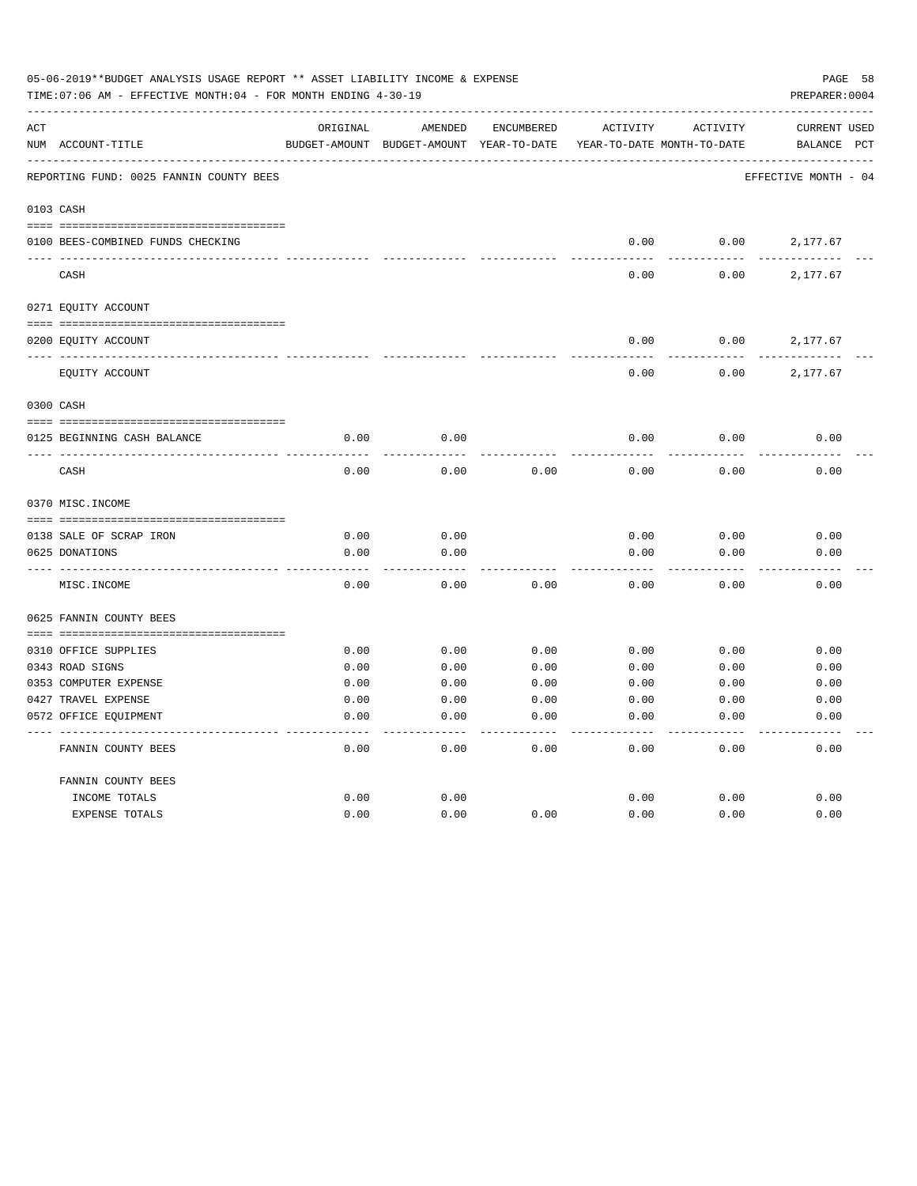05-06-2019**BUDGET ANALYSIS USAGE REPORT ** ASSET LIABILITY INCOME & EXPENSE

TIME:07:06 AM - EFFECTIVE MONTH:04 - FOR MONTH ENDING 4-30-19

PREPARER:0004

| ACT NUM | ACCOUNT-TITLE | ORIGINAL BUDGET-AMOUNT | AMENDED BUDGET-AMOUNT | ENCUMBERED YEAR-TO-DATE | ACTIVITY YEAR-TO-DATE | ACTIVITY MONTH-TO-DATE | CURRENT BALANCE | USED PCT |
|---|---|---|---|---|---|---|---|---|
| | REPORTING FUND: 0025 FANNIN COUNTY BEES | | | | | | EFFECTIVE MONTH - 04 | |
| 0103 | CASH | | | | | | | |
| 0100 | BEES-COMBINED FUNDS CHECKING | | | | 0.00 | 0.00 | 2,177.67 | |
| | CASH | | | | 0.00 | 0.00 | 2,177.67 | |
| 0271 | EQUITY ACCOUNT | | | | | | | |
| 0200 | EQUITY ACCOUNT | | | | 0.00 | 0.00 | 2,177.67 | |
| | EQUITY ACCOUNT | | | | 0.00 | 0.00 | 2,177.67 | |
| 0300 | CASH | | | | | | | |
| 0125 | BEGINNING CASH BALANCE | 0.00 | 0.00 | | 0.00 | 0.00 | 0.00 | |
| | CASH | 0.00 | 0.00 | 0.00 | 0.00 | 0.00 | 0.00 | |
| 0370 | MISC.INCOME | | | | | | | |
| 0138 | SALE OF SCRAP IRON | 0.00 | 0.00 | | 0.00 | 0.00 | 0.00 | |
| 0625 | DONATIONS | 0.00 | 0.00 | | 0.00 | 0.00 | 0.00 | |
| | MISC.INCOME | 0.00 | 0.00 | 0.00 | 0.00 | 0.00 | 0.00 | |
| 0625 | FANNIN COUNTY BEES | | | | | | | |
| 0310 | OFFICE SUPPLIES | 0.00 | 0.00 | 0.00 | 0.00 | 0.00 | 0.00 | |
| 0343 | ROAD SIGNS | 0.00 | 0.00 | 0.00 | 0.00 | 0.00 | 0.00 | |
| 0353 | COMPUTER EXPENSE | 0.00 | 0.00 | 0.00 | 0.00 | 0.00 | 0.00 | |
| 0427 | TRAVEL EXPENSE | 0.00 | 0.00 | 0.00 | 0.00 | 0.00 | 0.00 | |
| 0572 | OFFICE EQUIPMENT | 0.00 | 0.00 | 0.00 | 0.00 | 0.00 | 0.00 | |
| | FANNIN COUNTY BEES | 0.00 | 0.00 | 0.00 | 0.00 | 0.00 | 0.00 | |
| | FANNIN COUNTY BEES | | | | | | | |
| | INCOME TOTALS | 0.00 | 0.00 | | 0.00 | 0.00 | 0.00 | |
| | EXPENSE TOTALS | 0.00 | 0.00 | 0.00 | 0.00 | 0.00 | 0.00 | |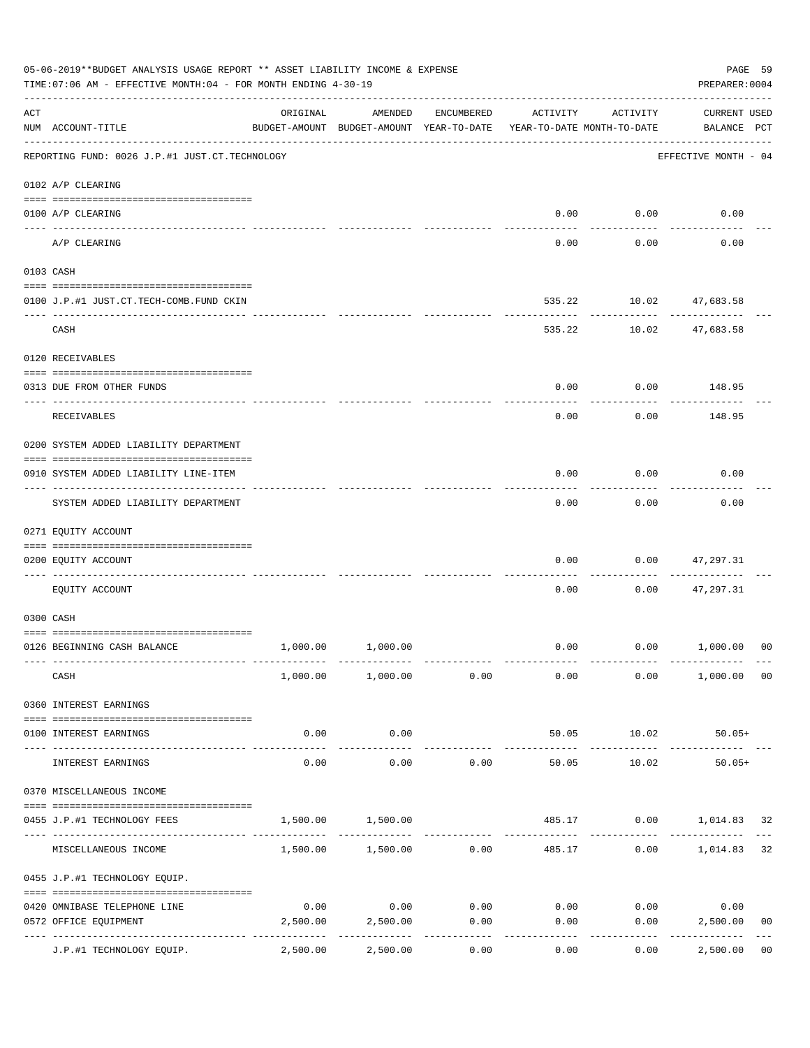05-06-2019**BUDGET ANALYSIS USAGE REPORT ** ASSET LIABILITY INCOME & EXPENSE

TIME:07:06 AM - EFFECTIVE MONTH:04 - FOR MONTH ENDING 4-30-19

PREPARER:0004

| ACT NUM | ACCOUNT-TITLE | ORIGINAL BUDGET-AMOUNT | AMENDED BUDGET-AMOUNT | ENCUMBERED YEAR-TO-DATE | ACTIVITY YEAR-TO-DATE | ACTIVITY MONTH-TO-DATE | CURRENT BALANCE | USED PCT |
|---|---|---|---|---|---|---|---|---|
| | REPORTING FUND: 0026 J.P.#1 JUST.CT.TECHNOLOGY | | | | | | EFFECTIVE MONTH - 04 | |
| | 0102 A/P CLEARING | | | | | | | |
| 0100 | A/P CLEARING | | | | 0.00 | 0.00 | 0.00 | |
| | A/P CLEARING | | | | 0.00 | 0.00 | 0.00 | |
| | 0103 CASH | | | | | | | |
| 0100 | J.P.#1 JUST.CT.TECH-COMB.FUND CKIN | | | | 535.22 | 10.02 | 47,683.58 | |
| | CASH | | | | 535.22 | 10.02 | 47,683.58 | |
| | 0120 RECEIVABLES | | | | | | | |
| 0313 | DUE FROM OTHER FUNDS | | | | 0.00 | 0.00 | 148.95 | |
| | RECEIVABLES | | | | 0.00 | 0.00 | 148.95 | |
| | 0200 SYSTEM ADDED LIABILITY DEPARTMENT | | | | | | | |
| 0910 | SYSTEM ADDED LIABILITY LINE-ITEM | | | | 0.00 | 0.00 | 0.00 | |
| | SYSTEM ADDED LIABILITY DEPARTMENT | | | | 0.00 | 0.00 | 0.00 | |
| | 0271 EQUITY ACCOUNT | | | | | | | |
| 0200 | EQUITY ACCOUNT | | | | 0.00 | 0.00 | 47,297.31 | |
| | EQUITY ACCOUNT | | | | 0.00 | 0.00 | 47,297.31 | |
| | 0300 CASH | | | | | | | |
| 0126 | BEGINNING CASH BALANCE | 1,000.00 | 1,000.00 | | 0.00 | 0.00 | 1,000.00 | 00 |
| | CASH | 1,000.00 | 1,000.00 | 0.00 | 0.00 | 0.00 | 1,000.00 | 00 |
| | 0360 INTEREST EARNINGS | | | | | | | |
| 0100 | INTEREST EARNINGS | 0.00 | 0.00 | | 50.05 | 10.02 | 50.05+ | |
| | INTEREST EARNINGS | 0.00 | 0.00 | 0.00 | 50.05 | 10.02 | 50.05+ | |
| | 0370 MISCELLANEOUS INCOME | | | | | | | |
| 0455 | J.P.#1 TECHNOLOGY FEES | 1,500.00 | 1,500.00 | | 485.17 | 0.00 | 1,014.83 | 32 |
| | MISCELLANEOUS INCOME | 1,500.00 | 1,500.00 | 0.00 | 485.17 | 0.00 | 1,014.83 | 32 |
| | 0455 J.P.#1 TECHNOLOGY EQUIP. | | | | | | | |
| 0420 | OMNIBASE TELEPHONE LINE | 0.00 | 0.00 | 0.00 | 0.00 | 0.00 | 0.00 | |
| 0572 | OFFICE EQUIPMENT | 2,500.00 | 2,500.00 | 0.00 | 0.00 | 0.00 | 2,500.00 | 00 |
| | J.P.#1 TECHNOLOGY EQUIP. | 2,500.00 | 2,500.00 | 0.00 | 0.00 | 0.00 | 2,500.00 | 00 |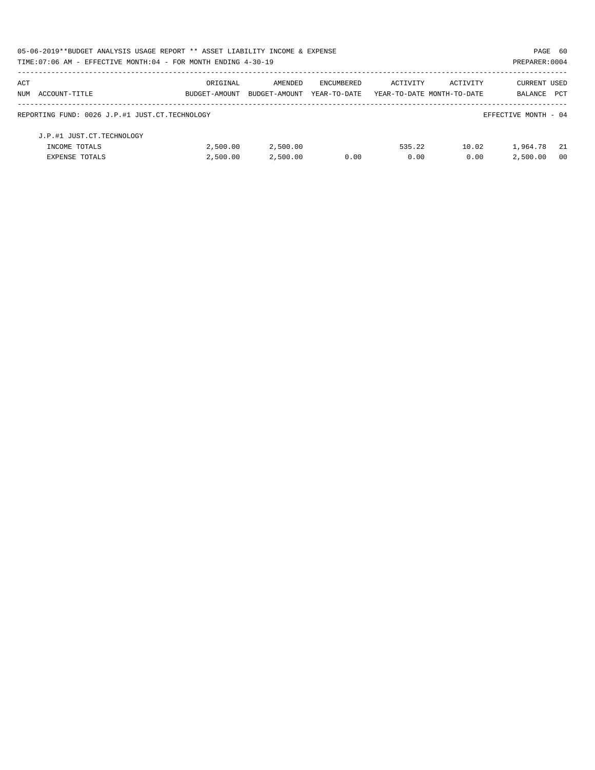| ACT NUM | ACCOUNT-TITLE | ORIGINAL BUDGET-AMOUNT | AMENDED BUDGET-AMOUNT | ENCUMBERED YEAR-TO-DATE | ACTIVITY YEAR-TO-DATE | ACTIVITY MONTH-TO-DATE | CURRENT BALANCE | USED PCT |
|---|---|---|---|---|---|---|---|---|
| REPORTING FUND: 0026 J.P.#1 JUST.CT.TECHNOLOGY | | | | | | | EFFECTIVE MONTH - 04 | |
| | J.P.#1 JUST.CT.TECHNOLOGY | | | | | | | |
| | INCOME TOTALS | 2,500.00 | 2,500.00 | | 535.22 | 10.02 | 1,964.78 | 21 |
| | EXPENSE TOTALS | 2,500.00 | 2,500.00 | 0.00 | 0.00 | 0.00 | 2,500.00 | 00 |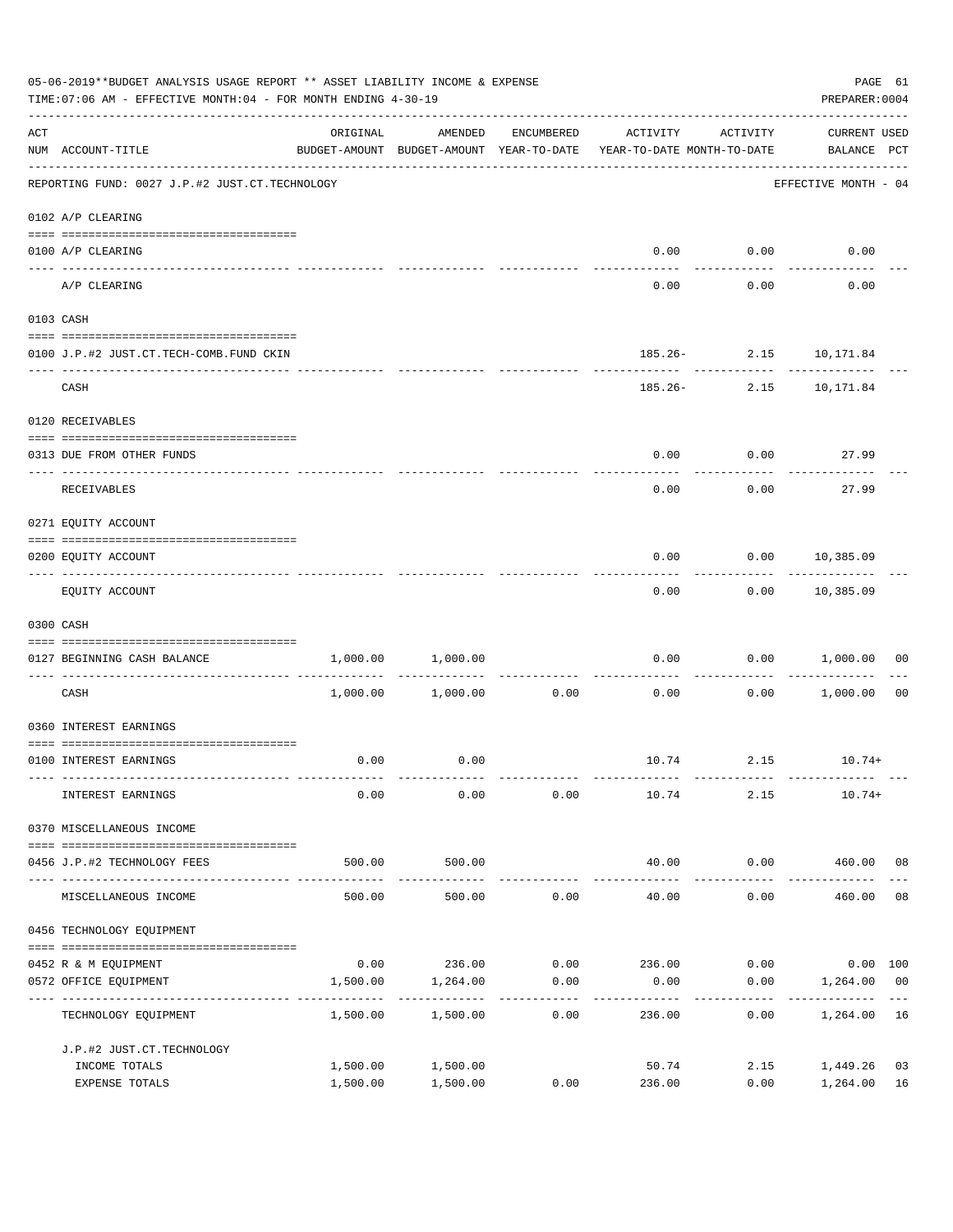05-06-2019**BUDGET ANALYSIS USAGE REPORT ** ASSET LIABILITY INCOME & EXPENSE

TIME:07:06 AM - EFFECTIVE MONTH:04 - FOR MONTH ENDING 4-30-19

PREPARER:0004

| ACT NUM | ACCOUNT-TITLE | ORIGINAL BUDGET-AMOUNT | AMENDED BUDGET-AMOUNT | ENCUMBERED YEAR-TO-DATE | ACTIVITY YEAR-TO-DATE | ACTIVITY MONTH-TO-DATE | CURRENT USED BALANCE | PCT |
|---|---|---|---|---|---|---|---|---|
| | REPORTING FUND: 0027 J.P.#2 JUST.CT.TECHNOLOGY | | | | | | EFFECTIVE MONTH - 04 | |
| | 0102 A/P CLEARING | | | | | | | |
| 0100 | A/P CLEARING | | | | 0.00 | 0.00 | 0.00 | |
| | A/P CLEARING | | | | 0.00 | 0.00 | 0.00 | |
| | 0103 CASH | | | | | | | |
| 0100 | J.P.#2 JUST.CT.TECH-COMB.FUND CKIN | | | | 185.26- | 2.15 | 10,171.84 | |
| | CASH | | | | 185.26- | 2.15 | 10,171.84 | |
| | 0120 RECEIVABLES | | | | | | | |
| 0313 | DUE FROM OTHER FUNDS | | | | 0.00 | 0.00 | 27.99 | |
| | RECEIVABLES | | | | 0.00 | 0.00 | 27.99 | |
| | 0271 EQUITY ACCOUNT | | | | | | | |
| 0200 | EQUITY ACCOUNT | | | | 0.00 | 0.00 | 10,385.09 | |
| | EQUITY ACCOUNT | | | | 0.00 | 0.00 | 10,385.09 | |
| | 0300 CASH | | | | | | | |
| 0127 | BEGINNING CASH BALANCE | 1,000.00 | 1,000.00 | | 0.00 | 0.00 | 1,000.00 | 00 |
| | CASH | 1,000.00 | 1,000.00 | 0.00 | 0.00 | 0.00 | 1,000.00 | 00 |
| | 0360 INTEREST EARNINGS | | | | | | | |
| 0100 | INTEREST EARNINGS | 0.00 | 0.00 | | 10.74 | 2.15 | 10.74+ | |
| | INTEREST EARNINGS | 0.00 | 0.00 | 0.00 | 10.74 | 2.15 | 10.74+ | |
| | 0370 MISCELLANEOUS INCOME | | | | | | | |
| 0456 | J.P.#2 TECHNOLOGY FEES | 500.00 | 500.00 | | 40.00 | 0.00 | 460.00 | 08 |
| | MISCELLANEOUS INCOME | 500.00 | 500.00 | 0.00 | 40.00 | 0.00 | 460.00 | 08 |
| | 0456 TECHNOLOGY EQUIPMENT | | | | | | | |
| 0452 | R & M EQUIPMENT | 0.00 | 236.00 | 0.00 | 236.00 | 0.00 | 0.00 | 100 |
| 0572 | OFFICE EQUIPMENT | 1,500.00 | 1,264.00 | 0.00 | 0.00 | 0.00 | 1,264.00 | 00 |
| | TECHNOLOGY EQUIPMENT | 1,500.00 | 1,500.00 | 0.00 | 236.00 | 0.00 | 1,264.00 | 16 |
| | J.P.#2 JUST.CT.TECHNOLOGY | | | | | | | |
| | INCOME TOTALS | 1,500.00 | 1,500.00 | | 50.74 | 2.15 | 1,449.26 | 03 |
| | EXPENSE TOTALS | 1,500.00 | 1,500.00 | 0.00 | 236.00 | 0.00 | 1,264.00 | 16 |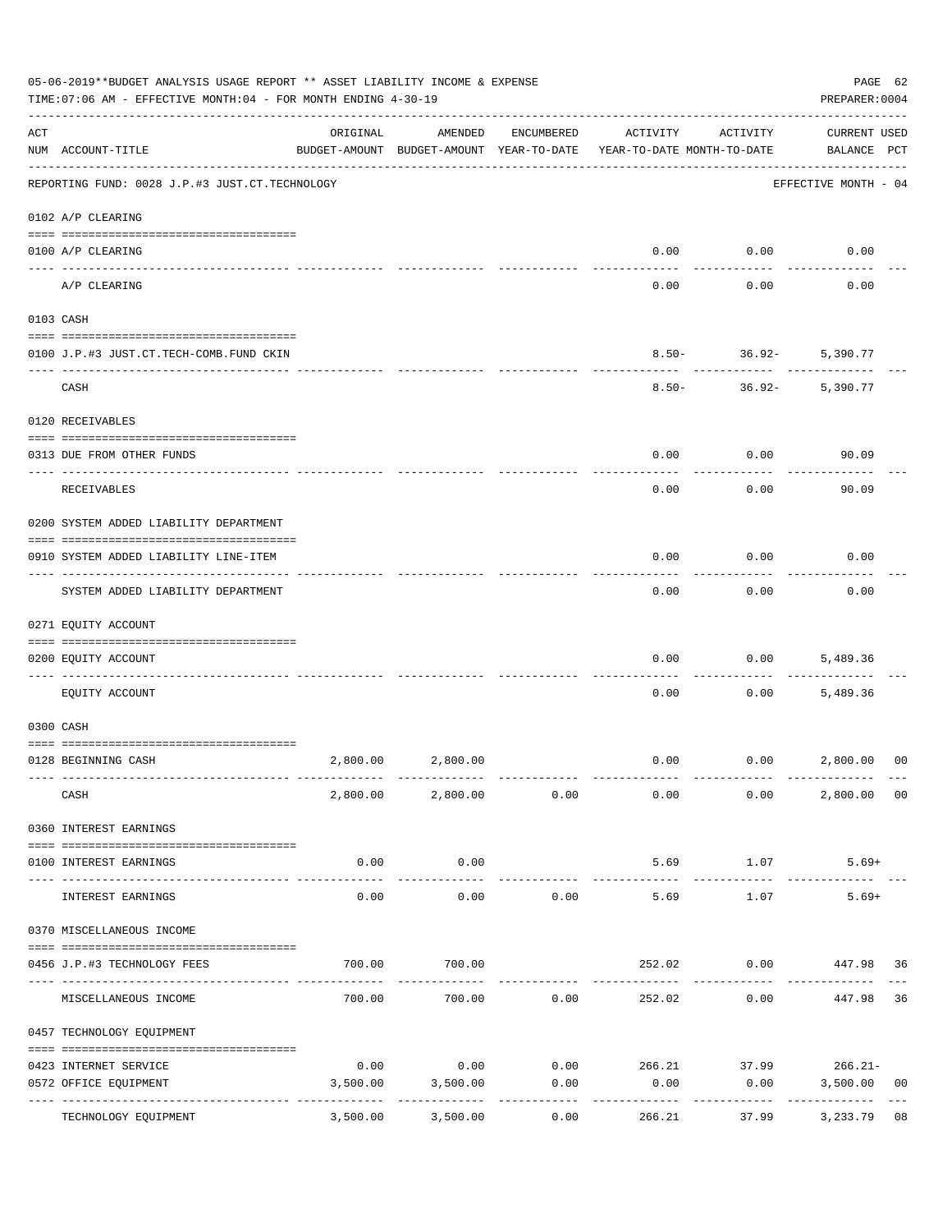05-06-2019**BUDGET ANALYSIS USAGE REPORT ** ASSET LIABILITY INCOME & EXPENSE

TIME:07:06 AM - EFFECTIVE MONTH:04 - FOR MONTH ENDING 4-30-19

PREPARER:0004

| ACT NUM | ACCOUNT-TITLE | ORIGINAL BUDGET-AMOUNT | AMENDED BUDGET-AMOUNT | ENCUMBERED YEAR-TO-DATE | ACTIVITY YEAR-TO-DATE | ACTIVITY MONTH-TO-DATE | CURRENT BALANCE | USED PCT |
|---|---|---|---|---|---|---|---|---|
| | REPORTING FUND: 0028 J.P.#3 JUST.CT.TECHNOLOGY | | | | | | EFFECTIVE MONTH - 04 | |
| | 0102 A/P CLEARING | | | | | | | |
| 0100 | A/P CLEARING | | | | 0.00 | 0.00 | 0.00 | |
| | A/P CLEARING | | | | 0.00 | 0.00 | 0.00 | |
| | 0103 CASH | | | | | | | |
| 0100 | J.P.#3 JUST.CT.TECH-COMB.FUND CKIN | | | | 8.50- | 36.92- | 5,390.77 | |
| | CASH | | | | 8.50- | 36.92- | 5,390.77 | |
| | 0120 RECEIVABLES | | | | | | | |
| 0313 | DUE FROM OTHER FUNDS | | | | 0.00 | 0.00 | 90.09 | |
| | RECEIVABLES | | | | 0.00 | 0.00 | 90.09 | |
| | 0200 SYSTEM ADDED LIABILITY DEPARTMENT | | | | | | | |
| 0910 | SYSTEM ADDED LIABILITY LINE-ITEM | | | | 0.00 | 0.00 | 0.00 | |
| | SYSTEM ADDED LIABILITY DEPARTMENT | | | | 0.00 | 0.00 | 0.00 | |
| | 0271 EQUITY ACCOUNT | | | | | | | |
| 0200 | EQUITY ACCOUNT | | | | 0.00 | 0.00 | 5,489.36 | |
| | EQUITY ACCOUNT | | | | 0.00 | 0.00 | 5,489.36 | |
| | 0300 CASH | | | | | | | |
| 0128 | BEGINNING CASH | 2,800.00 | 2,800.00 | | 0.00 | 0.00 | 2,800.00 | 00 |
| | CASH | 2,800.00 | 2,800.00 | 0.00 | 0.00 | 0.00 | 2,800.00 | 00 |
| | 0360 INTEREST EARNINGS | | | | | | | |
| 0100 | INTEREST EARNINGS | 0.00 | 0.00 | | 5.69 | 1.07 | 5.69+ | |
| | INTEREST EARNINGS | 0.00 | 0.00 | 0.00 | 5.69 | 1.07 | 5.69+ | |
| | 0370 MISCELLANEOUS INCOME | | | | | | | |
| 0456 | J.P.#3 TECHNOLOGY FEES | 700.00 | 700.00 | | 252.02 | 0.00 | 447.98 | 36 |
| | MISCELLANEOUS INCOME | 700.00 | 700.00 | 0.00 | 252.02 | 0.00 | 447.98 | 36 |
| | 0457 TECHNOLOGY EQUIPMENT | | | | | | | |
| 0423 | INTERNET SERVICE | 0.00 | 0.00 | 0.00 | 266.21 | 37.99 | 266.21- | |
| 0572 | OFFICE EQUIPMENT | 3,500.00 | 3,500.00 | 0.00 | 0.00 | 0.00 | 3,500.00 | 00 |
| | TECHNOLOGY EQUIPMENT | 3,500.00 | 3,500.00 | 0.00 | 266.21 | 37.99 | 3,233.79 | 08 |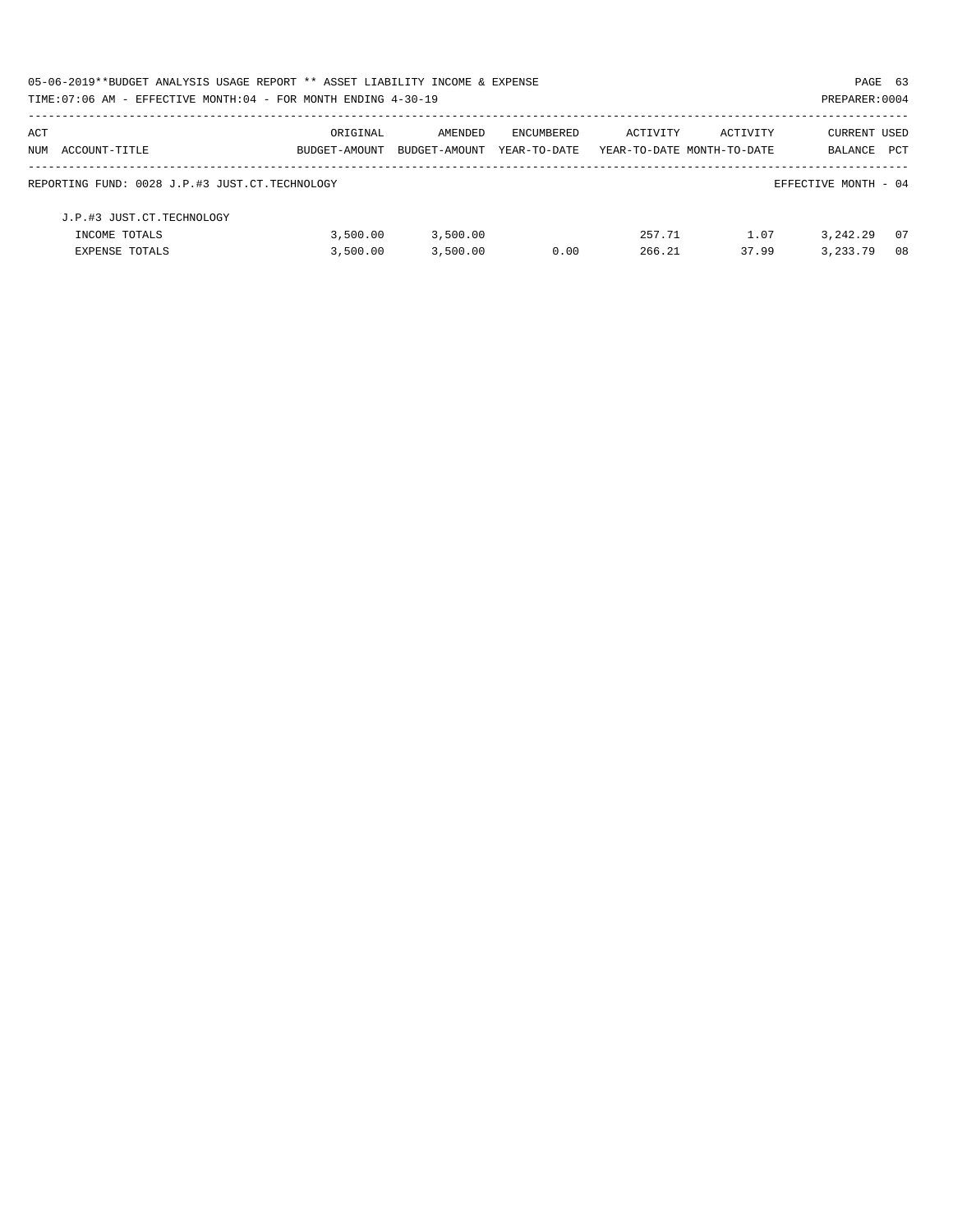| ACT NUM | ACCOUNT-TITLE | ORIGINAL BUDGET-AMOUNT | AMENDED BUDGET-AMOUNT | ENCUMBERED YEAR-TO-DATE | ACTIVITY YEAR-TO-DATE | ACTIVITY MONTH-TO-DATE | CURRENT BALANCE | USED PCT |
|---|---|---|---|---|---|---|---|---|
| | REPORTING FUND: 0028 J.P.#3 JUST.CT.TECHNOLOGY | | | | | | EFFECTIVE MONTH - 04 | |
| | J.P.#3 JUST.CT.TECHNOLOGY | | | | | | | |
| | INCOME TOTALS | 3,500.00 | 3,500.00 | | 257.71 | 1.07 | 3,242.29 | 07 |
| | EXPENSE TOTALS | 3,500.00 | 3,500.00 | 0.00 | 266.21 | 37.99 | 3,233.79 | 08 |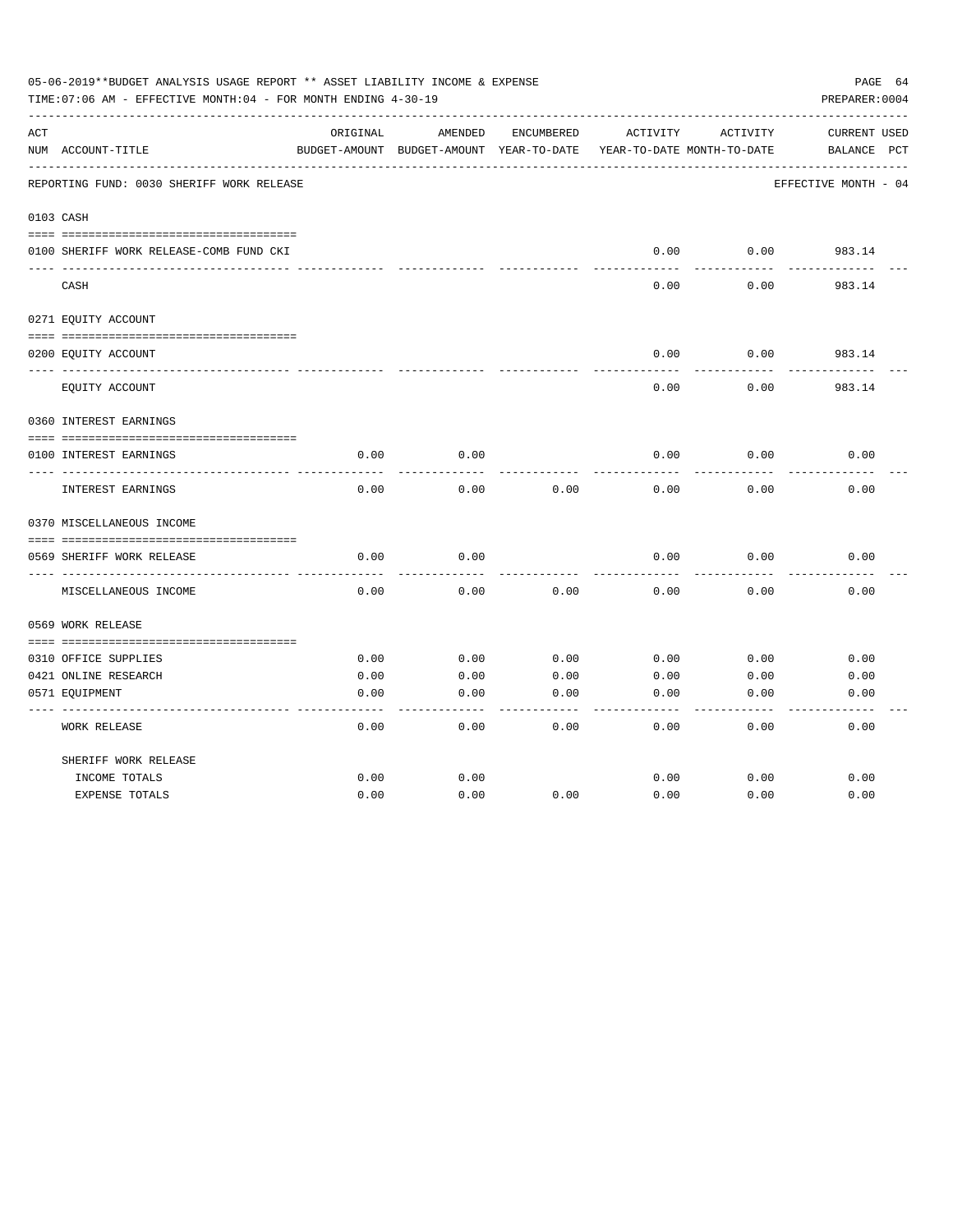05-06-2019**BUDGET ANALYSIS USAGE REPORT ** ASSET LIABILITY INCOME & EXPENSE

TIME:07:06 AM - EFFECTIVE MONTH:04 - FOR MONTH ENDING 4-30-19

PREPARER:0004

REPORTING FUND: 0030 SHERIFF WORK RELEASE — EFFECTIVE MONTH - 04

| ACT NUM | ACCOUNT-TITLE | ORIGINAL BUDGET-AMOUNT | AMENDED BUDGET-AMOUNT | ENCUMBERED YEAR-TO-DATE | ACTIVITY YEAR-TO-DATE | ACTIVITY MONTH-TO-DATE | CURRENT BALANCE | USED PCT |
|---|---|---|---|---|---|---|---|---|
| **0103** | **CASH** | | | | | | | |
| 0100 | SHERIFF WORK RELEASE-COMB FUND CKI | | | | 0.00 | 0.00 | 983.14 | |
| | CASH | | | | 0.00 | 0.00 | 983.14 | |
| **0271** | **EQUITY ACCOUNT** | | | | | | | |
| 0200 | EQUITY ACCOUNT | | | | 0.00 | 0.00 | 983.14 | |
| | EQUITY ACCOUNT | | | | 0.00 | 0.00 | 983.14 | |
| **0360** | **INTEREST EARNINGS** | | | | | | | |
| 0100 | INTEREST EARNINGS | 0.00 | 0.00 | | 0.00 | 0.00 | 0.00 | |
| | INTEREST EARNINGS | 0.00 | 0.00 | 0.00 | 0.00 | 0.00 | 0.00 | |
| **0370** | **MISCELLANEOUS INCOME** | | | | | | | |
| 0569 | SHERIFF WORK RELEASE | 0.00 | 0.00 | | 0.00 | 0.00 | 0.00 | |
| | MISCELLANEOUS INCOME | 0.00 | 0.00 | 0.00 | 0.00 | 0.00 | 0.00 | |
| **0569** | **WORK RELEASE** | | | | | | | |
| 0310 | OFFICE SUPPLIES | 0.00 | 0.00 | 0.00 | 0.00 | 0.00 | 0.00 | |
| 0421 | ONLINE RESEARCH | 0.00 | 0.00 | 0.00 | 0.00 | 0.00 | 0.00 | |
| 0571 | EQUIPMENT | 0.00 | 0.00 | 0.00 | 0.00 | 0.00 | 0.00 | |
| | WORK RELEASE | 0.00 | 0.00 | 0.00 | 0.00 | 0.00 | 0.00 | |
| | SHERIFF WORK RELEASE | | | | | | | |
| | INCOME TOTALS | 0.00 | 0.00 | | 0.00 | 0.00 | 0.00 | |
| | EXPENSE TOTALS | 0.00 | 0.00 | 0.00 | 0.00 | 0.00 | 0.00 | |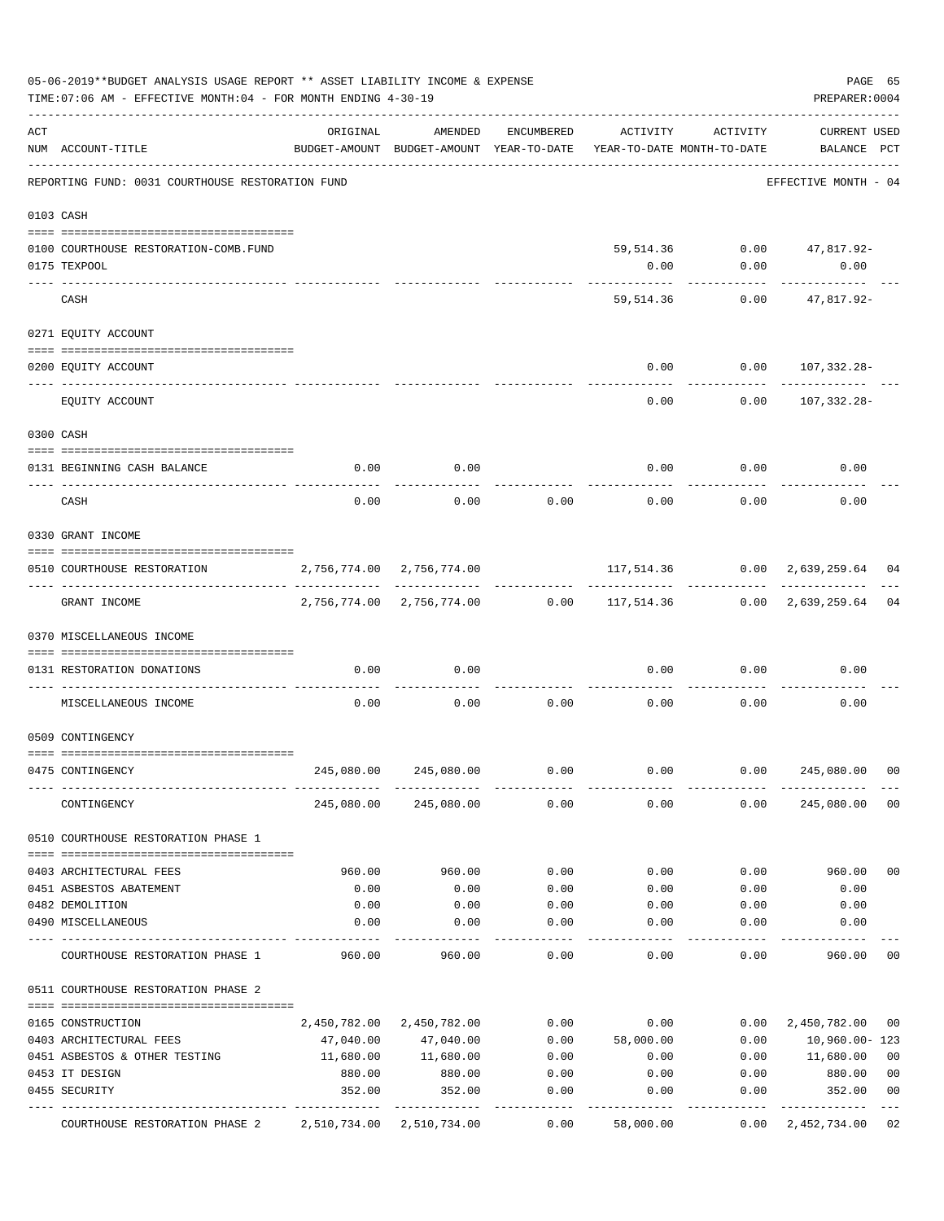05-06-2019**BUDGET ANALYSIS USAGE REPORT ** ASSET LIABILITY INCOME & EXPENSE

TIME:07:06 AM - EFFECTIVE MONTH:04 - FOR MONTH ENDING 4-30-19

PREPARER:0004

| ACT NUM | ACCOUNT-TITLE | ORIGINAL BUDGET-AMOUNT | AMENDED BUDGET-AMOUNT | ENCUMBERED YEAR-TO-DATE | ACTIVITY YEAR-TO-DATE | ACTIVITY MONTH-TO-DATE | CURRENT BALANCE | USED PCT |
|---|---|---|---|---|---|---|---|---|
| | REPORTING FUND: 0031 COURTHOUSE RESTORATION FUND | | | | | | EFFECTIVE MONTH - 04 | |
| 0103 | CASH | | | | | | | |
| 0100 | COURTHOUSE RESTORATION-COMB.FUND | | | | 59,514.36 | 0.00 | 47,817.92- | |
| 0175 | TEXPOOL | | | | 0.00 | 0.00 | 0.00 | |
| | CASH | | | | 59,514.36 | 0.00 | 47,817.92- | |
| 0271 | EQUITY ACCOUNT | | | | | | | |
| 0200 | EQUITY ACCOUNT | | | | 0.00 | 0.00 | 107,332.28- | |
| | EQUITY ACCOUNT | | | | 0.00 | 0.00 | 107,332.28- | |
| 0300 | CASH | | | | | | | |
| 0131 | BEGINNING CASH BALANCE | 0.00 | 0.00 | | 0.00 | 0.00 | 0.00 | |
| | CASH | 0.00 | 0.00 | 0.00 | 0.00 | 0.00 | 0.00 | |
| 0330 | GRANT INCOME | | | | | | | |
| 0510 | COURTHOUSE RESTORATION | 2,756,774.00 | 2,756,774.00 | | 117,514.36 | 0.00 | 2,639,259.64 | 04 |
| | GRANT INCOME | 2,756,774.00 | 2,756,774.00 | 0.00 | 117,514.36 | 0.00 | 2,639,259.64 | 04 |
| 0370 | MISCELLANEOUS INCOME | | | | | | | |
| 0131 | RESTORATION DONATIONS | 0.00 | 0.00 | | 0.00 | 0.00 | 0.00 | |
| | MISCELLANEOUS INCOME | 0.00 | 0.00 | 0.00 | 0.00 | 0.00 | 0.00 | |
| 0509 | CONTINGENCY | | | | | | | |
| 0475 | CONTINGENCY | 245,080.00 | 245,080.00 | 0.00 | 0.00 | 0.00 | 245,080.00 | 00 |
| | CONTINGENCY | 245,080.00 | 245,080.00 | 0.00 | 0.00 | 0.00 | 245,080.00 | 00 |
| 0510 | COURTHOUSE RESTORATION PHASE 1 | | | | | | | |
| 0403 | ARCHITECTURAL FEES | 960.00 | 960.00 | 0.00 | 0.00 | 0.00 | 960.00 | 00 |
| 0451 | ASBESTOS ABATEMENT | 0.00 | 0.00 | 0.00 | 0.00 | 0.00 | 0.00 | |
| 0482 | DEMOLITION | 0.00 | 0.00 | 0.00 | 0.00 | 0.00 | 0.00 | |
| 0490 | MISCELLANEOUS | 0.00 | 0.00 | 0.00 | 0.00 | 0.00 | 0.00 | |
| | COURTHOUSE RESTORATION PHASE 1 | 960.00 | 960.00 | 0.00 | 0.00 | 0.00 | 960.00 | 00 |
| 0511 | COURTHOUSE RESTORATION PHASE 2 | | | | | | | |
| 0165 | CONSTRUCTION | 2,450,782.00 | 2,450,782.00 | 0.00 | 0.00 | 0.00 | 2,450,782.00 | 00 |
| 0403 | ARCHITECTURAL FEES | 47,040.00 | 47,040.00 | 0.00 | 58,000.00 | 0.00 | 10,960.00- | 123 |
| 0451 | ASBESTOS & OTHER TESTING | 11,680.00 | 11,680.00 | 0.00 | 0.00 | 0.00 | 11,680.00 | 00 |
| 0453 | IT DESIGN | 880.00 | 880.00 | 0.00 | 0.00 | 0.00 | 880.00 | 00 |
| 0455 | SECURITY | 352.00 | 352.00 | 0.00 | 0.00 | 0.00 | 352.00 | 00 |
| | COURTHOUSE RESTORATION PHASE 2 | 2,510,734.00 | 2,510,734.00 | 0.00 | 58,000.00 | 0.00 | 2,452,734.00 | 02 |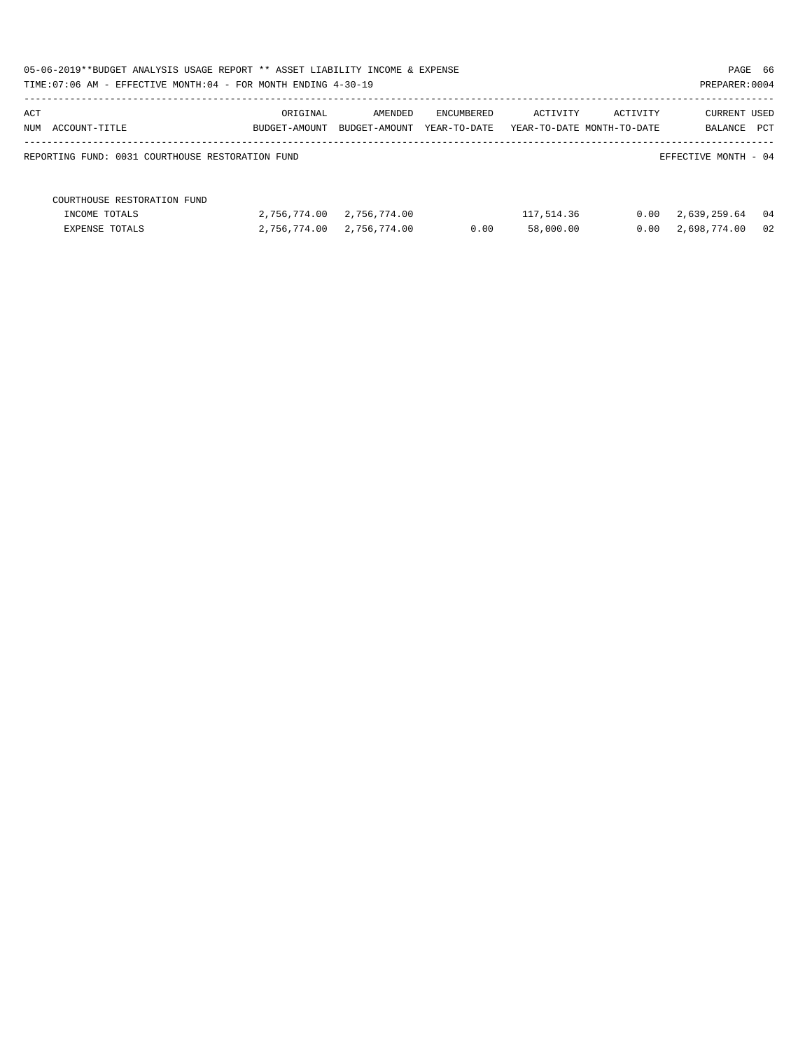05-06-2019**BUDGET ANALYSIS USAGE REPORT ** ASSET LIABILITY INCOME & EXPENSE

TIME:07:06 AM - EFFECTIVE MONTH:04 - FOR MONTH ENDING 4-30-19

PREPARER:0004

REPORTING FUND: 0031 COURTHOUSE RESTORATION FUND

EFFECTIVE MONTH - 04

| ACT NUM | ACCOUNT-TITLE | ORIGINAL BUDGET-AMOUNT | AMENDED BUDGET-AMOUNT | ENCUMBERED YEAR-TO-DATE | ACTIVITY YEAR-TO-DATE | ACTIVITY MONTH-TO-DATE | CURRENT BALANCE | USED PCT |
|---|---|---|---|---|---|---|---|---|
| | COURTHOUSE RESTORATION FUND | | | | | | | |
| | INCOME TOTALS | 2,756,774.00 | 2,756,774.00 | | 117,514.36 | 0.00 | 2,639,259.64 | 04 |
| | EXPENSE TOTALS | 2,756,774.00 | 2,756,774.00 | 0.00 | 58,000.00 | 0.00 | 2,698,774.00 | 02 |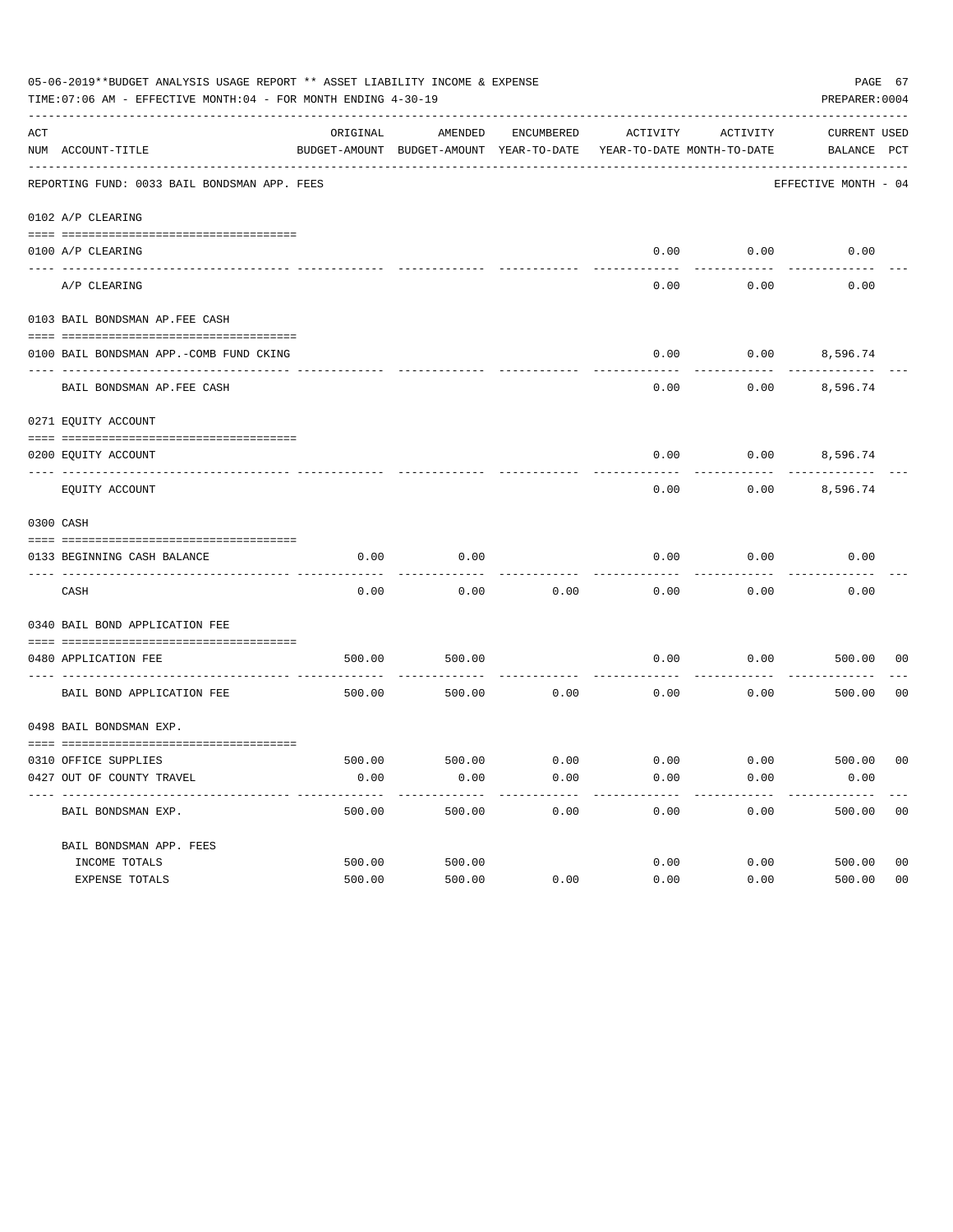05-06-2019**BUDGET ANALYSIS USAGE REPORT ** ASSET LIABILITY INCOME & EXPENSE

TIME:07:06 AM - EFFECTIVE MONTH:04 - FOR MONTH ENDING 4-30-19

PREPARER:0004

| ACT NUM | ACCOUNT-TITLE | ORIGINAL BUDGET-AMOUNT | AMENDED BUDGET-AMOUNT | ENCUMBERED YEAR-TO-DATE | ACTIVITY YEAR-TO-DATE | ACTIVITY MONTH-TO-DATE | CURRENT BALANCE | USED PCT |
|---|---|---|---|---|---|---|---|---|
| | REPORTING FUND: 0033 BAIL BONDSMAN APP. FEES | | | | | | EFFECTIVE MONTH - 04 | |
| | 0102 A/P CLEARING | | | | | | | |
| 0100 | A/P CLEARING | | | | 0.00 | 0.00 | 0.00 | |
| | A/P CLEARING | | | | 0.00 | 0.00 | 0.00 | |
| | 0103 BAIL BONDSMAN AP.FEE CASH | | | | | | | |
| 0100 | BAIL BONDSMAN APP.-COMB FUND CKING | | | | 0.00 | 0.00 | 8,596.74 | |
| | BAIL BONDSMAN AP.FEE CASH | | | | 0.00 | 0.00 | 8,596.74 | |
| | 0271 EQUITY ACCOUNT | | | | | | | |
| 0200 | EQUITY ACCOUNT | | | | 0.00 | 0.00 | 8,596.74 | |
| | EQUITY ACCOUNT | | | | 0.00 | 0.00 | 8,596.74 | |
| | 0300 CASH | | | | | | | |
| 0133 | BEGINNING CASH BALANCE | 0.00 | 0.00 | | 0.00 | 0.00 | 0.00 | |
| | CASH | 0.00 | 0.00 | 0.00 | 0.00 | 0.00 | 0.00 | |
| | 0340 BAIL BOND APPLICATION FEE | | | | | | | |
| 0480 | APPLICATION FEE | 500.00 | 500.00 | | 0.00 | 0.00 | 500.00 | 00 |
| | BAIL BOND APPLICATION FEE | 500.00 | 500.00 | 0.00 | 0.00 | 0.00 | 500.00 | 00 |
| | 0498 BAIL BONDSMAN EXP. | | | | | | | |
| 0310 | OFFICE SUPPLIES | 500.00 | 500.00 | 0.00 | 0.00 | 0.00 | 500.00 | 00 |
| 0427 | OUT OF COUNTY TRAVEL | 0.00 | 0.00 | 0.00 | 0.00 | 0.00 | 0.00 | |
| | BAIL BONDSMAN EXP. | 500.00 | 500.00 | 0.00 | 0.00 | 0.00 | 500.00 | 00 |
| | BAIL BONDSMAN APP. FEES | | | | | | | |
| | INCOME TOTALS | 500.00 | 500.00 | | 0.00 | 0.00 | 500.00 | 00 |
| | EXPENSE TOTALS | 500.00 | 500.00 | 0.00 | 0.00 | 0.00 | 500.00 | 00 |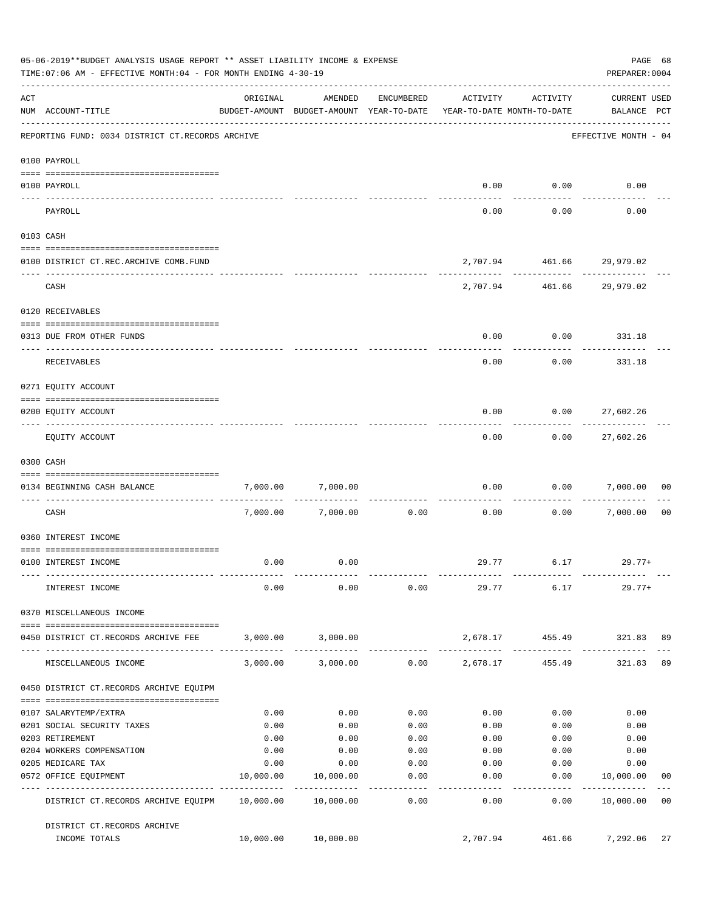05-06-2019**BUDGET ANALYSIS USAGE REPORT ** ASSET LIABILITY INCOME & EXPENSE

TIME:07:06 AM - EFFECTIVE MONTH:04 - FOR MONTH ENDING 4-30-19

PREPARER:0004

| ACT NUM | ACCOUNT-TITLE | ORIGINAL BUDGET-AMOUNT | AMENDED BUDGET-AMOUNT | ENCUMBERED YEAR-TO-DATE | ACTIVITY YEAR-TO-DATE | ACTIVITY MONTH-TO-DATE | CURRENT USED BALANCE | PCT |
|---|---|---|---|---|---|---|---|---|
| | REPORTING FUND: 0034 DISTRICT CT.RECORDS ARCHIVE | | | | | | EFFECTIVE MONTH - 04 | |
| | 0100 PAYROLL | | | | | | | |
| 0100 | PAYROLL | | | | 0.00 | 0.00 | 0.00 | |
| | PAYROLL | | | | 0.00 | 0.00 | 0.00 | |
| | 0103 CASH | | | | | | | |
| 0100 | DISTRICT CT.REC.ARCHIVE COMB.FUND | | | | 2,707.94 | 461.66 | 29,979.02 | |
| | CASH | | | | 2,707.94 | 461.66 | 29,979.02 | |
| | 0120 RECEIVABLES | | | | | | | |
| 0313 | DUE FROM OTHER FUNDS | | | | 0.00 | 0.00 | 331.18 | |
| | RECEIVABLES | | | | 0.00 | 0.00 | 331.18 | |
| | 0271 EQUITY ACCOUNT | | | | | | | |
| 0200 | EQUITY ACCOUNT | | | | 0.00 | 0.00 | 27,602.26 | |
| | EQUITY ACCOUNT | | | | 0.00 | 0.00 | 27,602.26 | |
| | 0300 CASH | | | | | | | |
| 0134 | BEGINNING CASH BALANCE | 7,000.00 | 7,000.00 | | 0.00 | 0.00 | 7,000.00 | 00 |
| | CASH | 7,000.00 | 7,000.00 | 0.00 | 0.00 | 0.00 | 7,000.00 | 00 |
| | 0360 INTEREST INCOME | | | | | | | |
| 0100 | INTEREST INCOME | 0.00 | 0.00 | | 29.77 | 6.17 | 29.77+ | |
| | INTEREST INCOME | 0.00 | 0.00 | 0.00 | 29.77 | 6.17 | 29.77+ | |
| | 0370 MISCELLANEOUS INCOME | | | | | | | |
| 0450 | DISTRICT CT.RECORDS ARCHIVE FEE | 3,000.00 | 3,000.00 | | 2,678.17 | 455.49 | 321.83 | 89 |
| | MISCELLANEOUS INCOME | 3,000.00 | 3,000.00 | 0.00 | 2,678.17 | 455.49 | 321.83 | 89 |
| | 0450 DISTRICT CT.RECORDS ARCHIVE EQUIPM | | | | | | | |
| 0107 | SALARYTEMP/EXTRA | 0.00 | 0.00 | 0.00 | 0.00 | 0.00 | 0.00 | |
| 0201 | SOCIAL SECURITY TAXES | 0.00 | 0.00 | 0.00 | 0.00 | 0.00 | 0.00 | |
| 0203 | RETIREMENT | 0.00 | 0.00 | 0.00 | 0.00 | 0.00 | 0.00 | |
| 0204 | WORKERS COMPENSATION | 0.00 | 0.00 | 0.00 | 0.00 | 0.00 | 0.00 | |
| 0205 | MEDICARE TAX | 0.00 | 0.00 | 0.00 | 0.00 | 0.00 | 0.00 | |
| 0572 | OFFICE EQUIPMENT | 10,000.00 | 10,000.00 | 0.00 | 0.00 | 0.00 | 10,000.00 | 00 |
| | DISTRICT CT.RECORDS ARCHIVE EQUIPM | 10,000.00 | 10,000.00 | 0.00 | 0.00 | 0.00 | 10,000.00 | 00 |
| | DISTRICT CT.RECORDS ARCHIVE INCOME TOTALS | 10,000.00 | 10,000.00 | | 2,707.94 | 461.66 | 7,292.06 | 27 |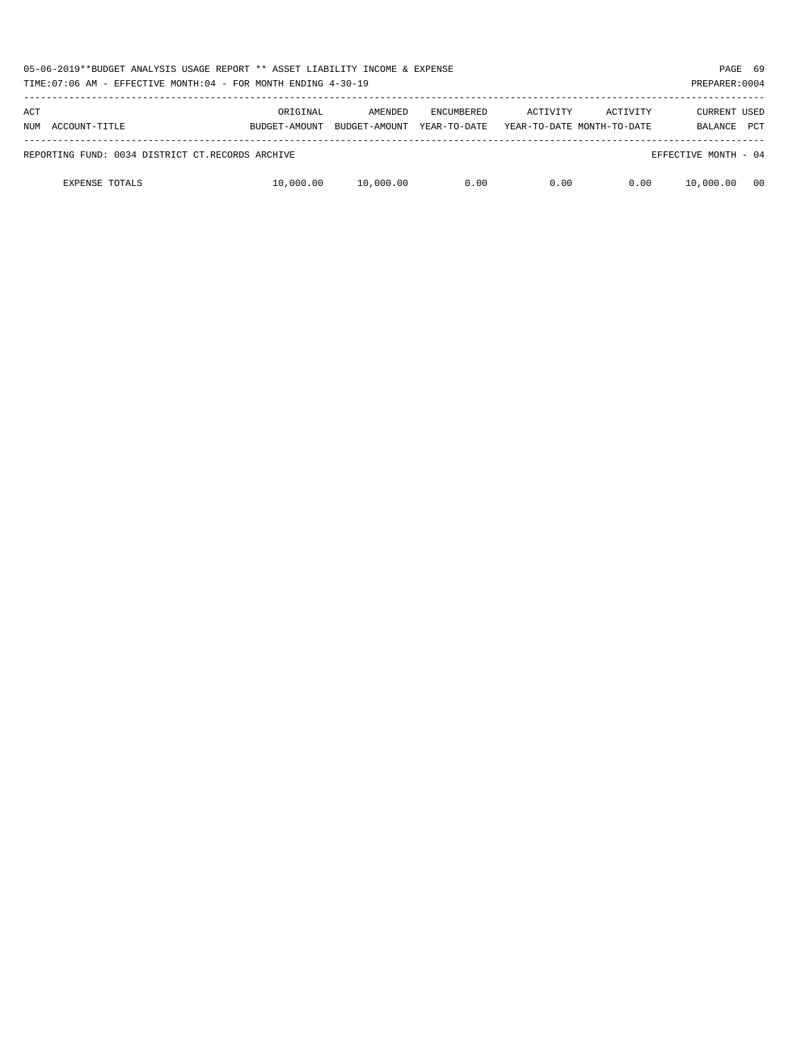| ACT NUM | ACCOUNT-TITLE | ORIGINAL BUDGET-AMOUNT | AMENDED BUDGET-AMOUNT | ENCUMBERED YEAR-TO-DATE | ACTIVITY YEAR-TO-DATE | ACTIVITY MONTH-TO-DATE | CURRENT BALANCE | USED PCT |
|---|---|---|---|---|---|---|---|---|
| REPORTING FUND: 0034 DISTRICT CT.RECORDS ARCHIVE | | | | | | | EFFECTIVE MONTH - 04 | |
| | EXPENSE TOTALS | 10,000.00 | 10,000.00 | 0.00 | 0.00 | 0.00 | 10,000.00 | 00 |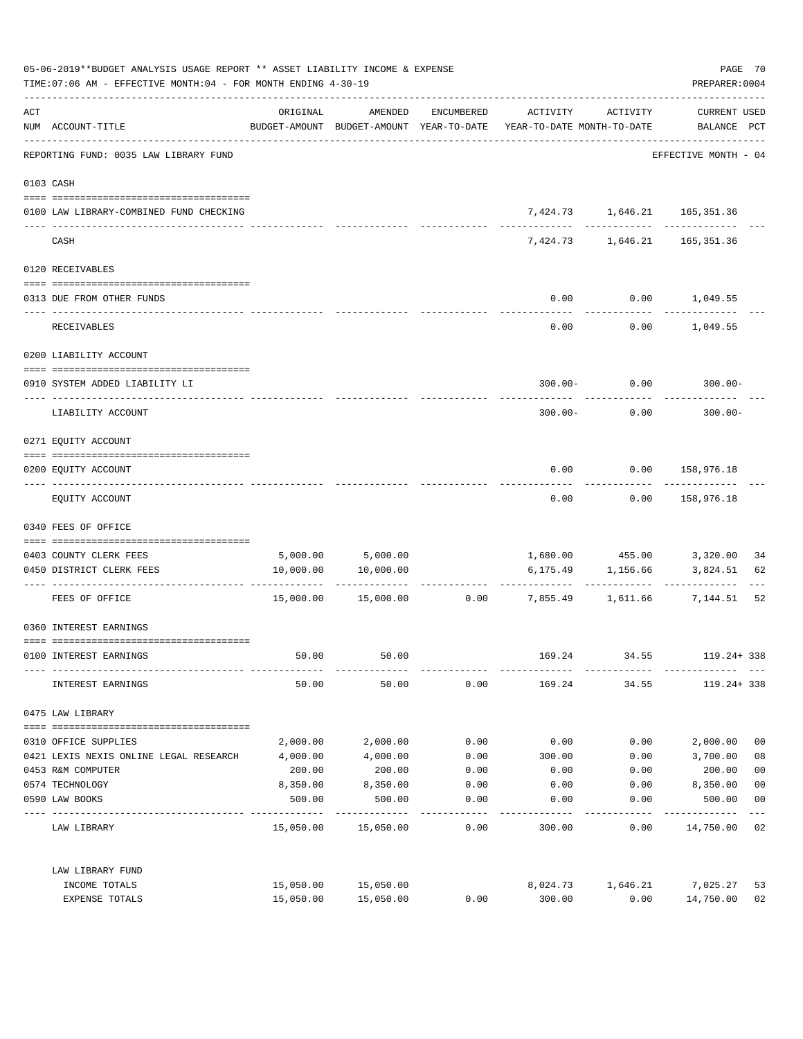05-06-2019**BUDGET ANALYSIS USAGE REPORT ** ASSET LIABILITY INCOME & EXPENSE

TIME:07:06 AM - EFFECTIVE MONTH:04 - FOR MONTH ENDING 4-30-19

PREPARER:0004

| ACT NUM | ACCOUNT-TITLE | ORIGINAL BUDGET-AMOUNT | AMENDED BUDGET-AMOUNT | ENCUMBERED YEAR-TO-DATE | ACTIVITY YEAR-TO-DATE | ACTIVITY MONTH-TO-DATE | CURRENT USED BALANCE | PCT |
|---|---|---|---|---|---|---|---|---|
| | REPORTING FUND: 0035 LAW LIBRARY FUND | | | | | | EFFECTIVE MONTH - 04 | |
| 0103 | CASH | | | | | | | |
| 0100 | LAW LIBRARY-COMBINED FUND CHECKING | | | | 7,424.73 | 1,646.21 | 165,351.36 | |
| | CASH | | | | 7,424.73 | 1,646.21 | 165,351.36 | |
| 0120 | RECEIVABLES | | | | | | | |
| 0313 | DUE FROM OTHER FUNDS | | | | 0.00 | 0.00 | 1,049.55 | |
| | RECEIVABLES | | | | 0.00 | 0.00 | 1,049.55 | |
| 0200 | LIABILITY ACCOUNT | | | | | | | |
| 0910 | SYSTEM ADDED LIABILITY LI | | | | 300.00- | 0.00 | 300.00- | |
| | LIABILITY ACCOUNT | | | | 300.00- | 0.00 | 300.00- | |
| 0271 | EQUITY ACCOUNT | | | | | | | |
| 0200 | EQUITY ACCOUNT | | | | 0.00 | 0.00 | 158,976.18 | |
| | EQUITY ACCOUNT | | | | 0.00 | 0.00 | 158,976.18 | |
| 0340 | FEES OF OFFICE | | | | | | | |
| 0403 | COUNTY CLERK FEES | 5,000.00 | 5,000.00 | | 1,680.00 | 455.00 | 3,320.00 | 34 |
| 0450 | DISTRICT CLERK FEES | 10,000.00 | 10,000.00 | | 6,175.49 | 1,156.66 | 3,824.51 | 62 |
| | FEES OF OFFICE | 15,000.00 | 15,000.00 | 0.00 | 7,855.49 | 1,611.66 | 7,144.51 | 52 |
| 0360 | INTEREST EARNINGS | | | | | | | |
| 0100 | INTEREST EARNINGS | 50.00 | 50.00 | | 169.24 | 34.55 | 119.24+ | 338 |
| | INTEREST EARNINGS | 50.00 | 50.00 | 0.00 | 169.24 | 34.55 | 119.24+ | 338 |
| 0475 | LAW LIBRARY | | | | | | | |
| 0310 | OFFICE SUPPLIES | 2,000.00 | 2,000.00 | 0.00 | 0.00 | 0.00 | 2,000.00 | 00 |
| 0421 | LEXIS NEXIS ONLINE LEGAL RESEARCH | 4,000.00 | 4,000.00 | 0.00 | 300.00 | 0.00 | 3,700.00 | 08 |
| 0453 | R&M COMPUTER | 200.00 | 200.00 | 0.00 | 0.00 | 0.00 | 200.00 | 00 |
| 0574 | TECHNOLOGY | 8,350.00 | 8,350.00 | 0.00 | 0.00 | 0.00 | 8,350.00 | 00 |
| 0590 | LAW BOOKS | 500.00 | 500.00 | 0.00 | 0.00 | 0.00 | 500.00 | 00 |
| | LAW LIBRARY | 15,050.00 | 15,050.00 | 0.00 | 300.00 | 0.00 | 14,750.00 | 02 |
| | LAW LIBRARY FUND | | | | | | | |
| | INCOME TOTALS | 15,050.00 | 15,050.00 | | 8,024.73 | 1,646.21 | 7,025.27 | 53 |
| | EXPENSE TOTALS | 15,050.00 | 15,050.00 | 0.00 | 300.00 | 0.00 | 14,750.00 | 02 |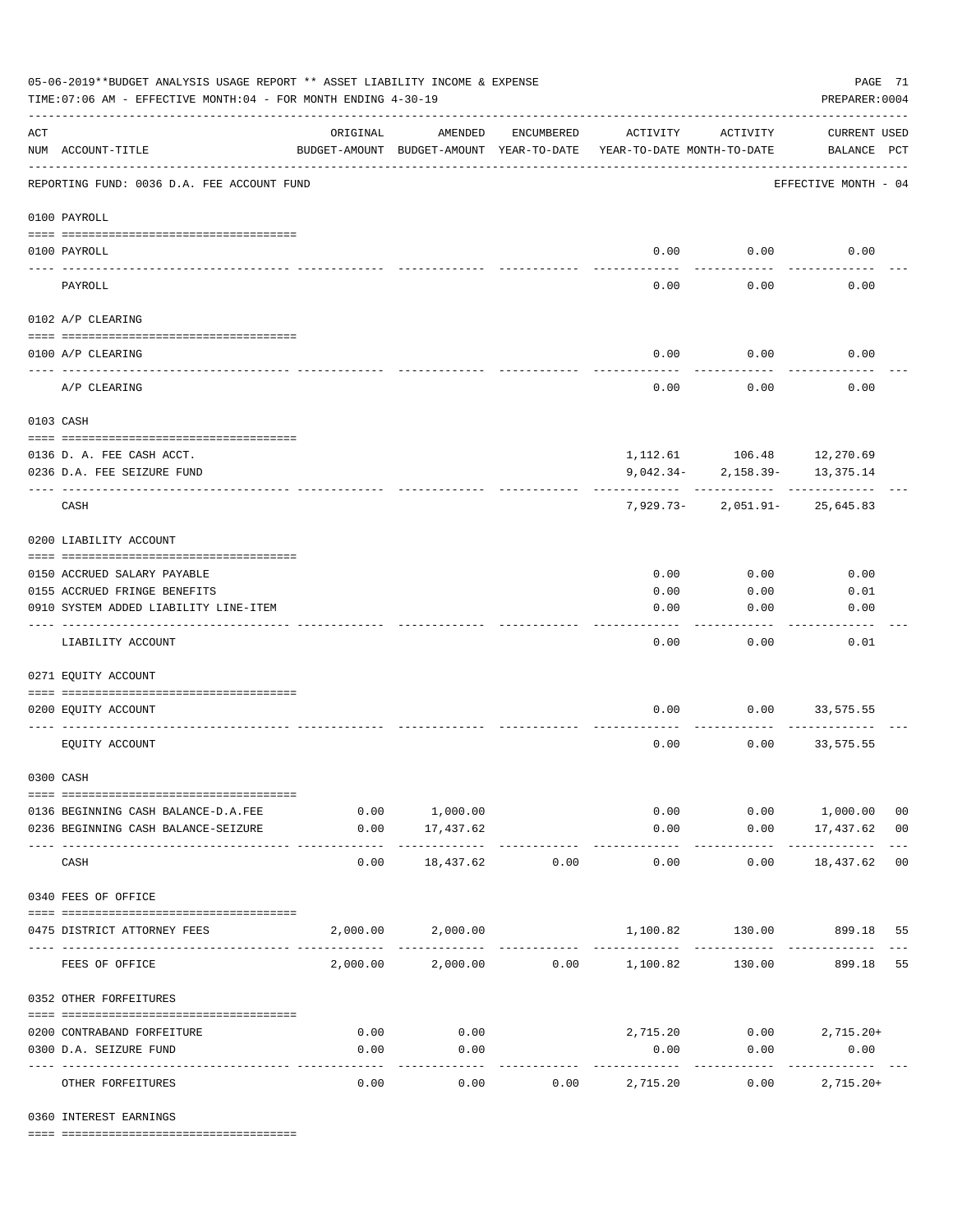05-06-2019**BUDGET ANALYSIS USAGE REPORT ** ASSET LIABILITY INCOME & EXPENSE

TIME:07:06 AM - EFFECTIVE MONTH:04 - FOR MONTH ENDING 4-30-19

PREPARER:0004

| ACT NUM | ACCOUNT-TITLE | ORIGINAL BUDGET-AMOUNT | AMENDED BUDGET-AMOUNT | ENCUMBERED YEAR-TO-DATE | ACTIVITY YEAR-TO-DATE | ACTIVITY MONTH-TO-DATE | CURRENT USED BALANCE | PCT |
|---|---|---|---|---|---|---|---|---|
| | REPORTING FUND: 0036 D.A. FEE ACCOUNT FUND | | | | | | EFFECTIVE MONTH - 04 | |
| | 0100 PAYROLL | | | | | | | |
| 0100 | PAYROLL | | | | 0.00 | 0.00 | 0.00 | |
| | PAYROLL | | | | 0.00 | 0.00 | 0.00 | |
| | 0102 A/P CLEARING | | | | | | | |
| 0100 | A/P CLEARING | | | | 0.00 | 0.00 | 0.00 | |
| | A/P CLEARING | | | | 0.00 | 0.00 | 0.00 | |
| | 0103 CASH | | | | | | | |
| 0136 | D. A. FEE CASH ACCT. | | | | 1,112.61 | 106.48 | 12,270.69 | |
| 0236 | D.A. FEE SEIZURE FUND | | | | 9,042.34- | 2,158.39- | 13,375.14 | |
| | CASH | | | | 7,929.73- | 2,051.91- | 25,645.83 | |
| | 0200 LIABILITY ACCOUNT | | | | | | | |
| 0150 | ACCRUED SALARY PAYABLE | | | | 0.00 | 0.00 | 0.00 | |
| 0155 | ACCRUED FRINGE BENEFITS | | | | 0.00 | 0.00 | 0.01 | |
| 0910 | SYSTEM ADDED LIABILITY LINE-ITEM | | | | 0.00 | 0.00 | 0.00 | |
| | LIABILITY ACCOUNT | | | | 0.00 | 0.00 | 0.01 | |
| | 0271 EQUITY ACCOUNT | | | | | | | |
| 0200 | EQUITY ACCOUNT | | | | 0.00 | 0.00 | 33,575.55 | |
| | EQUITY ACCOUNT | | | | 0.00 | 0.00 | 33,575.55 | |
| | 0300 CASH | | | | | | | |
| 0136 | BEGINNING CASH BALANCE-D.A.FEE | 0.00 | 1,000.00 | | 0.00 | 0.00 | 1,000.00 | 00 |
| 0236 | BEGINNING CASH BALANCE-SEIZURE | 0.00 | 17,437.62 | | 0.00 | 0.00 | 17,437.62 | 00 |
| | CASH | 0.00 | 18,437.62 | 0.00 | 0.00 | 0.00 | 18,437.62 | 00 |
| | 0340 FEES OF OFFICE | | | | | | | |
| 0475 | DISTRICT ATTORNEY FEES | 2,000.00 | 2,000.00 | | 1,100.82 | 130.00 | 899.18 | 55 |
| | FEES OF OFFICE | 2,000.00 | 2,000.00 | 0.00 | 1,100.82 | 130.00 | 899.18 | 55 |
| | 0352 OTHER FORFEITURES | | | | | | | |
| 0200 | CONTRABAND FORFEITURE | 0.00 | 0.00 | | 2,715.20 | 0.00 | 2,715.20+ | |
| 0300 | D.A. SEIZURE FUND | 0.00 | 0.00 | | 0.00 | 0.00 | 0.00 | |
| | OTHER FORFEITURES | 0.00 | 0.00 | 0.00 | 2,715.20 | 0.00 | 2,715.20+ | |
| | 0360 INTEREST EARNINGS | | | | | | | |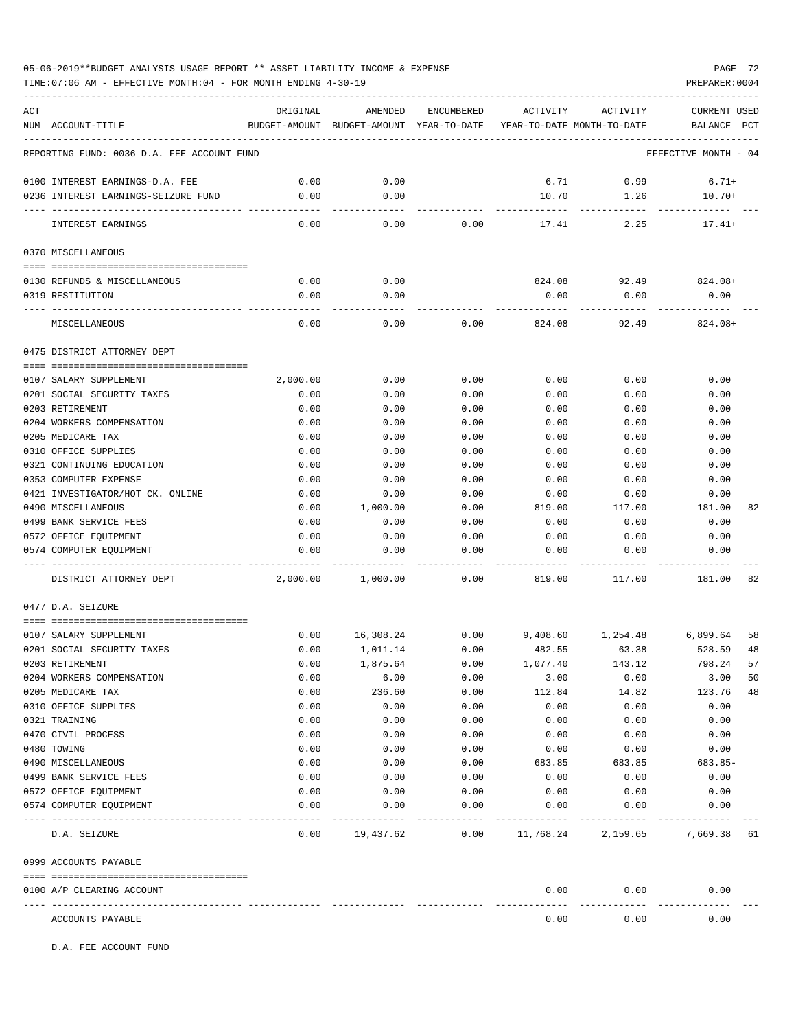05-06-2019**BUDGET ANALYSIS USAGE REPORT ** ASSET LIABILITY INCOME & EXPENSE

TIME:07:06 AM - EFFECTIVE MONTH:04 - FOR MONTH ENDING 4-30-19

PREPARER:0004

| ACT NUM | ACCOUNT-TITLE | ORIGINAL BUDGET-AMOUNT | AMENDED BUDGET-AMOUNT | ENCUMBERED YEAR-TO-DATE | ACTIVITY YEAR-TO-DATE | ACTIVITY MONTH-TO-DATE | CURRENT USED BALANCE | PCT |
|---|---|---|---|---|---|---|---|---|
| | REPORTING FUND: 0036 D.A. FEE ACCOUNT FUND | | | | | | EFFECTIVE MONTH - 04 | |
| 0100 | INTEREST EARNINGS-D.A. FEE | 0.00 | 0.00 | | 6.71 | 0.99 | 6.71+ | |
| 0236 | INTEREST EARNINGS-SEIZURE FUND | 0.00 | 0.00 | | 10.70 | 1.26 | 10.70+ | |
| | INTEREST EARNINGS | 0.00 | 0.00 | 0.00 | 17.41 | 2.25 | 17.41+ | |
| | 0370 MISCELLANEOUS | | | | | | | |
| 0130 | REFUNDS & MISCELLANEOUS | 0.00 | 0.00 | | 824.08 | 92.49 | 824.08+ | |
| 0319 | RESTITUTION | 0.00 | 0.00 | | 0.00 | 0.00 | 0.00 | |
| | MISCELLANEOUS | 0.00 | 0.00 | 0.00 | 824.08 | 92.49 | 824.08+ | |
| | 0475 DISTRICT ATTORNEY DEPT | | | | | | | |
| 0107 | SALARY SUPPLEMENT | 2,000.00 | 0.00 | 0.00 | 0.00 | 0.00 | 0.00 | |
| 0201 | SOCIAL SECURITY TAXES | 0.00 | 0.00 | 0.00 | 0.00 | 0.00 | 0.00 | |
| 0203 | RETIREMENT | 0.00 | 0.00 | 0.00 | 0.00 | 0.00 | 0.00 | |
| 0204 | WORKERS COMPENSATION | 0.00 | 0.00 | 0.00 | 0.00 | 0.00 | 0.00 | |
| 0205 | MEDICARE TAX | 0.00 | 0.00 | 0.00 | 0.00 | 0.00 | 0.00 | |
| 0310 | OFFICE SUPPLIES | 0.00 | 0.00 | 0.00 | 0.00 | 0.00 | 0.00 | |
| 0321 | CONTINUING EDUCATION | 0.00 | 0.00 | 0.00 | 0.00 | 0.00 | 0.00 | |
| 0353 | COMPUTER EXPENSE | 0.00 | 0.00 | 0.00 | 0.00 | 0.00 | 0.00 | |
| 0421 | INVESTIGATOR/HOT CK. ONLINE | 0.00 | 0.00 | 0.00 | 0.00 | 0.00 | 0.00 | |
| 0490 | MISCELLANEOUS | 0.00 | 1,000.00 | 0.00 | 819.00 | 117.00 | 181.00 | 82 |
| 0499 | BANK SERVICE FEES | 0.00 | 0.00 | 0.00 | 0.00 | 0.00 | 0.00 | |
| 0572 | OFFICE EQUIPMENT | 0.00 | 0.00 | 0.00 | 0.00 | 0.00 | 0.00 | |
| 0574 | COMPUTER EQUIPMENT | 0.00 | 0.00 | 0.00 | 0.00 | 0.00 | 0.00 | |
| | DISTRICT ATTORNEY DEPT | 2,000.00 | 1,000.00 | 0.00 | 819.00 | 117.00 | 181.00 | 82 |
| | 0477 D.A. SEIZURE | | | | | | | |
| 0107 | SALARY SUPPLEMENT | 0.00 | 16,308.24 | 0.00 | 9,408.60 | 1,254.48 | 6,899.64 | 58 |
| 0201 | SOCIAL SECURITY TAXES | 0.00 | 1,011.14 | 0.00 | 482.55 | 63.38 | 528.59 | 48 |
| 0203 | RETIREMENT | 0.00 | 1,875.64 | 0.00 | 1,077.40 | 143.12 | 798.24 | 57 |
| 0204 | WORKERS COMPENSATION | 0.00 | 6.00 | 0.00 | 3.00 | 0.00 | 3.00 | 50 |
| 0205 | MEDICARE TAX | 0.00 | 236.60 | 0.00 | 112.84 | 14.82 | 123.76 | 48 |
| 0310 | OFFICE SUPPLIES | 0.00 | 0.00 | 0.00 | 0.00 | 0.00 | 0.00 | |
| 0321 | TRAINING | 0.00 | 0.00 | 0.00 | 0.00 | 0.00 | 0.00 | |
| 0470 | CIVIL PROCESS | 0.00 | 0.00 | 0.00 | 0.00 | 0.00 | 0.00 | |
| 0480 | TOWING | 0.00 | 0.00 | 0.00 | 0.00 | 0.00 | 0.00 | |
| 0490 | MISCELLANEOUS | 0.00 | 0.00 | 0.00 | 683.85 | 683.85 | 683.85- | |
| 0499 | BANK SERVICE FEES | 0.00 | 0.00 | 0.00 | 0.00 | 0.00 | 0.00 | |
| 0572 | OFFICE EQUIPMENT | 0.00 | 0.00 | 0.00 | 0.00 | 0.00 | 0.00 | |
| 0574 | COMPUTER EQUIPMENT | 0.00 | 0.00 | 0.00 | 0.00 | 0.00 | 0.00 | |
| | D.A. SEIZURE | 0.00 | 19,437.62 | 0.00 | 11,768.24 | 2,159.65 | 7,669.38 | 61 |
| | 0999 ACCOUNTS PAYABLE | | | | | | | |
| 0100 | A/P CLEARING ACCOUNT | | | | 0.00 | 0.00 | 0.00 | |
| | ACCOUNTS PAYABLE | | | | 0.00 | 0.00 | 0.00 | |

D.A. FEE ACCOUNT FUND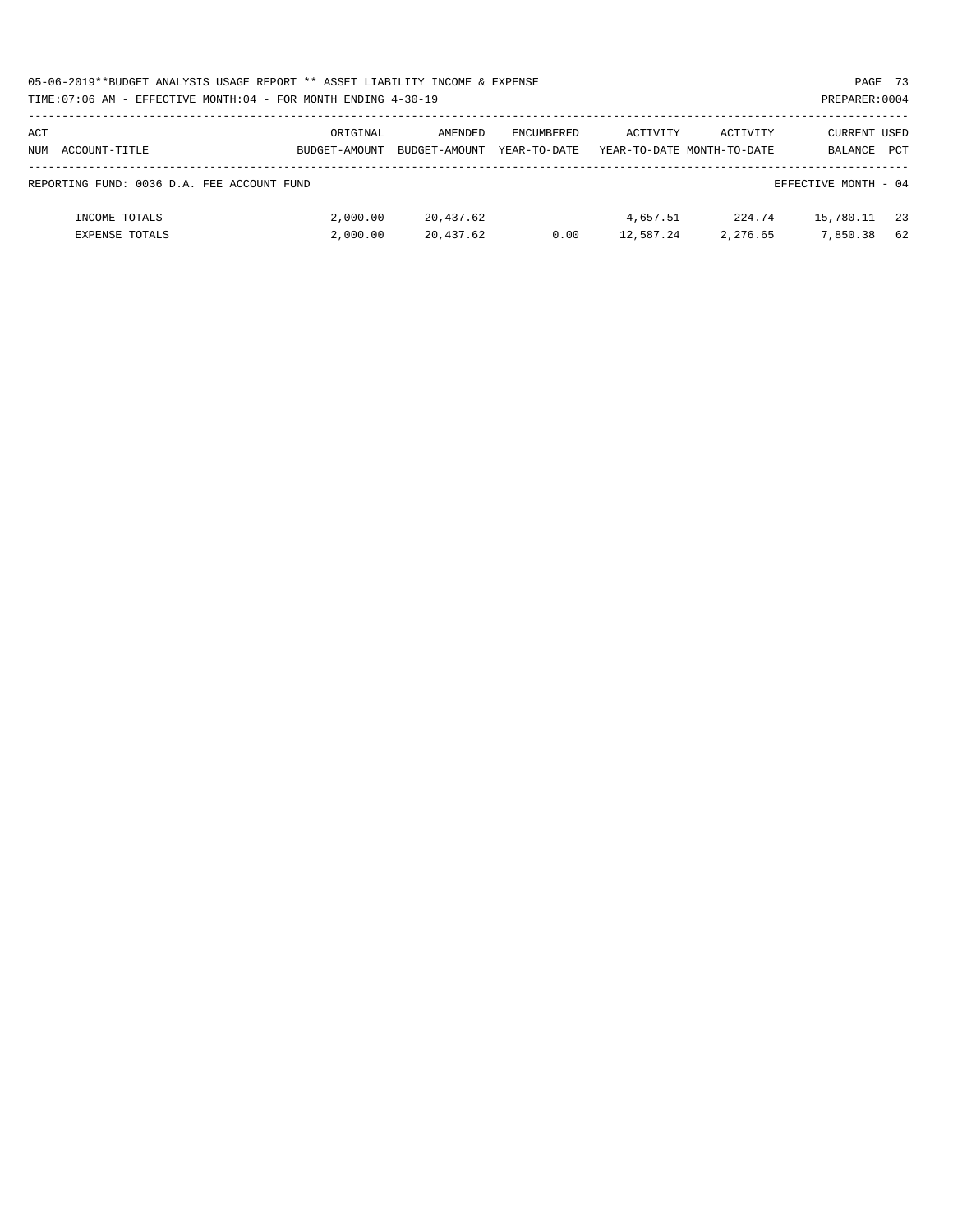05-06-2019**BUDGET ANALYSIS USAGE REPORT ** ASSET LIABILITY INCOME & EXPENSE

TIME:07:06 AM - EFFECTIVE MONTH:04 - FOR MONTH ENDING 4-30-19

PREPARER:0004

| ACT NUM ACCOUNT-TITLE | ORIGINAL BUDGET-AMOUNT | AMENDED BUDGET-AMOUNT | ENCUMBERED YEAR-TO-DATE | ACTIVITY YEAR-TO-DATE | ACTIVITY MONTH-TO-DATE | CURRENT BALANCE | USED PCT |
|---|---|---|---|---|---|---|---|
| REPORTING FUND: 0036 D.A. FEE ACCOUNT FUND | | | | | | EFFECTIVE MONTH - 04 | |
| INCOME TOTALS | 2,000.00 | 20,437.62 | | 4,657.51 | 224.74 | 15,780.11 | 23 |
| EXPENSE TOTALS | 2,000.00 | 20,437.62 | 0.00 | 12,587.24 | 2,276.65 | 7,850.38 | 62 |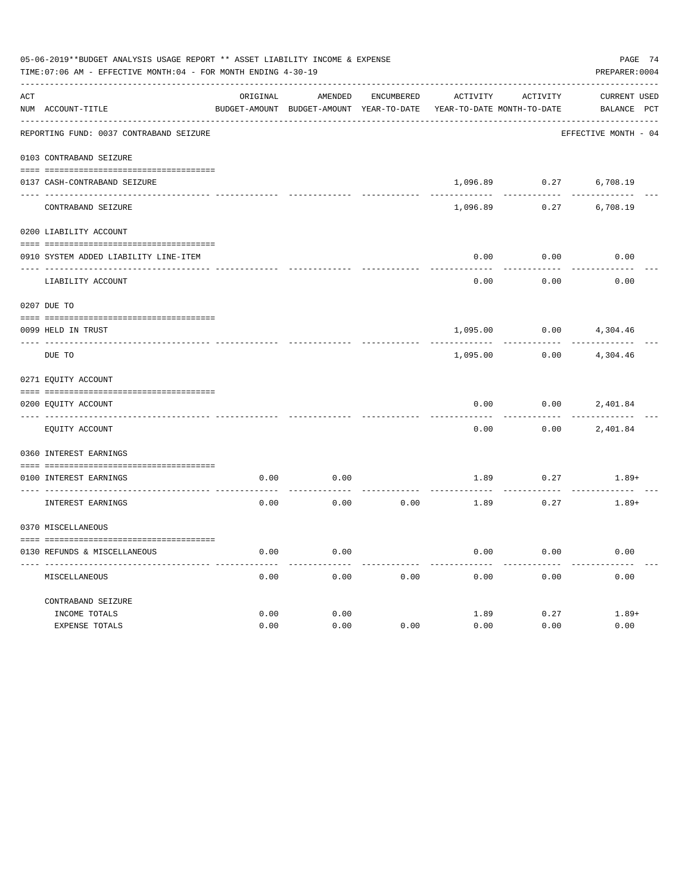05-06-2019**BUDGET ANALYSIS USAGE REPORT ** ASSET LIABILITY INCOME & EXPENSE

TIME:07:06 AM - EFFECTIVE MONTH:04 - FOR MONTH ENDING 4-30-19

PREPARER:0004

| ACT NUM | ACCOUNT-TITLE | ORIGINAL BUDGET-AMOUNT | AMENDED BUDGET-AMOUNT | ENCUMBERED YEAR-TO-DATE | ACTIVITY YEAR-TO-DATE | ACTIVITY MONTH-TO-DATE | CURRENT BALANCE | USED PCT |
|---|---|---|---|---|---|---|---|---|
| | REPORTING FUND: 0037 CONTRABAND SEIZURE | | | | | | EFFECTIVE MONTH - 04 | |
| | 0103 CONTRABAND SEIZURE | | | | | | | |
| 0137 | CASH-CONTRABAND SEIZURE | | | | 1,096.89 | 0.27 | 6,708.19 | |
| | CONTRABAND SEIZURE | | | | 1,096.89 | 0.27 | 6,708.19 | |
| | 0200 LIABILITY ACCOUNT | | | | | | | |
| 0910 | SYSTEM ADDED LIABILITY LINE-ITEM | | | | 0.00 | 0.00 | 0.00 | |
| | LIABILITY ACCOUNT | | | | 0.00 | 0.00 | 0.00 | |
| | 0207 DUE TO | | | | | | | |
| 0099 | HELD IN TRUST | | | | 1,095.00 | 0.00 | 4,304.46 | |
| | DUE TO | | | | 1,095.00 | 0.00 | 4,304.46 | |
| | 0271 EQUITY ACCOUNT | | | | | | | |
| 0200 | EQUITY ACCOUNT | | | | 0.00 | 0.00 | 2,401.84 | |
| | EQUITY ACCOUNT | | | | 0.00 | 0.00 | 2,401.84 | |
| | 0360 INTEREST EARNINGS | | | | | | | |
| 0100 | INTEREST EARNINGS | 0.00 | 0.00 | | 1.89 | 0.27 | 1.89+ | |
| | INTEREST EARNINGS | 0.00 | 0.00 | 0.00 | 1.89 | 0.27 | 1.89+ | |
| | 0370 MISCELLANEOUS | | | | | | | |
| 0130 | REFUNDS & MISCELLANEOUS | 0.00 | 0.00 | | 0.00 | 0.00 | 0.00 | |
| | MISCELLANEOUS | 0.00 | 0.00 | 0.00 | 0.00 | 0.00 | 0.00 | |
| | CONTRABAND SEIZURE | | | | | | | |
| | INCOME TOTALS | 0.00 | 0.00 | | 1.89 | 0.27 | 1.89+ | |
| | EXPENSE TOTALS | 0.00 | 0.00 | 0.00 | 0.00 | 0.00 | 0.00 | |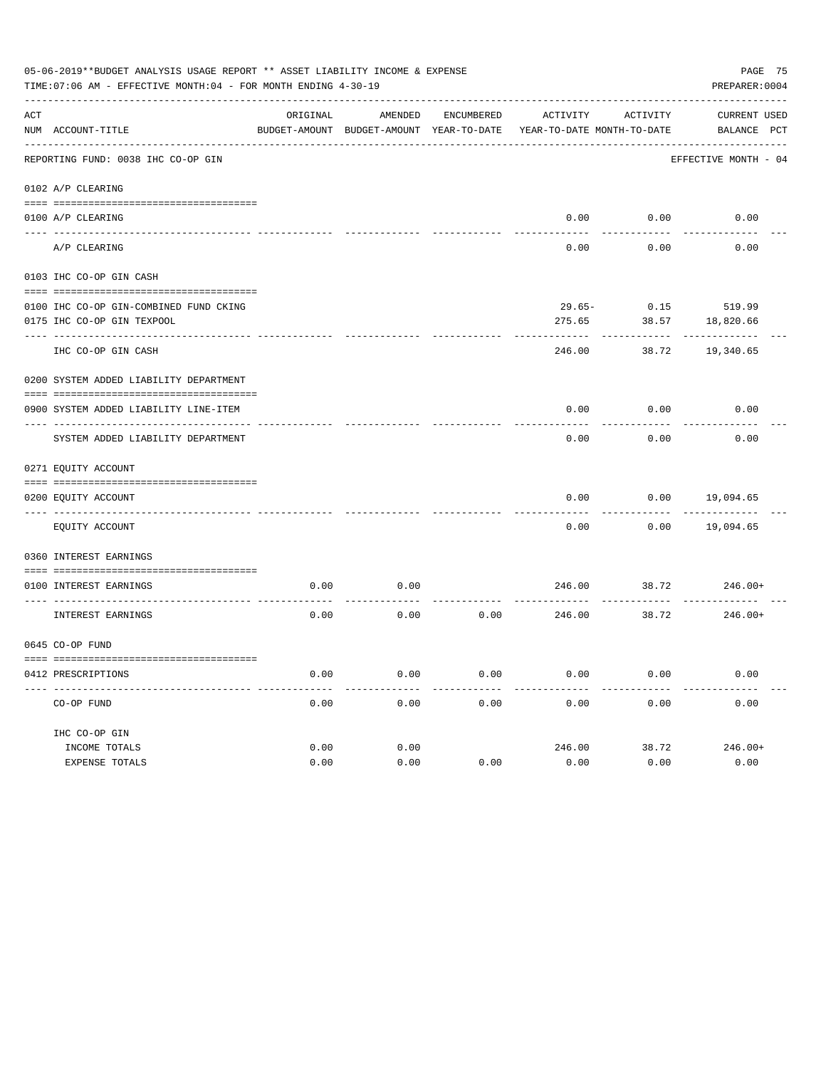05-06-2019**BUDGET ANALYSIS USAGE REPORT ** ASSET LIABILITY INCOME & EXPENSE

TIME:07:06 AM - EFFECTIVE MONTH:04 - FOR MONTH ENDING 4-30-19

PREPARER:0004

REPORTING FUND: 0038 IHC CO-OP GIN — EFFECTIVE MONTH - 04

| ACT NUM | ACCOUNT-TITLE | ORIGINAL BUDGET-AMOUNT | AMENDED BUDGET-AMOUNT | ENCUMBERED YEAR-TO-DATE | ACTIVITY YEAR-TO-DATE | ACTIVITY MONTH-TO-DATE | CURRENT BALANCE | USED PCT |
|---|---|---|---|---|---|---|---|---|
| | **0102 A/P CLEARING** | | | | | | | |
| 0100 | A/P CLEARING | | | | 0.00 | 0.00 | 0.00 | |
| | A/P CLEARING | | | | 0.00 | 0.00 | 0.00 | |
| | **0103 IHC CO-OP GIN CASH** | | | | | | | |
| 0100 | IHC CO-OP GIN-COMBINED FUND CKING | | | | 29.65- | 0.15 | 519.99 | |
| 0175 | IHC CO-OP GIN TEXPOOL | | | | 275.65 | 38.57 | 18,820.66 | |
| | IHC CO-OP GIN CASH | | | | 246.00 | 38.72 | 19,340.65 | |
| | **0200 SYSTEM ADDED LIABILITY DEPARTMENT** | | | | | | | |
| 0900 | SYSTEM ADDED LIABILITY LINE-ITEM | | | | 0.00 | 0.00 | 0.00 | |
| | SYSTEM ADDED LIABILITY DEPARTMENT | | | | 0.00 | 0.00 | 0.00 | |
| | **0271 EQUITY ACCOUNT** | | | | | | | |
| 0200 | EQUITY ACCOUNT | | | | 0.00 | 0.00 | 19,094.65 | |
| | EQUITY ACCOUNT | | | | 0.00 | 0.00 | 19,094.65 | |
| | **0360 INTEREST EARNINGS** | | | | | | | |
| 0100 | INTEREST EARNINGS | 0.00 | 0.00 | | 246.00 | 38.72 | 246.00+ | |
| | INTEREST EARNINGS | 0.00 | 0.00 | 0.00 | 246.00 | 38.72 | 246.00+ | |
| | **0645 CO-OP FUND** | | | | | | | |
| 0412 | PRESCRIPTIONS | 0.00 | 0.00 | 0.00 | 0.00 | 0.00 | 0.00 | |
| | CO-OP FUND | 0.00 | 0.00 | 0.00 | 0.00 | 0.00 | 0.00 | |
| | **IHC CO-OP GIN** | | | | | | | |
| | INCOME TOTALS | 0.00 | 0.00 | | 246.00 | 38.72 | 246.00+ | |
| | EXPENSE TOTALS | 0.00 | 0.00 | 0.00 | 0.00 | 0.00 | 0.00 | |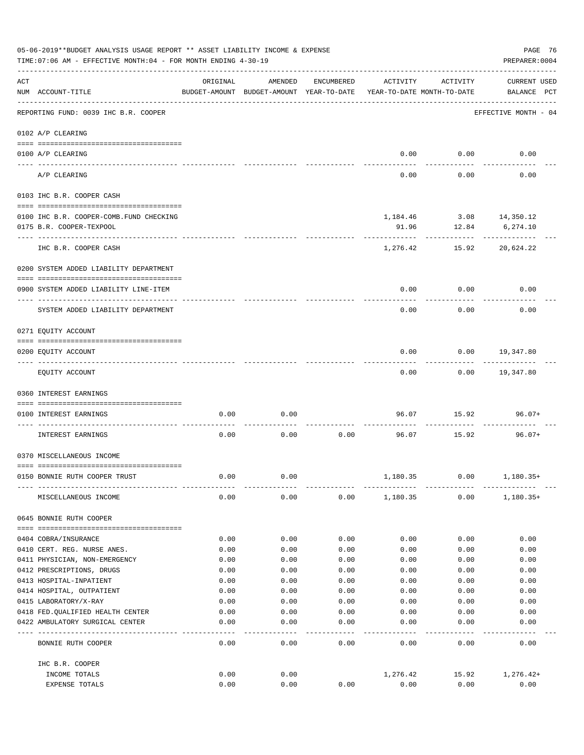05-06-2019**BUDGET ANALYSIS USAGE REPORT ** ASSET LIABILITY INCOME & EXPENSE

TIME:07:06 AM - EFFECTIVE MONTH:04 - FOR MONTH ENDING 4-30-19

PREPARER:0004

| ACT NUM | ACCOUNT-TITLE | ORIGINAL BUDGET-AMOUNT | AMENDED BUDGET-AMOUNT | ENCUMBERED YEAR-TO-DATE | ACTIVITY YEAR-TO-DATE | ACTIVITY MONTH-TO-DATE | CURRENT USED BALANCE | PCT |
|---|---|---|---|---|---|---|---|---|
| | REPORTING FUND: 0039 IHC B.R. COOPER | | | | | | EFFECTIVE MONTH - 04 | |
| 0102 | A/P CLEARING | | | | | | | |
| 0100 | A/P CLEARING | | | | 0.00 | 0.00 | 0.00 | |
| | A/P CLEARING | | | | 0.00 | 0.00 | 0.00 | |
| 0103 | IHC B.R. COOPER CASH | | | | | | | |
| 0100 | IHC B.R. COOPER-COMB.FUND CHECKING | | | | 1,184.46 | 3.08 | 14,350.12 | |
| 0175 | B.R. COOPER-TEXPOOL | | | | 91.96 | 12.84 | 6,274.10 | |
| | IHC B.R. COOPER CASH | | | | 1,276.42 | 15.92 | 20,624.22 | |
| 0200 | SYSTEM ADDED LIABILITY DEPARTMENT | | | | | | | |
| 0900 | SYSTEM ADDED LIABILITY LINE-ITEM | | | | 0.00 | 0.00 | 0.00 | |
| | SYSTEM ADDED LIABILITY DEPARTMENT | | | | 0.00 | 0.00 | 0.00 | |
| 0271 | EQUITY ACCOUNT | | | | | | | |
| 0200 | EQUITY ACCOUNT | | | | 0.00 | 0.00 | 19,347.80 | |
| | EQUITY ACCOUNT | | | | 0.00 | 0.00 | 19,347.80 | |
| 0360 | INTEREST EARNINGS | | | | | | | |
| 0100 | INTEREST EARNINGS | 0.00 | 0.00 | | 96.07 | 15.92 | 96.07+ | |
| | INTEREST EARNINGS | 0.00 | 0.00 | 0.00 | 96.07 | 15.92 | 96.07+ | |
| 0370 | MISCELLANEOUS INCOME | | | | | | | |
| 0150 | BONNIE RUTH COOPER TRUST | 0.00 | 0.00 | | 1,180.35 | 0.00 | 1,180.35+ | |
| | MISCELLANEOUS INCOME | 0.00 | 0.00 | 0.00 | 1,180.35 | 0.00 | 1,180.35+ | |
| 0645 | BONNIE RUTH COOPER | | | | | | | |
| 0404 | COBRA/INSURANCE | 0.00 | 0.00 | 0.00 | 0.00 | 0.00 | 0.00 | |
| 0410 | CERT. REG. NURSE ANES. | 0.00 | 0.00 | 0.00 | 0.00 | 0.00 | 0.00 | |
| 0411 | PHYSICIAN, NON-EMERGENCY | 0.00 | 0.00 | 0.00 | 0.00 | 0.00 | 0.00 | |
| 0412 | PRESCRIPTIONS, DRUGS | 0.00 | 0.00 | 0.00 | 0.00 | 0.00 | 0.00 | |
| 0413 | HOSPITAL-INPATIENT | 0.00 | 0.00 | 0.00 | 0.00 | 0.00 | 0.00 | |
| 0414 | HOSPITAL, OUTPATIENT | 0.00 | 0.00 | 0.00 | 0.00 | 0.00 | 0.00 | |
| 0415 | LABORATORY/X-RAY | 0.00 | 0.00 | 0.00 | 0.00 | 0.00 | 0.00 | |
| 0418 | FED.QUALIFIED HEALTH CENTER | 0.00 | 0.00 | 0.00 | 0.00 | 0.00 | 0.00 | |
| 0422 | AMBULATORY SURGICAL CENTER | 0.00 | 0.00 | 0.00 | 0.00 | 0.00 | 0.00 | |
| | BONNIE RUTH COOPER | 0.00 | 0.00 | 0.00 | 0.00 | 0.00 | 0.00 | |
| | IHC B.R. COOPER | | | | | | | |
| | INCOME TOTALS | 0.00 | 0.00 | | 1,276.42 | 15.92 | 1,276.42+ | |
| | EXPENSE TOTALS | 0.00 | 0.00 | 0.00 | 0.00 | 0.00 | 0.00 | |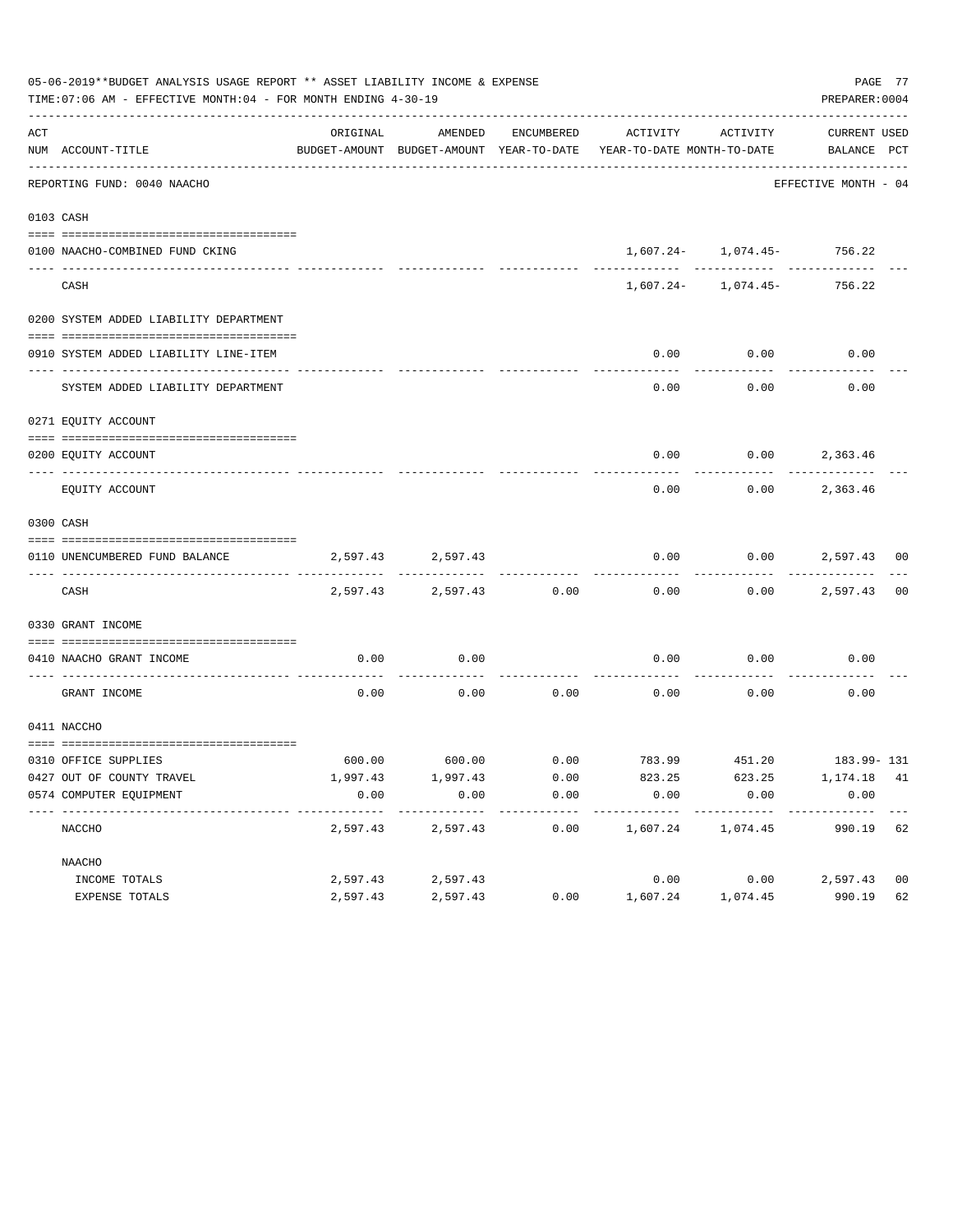05-06-2019**BUDGET ANALYSIS USAGE REPORT ** ASSET LIABILITY INCOME & EXPENSE

TIME:07:06 AM - EFFECTIVE MONTH:04 - FOR MONTH ENDING 4-30-19

PREPARER:0004

| ACT NUM | ACCOUNT-TITLE | ORIGINAL BUDGET-AMOUNT | AMENDED BUDGET-AMOUNT | ENCUMBERED YEAR-TO-DATE | ACTIVITY YEAR-TO-DATE | ACTIVITY MONTH-TO-DATE | CURRENT BALANCE | USED PCT |
|---|---|---|---|---|---|---|---|---|
| | REPORTING FUND: 0040 NAACHO | | | | | | EFFECTIVE MONTH - 04 | |
| 0103 | CASH | | | | | | | |
| 0100 | NAACHO-COMBINED FUND CKING | | | | 1,607.24- | 1,074.45- | 756.22 | |
| | CASH | | | | 1,607.24- | 1,074.45- | 756.22 | |
| 0200 | SYSTEM ADDED LIABILITY DEPARTMENT | | | | | | | |
| 0910 | SYSTEM ADDED LIABILITY LINE-ITEM | | | | 0.00 | 0.00 | 0.00 | |
| | SYSTEM ADDED LIABILITY DEPARTMENT | | | | 0.00 | 0.00 | 0.00 | |
| 0271 | EQUITY ACCOUNT | | | | | | | |
| 0200 | EQUITY ACCOUNT | | | | 0.00 | 0.00 | 2,363.46 | |
| | EQUITY ACCOUNT | | | | 0.00 | 0.00 | 2,363.46 | |
| 0300 | CASH | | | | | | | |
| 0110 | UNENCUMBERED FUND BALANCE | 2,597.43 | 2,597.43 | | 0.00 | 0.00 | 2,597.43 | 00 |
| | CASH | 2,597.43 | 2,597.43 | 0.00 | 0.00 | 0.00 | 2,597.43 | 00 |
| 0330 | GRANT INCOME | | | | | | | |
| 0410 | NAACHO GRANT INCOME | 0.00 | 0.00 | | 0.00 | 0.00 | 0.00 | |
| | GRANT INCOME | 0.00 | 0.00 | 0.00 | 0.00 | 0.00 | 0.00 | |
| 0411 | NACCHO | | | | | | | |
| 0310 | OFFICE SUPPLIES | 600.00 | 600.00 | 0.00 | 783.99 | 451.20 | 183.99- | 131 |
| 0427 | OUT OF COUNTY TRAVEL | 1,997.43 | 1,997.43 | 0.00 | 823.25 | 623.25 | 1,174.18 | 41 |
| 0574 | COMPUTER EQUIPMENT | 0.00 | 0.00 | 0.00 | 0.00 | 0.00 | 0.00 | |
| | NACCHO | 2,597.43 | 2,597.43 | 0.00 | 1,607.24 | 1,074.45 | 990.19 | 62 |
| | NAACHO | | | | | | | |
| | INCOME TOTALS | 2,597.43 | 2,597.43 | | 0.00 | 0.00 | 2,597.43 | 00 |
| | EXPENSE TOTALS | 2,597.43 | 2,597.43 | 0.00 | 1,607.24 | 1,074.45 | 990.19 | 62 |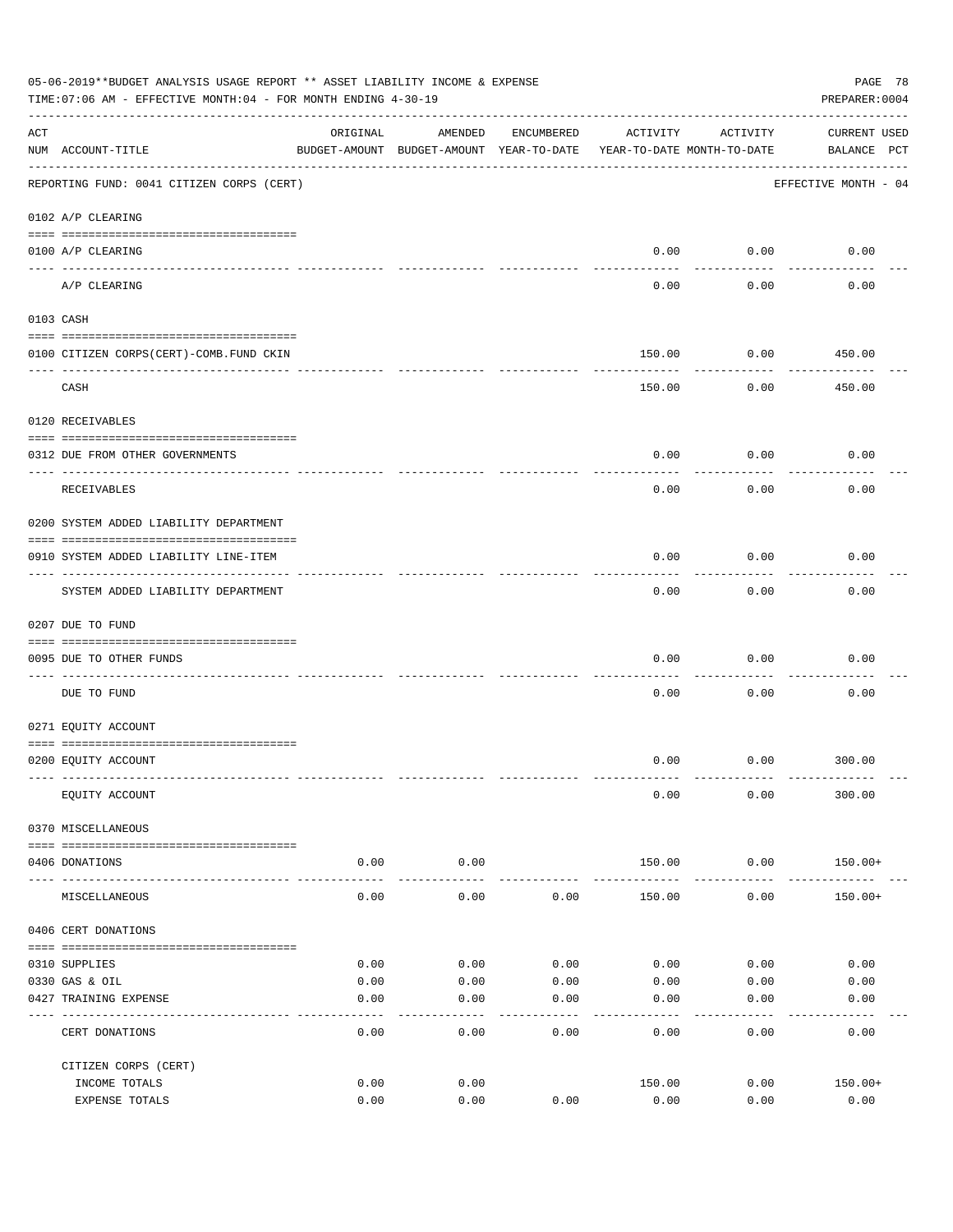05-06-2019**BUDGET ANALYSIS USAGE REPORT ** ASSET LIABILITY INCOME & EXPENSE

TIME:07:06 AM - EFFECTIVE MONTH:04 - FOR MONTH ENDING 4-30-19

PREPARER:0004

| ACT NUM | ACCOUNT-TITLE | ORIGINAL BUDGET-AMOUNT | AMENDED BUDGET-AMOUNT | ENCUMBERED YEAR-TO-DATE | ACTIVITY YEAR-TO-DATE | ACTIVITY MONTH-TO-DATE | CURRENT BALANCE | USED PCT |
|---|---|---|---|---|---|---|---|---|
| | REPORTING FUND: 0041 CITIZEN CORPS (CERT) | | | | | | EFFECTIVE MONTH - 04 | |
| | 0102 A/P CLEARING | | | | | | | |
| 0100 | A/P CLEARING | | | | 0.00 | 0.00 | 0.00 | |
| | A/P CLEARING | | | | 0.00 | 0.00 | 0.00 | |
| | 0103 CASH | | | | | | | |
| 0100 | CITIZEN CORPS(CERT)-COMB.FUND CKIN | | | | 150.00 | 0.00 | 450.00 | |
| | CASH | | | | 150.00 | 0.00 | 450.00 | |
| | 0120 RECEIVABLES | | | | | | | |
| 0312 | DUE FROM OTHER GOVERNMENTS | | | | 0.00 | 0.00 | 0.00 | |
| | RECEIVABLES | | | | 0.00 | 0.00 | 0.00 | |
| | 0200 SYSTEM ADDED LIABILITY DEPARTMENT | | | | | | | |
| 0910 | SYSTEM ADDED LIABILITY LINE-ITEM | | | | 0.00 | 0.00 | 0.00 | |
| | SYSTEM ADDED LIABILITY DEPARTMENT | | | | 0.00 | 0.00 | 0.00 | |
| | 0207 DUE TO FUND | | | | | | | |
| 0095 | DUE TO OTHER FUNDS | | | | 0.00 | 0.00 | 0.00 | |
| | DUE TO FUND | | | | 0.00 | 0.00 | 0.00 | |
| | 0271 EQUITY ACCOUNT | | | | | | | |
| 0200 | EQUITY ACCOUNT | | | | 0.00 | 0.00 | 300.00 | |
| | EQUITY ACCOUNT | | | | 0.00 | 0.00 | 300.00 | |
| | 0370 MISCELLANEOUS | | | | | | | |
| 0406 | DONATIONS | 0.00 | 0.00 | | 150.00 | 0.00 | 150.00+ | |
| | MISCELLANEOUS | 0.00 | 0.00 | 0.00 | 150.00 | 0.00 | 150.00+ | |
| | 0406 CERT DONATIONS | | | | | | | |
| 0310 | SUPPLIES | 0.00 | 0.00 | 0.00 | 0.00 | 0.00 | 0.00 | |
| 0330 | GAS & OIL | 0.00 | 0.00 | 0.00 | 0.00 | 0.00 | 0.00 | |
| 0427 | TRAINING EXPENSE | 0.00 | 0.00 | 0.00 | 0.00 | 0.00 | 0.00 | |
| | CERT DONATIONS | 0.00 | 0.00 | 0.00 | 0.00 | 0.00 | 0.00 | |
| | CITIZEN CORPS (CERT) | | | | | | | |
| | INCOME TOTALS | 0.00 | 0.00 | | 150.00 | 0.00 | 150.00+ | |
| | EXPENSE TOTALS | 0.00 | 0.00 | 0.00 | 0.00 | 0.00 | 0.00 | |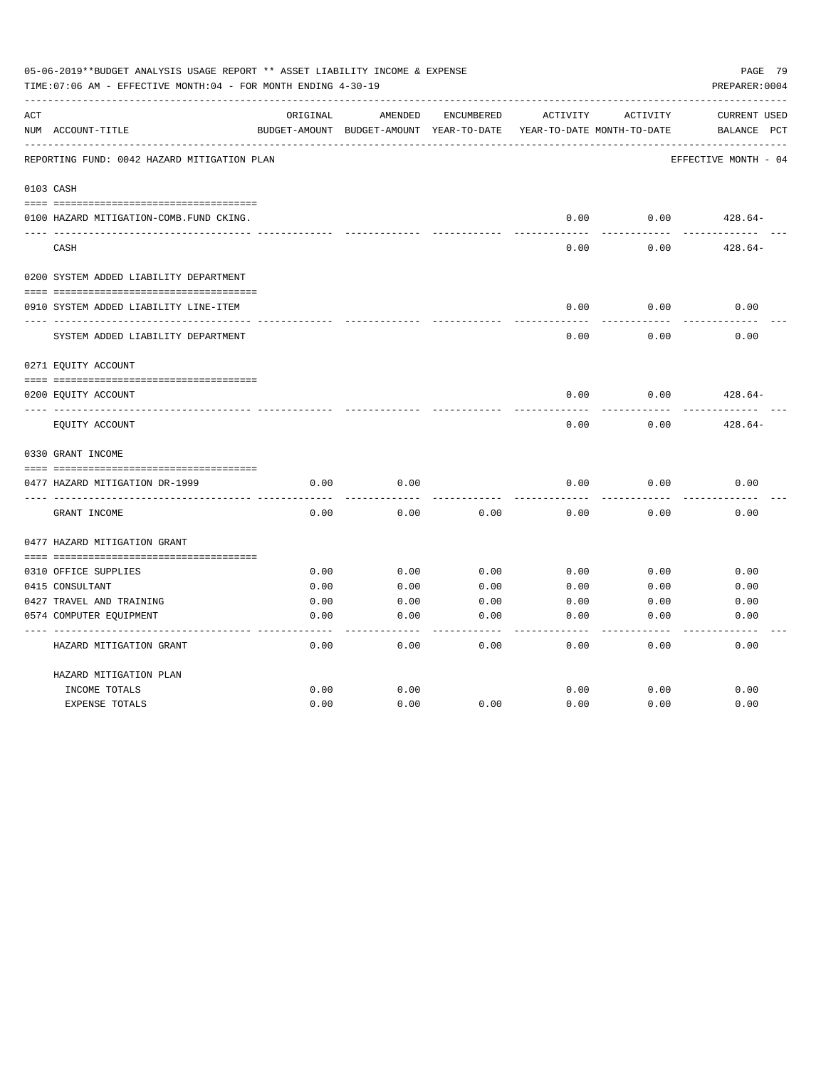05-06-2019**BUDGET ANALYSIS USAGE REPORT ** ASSET LIABILITY INCOME & EXPENSE

TIME:07:06 AM - EFFECTIVE MONTH:04 - FOR MONTH ENDING 4-30-19

PREPARER:0004

| ACT NUM | ACCOUNT-TITLE | ORIGINAL BUDGET-AMOUNT | AMENDED BUDGET-AMOUNT | ENCUMBERED YEAR-TO-DATE | ACTIVITY YEAR-TO-DATE | ACTIVITY MONTH-TO-DATE | CURRENT BALANCE | USED PCT |
|---|---|---|---|---|---|---|---|---|
| | REPORTING FUND: 0042 HAZARD MITIGATION PLAN | | | | | | EFFECTIVE MONTH - 04 | |
| 0103 | CASH | | | | | | | |
| 0100 | HAZARD MITIGATION-COMB.FUND CKING. | | | | 0.00 | 0.00 | 428.64- | |
| | CASH | | | | 0.00 | 0.00 | 428.64- | |
| 0200 | SYSTEM ADDED LIABILITY DEPARTMENT | | | | | | | |
| 0910 | SYSTEM ADDED LIABILITY LINE-ITEM | | | | 0.00 | 0.00 | 0.00 | |
| | SYSTEM ADDED LIABILITY DEPARTMENT | | | | 0.00 | 0.00 | 0.00 | |
| 0271 | EQUITY ACCOUNT | | | | | | | |
| 0200 | EQUITY ACCOUNT | | | | 0.00 | 0.00 | 428.64- | |
| | EQUITY ACCOUNT | | | | 0.00 | 0.00 | 428.64- | |
| 0330 | GRANT INCOME | | | | | | | |
| 0477 | HAZARD MITIGATION DR-1999 | 0.00 | 0.00 | | 0.00 | 0.00 | 0.00 | |
| | GRANT INCOME | 0.00 | 0.00 | 0.00 | 0.00 | 0.00 | 0.00 | |
| 0477 | HAZARD MITIGATION GRANT | | | | | | | |
| 0310 | OFFICE SUPPLIES | 0.00 | 0.00 | 0.00 | 0.00 | 0.00 | 0.00 | |
| 0415 | CONSULTANT | 0.00 | 0.00 | 0.00 | 0.00 | 0.00 | 0.00 | |
| 0427 | TRAVEL AND TRAINING | 0.00 | 0.00 | 0.00 | 0.00 | 0.00 | 0.00 | |
| 0574 | COMPUTER EQUIPMENT | 0.00 | 0.00 | 0.00 | 0.00 | 0.00 | 0.00 | |
| | HAZARD MITIGATION GRANT | 0.00 | 0.00 | 0.00 | 0.00 | 0.00 | 0.00 | |
| | HAZARD MITIGATION PLAN | | | | | | | |
| | INCOME TOTALS | 0.00 | 0.00 | | 0.00 | 0.00 | 0.00 | |
| | EXPENSE TOTALS | 0.00 | 0.00 | 0.00 | 0.00 | 0.00 | 0.00 | |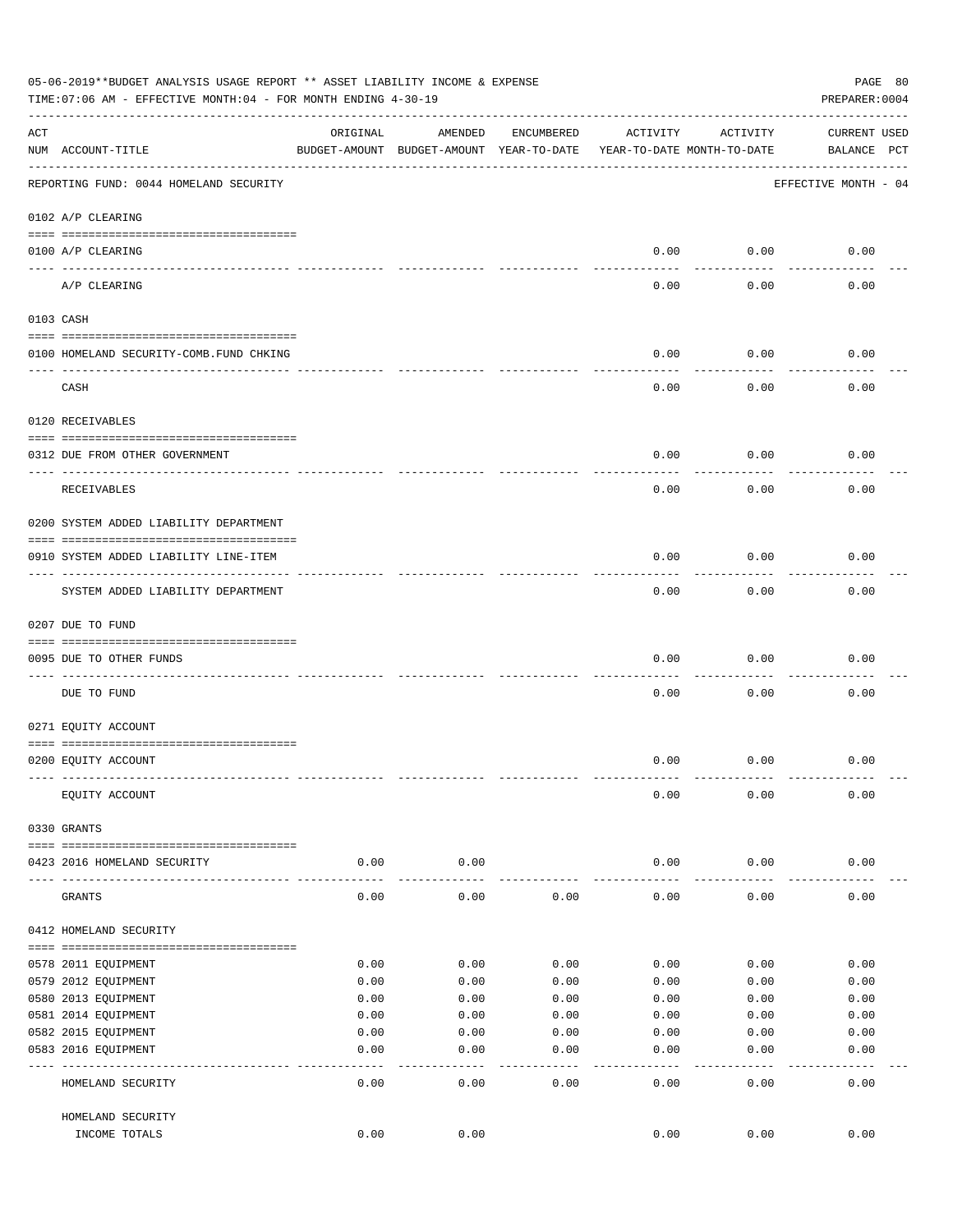05-06-2019**BUDGET ANALYSIS USAGE REPORT ** ASSET LIABILITY INCOME & EXPENSE

TIME:07:06 AM - EFFECTIVE MONTH:04 - FOR MONTH ENDING 4-30-19

PREPARER:0004

| ACT NUM | ACCOUNT-TITLE | ORIGINAL BUDGET-AMOUNT | AMENDED BUDGET-AMOUNT | ENCUMBERED YEAR-TO-DATE | ACTIVITY YEAR-TO-DATE | ACTIVITY MONTH-TO-DATE | CURRENT BALANCE | USED PCT |
|---|---|---|---|---|---|---|---|---|
| | REPORTING FUND: 0044 HOMELAND SECURITY | | | | | | EFFECTIVE MONTH - 04 | |
| | 0102 A/P CLEARING | | | | | | | |
| 0100 | A/P CLEARING | | | | 0.00 | 0.00 | 0.00 | |
| | A/P CLEARING | | | | 0.00 | 0.00 | 0.00 | |
| | 0103 CASH | | | | | | | |
| 0100 | HOMELAND SECURITY-COMB.FUND CHKING | | | | 0.00 | 0.00 | 0.00 | |
| | CASH | | | | 0.00 | 0.00 | 0.00 | |
| | 0120 RECEIVABLES | | | | | | | |
| 0312 | DUE FROM OTHER GOVERNMENT | | | | 0.00 | 0.00 | 0.00 | |
| | RECEIVABLES | | | | 0.00 | 0.00 | 0.00 | |
| | 0200 SYSTEM ADDED LIABILITY DEPARTMENT | | | | | | | |
| 0910 | SYSTEM ADDED LIABILITY LINE-ITEM | | | | 0.00 | 0.00 | 0.00 | |
| | SYSTEM ADDED LIABILITY DEPARTMENT | | | | 0.00 | 0.00 | 0.00 | |
| | 0207 DUE TO FUND | | | | | | | |
| 0095 | DUE TO OTHER FUNDS | | | | 0.00 | 0.00 | 0.00 | |
| | DUE TO FUND | | | | 0.00 | 0.00 | 0.00 | |
| | 0271 EQUITY ACCOUNT | | | | | | | |
| 0200 | EQUITY ACCOUNT | | | | 0.00 | 0.00 | 0.00 | |
| | EQUITY ACCOUNT | | | | 0.00 | 0.00 | 0.00 | |
| | 0330 GRANTS | | | | | | | |
| 0423 | 2016 HOMELAND SECURITY | 0.00 | 0.00 | | 0.00 | 0.00 | 0.00 | |
| | GRANTS | 0.00 | 0.00 | 0.00 | 0.00 | 0.00 | 0.00 | |
| | 0412 HOMELAND SECURITY | | | | | | | |
| 0578 | 2011 EQUIPMENT | 0.00 | 0.00 | 0.00 | 0.00 | 0.00 | 0.00 | |
| 0579 | 2012 EQUIPMENT | 0.00 | 0.00 | 0.00 | 0.00 | 0.00 | 0.00 | |
| 0580 | 2013 EQUIPMENT | 0.00 | 0.00 | 0.00 | 0.00 | 0.00 | 0.00 | |
| 0581 | 2014 EQUIPMENT | 0.00 | 0.00 | 0.00 | 0.00 | 0.00 | 0.00 | |
| 0582 | 2015 EQUIPMENT | 0.00 | 0.00 | 0.00 | 0.00 | 0.00 | 0.00 | |
| 0583 | 2016 EQUIPMENT | 0.00 | 0.00 | 0.00 | 0.00 | 0.00 | 0.00 | |
| | HOMELAND SECURITY | 0.00 | 0.00 | 0.00 | 0.00 | 0.00 | 0.00 | |
| | HOMELAND SECURITY INCOME TOTALS | 0.00 | 0.00 | | 0.00 | 0.00 | 0.00 | |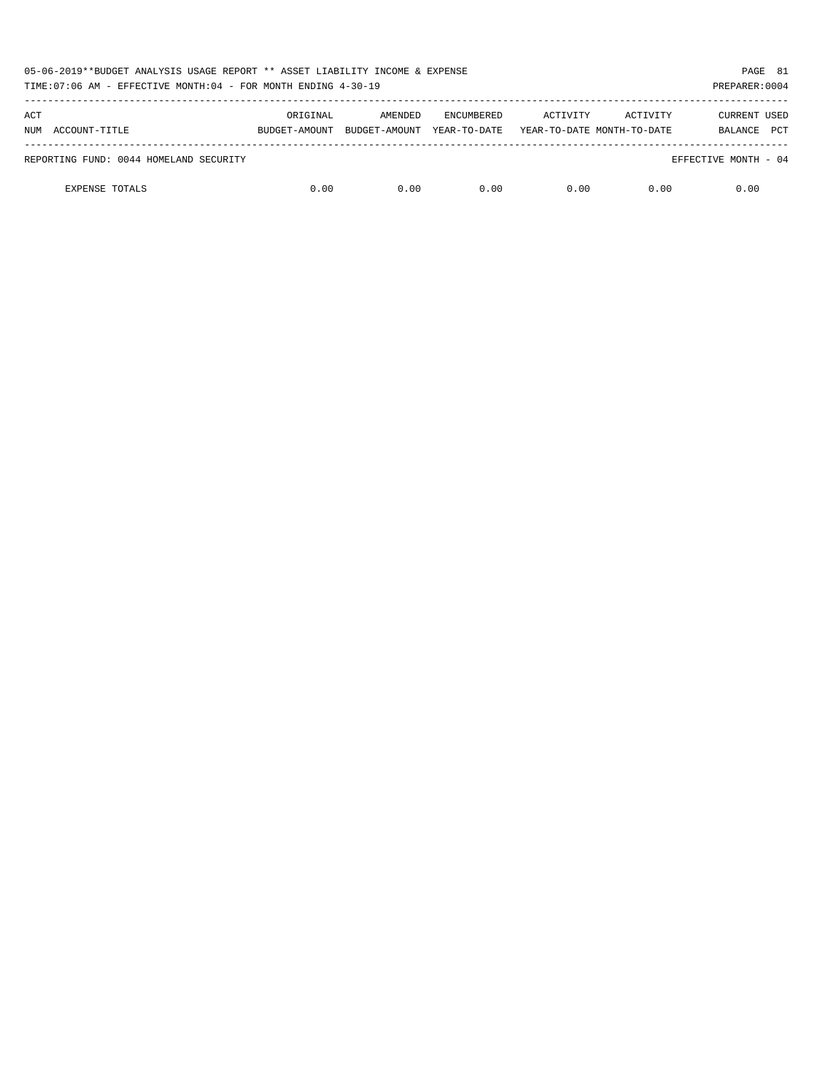| ACT NUM | ACCOUNT-TITLE | ORIGINAL BUDGET-AMOUNT | AMENDED BUDGET-AMOUNT | ENCUMBERED YEAR-TO-DATE | ACTIVITY YEAR-TO-DATE | ACTIVITY MONTH-TO-DATE | CURRENT BALANCE | USED PCT |
|---|---|---|---|---|---|---|---|---|
| REPORTING FUND: 0044 HOMELAND SECURITY | | | | | | | EFFECTIVE MONTH - 04 | |
| | EXPENSE TOTALS | 0.00 | 0.00 | 0.00 | 0.00 | 0.00 | 0.00 | |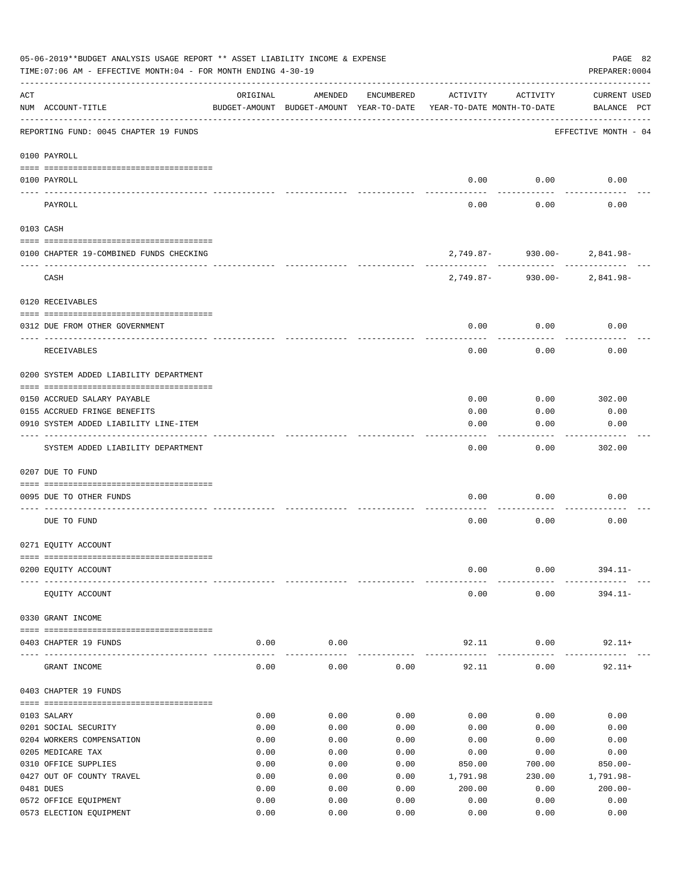05-06-2019**BUDGET ANALYSIS USAGE REPORT ** ASSET LIABILITY INCOME & EXPENSE

TIME:07:06 AM - EFFECTIVE MONTH:04 - FOR MONTH ENDING 4-30-19

PREPARER:0004

| ACT NUM | ACCOUNT-TITLE | ORIGINAL BUDGET-AMOUNT | AMENDED BUDGET-AMOUNT | ENCUMBERED YEAR-TO-DATE | ACTIVITY YEAR-TO-DATE | ACTIVITY MONTH-TO-DATE | CURRENT USED BALANCE | PCT |
|---|---|---|---|---|---|---|---|---|
| | REPORTING FUND: 0045 CHAPTER 19 FUNDS | | | | | | EFFECTIVE MONTH - 04 | |
| | **0100 PAYROLL** | | | | | | | |
| 0100 | PAYROLL | | | | 0.00 | 0.00 | 0.00 | |
| | PAYROLL | | | | 0.00 | 0.00 | 0.00 | |
| | **0103 CASH** | | | | | | | |
| 0100 | CHAPTER 19-COMBINED FUNDS CHECKING | | | | 2,749.87- | 930.00- | 2,841.98- | |
| | CASH | | | | 2,749.87- | 930.00- | 2,841.98- | |
| | **0120 RECEIVABLES** | | | | | | | |
| 0312 | DUE FROM OTHER GOVERNMENT | | | | 0.00 | 0.00 | 0.00 | |
| | RECEIVABLES | | | | 0.00 | 0.00 | 0.00 | |
| | **0200 SYSTEM ADDED LIABILITY DEPARTMENT** | | | | | | | |
| 0150 | ACCRUED SALARY PAYABLE | | | | 0.00 | 0.00 | 302.00 | |
| 0155 | ACCRUED FRINGE BENEFITS | | | | 0.00 | 0.00 | 0.00 | |
| 0910 | SYSTEM ADDED LIABILITY LINE-ITEM | | | | 0.00 | 0.00 | 0.00 | |
| | SYSTEM ADDED LIABILITY DEPARTMENT | | | | 0.00 | 0.00 | 302.00 | |
| | **0207 DUE TO FUND** | | | | | | | |
| 0095 | DUE TO OTHER FUNDS | | | | 0.00 | 0.00 | 0.00 | |
| | DUE TO FUND | | | | 0.00 | 0.00 | 0.00 | |
| | **0271 EQUITY ACCOUNT** | | | | | | | |
| 0200 | EQUITY ACCOUNT | | | | 0.00 | 0.00 | 394.11- | |
| | EQUITY ACCOUNT | | | | 0.00 | 0.00 | 394.11- | |
| | **0330 GRANT INCOME** | | | | | | | |
| 0403 | CHAPTER 19 FUNDS | 0.00 | 0.00 | | 92.11 | 0.00 | 92.11+ | |
| | GRANT INCOME | 0.00 | 0.00 | 0.00 | 92.11 | 0.00 | 92.11+ | |
| | **0403 CHAPTER 19 FUNDS** | | | | | | | |
| 0103 | SALARY | 0.00 | 0.00 | 0.00 | 0.00 | 0.00 | 0.00 | |
| 0201 | SOCIAL SECURITY | 0.00 | 0.00 | 0.00 | 0.00 | 0.00 | 0.00 | |
| 0204 | WORKERS COMPENSATION | 0.00 | 0.00 | 0.00 | 0.00 | 0.00 | 0.00 | |
| 0205 | MEDICARE TAX | 0.00 | 0.00 | 0.00 | 0.00 | 0.00 | 0.00 | |
| 0310 | OFFICE SUPPLIES | 0.00 | 0.00 | 0.00 | 850.00 | 700.00 | 850.00- | |
| 0427 | OUT OF COUNTY TRAVEL | 0.00 | 0.00 | 0.00 | 1,791.98 | 230.00 | 1,791.98- | |
| 0481 | DUES | 0.00 | 0.00 | 0.00 | 200.00 | 0.00 | 200.00- | |
| 0572 | OFFICE EQUIPMENT | 0.00 | 0.00 | 0.00 | 0.00 | 0.00 | 0.00 | |
| 0573 | ELECTION EQUIPMENT | 0.00 | 0.00 | 0.00 | 0.00 | 0.00 | 0.00 | |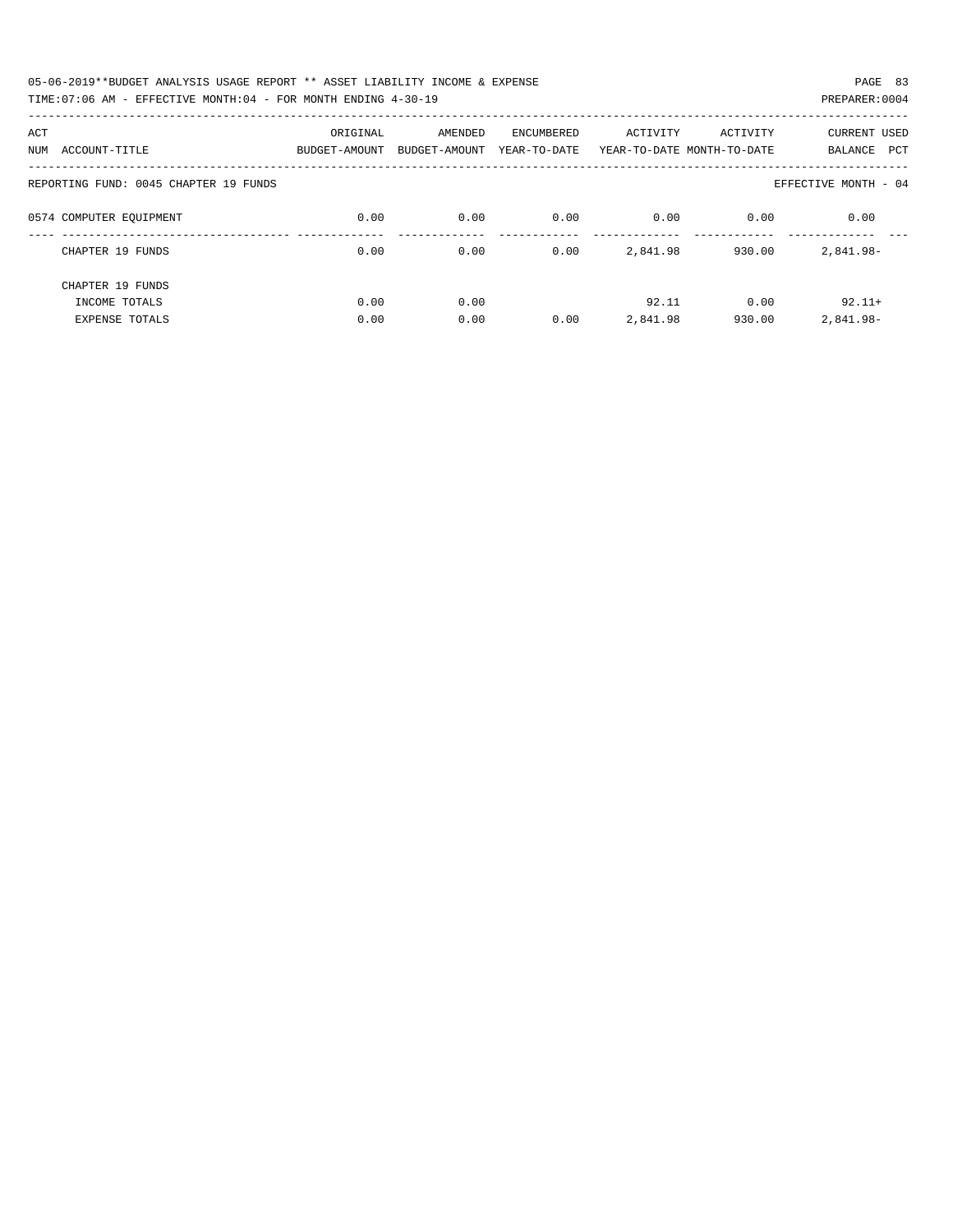05-06-2019**BUDGET ANALYSIS USAGE REPORT ** ASSET LIABILITY INCOME & EXPENSE

TIME:07:06 AM - EFFECTIVE MONTH:04 - FOR MONTH ENDING 4-30-19

PREPARER:0004

| ACT NUM | ACCOUNT-TITLE | ORIGINAL BUDGET-AMOUNT | AMENDED BUDGET-AMOUNT | ENCUMBERED YEAR-TO-DATE | ACTIVITY YEAR-TO-DATE | ACTIVITY MONTH-TO-DATE | CURRENT BALANCE | USED PCT |
|---|---|---|---|---|---|---|---|---|
| | REPORTING FUND: 0045 CHAPTER 19 FUNDS | | | | | | EFFECTIVE MONTH - 04 | |
| 0574 | COMPUTER EQUIPMENT | 0.00 | 0.00 | 0.00 | 0.00 | 0.00 | 0.00 | |
| | CHAPTER 19 FUNDS | 0.00 | 0.00 | 0.00 | 2,841.98 | 930.00 | 2,841.98- | |
| | CHAPTER 19 FUNDS | | | | | | | |
| | INCOME TOTALS | 0.00 | 0.00 | | 92.11 | 0.00 | 92.11+ | |
| | EXPENSE TOTALS | 0.00 | 0.00 | 0.00 | 2,841.98 | 930.00 | 2,841.98- | |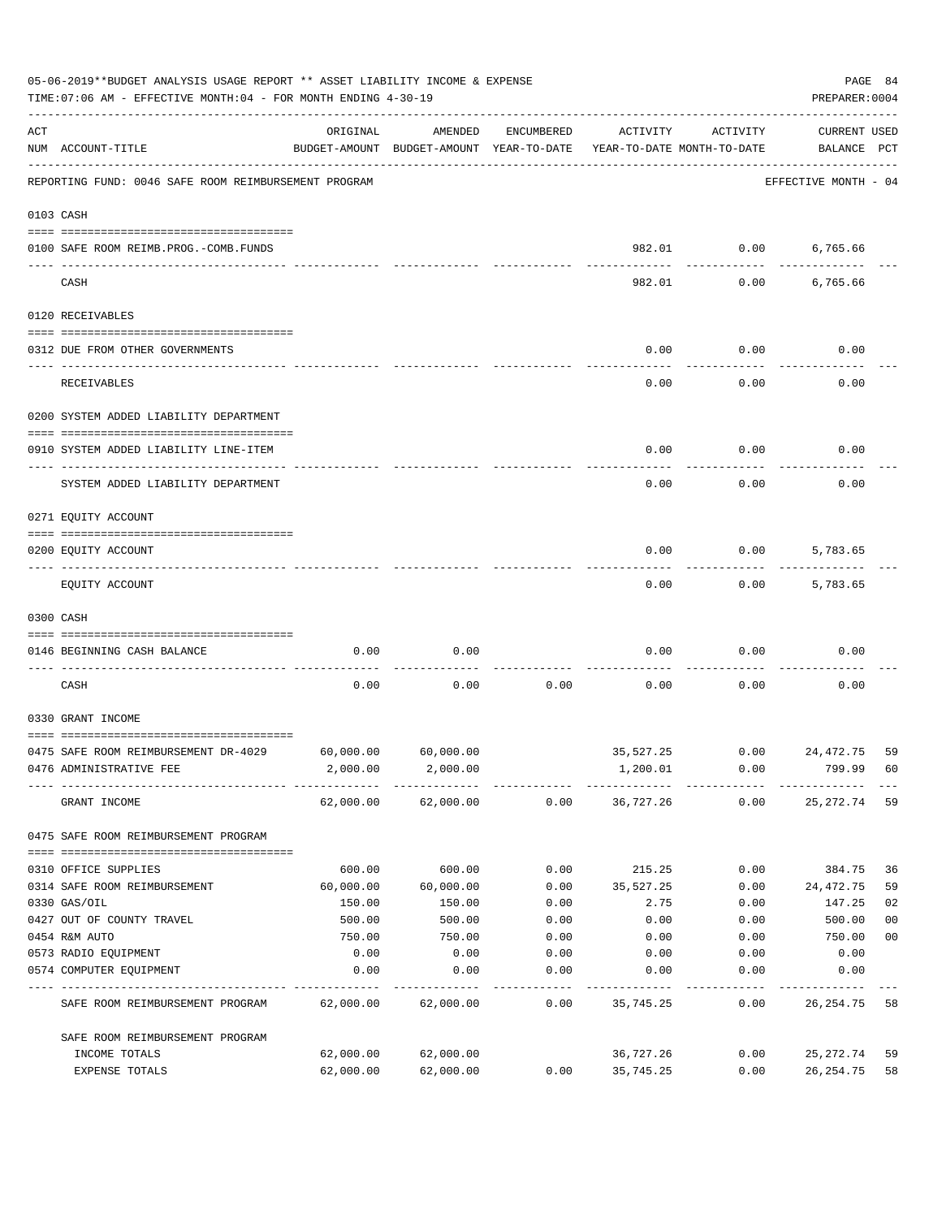05-06-2019**BUDGET ANALYSIS USAGE REPORT ** ASSET LIABILITY INCOME & EXPENSE

TIME:07:06 AM - EFFECTIVE MONTH:04 - FOR MONTH ENDING 4-30-19

PREPARER:0004

| ACT NUM | ACCOUNT-TITLE | ORIGINAL BUDGET-AMOUNT | AMENDED BUDGET-AMOUNT | ENCUMBERED YEAR-TO-DATE | ACTIVITY YEAR-TO-DATE | ACTIVITY MONTH-TO-DATE | CURRENT USED BALANCE | PCT |
|---|---|---|---|---|---|---|---|---|
| | REPORTING FUND: 0046 SAFE ROOM REIMBURSEMENT PROGRAM | | | | | | EFFECTIVE MONTH - 04 | |
| | **0103 CASH** | | | | | | | |
| 0100 | SAFE ROOM REIMB.PROG.-COMB.FUNDS | | | | 982.01 | 0.00 | 6,765.66 | |
| | CASH | | | | 982.01 | 0.00 | 6,765.66 | |
| | **0120 RECEIVABLES** | | | | | | | |
| 0312 | DUE FROM OTHER GOVERNMENTS | | | | 0.00 | 0.00 | 0.00 | |
| | RECEIVABLES | | | | 0.00 | 0.00 | 0.00 | |
| | **0200 SYSTEM ADDED LIABILITY DEPARTMENT** | | | | | | | |
| 0910 | SYSTEM ADDED LIABILITY LINE-ITEM | | | | 0.00 | 0.00 | 0.00 | |
| | SYSTEM ADDED LIABILITY DEPARTMENT | | | | 0.00 | 0.00 | 0.00 | |
| | **0271 EQUITY ACCOUNT** | | | | | | | |
| 0200 | EQUITY ACCOUNT | | | | 0.00 | 0.00 | 5,783.65 | |
| | EQUITY ACCOUNT | | | | 0.00 | 0.00 | 5,783.65 | |
| | **0300 CASH** | | | | | | | |
| 0146 | BEGINNING CASH BALANCE | 0.00 | 0.00 | | 0.00 | 0.00 | 0.00 | |
| | CASH | 0.00 | 0.00 | 0.00 | 0.00 | 0.00 | 0.00 | |
| | **0330 GRANT INCOME** | | | | | | | |
| 0475 | SAFE ROOM REIMBURSEMENT DR-4029 | 60,000.00 | 60,000.00 | | 35,527.25 | 0.00 | 24,472.75 | 59 |
| 0476 | ADMINISTRATIVE FEE | 2,000.00 | 2,000.00 | | 1,200.01 | 0.00 | 799.99 | 60 |
| | GRANT INCOME | 62,000.00 | 62,000.00 | 0.00 | 36,727.26 | 0.00 | 25,272.74 | 59 |
| | **0475 SAFE ROOM REIMBURSEMENT PROGRAM** | | | | | | | |
| 0310 | OFFICE SUPPLIES | 600.00 | 600.00 | 0.00 | 215.25 | 0.00 | 384.75 | 36 |
| 0314 | SAFE ROOM REIMBURSEMENT | 60,000.00 | 60,000.00 | 0.00 | 35,527.25 | 0.00 | 24,472.75 | 59 |
| 0330 | GAS/OIL | 150.00 | 150.00 | 0.00 | 2.75 | 0.00 | 147.25 | 02 |
| 0427 | OUT OF COUNTY TRAVEL | 500.00 | 500.00 | 0.00 | 0.00 | 0.00 | 500.00 | 00 |
| 0454 | R&M AUTO | 750.00 | 750.00 | 0.00 | 0.00 | 0.00 | 750.00 | 00 |
| 0573 | RADIO EQUIPMENT | 0.00 | 0.00 | 0.00 | 0.00 | 0.00 | 0.00 | |
| 0574 | COMPUTER EQUIPMENT | 0.00 | 0.00 | 0.00 | 0.00 | 0.00 | 0.00 | |
| | SAFE ROOM REIMBURSEMENT PROGRAM | 62,000.00 | 62,000.00 | 0.00 | 35,745.25 | 0.00 | 26,254.75 | 58 |
| | SAFE ROOM REIMBURSEMENT PROGRAM | | | | | | | |
| | INCOME TOTALS | 62,000.00 | 62,000.00 | | 36,727.26 | 0.00 | 25,272.74 | 59 |
| | EXPENSE TOTALS | 62,000.00 | 62,000.00 | 0.00 | 35,745.25 | 0.00 | 26,254.75 | 58 |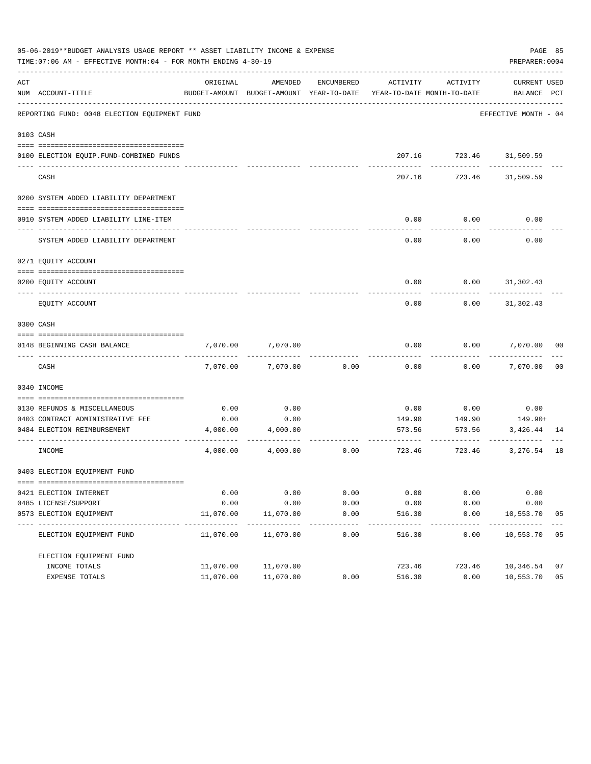05-06-2019**BUDGET ANALYSIS USAGE REPORT ** ASSET LIABILITY INCOME & EXPENSE

TIME:07:06 AM - EFFECTIVE MONTH:04 - FOR MONTH ENDING 4-30-19

PREPARER:0004

REPORTING FUND: 0048 ELECTION EQUIPMENT FUND — EFFECTIVE MONTH - 04

| ACT NUM | ACCOUNT-TITLE | ORIGINAL BUDGET-AMOUNT | AMENDED BUDGET-AMOUNT | ENCUMBERED YEAR-TO-DATE | ACTIVITY YEAR-TO-DATE | ACTIVITY MONTH-TO-DATE | CURRENT BALANCE | USED PCT |
|---|---|---|---|---|---|---|---|---|
| **0103** | **CASH** | | | | | | | |
| 0100 | ELECTION EQUIP.FUND-COMBINED FUNDS | | | | 207.16 | 723.46 | 31,509.59 | |
| | CASH | | | | 207.16 | 723.46 | 31,509.59 | |
| **0200** | **SYSTEM ADDED LIABILITY DEPARTMENT** | | | | | | | |
| 0910 | SYSTEM ADDED LIABILITY LINE-ITEM | | | | 0.00 | 0.00 | 0.00 | |
| | SYSTEM ADDED LIABILITY DEPARTMENT | | | | 0.00 | 0.00 | 0.00 | |
| **0271** | **EQUITY ACCOUNT** | | | | | | | |
| 0200 | EQUITY ACCOUNT | | | | 0.00 | 0.00 | 31,302.43 | |
| | EQUITY ACCOUNT | | | | 0.00 | 0.00 | 31,302.43 | |
| **0300** | **CASH** | | | | | | | |
| 0148 | BEGINNING CASH BALANCE | 7,070.00 | 7,070.00 | | 0.00 | 0.00 | 7,070.00 | 00 |
| | CASH | 7,070.00 | 7,070.00 | 0.00 | 0.00 | 0.00 | 7,070.00 | 00 |
| **0340** | **INCOME** | | | | | | | |
| 0130 | REFUNDS & MISCELLANEOUS | 0.00 | 0.00 | | 0.00 | 0.00 | 0.00 | |
| 0403 | CONTRACT ADMINISTRATIVE FEE | 0.00 | 0.00 | | 149.90 | 149.90 | 149.90+ | |
| 0484 | ELECTION REIMBURSEMENT | 4,000.00 | 4,000.00 | | 573.56 | 573.56 | 3,426.44 | 14 |
| | INCOME | 4,000.00 | 4,000.00 | 0.00 | 723.46 | 723.46 | 3,276.54 | 18 |
| **0403** | **ELECTION EQUIPMENT FUND** | | | | | | | |
| 0421 | ELECTION INTERNET | 0.00 | 0.00 | 0.00 | 0.00 | 0.00 | 0.00 | |
| 0485 | LICENSE/SUPPORT | 0.00 | 0.00 | 0.00 | 0.00 | 0.00 | 0.00 | |
| 0573 | ELECTION EQUIPMENT | 11,070.00 | 11,070.00 | 0.00 | 516.30 | 0.00 | 10,553.70 | 05 |
| | ELECTION EQUIPMENT FUND | 11,070.00 | 11,070.00 | 0.00 | 516.30 | 0.00 | 10,553.70 | 05 |
| | ELECTION EQUIPMENT FUND | | | | | | | |
| | INCOME TOTALS | 11,070.00 | 11,070.00 | | 723.46 | 723.46 | 10,346.54 | 07 |
| | EXPENSE TOTALS | 11,070.00 | 11,070.00 | 0.00 | 516.30 | 0.00 | 10,553.70 | 05 |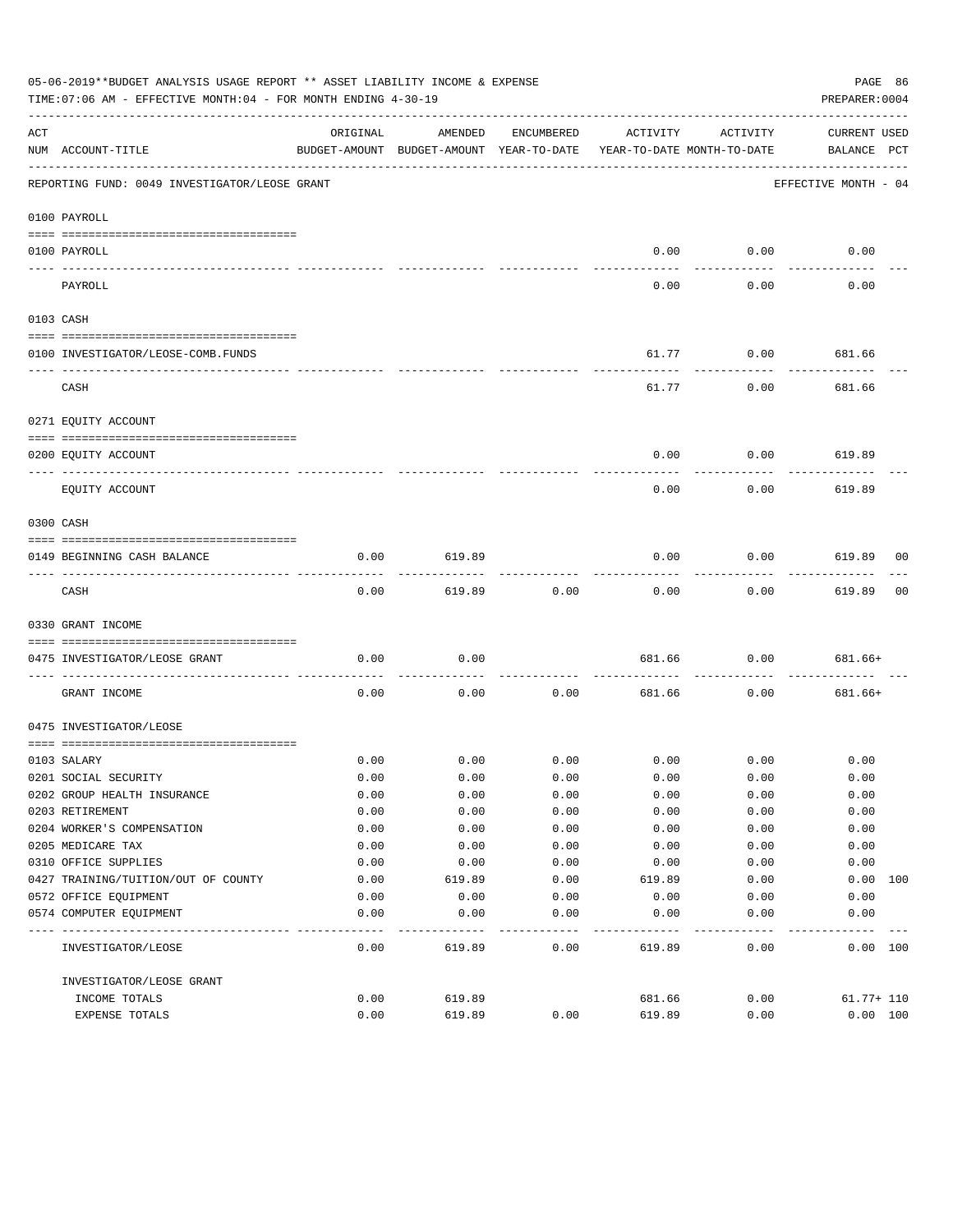05-06-2019**BUDGET ANALYSIS USAGE REPORT ** ASSET LIABILITY INCOME & EXPENSE

TIME:07:06 AM - EFFECTIVE MONTH:04 - FOR MONTH ENDING 4-30-19

PREPARER:0004

| ACT NUM | ACCOUNT-TITLE | ORIGINAL BUDGET-AMOUNT | AMENDED BUDGET-AMOUNT | ENCUMBERED YEAR-TO-DATE | ACTIVITY YEAR-TO-DATE | ACTIVITY MONTH-TO-DATE | CURRENT BALANCE | USED PCT |
|---|---|---|---|---|---|---|---|---|
| | REPORTING FUND: 0049 INVESTIGATOR/LEOSE GRANT | | | | | | EFFECTIVE MONTH - 04 | |
| | 0100 PAYROLL | | | | | | | |
| 0100 | PAYROLL | | | | 0.00 | 0.00 | 0.00 | |
| | PAYROLL | | | | 0.00 | 0.00 | 0.00 | |
| | 0103 CASH | | | | | | | |
| 0100 | INVESTIGATOR/LEOSE-COMB.FUNDS | | | | 61.77 | 0.00 | 681.66 | |
| | CASH | | | | 61.77 | 0.00 | 681.66 | |
| | 0271 EQUITY ACCOUNT | | | | | | | |
| 0200 | EQUITY ACCOUNT | | | | 0.00 | 0.00 | 619.89 | |
| | EQUITY ACCOUNT | | | | 0.00 | 0.00 | 619.89 | |
| | 0300 CASH | | | | | | | |
| 0149 | BEGINNING CASH BALANCE | 0.00 | 619.89 | | 0.00 | 0.00 | 619.89 | 00 |
| | CASH | 0.00 | 619.89 | 0.00 | 0.00 | 0.00 | 619.89 | 00 |
| | 0330 GRANT INCOME | | | | | | | |
| 0475 | INVESTIGATOR/LEOSE GRANT | 0.00 | 0.00 | | 681.66 | 0.00 | 681.66+ | |
| | GRANT INCOME | 0.00 | 0.00 | 0.00 | 681.66 | 0.00 | 681.66+ | |
| | 0475 INVESTIGATOR/LEOSE | | | | | | | |
| 0103 | SALARY | 0.00 | 0.00 | 0.00 | 0.00 | 0.00 | 0.00 | |
| 0201 | SOCIAL SECURITY | 0.00 | 0.00 | 0.00 | 0.00 | 0.00 | 0.00 | |
| 0202 | GROUP HEALTH INSURANCE | 0.00 | 0.00 | 0.00 | 0.00 | 0.00 | 0.00 | |
| 0203 | RETIREMENT | 0.00 | 0.00 | 0.00 | 0.00 | 0.00 | 0.00 | |
| 0204 | WORKER'S COMPENSATION | 0.00 | 0.00 | 0.00 | 0.00 | 0.00 | 0.00 | |
| 0205 | MEDICARE TAX | 0.00 | 0.00 | 0.00 | 0.00 | 0.00 | 0.00 | |
| 0310 | OFFICE SUPPLIES | 0.00 | 0.00 | 0.00 | 0.00 | 0.00 | 0.00 | |
| 0427 | TRAINING/TUITION/OUT OF COUNTY | 0.00 | 619.89 | 0.00 | 619.89 | 0.00 | 0.00 | 100 |
| 0572 | OFFICE EQUIPMENT | 0.00 | 0.00 | 0.00 | 0.00 | 0.00 | 0.00 | |
| 0574 | COMPUTER EQUIPMENT | 0.00 | 0.00 | 0.00 | 0.00 | 0.00 | 0.00 | |
| | INVESTIGATOR/LEOSE | 0.00 | 619.89 | 0.00 | 619.89 | 0.00 | 0.00 | 100 |
| | INVESTIGATOR/LEOSE GRANT | | | | | | | |
| | INCOME TOTALS | 0.00 | 619.89 | | 681.66 | 0.00 | 61.77+ | 110 |
| | EXPENSE TOTALS | 0.00 | 619.89 | 0.00 | 619.89 | 0.00 | 0.00 | 100 |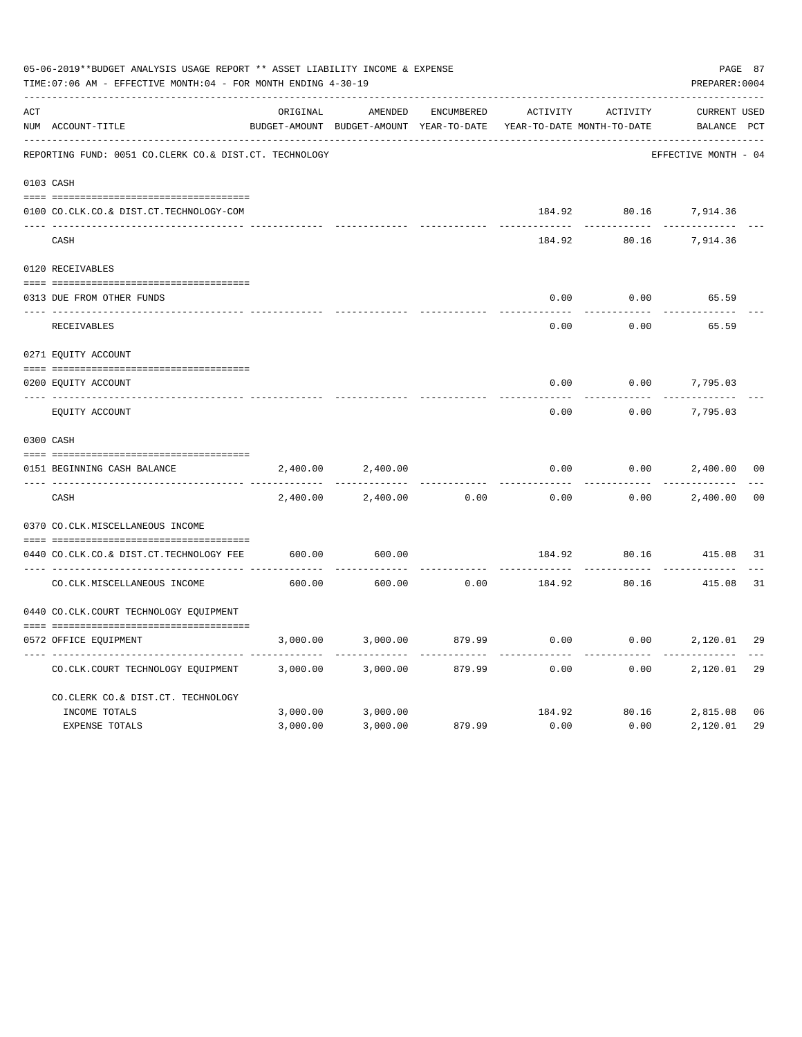05-06-2019**BUDGET ANALYSIS USAGE REPORT ** ASSET LIABILITY INCOME & EXPENSE

TIME:07:06 AM - EFFECTIVE MONTH:04 - FOR MONTH ENDING 4-30-19

PREPARER:0004

| ACT NUM | ACCOUNT-TITLE | ORIGINAL BUDGET-AMOUNT | AMENDED BUDGET-AMOUNT | ENCUMBERED YEAR-TO-DATE | ACTIVITY YEAR-TO-DATE | ACTIVITY MONTH-TO-DATE | CURRENT BALANCE | USED PCT |
|---|---|---|---|---|---|---|---|---|
| | REPORTING FUND: 0051 CO.CLERK CO.& DIST.CT. TECHNOLOGY | | | | | | EFFECTIVE MONTH - 04 | |
| 0103 | CASH | | | | | | | |
| 0100 | CO.CLK.CO.& DIST.CT.TECHNOLOGY-COM | | | | 184.92 | 80.16 | 7,914.36 | |
| | CASH | | | | 184.92 | 80.16 | 7,914.36 | |
| 0120 | RECEIVABLES | | | | | | | |
| 0313 | DUE FROM OTHER FUNDS | | | | 0.00 | 0.00 | 65.59 | |
| | RECEIVABLES | | | | 0.00 | 0.00 | 65.59 | |
| 0271 | EQUITY ACCOUNT | | | | | | | |
| 0200 | EQUITY ACCOUNT | | | | 0.00 | 0.00 | 7,795.03 | |
| | EQUITY ACCOUNT | | | | 0.00 | 0.00 | 7,795.03 | |
| 0300 | CASH | | | | | | | |
| 0151 | BEGINNING CASH BALANCE | 2,400.00 | 2,400.00 | | 0.00 | 0.00 | 2,400.00 | 00 |
| | CASH | 2,400.00 | 2,400.00 | 0.00 | 0.00 | 0.00 | 2,400.00 | 00 |
| 0370 | CO.CLK.MISCELLANEOUS INCOME | | | | | | | |
| 0440 | CO.CLK.CO.& DIST.CT.TECHNOLOGY FEE | 600.00 | 600.00 | | 184.92 | 80.16 | 415.08 | 31 |
| | CO.CLK.MISCELLANEOUS INCOME | 600.00 | 600.00 | 0.00 | 184.92 | 80.16 | 415.08 | 31 |
| 0440 | CO.CLK.COURT TECHNOLOGY EQUIPMENT | | | | | | | |
| 0572 | OFFICE EQUIPMENT | 3,000.00 | 3,000.00 | 879.99 | 0.00 | 0.00 | 2,120.01 | 29 |
| | CO.CLK.COURT TECHNOLOGY EQUIPMENT | 3,000.00 | 3,000.00 | 879.99 | 0.00 | 0.00 | 2,120.01 | 29 |
| | CO.CLERK CO.& DIST.CT. TECHNOLOGY | | | | | | | |
| | INCOME TOTALS | 3,000.00 | 3,000.00 | | 184.92 | 80.16 | 2,815.08 | 06 |
| | EXPENSE TOTALS | 3,000.00 | 3,000.00 | 879.99 | 0.00 | 0.00 | 2,120.01 | 29 |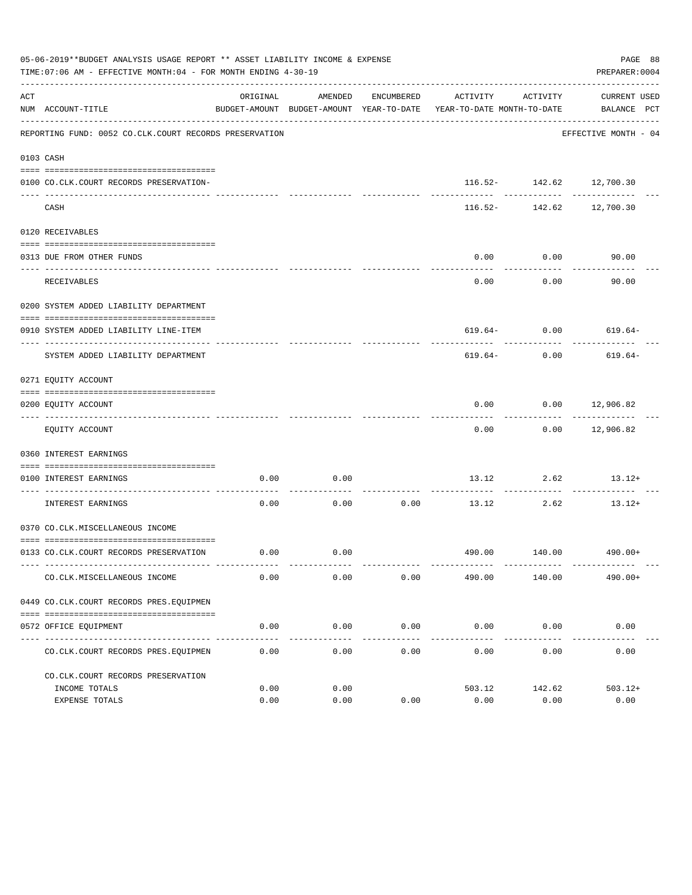05-06-2019**BUDGET ANALYSIS USAGE REPORT ** ASSET LIABILITY INCOME & EXPENSE

TIME:07:06 AM - EFFECTIVE MONTH:04 - FOR MONTH ENDING 4-30-19

PREPARER:0004

REPORTING FUND: 0052 CO.CLK.COURT RECORDS PRESERVATION — EFFECTIVE MONTH - 04

| ACT NUM | ACCOUNT-TITLE | ORIGINAL BUDGET-AMOUNT | AMENDED BUDGET-AMOUNT | ENCUMBERED YEAR-TO-DATE | ACTIVITY YEAR-TO-DATE | ACTIVITY MONTH-TO-DATE | CURRENT BALANCE | USED PCT |
|---|---|---|---|---|---|---|---|---|
| 0103 | CASH | | | | | | | |
| 0100 | CO.CLK.COURT RECORDS PRESERVATION- | | | | 116.52- | 142.62 | 12,700.30 | |
| | CASH | | | | 116.52- | 142.62 | 12,700.30 | |
| 0120 | RECEIVABLES | | | | | | | |
| 0313 | DUE FROM OTHER FUNDS | | | | 0.00 | 0.00 | 90.00 | |
| | RECEIVABLES | | | | 0.00 | 0.00 | 90.00 | |
| 0200 | SYSTEM ADDED LIABILITY DEPARTMENT | | | | | | | |
| 0910 | SYSTEM ADDED LIABILITY LINE-ITEM | | | | 619.64- | 0.00 | 619.64- | |
| | SYSTEM ADDED LIABILITY DEPARTMENT | | | | 619.64- | 0.00 | 619.64- | |
| 0271 | EQUITY ACCOUNT | | | | | | | |
| 0200 | EQUITY ACCOUNT | | | | 0.00 | 0.00 | 12,906.82 | |
| | EQUITY ACCOUNT | | | | 0.00 | 0.00 | 12,906.82 | |
| 0360 | INTEREST EARNINGS | | | | | | | |
| 0100 | INTEREST EARNINGS | 0.00 | 0.00 | | 13.12 | 2.62 | 13.12+ | |
| | INTEREST EARNINGS | 0.00 | 0.00 | 0.00 | 13.12 | 2.62 | 13.12+ | |
| 0370 | CO.CLK.MISCELLANEOUS INCOME | | | | | | | |
| 0133 | CO.CLK.COURT RECORDS PRESERVATION | 0.00 | 0.00 | | 490.00 | 140.00 | 490.00+ | |
| | CO.CLK.MISCELLANEOUS INCOME | 0.00 | 0.00 | 0.00 | 490.00 | 140.00 | 490.00+ | |
| 0449 | CO.CLK.COURT RECORDS PRES.EQUIPMEN | | | | | | | |
| 0572 | OFFICE EQUIPMENT | 0.00 | 0.00 | 0.00 | 0.00 | 0.00 | 0.00 | |
| | CO.CLK.COURT RECORDS PRES.EQUIPMEN | 0.00 | 0.00 | 0.00 | 0.00 | 0.00 | 0.00 | |
| | CO.CLK.COURT RECORDS PRESERVATION | | | | | | | |
| | INCOME TOTALS | 0.00 | 0.00 | | 503.12 | 142.62 | 503.12+ | |
| | EXPENSE TOTALS | 0.00 | 0.00 | 0.00 | 0.00 | 0.00 | 0.00 | |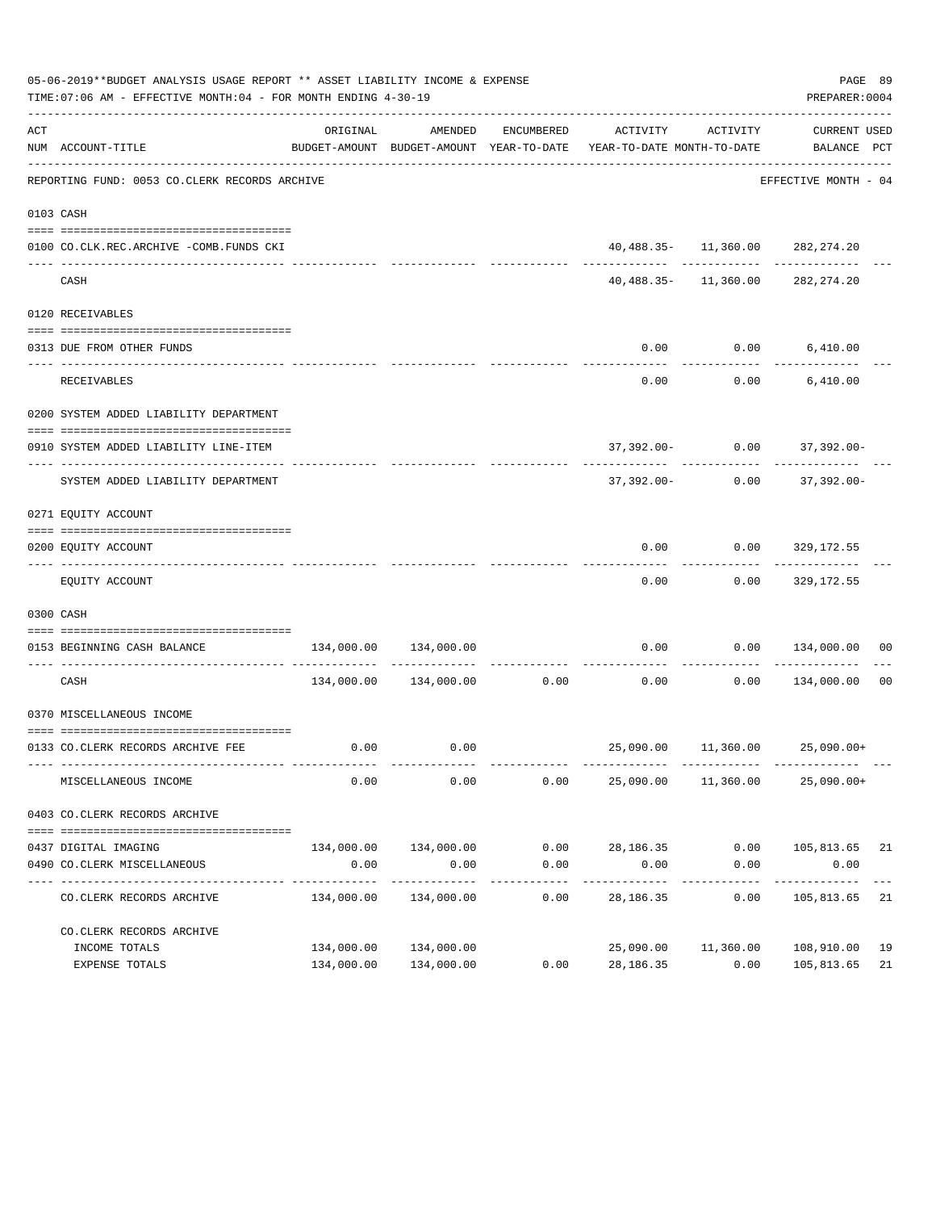05-06-2019**BUDGET ANALYSIS USAGE REPORT ** ASSET LIABILITY INCOME & EXPENSE

TIME:07:06 AM - EFFECTIVE MONTH:04 - FOR MONTH ENDING 4-30-19

PREPARER:0004

REPORTING FUND: 0053 CO.CLERK RECORDS ARCHIVE — EFFECTIVE MONTH - 04

| ACT NUM | ACCOUNT-TITLE | ORIGINAL BUDGET-AMOUNT | AMENDED BUDGET-AMOUNT | ENCUMBERED YEAR-TO-DATE | ACTIVITY YEAR-TO-DATE | ACTIVITY MONTH-TO-DATE | CURRENT BALANCE | USED PCT |
|---|---|---|---|---|---|---|---|---|
| 0103 | CASH | | | | | | | |
| 0100 | CO.CLK.REC.ARCHIVE -COMB.FUNDS CKI | | | | 40,488.35- | 11,360.00 | 282,274.20 | |
| | CASH | | | | 40,488.35- | 11,360.00 | 282,274.20 | |
| 0120 | RECEIVABLES | | | | | | | |
| 0313 | DUE FROM OTHER FUNDS | | | | 0.00 | 0.00 | 6,410.00 | |
| | RECEIVABLES | | | | 0.00 | 0.00 | 6,410.00 | |
| 0200 | SYSTEM ADDED LIABILITY DEPARTMENT | | | | | | | |
| 0910 | SYSTEM ADDED LIABILITY LINE-ITEM | | | | 37,392.00- | 0.00 | 37,392.00- | |
| | SYSTEM ADDED LIABILITY DEPARTMENT | | | | 37,392.00- | 0.00 | 37,392.00- | |
| 0271 | EQUITY ACCOUNT | | | | | | | |
| 0200 | EQUITY ACCOUNT | | | | 0.00 | 0.00 | 329,172.55 | |
| | EQUITY ACCOUNT | | | | 0.00 | 0.00 | 329,172.55 | |
| 0300 | CASH | | | | | | | |
| 0153 | BEGINNING CASH BALANCE | 134,000.00 | 134,000.00 | | 0.00 | 0.00 | 134,000.00 | 00 |
| | CASH | 134,000.00 | 134,000.00 | 0.00 | 0.00 | 0.00 | 134,000.00 | 00 |
| 0370 | MISCELLANEOUS INCOME | | | | | | | |
| 0133 | CO.CLERK RECORDS ARCHIVE FEE | 0.00 | 0.00 | | 25,090.00 | 11,360.00 | 25,090.00+ | |
| | MISCELLANEOUS INCOME | 0.00 | 0.00 | 0.00 | 25,090.00 | 11,360.00 | 25,090.00+ | |
| 0403 | CO.CLERK RECORDS ARCHIVE | | | | | | | |
| 0437 | DIGITAL IMAGING | 134,000.00 | 134,000.00 | 0.00 | 28,186.35 | 0.00 | 105,813.65 | 21 |
| 0490 | CO.CLERK MISCELLANEOUS | 0.00 | 0.00 | 0.00 | 0.00 | 0.00 | 0.00 | |
| | CO.CLERK RECORDS ARCHIVE | 134,000.00 | 134,000.00 | 0.00 | 28,186.35 | 0.00 | 105,813.65 | 21 |
| | CO.CLERK RECORDS ARCHIVE | | | | | | | |
| | INCOME TOTALS | 134,000.00 | 134,000.00 | | 25,090.00 | 11,360.00 | 108,910.00 | 19 |
| | EXPENSE TOTALS | 134,000.00 | 134,000.00 | 0.00 | 28,186.35 | 0.00 | 105,813.65 | 21 |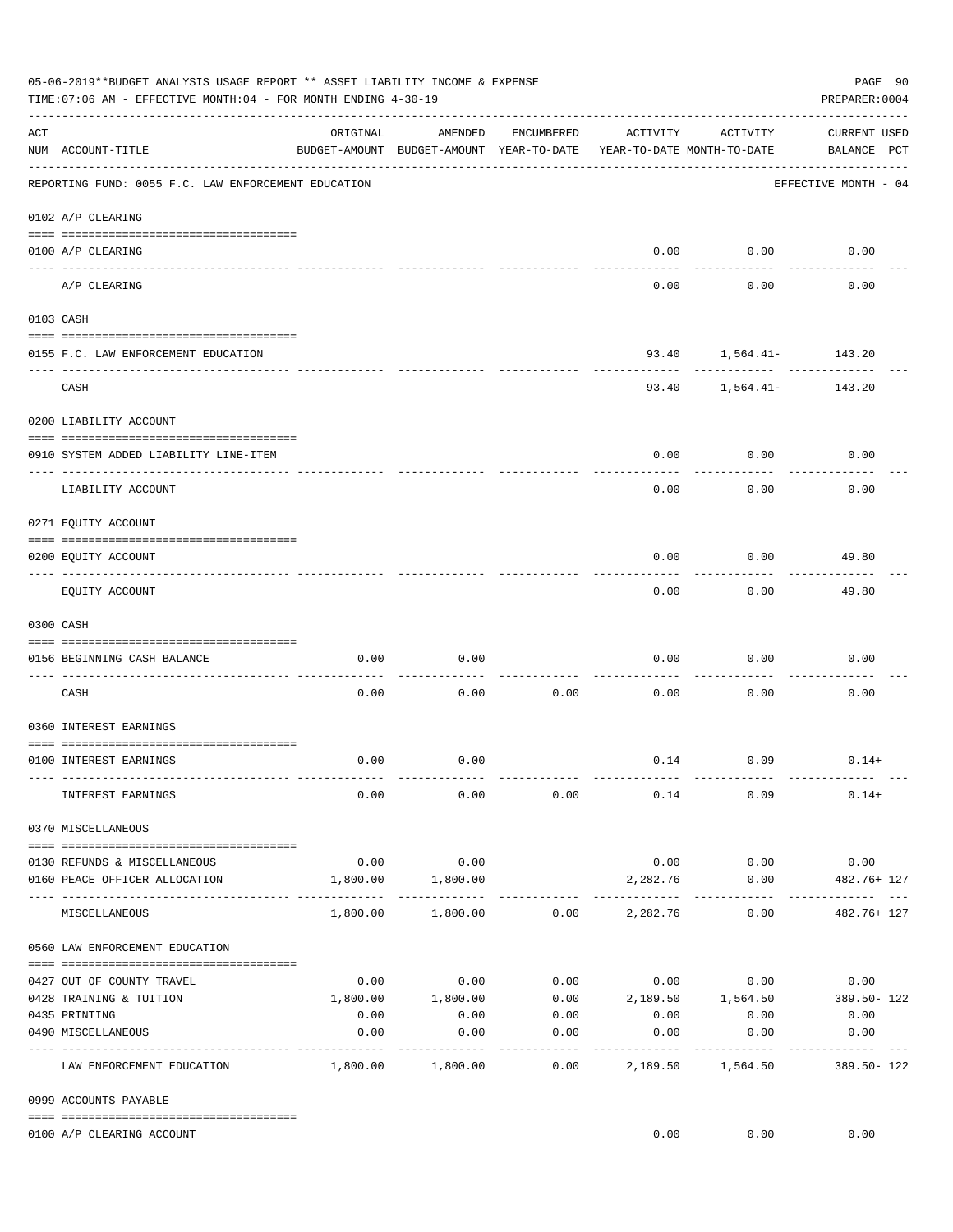05-06-2019**BUDGET ANALYSIS USAGE REPORT ** ASSET LIABILITY INCOME & EXPENSE

TIME:07:06 AM - EFFECTIVE MONTH:04 - FOR MONTH ENDING 4-30-19

PREPARER:0004

| ACT NUM | ACCOUNT-TITLE | ORIGINAL BUDGET-AMOUNT | AMENDED BUDGET-AMOUNT | ENCUMBERED YEAR-TO-DATE | ACTIVITY YEAR-TO-DATE | ACTIVITY MONTH-TO-DATE | CURRENT USED BALANCE | PCT |
|---|---|---|---|---|---|---|---|---|
| | REPORTING FUND: 0055 F.C. LAW ENFORCEMENT EDUCATION | | | | | | EFFECTIVE MONTH - 04 | |
| 0102 | A/P CLEARING | | | | | | | |
| 0100 | A/P CLEARING | | | | 0.00 | 0.00 | 0.00 | |
| | A/P CLEARING | | | | 0.00 | 0.00 | 0.00 | |
| 0103 | CASH | | | | | | | |
| 0155 | F.C. LAW ENFORCEMENT EDUCATION | | | | 93.40 | 1,564.41- | 143.20 | |
| | CASH | | | | 93.40 | 1,564.41- | 143.20 | |
| 0200 | LIABILITY ACCOUNT | | | | | | | |
| 0910 | SYSTEM ADDED LIABILITY LINE-ITEM | | | | 0.00 | 0.00 | 0.00 | |
| | LIABILITY ACCOUNT | | | | 0.00 | 0.00 | 0.00 | |
| 0271 | EQUITY ACCOUNT | | | | | | | |
| 0200 | EQUITY ACCOUNT | | | | 0.00 | 0.00 | 49.80 | |
| | EQUITY ACCOUNT | | | | 0.00 | 0.00 | 49.80 | |
| 0300 | CASH | | | | | | | |
| 0156 | BEGINNING CASH BALANCE | 0.00 | 0.00 | | 0.00 | 0.00 | 0.00 | |
| | CASH | 0.00 | 0.00 | 0.00 | 0.00 | 0.00 | 0.00 | |
| 0360 | INTEREST EARNINGS | | | | | | | |
| 0100 | INTEREST EARNINGS | 0.00 | 0.00 | | 0.14 | 0.09 | 0.14+ | |
| | INTEREST EARNINGS | 0.00 | 0.00 | 0.00 | 0.14 | 0.09 | 0.14+ | |
| 0370 | MISCELLANEOUS | | | | | | | |
| 0130 | REFUNDS & MISCELLANEOUS | 0.00 | 0.00 | | 0.00 | 0.00 | 0.00 | |
| 0160 | PEACE OFFICER ALLOCATION | 1,800.00 | 1,800.00 | | 2,282.76 | 0.00 | 482.76+ | 127 |
| | MISCELLANEOUS | 1,800.00 | 1,800.00 | 0.00 | 2,282.76 | 0.00 | 482.76+ | 127 |
| 0560 | LAW ENFORCEMENT EDUCATION | | | | | | | |
| 0427 | OUT OF COUNTY TRAVEL | 0.00 | 0.00 | 0.00 | 0.00 | 0.00 | 0.00 | |
| 0428 | TRAINING & TUITION | 1,800.00 | 1,800.00 | 0.00 | 2,189.50 | 1,564.50 | 389.50- | 122 |
| 0435 | PRINTING | 0.00 | 0.00 | 0.00 | 0.00 | 0.00 | 0.00 | |
| 0490 | MISCELLANEOUS | 0.00 | 0.00 | 0.00 | 0.00 | 0.00 | 0.00 | |
| | LAW ENFORCEMENT EDUCATION | 1,800.00 | 1,800.00 | 0.00 | 2,189.50 | 1,564.50 | 389.50- | 122 |
| 0999 | ACCOUNTS PAYABLE | | | | | | | |
| 0100 | A/P CLEARING ACCOUNT | | | | 0.00 | 0.00 | 0.00 | |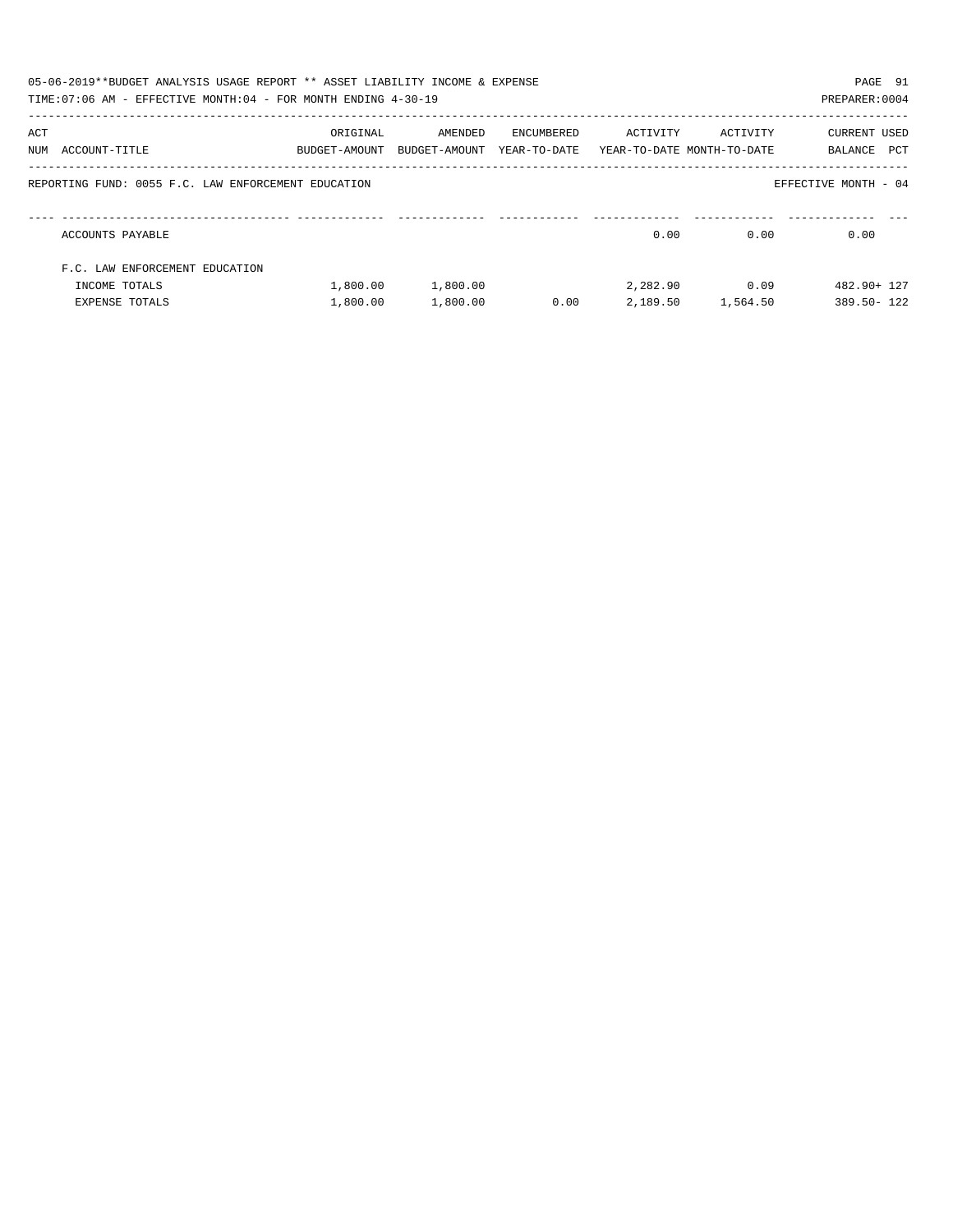05-06-2019**BUDGET ANALYSIS USAGE REPORT ** ASSET LIABILITY INCOME & EXPENSE

TIME:07:06 AM - EFFECTIVE MONTH:04 - FOR MONTH ENDING 4-30-19

PREPARER:0004

| ACT NUM | ACCOUNT-TITLE | ORIGINAL BUDGET-AMOUNT | AMENDED BUDGET-AMOUNT | ENCUMBERED YEAR-TO-DATE | ACTIVITY YEAR-TO-DATE | ACTIVITY MONTH-TO-DATE | CURRENT BALANCE | USED PCT |
|---|---|---|---|---|---|---|---|---|
| | REPORTING FUND: 0055 F.C. LAW ENFORCEMENT EDUCATION | | | | | | EFFECTIVE MONTH - 04 | |
| | ACCOUNTS PAYABLE | | | | 0.00 | 0.00 | 0.00 | |
| | F.C. LAW ENFORCEMENT EDUCATION | | | | | | | |
| | INCOME TOTALS | 1,800.00 | 1,800.00 | | 2,282.90 | 0.09 | 482.90+ | 127 |
| | EXPENSE TOTALS | 1,800.00 | 1,800.00 | 0.00 | 2,189.50 | 1,564.50 | 389.50- | 122 |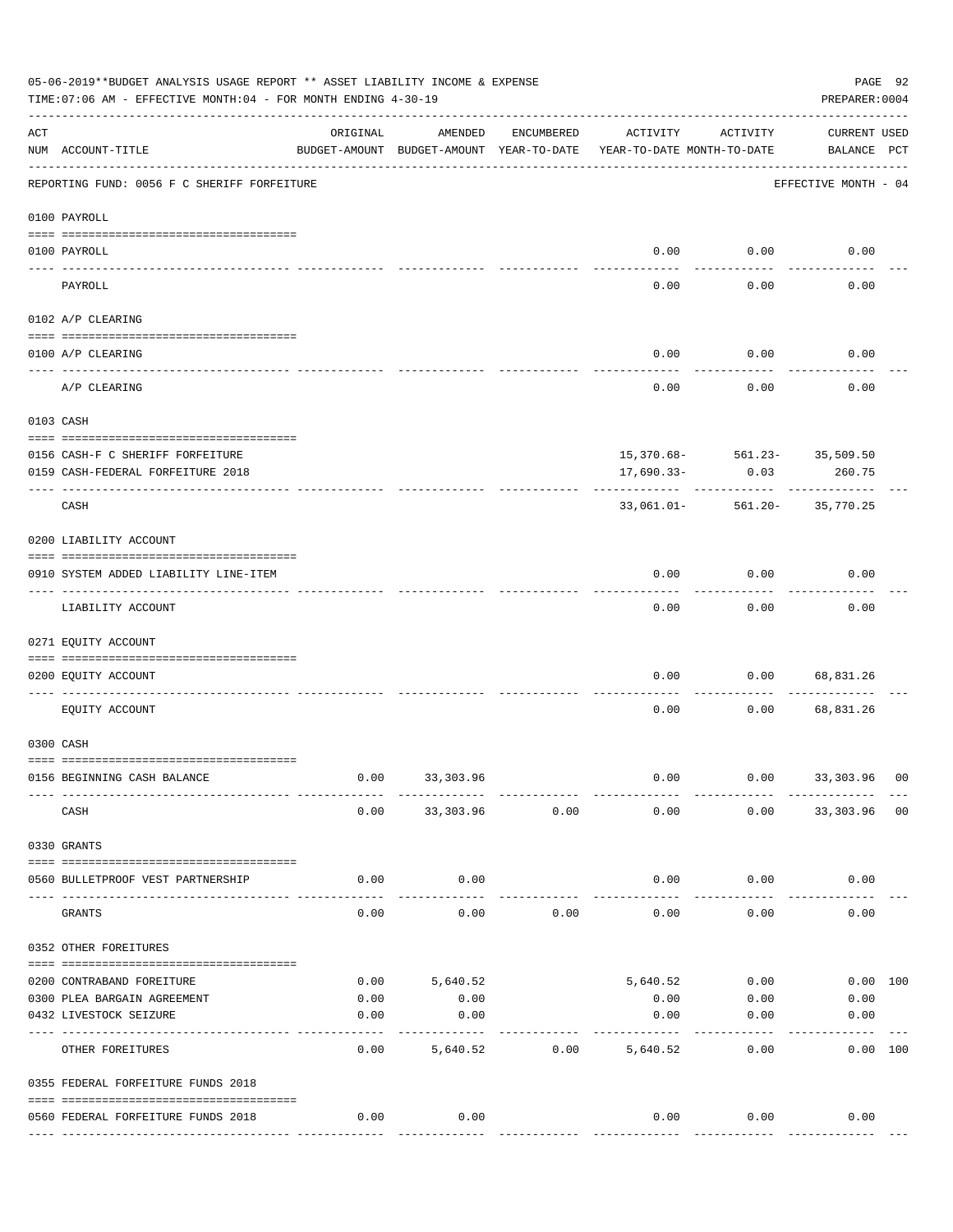05-06-2019**BUDGET ANALYSIS USAGE REPORT ** ASSET LIABILITY INCOME & EXPENSE

TIME:07:06 AM - EFFECTIVE MONTH:04 - FOR MONTH ENDING 4-30-19

PREPARER:0004

| ACT NUM | ACCOUNT-TITLE | ORIGINAL BUDGET-AMOUNT | AMENDED BUDGET-AMOUNT | ENCUMBERED YEAR-TO-DATE | ACTIVITY YEAR-TO-DATE | ACTIVITY MONTH-TO-DATE | CURRENT BALANCE | USED PCT |
|---|---|---|---|---|---|---|---|---|
| | REPORTING FUND: 0056 F C SHERIFF FORFEITURE | | | | | | EFFECTIVE MONTH - 04 | |
| | 0100 PAYROLL | | | | | | | |
| 0100 | PAYROLL | | | | 0.00 | 0.00 | 0.00 | |
| | PAYROLL | | | | 0.00 | 0.00 | 0.00 | |
| | 0102 A/P CLEARING | | | | | | | |
| 0100 | A/P CLEARING | | | | 0.00 | 0.00 | 0.00 | |
| | A/P CLEARING | | | | 0.00 | 0.00 | 0.00 | |
| | 0103 CASH | | | | | | | |
| 0156 | CASH-F C SHERIFF FORFEITURE | | | | 15,370.68- | 561.23- | 35,509.50 | |
| 0159 | CASH-FEDERAL FORFEITURE 2018 | | | | 17,690.33- | 0.03 | 260.75 | |
| | CASH | | | | 33,061.01- | 561.20- | 35,770.25 | |
| | 0200 LIABILITY ACCOUNT | | | | | | | |
| 0910 | SYSTEM ADDED LIABILITY LINE-ITEM | | | | 0.00 | 0.00 | 0.00 | |
| | LIABILITY ACCOUNT | | | | 0.00 | 0.00 | 0.00 | |
| | 0271 EQUITY ACCOUNT | | | | | | | |
| 0200 | EQUITY ACCOUNT | | | | 0.00 | 0.00 | 68,831.26 | |
| | EQUITY ACCOUNT | | | | 0.00 | 0.00 | 68,831.26 | |
| | 0300 CASH | | | | | | | |
| 0156 | BEGINNING CASH BALANCE | 0.00 | 33,303.96 | | 0.00 | 0.00 | 33,303.96 | 00 |
| | CASH | 0.00 | 33,303.96 | 0.00 | 0.00 | 0.00 | 33,303.96 | 00 |
| | 0330 GRANTS | | | | | | | |
| 0560 | BULLETPROOF VEST PARTNERSHIP | 0.00 | 0.00 | | 0.00 | 0.00 | 0.00 | |
| | GRANTS | 0.00 | 0.00 | 0.00 | 0.00 | 0.00 | 0.00 | |
| | 0352 OTHER FOREITURES | | | | | | | |
| 0200 | CONTRABAND FOREITURE | 0.00 | 5,640.52 | | 5,640.52 | 0.00 | 0.00 | 100 |
| 0300 | PLEA BARGAIN AGREEMENT | 0.00 | 0.00 | | 0.00 | 0.00 | 0.00 | |
| 0432 | LIVESTOCK SEIZURE | 0.00 | 0.00 | | 0.00 | 0.00 | 0.00 | |
| | OTHER FOREITURES | 0.00 | 5,640.52 | 0.00 | 5,640.52 | 0.00 | 0.00 | 100 |
| | 0355 FEDERAL FORFEITURE FUNDS 2018 | | | | | | | |
| 0560 | FEDERAL FORFEITURE FUNDS 2018 | 0.00 | 0.00 | | 0.00 | 0.00 | 0.00 | |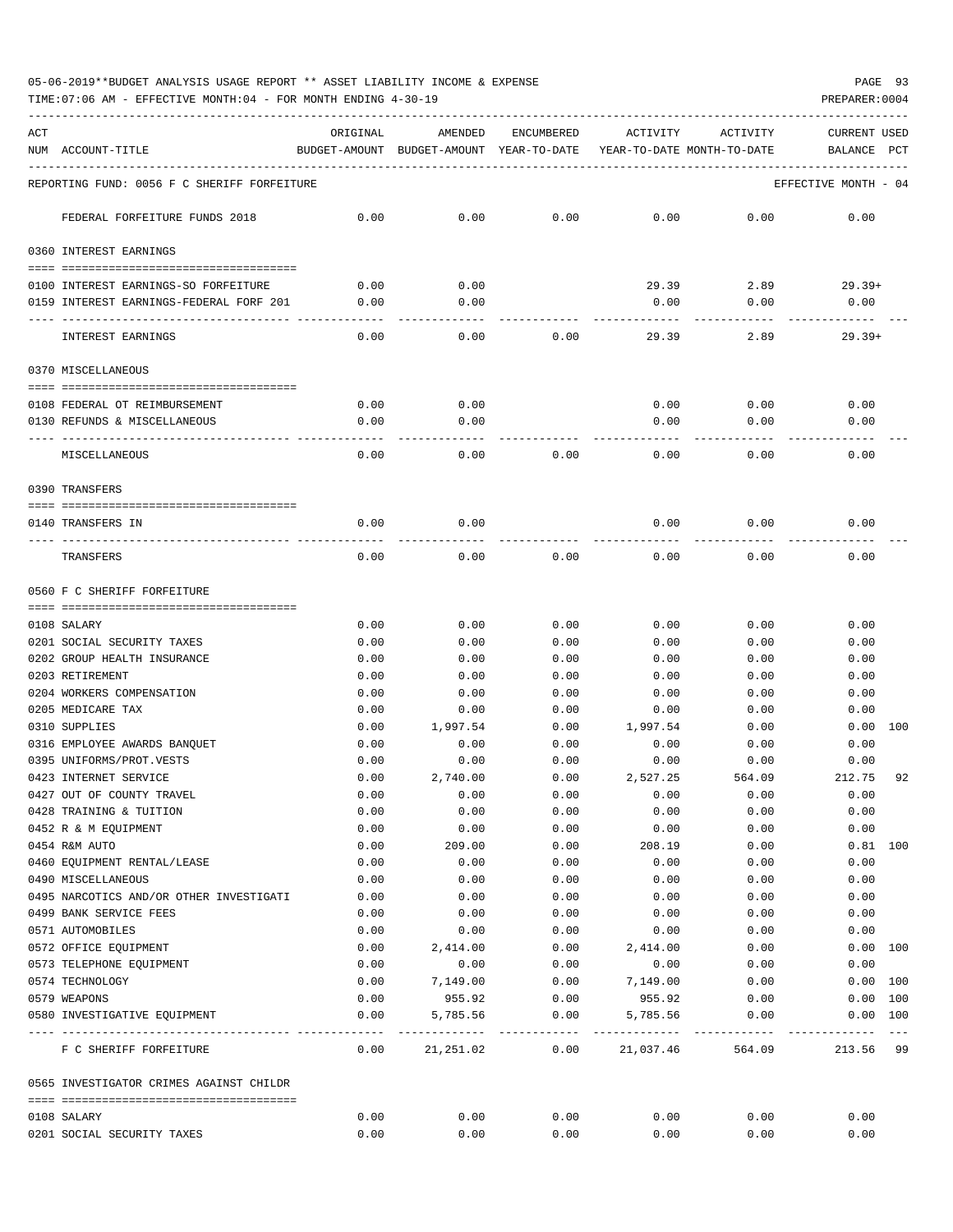05-06-2019**BUDGET ANALYSIS USAGE REPORT ** ASSET LIABILITY INCOME & EXPENSE

TIME:07:06 AM - EFFECTIVE MONTH:04 - FOR MONTH ENDING 4-30-19

PREPARER:0004

| ACT NUM | ACCOUNT-TITLE | ORIGINAL BUDGET-AMOUNT | AMENDED BUDGET-AMOUNT | ENCUMBERED YEAR-TO-DATE | ACTIVITY YEAR-TO-DATE | ACTIVITY MONTH-TO-DATE | CURRENT BALANCE | USED PCT |
|---|---|---|---|---|---|---|---|---|
| | REPORTING FUND: 0056 F C SHERIFF FORFEITURE | | | | | | EFFECTIVE MONTH - 04 | |
| | FEDERAL FORFEITURE FUNDS 2018 | 0.00 | 0.00 | 0.00 | 0.00 | 0.00 | 0.00 | |
| | 0360 INTEREST EARNINGS | | | | | | | |
| 0100 | INTEREST EARNINGS-SO FORFEITURE | 0.00 | 0.00 | | 29.39 | 2.89 | 29.39+ | |
| 0159 | INTEREST EARNINGS-FEDERAL FORF 201 | 0.00 | 0.00 | | 0.00 | 0.00 | 0.00 | |
| | INTEREST EARNINGS | 0.00 | 0.00 | 0.00 | 29.39 | 2.89 | 29.39+ | |
| | 0370 MISCELLANEOUS | | | | | | | |
| 0108 | FEDERAL OT REIMBURSEMENT | 0.00 | 0.00 | | 0.00 | 0.00 | 0.00 | |
| 0130 | REFUNDS & MISCELLANEOUS | 0.00 | 0.00 | | 0.00 | 0.00 | 0.00 | |
| | MISCELLANEOUS | 0.00 | 0.00 | 0.00 | 0.00 | 0.00 | 0.00 | |
| | 0390 TRANSFERS | | | | | | | |
| 0140 | TRANSFERS IN | 0.00 | 0.00 | | 0.00 | 0.00 | 0.00 | |
| | TRANSFERS | 0.00 | 0.00 | 0.00 | 0.00 | 0.00 | 0.00 | |
| | 0560 F C SHERIFF FORFEITURE | | | | | | | |
| 0108 | SALARY | 0.00 | 0.00 | 0.00 | 0.00 | 0.00 | 0.00 | |
| 0201 | SOCIAL SECURITY TAXES | 0.00 | 0.00 | 0.00 | 0.00 | 0.00 | 0.00 | |
| 0202 | GROUP HEALTH INSURANCE | 0.00 | 0.00 | 0.00 | 0.00 | 0.00 | 0.00 | |
| 0203 | RETIREMENT | 0.00 | 0.00 | 0.00 | 0.00 | 0.00 | 0.00 | |
| 0204 | WORKERS COMPENSATION | 0.00 | 0.00 | 0.00 | 0.00 | 0.00 | 0.00 | |
| 0205 | MEDICARE TAX | 0.00 | 0.00 | 0.00 | 0.00 | 0.00 | 0.00 | |
| 0310 | SUPPLIES | 0.00 | 1,997.54 | 0.00 | 1,997.54 | 0.00 | 0.00 | 100 |
| 0316 | EMPLOYEE AWARDS BANQUET | 0.00 | 0.00 | 0.00 | 0.00 | 0.00 | 0.00 | |
| 0395 | UNIFORMS/PROT.VESTS | 0.00 | 0.00 | 0.00 | 0.00 | 0.00 | 0.00 | |
| 0423 | INTERNET SERVICE | 0.00 | 2,740.00 | 0.00 | 2,527.25 | 564.09 | 212.75 | 92 |
| 0427 | OUT OF COUNTY TRAVEL | 0.00 | 0.00 | 0.00 | 0.00 | 0.00 | 0.00 | |
| 0428 | TRAINING & TUITION | 0.00 | 0.00 | 0.00 | 0.00 | 0.00 | 0.00 | |
| 0452 | R & M EQUIPMENT | 0.00 | 0.00 | 0.00 | 0.00 | 0.00 | 0.00 | |
| 0454 | R&M AUTO | 0.00 | 209.00 | 0.00 | 208.19 | 0.00 | 0.81 | 100 |
| 0460 | EQUIPMENT RENTAL/LEASE | 0.00 | 0.00 | 0.00 | 0.00 | 0.00 | 0.00 | |
| 0490 | MISCELLANEOUS | 0.00 | 0.00 | 0.00 | 0.00 | 0.00 | 0.00 | |
| 0495 | NARCOTICS AND/OR OTHER INVESTIGATI | 0.00 | 0.00 | 0.00 | 0.00 | 0.00 | 0.00 | |
| 0499 | BANK SERVICE FEES | 0.00 | 0.00 | 0.00 | 0.00 | 0.00 | 0.00 | |
| 0571 | AUTOMOBILES | 0.00 | 0.00 | 0.00 | 0.00 | 0.00 | 0.00 | |
| 0572 | OFFICE EQUIPMENT | 0.00 | 2,414.00 | 0.00 | 2,414.00 | 0.00 | 0.00 | 100 |
| 0573 | TELEPHONE EQUIPMENT | 0.00 | 0.00 | 0.00 | 0.00 | 0.00 | 0.00 | |
| 0574 | TECHNOLOGY | 0.00 | 7,149.00 | 0.00 | 7,149.00 | 0.00 | 0.00 | 100 |
| 0579 | WEAPONS | 0.00 | 955.92 | 0.00 | 955.92 | 0.00 | 0.00 | 100 |
| 0580 | INVESTIGATIVE EQUIPMENT | 0.00 | 5,785.56 | 0.00 | 5,785.56 | 0.00 | 0.00 | 100 |
| | F C SHERIFF FORFEITURE | 0.00 | 21,251.02 | 0.00 | 21,037.46 | 564.09 | 213.56 | 99 |
| | 0565 INVESTIGATOR CRIMES AGAINST CHILDR | | | | | | | |
| 0108 | SALARY | 0.00 | 0.00 | 0.00 | 0.00 | 0.00 | 0.00 | |
| 0201 | SOCIAL SECURITY TAXES | 0.00 | 0.00 | 0.00 | 0.00 | 0.00 | 0.00 | |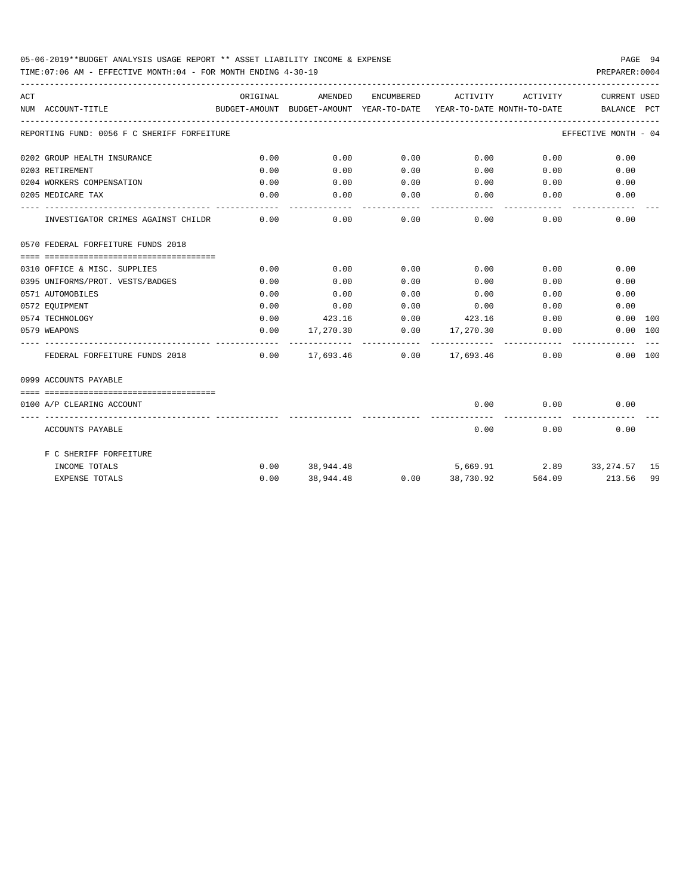05-06-2019**BUDGET ANALYSIS USAGE REPORT ** ASSET LIABILITY INCOME & EXPENSE

TIME:07:06 AM - EFFECTIVE MONTH:04 - FOR MONTH ENDING 4-30-19

PREPARER:0004

| ACT NUM | ACCOUNT-TITLE | ORIGINAL BUDGET-AMOUNT | AMENDED BUDGET-AMOUNT | ENCUMBERED YEAR-TO-DATE | ACTIVITY YEAR-TO-DATE | ACTIVITY MONTH-TO-DATE | CURRENT BALANCE | USED PCT |
|---|---|---|---|---|---|---|---|---|
| | REPORTING FUND: 0056 F C SHERIFF FORFEITURE | | | | | | EFFECTIVE MONTH - 04 | |
| 0202 | GROUP HEALTH INSURANCE | 0.00 | 0.00 | 0.00 | 0.00 | 0.00 | 0.00 | |
| 0203 | RETIREMENT | 0.00 | 0.00 | 0.00 | 0.00 | 0.00 | 0.00 | |
| 0204 | WORKERS COMPENSATION | 0.00 | 0.00 | 0.00 | 0.00 | 0.00 | 0.00 | |
| 0205 | MEDICARE TAX | 0.00 | 0.00 | 0.00 | 0.00 | 0.00 | 0.00 | |
| | INVESTIGATOR CRIMES AGAINST CHILDR | 0.00 | 0.00 | 0.00 | 0.00 | 0.00 | 0.00 | |
| 0570 | FEDERAL FORFEITURE FUNDS 2018 | | | | | | | |
| 0310 | OFFICE & MISC. SUPPLIES | 0.00 | 0.00 | 0.00 | 0.00 | 0.00 | 0.00 | |
| 0395 | UNIFORMS/PROT. VESTS/BADGES | 0.00 | 0.00 | 0.00 | 0.00 | 0.00 | 0.00 | |
| 0571 | AUTOMOBILES | 0.00 | 0.00 | 0.00 | 0.00 | 0.00 | 0.00 | |
| 0572 | EQUIPMENT | 0.00 | 0.00 | 0.00 | 0.00 | 0.00 | 0.00 | |
| 0574 | TECHNOLOGY | 0.00 | 423.16 | 0.00 | 423.16 | 0.00 | 0.00 | 100 |
| 0579 | WEAPONS | 0.00 | 17,270.30 | 0.00 | 17,270.30 | 0.00 | 0.00 | 100 |
| | FEDERAL FORFEITURE FUNDS 2018 | 0.00 | 17,693.46 | 0.00 | 17,693.46 | 0.00 | 0.00 | 100 |
| 0999 | ACCOUNTS PAYABLE | | | | | | | |
| 0100 | A/P CLEARING ACCOUNT | | | | 0.00 | 0.00 | 0.00 | |
| | ACCOUNTS PAYABLE | | | | 0.00 | 0.00 | 0.00 | |
| | F C SHERIFF FORFEITURE | | | | | | | |
| | INCOME TOTALS | 0.00 | 38,944.48 | | 5,669.91 | 2.89 | 33,274.57 | 15 |
| | EXPENSE TOTALS | 0.00 | 38,944.48 | 0.00 | 38,730.92 | 564.09 | 213.56 | 99 |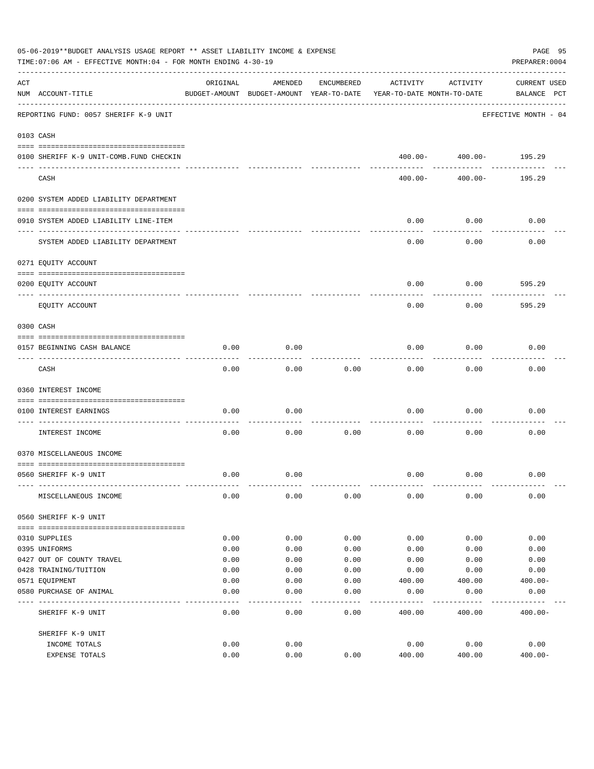05-06-2019**BUDGET ANALYSIS USAGE REPORT ** ASSET LIABILITY INCOME & EXPENSE

TIME:07:06 AM - EFFECTIVE MONTH:04 - FOR MONTH ENDING 4-30-19

PREPARER:0004

| ACT NUM | ACCOUNT-TITLE | ORIGINAL BUDGET-AMOUNT | AMENDED BUDGET-AMOUNT | ENCUMBERED YEAR-TO-DATE | ACTIVITY YEAR-TO-DATE | ACTIVITY MONTH-TO-DATE | CURRENT BALANCE | USED PCT |
|---|---|---|---|---|---|---|---|---|
| | REPORTING FUND: 0057 SHERIFF K-9 UNIT | | | | | | EFFECTIVE MONTH - 04 | |
| | 0103 CASH | | | | | | | |
| 0100 | SHERIFF K-9 UNIT-COMB.FUND CHECKIN | | | | 400.00- | 400.00- | 195.29 | |
| | CASH | | | | 400.00- | 400.00- | 195.29 | |
| | 0200 SYSTEM ADDED LIABILITY DEPARTMENT | | | | | | | |
| 0910 | SYSTEM ADDED LIABILITY LINE-ITEM | | | | 0.00 | 0.00 | 0.00 | |
| | SYSTEM ADDED LIABILITY DEPARTMENT | | | | 0.00 | 0.00 | 0.00 | |
| | 0271 EQUITY ACCOUNT | | | | | | | |
| 0200 | EQUITY ACCOUNT | | | | 0.00 | 0.00 | 595.29 | |
| | EQUITY ACCOUNT | | | | 0.00 | 0.00 | 595.29 | |
| | 0300 CASH | | | | | | | |
| 0157 | BEGINNING CASH BALANCE | 0.00 | 0.00 | | 0.00 | 0.00 | 0.00 | |
| | CASH | 0.00 | 0.00 | 0.00 | 0.00 | 0.00 | 0.00 | |
| | 0360 INTEREST INCOME | | | | | | | |
| 0100 | INTEREST EARNINGS | 0.00 | 0.00 | | 0.00 | 0.00 | 0.00 | |
| | INTEREST INCOME | 0.00 | 0.00 | 0.00 | 0.00 | 0.00 | 0.00 | |
| | 0370 MISCELLANEOUS INCOME | | | | | | | |
| 0560 | SHERIFF K-9 UNIT | 0.00 | 0.00 | | 0.00 | 0.00 | 0.00 | |
| | MISCELLANEOUS INCOME | 0.00 | 0.00 | 0.00 | 0.00 | 0.00 | 0.00 | |
| | 0560 SHERIFF K-9 UNIT | | | | | | | |
| 0310 | SUPPLIES | 0.00 | 0.00 | 0.00 | 0.00 | 0.00 | 0.00 | |
| 0395 | UNIFORMS | 0.00 | 0.00 | 0.00 | 0.00 | 0.00 | 0.00 | |
| 0427 | OUT OF COUNTY TRAVEL | 0.00 | 0.00 | 0.00 | 0.00 | 0.00 | 0.00 | |
| 0428 | TRAINING/TUITION | 0.00 | 0.00 | 0.00 | 0.00 | 0.00 | 0.00 | |
| 0571 | EQUIPMENT | 0.00 | 0.00 | 0.00 | 400.00 | 400.00 | 400.00- | |
| 0580 | PURCHASE OF ANIMAL | 0.00 | 0.00 | 0.00 | 0.00 | 0.00 | 0.00 | |
| | SHERIFF K-9 UNIT | 0.00 | 0.00 | 0.00 | 400.00 | 400.00 | 400.00- | |
| | SHERIFF K-9 UNIT | | | | | | | |
| | INCOME TOTALS | 0.00 | 0.00 | | 0.00 | 0.00 | 0.00 | |
| | EXPENSE TOTALS | 0.00 | 0.00 | 0.00 | 400.00 | 400.00 | 400.00- | |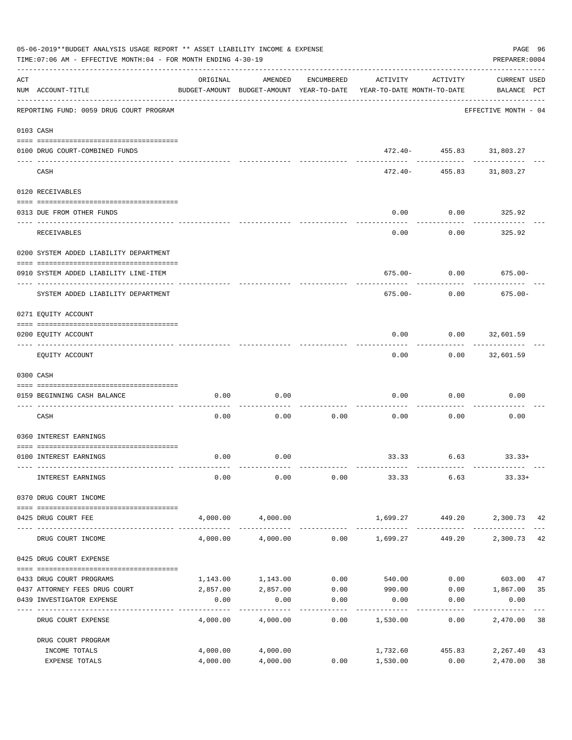05-06-2019**BUDGET ANALYSIS USAGE REPORT ** ASSET LIABILITY INCOME & EXPENSE
TIME:07:06 AM - EFFECTIVE MONTH:04 - FOR MONTH ENDING 4-30-19

PREPARER:0004

| ACT NUM | ACCOUNT-TITLE | ORIGINAL BUDGET-AMOUNT | AMENDED BUDGET-AMOUNT | ENCUMBERED YEAR-TO-DATE | ACTIVITY YEAR-TO-DATE | ACTIVITY MONTH-TO-DATE | CURRENT BALANCE | USED PCT |
|---|---|---|---|---|---|---|---|---|
| | REPORTING FUND: 0059 DRUG COURT PROGRAM | | | | | | EFFECTIVE MONTH - 04 | |
| | 0103 CASH | | | | | | | |
| 0100 | DRUG COURT-COMBINED FUNDS | | | | 472.40- | 455.83 | 31,803.27 | |
| | CASH | | | | 472.40- | 455.83 | 31,803.27 | |
| | 0120 RECEIVABLES | | | | | | | |
| 0313 | DUE FROM OTHER FUNDS | | | | 0.00 | 0.00 | 325.92 | |
| | RECEIVABLES | | | | 0.00 | 0.00 | 325.92 | |
| | 0200 SYSTEM ADDED LIABILITY DEPARTMENT | | | | | | | |
| 0910 | SYSTEM ADDED LIABILITY LINE-ITEM | | | | 675.00- | 0.00 | 675.00- | |
| | SYSTEM ADDED LIABILITY DEPARTMENT | | | | 675.00- | 0.00 | 675.00- | |
| | 0271 EQUITY ACCOUNT | | | | | | | |
| 0200 | EQUITY ACCOUNT | | | | 0.00 | 0.00 | 32,601.59 | |
| | EQUITY ACCOUNT | | | | 0.00 | 0.00 | 32,601.59 | |
| | 0300 CASH | | | | | | | |
| 0159 | BEGINNING CASH BALANCE | 0.00 | 0.00 | | 0.00 | 0.00 | 0.00 | |
| | CASH | 0.00 | 0.00 | 0.00 | 0.00 | 0.00 | 0.00 | |
| | 0360 INTEREST EARNINGS | | | | | | | |
| 0100 | INTEREST EARNINGS | 0.00 | 0.00 | | 33.33 | 6.63 | 33.33+ | |
| | INTEREST EARNINGS | 0.00 | 0.00 | 0.00 | 33.33 | 6.63 | 33.33+ | |
| | 0370 DRUG COURT INCOME | | | | | | | |
| 0425 | DRUG COURT FEE | 4,000.00 | 4,000.00 | | 1,699.27 | 449.20 | 2,300.73 | 42 |
| | DRUG COURT INCOME | 4,000.00 | 4,000.00 | 0.00 | 1,699.27 | 449.20 | 2,300.73 | 42 |
| | 0425 DRUG COURT EXPENSE | | | | | | | |
| 0433 | DRUG COURT PROGRAMS | 1,143.00 | 1,143.00 | 0.00 | 540.00 | 0.00 | 603.00 | 47 |
| 0437 | ATTORNEY FEES DRUG COURT | 2,857.00 | 2,857.00 | 0.00 | 990.00 | 0.00 | 1,867.00 | 35 |
| 0439 | INVESTIGATOR EXPENSE | 0.00 | 0.00 | 0.00 | 0.00 | 0.00 | 0.00 | |
| | DRUG COURT EXPENSE | 4,000.00 | 4,000.00 | 0.00 | 1,530.00 | 0.00 | 2,470.00 | 38 |
| | DRUG COURT PROGRAM | | | | | | | |
| | INCOME TOTALS | 4,000.00 | 4,000.00 | | 1,732.60 | 455.83 | 2,267.40 | 43 |
| | EXPENSE TOTALS | 4,000.00 | 4,000.00 | 0.00 | 1,530.00 | 0.00 | 2,470.00 | 38 |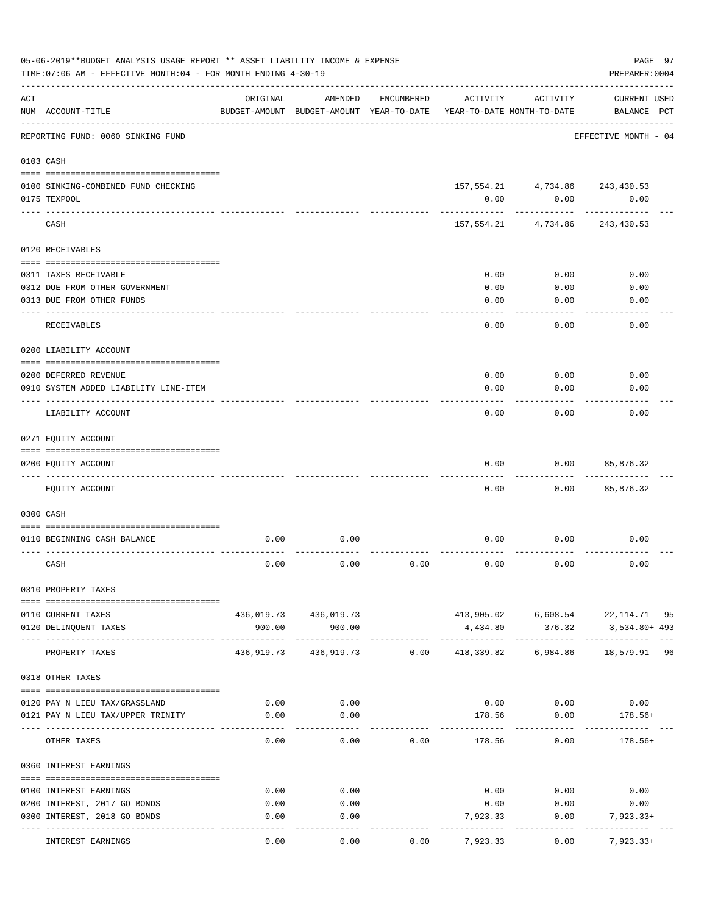05-06-2019**BUDGET ANALYSIS USAGE REPORT ** ASSET LIABILITY INCOME & EXPENSE

TIME:07:06 AM - EFFECTIVE MONTH:04 - FOR MONTH ENDING 4-30-19

PREPARER:0004

| ACT NUM | ACCOUNT-TITLE | ORIGINAL BUDGET-AMOUNT | AMENDED BUDGET-AMOUNT | ENCUMBERED YEAR-TO-DATE | ACTIVITY YEAR-TO-DATE | ACTIVITY MONTH-TO-DATE | CURRENT USED BALANCE | PCT |
|---|---|---|---|---|---|---|---|---|
| | REPORTING FUND: 0060 SINKING FUND | | | | | | EFFECTIVE MONTH - 04 | |
| 0103 | CASH | | | | | | | |
| 0100 | SINKING-COMBINED FUND CHECKING | | | | 157,554.21 | 4,734.86 | 243,430.53 | |
| 0175 | TEXPOOL | | | | 0.00 | 0.00 | 0.00 | |
| | CASH | | | | 157,554.21 | 4,734.86 | 243,430.53 | |
| 0120 | RECEIVABLES | | | | | | | |
| 0311 | TAXES RECEIVABLE | | | | 0.00 | 0.00 | 0.00 | |
| 0312 | DUE FROM OTHER GOVERNMENT | | | | 0.00 | 0.00 | 0.00 | |
| 0313 | DUE FROM OTHER FUNDS | | | | 0.00 | 0.00 | 0.00 | |
| | RECEIVABLES | | | | 0.00 | 0.00 | 0.00 | |
| 0200 | LIABILITY ACCOUNT | | | | | | | |
| 0200 | DEFERRED REVENUE | | | | 0.00 | 0.00 | 0.00 | |
| 0910 | SYSTEM ADDED LIABILITY LINE-ITEM | | | | 0.00 | 0.00 | 0.00 | |
| | LIABILITY ACCOUNT | | | | 0.00 | 0.00 | 0.00 | |
| 0271 | EQUITY ACCOUNT | | | | | | | |
| 0200 | EQUITY ACCOUNT | | | | 0.00 | 0.00 | 85,876.32 | |
| | EQUITY ACCOUNT | | | | 0.00 | 0.00 | 85,876.32 | |
| 0300 | CASH | | | | | | | |
| 0110 | BEGINNING CASH BALANCE | 0.00 | 0.00 | | 0.00 | 0.00 | 0.00 | |
| | CASH | 0.00 | 0.00 | 0.00 | 0.00 | 0.00 | 0.00 | |
| 0310 | PROPERTY TAXES | | | | | | | |
| 0110 | CURRENT TAXES | 436,019.73 | 436,019.73 | | 413,905.02 | 6,608.54 | 22,114.71 | 95 |
| 0120 | DELINQUENT TAXES | 900.00 | 900.00 | | 4,434.80 | 376.32 | 3,534.80+ | 493 |
| | PROPERTY TAXES | 436,919.73 | 436,919.73 | 0.00 | 418,339.82 | 6,984.86 | 18,579.91 | 96 |
| 0318 | OTHER TAXES | | | | | | | |
| 0120 | PAY N LIEU TAX/GRASSLAND | 0.00 | 0.00 | | 0.00 | 0.00 | 0.00 | |
| 0121 | PAY N LIEU TAX/UPPER TRINITY | 0.00 | 0.00 | | 178.56 | 0.00 | 178.56+ | |
| | OTHER TAXES | 0.00 | 0.00 | 0.00 | 178.56 | 0.00 | 178.56+ | |
| 0360 | INTEREST EARNINGS | | | | | | | |
| 0100 | INTEREST EARNINGS | 0.00 | 0.00 | | 0.00 | 0.00 | 0.00 | |
| 0200 | INTEREST, 2017 GO BONDS | 0.00 | 0.00 | | 0.00 | 0.00 | 0.00 | |
| 0300 | INTEREST, 2018 GO BONDS | 0.00 | 0.00 | | 7,923.33 | 0.00 | 7,923.33+ | |
| | INTEREST EARNINGS | 0.00 | 0.00 | 0.00 | 7,923.33 | 0.00 | 7,923.33+ | |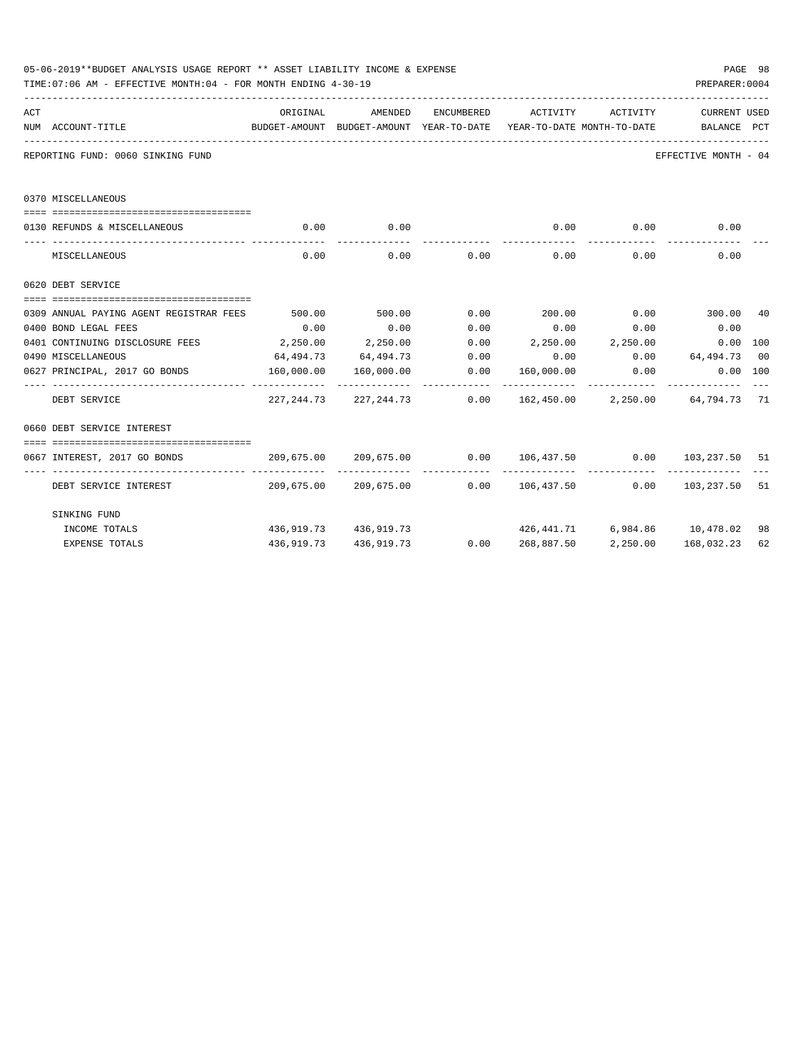05-06-2019**BUDGET ANALYSIS USAGE REPORT ** ASSET LIABILITY INCOME & EXPENSE

TIME:07:06 AM - EFFECTIVE MONTH:04 - FOR MONTH ENDING 4-30-19

PREPARER:0004

REPORTING FUND: 0060 SINKING FUND

EFFECTIVE MONTH - 04

| ACT NUM | ACCOUNT-TITLE | ORIGINAL BUDGET-AMOUNT | AMENDED BUDGET-AMOUNT | ENCUMBERED YEAR-TO-DATE | ACTIVITY YEAR-TO-DATE | ACTIVITY MONTH-TO-DATE | CURRENT BALANCE | USED PCT |
|---|---|---|---|---|---|---|---|---|
| | **0370 MISCELLANEOUS** | | | | | | | |
| 0130 | REFUNDS & MISCELLANEOUS | 0.00 | 0.00 | | 0.00 | 0.00 | 0.00 | |
| | MISCELLANEOUS | 0.00 | 0.00 | 0.00 | 0.00 | 0.00 | 0.00 | |
| | **0620 DEBT SERVICE** | | | | | | | |
| 0309 | ANNUAL PAYING AGENT REGISTRAR FEES | 500.00 | 500.00 | 0.00 | 200.00 | 0.00 | 300.00 | 40 |
| 0400 | BOND LEGAL FEES | 0.00 | 0.00 | 0.00 | 0.00 | 0.00 | 0.00 | |
| 0401 | CONTINUING DISCLOSURE FEES | 2,250.00 | 2,250.00 | 0.00 | 2,250.00 | 2,250.00 | 0.00 | 100 |
| 0490 | MISCELLANEOUS | 64,494.73 | 64,494.73 | 0.00 | 0.00 | 0.00 | 64,494.73 | 00 |
| 0627 | PRINCIPAL, 2017 GO BONDS | 160,000.00 | 160,000.00 | 0.00 | 160,000.00 | 0.00 | 0.00 | 100 |
| | DEBT SERVICE | 227,244.73 | 227,244.73 | 0.00 | 162,450.00 | 2,250.00 | 64,794.73 | 71 |
| | **0660 DEBT SERVICE INTEREST** | | | | | | | |
| 0667 | INTEREST, 2017 GO BONDS | 209,675.00 | 209,675.00 | 0.00 | 106,437.50 | 0.00 | 103,237.50 | 51 |
| | DEBT SERVICE INTEREST | 209,675.00 | 209,675.00 | 0.00 | 106,437.50 | 0.00 | 103,237.50 | 51 |
| | **SINKING FUND** | | | | | | | |
| | INCOME TOTALS | 436,919.73 | 436,919.73 | | 426,441.71 | 6,984.86 | 10,478.02 | 98 |
| | EXPENSE TOTALS | 436,919.73 | 436,919.73 | 0.00 | 268,887.50 | 2,250.00 | 168,032.23 | 62 |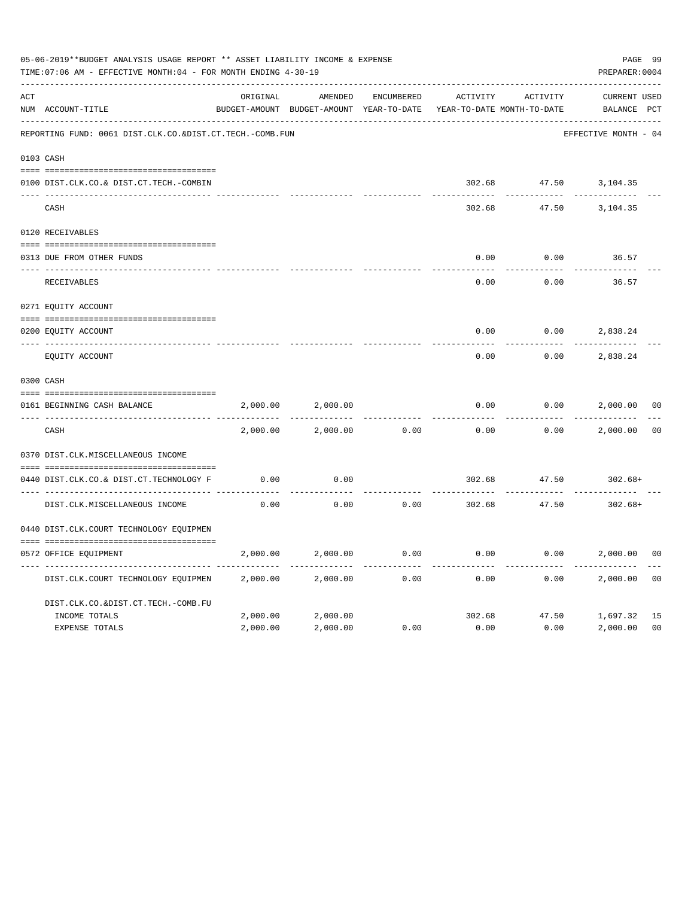05-06-2019**BUDGET ANALYSIS USAGE REPORT ** ASSET LIABILITY INCOME & EXPENSE

TIME:07:06 AM - EFFECTIVE MONTH:04 - FOR MONTH ENDING 4-30-19

PREPARER:0004

| ACT NUM | ACCOUNT-TITLE | ORIGINAL BUDGET-AMOUNT | AMENDED BUDGET-AMOUNT | ENCUMBERED YEAR-TO-DATE | ACTIVITY YEAR-TO-DATE | ACTIVITY MONTH-TO-DATE | CURRENT BALANCE | USED PCT |
|---|---|---|---|---|---|---|---|---|
| | REPORTING FUND: 0061 DIST.CLK.CO.&DIST.CT.TECH.-COMB.FUN | | | | | | EFFECTIVE MONTH - 04 | |
| 0103 | CASH | | | | | | | |
| 0100 | DIST.CLK.CO.& DIST.CT.TECH.-COMBIN | | | | 302.68 | 47.50 | 3,104.35 | |
| | CASH | | | | 302.68 | 47.50 | 3,104.35 | |
| 0120 | RECEIVABLES | | | | | | | |
| 0313 | DUE FROM OTHER FUNDS | | | | 0.00 | 0.00 | 36.57 | |
| | RECEIVABLES | | | | 0.00 | 0.00 | 36.57 | |
| 0271 | EQUITY ACCOUNT | | | | | | | |
| 0200 | EQUITY ACCOUNT | | | | 0.00 | 0.00 | 2,838.24 | |
| | EQUITY ACCOUNT | | | | 0.00 | 0.00 | 2,838.24 | |
| 0300 | CASH | | | | | | | |
| 0161 | BEGINNING CASH BALANCE | 2,000.00 | 2,000.00 | | 0.00 | 0.00 | 2,000.00 | 00 |
| | CASH | 2,000.00 | 2,000.00 | 0.00 | 0.00 | 0.00 | 2,000.00 | 00 |
| 0370 | DIST.CLK.MISCELLANEOUS INCOME | | | | | | | |
| 0440 | DIST.CLK.CO.& DIST.CT.TECHNOLOGY F | 0.00 | 0.00 | | 302.68 | 47.50 | 302.68+ | |
| | DIST.CLK.MISCELLANEOUS INCOME | 0.00 | 0.00 | 0.00 | 302.68 | 47.50 | 302.68+ | |
| 0440 | DIST.CLK.COURT TECHNOLOGY EQUIPMEN | | | | | | | |
| 0572 | OFFICE EQUIPMENT | 2,000.00 | 2,000.00 | 0.00 | 0.00 | 0.00 | 2,000.00 | 00 |
| | DIST.CLK.COURT TECHNOLOGY EQUIPMEN | 2,000.00 | 2,000.00 | 0.00 | 0.00 | 0.00 | 2,000.00 | 00 |
| | DIST.CLK.CO.&DIST.CT.TECH.-COMB.FU | | | | | | | |
| | INCOME TOTALS | 2,000.00 | 2,000.00 | | 302.68 | 47.50 | 1,697.32 | 15 |
| | EXPENSE TOTALS | 2,000.00 | 2,000.00 | 0.00 | 0.00 | 0.00 | 2,000.00 | 00 |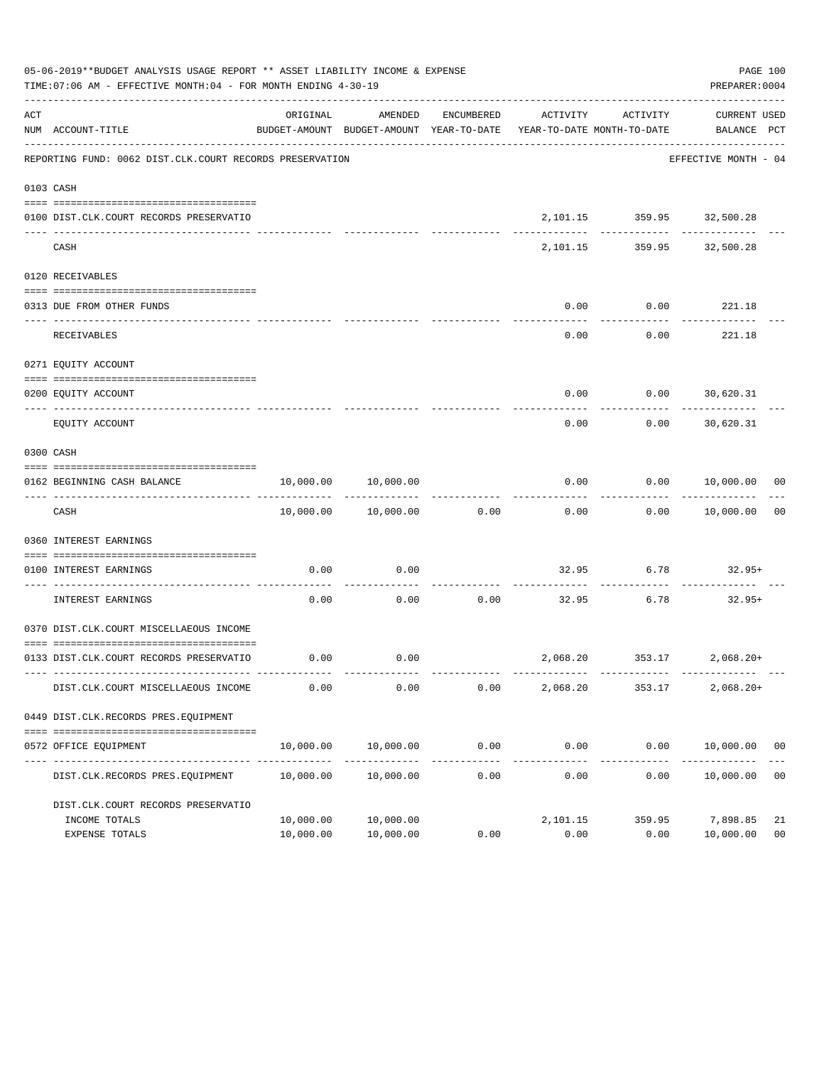05-06-2019**BUDGET ANALYSIS USAGE REPORT ** ASSET LIABILITY INCOME & EXPENSE

TIME:07:06 AM - EFFECTIVE MONTH:04 - FOR MONTH ENDING 4-30-19

PREPARER:0004

| ACT NUM | ACCOUNT-TITLE | ORIGINAL BUDGET-AMOUNT | AMENDED BUDGET-AMOUNT | ENCUMBERED YEAR-TO-DATE | ACTIVITY YEAR-TO-DATE | ACTIVITY MONTH-TO-DATE | CURRENT BALANCE | USED PCT |
|---|---|---|---|---|---|---|---|---|
| | REPORTING FUND: 0062 DIST.CLK.COURT RECORDS PRESERVATION | | | | | | EFFECTIVE MONTH - 04 | |
| 0103 | CASH | | | | | | | |
| 0100 | DIST.CLK.COURT RECORDS PRESERVATIO | | | | 2,101.15 | 359.95 | 32,500.28 | |
| | CASH | | | | 2,101.15 | 359.95 | 32,500.28 | |
| 0120 | RECEIVABLES | | | | | | | |
| 0313 | DUE FROM OTHER FUNDS | | | | 0.00 | 0.00 | 221.18 | |
| | RECEIVABLES | | | | 0.00 | 0.00 | 221.18 | |
| 0271 | EQUITY ACCOUNT | | | | | | | |
| 0200 | EQUITY ACCOUNT | | | | 0.00 | 0.00 | 30,620.31 | |
| | EQUITY ACCOUNT | | | | 0.00 | 0.00 | 30,620.31 | |
| 0300 | CASH | | | | | | | |
| 0162 | BEGINNING CASH BALANCE | 10,000.00 | 10,000.00 | | 0.00 | 0.00 | 10,000.00 | 00 |
| | CASH | 10,000.00 | 10,000.00 | 0.00 | 0.00 | 0.00 | 10,000.00 | 00 |
| 0360 | INTEREST EARNINGS | | | | | | | |
| 0100 | INTEREST EARNINGS | 0.00 | 0.00 | | 32.95 | 6.78 | 32.95+ | |
| | INTEREST EARNINGS | 0.00 | 0.00 | 0.00 | 32.95 | 6.78 | 32.95+ | |
| 0370 | DIST.CLK.COURT MISCELLAEOUS INCOME | | | | | | | |
| 0133 | DIST.CLK.COURT RECORDS PRESERVATIO | 0.00 | 0.00 | | 2,068.20 | 353.17 | 2,068.20+ | |
| | DIST.CLK.COURT MISCELLAEOUS INCOME | 0.00 | 0.00 | 0.00 | 2,068.20 | 353.17 | 2,068.20+ | |
| 0449 | DIST.CLK.RECORDS PRES.EQUIPMENT | | | | | | | |
| 0572 | OFFICE EQUIPMENT | 10,000.00 | 10,000.00 | 0.00 | 0.00 | 0.00 | 10,000.00 | 00 |
| | DIST.CLK.RECORDS PRES.EQUIPMENT | 10,000.00 | 10,000.00 | 0.00 | 0.00 | 0.00 | 10,000.00 | 00 |
| | DIST.CLK.COURT RECORDS PRESERVATIO | | | | | | | |
| | INCOME TOTALS | 10,000.00 | 10,000.00 | | 2,101.15 | 359.95 | 7,898.85 | 21 |
| | EXPENSE TOTALS | 10,000.00 | 10,000.00 | 0.00 | 0.00 | 0.00 | 10,000.00 | 00 |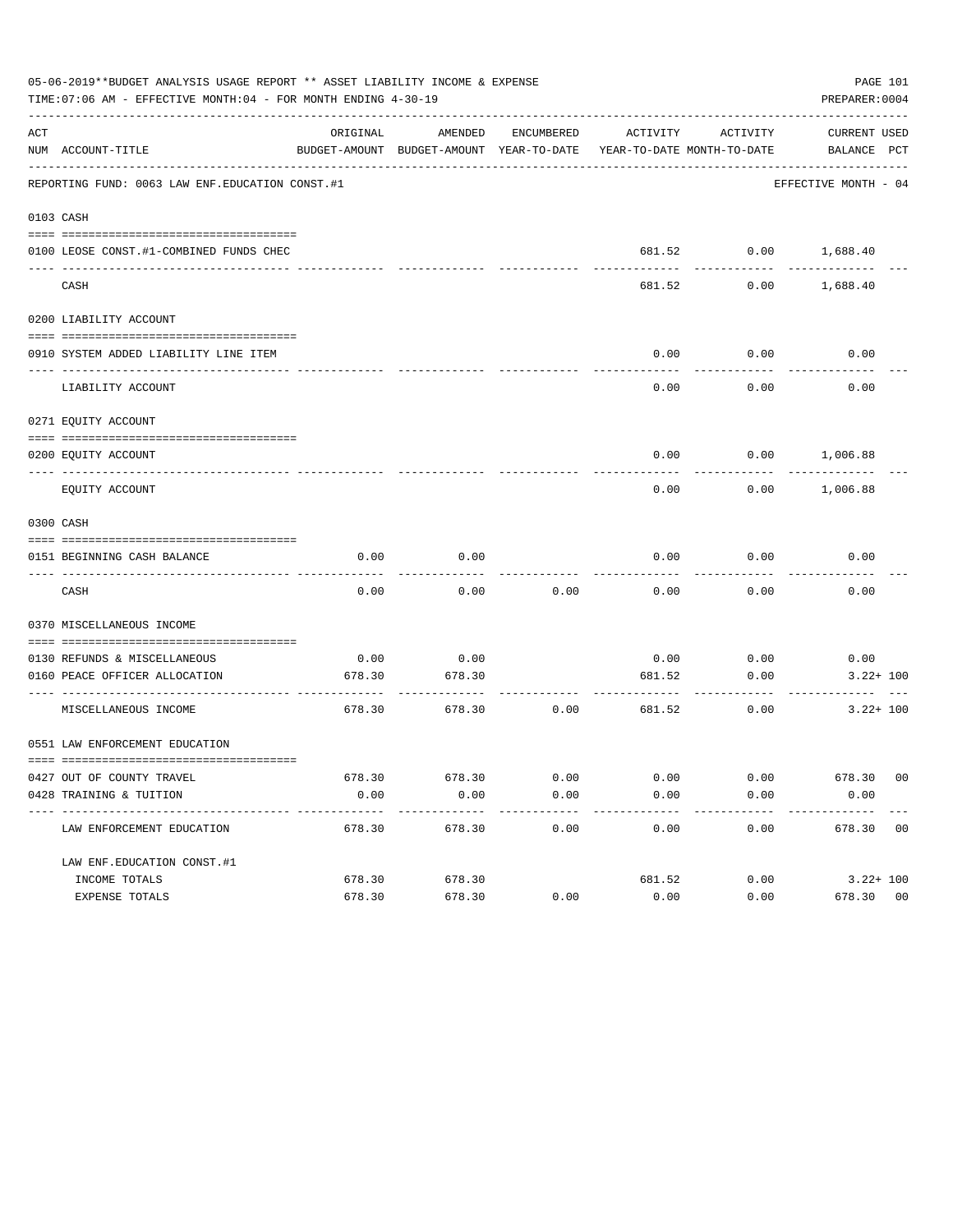05-06-2019**BUDGET ANALYSIS USAGE REPORT ** ASSET LIABILITY INCOME & EXPENSE

TIME:07:06 AM - EFFECTIVE MONTH:04 - FOR MONTH ENDING 4-30-19

PREPARER:0004

| ACT NUM | ACCOUNT-TITLE | ORIGINAL BUDGET-AMOUNT | AMENDED BUDGET-AMOUNT | ENCUMBERED YEAR-TO-DATE | ACTIVITY YEAR-TO-DATE | ACTIVITY MONTH-TO-DATE | CURRENT BALANCE | USED PCT |
|---|---|---|---|---|---|---|---|---|
| | REPORTING FUND: 0063 LAW ENF.EDUCATION CONST.#1 | | | | | | EFFECTIVE MONTH - 04 | |
| 0103 | CASH | | | | | | | |
| 0100 | LEOSE CONST.#1-COMBINED FUNDS CHEC | | | | 681.52 | 0.00 | 1,688.40 | |
| | CASH | | | | 681.52 | 0.00 | 1,688.40 | |
| 0200 | LIABILITY ACCOUNT | | | | | | | |
| 0910 | SYSTEM ADDED LIABILITY LINE ITEM | | | | 0.00 | 0.00 | 0.00 | |
| | LIABILITY ACCOUNT | | | | 0.00 | 0.00 | 0.00 | |
| 0271 | EQUITY ACCOUNT | | | | | | | |
| 0200 | EQUITY ACCOUNT | | | | 0.00 | 0.00 | 1,006.88 | |
| | EQUITY ACCOUNT | | | | 0.00 | 0.00 | 1,006.88 | |
| 0300 | CASH | | | | | | | |
| 0151 | BEGINNING CASH BALANCE | 0.00 | 0.00 | | 0.00 | 0.00 | 0.00 | |
| | CASH | 0.00 | 0.00 | 0.00 | 0.00 | 0.00 | 0.00 | |
| 0370 | MISCELLANEOUS INCOME | | | | | | | |
| 0130 | REFUNDS & MISCELLANEOUS | 0.00 | 0.00 | | 0.00 | 0.00 | 0.00 | |
| 0160 | PEACE OFFICER ALLOCATION | 678.30 | 678.30 | | 681.52 | 0.00 | 3.22+ | 100 |
| | MISCELLANEOUS INCOME | 678.30 | 678.30 | 0.00 | 681.52 | 0.00 | 3.22+ | 100 |
| 0551 | LAW ENFORCEMENT EDUCATION | | | | | | | |
| 0427 | OUT OF COUNTY TRAVEL | 678.30 | 678.30 | 0.00 | 0.00 | 0.00 | 678.30 | 00 |
| 0428 | TRAINING & TUITION | 0.00 | 0.00 | 0.00 | 0.00 | 0.00 | 0.00 | |
| | LAW ENFORCEMENT EDUCATION | 678.30 | 678.30 | 0.00 | 0.00 | 0.00 | 678.30 | 00 |
| | LAW ENF.EDUCATION CONST.#1 | | | | | | | |
| | INCOME TOTALS | 678.30 | 678.30 | | 681.52 | 0.00 | 3.22+ | 100 |
| | EXPENSE TOTALS | 678.30 | 678.30 | 0.00 | 0.00 | 0.00 | 678.30 | 00 |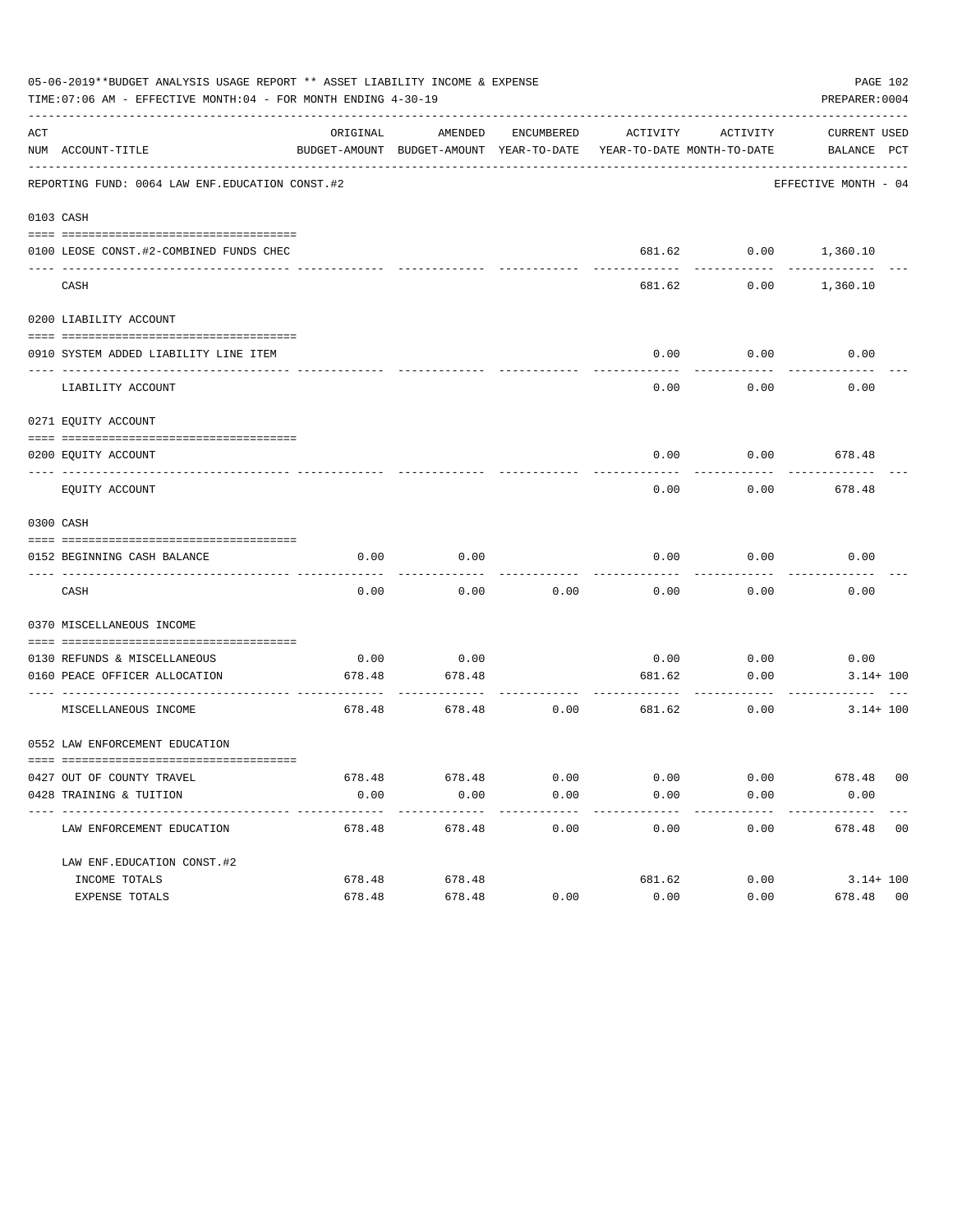05-06-2019**BUDGET ANALYSIS USAGE REPORT ** ASSET LIABILITY INCOME & EXPENSE

TIME:07:06 AM - EFFECTIVE MONTH:04 - FOR MONTH ENDING 4-30-19

PREPARER:0004

| ACT NUM | ACCOUNT-TITLE | ORIGINAL BUDGET-AMOUNT | AMENDED BUDGET-AMOUNT | ENCUMBERED YEAR-TO-DATE | ACTIVITY YEAR-TO-DATE | ACTIVITY MONTH-TO-DATE | CURRENT BALANCE | USED PCT |
|---|---|---|---|---|---|---|---|---|
| | REPORTING FUND: 0064 LAW ENF.EDUCATION CONST.#2 | | | | | | EFFECTIVE MONTH - 04 | |
| 0103 | CASH | | | | | | | |
| 0100 | LEOSE CONST.#2-COMBINED FUNDS CHEC | | | | 681.62 | 0.00 | 1,360.10 | |
| | CASH | | | | 681.62 | 0.00 | 1,360.10 | |
| 0200 | LIABILITY ACCOUNT | | | | | | | |
| 0910 | SYSTEM ADDED LIABILITY LINE ITEM | | | | 0.00 | 0.00 | 0.00 | |
| | LIABILITY ACCOUNT | | | | 0.00 | 0.00 | 0.00 | |
| 0271 | EQUITY ACCOUNT | | | | | | | |
| 0200 | EQUITY ACCOUNT | | | | 0.00 | 0.00 | 678.48 | |
| | EQUITY ACCOUNT | | | | 0.00 | 0.00 | 678.48 | |
| 0300 | CASH | | | | | | | |
| 0152 | BEGINNING CASH BALANCE | 0.00 | 0.00 | | 0.00 | 0.00 | 0.00 | |
| | CASH | 0.00 | 0.00 | 0.00 | 0.00 | 0.00 | 0.00 | |
| 0370 | MISCELLANEOUS INCOME | | | | | | | |
| 0130 | REFUNDS & MISCELLANEOUS | 0.00 | 0.00 | | 0.00 | 0.00 | 0.00 | |
| 0160 | PEACE OFFICER ALLOCATION | 678.48 | 678.48 | | 681.62 | 0.00 | 3.14+ | 100 |
| | MISCELLANEOUS INCOME | 678.48 | 678.48 | 0.00 | 681.62 | 0.00 | 3.14+ | 100 |
| 0552 | LAW ENFORCEMENT EDUCATION | | | | | | | |
| 0427 | OUT OF COUNTY TRAVEL | 678.48 | 678.48 | 0.00 | 0.00 | 0.00 | 678.48 | 00 |
| 0428 | TRAINING & TUITION | 0.00 | 0.00 | 0.00 | 0.00 | 0.00 | 0.00 | |
| | LAW ENFORCEMENT EDUCATION | 678.48 | 678.48 | 0.00 | 0.00 | 0.00 | 678.48 | 00 |
| | LAW ENF.EDUCATION CONST.#2 | | | | | | | |
| | INCOME TOTALS | 678.48 | 678.48 | | 681.62 | 0.00 | 3.14+ | 100 |
| | EXPENSE TOTALS | 678.48 | 678.48 | 0.00 | 0.00 | 0.00 | 678.48 | 00 |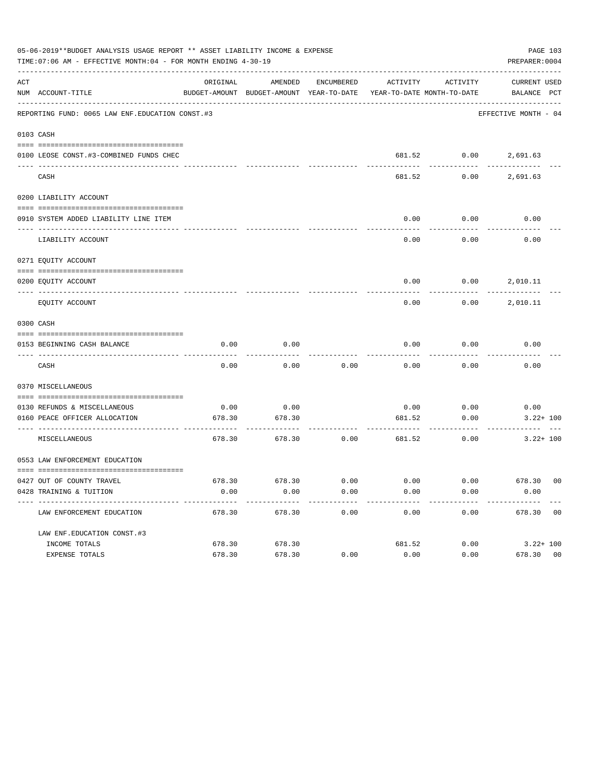05-06-2019**BUDGET ANALYSIS USAGE REPORT ** ASSET LIABILITY INCOME & EXPENSE

TIME:07:06 AM - EFFECTIVE MONTH:04 - FOR MONTH ENDING 4-30-19

PREPARER:0004

REPORTING FUND: 0065 LAW ENF.EDUCATION CONST.#3 — EFFECTIVE MONTH - 04

| ACT NUM | ACCOUNT-TITLE | ORIGINAL BUDGET-AMOUNT | AMENDED BUDGET-AMOUNT | ENCUMBERED YEAR-TO-DATE | ACTIVITY YEAR-TO-DATE | ACTIVITY MONTH-TO-DATE | CURRENT BALANCE | USED PCT |
|---|---|---|---|---|---|---|---|---|
| 0103 | CASH | | | | | | | |
| 0100 | LEOSE CONST.#3-COMBINED FUNDS CHEC | | | | 681.52 | 0.00 | 2,691.63 | |
| | CASH | | | | 681.52 | 0.00 | 2,691.63 | |
| 0200 | LIABILITY ACCOUNT | | | | | | | |
| 0910 | SYSTEM ADDED LIABILITY LINE ITEM | | | | 0.00 | 0.00 | 0.00 | |
| | LIABILITY ACCOUNT | | | | 0.00 | 0.00 | 0.00 | |
| 0271 | EQUITY ACCOUNT | | | | | | | |
| 0200 | EQUITY ACCOUNT | | | | 0.00 | 0.00 | 2,010.11 | |
| | EQUITY ACCOUNT | | | | 0.00 | 0.00 | 2,010.11 | |
| 0300 | CASH | | | | | | | |
| 0153 | BEGINNING CASH BALANCE | 0.00 | 0.00 | | 0.00 | 0.00 | 0.00 | |
| | CASH | 0.00 | 0.00 | 0.00 | 0.00 | 0.00 | 0.00 | |
| 0370 | MISCELLANEOUS | | | | | | | |
| 0130 | REFUNDS & MISCELLANEOUS | 0.00 | 0.00 | | 0.00 | 0.00 | 0.00 | |
| 0160 | PEACE OFFICER ALLOCATION | 678.30 | 678.30 | | 681.52 | 0.00 | 3.22+ | 100 |
| | MISCELLANEOUS | 678.30 | 678.30 | 0.00 | 681.52 | 0.00 | 3.22+ | 100 |
| 0553 | LAW ENFORCEMENT EDUCATION | | | | | | | |
| 0427 | OUT OF COUNTY TRAVEL | 678.30 | 678.30 | 0.00 | 0.00 | 0.00 | 678.30 | 00 |
| 0428 | TRAINING & TUITION | 0.00 | 0.00 | 0.00 | 0.00 | 0.00 | 0.00 | |
| | LAW ENFORCEMENT EDUCATION | 678.30 | 678.30 | 0.00 | 0.00 | 0.00 | 678.30 | 00 |
| | LAW ENF.EDUCATION CONST.#3 | | | | | | | |
| | INCOME TOTALS | 678.30 | 678.30 | | 681.52 | 0.00 | 3.22+ | 100 |
| | EXPENSE TOTALS | 678.30 | 678.30 | 0.00 | 0.00 | 0.00 | 678.30 | 00 |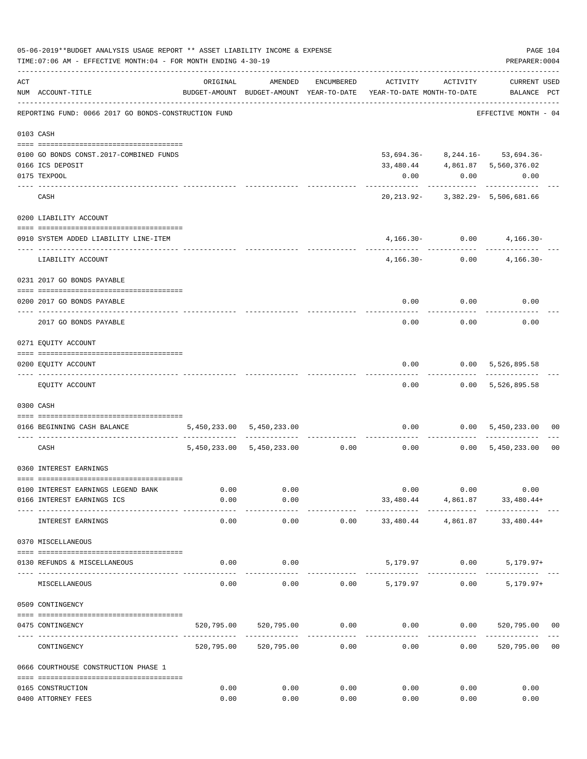05-06-2019**BUDGET ANALYSIS USAGE REPORT ** ASSET LIABILITY INCOME & EXPENSE

TIME:07:06 AM - EFFECTIVE MONTH:04 - FOR MONTH ENDING 4-30-19

PREPARER:0004

| ACT NUM | ACCOUNT-TITLE | ORIGINAL BUDGET-AMOUNT | AMENDED BUDGET-AMOUNT | ENCUMBERED YEAR-TO-DATE | ACTIVITY YEAR-TO-DATE | ACTIVITY MONTH-TO-DATE | CURRENT BALANCE | USED PCT |
|---|---|---|---|---|---|---|---|---|
| | REPORTING FUND: 0066 2017 GO BONDS-CONSTRUCTION FUND | | | | | | EFFECTIVE MONTH - 04 | |
| | **0103 CASH** | | | | | | | |
| 0100 | GO BONDS CONST.2017-COMBINED FUNDS | | | | 53,694.36- | 8,244.16- | 53,694.36- | |
| 0166 | ICS DEPOSIT | | | | 33,480.44 | 4,861.87 | 5,560,376.02 | |
| 0175 | TEXPOOL | | | | 0.00 | 0.00 | 0.00 | |
| | CASH | | | | 20,213.92- | 3,382.29- | 5,506,681.66 | |
| | **0200 LIABILITY ACCOUNT** | | | | | | | |
| 0910 | SYSTEM ADDED LIABILITY LINE-ITEM | | | | 4,166.30- | 0.00 | 4,166.30- | |
| | LIABILITY ACCOUNT | | | | 4,166.30- | 0.00 | 4,166.30- | |
| | **0231 2017 GO BONDS PAYABLE** | | | | | | | |
| 0200 | 2017 GO BONDS PAYABLE | | | | 0.00 | 0.00 | 0.00 | |
| | 2017 GO BONDS PAYABLE | | | | 0.00 | 0.00 | 0.00 | |
| | **0271 EQUITY ACCOUNT** | | | | | | | |
| 0200 | EQUITY ACCOUNT | | | | 0.00 | 0.00 | 5,526,895.58 | |
| | EQUITY ACCOUNT | | | | 0.00 | 0.00 | 5,526,895.58 | |
| | **0300 CASH** | | | | | | | |
| 0166 | BEGINNING CASH BALANCE | 5,450,233.00 | 5,450,233.00 | | 0.00 | 0.00 | 5,450,233.00 | 00 |
| | CASH | 5,450,233.00 | 5,450,233.00 | 0.00 | 0.00 | 0.00 | 5,450,233.00 | 00 |
| | **0360 INTEREST EARNINGS** | | | | | | | |
| 0100 | INTEREST EARNINGS LEGEND BANK | 0.00 | 0.00 | | 0.00 | 0.00 | 0.00 | |
| 0166 | INTEREST EARNINGS ICS | 0.00 | 0.00 | | 33,480.44 | 4,861.87 | 33,480.44+ | |
| | INTEREST EARNINGS | 0.00 | 0.00 | 0.00 | 33,480.44 | 4,861.87 | 33,480.44+ | |
| | **0370 MISCELLANEOUS** | | | | | | | |
| 0130 | REFUNDS & MISCELLANEOUS | 0.00 | 0.00 | | 5,179.97 | 0.00 | 5,179.97+ | |
| | MISCELLANEOUS | 0.00 | 0.00 | 0.00 | 5,179.97 | 0.00 | 5,179.97+ | |
| | **0509 CONTINGENCY** | | | | | | | |
| 0475 | CONTINGENCY | 520,795.00 | 520,795.00 | 0.00 | 0.00 | 0.00 | 520,795.00 | 00 |
| | CONTINGENCY | 520,795.00 | 520,795.00 | 0.00 | 0.00 | 0.00 | 520,795.00 | 00 |
| | **0666 COURTHOUSE CONSTRUCTION PHASE 1** | | | | | | | |
| 0165 | CONSTRUCTION | 0.00 | 0.00 | 0.00 | 0.00 | 0.00 | 0.00 | |
| 0400 | ATTORNEY FEES | 0.00 | 0.00 | 0.00 | 0.00 | 0.00 | 0.00 | |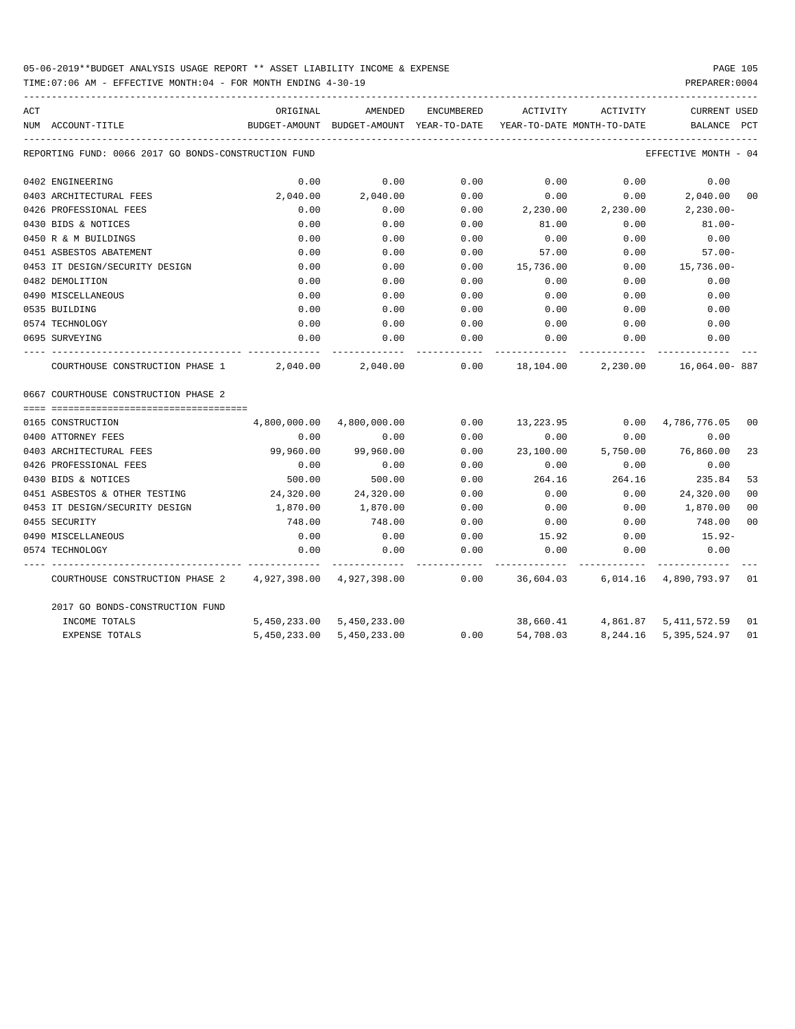05-06-2019**BUDGET ANALYSIS USAGE REPORT ** ASSET LIABILITY INCOME & EXPENSE

TIME:07:06 AM - EFFECTIVE MONTH:04 - FOR MONTH ENDING 4-30-19

PREPARER:0004

REPORTING FUND: 0066 2017 GO BONDS-CONSTRUCTION FUND — EFFECTIVE MONTH - 04

| ACT NUM | ACCOUNT-TITLE | ORIGINAL BUDGET-AMOUNT | AMENDED BUDGET-AMOUNT | ENCUMBERED YEAR-TO-DATE | ACTIVITY YEAR-TO-DATE | ACTIVITY MONTH-TO-DATE | CURRENT BALANCE | USED PCT |
|---|---|---|---|---|---|---|---|---|
| 0402 | ENGINEERING | 0.00 | 0.00 | 0.00 | 0.00 | 0.00 | 0.00 | |
| 0403 | ARCHITECTURAL FEES | 2,040.00 | 2,040.00 | 0.00 | 0.00 | 0.00 | 2,040.00 | 00 |
| 0426 | PROFESSIONAL FEES | 0.00 | 0.00 | 0.00 | 2,230.00 | 2,230.00 | 2,230.00- | |
| 0430 | BIDS & NOTICES | 0.00 | 0.00 | 0.00 | 81.00 | 0.00 | 81.00- | |
| 0450 | R & M BUILDINGS | 0.00 | 0.00 | 0.00 | 0.00 | 0.00 | 0.00 | |
| 0451 | ASBESTOS ABATEMENT | 0.00 | 0.00 | 0.00 | 57.00 | 0.00 | 57.00- | |
| 0453 | IT DESIGN/SECURITY DESIGN | 0.00 | 0.00 | 0.00 | 15,736.00 | 0.00 | 15,736.00- | |
| 0482 | DEMOLITION | 0.00 | 0.00 | 0.00 | 0.00 | 0.00 | 0.00 | |
| 0490 | MISCELLANEOUS | 0.00 | 0.00 | 0.00 | 0.00 | 0.00 | 0.00 | |
| 0535 | BUILDING | 0.00 | 0.00 | 0.00 | 0.00 | 0.00 | 0.00 | |
| 0574 | TECHNOLOGY | 0.00 | 0.00 | 0.00 | 0.00 | 0.00 | 0.00 | |
| 0695 | SURVEYING | 0.00 | 0.00 | 0.00 | 0.00 | 0.00 | 0.00 | |
| | COURTHOUSE CONSTRUCTION PHASE 1 | 2,040.00 | 2,040.00 | 0.00 | 18,104.00 | 2,230.00 | 16,064.00- | 887 |
| 0667 | COURTHOUSE CONSTRUCTION PHASE 2 | | | | | | | |
| 0165 | CONSTRUCTION | 4,800,000.00 | 4,800,000.00 | 0.00 | 13,223.95 | 0.00 | 4,786,776.05 | 00 |
| 0400 | ATTORNEY FEES | 0.00 | 0.00 | 0.00 | 0.00 | 0.00 | 0.00 | |
| 0403 | ARCHITECTURAL FEES | 99,960.00 | 99,960.00 | 0.00 | 23,100.00 | 5,750.00 | 76,860.00 | 23 |
| 0426 | PROFESSIONAL FEES | 0.00 | 0.00 | 0.00 | 0.00 | 0.00 | 0.00 | |
| 0430 | BIDS & NOTICES | 500.00 | 500.00 | 0.00 | 264.16 | 264.16 | 235.84 | 53 |
| 0451 | ASBESTOS & OTHER TESTING | 24,320.00 | 24,320.00 | 0.00 | 0.00 | 0.00 | 24,320.00 | 00 |
| 0453 | IT DESIGN/SECURITY DESIGN | 1,870.00 | 1,870.00 | 0.00 | 0.00 | 0.00 | 1,870.00 | 00 |
| 0455 | SECURITY | 748.00 | 748.00 | 0.00 | 0.00 | 0.00 | 748.00 | 00 |
| 0490 | MISCELLANEOUS | 0.00 | 0.00 | 0.00 | 15.92 | 0.00 | 15.92- | |
| 0574 | TECHNOLOGY | 0.00 | 0.00 | 0.00 | 0.00 | 0.00 | 0.00 | |
| | COURTHOUSE CONSTRUCTION PHASE 2 | 4,927,398.00 | 4,927,398.00 | 0.00 | 36,604.03 | 6,014.16 | 4,890,793.97 | 01 |
| | 2017 GO BONDS-CONSTRUCTION FUND | | | | | | | |
| | INCOME TOTALS | 5,450,233.00 | 5,450,233.00 | | 38,660.41 | 4,861.87 | 5,411,572.59 | 01 |
| | EXPENSE TOTALS | 5,450,233.00 | 5,450,233.00 | 0.00 | 54,708.03 | 8,244.16 | 5,395,524.97 | 01 |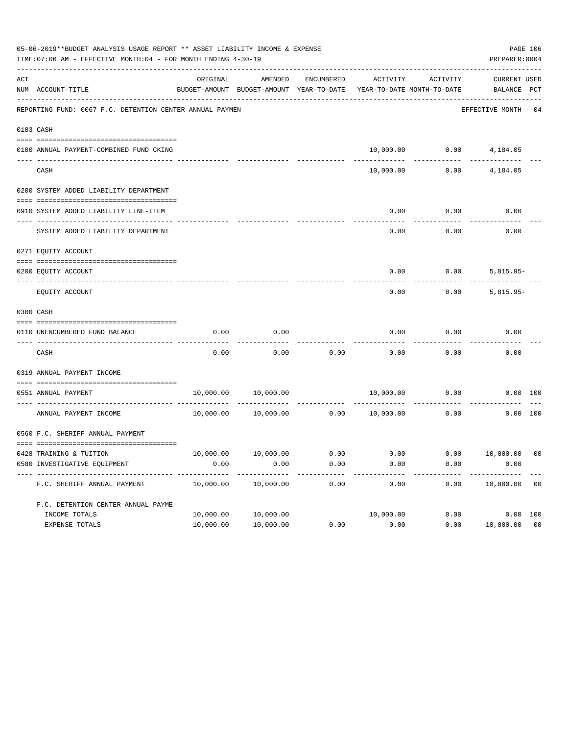05-06-2019**BUDGET ANALYSIS USAGE REPORT ** ASSET LIABILITY INCOME & EXPENSE

TIME:07:06 AM - EFFECTIVE MONTH:04 - FOR MONTH ENDING 4-30-19

PREPARER:0004

| ACT NUM | ACCOUNT-TITLE | ORIGINAL BUDGET-AMOUNT | AMENDED BUDGET-AMOUNT | ENCUMBERED YEAR-TO-DATE | ACTIVITY YEAR-TO-DATE | ACTIVITY MONTH-TO-DATE | CURRENT BALANCE | USED PCT |
|---|---|---|---|---|---|---|---|---|
| | REPORTING FUND: 0067 F.C. DETENTION CENTER ANNUAL PAYMEN | | | | | | EFFECTIVE MONTH - 04 | |
| 0103 | CASH | | | | | | | |
| 0100 | ANNUAL PAYMENT-COMBINED FUND CKING | | | | 10,000.00 | 0.00 | 4,184.05 | |
| | CASH | | | | 10,000.00 | 0.00 | 4,184.05 | |
| 0200 | SYSTEM ADDED LIABILITY DEPARTMENT | | | | | | | |
| 0910 | SYSTEM ADDED LIABILITY LINE-ITEM | | | | 0.00 | 0.00 | 0.00 | |
| | SYSTEM ADDED LIABILITY DEPARTMENT | | | | 0.00 | 0.00 | 0.00 | |
| 0271 | EQUITY ACCOUNT | | | | | | | |
| 0200 | EQUITY ACCOUNT | | | | 0.00 | 0.00 | 5,815.95- | |
| | EQUITY ACCOUNT | | | | 0.00 | 0.00 | 5,815.95- | |
| 0300 | CASH | | | | | | | |
| 0110 | UNENCUMBERED FUND BALANCE | 0.00 | 0.00 | | 0.00 | 0.00 | 0.00 | |
| | CASH | 0.00 | 0.00 | 0.00 | 0.00 | 0.00 | 0.00 | |
| 0319 | ANNUAL PAYMENT INCOME | | | | | | | |
| 0551 | ANNUAL PAYMENT | 10,000.00 | 10,000.00 | | 10,000.00 | 0.00 | 0.00 | 100 |
| | ANNUAL PAYMENT INCOME | 10,000.00 | 10,000.00 | 0.00 | 10,000.00 | 0.00 | 0.00 | 100 |
| 0560 | F.C. SHERIFF ANNUAL PAYMENT | | | | | | | |
| 0428 | TRAINING & TUITION | 10,000.00 | 10,000.00 | 0.00 | 0.00 | 0.00 | 10,000.00 | 00 |
| 0580 | INVESTIGATIVE EQUIPMENT | 0.00 | 0.00 | 0.00 | 0.00 | 0.00 | 0.00 | |
| | F.C. SHERIFF ANNUAL PAYMENT | 10,000.00 | 10,000.00 | 0.00 | 0.00 | 0.00 | 10,000.00 | 00 |
| | F.C. DETENTION CENTER ANNUAL PAYME | | | | | | | |
| | INCOME TOTALS | 10,000.00 | 10,000.00 | | 10,000.00 | 0.00 | 0.00 | 100 |
| | EXPENSE TOTALS | 10,000.00 | 10,000.00 | 0.00 | 0.00 | 0.00 | 10,000.00 | 00 |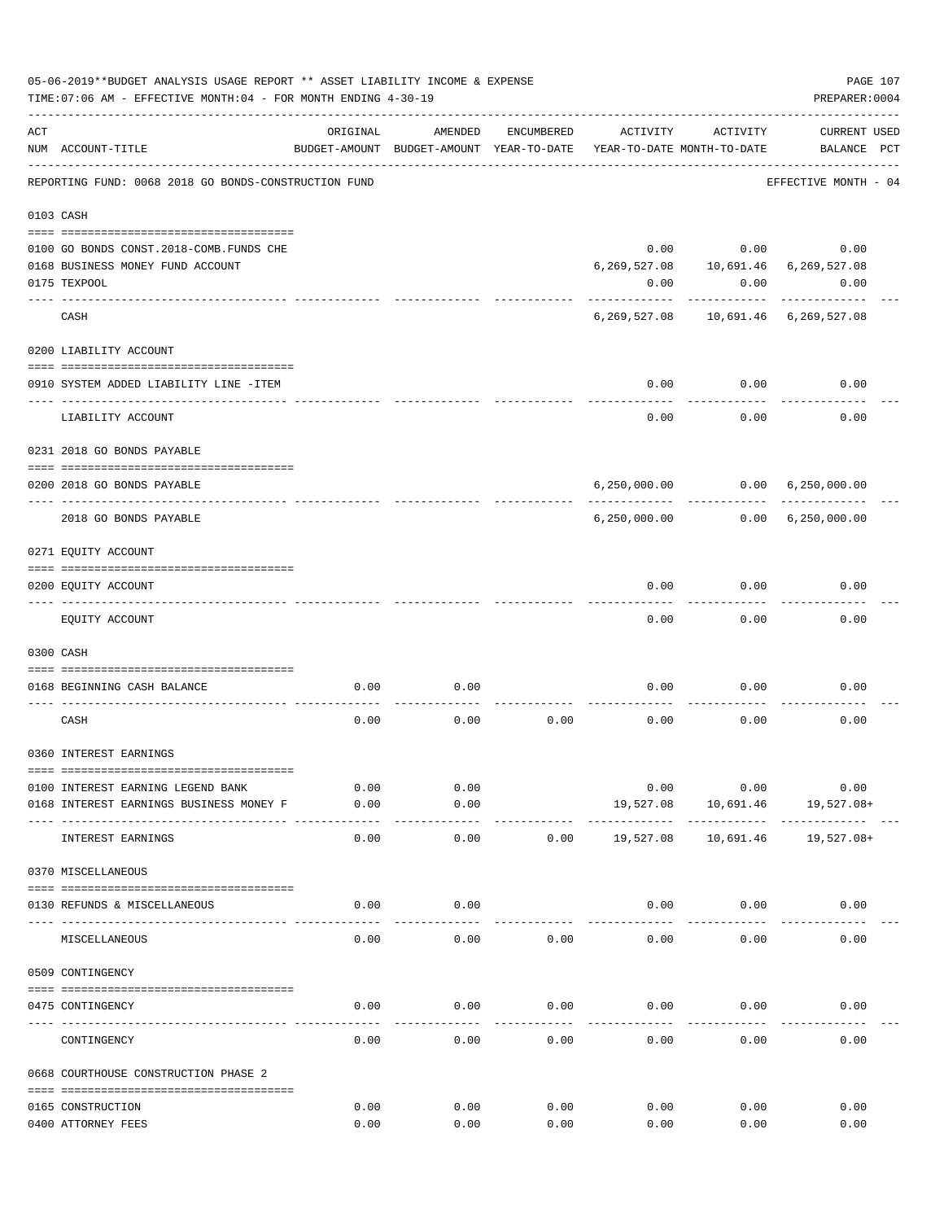05-06-2019**BUDGET ANALYSIS USAGE REPORT ** ASSET LIABILITY INCOME & EXPENSE

TIME:07:06 AM - EFFECTIVE MONTH:04 - FOR MONTH ENDING 4-30-19

PREPARER:0004

REPORTING FUND: 0068 2018 GO BONDS-CONSTRUCTION FUND — EFFECTIVE MONTH - 04

| ACT NUM | ACCOUNT-TITLE | ORIGINAL BUDGET-AMOUNT | AMENDED BUDGET-AMOUNT | ENCUMBERED YEAR-TO-DATE | ACTIVITY YEAR-TO-DATE | ACTIVITY MONTH-TO-DATE | CURRENT BALANCE | USED PCT |
|---|---|---|---|---|---|---|---|---|
| **0103** | **CASH** | | | | | | | |
| 0100 | GO BONDS CONST.2018-COMB.FUNDS CHE | | | | 0.00 | 0.00 | 0.00 | |
| 0168 | BUSINESS MONEY FUND ACCOUNT | | | | 6,269,527.08 | 10,691.46 | 6,269,527.08 | |
| 0175 | TEXPOOL | | | | 0.00 | 0.00 | 0.00 | |
| | CASH | | | | 6,269,527.08 | 10,691.46 | 6,269,527.08 | |
| **0200** | **LIABILITY ACCOUNT** | | | | | | | |
| 0910 | SYSTEM ADDED LIABILITY LINE -ITEM | | | | 0.00 | 0.00 | 0.00 | |
| | LIABILITY ACCOUNT | | | | 0.00 | 0.00 | 0.00 | |
| **0231** | **2018 GO BONDS PAYABLE** | | | | | | | |
| 0200 | 2018 GO BONDS PAYABLE | | | | 6,250,000.00 | 0.00 | 6,250,000.00 | |
| | 2018 GO BONDS PAYABLE | | | | 6,250,000.00 | 0.00 | 6,250,000.00 | |
| **0271** | **EQUITY ACCOUNT** | | | | | | | |
| 0200 | EQUITY ACCOUNT | | | | 0.00 | 0.00 | 0.00 | |
| | EQUITY ACCOUNT | | | | 0.00 | 0.00 | 0.00 | |
| **0300** | **CASH** | | | | | | | |
| 0168 | BEGINNING CASH BALANCE | 0.00 | 0.00 | | 0.00 | 0.00 | 0.00 | |
| | CASH | 0.00 | 0.00 | 0.00 | 0.00 | 0.00 | 0.00 | |
| **0360** | **INTEREST EARNINGS** | | | | | | | |
| 0100 | INTEREST EARNING LEGEND BANK | 0.00 | 0.00 | | 0.00 | 0.00 | 0.00 | |
| 0168 | INTEREST EARNINGS BUSINESS MONEY F | 0.00 | 0.00 | | 19,527.08 | 10,691.46 | 19,527.08+ | |
| | INTEREST EARNINGS | 0.00 | 0.00 | 0.00 | 19,527.08 | 10,691.46 | 19,527.08+ | |
| **0370** | **MISCELLANEOUS** | | | | | | | |
| 0130 | REFUNDS & MISCELLANEOUS | 0.00 | 0.00 | | 0.00 | 0.00 | 0.00 | |
| | MISCELLANEOUS | 0.00 | 0.00 | 0.00 | 0.00 | 0.00 | 0.00 | |
| **0509** | **CONTINGENCY** | | | | | | | |
| 0475 | CONTINGENCY | 0.00 | 0.00 | 0.00 | 0.00 | 0.00 | 0.00 | |
| | CONTINGENCY | 0.00 | 0.00 | 0.00 | 0.00 | 0.00 | 0.00 | |
| **0668** | **COURTHOUSE CONSTRUCTION PHASE 2** | | | | | | | |
| 0165 | CONSTRUCTION | 0.00 | 0.00 | 0.00 | 0.00 | 0.00 | 0.00 | |
| 0400 | ATTORNEY FEES | 0.00 | 0.00 | 0.00 | 0.00 | 0.00 | 0.00 | |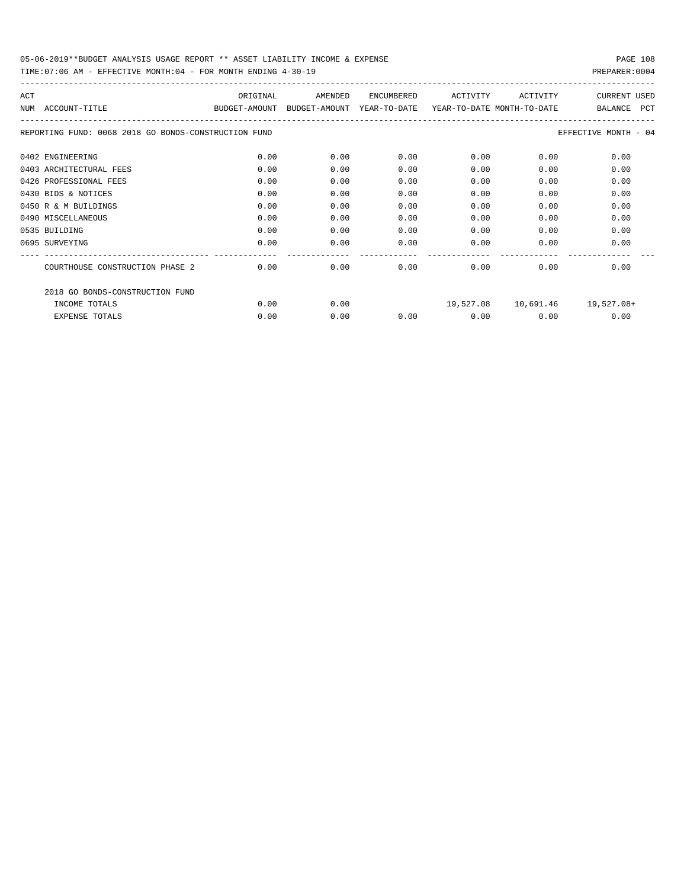REPORTING FUND: 0068 2018 GO BONDS-CONSTRUCTION FUND — EFFECTIVE MONTH - 04

| ACT NUM | ACCOUNT-TITLE | ORIGINAL BUDGET-AMOUNT | AMENDED BUDGET-AMOUNT | ENCUMBERED YEAR-TO-DATE | ACTIVITY YEAR-TO-DATE | ACTIVITY MONTH-TO-DATE | CURRENT BALANCE | USED PCT |
|---|---|---|---|---|---|---|---|---|
| 0402 | ENGINEERING | 0.00 | 0.00 | 0.00 | 0.00 | 0.00 | 0.00 | |
| 0403 | ARCHITECTURAL FEES | 0.00 | 0.00 | 0.00 | 0.00 | 0.00 | 0.00 | |
| 0426 | PROFESSIONAL FEES | 0.00 | 0.00 | 0.00 | 0.00 | 0.00 | 0.00 | |
| 0430 | BIDS & NOTICES | 0.00 | 0.00 | 0.00 | 0.00 | 0.00 | 0.00 | |
| 0450 | R & M BUILDINGS | 0.00 | 0.00 | 0.00 | 0.00 | 0.00 | 0.00 | |
| 0490 | MISCELLANEOUS | 0.00 | 0.00 | 0.00 | 0.00 | 0.00 | 0.00 | |
| 0535 | BUILDING | 0.00 | 0.00 | 0.00 | 0.00 | 0.00 | 0.00 | |
| 0695 | SURVEYING | 0.00 | 0.00 | 0.00 | 0.00 | 0.00 | 0.00 | |
| | COURTHOUSE CONSTRUCTION PHASE 2 | 0.00 | 0.00 | 0.00 | 0.00 | 0.00 | 0.00 | |
| | 2018 GO BONDS-CONSTRUCTION FUND | | | | | | | |
| | INCOME TOTALS | 0.00 | 0.00 | | 19,527.08 | 10,691.46 | 19,527.08+ | |
| | EXPENSE TOTALS | 0.00 | 0.00 | 0.00 | 0.00 | 0.00 | 0.00 | |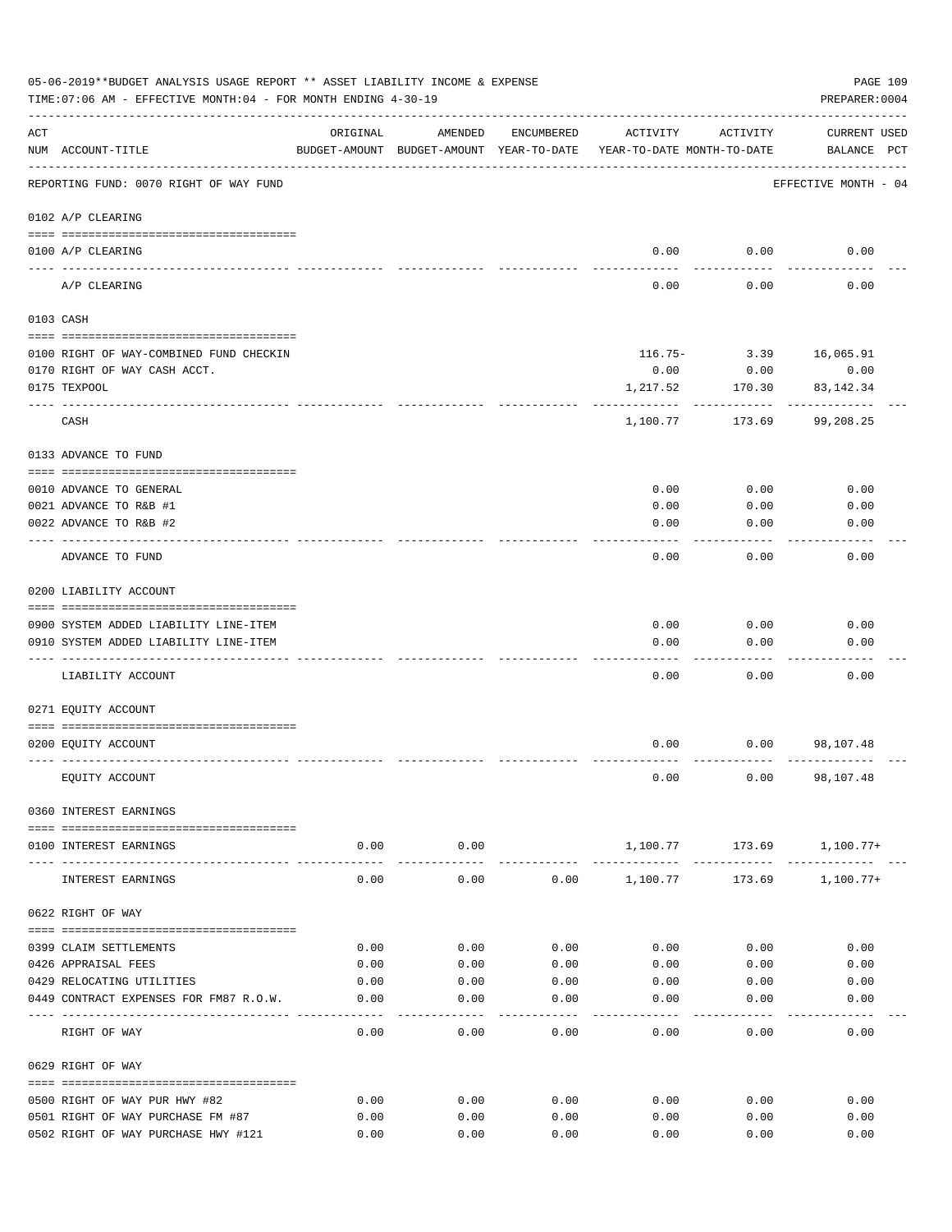05-06-2019**BUDGET ANALYSIS USAGE REPORT ** ASSET LIABILITY INCOME & EXPENSE

TIME:07:06 AM - EFFECTIVE MONTH:04 - FOR MONTH ENDING 4-30-19

PREPARER:0004

| ACT NUM | ACCOUNT-TITLE | ORIGINAL BUDGET-AMOUNT | AMENDED BUDGET-AMOUNT | ENCUMBERED YEAR-TO-DATE | ACTIVITY YEAR-TO-DATE | ACTIVITY MONTH-TO-DATE | CURRENT BALANCE | USED PCT |
|---|---|---|---|---|---|---|---|---|
| | REPORTING FUND: 0070 RIGHT OF WAY FUND | | | | | | EFFECTIVE MONTH - 04 | |
| | **0102 A/P CLEARING** | | | | | | | |
| 0100 | A/P CLEARING | | | | 0.00 | 0.00 | 0.00 | |
| | A/P CLEARING | | | | 0.00 | 0.00 | 0.00 | |
| | **0103 CASH** | | | | | | | |
| 0100 | RIGHT OF WAY-COMBINED FUND CHECKIN | | | | 116.75- | 3.39 | 16,065.91 | |
| 0170 | RIGHT OF WAY CASH ACCT. | | | | 0.00 | 0.00 | 0.00 | |
| 0175 | TEXPOOL | | | | 1,217.52 | 170.30 | 83,142.34 | |
| | CASH | | | | 1,100.77 | 173.69 | 99,208.25 | |
| | **0133 ADVANCE TO FUND** | | | | | | | |
| 0010 | ADVANCE TO GENERAL | | | | 0.00 | 0.00 | 0.00 | |
| 0021 | ADVANCE TO R&B #1 | | | | 0.00 | 0.00 | 0.00 | |
| 0022 | ADVANCE TO R&B #2 | | | | 0.00 | 0.00 | 0.00 | |
| | ADVANCE TO FUND | | | | 0.00 | 0.00 | 0.00 | |
| | **0200 LIABILITY ACCOUNT** | | | | | | | |
| 0900 | SYSTEM ADDED LIABILITY LINE-ITEM | | | | 0.00 | 0.00 | 0.00 | |
| 0910 | SYSTEM ADDED LIABILITY LINE-ITEM | | | | 0.00 | 0.00 | 0.00 | |
| | LIABILITY ACCOUNT | | | | 0.00 | 0.00 | 0.00 | |
| | **0271 EQUITY ACCOUNT** | | | | | | | |
| 0200 | EQUITY ACCOUNT | | | | 0.00 | 0.00 | 98,107.48 | |
| | EQUITY ACCOUNT | | | | 0.00 | 0.00 | 98,107.48 | |
| | **0360 INTEREST EARNINGS** | | | | | | | |
| 0100 | INTEREST EARNINGS | 0.00 | 0.00 | | 1,100.77 | 173.69 | 1,100.77+ | |
| | INTEREST EARNINGS | 0.00 | 0.00 | 0.00 | 1,100.77 | 173.69 | 1,100.77+ | |
| | **0622 RIGHT OF WAY** | | | | | | | |
| 0399 | CLAIM SETTLEMENTS | 0.00 | 0.00 | 0.00 | 0.00 | 0.00 | 0.00 | |
| 0426 | APPRAISAL FEES | 0.00 | 0.00 | 0.00 | 0.00 | 0.00 | 0.00 | |
| 0429 | RELOCATING UTILITIES | 0.00 | 0.00 | 0.00 | 0.00 | 0.00 | 0.00 | |
| 0449 | CONTRACT EXPENSES FOR FM87 R.O.W. | 0.00 | 0.00 | 0.00 | 0.00 | 0.00 | 0.00 | |
| | RIGHT OF WAY | 0.00 | 0.00 | 0.00 | 0.00 | 0.00 | 0.00 | |
| | **0629 RIGHT OF WAY** | | | | | | | |
| 0500 | RIGHT OF WAY PUR HWY #82 | 0.00 | 0.00 | 0.00 | 0.00 | 0.00 | 0.00 | |
| 0501 | RIGHT OF WAY PURCHASE FM #87 | 0.00 | 0.00 | 0.00 | 0.00 | 0.00 | 0.00 | |
| 0502 | RIGHT OF WAY PURCHASE HWY #121 | 0.00 | 0.00 | 0.00 | 0.00 | 0.00 | 0.00 | |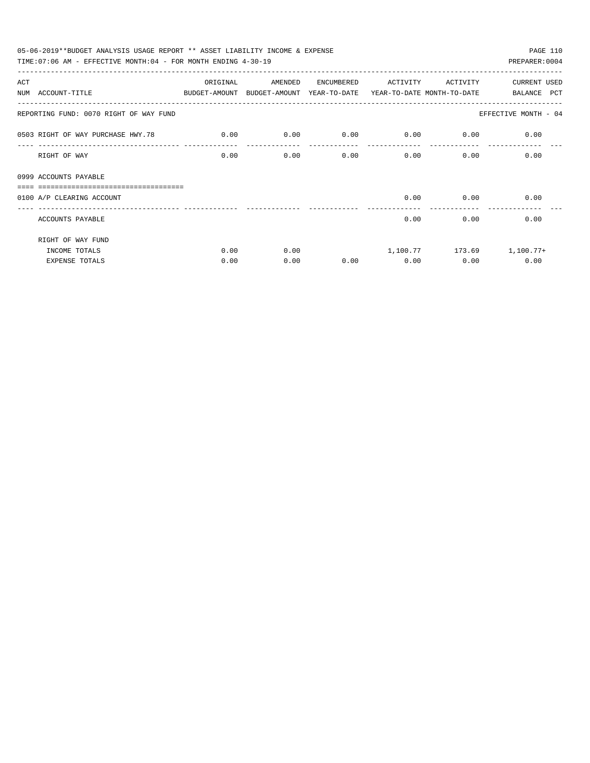05-06-2019**BUDGET ANALYSIS USAGE REPORT ** ASSET LIABILITY INCOME & EXPENSE

TIME:07:06 AM - EFFECTIVE MONTH:04 - FOR MONTH ENDING 4-30-19

PREPARER:0004

| ACT NUM | ACCOUNT-TITLE | ORIGINAL BUDGET-AMOUNT | AMENDED BUDGET-AMOUNT | ENCUMBERED YEAR-TO-DATE | ACTIVITY YEAR-TO-DATE | ACTIVITY MONTH-TO-DATE | CURRENT BALANCE | USED PCT |
|---|---|---|---|---|---|---|---|---|
| REPORTING FUND: 0070 RIGHT OF WAY FUND | | | | | | | EFFECTIVE MONTH - 04 | |
| 0503 | RIGHT OF WAY PURCHASE HWY.78 | 0.00 | 0.00 | 0.00 | 0.00 | 0.00 | 0.00 | |
| | RIGHT OF WAY | 0.00 | 0.00 | 0.00 | 0.00 | 0.00 | 0.00 | |
| 0999 | ACCOUNTS PAYABLE | | | | | | | |
| 0100 | A/P CLEARING ACCOUNT | | | | 0.00 | 0.00 | 0.00 | |
| | ACCOUNTS PAYABLE | | | | 0.00 | 0.00 | 0.00 | |
| | RIGHT OF WAY FUND | | | | | | | |
| | INCOME TOTALS | 0.00 | 0.00 | | 1,100.77 | 173.69 | 1,100.77+ | |
| | EXPENSE TOTALS | 0.00 | 0.00 | 0.00 | 0.00 | 0.00 | 0.00 | |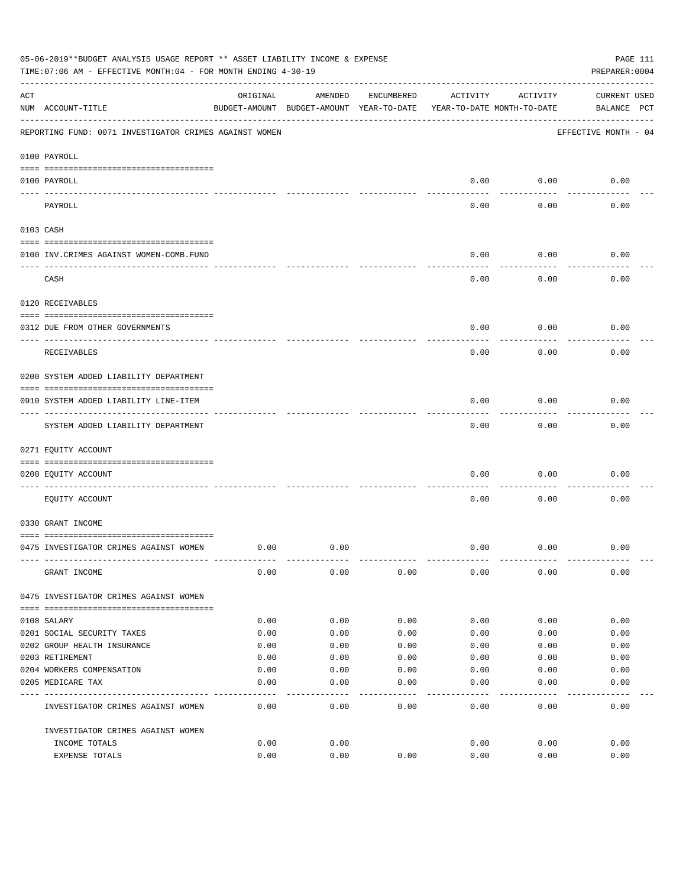05-06-2019**BUDGET ANALYSIS USAGE REPORT ** ASSET LIABILITY INCOME & EXPENSE

TIME:07:06 AM - EFFECTIVE MONTH:04 - FOR MONTH ENDING 4-30-19

PREPARER:0004

REPORTING FUND: 0071 INVESTIGATOR CRIMES AGAINST WOMEN — EFFECTIVE MONTH - 04

| ACT NUM | ACCOUNT-TITLE | ORIGINAL BUDGET-AMOUNT | AMENDED BUDGET-AMOUNT | ENCUMBERED YEAR-TO-DATE | ACTIVITY YEAR-TO-DATE | ACTIVITY MONTH-TO-DATE | CURRENT BALANCE | USED PCT |
|---|---|---|---|---|---|---|---|---|
| | **0100 PAYROLL** | | | | | | | |
| 0100 | PAYROLL | | | | 0.00 | 0.00 | 0.00 | |
| | PAYROLL | | | | 0.00 | 0.00 | 0.00 | |
| | **0103 CASH** | | | | | | | |
| 0100 | INV.CRIMES AGAINST WOMEN-COMB.FUND | | | | 0.00 | 0.00 | 0.00 | |
| | CASH | | | | 0.00 | 0.00 | 0.00 | |
| | **0120 RECEIVABLES** | | | | | | | |
| 0312 | DUE FROM OTHER GOVERNMENTS | | | | 0.00 | 0.00 | 0.00 | |
| | RECEIVABLES | | | | 0.00 | 0.00 | 0.00 | |
| | **0200 SYSTEM ADDED LIABILITY DEPARTMENT** | | | | | | | |
| 0910 | SYSTEM ADDED LIABILITY LINE-ITEM | | | | 0.00 | 0.00 | 0.00 | |
| | SYSTEM ADDED LIABILITY DEPARTMENT | | | | 0.00 | 0.00 | 0.00 | |
| | **0271 EQUITY ACCOUNT** | | | | | | | |
| 0200 | EQUITY ACCOUNT | | | | 0.00 | 0.00 | 0.00 | |
| | EQUITY ACCOUNT | | | | 0.00 | 0.00 | 0.00 | |
| | **0330 GRANT INCOME** | | | | | | | |
| 0475 | INVESTIGATOR CRIMES AGAINST WOMEN | 0.00 | 0.00 | | 0.00 | 0.00 | 0.00 | |
| | GRANT INCOME | 0.00 | 0.00 | 0.00 | 0.00 | 0.00 | 0.00 | |
| | **0475 INVESTIGATOR CRIMES AGAINST WOMEN** | | | | | | | |
| 0108 | SALARY | 0.00 | 0.00 | 0.00 | 0.00 | 0.00 | 0.00 | |
| 0201 | SOCIAL SECURITY TAXES | 0.00 | 0.00 | 0.00 | 0.00 | 0.00 | 0.00 | |
| 0202 | GROUP HEALTH INSURANCE | 0.00 | 0.00 | 0.00 | 0.00 | 0.00 | 0.00 | |
| 0203 | RETIREMENT | 0.00 | 0.00 | 0.00 | 0.00 | 0.00 | 0.00 | |
| 0204 | WORKERS COMPENSATION | 0.00 | 0.00 | 0.00 | 0.00 | 0.00 | 0.00 | |
| 0205 | MEDICARE TAX | 0.00 | 0.00 | 0.00 | 0.00 | 0.00 | 0.00 | |
| | INVESTIGATOR CRIMES AGAINST WOMEN | 0.00 | 0.00 | 0.00 | 0.00 | 0.00 | 0.00 | |
| | **INVESTIGATOR CRIMES AGAINST WOMEN** | | | | | | | |
| | INCOME TOTALS | 0.00 | 0.00 | | 0.00 | 0.00 | 0.00 | |
| | EXPENSE TOTALS | 0.00 | 0.00 | 0.00 | 0.00 | 0.00 | 0.00 | |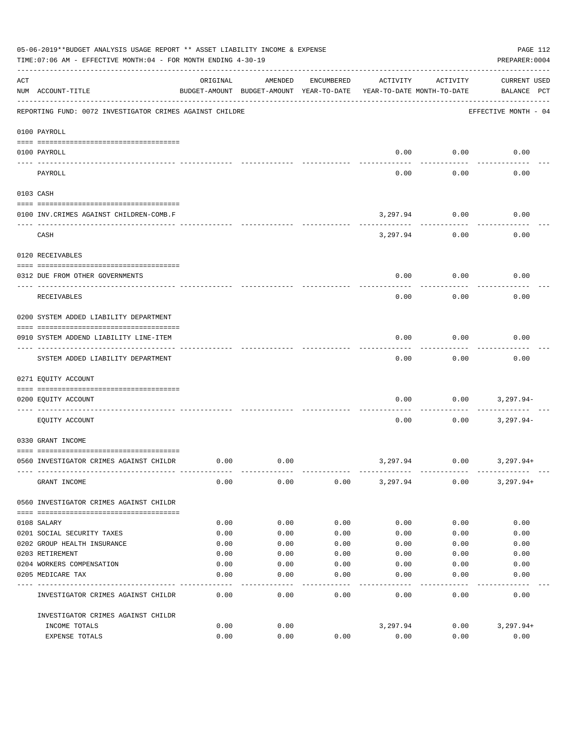05-06-2019**BUDGET ANALYSIS USAGE REPORT ** ASSET LIABILITY INCOME & EXPENSE

TIME:07:06 AM - EFFECTIVE MONTH:04 - FOR MONTH ENDING 4-30-19

PREPARER:0004

REPORTING FUND: 0072 INVESTIGATOR CRIMES AGAINST CHILDRE — EFFECTIVE MONTH - 04

| ACT NUM | ACCOUNT-TITLE | ORIGINAL BUDGET-AMOUNT | AMENDED BUDGET-AMOUNT | ENCUMBERED YEAR-TO-DATE | ACTIVITY YEAR-TO-DATE | ACTIVITY MONTH-TO-DATE | CURRENT USED BALANCE | PCT |
|---|---|---|---|---|---|---|---|---|
| | **0100 PAYROLL** | | | | | | | |
| 0100 | PAYROLL | | | | 0.00 | 0.00 | 0.00 | |
| | PAYROLL | | | | 0.00 | 0.00 | 0.00 | |
| | **0103 CASH** | | | | | | | |
| 0100 | INV.CRIMES AGAINST CHILDREN-COMB.F | | | | 3,297.94 | 0.00 | 0.00 | |
| | CASH | | | | 3,297.94 | 0.00 | 0.00 | |
| | **0120 RECEIVABLES** | | | | | | | |
| 0312 | DUE FROM OTHER GOVERNMENTS | | | | 0.00 | 0.00 | 0.00 | |
| | RECEIVABLES | | | | 0.00 | 0.00 | 0.00 | |
| | **0200 SYSTEM ADDED LIABILITY DEPARTMENT** | | | | | | | |
| 0910 | SYSTEM ADDEND LIABILITY LINE-ITEM | | | | 0.00 | 0.00 | 0.00 | |
| | SYSTEM ADDED LIABILITY DEPARTMENT | | | | 0.00 | 0.00 | 0.00 | |
| | **0271 EQUITY ACCOUNT** | | | | | | | |
| 0200 | EQUITY ACCOUNT | | | | 0.00 | 0.00 | 3,297.94- | |
| | EQUITY ACCOUNT | | | | 0.00 | 0.00 | 3,297.94- | |
| | **0330 GRANT INCOME** | | | | | | | |
| 0560 | INVESTIGATOR CRIMES AGAINST CHILDR | 0.00 | 0.00 | | 3,297.94 | 0.00 | 3,297.94+ | |
| | GRANT INCOME | 0.00 | 0.00 | 0.00 | 3,297.94 | 0.00 | 3,297.94+ | |
| | **0560 INVESTIGATOR CRIMES AGAINST CHILDR** | | | | | | | |
| 0108 | SALARY | 0.00 | 0.00 | 0.00 | 0.00 | 0.00 | 0.00 | |
| 0201 | SOCIAL SECURITY TAXES | 0.00 | 0.00 | 0.00 | 0.00 | 0.00 | 0.00 | |
| 0202 | GROUP HEALTH INSURANCE | 0.00 | 0.00 | 0.00 | 0.00 | 0.00 | 0.00 | |
| 0203 | RETIREMENT | 0.00 | 0.00 | 0.00 | 0.00 | 0.00 | 0.00 | |
| 0204 | WORKERS COMPENSATION | 0.00 | 0.00 | 0.00 | 0.00 | 0.00 | 0.00 | |
| 0205 | MEDICARE TAX | 0.00 | 0.00 | 0.00 | 0.00 | 0.00 | 0.00 | |
| | INVESTIGATOR CRIMES AGAINST CHILDR | 0.00 | 0.00 | 0.00 | 0.00 | 0.00 | 0.00 | |
| | **INVESTIGATOR CRIMES AGAINST CHILDR** | | | | | | | |
| | INCOME TOTALS | 0.00 | 0.00 | | 3,297.94 | 0.00 | 3,297.94+ | |
| | EXPENSE TOTALS | 0.00 | 0.00 | 0.00 | 0.00 | 0.00 | 0.00 | |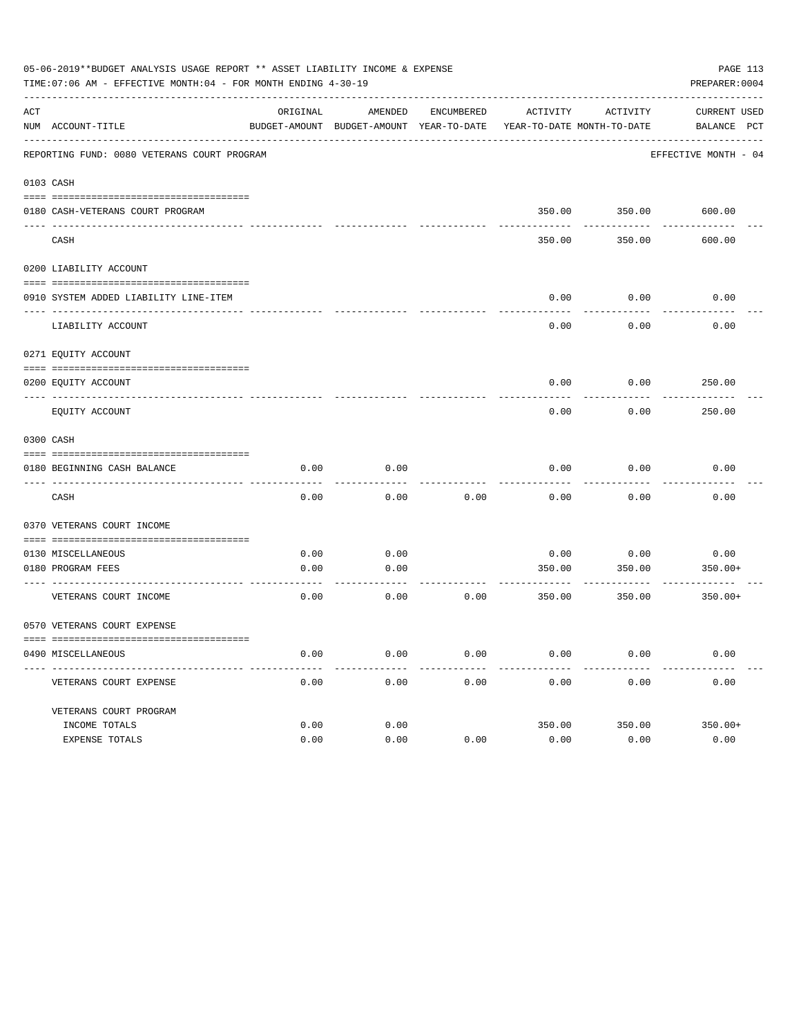05-06-2019**BUDGET ANALYSIS USAGE REPORT ** ASSET LIABILITY INCOME & EXPENSE

TIME:07:06 AM - EFFECTIVE MONTH:04 - FOR MONTH ENDING 4-30-19

PREPARER:0004

| ACT NUM | ACCOUNT-TITLE | ORIGINAL BUDGET-AMOUNT | AMENDED BUDGET-AMOUNT | ENCUMBERED YEAR-TO-DATE | ACTIVITY YEAR-TO-DATE | ACTIVITY MONTH-TO-DATE | CURRENT BALANCE | USED PCT |
|---|---|---|---|---|---|---|---|---|
| | REPORTING FUND: 0080 VETERANS COURT PROGRAM | | | | | | EFFECTIVE MONTH - 04 | |
| 0103 | CASH | | | | | | | |
| 0180 | CASH-VETERANS COURT PROGRAM | | | | 350.00 | 350.00 | 600.00 | |
| | CASH | | | | 350.00 | 350.00 | 600.00 | |
| 0200 | LIABILITY ACCOUNT | | | | | | | |
| 0910 | SYSTEM ADDED LIABILITY LINE-ITEM | | | | 0.00 | 0.00 | 0.00 | |
| | LIABILITY ACCOUNT | | | | 0.00 | 0.00 | 0.00 | |
| 0271 | EQUITY ACCOUNT | | | | | | | |
| 0200 | EQUITY ACCOUNT | | | | 0.00 | 0.00 | 250.00 | |
| | EQUITY ACCOUNT | | | | 0.00 | 0.00 | 250.00 | |
| 0300 | CASH | | | | | | | |
| 0180 | BEGINNING CASH BALANCE | 0.00 | 0.00 | | 0.00 | 0.00 | 0.00 | |
| | CASH | 0.00 | 0.00 | 0.00 | 0.00 | 0.00 | 0.00 | |
| 0370 | VETERANS COURT INCOME | | | | | | | |
| 0130 | MISCELLANEOUS | 0.00 | 0.00 | | 0.00 | 0.00 | 0.00 | |
| 0180 | PROGRAM FEES | 0.00 | 0.00 | | 350.00 | 350.00 | 350.00+ | |
| | VETERANS COURT INCOME | 0.00 | 0.00 | 0.00 | 350.00 | 350.00 | 350.00+ | |
| 0570 | VETERANS COURT EXPENSE | | | | | | | |
| 0490 | MISCELLANEOUS | 0.00 | 0.00 | 0.00 | 0.00 | 0.00 | 0.00 | |
| | VETERANS COURT EXPENSE | 0.00 | 0.00 | 0.00 | 0.00 | 0.00 | 0.00 | |
| | VETERANS COURT PROGRAM | | | | | | | |
| | INCOME TOTALS | 0.00 | 0.00 | | 350.00 | 350.00 | 350.00+ | |
| | EXPENSE TOTALS | 0.00 | 0.00 | 0.00 | 0.00 | 0.00 | 0.00 | |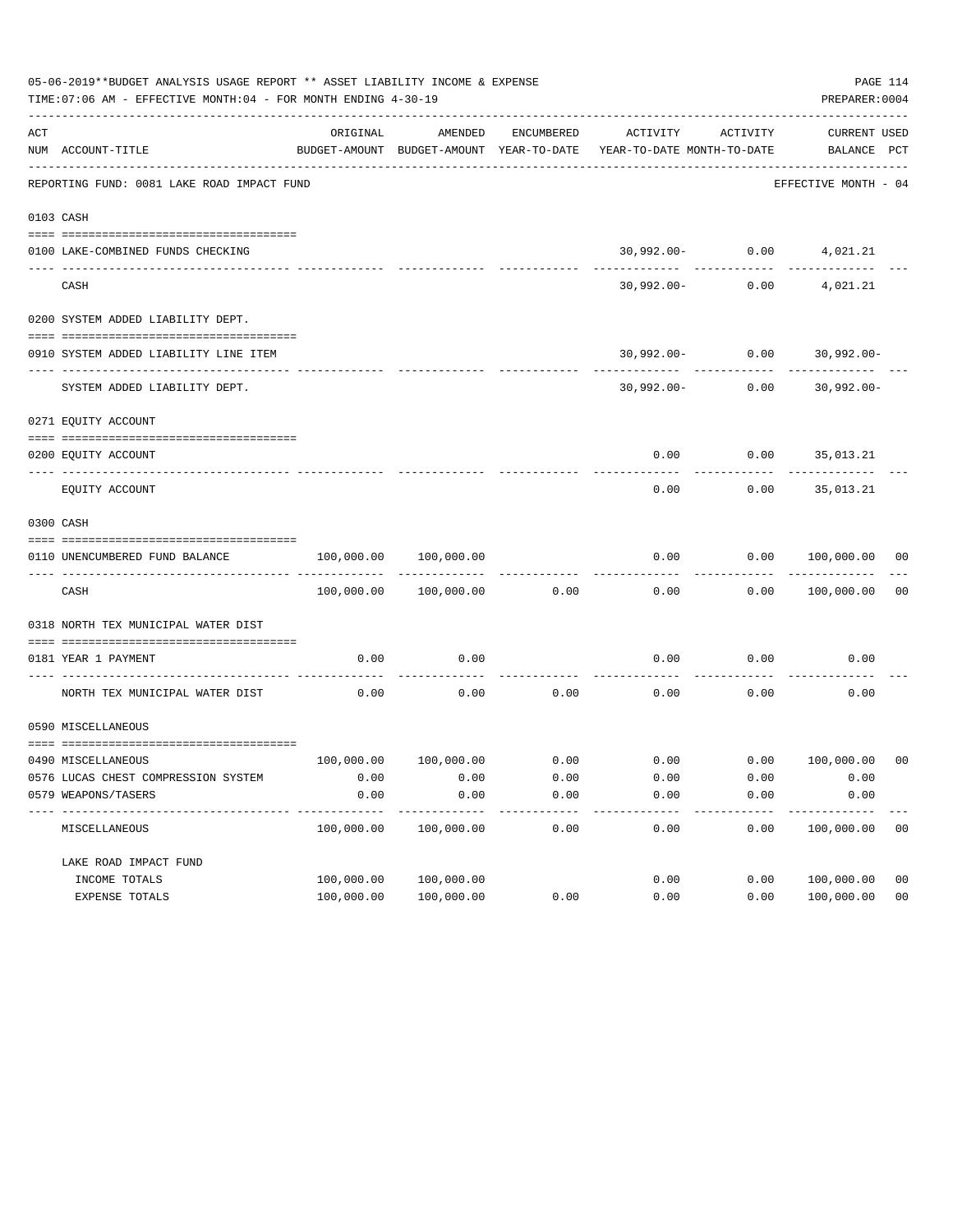05-06-2019**BUDGET ANALYSIS USAGE REPORT ** ASSET LIABILITY INCOME & EXPENSE

TIME:07:06 AM - EFFECTIVE MONTH:04 - FOR MONTH ENDING 4-30-19

PREPARER:0004

| ACT NUM | ACCOUNT-TITLE | ORIGINAL BUDGET-AMOUNT | AMENDED BUDGET-AMOUNT | ENCUMBERED YEAR-TO-DATE | ACTIVITY YEAR-TO-DATE | ACTIVITY MONTH-TO-DATE | CURRENT BALANCE | USED PCT |
|---|---|---|---|---|---|---|---|---|
| | REPORTING FUND: 0081 LAKE ROAD IMPACT FUND | | | | | | EFFECTIVE MONTH - 04 | |
| 0103 | CASH | | | | | | | |
| 0100 | LAKE-COMBINED FUNDS CHECKING | | | | 30,992.00- | 0.00 | 4,021.21 | |
| | CASH | | | | 30,992.00- | 0.00 | 4,021.21 | |
| 0200 | SYSTEM ADDED LIABILITY DEPT. | | | | | | | |
| 0910 | SYSTEM ADDED LIABILITY LINE ITEM | | | | 30,992.00- | 0.00 | 30,992.00- | |
| | SYSTEM ADDED LIABILITY DEPT. | | | | 30,992.00- | 0.00 | 30,992.00- | |
| 0271 | EQUITY ACCOUNT | | | | | | | |
| 0200 | EQUITY ACCOUNT | | | | 0.00 | 0.00 | 35,013.21 | |
| | EQUITY ACCOUNT | | | | 0.00 | 0.00 | 35,013.21 | |
| 0300 | CASH | | | | | | | |
| 0110 | UNENCUMBERED FUND BALANCE | 100,000.00 | 100,000.00 | | 0.00 | 0.00 | 100,000.00 | 00 |
| | CASH | 100,000.00 | 100,000.00 | 0.00 | 0.00 | 0.00 | 100,000.00 | 00 |
| 0318 | NORTH TEX MUNICIPAL WATER DIST | | | | | | | |
| 0181 | YEAR 1 PAYMENT | 0.00 | 0.00 | | 0.00 | 0.00 | 0.00 | |
| | NORTH TEX MUNICIPAL WATER DIST | 0.00 | 0.00 | 0.00 | 0.00 | 0.00 | 0.00 | |
| 0590 | MISCELLANEOUS | | | | | | | |
| 0490 | MISCELLANEOUS | 100,000.00 | 100,000.00 | 0.00 | 0.00 | 0.00 | 100,000.00 | 00 |
| 0576 | LUCAS CHEST COMPRESSION SYSTEM | 0.00 | 0.00 | 0.00 | 0.00 | 0.00 | 0.00 | |
| 0579 | WEAPONS/TASERS | 0.00 | 0.00 | 0.00 | 0.00 | 0.00 | 0.00 | |
| | MISCELLANEOUS | 100,000.00 | 100,000.00 | 0.00 | 0.00 | 0.00 | 100,000.00 | 00 |
| | LAKE ROAD IMPACT FUND | | | | | | | |
| | INCOME TOTALS | 100,000.00 | 100,000.00 | | 0.00 | 0.00 | 100,000.00 | 00 |
| | EXPENSE TOTALS | 100,000.00 | 100,000.00 | 0.00 | 0.00 | 0.00 | 100,000.00 | 00 |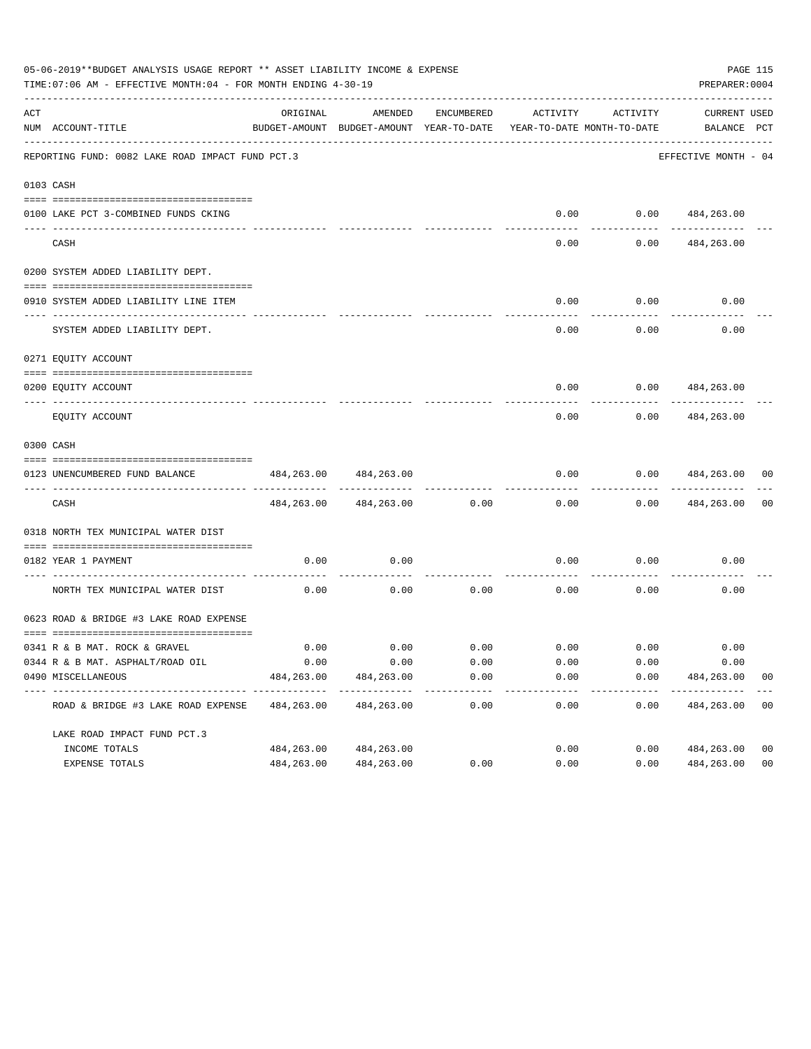05-06-2019**BUDGET ANALYSIS USAGE REPORT ** ASSET LIABILITY INCOME & EXPENSE

TIME:07:06 AM - EFFECTIVE MONTH:04 - FOR MONTH ENDING 4-30-19

PREPARER:0004

| ACT NUM | ACCOUNT-TITLE | ORIGINAL BUDGET-AMOUNT | AMENDED BUDGET-AMOUNT | ENCUMBERED YEAR-TO-DATE | ACTIVITY YEAR-TO-DATE | ACTIVITY MONTH-TO-DATE | CURRENT BALANCE | USED PCT |
|---|---|---|---|---|---|---|---|---|
| | REPORTING FUND: 0082 LAKE ROAD IMPACT FUND PCT.3 | | | | | | EFFECTIVE MONTH - 04 | |
| 0103 | CASH | | | | | | | |
| 0100 | LAKE PCT 3-COMBINED FUNDS CKING | | | | 0.00 | 0.00 | 484,263.00 | |
| | CASH | | | | 0.00 | 0.00 | 484,263.00 | |
| 0200 | SYSTEM ADDED LIABILITY DEPT. | | | | | | | |
| 0910 | SYSTEM ADDED LIABILITY LINE ITEM | | | | 0.00 | 0.00 | 0.00 | |
| | SYSTEM ADDED LIABILITY DEPT. | | | | 0.00 | 0.00 | 0.00 | |
| 0271 | EQUITY ACCOUNT | | | | | | | |
| 0200 | EQUITY ACCOUNT | | | | 0.00 | 0.00 | 484,263.00 | |
| | EQUITY ACCOUNT | | | | 0.00 | 0.00 | 484,263.00 | |
| 0300 | CASH | | | | | | | |
| 0123 | UNENCUMBERED FUND BALANCE | 484,263.00 | 484,263.00 | | 0.00 | 0.00 | 484,263.00 | 00 |
| | CASH | 484,263.00 | 484,263.00 | 0.00 | 0.00 | 0.00 | 484,263.00 | 00 |
| 0318 | NORTH TEX MUNICIPAL WATER DIST | | | | | | | |
| 0182 | YEAR 1 PAYMENT | 0.00 | 0.00 | | 0.00 | 0.00 | 0.00 | |
| | NORTH TEX MUNICIPAL WATER DIST | 0.00 | 0.00 | 0.00 | 0.00 | 0.00 | 0.00 | |
| 0623 | ROAD & BRIDGE #3 LAKE ROAD EXPENSE | | | | | | | |
| 0341 | R & B MAT. ROCK & GRAVEL | 0.00 | 0.00 | 0.00 | 0.00 | 0.00 | 0.00 | |
| 0344 | R & B MAT. ASPHALT/ROAD OIL | 0.00 | 0.00 | 0.00 | 0.00 | 0.00 | 0.00 | |
| 0490 | MISCELLANEOUS | 484,263.00 | 484,263.00 | 0.00 | 0.00 | 0.00 | 484,263.00 | 00 |
| | ROAD & BRIDGE #3 LAKE ROAD EXPENSE | 484,263.00 | 484,263.00 | 0.00 | 0.00 | 0.00 | 484,263.00 | 00 |
| | LAKE ROAD IMPACT FUND PCT.3 | | | | | | | |
| | INCOME TOTALS | 484,263.00 | 484,263.00 | | 0.00 | 0.00 | 484,263.00 | 00 |
| | EXPENSE TOTALS | 484,263.00 | 484,263.00 | 0.00 | 0.00 | 0.00 | 484,263.00 | 00 |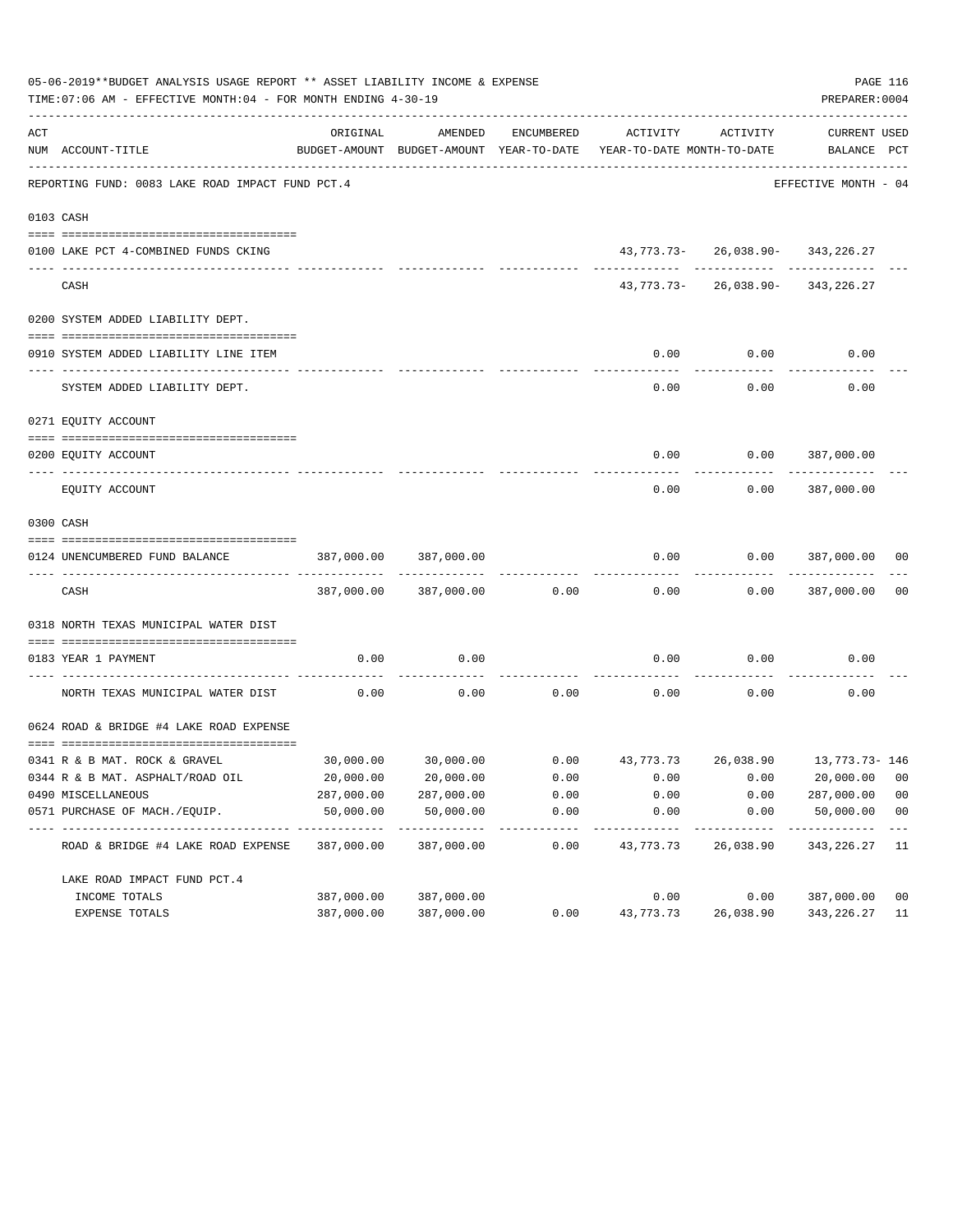05-06-2019**BUDGET ANALYSIS USAGE REPORT ** ASSET LIABILITY INCOME & EXPENSE

TIME:07:06 AM - EFFECTIVE MONTH:04 - FOR MONTH ENDING 4-30-19

PREPARER:0004

| ACT NUM | ACCOUNT-TITLE | ORIGINAL BUDGET-AMOUNT | AMENDED BUDGET-AMOUNT | ENCUMBERED YEAR-TO-DATE | ACTIVITY YEAR-TO-DATE | ACTIVITY MONTH-TO-DATE | CURRENT BALANCE | USED PCT |
|---|---|---|---|---|---|---|---|---|
| | REPORTING FUND: 0083 LAKE ROAD IMPACT FUND PCT.4 | | | | | | EFFECTIVE MONTH - 04 | |
| 0103 | CASH | | | | | | | |
| 0100 | LAKE PCT 4-COMBINED FUNDS CKING | | | | 43,773.73- | 26,038.90- | 343,226.27 | |
| | CASH | | | | 43,773.73- | 26,038.90- | 343,226.27 | |
| 0200 | SYSTEM ADDED LIABILITY DEPT. | | | | | | | |
| 0910 | SYSTEM ADDED LIABILITY LINE ITEM | | | | 0.00 | 0.00 | 0.00 | |
| | SYSTEM ADDED LIABILITY DEPT. | | | | 0.00 | 0.00 | 0.00 | |
| 0271 | EQUITY ACCOUNT | | | | | | | |
| 0200 | EQUITY ACCOUNT | | | | 0.00 | 0.00 | 387,000.00 | |
| | EQUITY ACCOUNT | | | | 0.00 | 0.00 | 387,000.00 | |
| 0300 | CASH | | | | | | | |
| 0124 | UNENCUMBERED FUND BALANCE | 387,000.00 | 387,000.00 | | 0.00 | 0.00 | 387,000.00 | 00 |
| | CASH | 387,000.00 | 387,000.00 | 0.00 | 0.00 | 0.00 | 387,000.00 | 00 |
| 0318 | NORTH TEXAS MUNICIPAL WATER DIST | | | | | | | |
| 0183 | YEAR 1 PAYMENT | 0.00 | 0.00 | | 0.00 | 0.00 | 0.00 | |
| | NORTH TEXAS MUNICIPAL WATER DIST | 0.00 | 0.00 | 0.00 | 0.00 | 0.00 | 0.00 | |
| 0624 | ROAD & BRIDGE #4 LAKE ROAD EXPENSE | | | | | | | |
| 0341 | R & B MAT. ROCK & GRAVEL | 30,000.00 | 30,000.00 | 0.00 | 43,773.73 | 26,038.90 | 13,773.73- | 146 |
| 0344 | R & B MAT. ASPHALT/ROAD OIL | 20,000.00 | 20,000.00 | 0.00 | 0.00 | 0.00 | 20,000.00 | 00 |
| 0490 | MISCELLANEOUS | 287,000.00 | 287,000.00 | 0.00 | 0.00 | 0.00 | 287,000.00 | 00 |
| 0571 | PURCHASE OF MACH./EQUIP. | 50,000.00 | 50,000.00 | 0.00 | 0.00 | 0.00 | 50,000.00 | 00 |
| | ROAD & BRIDGE #4 LAKE ROAD EXPENSE | 387,000.00 | 387,000.00 | 0.00 | 43,773.73 | 26,038.90 | 343,226.27 | 11 |
| | LAKE ROAD IMPACT FUND PCT.4 | | | | | | | |
| | INCOME TOTALS | 387,000.00 | 387,000.00 | | 0.00 | 0.00 | 387,000.00 | 00 |
| | EXPENSE TOTALS | 387,000.00 | 387,000.00 | 0.00 | 43,773.73 | 26,038.90 | 343,226.27 | 11 |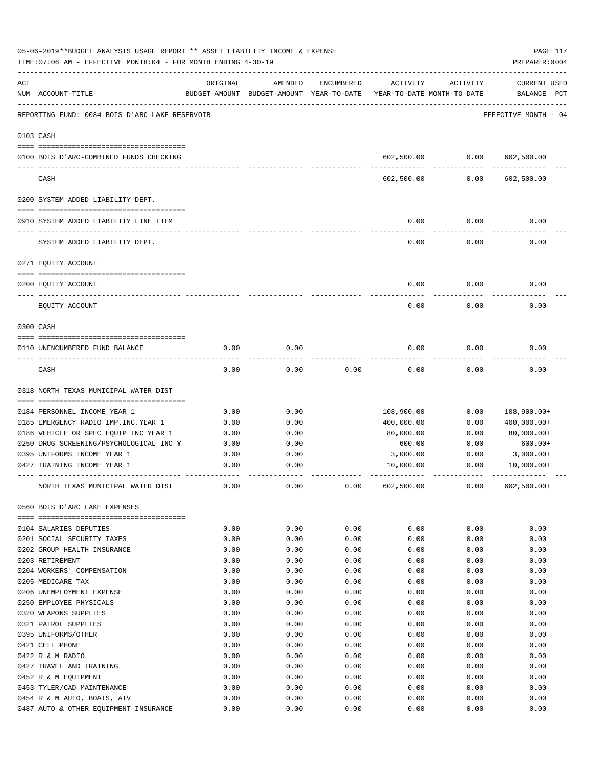05-06-2019**BUDGET ANALYSIS USAGE REPORT ** ASSET LIABILITY INCOME & EXPENSE

TIME:07:06 AM - EFFECTIVE MONTH:04 - FOR MONTH ENDING 4-30-19

PREPARER:0004

| ACT NUM | ACCOUNT-TITLE | ORIGINAL BUDGET-AMOUNT | AMENDED BUDGET-AMOUNT | ENCUMBERED YEAR-TO-DATE | ACTIVITY YEAR-TO-DATE | ACTIVITY MONTH-TO-DATE | CURRENT USED BALANCE | PCT |
|---|---|---|---|---|---|---|---|---|
| | REPORTING FUND: 0084 BOIS D'ARC LAKE RESERVOIR | | | | | | EFFECTIVE MONTH - 04 | |
| | **0103 CASH** | | | | | | | |
| 0100 | BOIS D'ARC-COMBINED FUNDS CHECKING | | | | 602,500.00 | 0.00 | 602,500.00 | |
| | CASH | | | | 602,500.00 | 0.00 | 602,500.00 | |
| | **0200 SYSTEM ADDED LIABILITY DEPT.** | | | | | | | |
| 0910 | SYSTEM ADDED LIABILITY LINE ITEM | | | | 0.00 | 0.00 | 0.00 | |
| | SYSTEM ADDED LIABILITY DEPT. | | | | 0.00 | 0.00 | 0.00 | |
| | **0271 EQUITY ACCOUNT** | | | | | | | |
| 0200 | EQUITY ACCOUNT | | | | 0.00 | 0.00 | 0.00 | |
| | EQUITY ACCOUNT | | | | 0.00 | 0.00 | 0.00 | |
| | **0300 CASH** | | | | | | | |
| 0110 | UNENCUMBERED FUND BALANCE | 0.00 | 0.00 | | 0.00 | 0.00 | 0.00 | |
| | CASH | 0.00 | 0.00 | 0.00 | 0.00 | 0.00 | 0.00 | |
| | **0318 NORTH TEXAS MUNICIPAL WATER DIST** | | | | | | | |
| 0184 | PERSONNEL INCOME YEAR 1 | 0.00 | 0.00 | | 108,900.00 | 0.00 | 108,900.00+ | |
| 0185 | EMERGENCY RADIO IMP.INC.YEAR 1 | 0.00 | 0.00 | | 400,000.00 | 0.00 | 400,000.00+ | |
| 0186 | VEHICLE OR SPEC EQUIP INC YEAR 1 | 0.00 | 0.00 | | 80,000.00 | 0.00 | 80,000.00+ | |
| 0250 | DRUG SCREENING/PSYCHOLOGICAL INC Y | 0.00 | 0.00 | | 600.00 | 0.00 | 600.00+ | |
| 0395 | UNIFORMS INCOME YEAR 1 | 0.00 | 0.00 | | 3,000.00 | 0.00 | 3,000.00+ | |
| 0427 | TRAINING INCOME YEAR 1 | 0.00 | 0.00 | | 10,000.00 | 0.00 | 10,000.00+ | |
| | NORTH TEXAS MUNICIPAL WATER DIST | 0.00 | 0.00 | 0.00 | 602,500.00 | 0.00 | 602,500.00+ | |
| | **0560 BOIS D'ARC LAKE EXPENSES** | | | | | | | |
| 0104 | SALARIES DEPUTIES | 0.00 | 0.00 | 0.00 | 0.00 | 0.00 | 0.00 | |
| 0201 | SOCIAL SECURITY TAXES | 0.00 | 0.00 | 0.00 | 0.00 | 0.00 | 0.00 | |
| 0202 | GROUP HEALTH INSURANCE | 0.00 | 0.00 | 0.00 | 0.00 | 0.00 | 0.00 | |
| 0203 | RETIREMENT | 0.00 | 0.00 | 0.00 | 0.00 | 0.00 | 0.00 | |
| 0204 | WORKERS' COMPENSATION | 0.00 | 0.00 | 0.00 | 0.00 | 0.00 | 0.00 | |
| 0205 | MEDICARE TAX | 0.00 | 0.00 | 0.00 | 0.00 | 0.00 | 0.00 | |
| 0206 | UNEMPLOYMENT EXPENSE | 0.00 | 0.00 | 0.00 | 0.00 | 0.00 | 0.00 | |
| 0250 | EMPLOYEE PHYSICALS | 0.00 | 0.00 | 0.00 | 0.00 | 0.00 | 0.00 | |
| 0320 | WEAPONS SUPPLIES | 0.00 | 0.00 | 0.00 | 0.00 | 0.00 | 0.00 | |
| 0321 | PATROL SUPPLIES | 0.00 | 0.00 | 0.00 | 0.00 | 0.00 | 0.00 | |
| 0395 | UNIFORMS/OTHER | 0.00 | 0.00 | 0.00 | 0.00 | 0.00 | 0.00 | |
| 0421 | CELL PHONE | 0.00 | 0.00 | 0.00 | 0.00 | 0.00 | 0.00 | |
| 0422 | R & M RADIO | 0.00 | 0.00 | 0.00 | 0.00 | 0.00 | 0.00 | |
| 0427 | TRAVEL AND TRAINING | 0.00 | 0.00 | 0.00 | 0.00 | 0.00 | 0.00 | |
| 0452 | R & M EQUIPMENT | 0.00 | 0.00 | 0.00 | 0.00 | 0.00 | 0.00 | |
| 0453 | TYLER/CAD MAINTENANCE | 0.00 | 0.00 | 0.00 | 0.00 | 0.00 | 0.00 | |
| 0454 | R & M AUTO, BOATS, ATV | 0.00 | 0.00 | 0.00 | 0.00 | 0.00 | 0.00 | |
| 0487 | AUTO & OTHER EQUIPMENT INSURANCE | 0.00 | 0.00 | 0.00 | 0.00 | 0.00 | 0.00 | |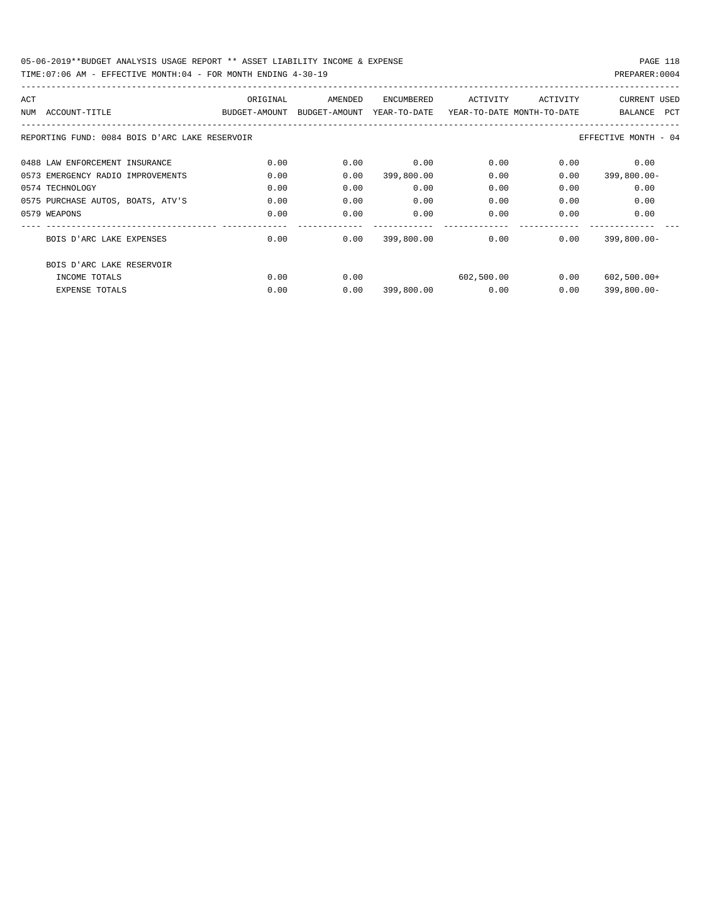REPORTING FUND: 0084 BOIS D'ARC LAKE RESERVOIR — EFFECTIVE MONTH - 04

| ACT NUM | ACCOUNT-TITLE | ORIGINAL BUDGET-AMOUNT | AMENDED BUDGET-AMOUNT | ENCUMBERED YEAR-TO-DATE | ACTIVITY YEAR-TO-DATE | ACTIVITY MONTH-TO-DATE | CURRENT BALANCE | USED PCT |
|---|---|---|---|---|---|---|---|---|
| 0488 | LAW ENFORCEMENT INSURANCE | 0.00 | 0.00 | 0.00 | 0.00 | 0.00 | 0.00 | |
| 0573 | EMERGENCY RADIO IMPROVEMENTS | 0.00 | 0.00 | 399,800.00 | 0.00 | 0.00 | 399,800.00- | |
| 0574 | TECHNOLOGY | 0.00 | 0.00 | 0.00 | 0.00 | 0.00 | 0.00 | |
| 0575 | PURCHASE AUTOS, BOATS, ATV'S | 0.00 | 0.00 | 0.00 | 0.00 | 0.00 | 0.00 | |
| 0579 | WEAPONS | 0.00 | 0.00 | 0.00 | 0.00 | 0.00 | 0.00 | |
| | BOIS D'ARC LAKE EXPENSES | 0.00 | 0.00 | 399,800.00 | 0.00 | 0.00 | 399,800.00- | |
| | BOIS D'ARC LAKE RESERVOIR | | | | | | | |
| | INCOME TOTALS | 0.00 | 0.00 | | 602,500.00 | 0.00 | 602,500.00+ | |
| | EXPENSE TOTALS | 0.00 | 0.00 | 399,800.00 | 0.00 | 0.00 | 399,800.00- | |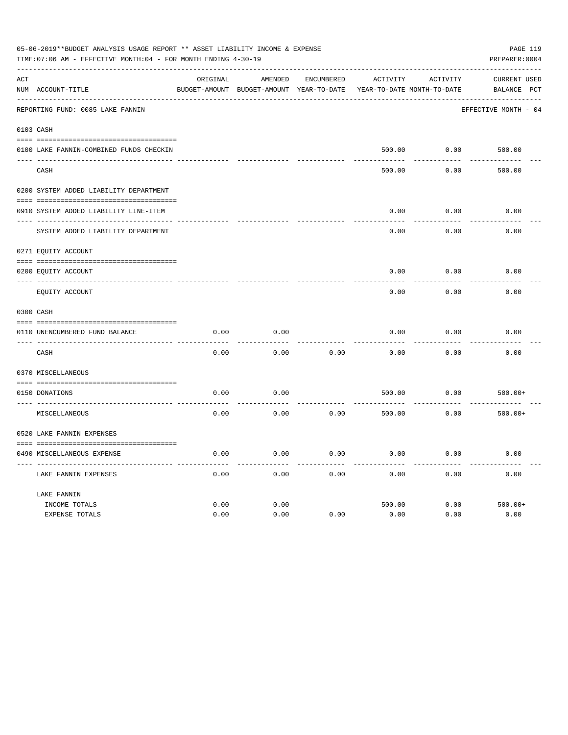05-06-2019**BUDGET ANALYSIS USAGE REPORT ** ASSET LIABILITY INCOME & EXPENSE

TIME:07:06 AM - EFFECTIVE MONTH:04 - FOR MONTH ENDING 4-30-19

PREPARER:0004

| ACT NUM | ACCOUNT-TITLE | ORIGINAL BUDGET-AMOUNT | AMENDED BUDGET-AMOUNT | ENCUMBERED YEAR-TO-DATE | ACTIVITY YEAR-TO-DATE | ACTIVITY MONTH-TO-DATE | CURRENT BALANCE | USED PCT |
|---|---|---|---|---|---|---|---|---|
| | REPORTING FUND: 0085 LAKE FANNIN | | | | | | EFFECTIVE MONTH - 04 | |
| 0103 | CASH | | | | | | | |
| 0100 | LAKE FANNIN-COMBINED FUNDS CHECKIN | | | | 500.00 | 0.00 | 500.00 | |
| | CASH | | | | 500.00 | 0.00 | 500.00 | |
| 0200 | SYSTEM ADDED LIABILITY DEPARTMENT | | | | | | | |
| 0910 | SYSTEM ADDED LIABILITY LINE-ITEM | | | | 0.00 | 0.00 | 0.00 | |
| | SYSTEM ADDED LIABILITY DEPARTMENT | | | | 0.00 | 0.00 | 0.00 | |
| 0271 | EQUITY ACCOUNT | | | | | | | |
| 0200 | EQUITY ACCOUNT | | | | 0.00 | 0.00 | 0.00 | |
| | EQUITY ACCOUNT | | | | 0.00 | 0.00 | 0.00 | |
| 0300 | CASH | | | | | | | |
| 0110 | UNENCUMBERED FUND BALANCE | 0.00 | 0.00 | | 0.00 | 0.00 | 0.00 | |
| | CASH | 0.00 | 0.00 | 0.00 | 0.00 | 0.00 | 0.00 | |
| 0370 | MISCELLANEOUS | | | | | | | |
| 0150 | DONATIONS | 0.00 | 0.00 | | 500.00 | 0.00 | 500.00+ | |
| | MISCELLANEOUS | 0.00 | 0.00 | 0.00 | 500.00 | 0.00 | 500.00+ | |
| 0520 | LAKE FANNIN EXPENSES | | | | | | | |
| 0490 | MISCELLANEOUS EXPENSE | 0.00 | 0.00 | 0.00 | 0.00 | 0.00 | 0.00 | |
| | LAKE FANNIN EXPENSES | 0.00 | 0.00 | 0.00 | 0.00 | 0.00 | 0.00 | |
| | LAKE FANNIN | | | | | | | |
| | INCOME TOTALS | 0.00 | 0.00 | | 500.00 | 0.00 | 500.00+ | |
| | EXPENSE TOTALS | 0.00 | 0.00 | 0.00 | 0.00 | 0.00 | 0.00 | |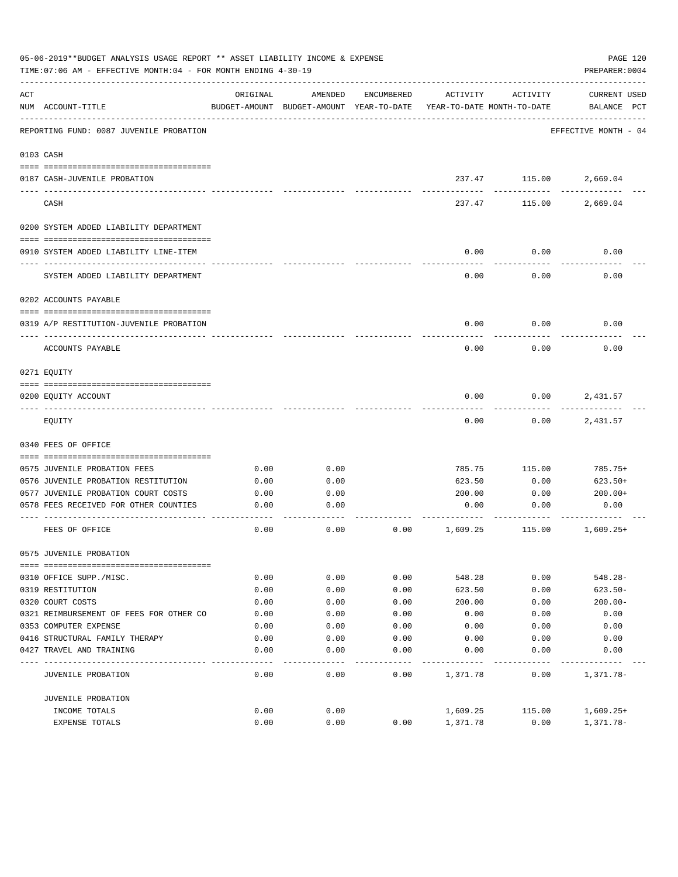05-06-2019**BUDGET ANALYSIS USAGE REPORT ** ASSET LIABILITY INCOME & EXPENSE

TIME:07:06 AM - EFFECTIVE MONTH:04 - FOR MONTH ENDING 4-30-19

PREPARER:0004

REPORTING FUND: 0087 JUVENILE PROBATION — EFFECTIVE MONTH - 04

| ACT NUM | ACCOUNT-TITLE | ORIGINAL BUDGET-AMOUNT | AMENDED BUDGET-AMOUNT | ENCUMBERED YEAR-TO-DATE | ACTIVITY YEAR-TO-DATE | ACTIVITY MONTH-TO-DATE | CURRENT BALANCE | USED PCT |
|---|---|---|---|---|---|---|---|---|
| | **0103 CASH** | | | | | | | |
| 0187 | CASH-JUVENILE PROBATION | | | | 237.47 | 115.00 | 2,669.04 | |
| | CASH | | | | 237.47 | 115.00 | 2,669.04 | |
| | **0200 SYSTEM ADDED LIABILITY DEPARTMENT** | | | | | | | |
| 0910 | SYSTEM ADDED LIABILITY LINE-ITEM | | | | 0.00 | 0.00 | 0.00 | |
| | SYSTEM ADDED LIABILITY DEPARTMENT | | | | 0.00 | 0.00 | 0.00 | |
| | **0202 ACCOUNTS PAYABLE** | | | | | | | |
| 0319 | A/P RESTITUTION-JUVENILE PROBATION | | | | 0.00 | 0.00 | 0.00 | |
| | ACCOUNTS PAYABLE | | | | 0.00 | 0.00 | 0.00 | |
| | **0271 EQUITY** | | | | | | | |
| 0200 | EQUITY ACCOUNT | | | | 0.00 | 0.00 | 2,431.57 | |
| | EQUITY | | | | 0.00 | 0.00 | 2,431.57 | |
| | **0340 FEES OF OFFICE** | | | | | | | |
| 0575 | JUVENILE PROBATION FEES | 0.00 | 0.00 | | 785.75 | 115.00 | 785.75+ | |
| 0576 | JUVENILE PROBATION RESTITUTION | 0.00 | 0.00 | | 623.50 | 0.00 | 623.50+ | |
| 0577 | JUVENILE PROBATION COURT COSTS | 0.00 | 0.00 | | 200.00 | 0.00 | 200.00+ | |
| 0578 | FEES RECEIVED FOR OTHER COUNTIES | 0.00 | 0.00 | | 0.00 | 0.00 | 0.00 | |
| | FEES OF OFFICE | 0.00 | 0.00 | 0.00 | 1,609.25 | 115.00 | 1,609.25+ | |
| | **0575 JUVENILE PROBATION** | | | | | | | |
| 0310 | OFFICE SUPP./MISC. | 0.00 | 0.00 | 0.00 | 548.28 | 0.00 | 548.28- | |
| 0319 | RESTITUTION | 0.00 | 0.00 | 0.00 | 623.50 | 0.00 | 623.50- | |
| 0320 | COURT COSTS | 0.00 | 0.00 | 0.00 | 200.00 | 0.00 | 200.00- | |
| 0321 | REIMBURSEMENT OF FEES FOR OTHER CO | 0.00 | 0.00 | 0.00 | 0.00 | 0.00 | 0.00 | |
| 0353 | COMPUTER EXPENSE | 0.00 | 0.00 | 0.00 | 0.00 | 0.00 | 0.00 | |
| 0416 | STRUCTURAL FAMILY THERAPY | 0.00 | 0.00 | 0.00 | 0.00 | 0.00 | 0.00 | |
| 0427 | TRAVEL AND TRAINING | 0.00 | 0.00 | 0.00 | 0.00 | 0.00 | 0.00 | |
| | JUVENILE PROBATION | 0.00 | 0.00 | 0.00 | 1,371.78 | 0.00 | 1,371.78- | |
| | **JUVENILE PROBATION** | | | | | | | |
| | INCOME TOTALS | 0.00 | 0.00 | | 1,609.25 | 115.00 | 1,609.25+ | |
| | EXPENSE TOTALS | 0.00 | 0.00 | 0.00 | 1,371.78 | 0.00 | 1,371.78- | |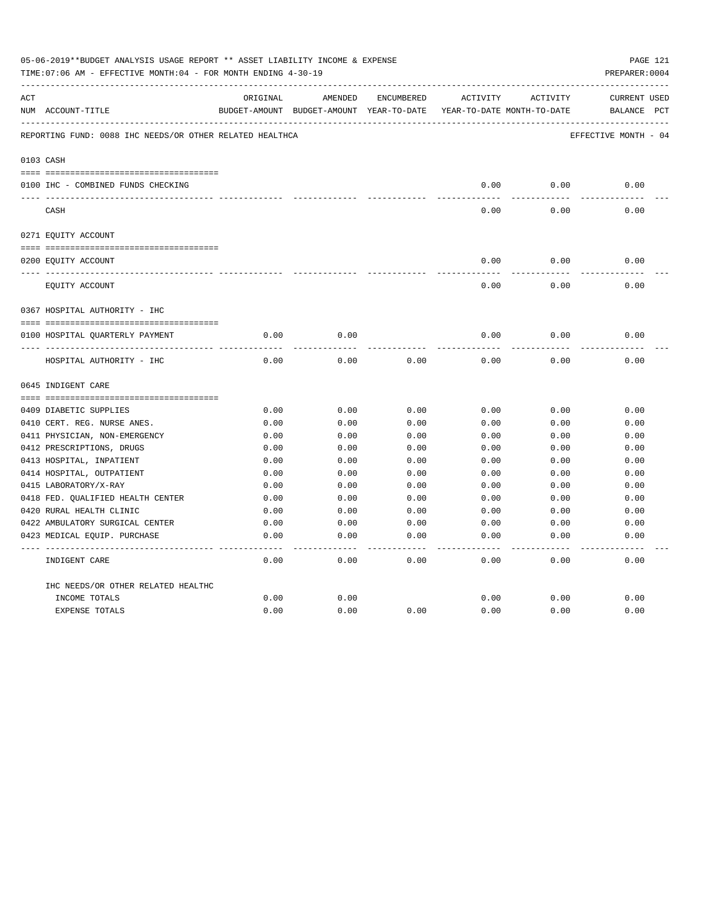05-06-2019**BUDGET ANALYSIS USAGE REPORT ** ASSET LIABILITY INCOME & EXPENSE

TIME:07:06 AM - EFFECTIVE MONTH:04 - FOR MONTH ENDING 4-30-19

PREPARER:0004

REPORTING FUND: 0088 IHC NEEDS/OR OTHER RELATED HEALTHCA — EFFECTIVE MONTH - 04

| ACT NUM | ACCOUNT-TITLE | ORIGINAL BUDGET-AMOUNT | AMENDED BUDGET-AMOUNT | ENCUMBERED YEAR-TO-DATE | ACTIVITY YEAR-TO-DATE | ACTIVITY MONTH-TO-DATE | CURRENT BALANCE | USED PCT |
|---|---|---|---|---|---|---|---|---|
| | **0103 CASH** | | | | | | | |
| 0100 | IHC - COMBINED FUNDS CHECKING | | | | 0.00 | 0.00 | 0.00 | |
| | CASH | | | | 0.00 | 0.00 | 0.00 | |
| | **0271 EQUITY ACCOUNT** | | | | | | | |
| 0200 | EQUITY ACCOUNT | | | | 0.00 | 0.00 | 0.00 | |
| | EQUITY ACCOUNT | | | | 0.00 | 0.00 | 0.00 | |
| | **0367 HOSPITAL AUTHORITY - IHC** | | | | | | | |
| 0100 | HOSPITAL QUARTERLY PAYMENT | 0.00 | 0.00 | | 0.00 | 0.00 | 0.00 | |
| | HOSPITAL AUTHORITY - IHC | 0.00 | 0.00 | 0.00 | 0.00 | 0.00 | 0.00 | |
| | **0645 INDIGENT CARE** | | | | | | | |
| 0409 | DIABETIC SUPPLIES | 0.00 | 0.00 | 0.00 | 0.00 | 0.00 | 0.00 | |
| 0410 | CERT. REG. NURSE ANES. | 0.00 | 0.00 | 0.00 | 0.00 | 0.00 | 0.00 | |
| 0411 | PHYSICIAN, NON-EMERGENCY | 0.00 | 0.00 | 0.00 | 0.00 | 0.00 | 0.00 | |
| 0412 | PRESCRIPTIONS, DRUGS | 0.00 | 0.00 | 0.00 | 0.00 | 0.00 | 0.00 | |
| 0413 | HOSPITAL, INPATIENT | 0.00 | 0.00 | 0.00 | 0.00 | 0.00 | 0.00 | |
| 0414 | HOSPITAL, OUTPATIENT | 0.00 | 0.00 | 0.00 | 0.00 | 0.00 | 0.00 | |
| 0415 | LABORATORY/X-RAY | 0.00 | 0.00 | 0.00 | 0.00 | 0.00 | 0.00 | |
| 0418 | FED. QUALIFIED HEALTH CENTER | 0.00 | 0.00 | 0.00 | 0.00 | 0.00 | 0.00 | |
| 0420 | RURAL HEALTH CLINIC | 0.00 | 0.00 | 0.00 | 0.00 | 0.00 | 0.00 | |
| 0422 | AMBULATORY SURGICAL CENTER | 0.00 | 0.00 | 0.00 | 0.00 | 0.00 | 0.00 | |
| 0423 | MEDICAL EQUIP. PURCHASE | 0.00 | 0.00 | 0.00 | 0.00 | 0.00 | 0.00 | |
| | INDIGENT CARE | 0.00 | 0.00 | 0.00 | 0.00 | 0.00 | 0.00 | |
| | IHC NEEDS/OR OTHER RELATED HEALTHC | | | | | | | |
| | INCOME TOTALS | 0.00 | 0.00 | | 0.00 | 0.00 | 0.00 | |
| | EXPENSE TOTALS | 0.00 | 0.00 | 0.00 | 0.00 | 0.00 | 0.00 | |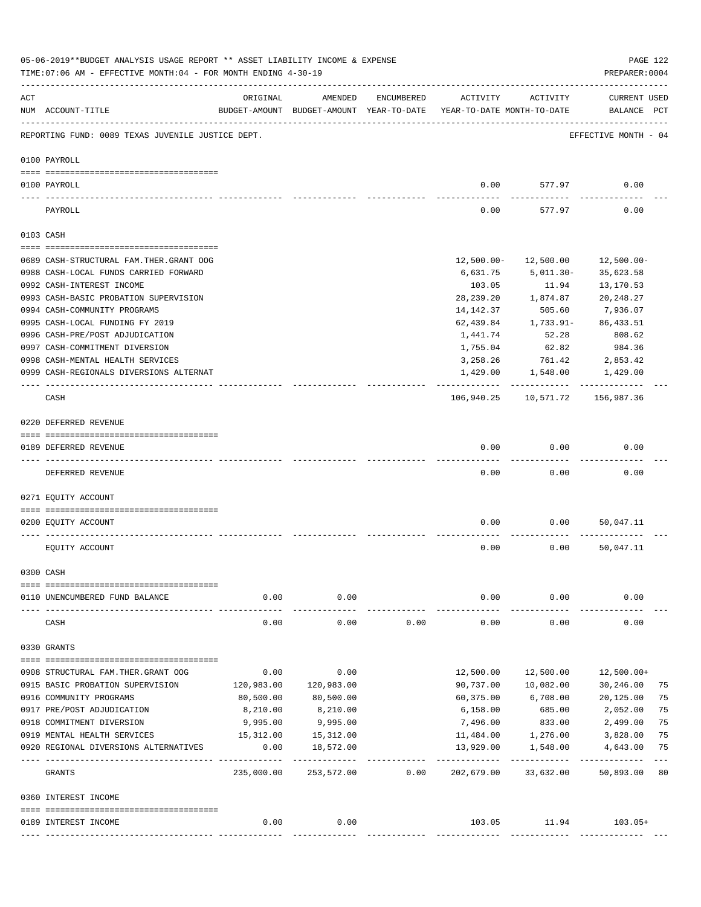05-06-2019**BUDGET ANALYSIS USAGE REPORT ** ASSET LIABILITY INCOME & EXPENSE

TIME:07:06 AM - EFFECTIVE MONTH:04 - FOR MONTH ENDING 4-30-19

PREPARER:0004

| ACT NUM | ACCOUNT-TITLE | ORIGINAL BUDGET-AMOUNT | AMENDED BUDGET-AMOUNT | ENCUMBERED YEAR-TO-DATE | ACTIVITY YEAR-TO-DATE | ACTIVITY MONTH-TO-DATE | CURRENT BALANCE | USED PCT |
|---|---|---|---|---|---|---|---|---|

REPORTING FUND: 0089 TEXAS JUVENILE JUSTICE DEPT. — EFFECTIVE MONTH - 04

**0100 PAYROLL**

| ACT NUM | ACCOUNT-TITLE | ORIGINAL BUDGET-AMOUNT | AMENDED BUDGET-AMOUNT | ENCUMBERED YEAR-TO-DATE | ACTIVITY YEAR-TO-DATE | ACTIVITY MONTH-TO-DATE | CURRENT BALANCE | USED PCT |
|---|---|---|---|---|---|---|---|---|
| 0100 | PAYROLL | | | | 0.00 | 577.97 | 0.00 | |
| | PAYROLL | | | | 0.00 | 577.97 | 0.00 | |

**0103 CASH**

| ACT NUM | ACCOUNT-TITLE | ORIGINAL BUDGET-AMOUNT | AMENDED BUDGET-AMOUNT | ENCUMBERED YEAR-TO-DATE | ACTIVITY YEAR-TO-DATE | ACTIVITY MONTH-TO-DATE | CURRENT BALANCE | USED PCT |
|---|---|---|---|---|---|---|---|---|
| 0689 | CASH-STRUCTURAL FAM.THER.GRANT OOG | | | | 12,500.00- | 12,500.00 | 12,500.00- | |
| 0988 | CASH-LOCAL FUNDS CARRIED FORWARD | | | | 6,631.75 | 5,011.30- | 35,623.58 | |
| 0992 | CASH-INTEREST INCOME | | | | 103.05 | 11.94 | 13,170.53 | |
| 0993 | CASH-BASIC PROBATION SUPERVISION | | | | 28,239.20 | 1,874.87 | 20,248.27 | |
| 0994 | CASH-COMMUNITY PROGRAMS | | | | 14,142.37 | 505.60 | 7,936.07 | |
| 0995 | CASH-LOCAL FUNDING FY 2019 | | | | 62,439.84 | 1,733.91- | 86,433.51 | |
| 0996 | CASH-PRE/POST ADJUDICATION | | | | 1,441.74 | 52.28 | 808.62 | |
| 0997 | CASH-COMMITMENT DIVERSION | | | | 1,755.04 | 62.82 | 984.36 | |
| 0998 | CASH-MENTAL HEALTH SERVICES | | | | 3,258.26 | 761.42 | 2,853.42 | |
| 0999 | CASH-REGIONALS DIVERSIONS ALTERNAT | | | | 1,429.00 | 1,548.00 | 1,429.00 | |
| | CASH | | | | 106,940.25 | 10,571.72 | 156,987.36 | |

**0220 DEFERRED REVENUE**

| ACT NUM | ACCOUNT-TITLE | ORIGINAL BUDGET-AMOUNT | AMENDED BUDGET-AMOUNT | ENCUMBERED YEAR-TO-DATE | ACTIVITY YEAR-TO-DATE | ACTIVITY MONTH-TO-DATE | CURRENT BALANCE | USED PCT |
|---|---|---|---|---|---|---|---|---|
| 0189 | DEFERRED REVENUE | | | | 0.00 | 0.00 | 0.00 | |
| | DEFERRED REVENUE | | | | 0.00 | 0.00 | 0.00 | |

**0271 EQUITY ACCOUNT**

| ACT NUM | ACCOUNT-TITLE | ORIGINAL BUDGET-AMOUNT | AMENDED BUDGET-AMOUNT | ENCUMBERED YEAR-TO-DATE | ACTIVITY YEAR-TO-DATE | ACTIVITY MONTH-TO-DATE | CURRENT BALANCE | USED PCT |
|---|---|---|---|---|---|---|---|---|
| 0200 | EQUITY ACCOUNT | | | | 0.00 | 0.00 | 50,047.11 | |
| | EQUITY ACCOUNT | | | | 0.00 | 0.00 | 50,047.11 | |

**0300 CASH**

| ACT NUM | ACCOUNT-TITLE | ORIGINAL BUDGET-AMOUNT | AMENDED BUDGET-AMOUNT | ENCUMBERED YEAR-TO-DATE | ACTIVITY YEAR-TO-DATE | ACTIVITY MONTH-TO-DATE | CURRENT BALANCE | USED PCT |
|---|---|---|---|---|---|---|---|---|
| 0110 | UNENCUMBERED FUND BALANCE | 0.00 | 0.00 | | 0.00 | 0.00 | 0.00 | |
| | CASH | 0.00 | 0.00 | 0.00 | 0.00 | 0.00 | 0.00 | |

**0330 GRANTS**

| ACT NUM | ACCOUNT-TITLE | ORIGINAL BUDGET-AMOUNT | AMENDED BUDGET-AMOUNT | ENCUMBERED YEAR-TO-DATE | ACTIVITY YEAR-TO-DATE | ACTIVITY MONTH-TO-DATE | CURRENT BALANCE | USED PCT |
|---|---|---|---|---|---|---|---|---|
| 0908 | STRUCTURAL FAM.THER.GRANT OOG | 0.00 | 0.00 | | 12,500.00 | 12,500.00 | 12,500.00+ | |
| 0915 | BASIC PROBATION SUPERVISION | 120,983.00 | 120,983.00 | | 90,737.00 | 10,082.00 | 30,246.00 | 75 |
| 0916 | COMMUNITY PROGRAMS | 80,500.00 | 80,500.00 | | 60,375.00 | 6,708.00 | 20,125.00 | 75 |
| 0917 | PRE/POST ADJUDICATION | 8,210.00 | 8,210.00 | | 6,158.00 | 685.00 | 2,052.00 | 75 |
| 0918 | COMMITMENT DIVERSION | 9,995.00 | 9,995.00 | | 7,496.00 | 833.00 | 2,499.00 | 75 |
| 0919 | MENTAL HEALTH SERVICES | 15,312.00 | 15,312.00 | | 11,484.00 | 1,276.00 | 3,828.00 | 75 |
| 0920 | REGIONAL DIVERSIONS ALTERNATIVES | 0.00 | 18,572.00 | | 13,929.00 | 1,548.00 | 4,643.00 | 75 |
| | GRANTS | 235,000.00 | 253,572.00 | 0.00 | 202,679.00 | 33,632.00 | 50,893.00 | 80 |

**0360 INTEREST INCOME**

| ACT NUM | ACCOUNT-TITLE | ORIGINAL BUDGET-AMOUNT | AMENDED BUDGET-AMOUNT | ENCUMBERED YEAR-TO-DATE | ACTIVITY YEAR-TO-DATE | ACTIVITY MONTH-TO-DATE | CURRENT BALANCE | USED PCT |
|---|---|---|---|---|---|---|---|---|
| 0189 | INTEREST INCOME | 0.00 | 0.00 | | 103.05 | 11.94 | 103.05+ | |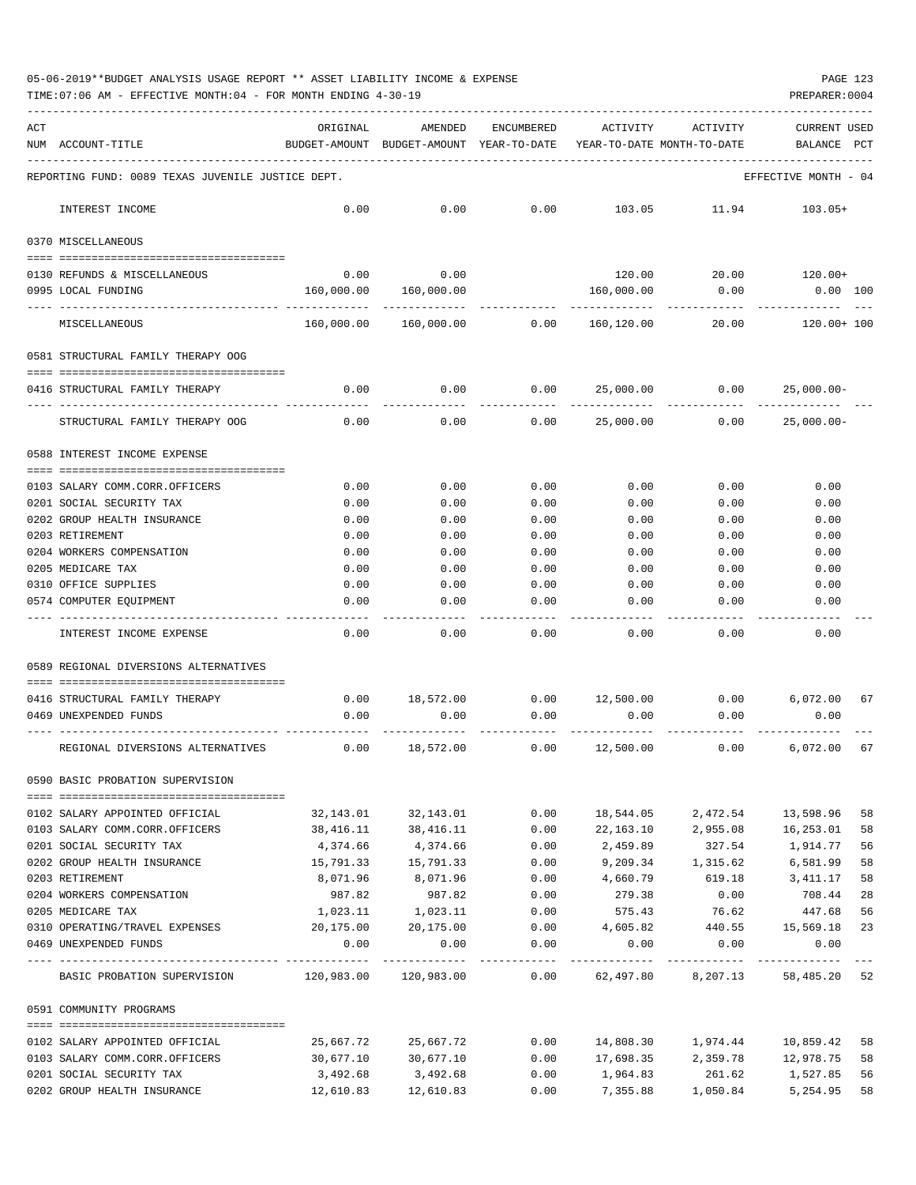05-06-2019**BUDGET ANALYSIS USAGE REPORT ** ASSET LIABILITY INCOME & EXPENSE

TIME:07:06 AM - EFFECTIVE MONTH:04 - FOR MONTH ENDING 4-30-19

PREPARER:0004

| ACT NUM | ACCOUNT-TITLE | ORIGINAL BUDGET-AMOUNT | AMENDED BUDGET-AMOUNT | ENCUMBERED YEAR-TO-DATE | ACTIVITY YEAR-TO-DATE | ACTIVITY MONTH-TO-DATE | CURRENT USED BALANCE | PCT |
|---|---|---|---|---|---|---|---|---|
| | REPORTING FUND: 0089 TEXAS JUVENILE JUSTICE DEPT. | | | | | | EFFECTIVE MONTH - 04 | |
| | INTEREST INCOME | 0.00 | 0.00 | 0.00 | 103.05 | 11.94 | 103.05+ | |
| | 0370 MISCELLANEOUS | | | | | | | |
| 0130 | REFUNDS & MISCELLANEOUS | 0.00 | 0.00 | | 120.00 | 20.00 | 120.00+ | |
| 0995 | LOCAL FUNDING | 160,000.00 | 160,000.00 | | 160,000.00 | 0.00 | 0.00 | 100 |
| | MISCELLANEOUS | 160,000.00 | 160,000.00 | 0.00 | 160,120.00 | 20.00 | 120.00+ | 100 |
| | 0581 STRUCTURAL FAMILY THERAPY OOG | | | | | | | |
| 0416 | STRUCTURAL FAMILY THERAPY | 0.00 | 0.00 | 0.00 | 25,000.00 | 0.00 | 25,000.00- | |
| | STRUCTURAL FAMILY THERAPY OOG | 0.00 | 0.00 | 0.00 | 25,000.00 | 0.00 | 25,000.00- | |
| | 0588 INTEREST INCOME EXPENSE | | | | | | | |
| 0103 | SALARY COMM.CORR.OFFICERS | 0.00 | 0.00 | 0.00 | 0.00 | 0.00 | 0.00 | |
| 0201 | SOCIAL SECURITY TAX | 0.00 | 0.00 | 0.00 | 0.00 | 0.00 | 0.00 | |
| 0202 | GROUP HEALTH INSURANCE | 0.00 | 0.00 | 0.00 | 0.00 | 0.00 | 0.00 | |
| 0203 | RETIREMENT | 0.00 | 0.00 | 0.00 | 0.00 | 0.00 | 0.00 | |
| 0204 | WORKERS COMPENSATION | 0.00 | 0.00 | 0.00 | 0.00 | 0.00 | 0.00 | |
| 0205 | MEDICARE TAX | 0.00 | 0.00 | 0.00 | 0.00 | 0.00 | 0.00 | |
| 0310 | OFFICE SUPPLIES | 0.00 | 0.00 | 0.00 | 0.00 | 0.00 | 0.00 | |
| 0574 | COMPUTER EQUIPMENT | 0.00 | 0.00 | 0.00 | 0.00 | 0.00 | 0.00 | |
| | INTEREST INCOME EXPENSE | 0.00 | 0.00 | 0.00 | 0.00 | 0.00 | 0.00 | |
| | 0589 REGIONAL DIVERSIONS ALTERNATIVES | | | | | | | |
| 0416 | STRUCTURAL FAMILY THERAPY | 0.00 | 18,572.00 | 0.00 | 12,500.00 | 0.00 | 6,072.00 | 67 |
| 0469 | UNEXPENDED FUNDS | 0.00 | 0.00 | 0.00 | 0.00 | 0.00 | 0.00 | |
| | REGIONAL DIVERSIONS ALTERNATIVES | 0.00 | 18,572.00 | 0.00 | 12,500.00 | 0.00 | 6,072.00 | 67 |
| | 0590 BASIC PROBATION SUPERVISION | | | | | | | |
| 0102 | SALARY APPOINTED OFFICIAL | 32,143.01 | 32,143.01 | 0.00 | 18,544.05 | 2,472.54 | 13,598.96 | 58 |
| 0103 | SALARY COMM.CORR.OFFICERS | 38,416.11 | 38,416.11 | 0.00 | 22,163.10 | 2,955.08 | 16,253.01 | 58 |
| 0201 | SOCIAL SECURITY TAX | 4,374.66 | 4,374.66 | 0.00 | 2,459.89 | 327.54 | 1,914.77 | 56 |
| 0202 | GROUP HEALTH INSURANCE | 15,791.33 | 15,791.33 | 0.00 | 9,209.34 | 1,315.62 | 6,581.99 | 58 |
| 0203 | RETIREMENT | 8,071.96 | 8,071.96 | 0.00 | 4,660.79 | 619.18 | 3,411.17 | 58 |
| 0204 | WORKERS COMPENSATION | 987.82 | 987.82 | 0.00 | 279.38 | 0.00 | 708.44 | 28 |
| 0205 | MEDICARE TAX | 1,023.11 | 1,023.11 | 0.00 | 575.43 | 76.62 | 447.68 | 56 |
| 0310 | OPERATING/TRAVEL EXPENSES | 20,175.00 | 20,175.00 | 0.00 | 4,605.82 | 440.55 | 15,569.18 | 23 |
| 0469 | UNEXPENDED FUNDS | 0.00 | 0.00 | 0.00 | 0.00 | 0.00 | 0.00 | |
| | BASIC PROBATION SUPERVISION | 120,983.00 | 120,983.00 | 0.00 | 62,497.80 | 8,207.13 | 58,485.20 | 52 |
| | 0591 COMMUNITY PROGRAMS | | | | | | | |
| 0102 | SALARY APPOINTED OFFICIAL | 25,667.72 | 25,667.72 | 0.00 | 14,808.30 | 1,974.44 | 10,859.42 | 58 |
| 0103 | SALARY COMM.CORR.OFFICERS | 30,677.10 | 30,677.10 | 0.00 | 17,698.35 | 2,359.78 | 12,978.75 | 58 |
| 0201 | SOCIAL SECURITY TAX | 3,492.68 | 3,492.68 | 0.00 | 1,964.83 | 261.62 | 1,527.85 | 56 |
| 0202 | GROUP HEALTH INSURANCE | 12,610.83 | 12,610.83 | 0.00 | 7,355.88 | 1,050.84 | 5,254.95 | 58 |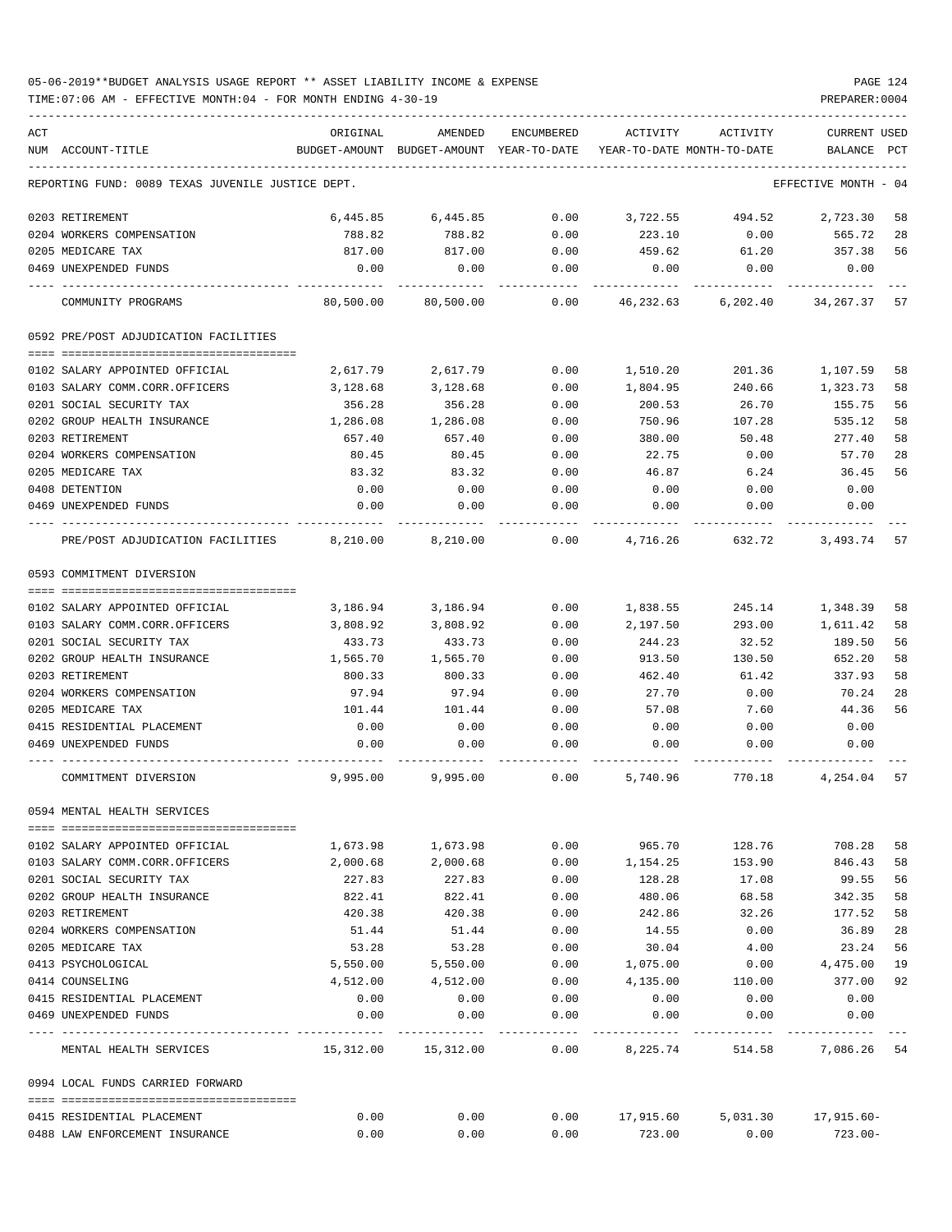05-06-2019**BUDGET ANALYSIS USAGE REPORT ** ASSET LIABILITY INCOME & EXPENSE

TIME:07:06 AM - EFFECTIVE MONTH:04 - FOR MONTH ENDING 4-30-19

| ACT NUM | ACCOUNT-TITLE | ORIGINAL BUDGET-AMOUNT | AMENDED BUDGET-AMOUNT | ENCUMBERED YEAR-TO-DATE | ACTIVITY YEAR-TO-DATE | ACTIVITY MONTH-TO-DATE | CURRENT BALANCE | USED PCT |
|---|---|---|---|---|---|---|---|---|
| | REPORTING FUND: 0089 TEXAS JUVENILE JUSTICE DEPT. | | | | | | EFFECTIVE MONTH - 04 | |
| 0203 | RETIREMENT | 6,445.85 | 6,445.85 | 0.00 | 3,722.55 | 494.52 | 2,723.30 | 58 |
| 0204 | WORKERS COMPENSATION | 788.82 | 788.82 | 0.00 | 223.10 | 0.00 | 565.72 | 28 |
| 0205 | MEDICARE TAX | 817.00 | 817.00 | 0.00 | 459.62 | 61.20 | 357.38 | 56 |
| 0469 | UNEXPENDED FUNDS | 0.00 | 0.00 | 0.00 | 0.00 | 0.00 | 0.00 | |
| | COMMUNITY PROGRAMS | 80,500.00 | 80,500.00 | 0.00 | 46,232.63 | 6,202.40 | 34,267.37 | 57 |
| | 0592 PRE/POST ADJUDICATION FACILITIES | | | | | | | |
| 0102 | SALARY APPOINTED OFFICIAL | 2,617.79 | 2,617.79 | 0.00 | 1,510.20 | 201.36 | 1,107.59 | 58 |
| 0103 | SALARY COMM.CORR.OFFICERS | 3,128.68 | 3,128.68 | 0.00 | 1,804.95 | 240.66 | 1,323.73 | 58 |
| 0201 | SOCIAL SECURITY TAX | 356.28 | 356.28 | 0.00 | 200.53 | 26.70 | 155.75 | 56 |
| 0202 | GROUP HEALTH INSURANCE | 1,286.08 | 1,286.08 | 0.00 | 750.96 | 107.28 | 535.12 | 58 |
| 0203 | RETIREMENT | 657.40 | 657.40 | 0.00 | 380.00 | 50.48 | 277.40 | 58 |
| 0204 | WORKERS COMPENSATION | 80.45 | 80.45 | 0.00 | 22.75 | 0.00 | 57.70 | 28 |
| 0205 | MEDICARE TAX | 83.32 | 83.32 | 0.00 | 46.87 | 6.24 | 36.45 | 56 |
| 0408 | DETENTION | 0.00 | 0.00 | 0.00 | 0.00 | 0.00 | 0.00 | |
| 0469 | UNEXPENDED FUNDS | 0.00 | 0.00 | 0.00 | 0.00 | 0.00 | 0.00 | |
| | PRE/POST ADJUDICATION FACILITIES | 8,210.00 | 8,210.00 | 0.00 | 4,716.26 | 632.72 | 3,493.74 | 57 |
| | 0593 COMMITMENT DIVERSION | | | | | | | |
| 0102 | SALARY APPOINTED OFFICIAL | 3,186.94 | 3,186.94 | 0.00 | 1,838.55 | 245.14 | 1,348.39 | 58 |
| 0103 | SALARY COMM.CORR.OFFICERS | 3,808.92 | 3,808.92 | 0.00 | 2,197.50 | 293.00 | 1,611.42 | 58 |
| 0201 | SOCIAL SECURITY TAX | 433.73 | 433.73 | 0.00 | 244.23 | 32.52 | 189.50 | 56 |
| 0202 | GROUP HEALTH INSURANCE | 1,565.70 | 1,565.70 | 0.00 | 913.50 | 130.50 | 652.20 | 58 |
| 0203 | RETIREMENT | 800.33 | 800.33 | 0.00 | 462.40 | 61.42 | 337.93 | 58 |
| 0204 | WORKERS COMPENSATION | 97.94 | 97.94 | 0.00 | 27.70 | 0.00 | 70.24 | 28 |
| 0205 | MEDICARE TAX | 101.44 | 101.44 | 0.00 | 57.08 | 7.60 | 44.36 | 56 |
| 0415 | RESIDENTIAL PLACEMENT | 0.00 | 0.00 | 0.00 | 0.00 | 0.00 | 0.00 | |
| 0469 | UNEXPENDED FUNDS | 0.00 | 0.00 | 0.00 | 0.00 | 0.00 | 0.00 | |
| | COMMITMENT DIVERSION | 9,995.00 | 9,995.00 | 0.00 | 5,740.96 | 770.18 | 4,254.04 | 57 |
| | 0594 MENTAL HEALTH SERVICES | | | | | | | |
| 0102 | SALARY APPOINTED OFFICIAL | 1,673.98 | 1,673.98 | 0.00 | 965.70 | 128.76 | 708.28 | 58 |
| 0103 | SALARY COMM.CORR.OFFICERS | 2,000.68 | 2,000.68 | 0.00 | 1,154.25 | 153.90 | 846.43 | 58 |
| 0201 | SOCIAL SECURITY TAX | 227.83 | 227.83 | 0.00 | 128.28 | 17.08 | 99.55 | 56 |
| 0202 | GROUP HEALTH INSURANCE | 822.41 | 822.41 | 0.00 | 480.06 | 68.58 | 342.35 | 58 |
| 0203 | RETIREMENT | 420.38 | 420.38 | 0.00 | 242.86 | 32.26 | 177.52 | 58 |
| 0204 | WORKERS COMPENSATION | 51.44 | 51.44 | 0.00 | 14.55 | 0.00 | 36.89 | 28 |
| 0205 | MEDICARE TAX | 53.28 | 53.28 | 0.00 | 30.04 | 4.00 | 23.24 | 56 |
| 0413 | PSYCHOLOGICAL | 5,550.00 | 5,550.00 | 0.00 | 1,075.00 | 0.00 | 4,475.00 | 19 |
| 0414 | COUNSELING | 4,512.00 | 4,512.00 | 0.00 | 4,135.00 | 110.00 | 377.00 | 92 |
| 0415 | RESIDENTIAL PLACEMENT | 0.00 | 0.00 | 0.00 | 0.00 | 0.00 | 0.00 | |
| 0469 | UNEXPENDED FUNDS | 0.00 | 0.00 | 0.00 | 0.00 | 0.00 | 0.00 | |
| | MENTAL HEALTH SERVICES | 15,312.00 | 15,312.00 | 0.00 | 8,225.74 | 514.58 | 7,086.26 | 54 |
| | 0994 LOCAL FUNDS CARRIED FORWARD | | | | | | | |
| 0415 | RESIDENTIAL PLACEMENT | 0.00 | 0.00 | 0.00 | 17,915.60 | 5,031.30 | 17,915.60- | |
| 0488 | LAW ENFORCEMENT INSURANCE | 0.00 | 0.00 | 0.00 | 723.00 | 0.00 | 723.00- | |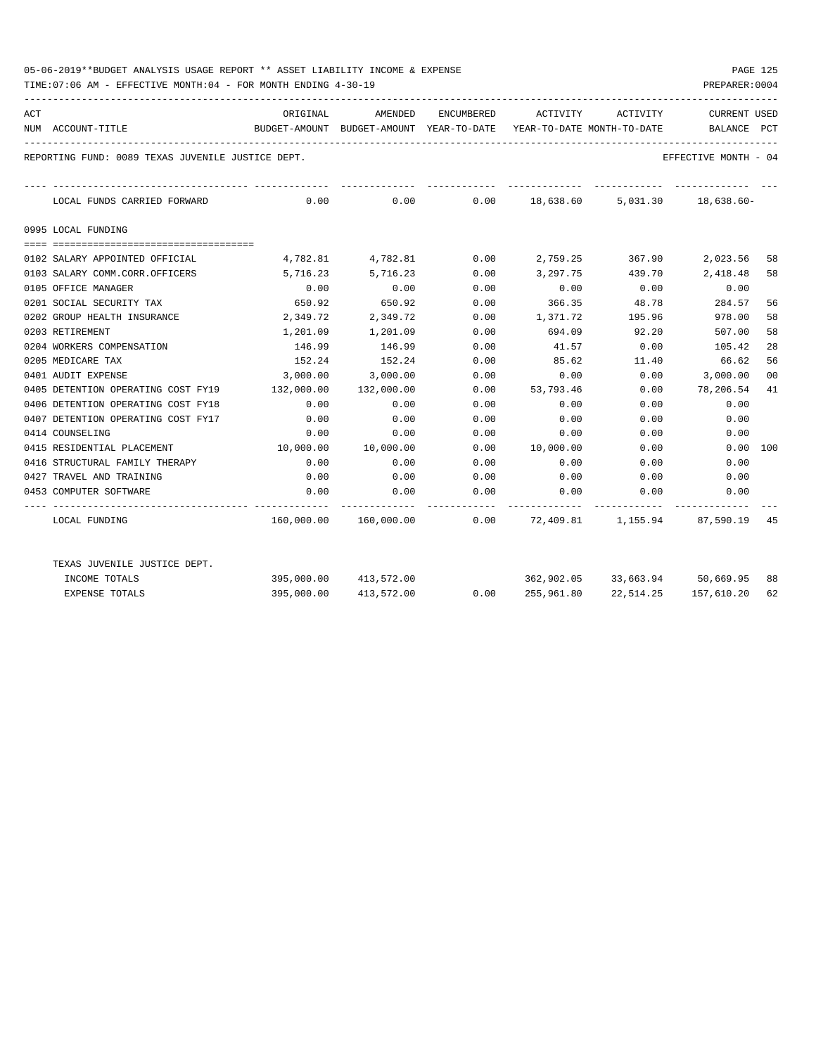05-06-2019**BUDGET ANALYSIS USAGE REPORT ** ASSET LIABILITY INCOME & EXPENSE

TIME:07:06 AM - EFFECTIVE MONTH:04 - FOR MONTH ENDING 4-30-19

PREPARER:0004

REPORTING FUND: 0089 TEXAS JUVENILE JUSTICE DEPT.

EFFECTIVE MONTH - 04

| ACT NUM | ACCOUNT-TITLE | ORIGINAL BUDGET-AMOUNT | AMENDED BUDGET-AMOUNT | ENCUMBERED YEAR-TO-DATE | ACTIVITY YEAR-TO-DATE | ACTIVITY MONTH-TO-DATE | CURRENT BALANCE | USED PCT |
|---|---|---|---|---|---|---|---|---|
| | LOCAL FUNDS CARRIED FORWARD | 0.00 | 0.00 | 0.00 | 18,638.60 | 5,031.30 | 18,638.60- | |
| | **0995 LOCAL FUNDING** | | | | | | | |
| 0102 | SALARY APPOINTED OFFICIAL | 4,782.81 | 4,782.81 | 0.00 | 2,759.25 | 367.90 | 2,023.56 | 58 |
| 0103 | SALARY COMM.CORR.OFFICERS | 5,716.23 | 5,716.23 | 0.00 | 3,297.75 | 439.70 | 2,418.48 | 58 |
| 0105 | OFFICE MANAGER | 0.00 | 0.00 | 0.00 | 0.00 | 0.00 | 0.00 | |
| 0201 | SOCIAL SECURITY TAX | 650.92 | 650.92 | 0.00 | 366.35 | 48.78 | 284.57 | 56 |
| 0202 | GROUP HEALTH INSURANCE | 2,349.72 | 2,349.72 | 0.00 | 1,371.72 | 195.96 | 978.00 | 58 |
| 0203 | RETIREMENT | 1,201.09 | 1,201.09 | 0.00 | 694.09 | 92.20 | 507.00 | 58 |
| 0204 | WORKERS COMPENSATION | 146.99 | 146.99 | 0.00 | 41.57 | 0.00 | 105.42 | 28 |
| 0205 | MEDICARE TAX | 152.24 | 152.24 | 0.00 | 85.62 | 11.40 | 66.62 | 56 |
| 0401 | AUDIT EXPENSE | 3,000.00 | 3,000.00 | 0.00 | 0.00 | 0.00 | 3,000.00 | 00 |
| 0405 | DETENTION OPERATING COST FY19 | 132,000.00 | 132,000.00 | 0.00 | 53,793.46 | 0.00 | 78,206.54 | 41 |
| 0406 | DETENTION OPERATING COST FY18 | 0.00 | 0.00 | 0.00 | 0.00 | 0.00 | 0.00 | |
| 0407 | DETENTION OPERATING COST FY17 | 0.00 | 0.00 | 0.00 | 0.00 | 0.00 | 0.00 | |
| 0414 | COUNSELING | 0.00 | 0.00 | 0.00 | 0.00 | 0.00 | 0.00 | |
| 0415 | RESIDENTIAL PLACEMENT | 10,000.00 | 10,000.00 | 0.00 | 10,000.00 | 0.00 | 0.00 | 100 |
| 0416 | STRUCTURAL FAMILY THERAPY | 0.00 | 0.00 | 0.00 | 0.00 | 0.00 | 0.00 | |
| 0427 | TRAVEL AND TRAINING | 0.00 | 0.00 | 0.00 | 0.00 | 0.00 | 0.00 | |
| 0453 | COMPUTER SOFTWARE | 0.00 | 0.00 | 0.00 | 0.00 | 0.00 | 0.00 | |
| | LOCAL FUNDING | 160,000.00 | 160,000.00 | 0.00 | 72,409.81 | 1,155.94 | 87,590.19 | 45 |
| | TEXAS JUVENILE JUSTICE DEPT. | | | | | | | |
| | INCOME TOTALS | 395,000.00 | 413,572.00 | | 362,902.05 | 33,663.94 | 50,669.95 | 88 |
| | EXPENSE TOTALS | 395,000.00 | 413,572.00 | 0.00 | 255,961.80 | 22,514.25 | 157,610.20 | 62 |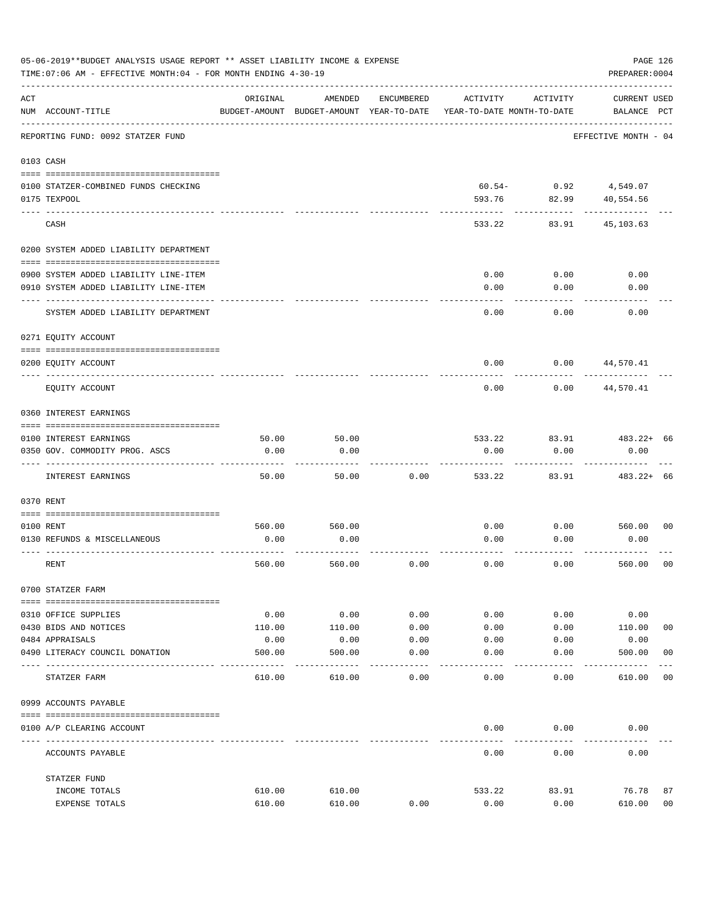05-06-2019**BUDGET ANALYSIS USAGE REPORT ** ASSET LIABILITY INCOME & EXPENSE

TIME:07:06 AM - EFFECTIVE MONTH:04 - FOR MONTH ENDING 4-30-19

PREPARER:0004

| ACT NUM | ACCOUNT-TITLE | ORIGINAL BUDGET-AMOUNT | AMENDED BUDGET-AMOUNT | ENCUMBERED YEAR-TO-DATE | ACTIVITY YEAR-TO-DATE | ACTIVITY MONTH-TO-DATE | CURRENT USED BALANCE | PCT |
|---|---|---|---|---|---|---|---|---|
| | REPORTING FUND: 0092 STATZER FUND | | | | | | EFFECTIVE MONTH - 04 | |
| 0103 | CASH | | | | | | | |
| 0100 | STATZER-COMBINED FUNDS CHECKING | | | | 60.54- | 0.92 | 4,549.07 | |
| 0175 | TEXPOOL | | | | 593.76 | 82.99 | 40,554.56 | |
| | CASH | | | | 533.22 | 83.91 | 45,103.63 | |
| 0200 | SYSTEM ADDED LIABILITY DEPARTMENT | | | | | | | |
| 0900 | SYSTEM ADDED LIABILITY LINE-ITEM | | | | 0.00 | 0.00 | 0.00 | |
| 0910 | SYSTEM ADDED LIABILITY LINE-ITEM | | | | 0.00 | 0.00 | 0.00 | |
| | SYSTEM ADDED LIABILITY DEPARTMENT | | | | 0.00 | 0.00 | 0.00 | |
| 0271 | EQUITY ACCOUNT | | | | | | | |
| 0200 | EQUITY ACCOUNT | | | | 0.00 | 0.00 | 44,570.41 | |
| | EQUITY ACCOUNT | | | | 0.00 | 0.00 | 44,570.41 | |
| 0360 | INTEREST EARNINGS | | | | | | | |
| 0100 | INTEREST EARNINGS | 50.00 | 50.00 | | 533.22 | 83.91 | 483.22+ | 66 |
| 0350 | GOV. COMMODITY PROG. ASCS | 0.00 | 0.00 | | 0.00 | 0.00 | 0.00 | |
| | INTEREST EARNINGS | 50.00 | 50.00 | 0.00 | 533.22 | 83.91 | 483.22+ | 66 |
| 0370 | RENT | | | | | | | |
| 0100 | RENT | 560.00 | 560.00 | | 0.00 | 0.00 | 560.00 | 00 |
| 0130 | REFUNDS & MISCELLANEOUS | 0.00 | 0.00 | | 0.00 | 0.00 | 0.00 | |
| | RENT | 560.00 | 560.00 | 0.00 | 0.00 | 0.00 | 560.00 | 00 |
| 0700 | STATZER FARM | | | | | | | |
| 0310 | OFFICE SUPPLIES | 0.00 | 0.00 | 0.00 | 0.00 | 0.00 | 0.00 | |
| 0430 | BIDS AND NOTICES | 110.00 | 110.00 | 0.00 | 0.00 | 0.00 | 110.00 | 00 |
| 0484 | APPRAISALS | 0.00 | 0.00 | 0.00 | 0.00 | 0.00 | 0.00 | |
| 0490 | LITERACY COUNCIL DONATION | 500.00 | 500.00 | 0.00 | 0.00 | 0.00 | 500.00 | 00 |
| | STATZER FARM | 610.00 | 610.00 | 0.00 | 0.00 | 0.00 | 610.00 | 00 |
| 0999 | ACCOUNTS PAYABLE | | | | | | | |
| 0100 | A/P CLEARING ACCOUNT | | | | 0.00 | 0.00 | 0.00 | |
| | ACCOUNTS PAYABLE | | | | 0.00 | 0.00 | 0.00 | |
| | STATZER FUND | | | | | | | |
| | INCOME TOTALS | 610.00 | 610.00 | | 533.22 | 83.91 | 76.78 | 87 |
| | EXPENSE TOTALS | 610.00 | 610.00 | 0.00 | 0.00 | 0.00 | 610.00 | 00 |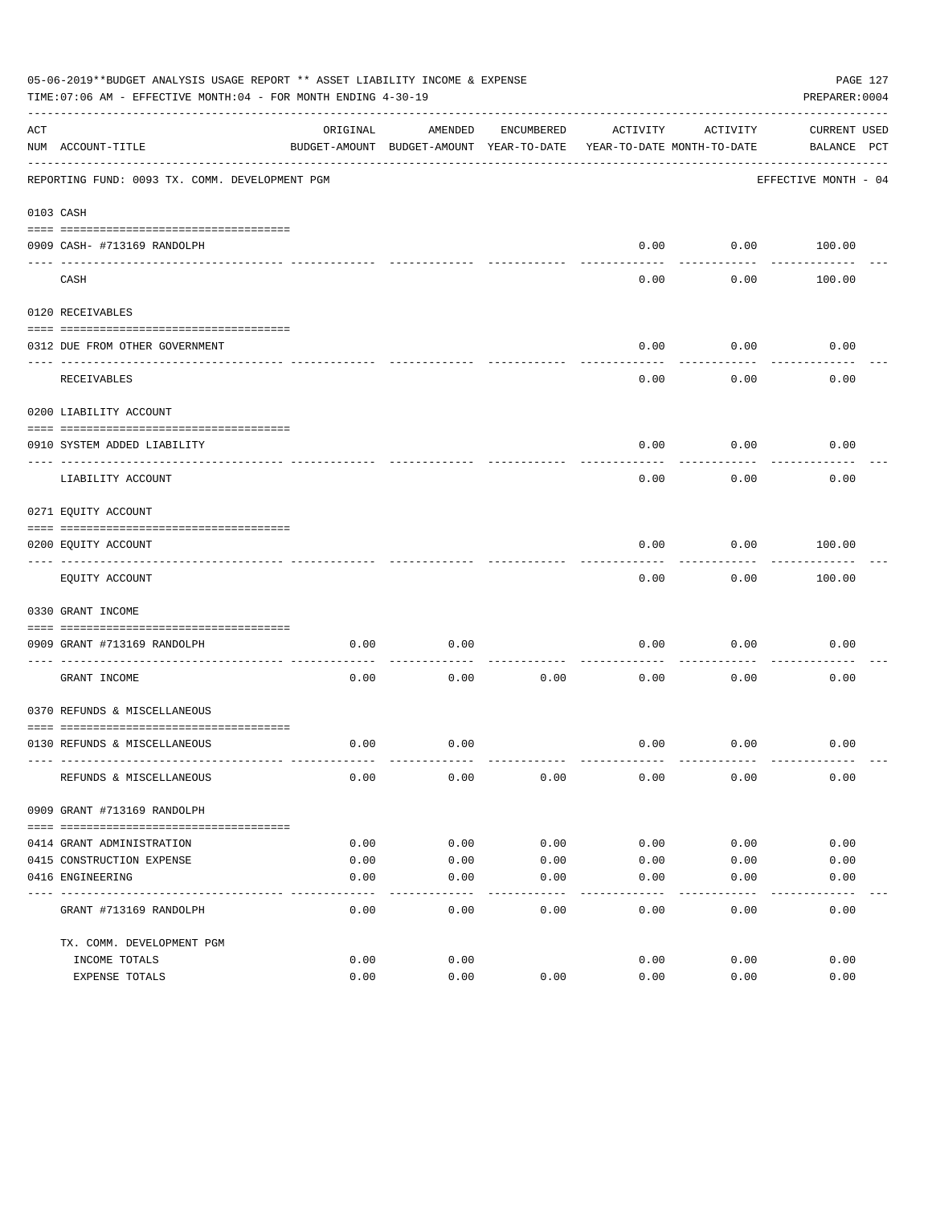05-06-2019**BUDGET ANALYSIS USAGE REPORT ** ASSET LIABILITY INCOME & EXPENSE

TIME:07:06 AM - EFFECTIVE MONTH:04 - FOR MONTH ENDING 4-30-19

PREPARER:0004

REPORTING FUND: 0093 TX. COMM. DEVELOPMENT PGM — EFFECTIVE MONTH - 04

| ACT NUM | ACCOUNT-TITLE | ORIGINAL BUDGET-AMOUNT | AMENDED BUDGET-AMOUNT | ENCUMBERED YEAR-TO-DATE | ACTIVITY YEAR-TO-DATE | ACTIVITY MONTH-TO-DATE | CURRENT BALANCE | USED PCT |
|---|---|---|---|---|---|---|---|---|
| **0103** | **CASH** | | | | | | | |
| 0909 | CASH- #713169 RANDOLPH | | | | 0.00 | 0.00 | 100.00 | |
| | CASH | | | | 0.00 | 0.00 | 100.00 | |
| **0120** | **RECEIVABLES** | | | | | | | |
| 0312 | DUE FROM OTHER GOVERNMENT | | | | 0.00 | 0.00 | 0.00 | |
| | RECEIVABLES | | | | 0.00 | 0.00 | 0.00 | |
| **0200** | **LIABILITY ACCOUNT** | | | | | | | |
| 0910 | SYSTEM ADDED LIABILITY | | | | 0.00 | 0.00 | 0.00 | |
| | LIABILITY ACCOUNT | | | | 0.00 | 0.00 | 0.00 | |
| **0271** | **EQUITY ACCOUNT** | | | | | | | |
| 0200 | EQUITY ACCOUNT | | | | 0.00 | 0.00 | 100.00 | |
| | EQUITY ACCOUNT | | | | 0.00 | 0.00 | 100.00 | |
| **0330** | **GRANT INCOME** | | | | | | | |
| 0909 | GRANT #713169 RANDOLPH | 0.00 | 0.00 | | 0.00 | 0.00 | 0.00 | |
| | GRANT INCOME | 0.00 | 0.00 | 0.00 | 0.00 | 0.00 | 0.00 | |
| **0370** | **REFUNDS & MISCELLANEOUS** | | | | | | | |
| 0130 | REFUNDS & MISCELLANEOUS | 0.00 | 0.00 | | 0.00 | 0.00 | 0.00 | |
| | REFUNDS & MISCELLANEOUS | 0.00 | 0.00 | 0.00 | 0.00 | 0.00 | 0.00 | |
| **0909** | **GRANT #713169 RANDOLPH** | | | | | | | |
| 0414 | GRANT ADMINISTRATION | 0.00 | 0.00 | 0.00 | 0.00 | 0.00 | 0.00 | |
| 0415 | CONSTRUCTION EXPENSE | 0.00 | 0.00 | 0.00 | 0.00 | 0.00 | 0.00 | |
| 0416 | ENGINEERING | 0.00 | 0.00 | 0.00 | 0.00 | 0.00 | 0.00 | |
| | GRANT #713169 RANDOLPH | 0.00 | 0.00 | 0.00 | 0.00 | 0.00 | 0.00 | |
| | TX. COMM. DEVELOPMENT PGM | | | | | | | |
| | INCOME TOTALS | 0.00 | 0.00 | | 0.00 | 0.00 | 0.00 | |
| | EXPENSE TOTALS | 0.00 | 0.00 | 0.00 | 0.00 | 0.00 | 0.00 | |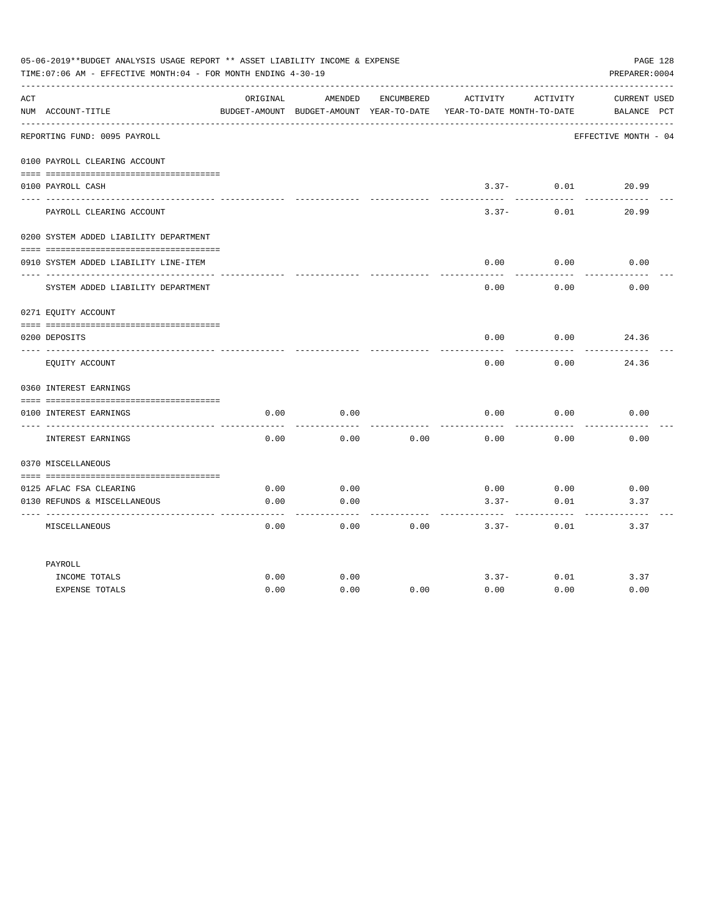05-06-2019**BUDGET ANALYSIS USAGE REPORT ** ASSET LIABILITY INCOME & EXPENSE

TIME:07:06 AM - EFFECTIVE MONTH:04 - FOR MONTH ENDING 4-30-19

PREPARER:0004

| ACT NUM | ACCOUNT-TITLE | ORIGINAL BUDGET-AMOUNT | AMENDED BUDGET-AMOUNT | ENCUMBERED YEAR-TO-DATE | ACTIVITY YEAR-TO-DATE | ACTIVITY MONTH-TO-DATE | CURRENT BALANCE | USED PCT |
|---|---|---|---|---|---|---|---|---|
| | REPORTING FUND: 0095 PAYROLL | | | | | | EFFECTIVE MONTH - 04 | |
| | 0100 PAYROLL CLEARING ACCOUNT | | | | | | | |
| 0100 | PAYROLL CASH | | | | 3.37- | 0.01 | 20.99 | |
| | PAYROLL CLEARING ACCOUNT | | | | 3.37- | 0.01 | 20.99 | |
| | 0200 SYSTEM ADDED LIABILITY DEPARTMENT | | | | | | | |
| 0910 | SYSTEM ADDED LIABILITY LINE-ITEM | | | | 0.00 | 0.00 | 0.00 | |
| | SYSTEM ADDED LIABILITY DEPARTMENT | | | | 0.00 | 0.00 | 0.00 | |
| | 0271 EQUITY ACCOUNT | | | | | | | |
| 0200 | DEPOSITS | | | | 0.00 | 0.00 | 24.36 | |
| | EQUITY ACCOUNT | | | | 0.00 | 0.00 | 24.36 | |
| | 0360 INTEREST EARNINGS | | | | | | | |
| 0100 | INTEREST EARNINGS | 0.00 | 0.00 | | 0.00 | 0.00 | 0.00 | |
| | INTEREST EARNINGS | 0.00 | 0.00 | 0.00 | 0.00 | 0.00 | 0.00 | |
| | 0370 MISCELLANEOUS | | | | | | | |
| 0125 | AFLAC FSA CLEARING | 0.00 | 0.00 | | 0.00 | 0.00 | 0.00 | |
| 0130 | REFUNDS & MISCELLANEOUS | 0.00 | 0.00 | | 3.37- | 0.01 | 3.37 | |
| | MISCELLANEOUS | 0.00 | 0.00 | 0.00 | 3.37- | 0.01 | 3.37 | |
| | PAYROLL | | | | | | | |
| | INCOME TOTALS | 0.00 | 0.00 | | 3.37- | 0.01 | 3.37 | |
| | EXPENSE TOTALS | 0.00 | 0.00 | 0.00 | 0.00 | 0.00 | 0.00 | |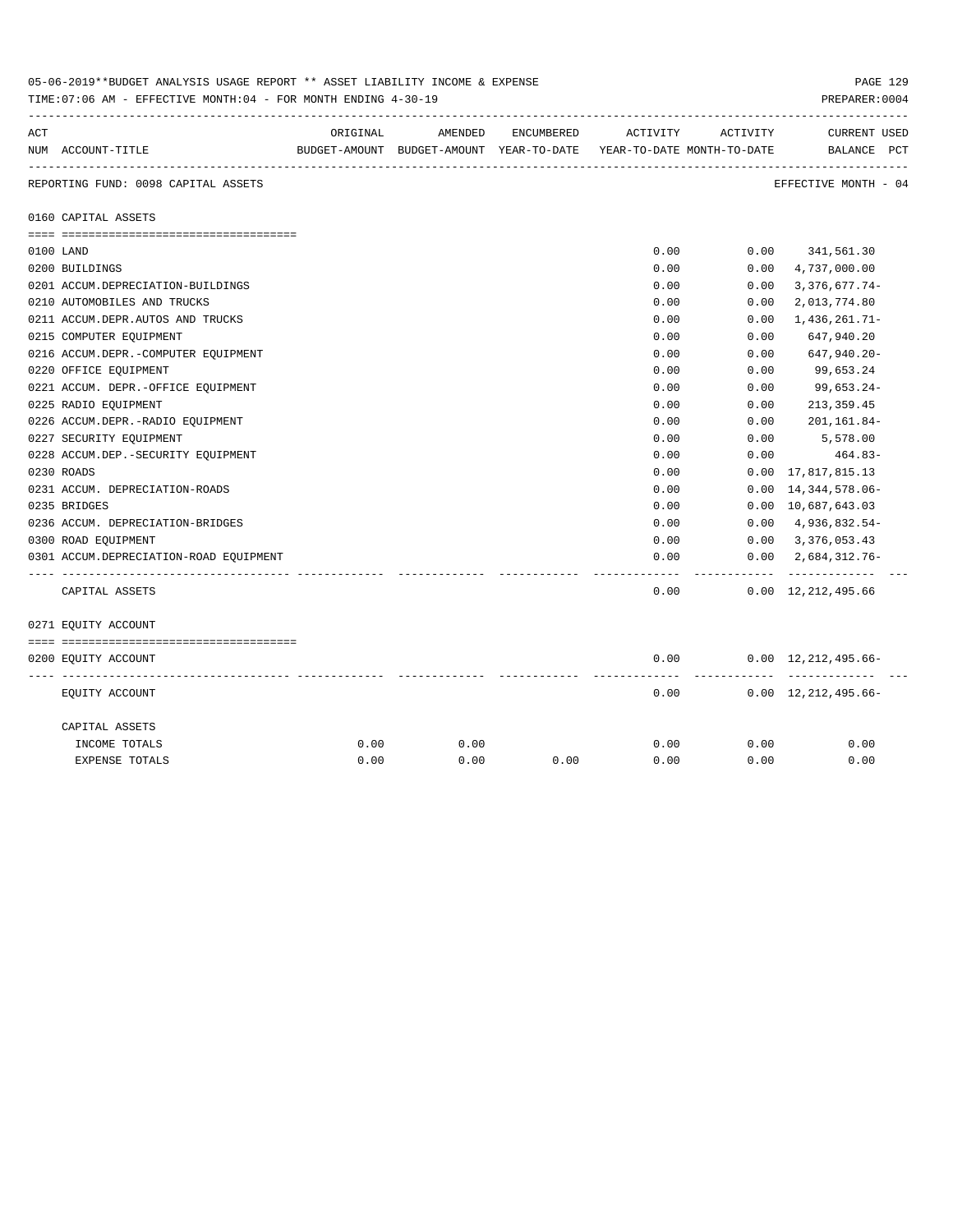05-06-2019**BUDGET ANALYSIS USAGE REPORT ** ASSET LIABILITY INCOME & EXPENSE

TIME:07:06 AM - EFFECTIVE MONTH:04 - FOR MONTH ENDING 4-30-19

PREPARER:0004

| ACT NUM | ACCOUNT-TITLE | ORIGINAL BUDGET-AMOUNT | AMENDED BUDGET-AMOUNT | ENCUMBERED YEAR-TO-DATE | ACTIVITY YEAR-TO-DATE | ACTIVITY MONTH-TO-DATE | CURRENT BALANCE | USED PCT |
|---|---|---|---|---|---|---|---|---|
| | REPORTING FUND: 0098 CAPITAL ASSETS | | | | | | EFFECTIVE MONTH - 04 | |
| | 0160 CAPITAL ASSETS | | | | | | | |
| 0100 | LAND | | | | 0.00 | 0.00 | 341,561.30 | |
| 0200 | BUILDINGS | | | | 0.00 | 0.00 | 4,737,000.00 | |
| 0201 | ACCUM.DEPRECIATION-BUILDINGS | | | | 0.00 | 0.00 | 3,376,677.74- | |
| 0210 | AUTOMOBILES AND TRUCKS | | | | 0.00 | 0.00 | 2,013,774.80 | |
| 0211 | ACCUM.DEPR.AUTOS AND TRUCKS | | | | 0.00 | 0.00 | 1,436,261.71- | |
| 0215 | COMPUTER EQUIPMENT | | | | 0.00 | 0.00 | 647,940.20 | |
| 0216 | ACCUM.DEPR.-COMPUTER EQUIPMENT | | | | 0.00 | 0.00 | 647,940.20- | |
| 0220 | OFFICE EQUIPMENT | | | | 0.00 | 0.00 | 99,653.24 | |
| 0221 | ACCUM. DEPR.-OFFICE EQUIPMENT | | | | 0.00 | 0.00 | 99,653.24- | |
| 0225 | RADIO EQUIPMENT | | | | 0.00 | 0.00 | 213,359.45 | |
| 0226 | ACCUM.DEPR.-RADIO EQUIPMENT | | | | 0.00 | 0.00 | 201,161.84- | |
| 0227 | SECURITY EQUIPMENT | | | | 0.00 | 0.00 | 5,578.00 | |
| 0228 | ACCUM.DEP.-SECURITY EQUIPMENT | | | | 0.00 | 0.00 | 464.83- | |
| 0230 | ROADS | | | | 0.00 | 0.00 | 17,817,815.13 | |
| 0231 | ACCUM. DEPRECIATION-ROADS | | | | 0.00 | 0.00 | 14,344,578.06- | |
| 0235 | BRIDGES | | | | 0.00 | 0.00 | 10,687,643.03 | |
| 0236 | ACCUM. DEPRECIATION-BRIDGES | | | | 0.00 | 0.00 | 4,936,832.54- | |
| 0300 | ROAD EQUIPMENT | | | | 0.00 | 0.00 | 3,376,053.43 | |
| 0301 | ACCUM.DEPRECIATION-ROAD EQUIPMENT | | | | 0.00 | 0.00 | 2,684,312.76- | |
| | CAPITAL ASSETS | | | | 0.00 | 0.00 | 12,212,495.66 | |
| | 0271 EQUITY ACCOUNT | | | | | | | |
| 0200 | EQUITY ACCOUNT | | | | 0.00 | 0.00 | 12,212,495.66- | |
| | EQUITY ACCOUNT | | | | 0.00 | 0.00 | 12,212,495.66- | |
| | CAPITAL ASSETS | | | | | | | |
| | INCOME TOTALS | 0.00 | 0.00 | | 0.00 | 0.00 | 0.00 | |
| | EXPENSE TOTALS | 0.00 | 0.00 | 0.00 | 0.00 | 0.00 | 0.00 | |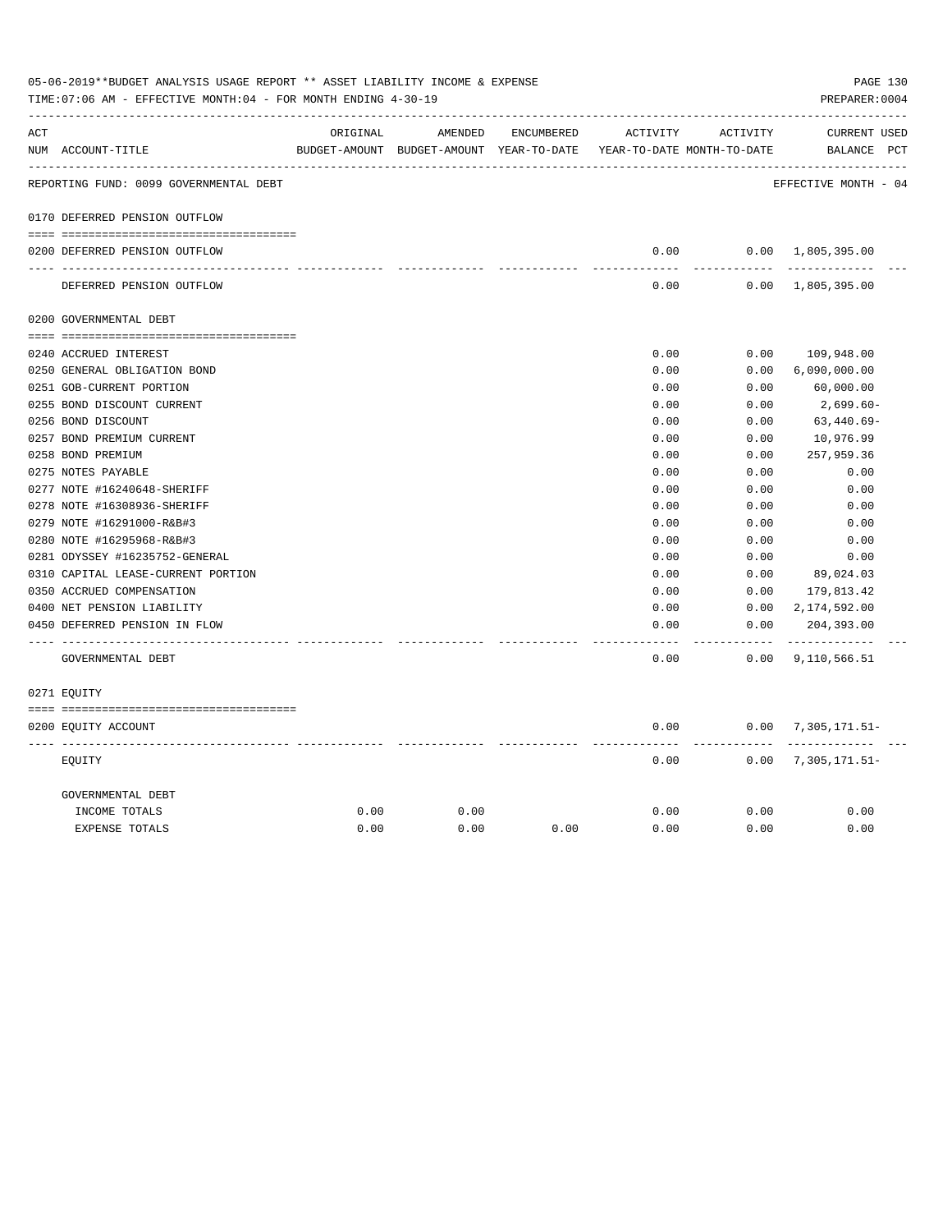05-06-2019**BUDGET ANALYSIS USAGE REPORT ** ASSET LIABILITY INCOME & EXPENSE

TIME:07:06 AM - EFFECTIVE MONTH:04 - FOR MONTH ENDING 4-30-19

PREPARER:0004

| ACT NUM | ACCOUNT-TITLE | ORIGINAL BUDGET-AMOUNT | AMENDED BUDGET-AMOUNT | ENCUMBERED YEAR-TO-DATE | ACTIVITY YEAR-TO-DATE | ACTIVITY MONTH-TO-DATE | CURRENT BALANCE | USED PCT |
|---|---|---|---|---|---|---|---|---|
| | REPORTING FUND: 0099 GOVERNMENTAL DEBT | | | | | | EFFECTIVE MONTH - 04 | |
| 0170 | DEFERRED PENSION OUTFLOW | | | | | | | |
| 0200 | DEFERRED PENSION OUTFLOW | | | | 0.00 | 0.00 | 1,805,395.00 | |
| | DEFERRED PENSION OUTFLOW | | | | 0.00 | 0.00 | 1,805,395.00 | |
| 0200 | GOVERNMENTAL DEBT | | | | | | | |
| 0240 | ACCRUED INTEREST | | | | 0.00 | 0.00 | 109,948.00 | |
| 0250 | GENERAL OBLIGATION BOND | | | | 0.00 | 0.00 | 6,090,000.00 | |
| 0251 | GOB-CURRENT PORTION | | | | 0.00 | 0.00 | 60,000.00 | |
| 0255 | BOND DISCOUNT CURRENT | | | | 0.00 | 0.00 | 2,699.60- | |
| 0256 | BOND DISCOUNT | | | | 0.00 | 0.00 | 63,440.69- | |
| 0257 | BOND PREMIUM CURRENT | | | | 0.00 | 0.00 | 10,976.99 | |
| 0258 | BOND PREMIUM | | | | 0.00 | 0.00 | 257,959.36 | |
| 0275 | NOTES PAYABLE | | | | 0.00 | 0.00 | 0.00 | |
| 0277 | NOTE #16240648-SHERIFF | | | | 0.00 | 0.00 | 0.00 | |
| 0278 | NOTE #16308936-SHERIFF | | | | 0.00 | 0.00 | 0.00 | |
| 0279 | NOTE #16291000-R&B#3 | | | | 0.00 | 0.00 | 0.00 | |
| 0280 | NOTE #16295968-R&B#3 | | | | 0.00 | 0.00 | 0.00 | |
| 0281 | ODYSSEY #16235752-GENERAL | | | | 0.00 | 0.00 | 0.00 | |
| 0310 | CAPITAL LEASE-CURRENT PORTION | | | | 0.00 | 0.00 | 89,024.03 | |
| 0350 | ACCRUED COMPENSATION | | | | 0.00 | 0.00 | 179,813.42 | |
| 0400 | NET PENSION LIABILITY | | | | 0.00 | 0.00 | 2,174,592.00 | |
| 0450 | DEFERRED PENSION IN FLOW | | | | 0.00 | 0.00 | 204,393.00 | |
| | GOVERNMENTAL DEBT | | | | 0.00 | 0.00 | 9,110,566.51 | |
| 0271 | EQUITY | | | | | | | |
| 0200 | EQUITY ACCOUNT | | | | 0.00 | 0.00 | 7,305,171.51- | |
| | EQUITY | | | | 0.00 | 0.00 | 7,305,171.51- | |
| | GOVERNMENTAL DEBT | | | | | | | |
| | INCOME TOTALS | 0.00 | 0.00 | | 0.00 | 0.00 | 0.00 | |
| | EXPENSE TOTALS | 0.00 | 0.00 | 0.00 | 0.00 | 0.00 | 0.00 | |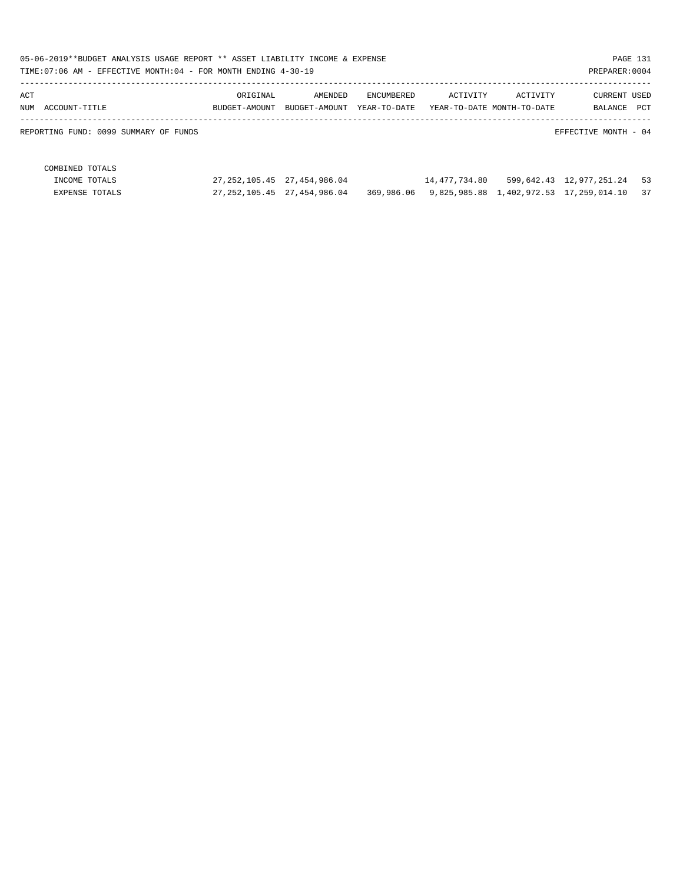05-06-2019**BUDGET ANALYSIS USAGE REPORT ** ASSET LIABILITY INCOME & EXPENSE

TIME:07:06 AM - EFFECTIVE MONTH:04 - FOR MONTH ENDING 4-30-19

PREPARER:0004

| ACT NUM ACCOUNT-TITLE | ORIGINAL BUDGET-AMOUNT | AMENDED BUDGET-AMOUNT | ENCUMBERED YEAR-TO-DATE | ACTIVITY YEAR-TO-DATE | ACTIVITY MONTH-TO-DATE | CURRENT BALANCE | USED PCT |
|---|---|---|---|---|---|---|---|
| REPORTING FUND: 0099 SUMMARY OF FUNDS | | | | | | EFFECTIVE MONTH - 04 | |
| COMBINED TOTALS | | | | | | | |
| INCOME TOTALS | 27,252,105.45 | 27,454,986.04 | | 14,477,734.80 | 599,642.43 | 12,977,251.24 | 53 |
| EXPENSE TOTALS | 27,252,105.45 | 27,454,986.04 | 369,986.06 | 9,825,985.88 | 1,402,972.53 | 17,259,014.10 | 37 |